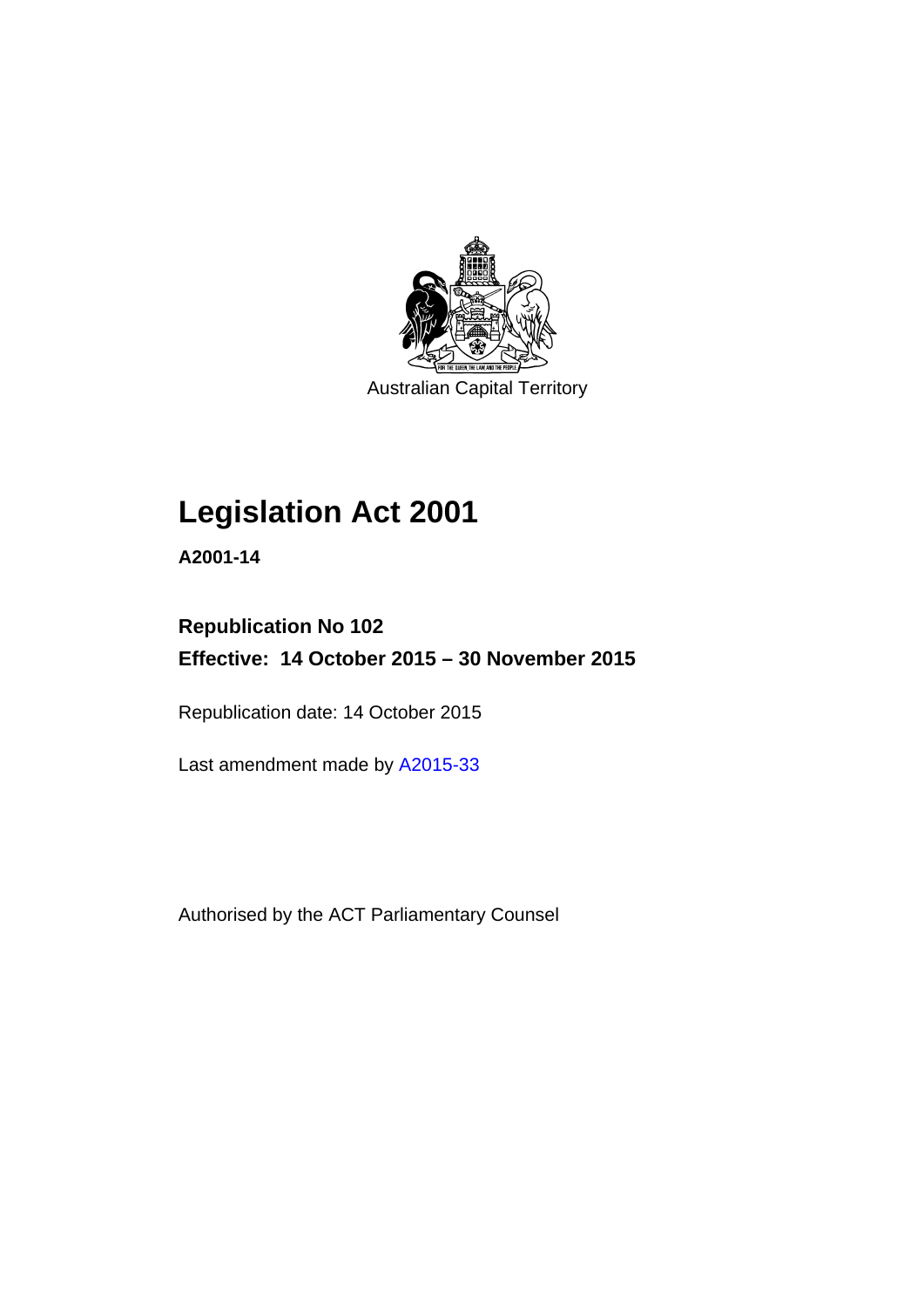Australian Capital Territory

# Legislation Act 2001

**A2001-14**

**Republication No 102**

**Effective: 14 October 2015 – 30 November 2015**

Republication date: 14 October 2015

Last amendment made by A2015-33

Authorised by the ACT Parliamentary Counsel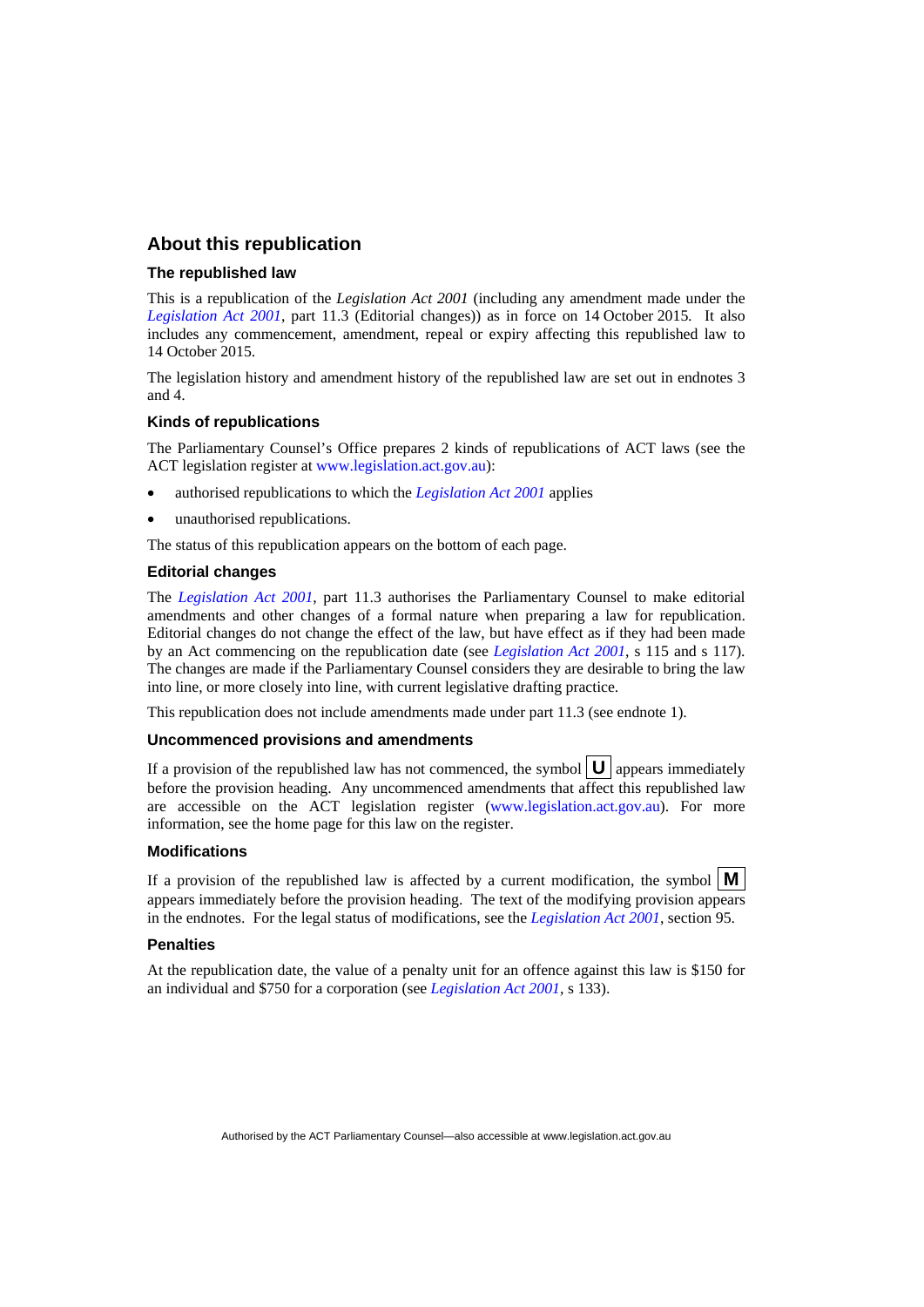## About this republication

### The republished law

This is a republication of the *Legislation Act 2001* (including any amendment made under the *Legislation Act 2001*, part 11.3 (Editorial changes)) as in force on 14 October 2015. It also includes any commencement, amendment, repeal or expiry affecting this republished law to 14 October 2015.

The legislation history and amendment history of the republished law are set out in endnotes 3 and 4.

### Kinds of republications

The Parliamentary Counsel's Office prepares 2 kinds of republications of ACT laws (see the ACT legislation register at www.legislation.act.gov.au):

- authorised republications to which the *Legislation Act 2001* applies
- unauthorised republications.

The status of this republication appears on the bottom of each page.

### Editorial changes

The *Legislation Act 2001*, part 11.3 authorises the Parliamentary Counsel to make editorial amendments and other changes of a formal nature when preparing a law for republication. Editorial changes do not change the effect of the law, but have effect as if they had been made by an Act commencing on the republication date (see *Legislation Act 2001*, s 115 and s 117). The changes are made if the Parliamentary Counsel considers they are desirable to bring the law into line, or more closely into line, with current legislative drafting practice.

This republication does not include amendments made under part 11.3 (see endnote 1).

### Uncommenced provisions and amendments

If a provision of the republished law has not commenced, the symbol **U** appears immediately before the provision heading. Any uncommenced amendments that affect this republished law are accessible on the ACT legislation register (www.legislation.act.gov.au). For more information, see the home page for this law on the register.

### Modifications

If a provision of the republished law is affected by a current modification, the symbol **M** appears immediately before the provision heading. The text of the modifying provision appears in the endnotes. For the legal status of modifications, see the *Legislation Act 2001*, section 95.

### Penalties

At the republication date, the value of a penalty unit for an offence against this law is $150 for an individual and $750 for a corporation (see *Legislation Act 2001*, s 133).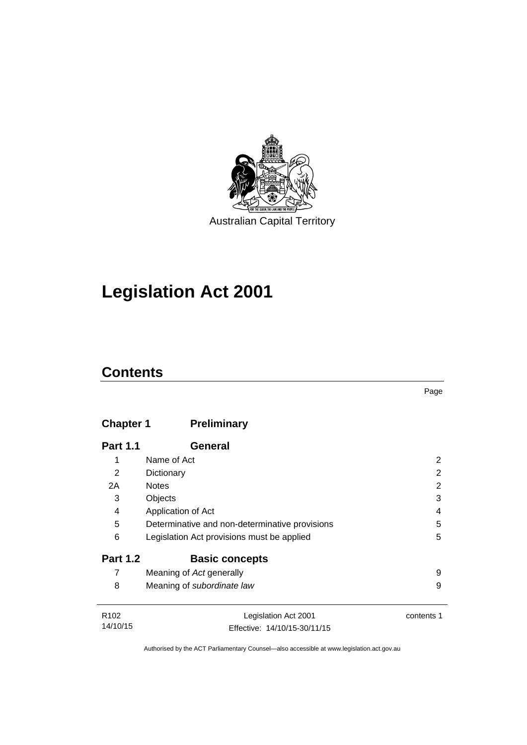Australian Capital Territory

# Legislation Act 2001

## Contents

| | | Page |
|---|---|---|
| **Chapter 1** | **Preliminary** | |
| **Part 1.1** | **General** | |
| 1 | Name of Act | 2 |
| 2 | Dictionary | 2 |
| 2A | Notes | 2 |
| 3 | Objects | 3 |
| 4 | Application of Act | 4 |
| 5 | Determinative and non-determinative provisions | 5 |
| 6 | Legislation Act provisions must be applied | 5 |
| **Part 1.2** | **Basic concepts** | |
| 7 | Meaning of *Act* generally | 9 |
| 8 | Meaning of *subordinate law* | 9 |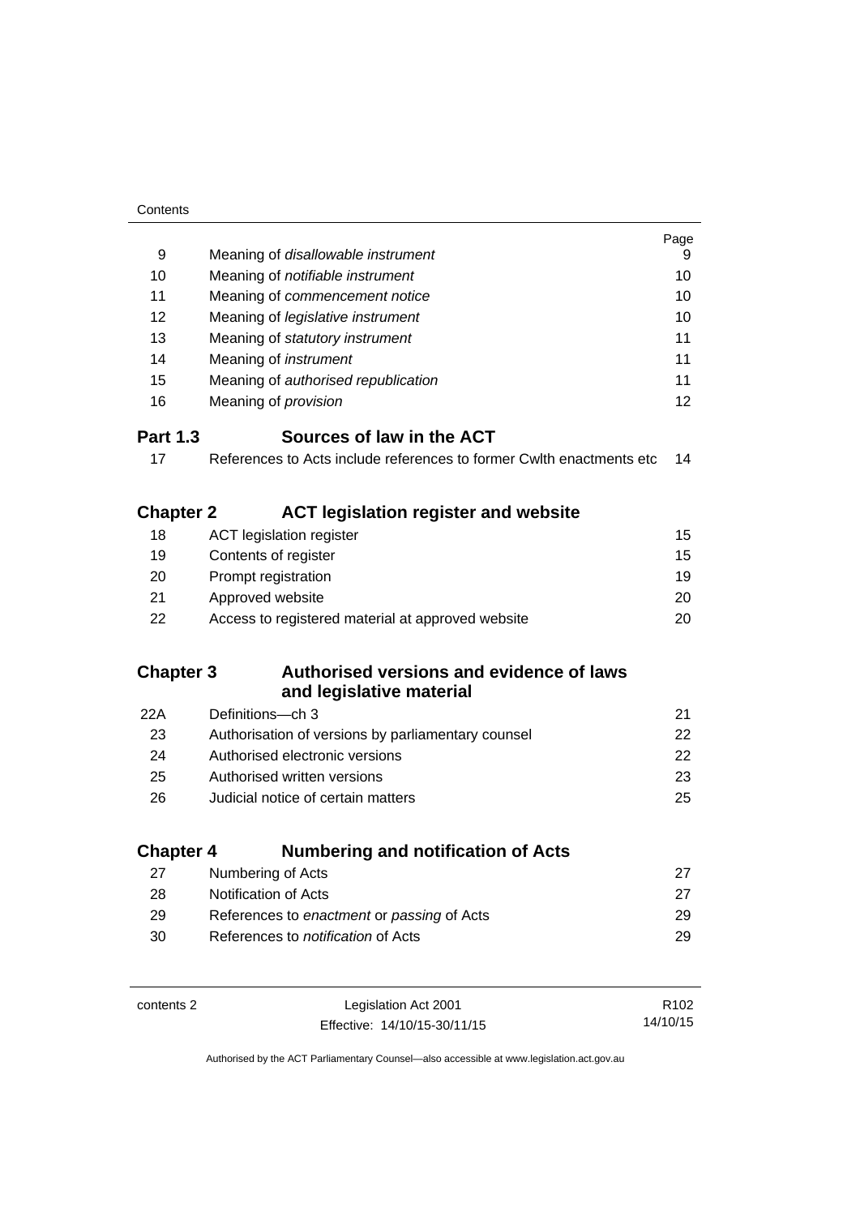| | | Page |
|---|---|---|
| 9 | Meaning of *disallowable instrument* | 9 |
| 10 | Meaning of *notifiable instrument* | 10 |
| 11 | Meaning of *commencement notice* | 10 |
| 12 | Meaning of *legislative instrument* | 10 |
| 13 | Meaning of *statutory instrument* | 11 |
| 14 | Meaning of *instrument* | 11 |
| 15 | Meaning of *authorised republication* | 11 |
| 16 | Meaning of *provision* | 12 |

**Part 1.3 Sources of law in the ACT**

| | | |
|---|---|---|
| 17 | References to Acts include references to former Cwlth enactments etc | 14 |

**Chapter 2 ACT legislation register and website**

| | | |
|---|---|---|
| 18 | ACT legislation register | 15 |
| 19 | Contents of register | 15 |
| 20 | Prompt registration | 19 |
| 21 | Approved website | 20 |
| 22 | Access to registered material at approved website | 20 |

**Chapter 3 Authorised versions and evidence of laws and legislative material**

| | | |
|---|---|---|
| 22A | Definitions—ch 3 | 21 |
| 23 | Authorisation of versions by parliamentary counsel | 22 |
| 24 | Authorised electronic versions | 22 |
| 25 | Authorised written versions | 23 |
| 26 | Judicial notice of certain matters | 25 |

**Chapter 4 Numbering and notification of Acts**

| | | |
|---|---|---|
| 27 | Numbering of Acts | 27 |
| 28 | Notification of Acts | 27 |
| 29 | References to *enactment* or *passing* of Acts | 29 |
| 30 | References to *notification* of Acts | 29 |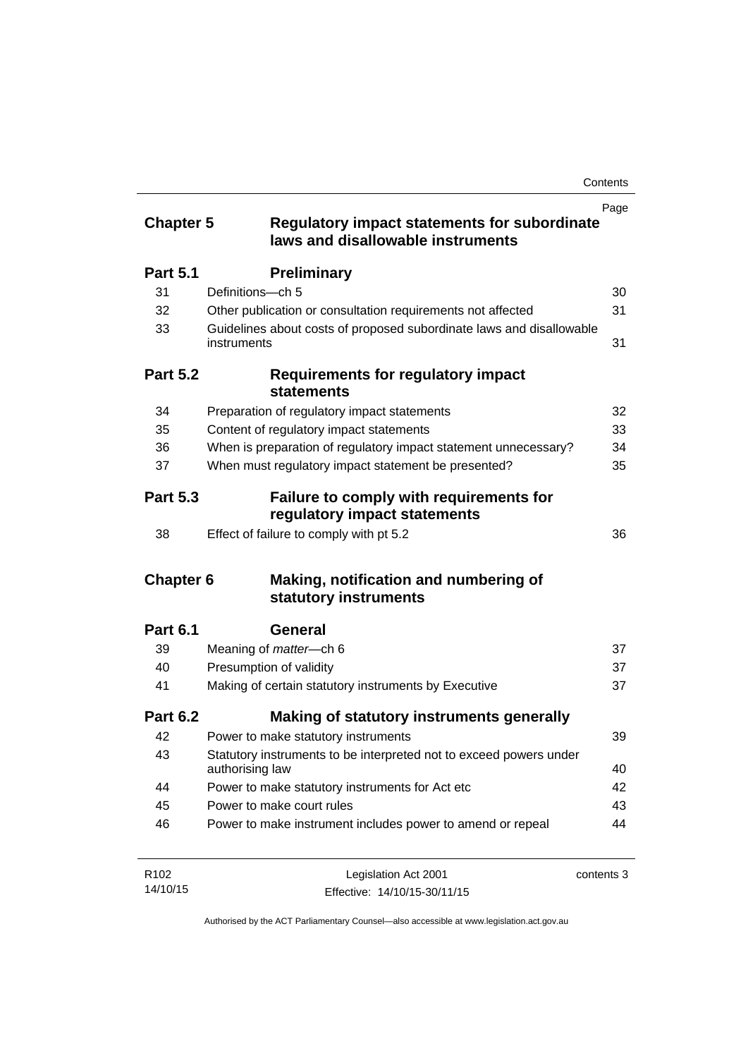| | | Page |
|---|---|---|
| **Chapter 5** | **Regulatory impact statements for subordinate laws and disallowable instruments** | |
| **Part 5.1** | **Preliminary** | |
| 31 | Definitions—ch 5 | 30 |
| 32 | Other publication or consultation requirements not affected | 31 |
| 33 | Guidelines about costs of proposed subordinate laws and disallowable instruments | 31 |
| **Part 5.2** | **Requirements for regulatory impact statements** | |
| 34 | Preparation of regulatory impact statements | 32 |
| 35 | Content of regulatory impact statements | 33 |
| 36 | When is preparation of regulatory impact statement unnecessary? | 34 |
| 37 | When must regulatory impact statement be presented? | 35 |
| **Part 5.3** | **Failure to comply with requirements for regulatory impact statements** | |
| 38 | Effect of failure to comply with pt 5.2 | 36 |
| **Chapter 6** | **Making, notification and numbering of statutory instruments** | |
| **Part 6.1** | **General** | |
| 39 | Meaning of *matter*—ch 6 | 37 |
| 40 | Presumption of validity | 37 |
| 41 | Making of certain statutory instruments by Executive | 37 |
| **Part 6.2** | **Making of statutory instruments generally** | |
| 42 | Power to make statutory instruments | 39 |
| 43 | Statutory instruments to be interpreted not to exceed powers under authorising law | 40 |
| 44 | Power to make statutory instruments for Act etc | 42 |
| 45 | Power to make court rules | 43 |
| 46 | Power to make instrument includes power to amend or repeal | 44 |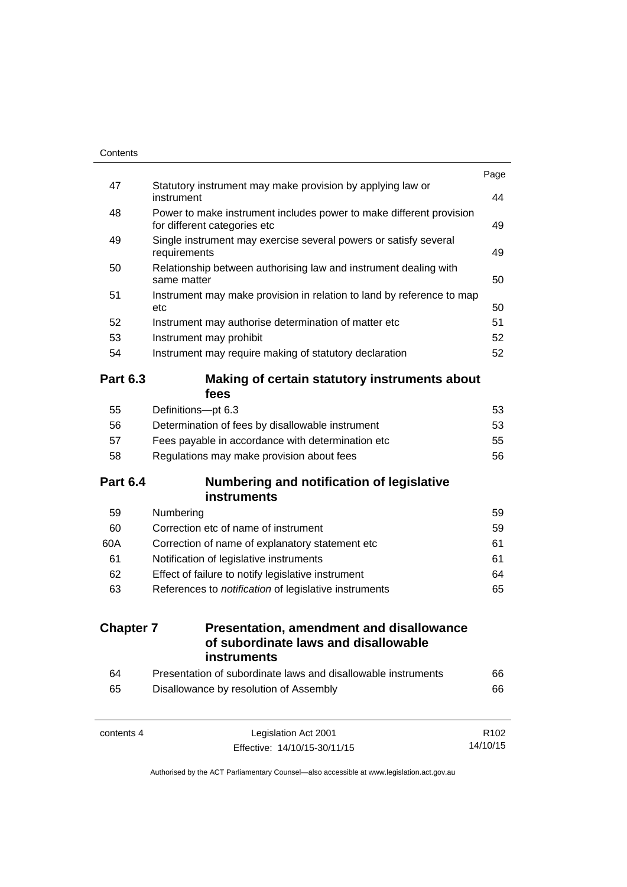| | | Page |
|---|---|---|
| 47 | Statutory instrument may make provision by applying law or instrument | 44 |
| 48 | Power to make instrument includes power to make different provision for different categories etc | 49 |
| 49 | Single instrument may exercise several powers or satisfy several requirements | 49 |
| 50 | Relationship between authorising law and instrument dealing with same matter | 50 |
| 51 | Instrument may make provision in relation to land by reference to map etc | 50 |
| 52 | Instrument may authorise determination of matter etc | 51 |
| 53 | Instrument may prohibit | 52 |
| 54 | Instrument may require making of statutory declaration | 52 |

## Part 6.3 Making of certain statutory instruments about fees

| | | |
|---|---|---|
| 55 | Definitions—pt 6.3 | 53 |
| 56 | Determination of fees by disallowable instrument | 53 |
| 57 | Fees payable in accordance with determination etc | 55 |
| 58 | Regulations may make provision about fees | 56 |

## Part 6.4 Numbering and notification of legislative instruments

| | | |
|---|---|---|
| 59 | Numbering | 59 |
| 60 | Correction etc of name of instrument | 59 |
| 60A | Correction of name of explanatory statement etc | 61 |
| 61 | Notification of legislative instruments | 61 |
| 62 | Effect of failure to notify legislative instrument | 64 |
| 63 | References to *notification* of legislative instruments | 65 |

# Chapter 7 Presentation, amendment and disallowance of subordinate laws and disallowable instruments

| | | |
|---|---|---|
| 64 | Presentation of subordinate laws and disallowable instruments | 66 |
| 65 | Disallowance by resolution of Assembly | 66 |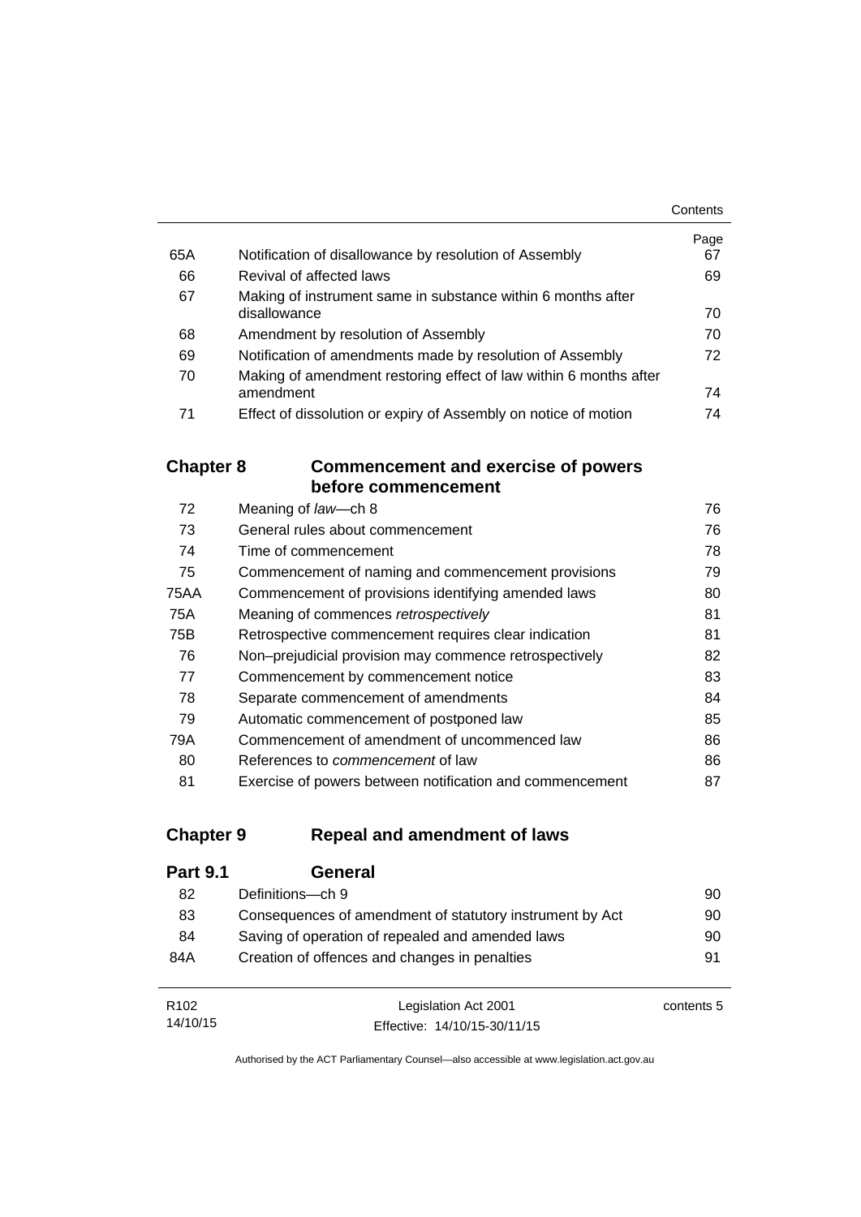| | | Page |
|---|---|---|
| 65A | Notification of disallowance by resolution of Assembly | 67 |
| 66 | Revival of affected laws | 69 |
| 67 | Making of instrument same in substance within 6 months after disallowance | 70 |
| 68 | Amendment by resolution of Assembly | 70 |
| 69 | Notification of amendments made by resolution of Assembly | 72 |
| 70 | Making of amendment restoring effect of law within 6 months after amendment | 74 |
| 71 | Effect of dissolution or expiry of Assembly on notice of motion | 74 |

## Chapter 8 Commencement and exercise of powers before commencement

| | | |
|---|---|---|
| 72 | Meaning of *law*—ch 8 | 76 |
| 73 | General rules about commencement | 76 |
| 74 | Time of commencement | 78 |
| 75 | Commencement of naming and commencement provisions | 79 |
| 75AA | Commencement of provisions identifying amended laws | 80 |
| 75A | Meaning of commences *retrospectively* | 81 |
| 75B | Retrospective commencement requires clear indication | 81 |
| 76 | Non–prejudicial provision may commence retrospectively | 82 |
| 77 | Commencement by commencement notice | 83 |
| 78 | Separate commencement of amendments | 84 |
| 79 | Automatic commencement of postponed law | 85 |
| 79A | Commencement of amendment of uncommenced law | 86 |
| 80 | References to *commencement* of law | 86 |
| 81 | Exercise of powers between notification and commencement | 87 |

## Chapter 9 Repeal and amendment of laws

### Part 9.1 General

| | | |
|---|---|---|
| 82 | Definitions—ch 9 | 90 |
| 83 | Consequences of amendment of statutory instrument by Act | 90 |
| 84 | Saving of operation of repealed and amended laws | 90 |
| 84A | Creation of offences and changes in penalties | 91 |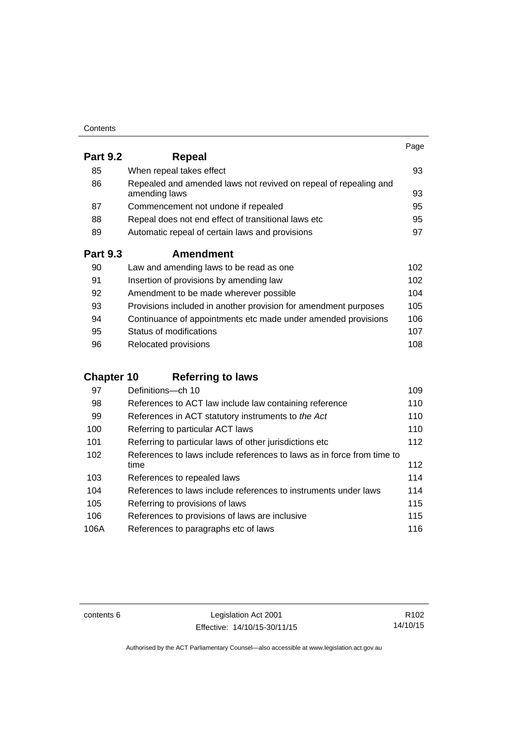| | | Page |
|---|---|---|
| **Part 9.2** | **Repeal** | |
| 85 | When repeal takes effect | 93 |
| 86 | Repealed and amended laws not revived on repeal of repealing and amending laws | 93 |
| 87 | Commencement not undone if repealed | 95 |
| 88 | Repeal does not end effect of transitional laws etc | 95 |
| 89 | Automatic repeal of certain laws and provisions | 97 |
| **Part 9.3** | **Amendment** | |
| 90 | Law and amending laws to be read as one | 102 |
| 91 | Insertion of provisions by amending law | 102 |
| 92 | Amendment to be made wherever possible | 104 |
| 93 | Provisions included in another provision for amendment purposes | 105 |
| 94 | Continuance of appointments etc made under amended provisions | 106 |
| 95 | Status of modifications | 107 |
| 96 | Relocated provisions | 108 |
| **Chapter 10** | **Referring to laws** | |
| 97 | Definitions—ch 10 | 109 |
| 98 | References to ACT law include law containing reference | 110 |
| 99 | References in ACT statutory instruments to *the Act* | 110 |
| 100 | Referring to particular ACT laws | 110 |
| 101 | Referring to particular laws of other jurisdictions etc | 112 |
| 102 | References to laws include references to laws as in force from time to time | 112 |
| 103 | References to repealed laws | 114 |
| 104 | References to laws include references to instruments under laws | 114 |
| 105 | Referring to provisions of laws | 115 |
| 106 | References to provisions of laws are inclusive | 115 |
| 106A | References to paragraphs etc of laws | 116 |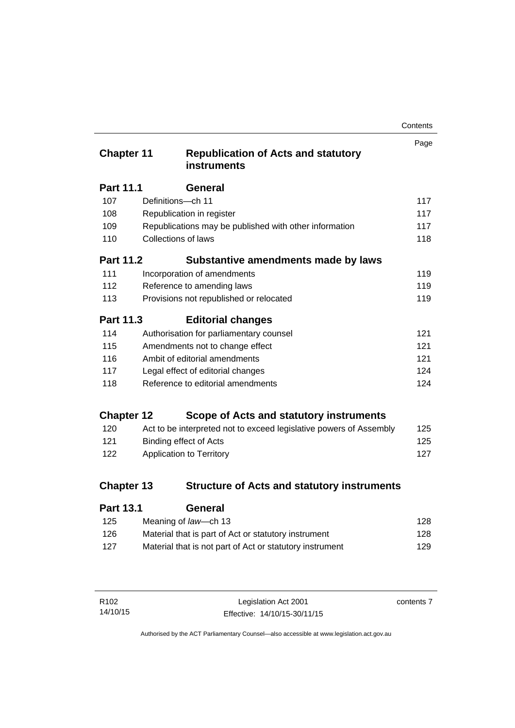| | | Page |
|---|---|---|
| **Chapter 11** | **Republication of Acts and statutory instruments** | |
| **Part 11.1** | **General** | |
| 107 | Definitions—ch 11 | 117 |
| 108 | Republication in register | 117 |
| 109 | Republications may be published with other information | 117 |
| 110 | Collections of laws | 118 |
| **Part 11.2** | **Substantive amendments made by laws** | |
| 111 | Incorporation of amendments | 119 |
| 112 | Reference to amending laws | 119 |
| 113 | Provisions not republished or relocated | 119 |
| **Part 11.3** | **Editorial changes** | |
| 114 | Authorisation for parliamentary counsel | 121 |
| 115 | Amendments not to change effect | 121 |
| 116 | Ambit of editorial amendments | 121 |
| 117 | Legal effect of editorial changes | 124 |
| 118 | Reference to editorial amendments | 124 |
| **Chapter 12** | **Scope of Acts and statutory instruments** | |
| 120 | Act to be interpreted not to exceed legislative powers of Assembly | 125 |
| 121 | Binding effect of Acts | 125 |
| 122 | Application to Territory | 127 |
| **Chapter 13** | **Structure of Acts and statutory instruments** | |
| **Part 13.1** | **General** | |
| 125 | Meaning of *law*—ch 13 | 128 |
| 126 | Material that is part of Act or statutory instrument | 128 |
| 127 | Material that is not part of Act or statutory instrument | 129 |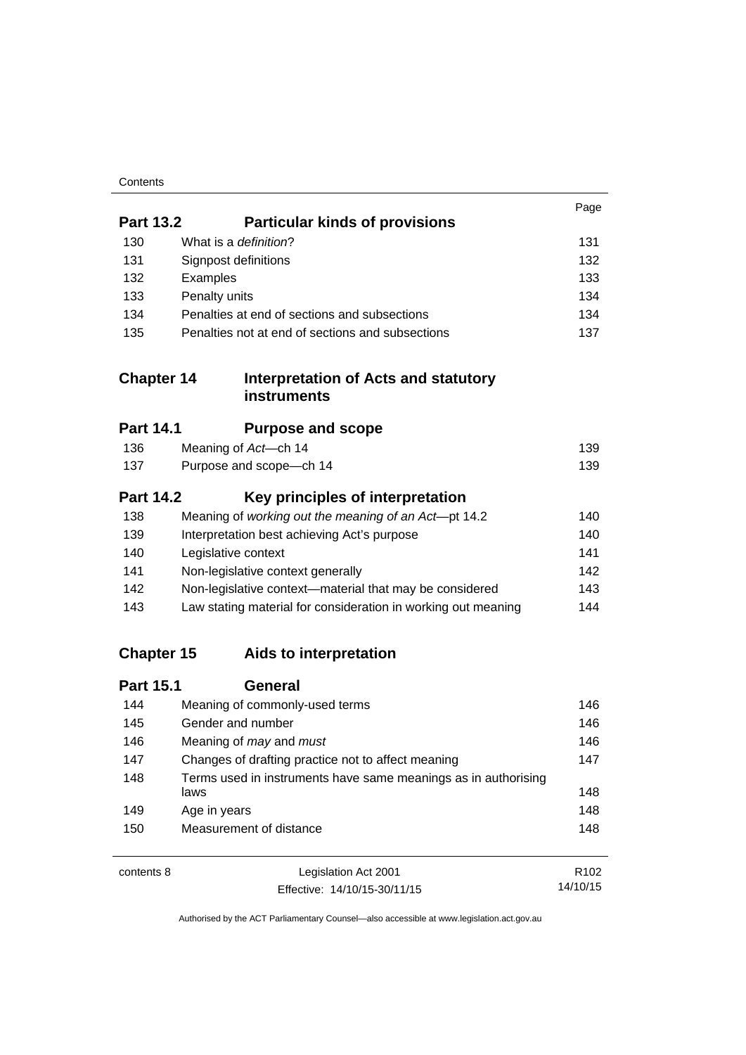| | | Page |
|---|---|---|
| **Part 13.2** | **Particular kinds of provisions** | |
| 130 | What is a *definition*? | 131 |
| 131 | Signpost definitions | 132 |
| 132 | Examples | 133 |
| 133 | Penalty units | 134 |
| 134 | Penalties at end of sections and subsections | 134 |
| 135 | Penalties not at end of sections and subsections | 137 |

| | | |
|---|---|---|
| **Chapter 14** | **Interpretation of Acts and statutory instruments** | |
| **Part 14.1** | **Purpose and scope** | |
| 136 | Meaning of *Act*—ch 14 | 139 |
| 137 | Purpose and scope—ch 14 | 139 |
| **Part 14.2** | **Key principles of interpretation** | |
| 138 | Meaning of *working out the meaning of an Act*—pt 14.2 | 140 |
| 139 | Interpretation best achieving Act's purpose | 140 |
| 140 | Legislative context | 141 |
| 141 | Non-legislative context generally | 142 |
| 142 | Non-legislative context—material that may be considered | 143 |
| 143 | Law stating material for consideration in working out meaning | 144 |

| | | |
|---|---|---|
| **Chapter 15** | **Aids to interpretation** | |
| **Part 15.1** | **General** | |
| 144 | Meaning of commonly-used terms | 146 |
| 145 | Gender and number | 146 |
| 146 | Meaning of *may* and *must* | 146 |
| 147 | Changes of drafting practice not to affect meaning | 147 |
| 148 | Terms used in instruments have same meanings as in authorising laws | 148 |
| 149 | Age in years | 148 |
| 150 | Measurement of distance | 148 |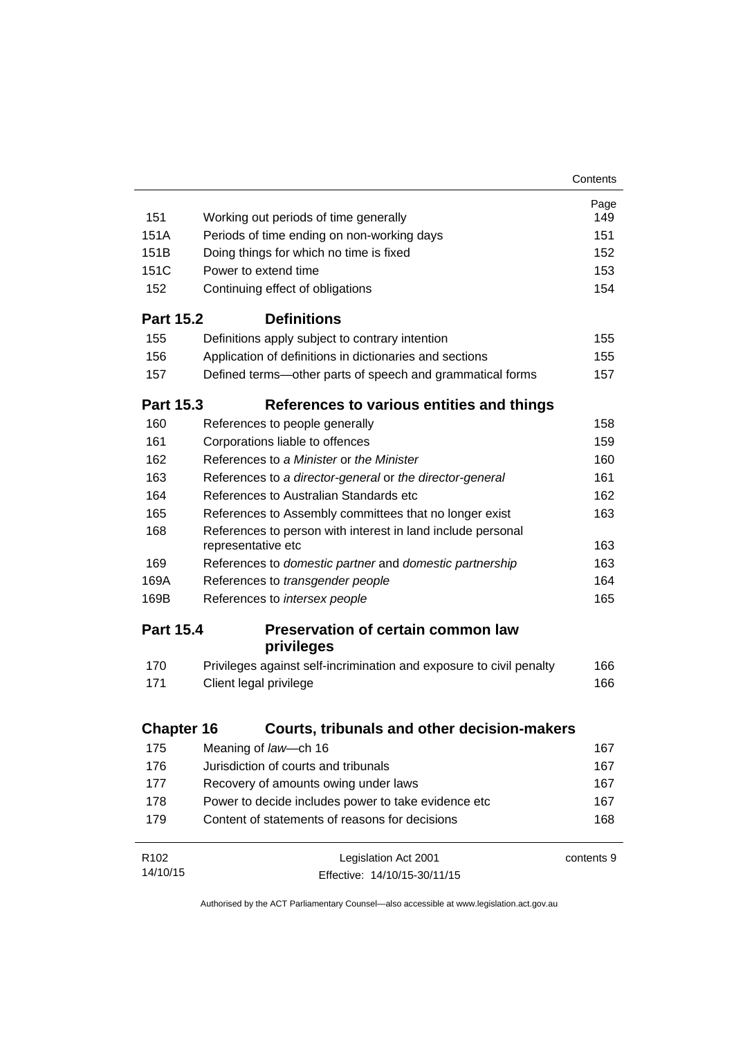| | | Page |
|---|---|---|
| 151 | Working out periods of time generally | 149 |
| 151A | Periods of time ending on non-working days | 151 |
| 151B | Doing things for which no time is fixed | 152 |
| 151C | Power to extend time | 153 |
| 152 | Continuing effect of obligations | 154 |
| **Part 15.2** | **Definitions** | |
| 155 | Definitions apply subject to contrary intention | 155 |
| 156 | Application of definitions in dictionaries and sections | 155 |
| 157 | Defined terms—other parts of speech and grammatical forms | 157 |
| **Part 15.3** | **References to various entities and things** | |
| 160 | References to people generally | 158 |
| 161 | Corporations liable to offences | 159 |
| 162 | References to *a Minister* or *the Minister* | 160 |
| 163 | References to *a director-general* or *the director-general* | 161 |
| 164 | References to Australian Standards etc | 162 |
| 165 | References to Assembly committees that no longer exist | 163 |
| 168 | References to person with interest in land include personal representative etc | 163 |
| 169 | References to *domestic partner* and *domestic partnership* | 163 |
| 169A | References to *transgender people* | 164 |
| 169B | References to *intersex people* | 165 |
| **Part 15.4** | **Preservation of certain common law privileges** | |
| 170 | Privileges against self-incrimination and exposure to civil penalty | 166 |
| 171 | Client legal privilege | 166 |
| **Chapter 16** | **Courts, tribunals and other decision-makers** | |
| 175 | Meaning of *law*—ch 16 | 167 |
| 176 | Jurisdiction of courts and tribunals | 167 |
| 177 | Recovery of amounts owing under laws | 167 |
| 178 | Power to decide includes power to take evidence etc | 167 |
| 179 | Content of statements of reasons for decisions | 168 |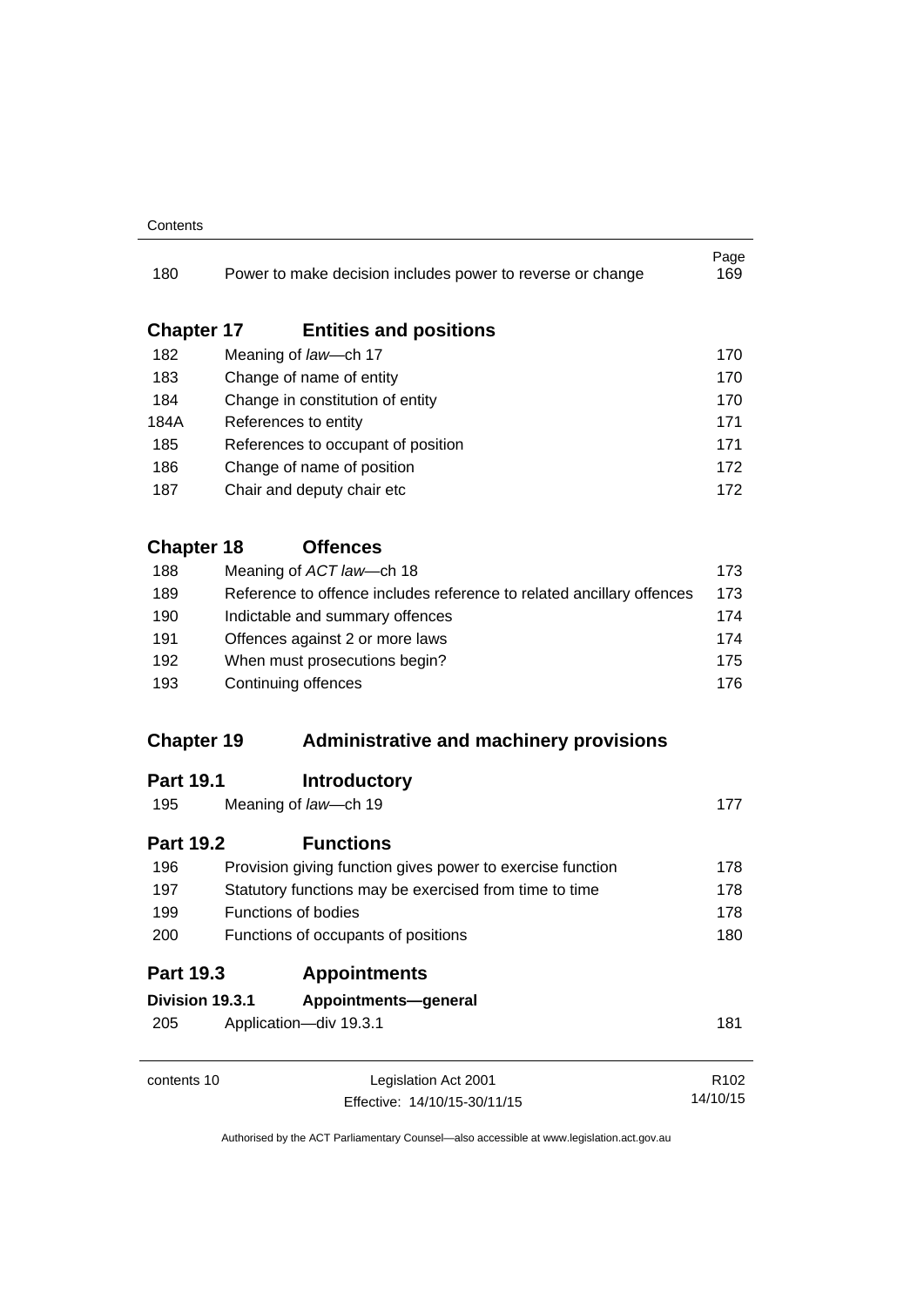| | | Page |
|---|---|---|
| 180 | Power to make decision includes power to reverse or change | 169 |

## Chapter 17 Entities and positions

| | | |
|---|---|---|
| 182 | Meaning of *law*—ch 17 | 170 |
| 183 | Change of name of entity | 170 |
| 184 | Change in constitution of entity | 170 |
| 184A | References to entity | 171 |
| 185 | References to occupant of position | 171 |
| 186 | Change of name of position | 172 |
| 187 | Chair and deputy chair etc | 172 |

## Chapter 18 Offences

| | | |
|---|---|---|
| 188 | Meaning of *ACT law*—ch 18 | 173 |
| 189 | Reference to offence includes reference to related ancillary offences | 173 |
| 190 | Indictable and summary offences | 174 |
| 191 | Offences against 2 or more laws | 174 |
| 192 | When must prosecutions begin? | 175 |
| 193 | Continuing offences | 176 |

## Chapter 19 Administrative and machinery provisions

### Part 19.1 Introductory

| | | |
|---|---|---|
| 195 | Meaning of *law*—ch 19 | 177 |

### Part 19.2 Functions

| | | |
|---|---|---|
| 196 | Provision giving function gives power to exercise function | 178 |
| 197 | Statutory functions may be exercised from time to time | 178 |
| 199 | Functions of bodies | 178 |
| 200 | Functions of occupants of positions | 180 |

### Part 19.3 Appointments

#### Division 19.3.1 Appointments—general

| | | |
|---|---|---|
| 205 | Application—div 19.3.1 | 181 |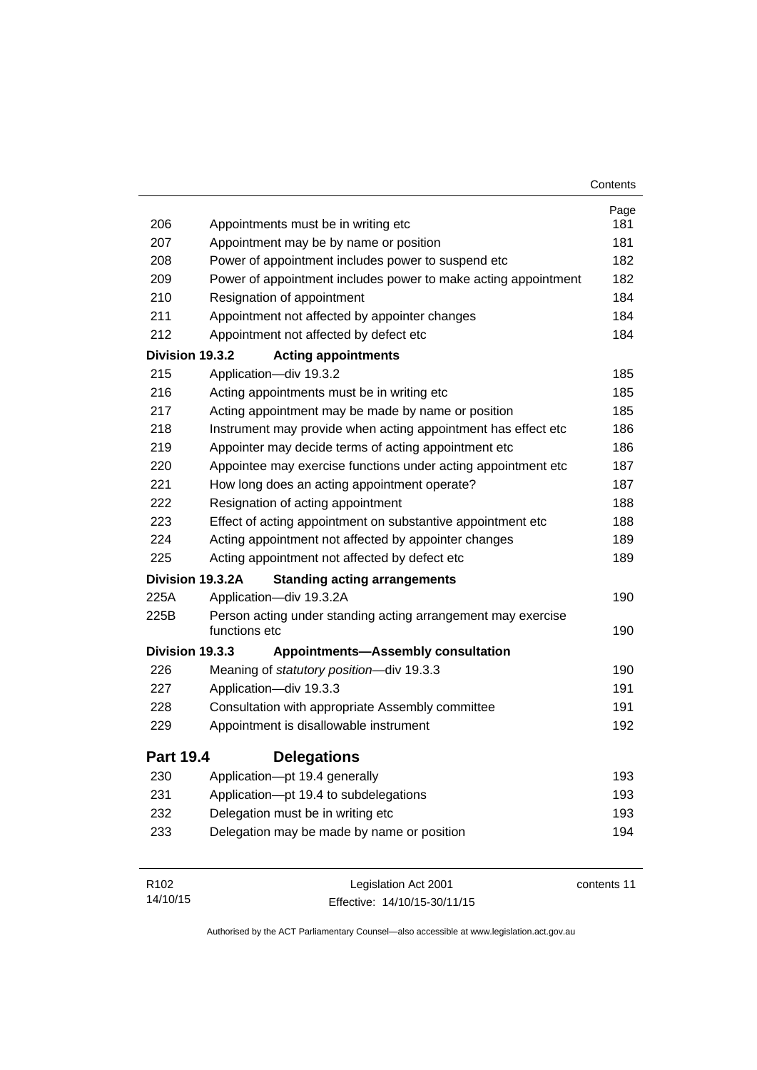| | | Page |
|---|---|---|
| 206 | Appointments must be in writing etc | 181 |
| 207 | Appointment may be by name or position | 181 |
| 208 | Power of appointment includes power to suspend etc | 182 |
| 209 | Power of appointment includes power to make acting appointment | 182 |
| 210 | Resignation of appointment | 184 |
| 211 | Appointment not affected by appointer changes | 184 |
| 212 | Appointment not affected by defect etc | 184 |
| **Division 19.3.2** | **Acting appointments** | |
| 215 | Application—div 19.3.2 | 185 |
| 216 | Acting appointments must be in writing etc | 185 |
| 217 | Acting appointment may be made by name or position | 185 |
| 218 | Instrument may provide when acting appointment has effect etc | 186 |
| 219 | Appointer may decide terms of acting appointment etc | 186 |
| 220 | Appointee may exercise functions under acting appointment etc | 187 |
| 221 | How long does an acting appointment operate? | 187 |
| 222 | Resignation of acting appointment | 188 |
| 223 | Effect of acting appointment on substantive appointment etc | 188 |
| 224 | Acting appointment not affected by appointer changes | 189 |
| 225 | Acting appointment not affected by defect etc | 189 |
| **Division 19.3.2A** | **Standing acting arrangements** | |
| 225A | Application—div 19.3.2A | 190 |
| 225B | Person acting under standing acting arrangement may exercise functions etc | 190 |
| **Division 19.3.3** | **Appointments—Assembly consultation** | |
| 226 | Meaning of *statutory position*—div 19.3.3 | 190 |
| 227 | Application—div 19.3.3 | 191 |
| 228 | Consultation with appropriate Assembly committee | 191 |
| 229 | Appointment is disallowable instrument | 192 |

## Part 19.4 Delegations

| | | |
|---|---|---|
| 230 | Application—pt 19.4 generally | 193 |
| 231 | Application—pt 19.4 to subdelegations | 193 |
| 232 | Delegation must be in writing etc | 193 |
| 233 | Delegation may be made by name or position | 194 |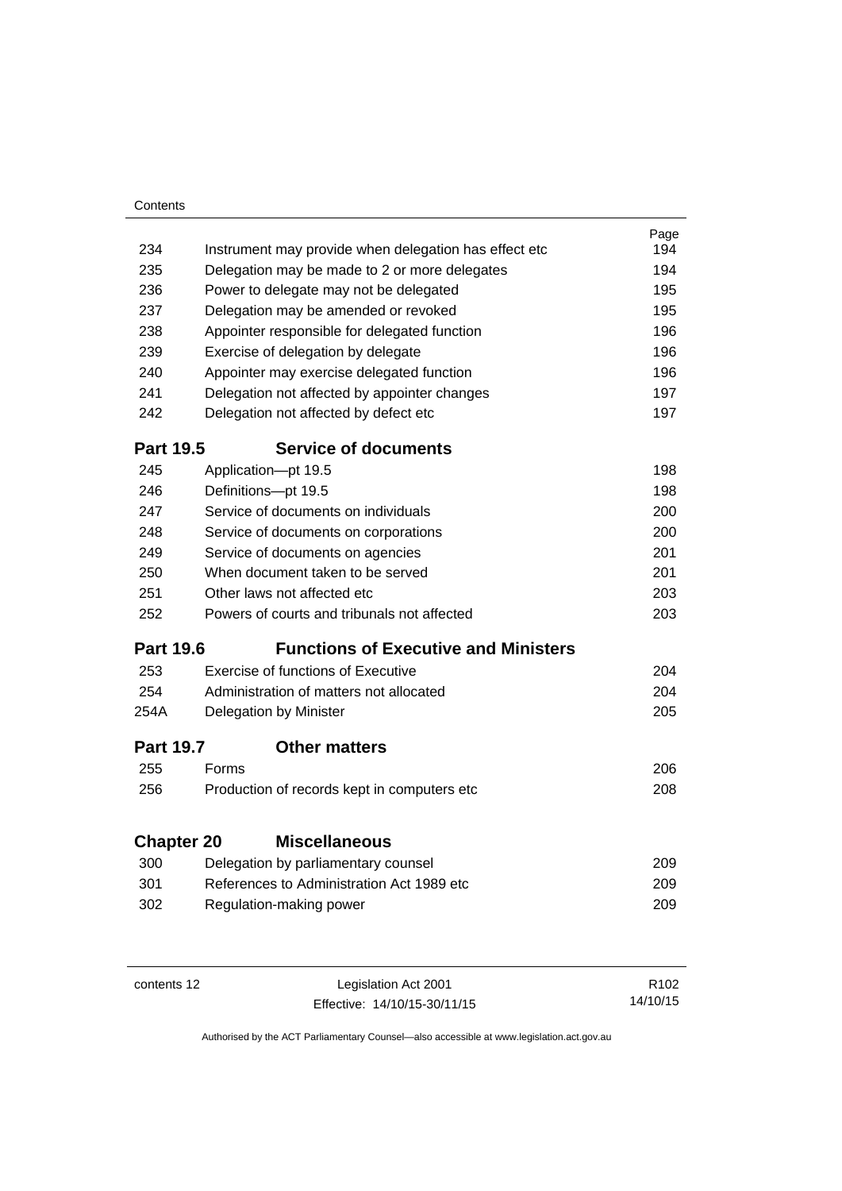| | | Page |
|---|---|---|
| 234 | Instrument may provide when delegation has effect etc | 194 |
| 235 | Delegation may be made to 2 or more delegates | 194 |
| 236 | Power to delegate may not be delegated | 195 |
| 237 | Delegation may be amended or revoked | 195 |
| 238 | Appointer responsible for delegated function | 196 |
| 239 | Exercise of delegation by delegate | 196 |
| 240 | Appointer may exercise delegated function | 196 |
| 241 | Delegation not affected by appointer changes | 197 |
| 242 | Delegation not affected by defect etc | 197 |

### Part 19.5 Service of documents

| | | |
|---|---|---|
| 245 | Application—pt 19.5 | 198 |
| 246 | Definitions—pt 19.5 | 198 |
| 247 | Service of documents on individuals | 200 |
| 248 | Service of documents on corporations | 200 |
| 249 | Service of documents on agencies | 201 |
| 250 | When document taken to be served | 201 |
| 251 | Other laws not affected etc | 203 |
| 252 | Powers of courts and tribunals not affected | 203 |

### Part 19.6 Functions of Executive and Ministers

| | | |
|---|---|---|
| 253 | Exercise of functions of Executive | 204 |
| 254 | Administration of matters not allocated | 204 |
| 254A | Delegation by Minister | 205 |

### Part 19.7 Other matters

| | | |
|---|---|---|
| 255 | Forms | 206 |
| 256 | Production of records kept in computers etc | 208 |

## Chapter 20 Miscellaneous

| | | |
|---|---|---|
| 300 | Delegation by parliamentary counsel | 209 |
| 301 | References to Administration Act 1989 etc | 209 |
| 302 | Regulation-making power | 209 |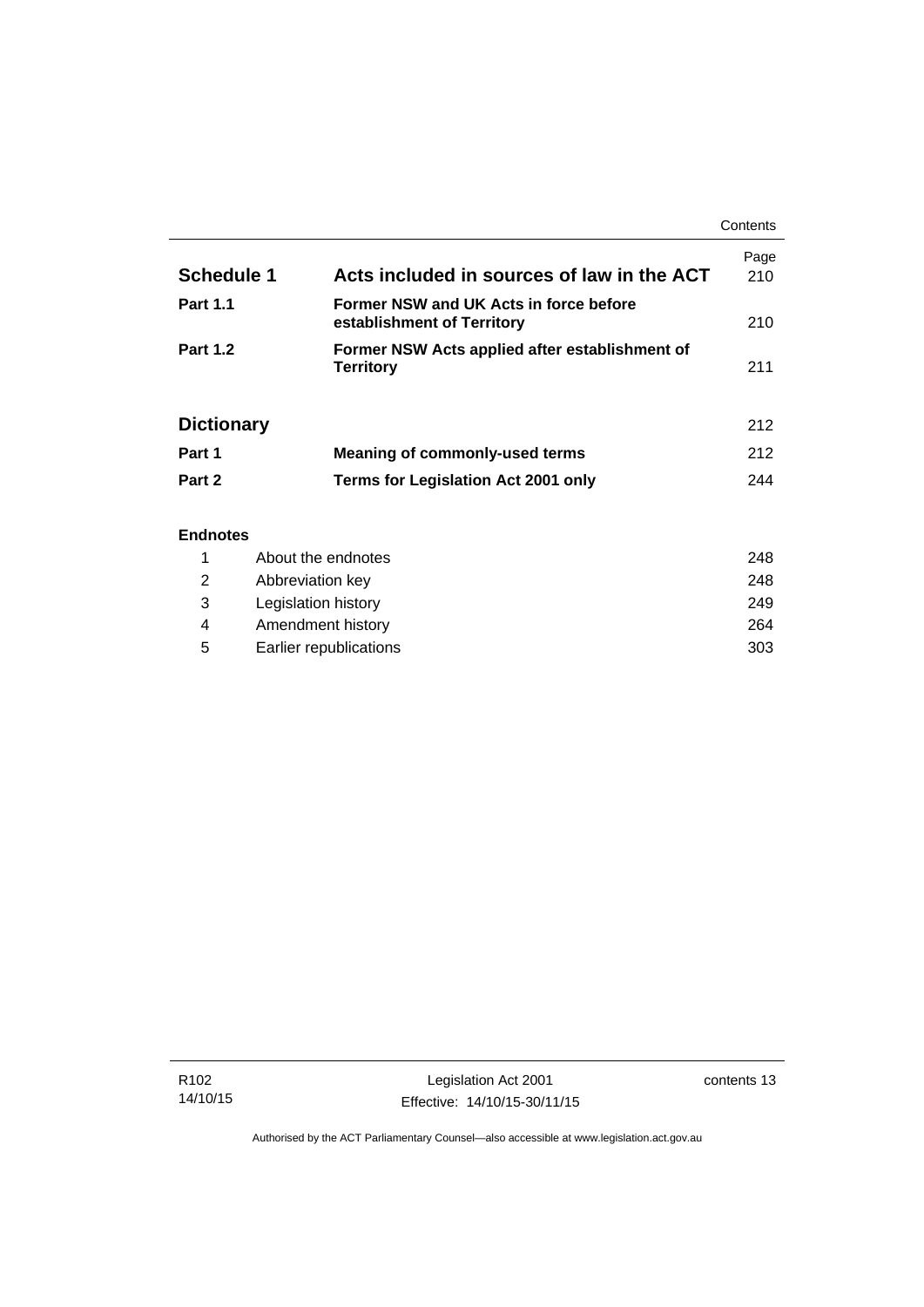| | | Page |
|---|---|---|
| **Schedule 1** | **Acts included in sources of law in the ACT** | 210 |
| **Part 1.1** | **Former NSW and UK Acts in force before establishment of Territory** | 210 |
| **Part 1.2** | **Former NSW Acts applied after establishment of Territory** | 211 |
| | | |
| **Dictionary** | | 212 |
| **Part 1** | **Meaning of commonly-used terms** | 212 |
| **Part 2** | **Terms for Legislation Act 2001 only** | 244 |

**Endnotes**

| | | |
|---|---|---|
| 1 | About the endnotes | 248 |
| 2 | Abbreviation key | 248 |
| 3 | Legislation history | 249 |
| 4 | Amendment history | 264 |
| 5 | Earlier republications | 303 |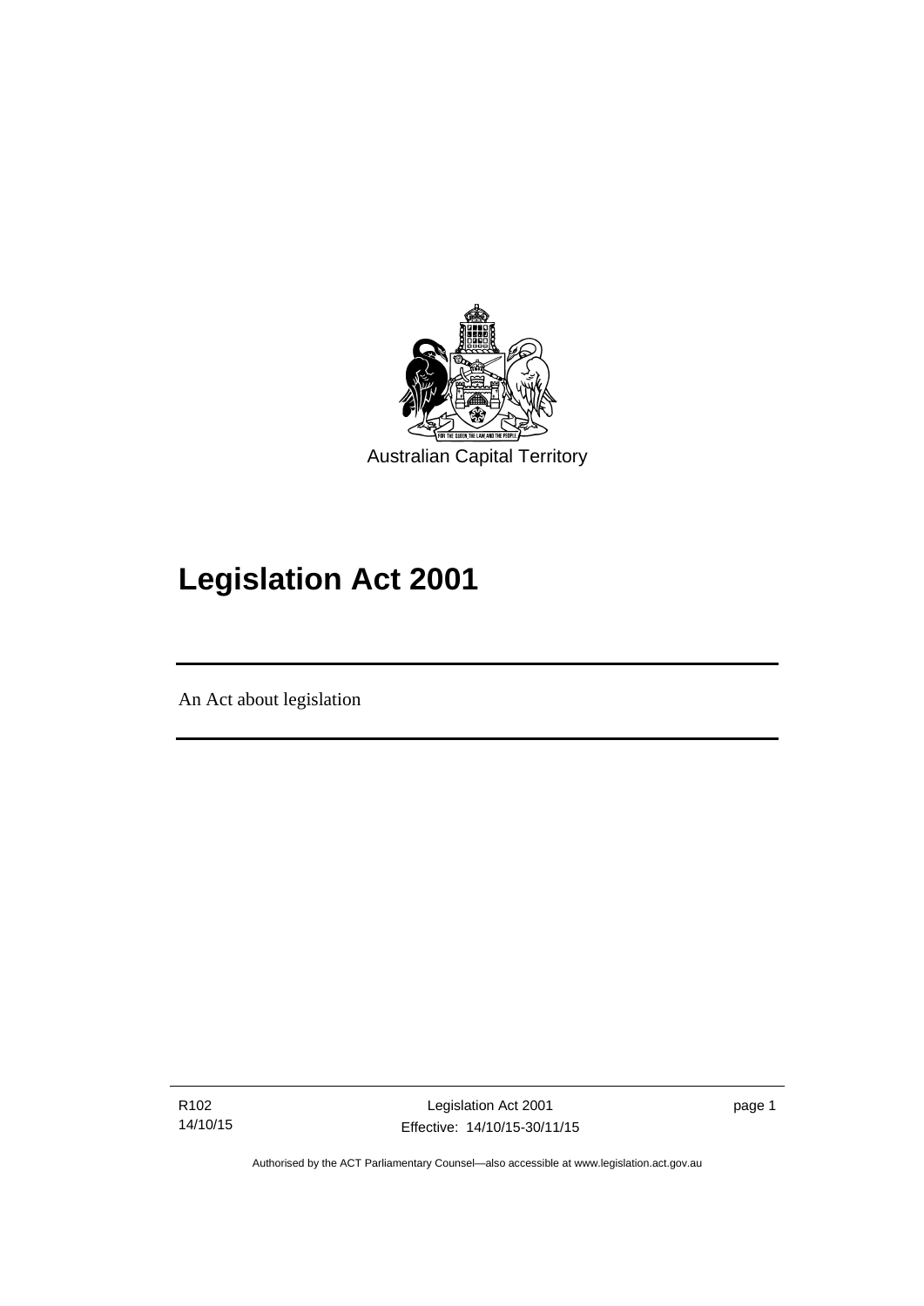Australian Capital Territory

# Legislation Act 2001

An Act about legislation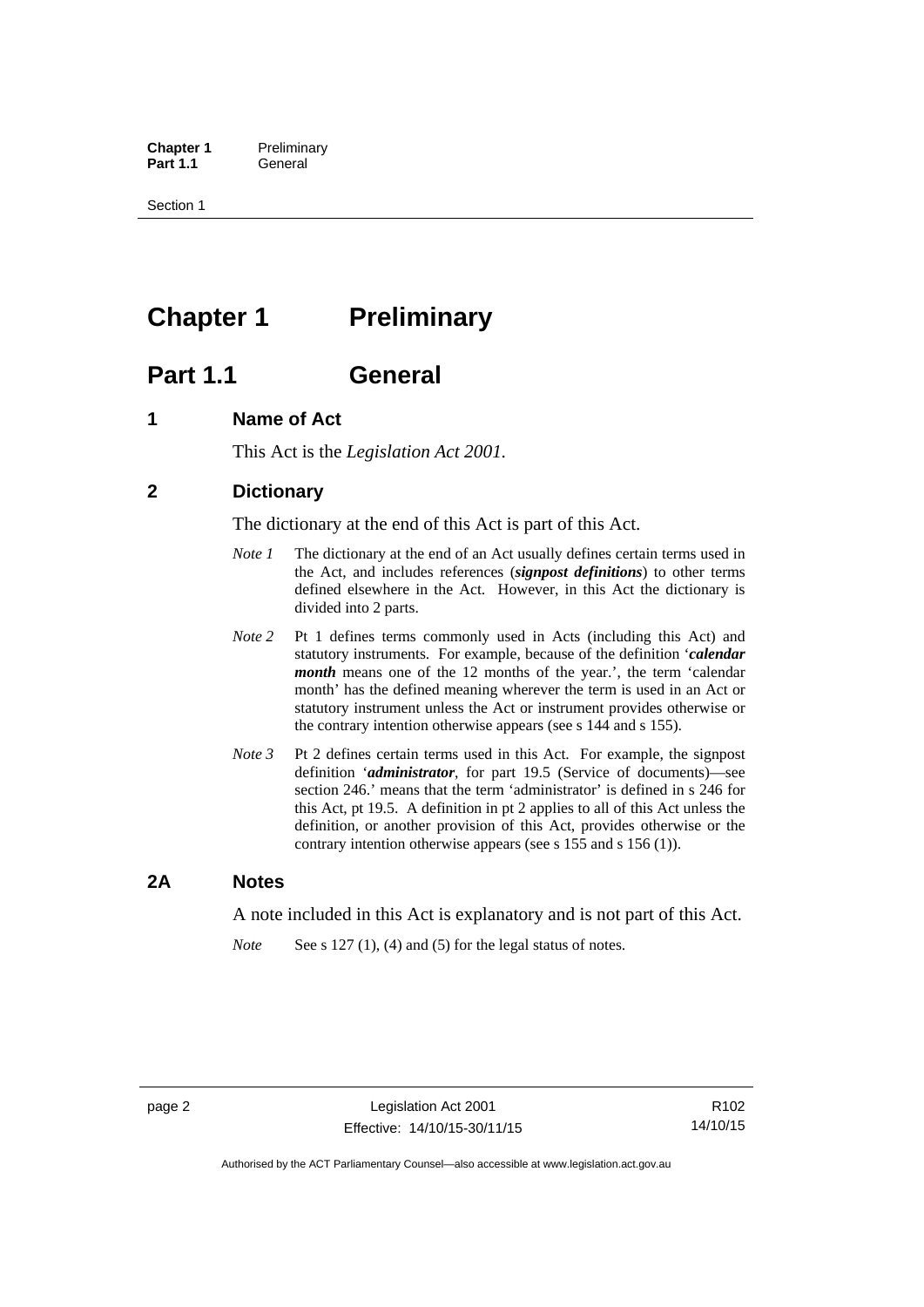# Chapter 1 Preliminary

## Part 1.1 General

### 1 Name of Act

This Act is the *Legislation Act 2001*.

### 2 Dictionary

The dictionary at the end of this Act is part of this Act.

*Note 1* The dictionary at the end of an Act usually defines certain terms used in the Act, and includes references (***signpost definitions***) to other terms defined elsewhere in the Act. However, in this Act the dictionary is divided into 2 parts.

*Note 2* Pt 1 defines terms commonly used in Acts (including this Act) and statutory instruments. For example, because of the definition '***calendar month*** means one of the 12 months of the year.', the term 'calendar month' has the defined meaning wherever the term is used in an Act or statutory instrument unless the Act or instrument provides otherwise or the contrary intention otherwise appears (see s 144 and s 155).

*Note 3* Pt 2 defines certain terms used in this Act. For example, the signpost definition '***administrator***, for part 19.5 (Service of documents)—see section 246.' means that the term 'administrator' is defined in s 246 for this Act, pt 19.5. A definition in pt 2 applies to all of this Act unless the definition, or another provision of this Act, provides otherwise or the contrary intention otherwise appears (see s 155 and s 156 (1)).

### 2A Notes

A note included in this Act is explanatory and is not part of this Act.

*Note* See s 127 (1), (4) and (5) for the legal status of notes.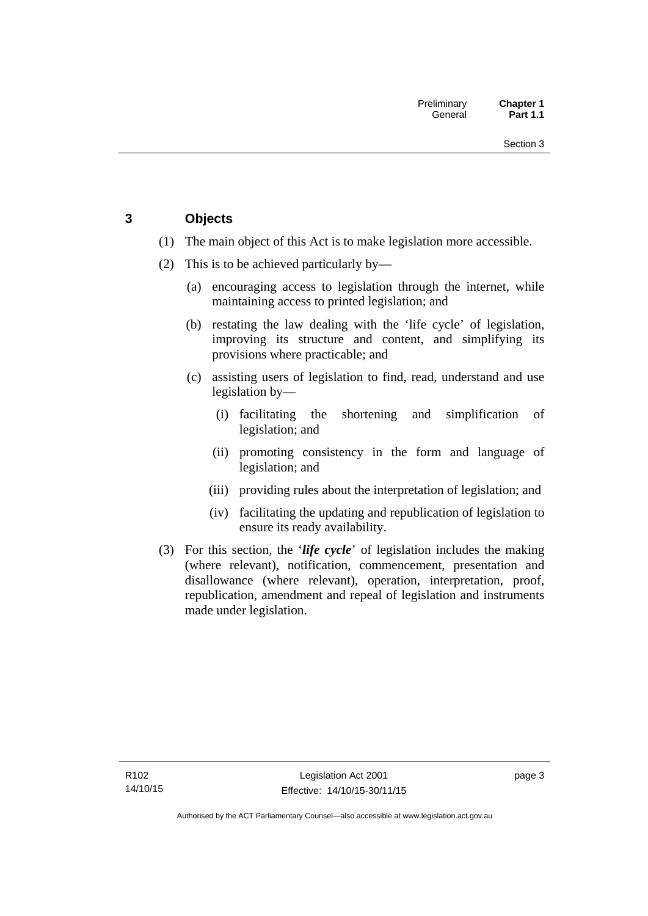## 3 Objects

(1) The main object of this Act is to make legislation more accessible.

(2) This is to be achieved particularly by—

(a) encouraging access to legislation through the internet, while maintaining access to printed legislation; and

(b) restating the law dealing with the 'life cycle' of legislation, improving its structure and content, and simplifying its provisions where practicable; and

(c) assisting users of legislation to find, read, understand and use legislation by—

(i) facilitating the shortening and simplification of legislation; and

(ii) promoting consistency in the form and language of legislation; and

(iii) providing rules about the interpretation of legislation; and

(iv) facilitating the updating and republication of legislation to ensure its ready availability.

(3) For this section, the '***life cycle***' of legislation includes the making (where relevant), notification, commencement, presentation and disallowance (where relevant), operation, interpretation, proof, republication, amendment and repeal of legislation and instruments made under legislation.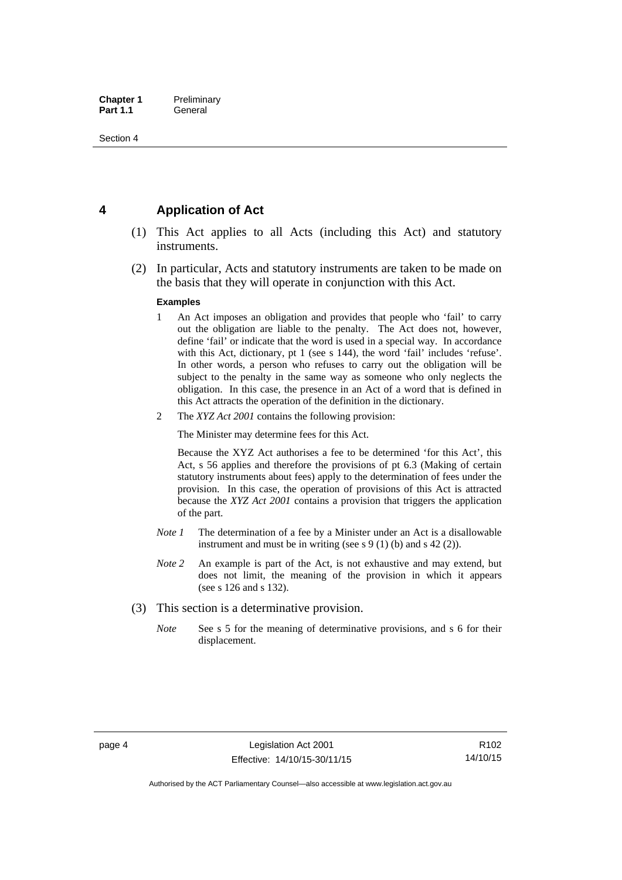## 4 Application of Act

(1) This Act applies to all Acts (including this Act) and statutory instruments.

(2) In particular, Acts and statutory instruments are taken to be made on the basis that they will operate in conjunction with this Act.

**Examples**

1 An Act imposes an obligation and provides that people who 'fail' to carry out the obligation are liable to the penalty. The Act does not, however, define 'fail' or indicate that the word is used in a special way. In accordance with this Act, dictionary, pt 1 (see s 144), the word 'fail' includes 'refuse'. In other words, a person who refuses to carry out the obligation will be subject to the penalty in the same way as someone who only neglects the obligation. In this case, the presence in an Act of a word that is defined in this Act attracts the operation of the definition in the dictionary.

2 The *XYZ Act 2001* contains the following provision:

The Minister may determine fees for this Act.

Because the XYZ Act authorises a fee to be determined 'for this Act', this Act, s 56 applies and therefore the provisions of pt 6.3 (Making of certain statutory instruments about fees) apply to the determination of fees under the provision. In this case, the operation of provisions of this Act is attracted because the *XYZ Act 2001* contains a provision that triggers the application of the part.

*Note 1* The determination of a fee by a Minister under an Act is a disallowable instrument and must be in writing (see s 9 (1) (b) and s 42 (2)).

*Note 2* An example is part of the Act, is not exhaustive and may extend, but does not limit, the meaning of the provision in which it appears (see s 126 and s 132).

(3) This section is a determinative provision.

*Note* See s 5 for the meaning of determinative provisions, and s 6 for their displacement.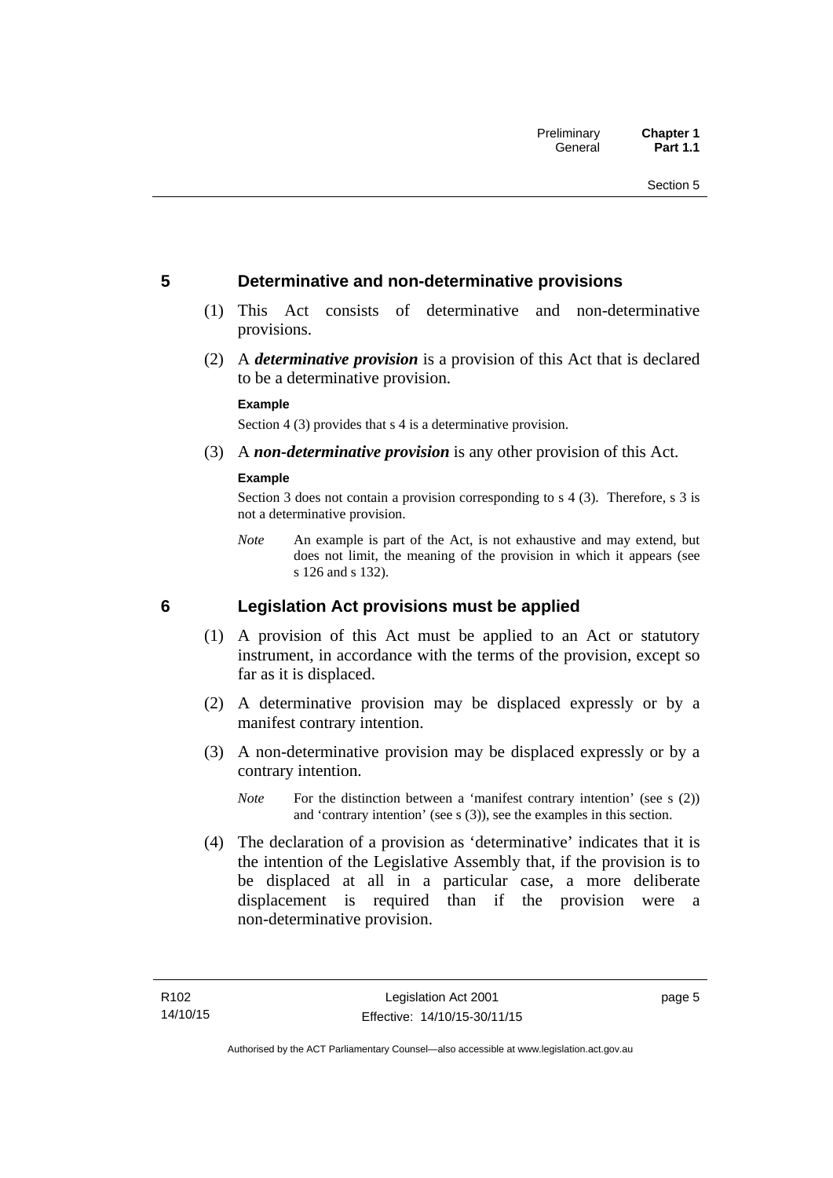## 5 Determinative and non-determinative provisions

(1) This Act consists of determinative and non-determinative provisions.

(2) A ***determinative provision*** is a provision of this Act that is declared to be a determinative provision.

**Example**

Section 4 (3) provides that s 4 is a determinative provision.

(3) A ***non-determinative provision*** is any other provision of this Act.

**Example**

Section 3 does not contain a provision corresponding to s 4 (3). Therefore, s 3 is not a determinative provision.

*Note* An example is part of the Act, is not exhaustive and may extend, but does not limit, the meaning of the provision in which it appears (see s 126 and s 132).

## 6 Legislation Act provisions must be applied

(1) A provision of this Act must be applied to an Act or statutory instrument, in accordance with the terms of the provision, except so far as it is displaced.

(2) A determinative provision may be displaced expressly or by a manifest contrary intention.

(3) A non-determinative provision may be displaced expressly or by a contrary intention.

*Note* For the distinction between a 'manifest contrary intention' (see s (2)) and 'contrary intention' (see s (3)), see the examples in this section.

(4) The declaration of a provision as 'determinative' indicates that it is the intention of the Legislative Assembly that, if the provision is to be displaced at all in a particular case, a more deliberate displacement is required than if the provision were a non-determinative provision.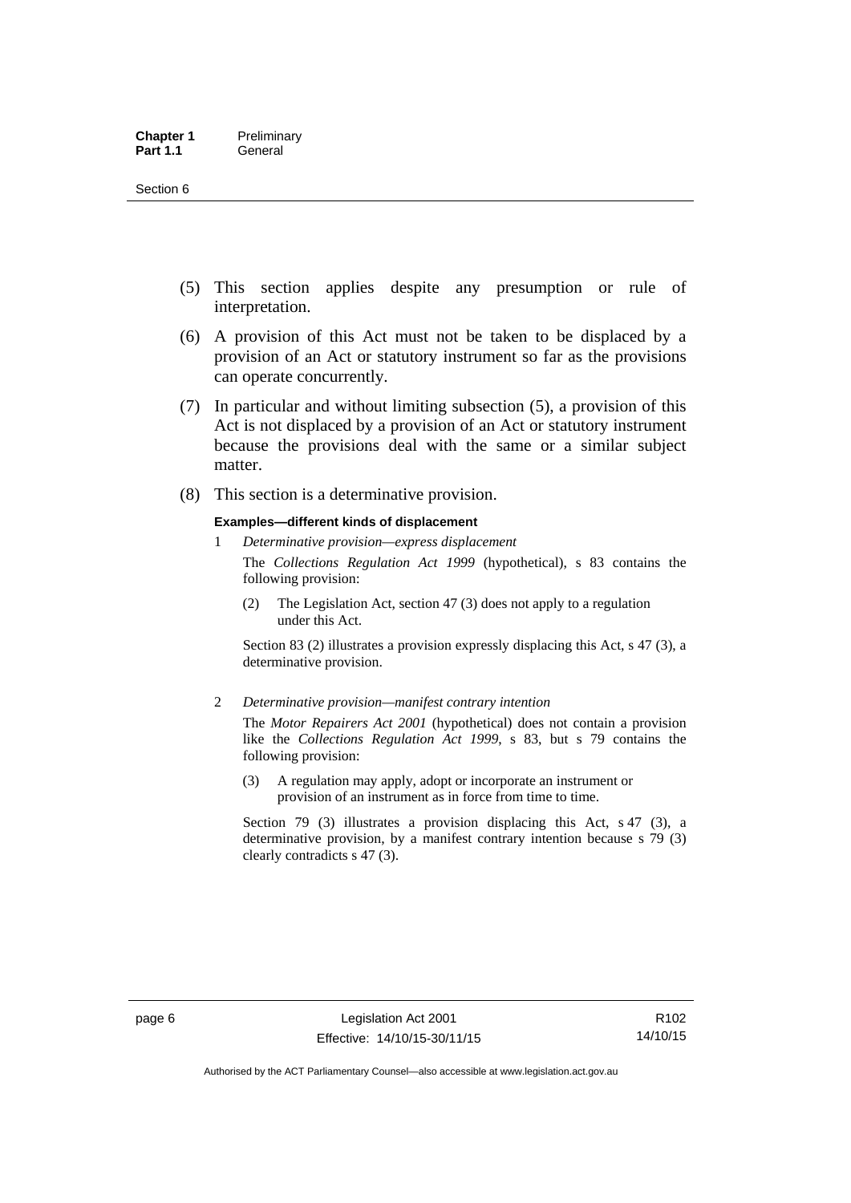(5) This section applies despite any presumption or rule of interpretation.

(6) A provision of this Act must not be taken to be displaced by a provision of an Act or statutory instrument so far as the provisions can operate concurrently.

(7) In particular and without limiting subsection (5), a provision of this Act is not displaced by a provision of an Act or statutory instrument because the provisions deal with the same or a similar subject matter.

(8) This section is a determinative provision.

**Examples—different kinds of displacement**

1 *Determinative provision—express displacement*

The *Collections Regulation Act 1999* (hypothetical), s 83 contains the following provision:

> (2) The Legislation Act, section 47 (3) does not apply to a regulation under this Act.

Section 83 (2) illustrates a provision expressly displacing this Act, s 47 (3), a determinative provision.

2 *Determinative provision—manifest contrary intention*

The *Motor Repairers Act 2001* (hypothetical) does not contain a provision like the *Collections Regulation Act 1999*, s 83, but s 79 contains the following provision:

> (3) A regulation may apply, adopt or incorporate an instrument or provision of an instrument as in force from time to time.

Section 79 (3) illustrates a provision displacing this Act, s 47 (3), a determinative provision, by a manifest contrary intention because s 79 (3) clearly contradicts s 47 (3).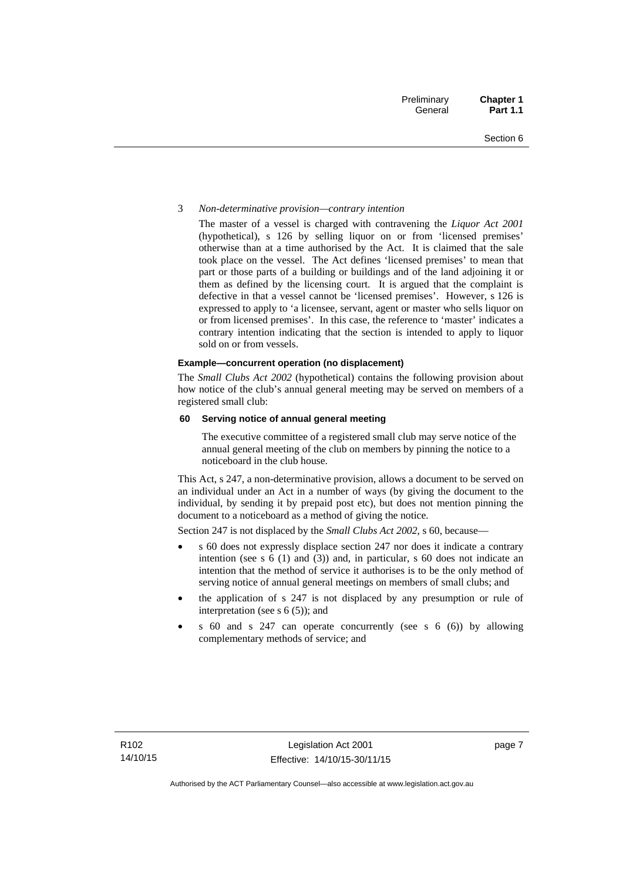3 *Non-determinative provision—contrary intention*

The master of a vessel is charged with contravening the *Liquor Act 2001* (hypothetical), s 126 by selling liquor on or from 'licensed premises' otherwise than at a time authorised by the Act. It is claimed that the sale took place on the vessel. The Act defines 'licensed premises' to mean that part or those parts of a building or buildings and of the land adjoining it or them as defined by the licensing court. It is argued that the complaint is defective in that a vessel cannot be 'licensed premises'. However, s 126 is expressed to apply to 'a licensee, servant, agent or master who sells liquor on or from licensed premises'. In this case, the reference to 'master' indicates a contrary intention indicating that the section is intended to apply to liquor sold on or from vessels.

**Example—concurrent operation (no displacement)**

The *Small Clubs Act 2002* (hypothetical) contains the following provision about how notice of the club's annual general meeting may be served on members of a registered small club:

**60 Serving notice of annual general meeting**

The executive committee of a registered small club may serve notice of the annual general meeting of the club on members by pinning the notice to a noticeboard in the club house.

This Act, s 247, a non-determinative provision, allows a document to be served on an individual under an Act in a number of ways (by giving the document to the individual, by sending it by prepaid post etc), but does not mention pinning the document to a noticeboard as a method of giving the notice.

Section 247 is not displaced by the *Small Clubs Act 2002*, s 60, because—

- s 60 does not expressly displace section 247 nor does it indicate a contrary intention (see s 6 (1) and (3)) and, in particular, s 60 does not indicate an intention that the method of service it authorises is to be the only method of serving notice of annual general meetings on members of small clubs; and
- the application of s 247 is not displaced by any presumption or rule of interpretation (see s 6 (5)); and
- s 60 and s 247 can operate concurrently (see s 6 (6)) by allowing complementary methods of service; and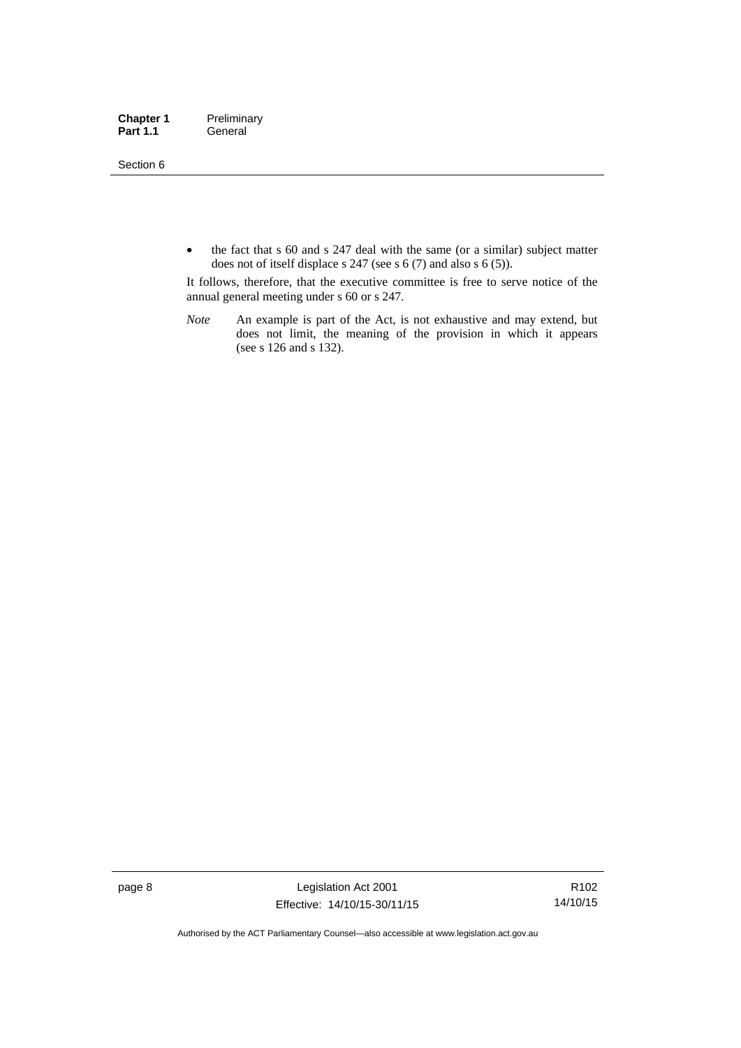- the fact that s 60 and s 247 deal with the same (or a similar) subject matter does not of itself displace s 247 (see s 6 (7) and also s 6 (5)).

It follows, therefore, that the executive committee is free to serve notice of the annual general meeting under s 60 or s 247.

*Note* An example is part of the Act, is not exhaustive and may extend, but does not limit, the meaning of the provision in which it appears (see s 126 and s 132).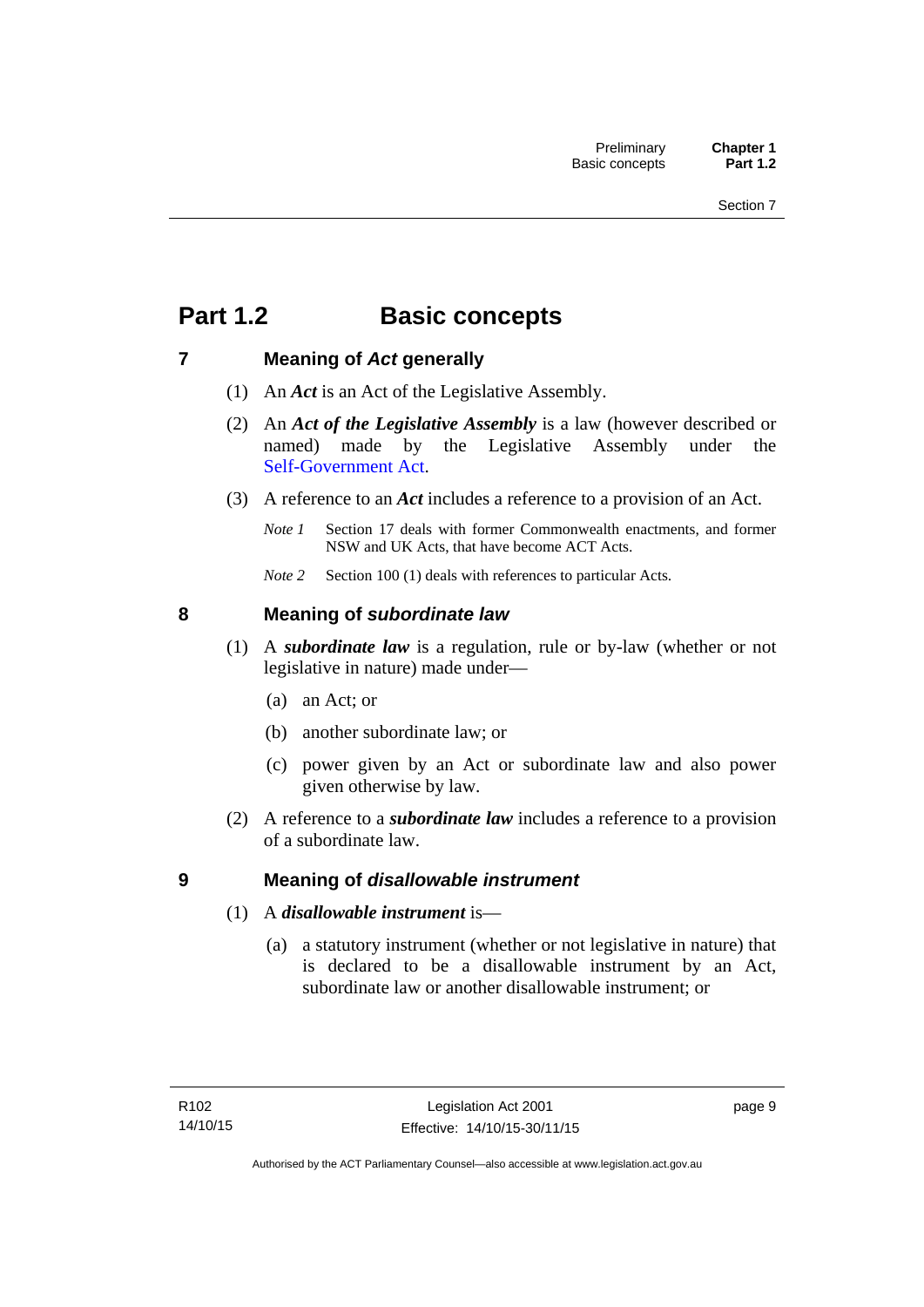# Part 1.2 Basic concepts

## 7 Meaning of *Act* generally

(1) An ***Act*** is an Act of the Legislative Assembly.

(2) An ***Act of the Legislative Assembly*** is a law (however described or named) made by the Legislative Assembly under the Self-Government Act.

(3) A reference to an ***Act*** includes a reference to a provision of an Act.

*Note 1* Section 17 deals with former Commonwealth enactments, and former NSW and UK Acts, that have become ACT Acts.

*Note 2* Section 100 (1) deals with references to particular Acts.

## 8 Meaning of *subordinate law*

(1) A ***subordinate law*** is a regulation, rule or by-law (whether or not legislative in nature) made under—

(a) an Act; or

(b) another subordinate law; or

(c) power given by an Act or subordinate law and also power given otherwise by law.

(2) A reference to a ***subordinate law*** includes a reference to a provision of a subordinate law.

## 9 Meaning of *disallowable instrument*

(1) A ***disallowable instrument*** is—

(a) a statutory instrument (whether or not legislative in nature) that is declared to be a disallowable instrument by an Act, subordinate law or another disallowable instrument; or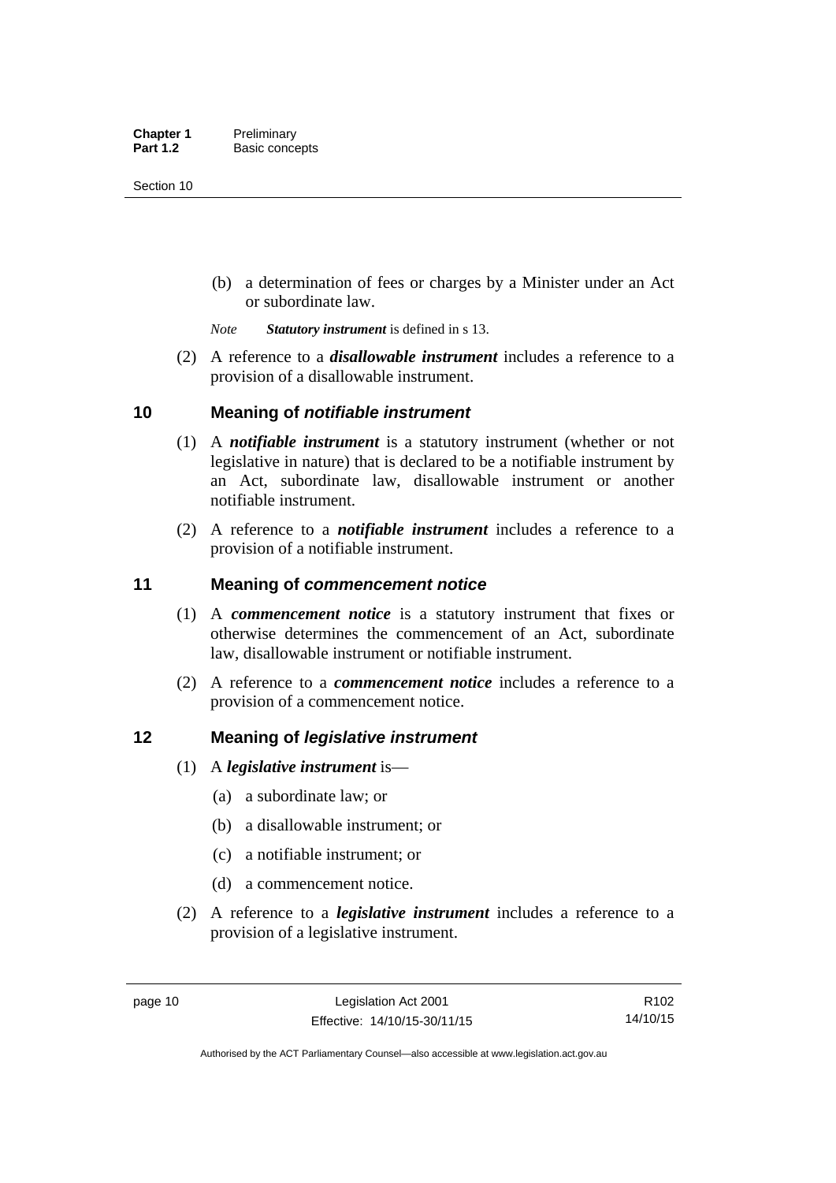(b) a determination of fees or charges by a Minister under an Act or subordinate law.

*Note* ***Statutory instrument*** is defined in s 13.

(2) A reference to a ***disallowable instrument*** includes a reference to a provision of a disallowable instrument.

## 10 Meaning of *notifiable instrument*

(1) A ***notifiable instrument*** is a statutory instrument (whether or not legislative in nature) that is declared to be a notifiable instrument by an Act, subordinate law, disallowable instrument or another notifiable instrument.

(2) A reference to a ***notifiable instrument*** includes a reference to a provision of a notifiable instrument.

## 11 Meaning of *commencement notice*

(1) A ***commencement notice*** is a statutory instrument that fixes or otherwise determines the commencement of an Act, subordinate law, disallowable instrument or notifiable instrument.

(2) A reference to a ***commencement notice*** includes a reference to a provision of a commencement notice.

## 12 Meaning of *legislative instrument*

(1) A ***legislative instrument*** is—

(a) a subordinate law; or

(b) a disallowable instrument; or

(c) a notifiable instrument; or

(d) a commencement notice.

(2) A reference to a ***legislative instrument*** includes a reference to a provision of a legislative instrument.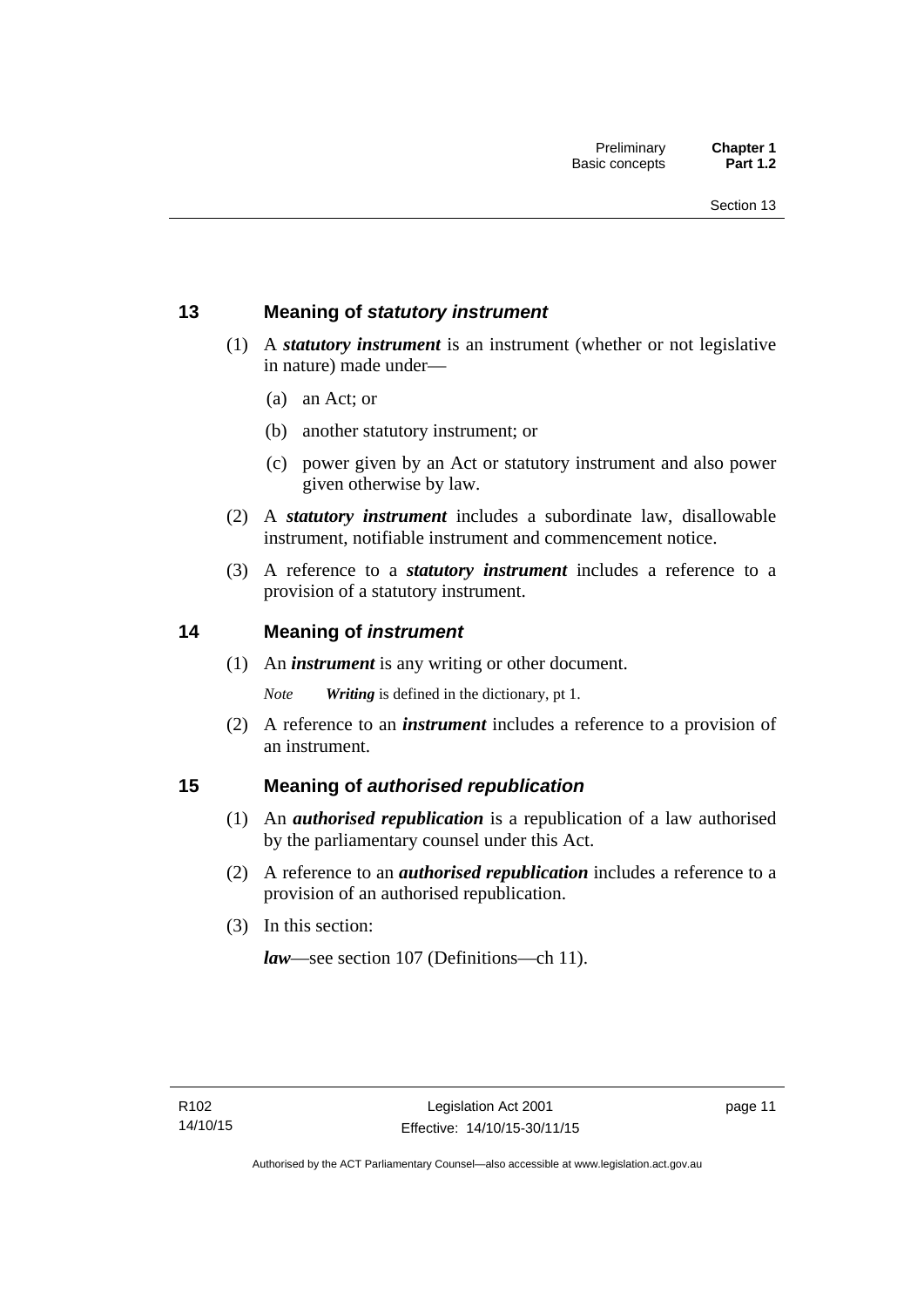## 13 Meaning of *statutory instrument*

(1) A ***statutory instrument*** is an instrument (whether or not legislative in nature) made under—

(a) an Act; or

(b) another statutory instrument; or

(c) power given by an Act or statutory instrument and also power given otherwise by law.

(2) A ***statutory instrument*** includes a subordinate law, disallowable instrument, notifiable instrument and commencement notice.

(3) A reference to a ***statutory instrument*** includes a reference to a provision of a statutory instrument.

## 14 Meaning of *instrument*

(1) An ***instrument*** is any writing or other document.

*Note* ***Writing*** is defined in the dictionary, pt 1.

(2) A reference to an ***instrument*** includes a reference to a provision of an instrument.

## 15 Meaning of *authorised republication*

(1) An ***authorised republication*** is a republication of a law authorised by the parliamentary counsel under this Act.

(2) A reference to an ***authorised republication*** includes a reference to a provision of an authorised republication.

(3) In this section:

***law***—see section 107 (Definitions—ch 11).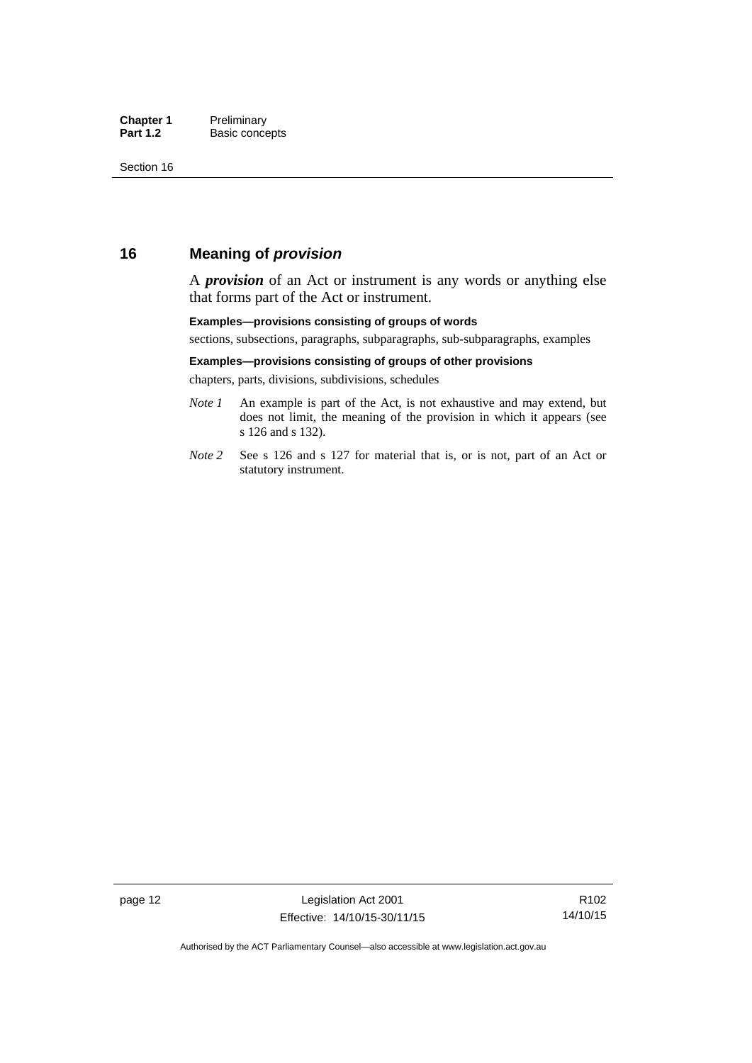## 16 Meaning of *provision*

A ***provision*** of an Act or instrument is any words or anything else that forms part of the Act or instrument.

**Examples—provisions consisting of groups of words**

sections, subsections, paragraphs, subparagraphs, sub-subparagraphs, examples

**Examples—provisions consisting of groups of other provisions**

chapters, parts, divisions, subdivisions, schedules

*Note 1* An example is part of the Act, is not exhaustive and may extend, but does not limit, the meaning of the provision in which it appears (see s 126 and s 132).

*Note 2* See s 126 and s 127 for material that is, or is not, part of an Act or statutory instrument.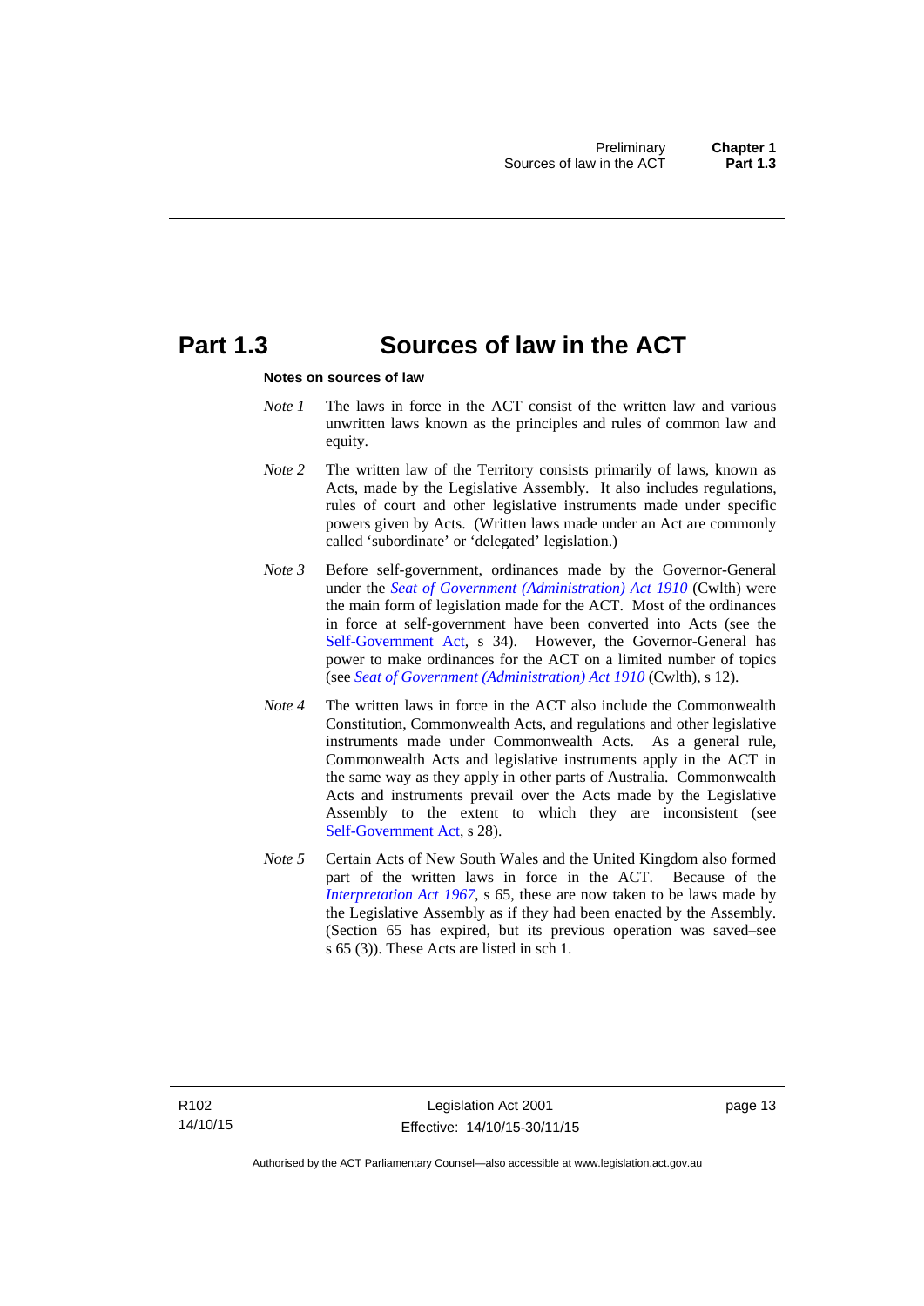# Part 1.3 Sources of law in the ACT

**Notes on sources of law**

*Note 1* The laws in force in the ACT consist of the written law and various unwritten laws known as the principles and rules of common law and equity.

*Note 2* The written law of the Territory consists primarily of laws, known as Acts, made by the Legislative Assembly. It also includes regulations, rules of court and other legislative instruments made under specific powers given by Acts. (Written laws made under an Act are commonly called 'subordinate' or 'delegated' legislation.)

*Note 3* Before self-government, ordinances made by the Governor-General under the *Seat of Government (Administration) Act 1910* (Cwlth) were the main form of legislation made for the ACT. Most of the ordinances in force at self-government have been converted into Acts (see the Self-Government Act, s 34). However, the Governor-General has power to make ordinances for the ACT on a limited number of topics (see *Seat of Government (Administration) Act 1910* (Cwlth), s 12).

*Note 4* The written laws in force in the ACT also include the Commonwealth Constitution, Commonwealth Acts, and regulations and other legislative instruments made under Commonwealth Acts. As a general rule, Commonwealth Acts and legislative instruments apply in the ACT in the same way as they apply in other parts of Australia. Commonwealth Acts and instruments prevail over the Acts made by the Legislative Assembly to the extent to which they are inconsistent (see Self-Government Act, s 28).

*Note 5* Certain Acts of New South Wales and the United Kingdom also formed part of the written laws in force in the ACT. Because of the *Interpretation Act 1967*, s 65, these are now taken to be laws made by the Legislative Assembly as if they had been enacted by the Assembly. (Section 65 has expired, but its previous operation was saved–see s 65 (3)). These Acts are listed in sch 1.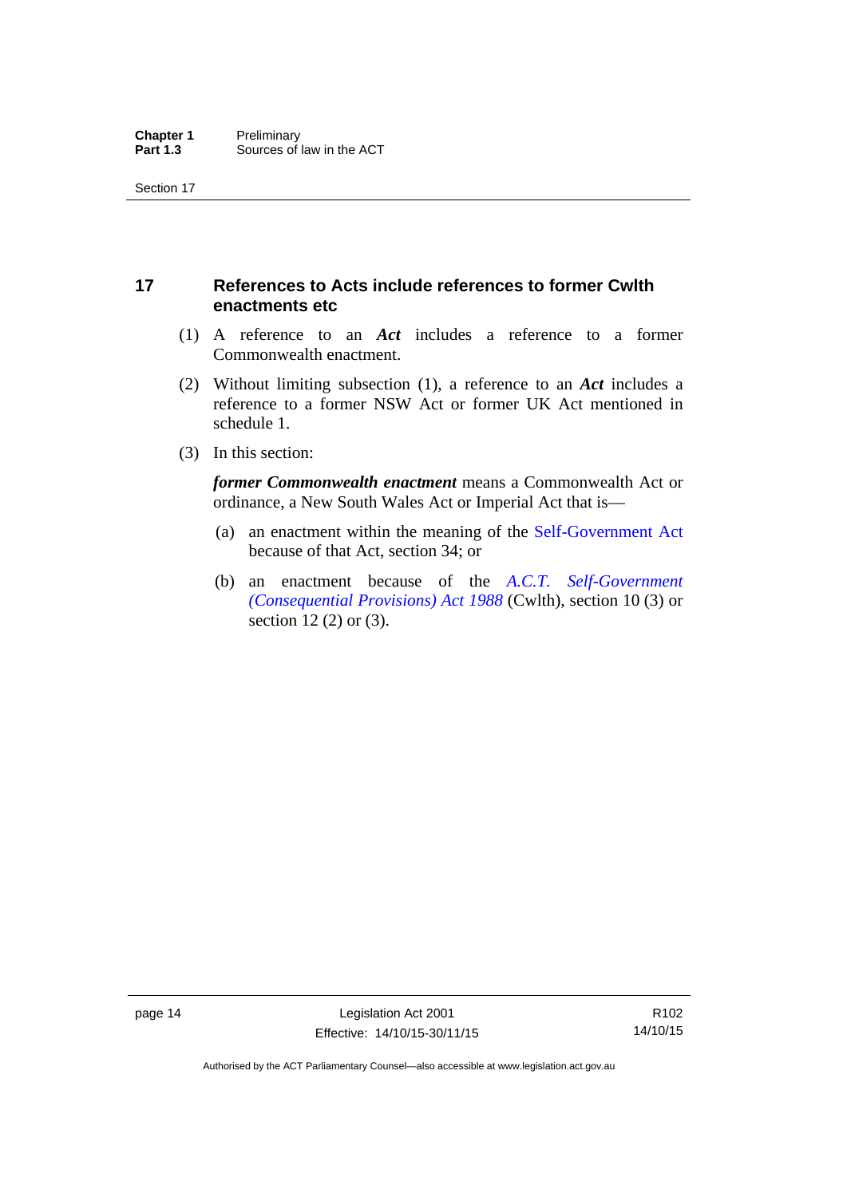## 17 References to Acts include references to former Cwlth enactments etc

(1) A reference to an ***Act*** includes a reference to a former Commonwealth enactment.

(2) Without limiting subsection (1), a reference to an ***Act*** includes a reference to a former NSW Act or former UK Act mentioned in schedule 1.

(3) In this section:

***former Commonwealth enactment*** means a Commonwealth Act or ordinance, a New South Wales Act or Imperial Act that is—

(a) an enactment within the meaning of the Self-Government Act because of that Act, section 34; or

(b) an enactment because of the *A.C.T. Self-Government (Consequential Provisions) Act 1988* (Cwlth), section 10 (3) or section 12 (2) or (3).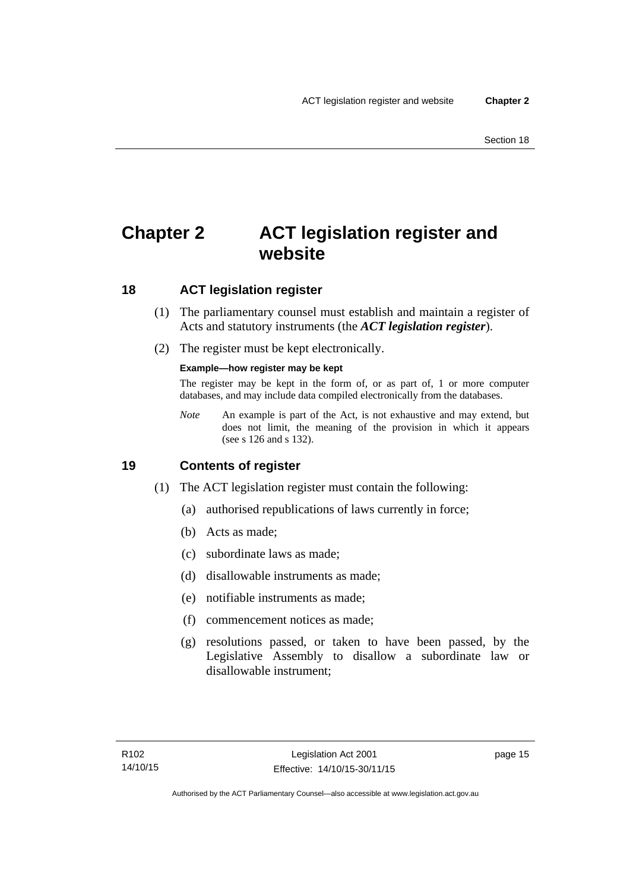# Chapter 2 ACT legislation register and website

## 18 ACT legislation register

(1) The parliamentary counsel must establish and maintain a register of Acts and statutory instruments (the ***ACT legislation register***).

(2) The register must be kept electronically.

**Example—how register may be kept**

The register may be kept in the form of, or as part of, 1 or more computer databases, and may include data compiled electronically from the databases.

*Note* An example is part of the Act, is not exhaustive and may extend, but does not limit, the meaning of the provision in which it appears (see s 126 and s 132).

## 19 Contents of register

(1) The ACT legislation register must contain the following:

(a) authorised republications of laws currently in force;

(b) Acts as made;

(c) subordinate laws as made;

(d) disallowable instruments as made;

(e) notifiable instruments as made;

(f) commencement notices as made;

(g) resolutions passed, or taken to have been passed, by the Legislative Assembly to disallow a subordinate law or disallowable instrument;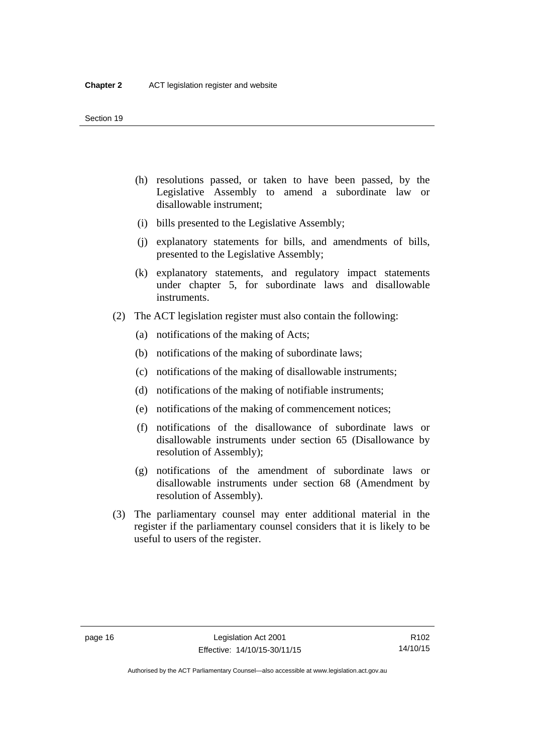(h) resolutions passed, or taken to have been passed, by the Legislative Assembly to amend a subordinate law or disallowable instrument;

(i) bills presented to the Legislative Assembly;

(j) explanatory statements for bills, and amendments of bills, presented to the Legislative Assembly;

(k) explanatory statements, and regulatory impact statements under chapter 5, for subordinate laws and disallowable instruments.

(2) The ACT legislation register must also contain the following:

(a) notifications of the making of Acts;

(b) notifications of the making of subordinate laws;

(c) notifications of the making of disallowable instruments;

(d) notifications of the making of notifiable instruments;

(e) notifications of the making of commencement notices;

(f) notifications of the disallowance of subordinate laws or disallowable instruments under section 65 (Disallowance by resolution of Assembly);

(g) notifications of the amendment of subordinate laws or disallowable instruments under section 68 (Amendment by resolution of Assembly).

(3) The parliamentary counsel may enter additional material in the register if the parliamentary counsel considers that it is likely to be useful to users of the register.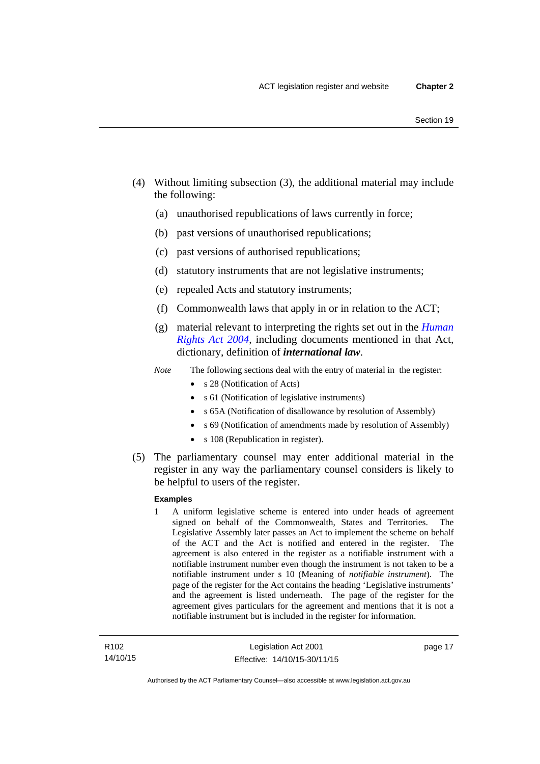(4) Without limiting subsection (3), the additional material may include the following:

(a) unauthorised republications of laws currently in force;

(b) past versions of unauthorised republications;

(c) past versions of authorised republications;

(d) statutory instruments that are not legislative instruments;

(e) repealed Acts and statutory instruments;

(f) Commonwealth laws that apply in or in relation to the ACT;

(g) material relevant to interpreting the rights set out in the *Human Rights Act 2004*, including documents mentioned in that Act, dictionary, definition of ***international law***.

*Note* The following sections deal with the entry of material in the register:

- s 28 (Notification of Acts)
- s 61 (Notification of legislative instruments)
- s 65A (Notification of disallowance by resolution of Assembly)
- s 69 (Notification of amendments made by resolution of Assembly)
- s 108 (Republication in register).

(5) The parliamentary counsel may enter additional material in the register in any way the parliamentary counsel considers is likely to be helpful to users of the register.

**Examples**

1 A uniform legislative scheme is entered into under heads of agreement signed on behalf of the Commonwealth, States and Territories. The Legislative Assembly later passes an Act to implement the scheme on behalf of the ACT and the Act is notified and entered in the register. The agreement is also entered in the register as a notifiable instrument with a notifiable instrument number even though the instrument is not taken to be a notifiable instrument under s 10 (Meaning of *notifiable instrument*). The page of the register for the Act contains the heading 'Legislative instruments' and the agreement is listed underneath. The page of the register for the agreement gives particulars for the agreement and mentions that it is not a notifiable instrument but is included in the register for information.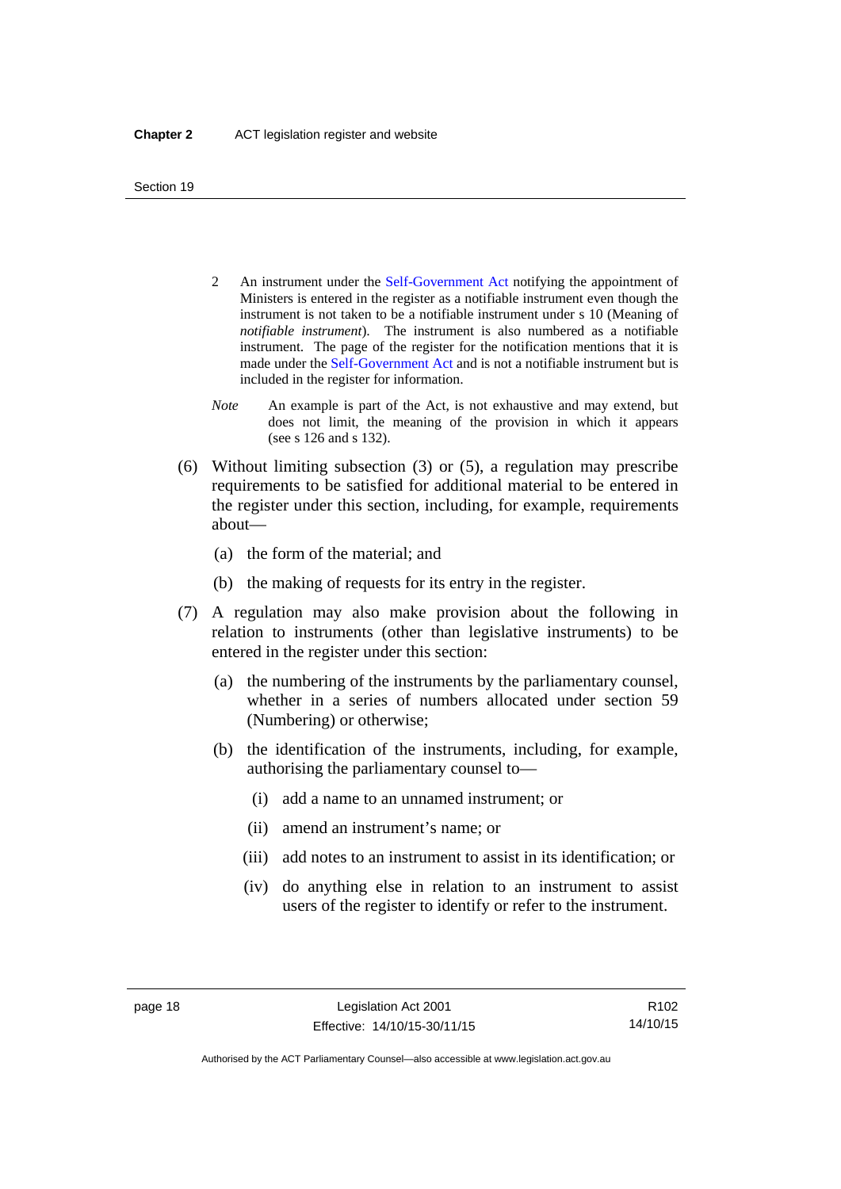2 An instrument under the Self-Government Act notifying the appointment of Ministers is entered in the register as a notifiable instrument even though the instrument is not taken to be a notifiable instrument under s 10 (Meaning of *notifiable instrument*). The instrument is also numbered as a notifiable instrument. The page of the register for the notification mentions that it is made under the Self-Government Act and is not a notifiable instrument but is included in the register for information.

*Note* An example is part of the Act, is not exhaustive and may extend, but does not limit, the meaning of the provision in which it appears (see s 126 and s 132).

(6) Without limiting subsection (3) or (5), a regulation may prescribe requirements to be satisfied for additional material to be entered in the register under this section, including, for example, requirements about—

(a) the form of the material; and

(b) the making of requests for its entry in the register.

(7) A regulation may also make provision about the following in relation to instruments (other than legislative instruments) to be entered in the register under this section:

(a) the numbering of the instruments by the parliamentary counsel, whether in a series of numbers allocated under section 59 (Numbering) or otherwise;

(b) the identification of the instruments, including, for example, authorising the parliamentary counsel to—

(i) add a name to an unnamed instrument; or

(ii) amend an instrument's name; or

(iii) add notes to an instrument to assist in its identification; or

(iv) do anything else in relation to an instrument to assist users of the register to identify or refer to the instrument.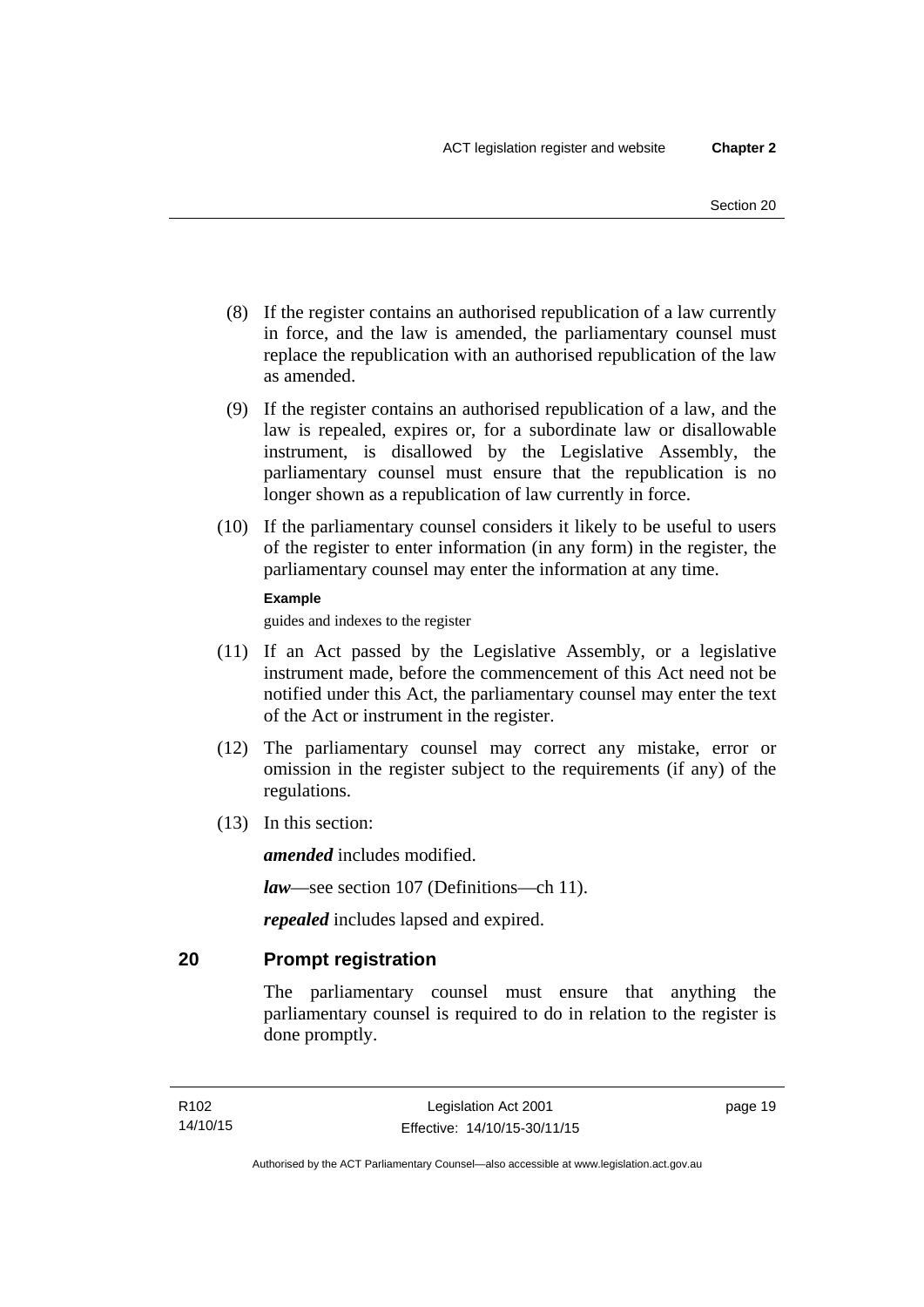(8) If the register contains an authorised republication of a law currently in force, and the law is amended, the parliamentary counsel must replace the republication with an authorised republication of the law as amended.

(9) If the register contains an authorised republication of a law, and the law is repealed, expires or, for a subordinate law or disallowable instrument, is disallowed by the Legislative Assembly, the parliamentary counsel must ensure that the republication is no longer shown as a republication of law currently in force.

(10) If the parliamentary counsel considers it likely to be useful to users of the register to enter information (in any form) in the register, the parliamentary counsel may enter the information at any time.

**Example**

guides and indexes to the register

(11) If an Act passed by the Legislative Assembly, or a legislative instrument made, before the commencement of this Act need not be notified under this Act, the parliamentary counsel may enter the text of the Act or instrument in the register.

(12) The parliamentary counsel may correct any mistake, error or omission in the register subject to the requirements (if any) of the regulations.

(13) In this section:

***amended*** includes modified.

***law***—see section 107 (Definitions—ch 11).

***repealed*** includes lapsed and expired.

## 20 Prompt registration

The parliamentary counsel must ensure that anything the parliamentary counsel is required to do in relation to the register is done promptly.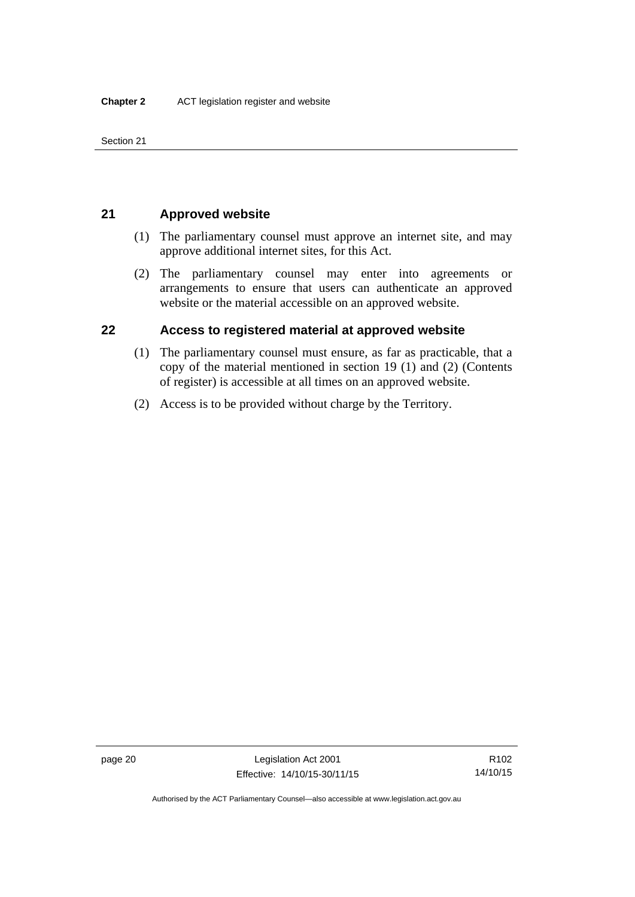## 21 Approved website

(1) The parliamentary counsel must approve an internet site, and may approve additional internet sites, for this Act.

(2) The parliamentary counsel may enter into agreements or arrangements to ensure that users can authenticate an approved website or the material accessible on an approved website.

## 22 Access to registered material at approved website

(1) The parliamentary counsel must ensure, as far as practicable, that a copy of the material mentioned in section 19 (1) and (2) (Contents of register) is accessible at all times on an approved website.

(2) Access is to be provided without charge by the Territory.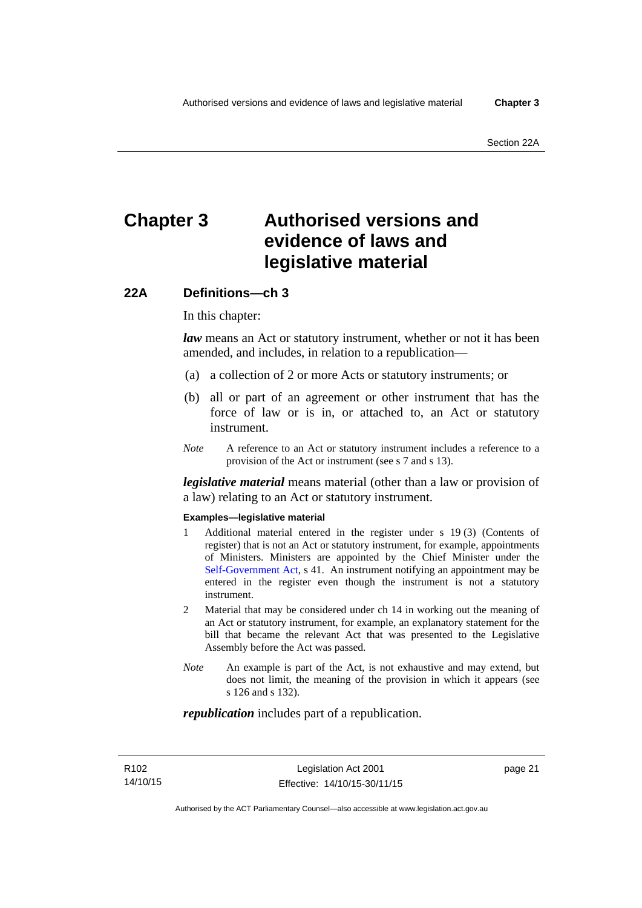# Chapter 3 Authorised versions and evidence of laws and legislative material

## 22A Definitions—ch 3

In this chapter:

***law*** means an Act or statutory instrument, whether or not it has been amended, and includes, in relation to a republication—

(a) a collection of 2 or more Acts or statutory instruments; or

(b) all or part of an agreement or other instrument that has the force of law or is in, or attached to, an Act or statutory instrument.

*Note* A reference to an Act or statutory instrument includes a reference to a provision of the Act or instrument (see s 7 and s 13).

***legislative material*** means material (other than a law or provision of a law) relating to an Act or statutory instrument.

**Examples—legislative material**

1 Additional material entered in the register under s 19 (3) (Contents of register) that is not an Act or statutory instrument, for example, appointments of Ministers. Ministers are appointed by the Chief Minister under the Self-Government Act, s 41. An instrument notifying an appointment may be entered in the register even though the instrument is not a statutory instrument.

2 Material that may be considered under ch 14 in working out the meaning of an Act or statutory instrument, for example, an explanatory statement for the bill that became the relevant Act that was presented to the Legislative Assembly before the Act was passed.

*Note* An example is part of the Act, is not exhaustive and may extend, but does not limit, the meaning of the provision in which it appears (see s 126 and s 132).

***republication*** includes part of a republication.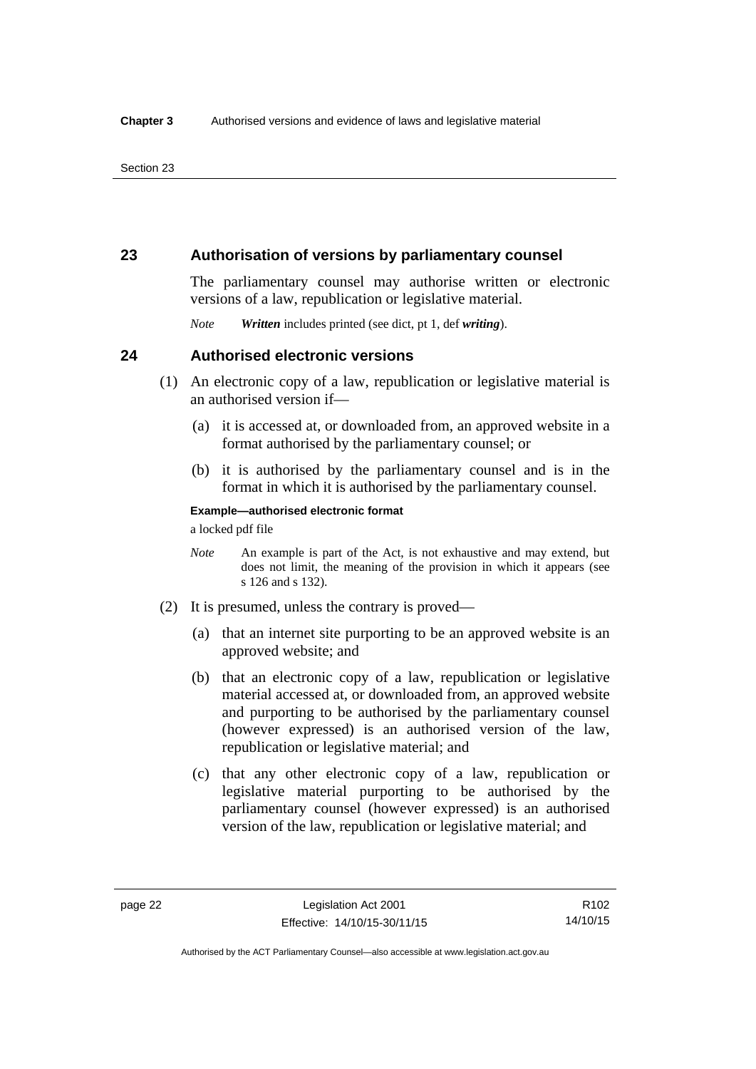## 23 Authorisation of versions by parliamentary counsel

The parliamentary counsel may authorise written or electronic versions of a law, republication or legislative material.

*Note* ***Written*** includes printed (see dict, pt 1, def ***writing***).

## 24 Authorised electronic versions

(1) An electronic copy of a law, republication or legislative material is an authorised version if—

(a) it is accessed at, or downloaded from, an approved website in a format authorised by the parliamentary counsel; or

(b) it is authorised by the parliamentary counsel and is in the format in which it is authorised by the parliamentary counsel.

**Example—authorised electronic format**

a locked pdf file

*Note* An example is part of the Act, is not exhaustive and may extend, but does not limit, the meaning of the provision in which it appears (see s 126 and s 132).

(2) It is presumed, unless the contrary is proved—

(a) that an internet site purporting to be an approved website is an approved website; and

(b) that an electronic copy of a law, republication or legislative material accessed at, or downloaded from, an approved website and purporting to be authorised by the parliamentary counsel (however expressed) is an authorised version of the law, republication or legislative material; and

(c) that any other electronic copy of a law, republication or legislative material purporting to be authorised by the parliamentary counsel (however expressed) is an authorised version of the law, republication or legislative material; and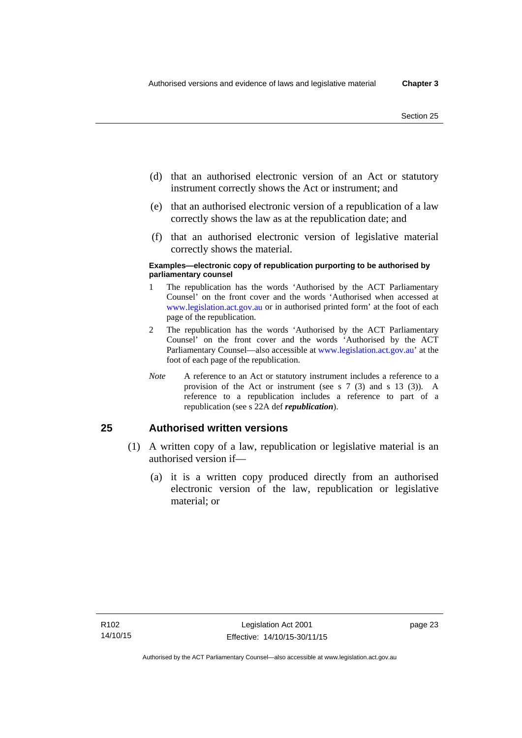(d) that an authorised electronic version of an Act or statutory instrument correctly shows the Act or instrument; and

(e) that an authorised electronic version of a republication of a law correctly shows the law as at the republication date; and

(f) that an authorised electronic version of legislative material correctly shows the material.

**Examples—electronic copy of republication purporting to be authorised by parliamentary counsel**

1 The republication has the words 'Authorised by the ACT Parliamentary Counsel' on the front cover and the words 'Authorised when accessed at www.legislation.act.gov.au or in authorised printed form' at the foot of each page of the republication.

2 The republication has the words 'Authorised by the ACT Parliamentary Counsel' on the front cover and the words 'Authorised by the ACT Parliamentary Counsel—also accessible at www.legislation.act.gov.au' at the foot of each page of the republication.

*Note* A reference to an Act or statutory instrument includes a reference to a provision of the Act or instrument (see s 7 (3) and s 13 (3)). A reference to a republication includes a reference to part of a republication (see s 22A def ***republication***).

## 25 Authorised written versions

(1) A written copy of a law, republication or legislative material is an authorised version if—

(a) it is a written copy produced directly from an authorised electronic version of the law, republication or legislative material; or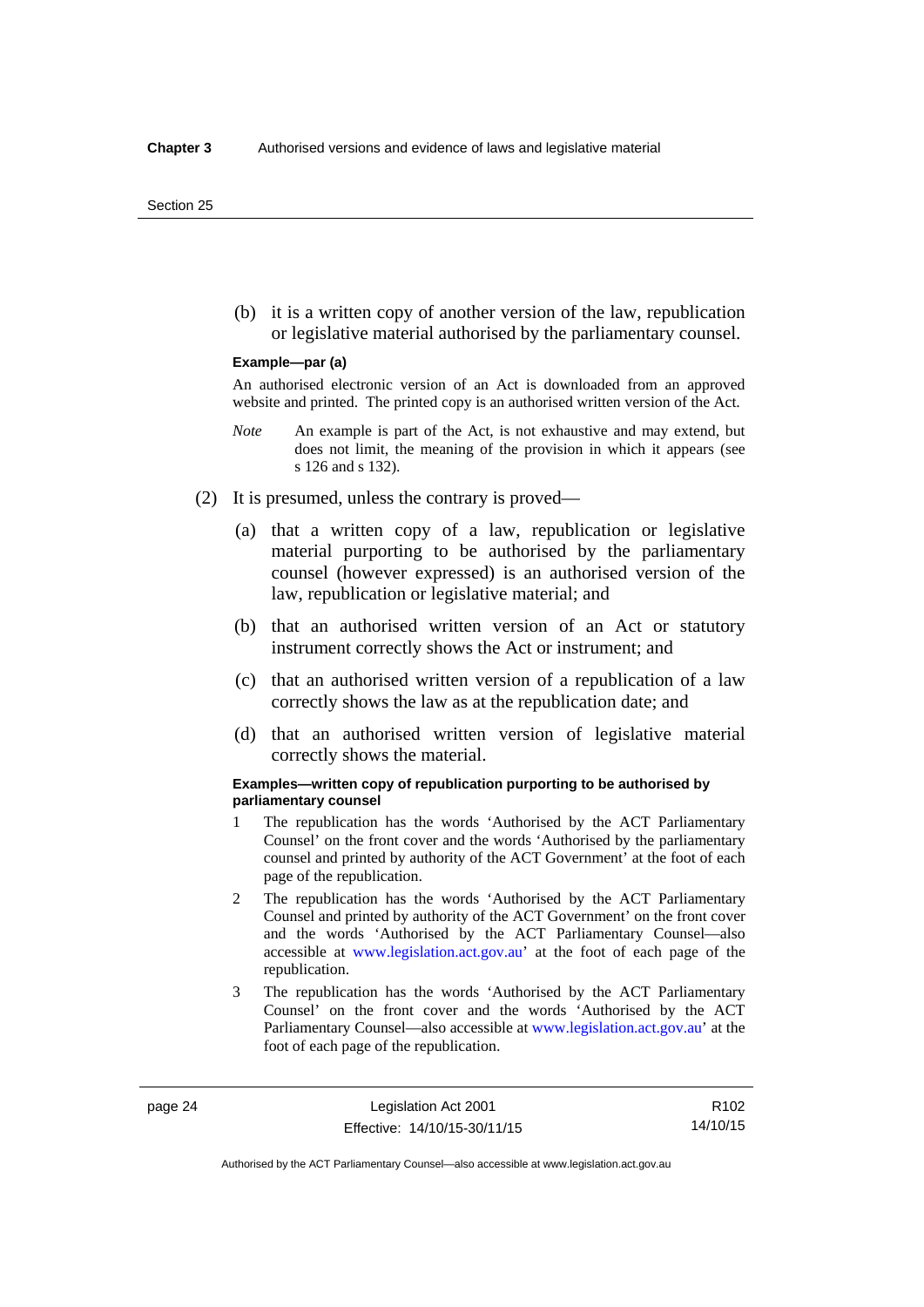(b) it is a written copy of another version of the law, republication or legislative material authorised by the parliamentary counsel.

**Example—par (a)**

An authorised electronic version of an Act is downloaded from an approved website and printed. The printed copy is an authorised written version of the Act.

*Note* An example is part of the Act, is not exhaustive and may extend, but does not limit, the meaning of the provision in which it appears (see s 126 and s 132).

(2) It is presumed, unless the contrary is proved—

(a) that a written copy of a law, republication or legislative material purporting to be authorised by the parliamentary counsel (however expressed) is an authorised version of the law, republication or legislative material; and

(b) that an authorised written version of an Act or statutory instrument correctly shows the Act or instrument; and

(c) that an authorised written version of a republication of a law correctly shows the law as at the republication date; and

(d) that an authorised written version of legislative material correctly shows the material.

**Examples—written copy of republication purporting to be authorised by parliamentary counsel**

1 The republication has the words 'Authorised by the ACT Parliamentary Counsel' on the front cover and the words 'Authorised by the parliamentary counsel and printed by authority of the ACT Government' at the foot of each page of the republication.

2 The republication has the words 'Authorised by the ACT Parliamentary Counsel and printed by authority of the ACT Government' on the front cover and the words 'Authorised by the ACT Parliamentary Counsel—also accessible at www.legislation.act.gov.au' at the foot of each page of the republication.

3 The republication has the words 'Authorised by the ACT Parliamentary Counsel' on the front cover and the words 'Authorised by the ACT Parliamentary Counsel—also accessible at www.legislation.act.gov.au' at the foot of each page of the republication.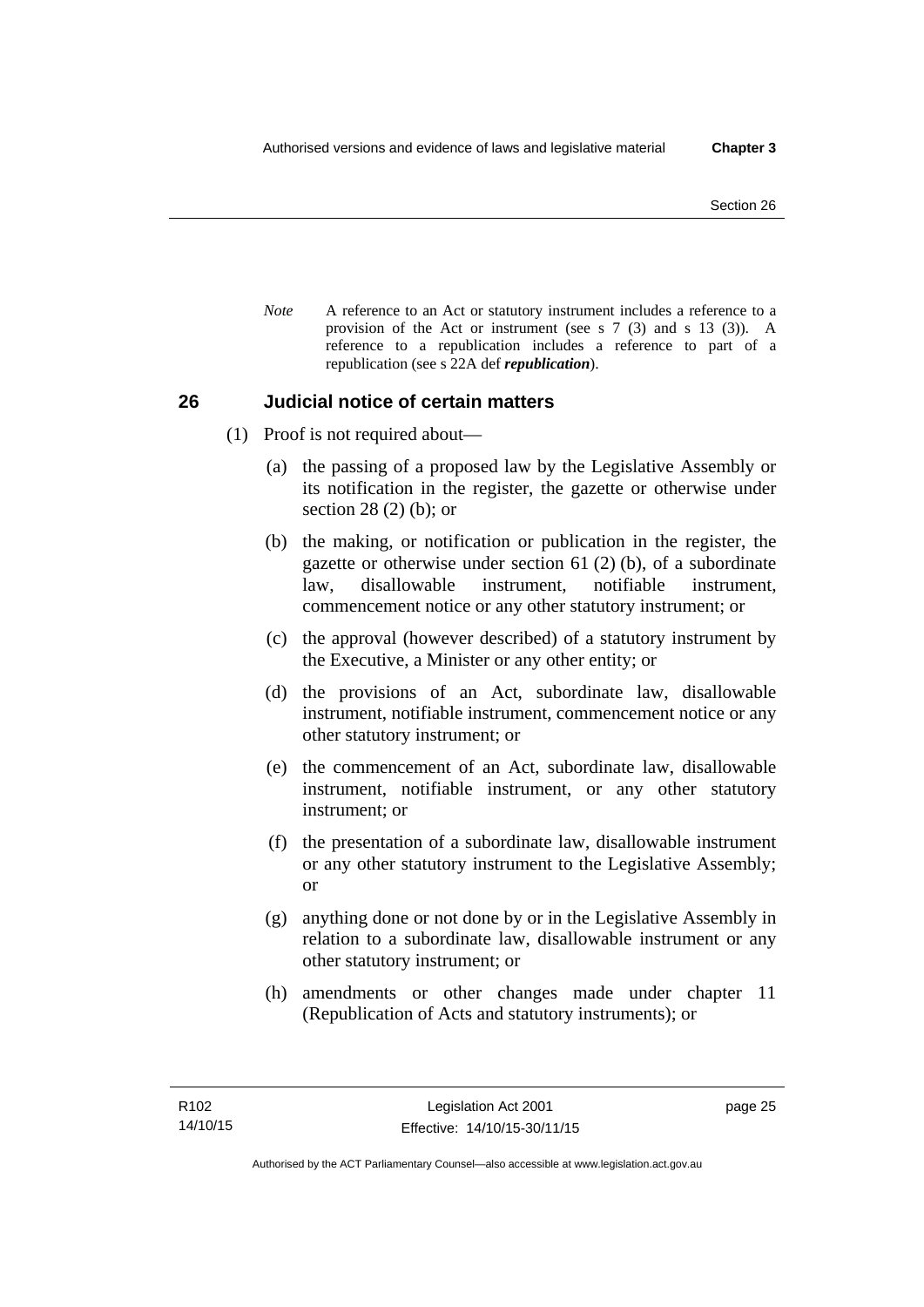*Note* A reference to an Act or statutory instrument includes a reference to a provision of the Act or instrument (see s 7 (3) and s 13 (3)). A reference to a republication includes a reference to part of a republication (see s 22A def ***republication***).

## 26 Judicial notice of certain matters

(1) Proof is not required about—

(a) the passing of a proposed law by the Legislative Assembly or its notification in the register, the gazette or otherwise under section 28 (2) (b); or

(b) the making, or notification or publication in the register, the gazette or otherwise under section 61 (2) (b), of a subordinate law, disallowable instrument, notifiable instrument, commencement notice or any other statutory instrument; or

(c) the approval (however described) of a statutory instrument by the Executive, a Minister or any other entity; or

(d) the provisions of an Act, subordinate law, disallowable instrument, notifiable instrument, commencement notice or any other statutory instrument; or

(e) the commencement of an Act, subordinate law, disallowable instrument, notifiable instrument, or any other statutory instrument; or

(f) the presentation of a subordinate law, disallowable instrument or any other statutory instrument to the Legislative Assembly; or

(g) anything done or not done by or in the Legislative Assembly in relation to a subordinate law, disallowable instrument or any other statutory instrument; or

(h) amendments or other changes made under chapter 11 (Republication of Acts and statutory instruments); or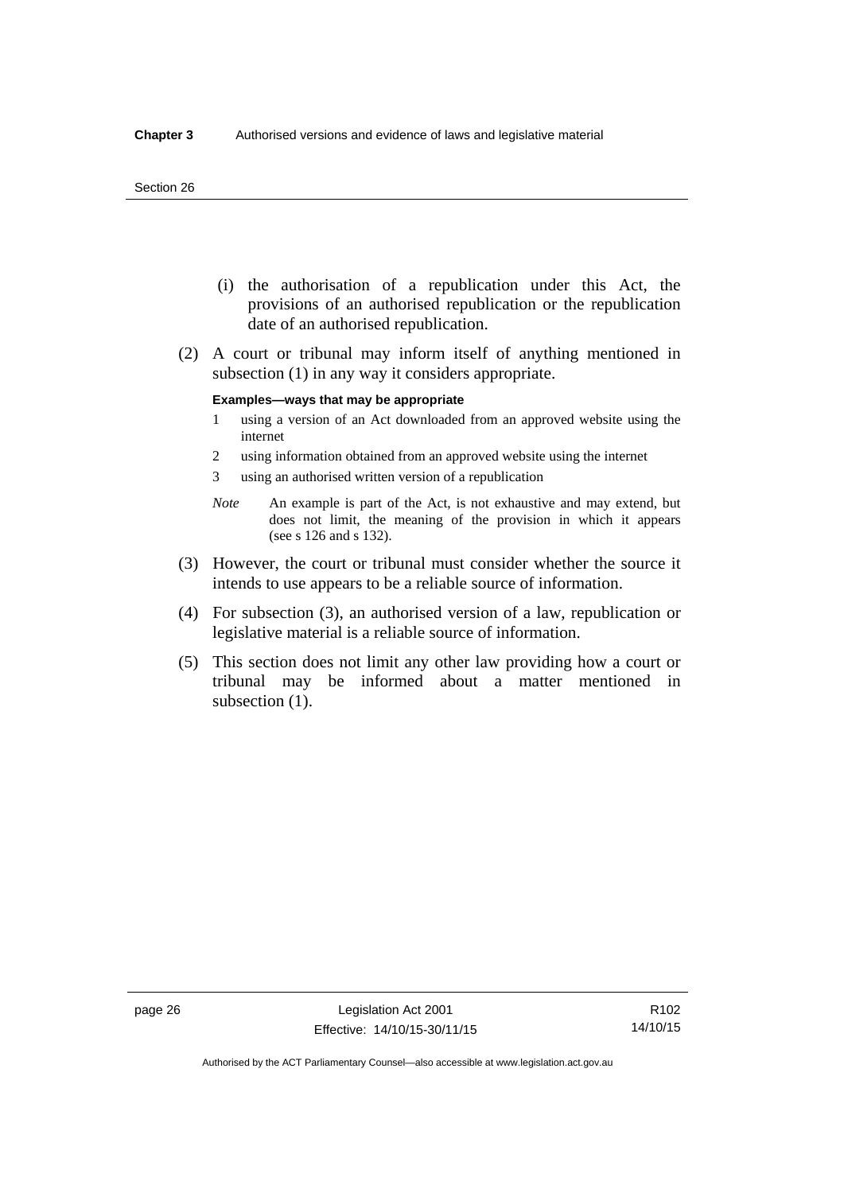(i) the authorisation of a republication under this Act, the provisions of an authorised republication or the republication date of an authorised republication.

(2) A court or tribunal may inform itself of anything mentioned in subsection (1) in any way it considers appropriate.

**Examples—ways that may be appropriate**

1 using a version of an Act downloaded from an approved website using the internet

2 using information obtained from an approved website using the internet

3 using an authorised written version of a republication

*Note* An example is part of the Act, is not exhaustive and may extend, but does not limit, the meaning of the provision in which it appears (see s 126 and s 132).

(3) However, the court or tribunal must consider whether the source it intends to use appears to be a reliable source of information.

(4) For subsection (3), an authorised version of a law, republication or legislative material is a reliable source of information.

(5) This section does not limit any other law providing how a court or tribunal may be informed about a matter mentioned in subsection (1).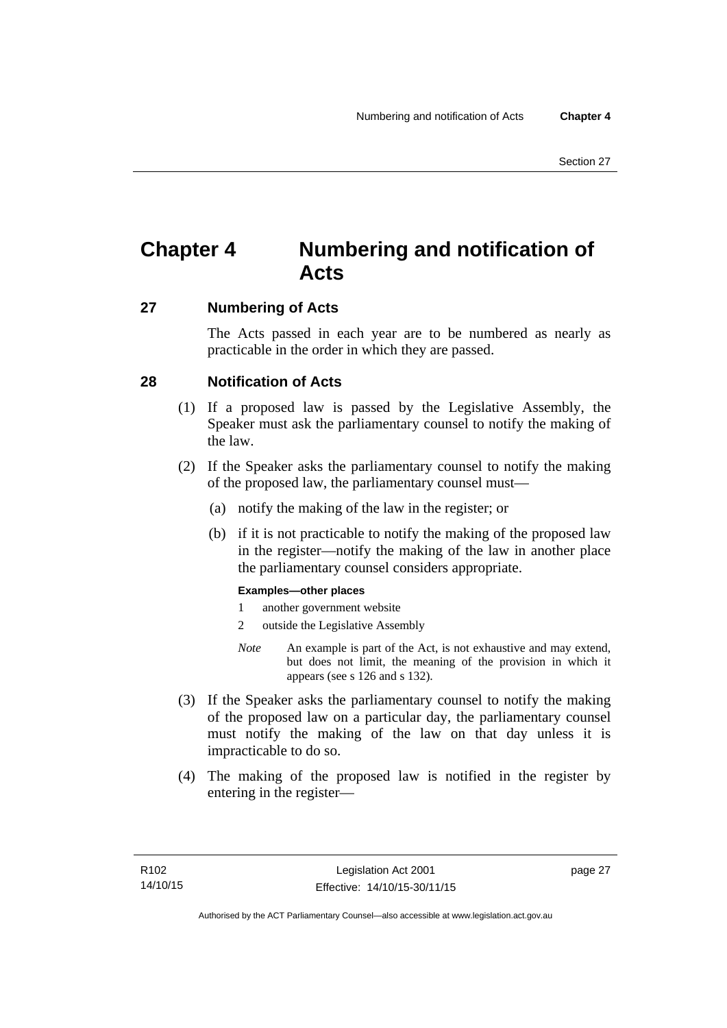# Chapter 4 Numbering and notification of Acts

## 27 Numbering of Acts

The Acts passed in each year are to be numbered as nearly as practicable in the order in which they are passed.

## 28 Notification of Acts

(1) If a proposed law is passed by the Legislative Assembly, the Speaker must ask the parliamentary counsel to notify the making of the law.

(2) If the Speaker asks the parliamentary counsel to notify the making of the proposed law, the parliamentary counsel must—

(a) notify the making of the law in the register; or

(b) if it is not practicable to notify the making of the proposed law in the register—notify the making of the law in another place the parliamentary counsel considers appropriate.

**Examples—other places**

1 another government website

2 outside the Legislative Assembly

*Note* An example is part of the Act, is not exhaustive and may extend, but does not limit, the meaning of the provision in which it appears (see s 126 and s 132).

(3) If the Speaker asks the parliamentary counsel to notify the making of the proposed law on a particular day, the parliamentary counsel must notify the making of the law on that day unless it is impracticable to do so.

(4) The making of the proposed law is notified in the register by entering in the register—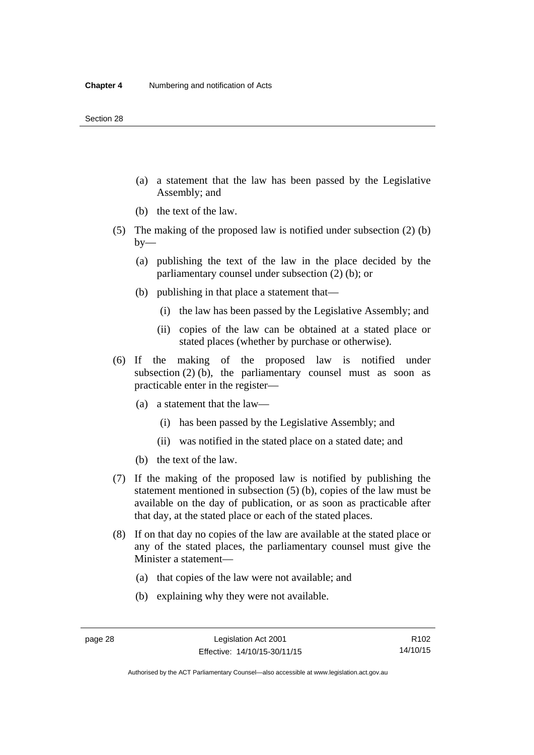(a) a statement that the law has been passed by the Legislative Assembly; and

(b) the text of the law.

(5) The making of the proposed law is notified under subsection (2) (b) by—

(a) publishing the text of the law in the place decided by the parliamentary counsel under subsection (2) (b); or

(b) publishing in that place a statement that—

(i) the law has been passed by the Legislative Assembly; and

(ii) copies of the law can be obtained at a stated place or stated places (whether by purchase or otherwise).

(6) If the making of the proposed law is notified under subsection (2) (b), the parliamentary counsel must as soon as practicable enter in the register—

(a) a statement that the law—

(i) has been passed by the Legislative Assembly; and

(ii) was notified in the stated place on a stated date; and

(b) the text of the law.

(7) If the making of the proposed law is notified by publishing the statement mentioned in subsection (5) (b), copies of the law must be available on the day of publication, or as soon as practicable after that day, at the stated place or each of the stated places.

(8) If on that day no copies of the law are available at the stated place or any of the stated places, the parliamentary counsel must give the Minister a statement—

(a) that copies of the law were not available; and

(b) explaining why they were not available.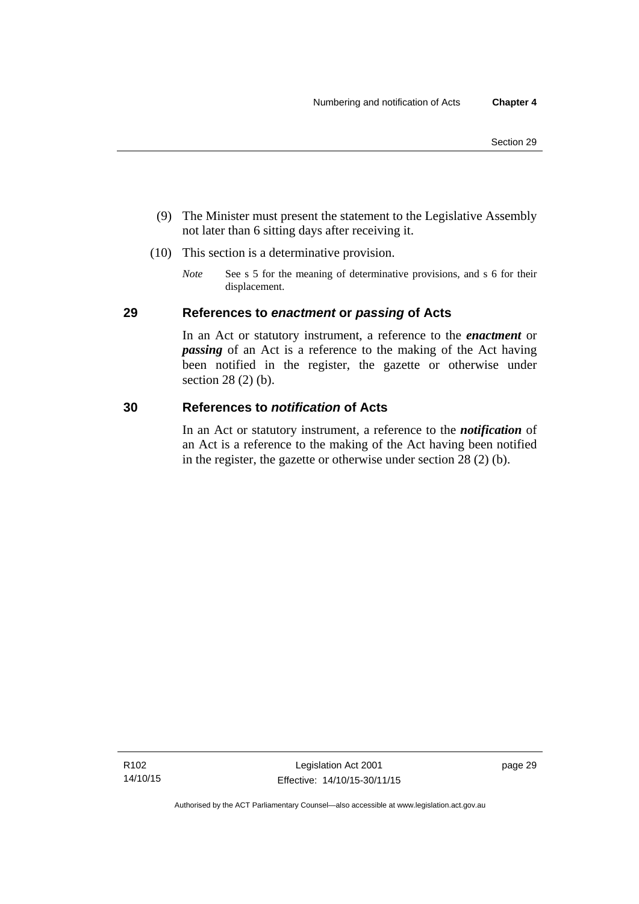(9) The Minister must present the statement to the Legislative Assembly not later than 6 sitting days after receiving it.

(10) This section is a determinative provision.

*Note* See s 5 for the meaning of determinative provisions, and s 6 for their displacement.

## 29 References to *enactment* or *passing* of Acts

In an Act or statutory instrument, a reference to the ***enactment*** or ***passing*** of an Act is a reference to the making of the Act having been notified in the register, the gazette or otherwise under section 28 (2) (b).

## 30 References to *notification* of Acts

In an Act or statutory instrument, a reference to the ***notification*** of an Act is a reference to the making of the Act having been notified in the register, the gazette or otherwise under section 28 (2) (b).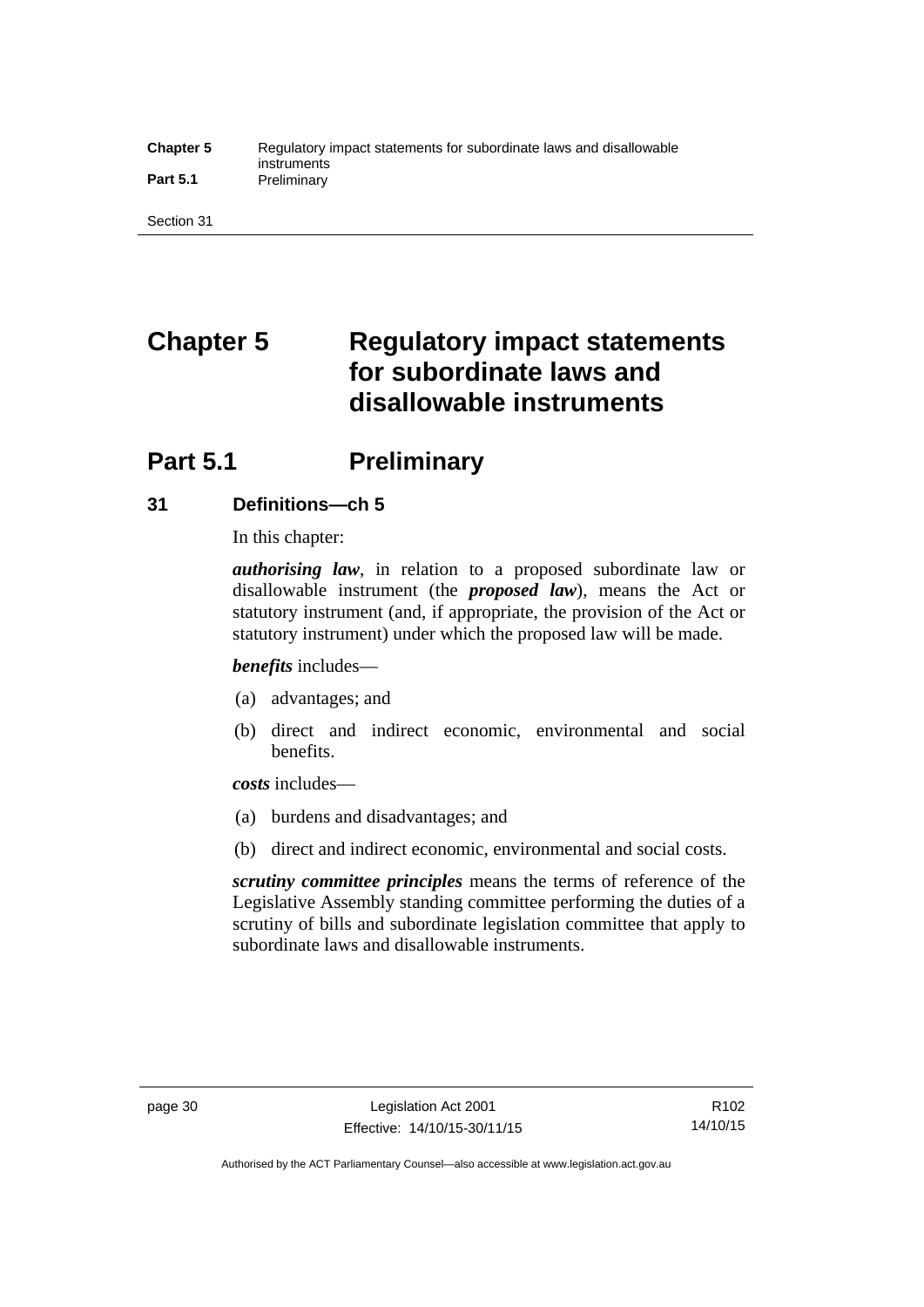# Chapter 5 Regulatory impact statements for subordinate laws and disallowable instruments

## Part 5.1 Preliminary

### 31 Definitions—ch 5

In this chapter:

***authorising law***, in relation to a proposed subordinate law or disallowable instrument (the ***proposed law***), means the Act or statutory instrument (and, if appropriate, the provision of the Act or statutory instrument) under which the proposed law will be made.

***benefits*** includes—

(a) advantages; and

(b) direct and indirect economic, environmental and social benefits.

***costs*** includes—

(a) burdens and disadvantages; and

(b) direct and indirect economic, environmental and social costs.

***scrutiny committee principles*** means the terms of reference of the Legislative Assembly standing committee performing the duties of a scrutiny of bills and subordinate legislation committee that apply to subordinate laws and disallowable instruments.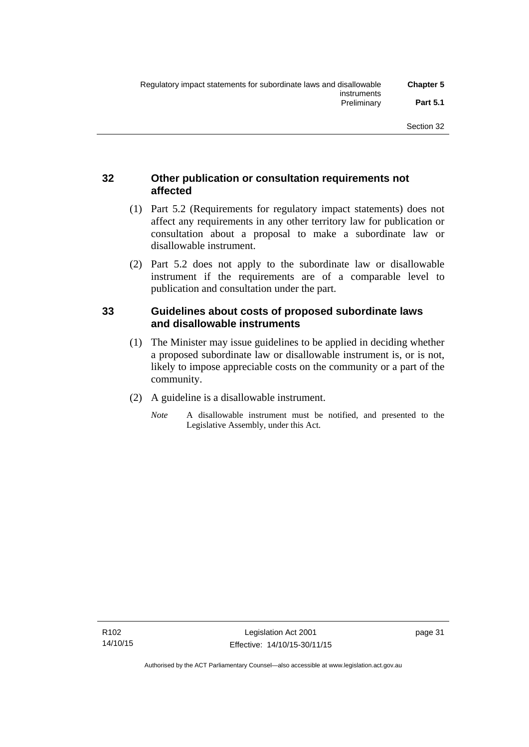## 32 Other publication or consultation requirements not affected

(1) Part 5.2 (Requirements for regulatory impact statements) does not affect any requirements in any other territory law for publication or consultation about a proposal to make a subordinate law or disallowable instrument.

(2) Part 5.2 does not apply to the subordinate law or disallowable instrument if the requirements are of a comparable level to publication and consultation under the part.

## 33 Guidelines about costs of proposed subordinate laws and disallowable instruments

(1) The Minister may issue guidelines to be applied in deciding whether a proposed subordinate law or disallowable instrument is, or is not, likely to impose appreciable costs on the community or a part of the community.

(2) A guideline is a disallowable instrument.

*Note* A disallowable instrument must be notified, and presented to the Legislative Assembly, under this Act.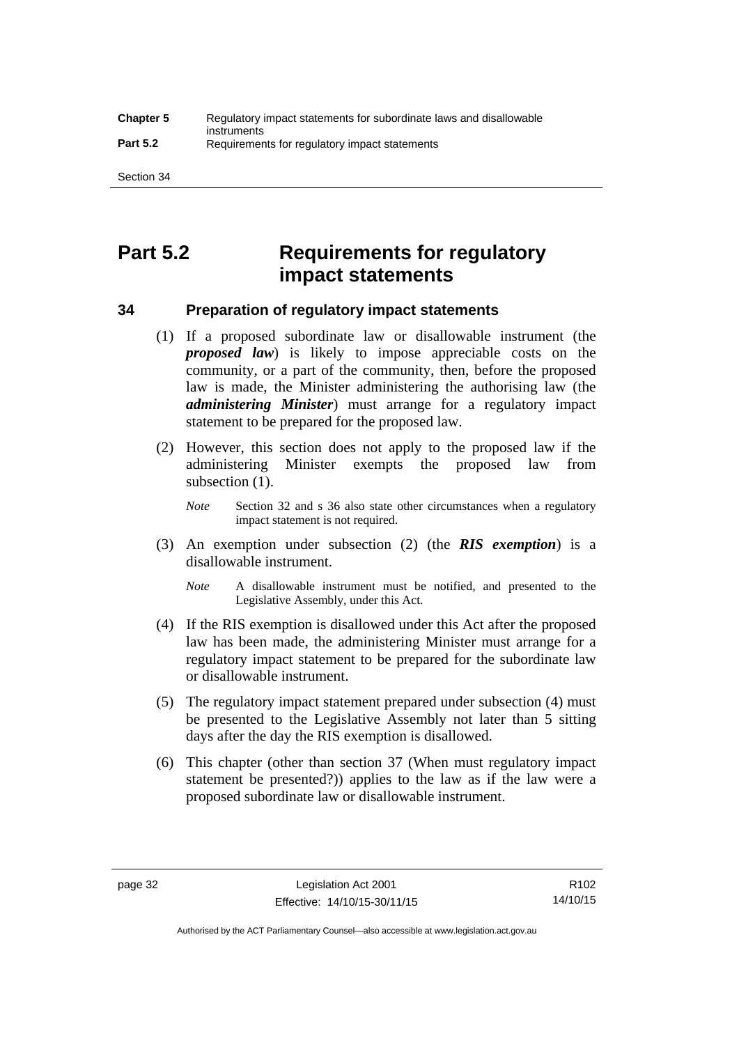# Part 5.2 Requirements for regulatory impact statements

## 34 Preparation of regulatory impact statements

(1) If a proposed subordinate law or disallowable instrument (the ***proposed law***) is likely to impose appreciable costs on the community, or a part of the community, then, before the proposed law is made, the Minister administering the authorising law (the ***administering Minister***) must arrange for a regulatory impact statement to be prepared for the proposed law.

(2) However, this section does not apply to the proposed law if the administering Minister exempts the proposed law from subsection (1).

*Note* Section 32 and s 36 also state other circumstances when a regulatory impact statement is not required.

(3) An exemption under subsection (2) (the ***RIS exemption***) is a disallowable instrument.

*Note* A disallowable instrument must be notified, and presented to the Legislative Assembly, under this Act.

(4) If the RIS exemption is disallowed under this Act after the proposed law has been made, the administering Minister must arrange for a regulatory impact statement to be prepared for the subordinate law or disallowable instrument.

(5) The regulatory impact statement prepared under subsection (4) must be presented to the Legislative Assembly not later than 5 sitting days after the day the RIS exemption is disallowed.

(6) This chapter (other than section 37 (When must regulatory impact statement be presented?)) applies to the law as if the law were a proposed subordinate law or disallowable instrument.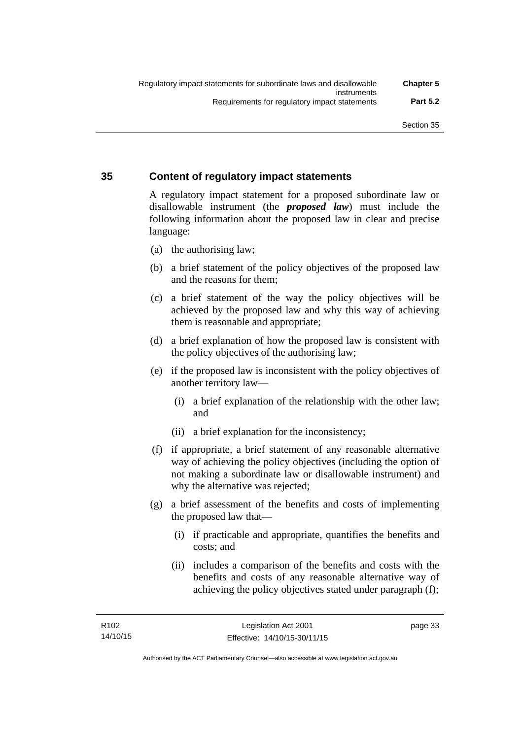## 35 Content of regulatory impact statements

A regulatory impact statement for a proposed subordinate law or disallowable instrument (the ***proposed law***) must include the following information about the proposed law in clear and precise language:

(a) the authorising law;

(b) a brief statement of the policy objectives of the proposed law and the reasons for them;

(c) a brief statement of the way the policy objectives will be achieved by the proposed law and why this way of achieving them is reasonable and appropriate;

(d) a brief explanation of how the proposed law is consistent with the policy objectives of the authorising law;

(e) if the proposed law is inconsistent with the policy objectives of another territory law—

  (i) a brief explanation of the relationship with the other law; and

  (ii) a brief explanation for the inconsistency;

(f) if appropriate, a brief statement of any reasonable alternative way of achieving the policy objectives (including the option of not making a subordinate law or disallowable instrument) and why the alternative was rejected;

(g) a brief assessment of the benefits and costs of implementing the proposed law that—

  (i) if practicable and appropriate, quantifies the benefits and costs; and

  (ii) includes a comparison of the benefits and costs with the benefits and costs of any reasonable alternative way of achieving the policy objectives stated under paragraph (f);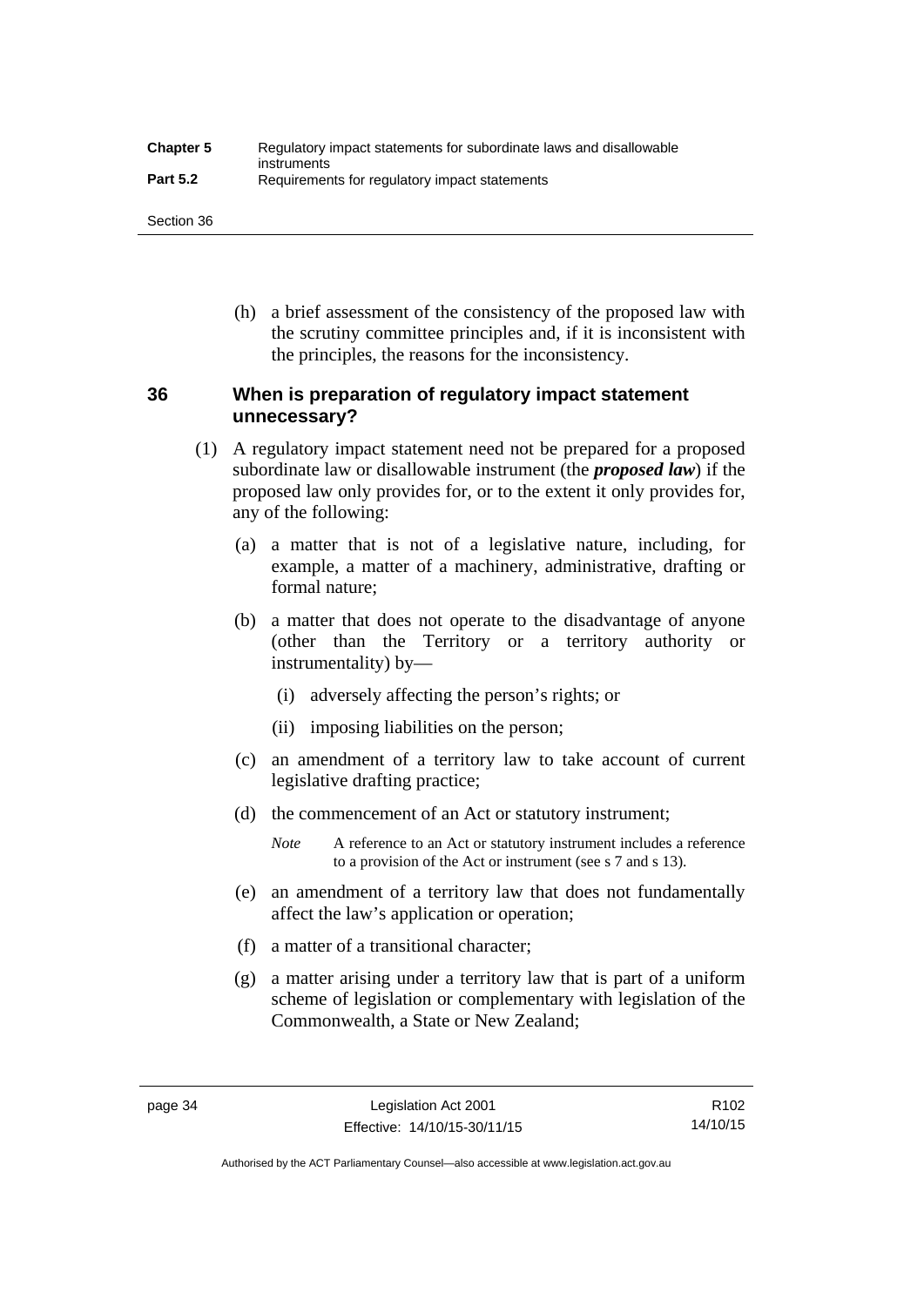(h) a brief assessment of the consistency of the proposed law with the scrutiny committee principles and, if it is inconsistent with the principles, the reasons for the inconsistency.

## 36 When is preparation of regulatory impact statement unnecessary?

(1) A regulatory impact statement need not be prepared for a proposed subordinate law or disallowable instrument (the ***proposed law***) if the proposed law only provides for, or to the extent it only provides for, any of the following:

(a) a matter that is not of a legislative nature, including, for example, a matter of a machinery, administrative, drafting or formal nature;

(b) a matter that does not operate to the disadvantage of anyone (other than the Territory or a territory authority or instrumentality) by—

(i) adversely affecting the person's rights; or

(ii) imposing liabilities on the person;

(c) an amendment of a territory law to take account of current legislative drafting practice;

(d) the commencement of an Act or statutory instrument;

*Note* A reference to an Act or statutory instrument includes a reference to a provision of the Act or instrument (see s 7 and s 13).

(e) an amendment of a territory law that does not fundamentally affect the law's application or operation;

(f) a matter of a transitional character;

(g) a matter arising under a territory law that is part of a uniform scheme of legislation or complementary with legislation of the Commonwealth, a State or New Zealand;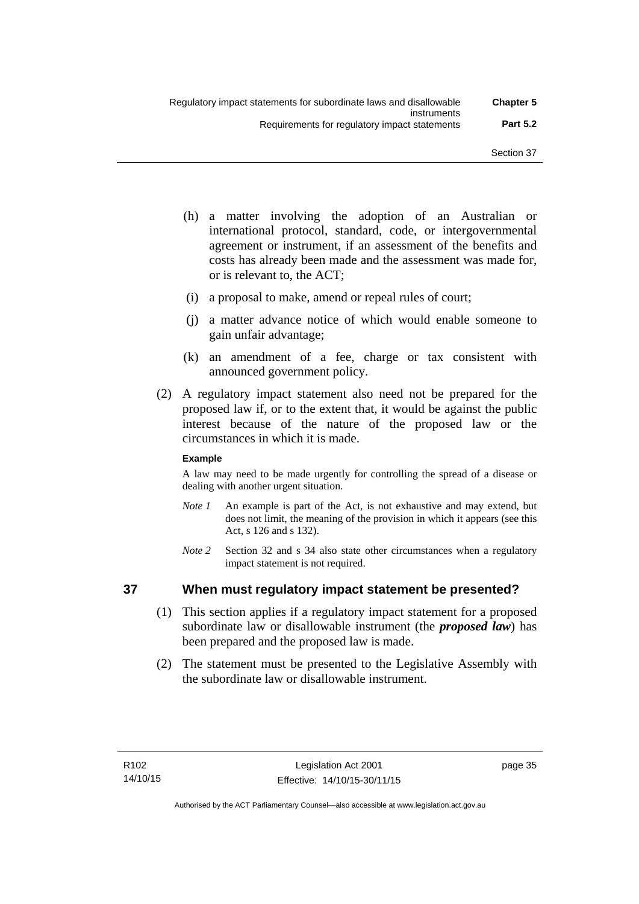(h) a matter involving the adoption of an Australian or international protocol, standard, code, or intergovernmental agreement or instrument, if an assessment of the benefits and costs has already been made and the assessment was made for, or is relevant to, the ACT;

(i) a proposal to make, amend or repeal rules of court;

(j) a matter advance notice of which would enable someone to gain unfair advantage;

(k) an amendment of a fee, charge or tax consistent with announced government policy.

(2) A regulatory impact statement also need not be prepared for the proposed law if, or to the extent that, it would be against the public interest because of the nature of the proposed law or the circumstances in which it is made.

**Example**

A law may need to be made urgently for controlling the spread of a disease or dealing with another urgent situation.

*Note 1* An example is part of the Act, is not exhaustive and may extend, but does not limit, the meaning of the provision in which it appears (see this Act, s 126 and s 132).

*Note 2* Section 32 and s 34 also state other circumstances when a regulatory impact statement is not required.

## 37 When must regulatory impact statement be presented?

(1) This section applies if a regulatory impact statement for a proposed subordinate law or disallowable instrument (the ***proposed law***) has been prepared and the proposed law is made.

(2) The statement must be presented to the Legislative Assembly with the subordinate law or disallowable instrument.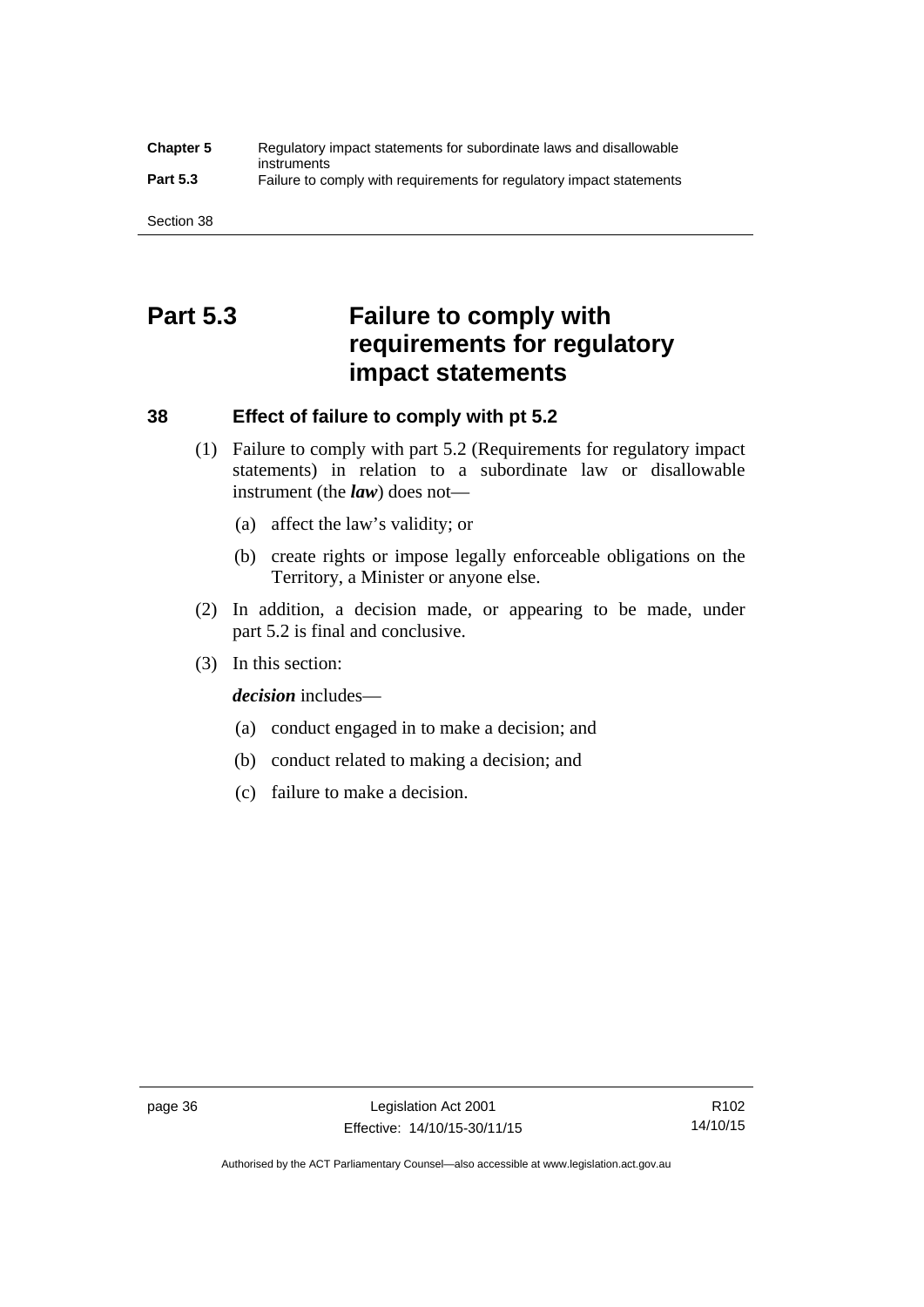# Part 5.3 Failure to comply with requirements for regulatory impact statements

## 38 Effect of failure to comply with pt 5.2

(1) Failure to comply with part 5.2 (Requirements for regulatory impact statements) in relation to a subordinate law or disallowable instrument (the ***law***) does not—

- (a) affect the law's validity; or
- (b) create rights or impose legally enforceable obligations on the Territory, a Minister or anyone else.

(2) In addition, a decision made, or appearing to be made, under part 5.2 is final and conclusive.

(3) In this section:

***decision*** includes—

- (a) conduct engaged in to make a decision; and
- (b) conduct related to making a decision; and
- (c) failure to make a decision.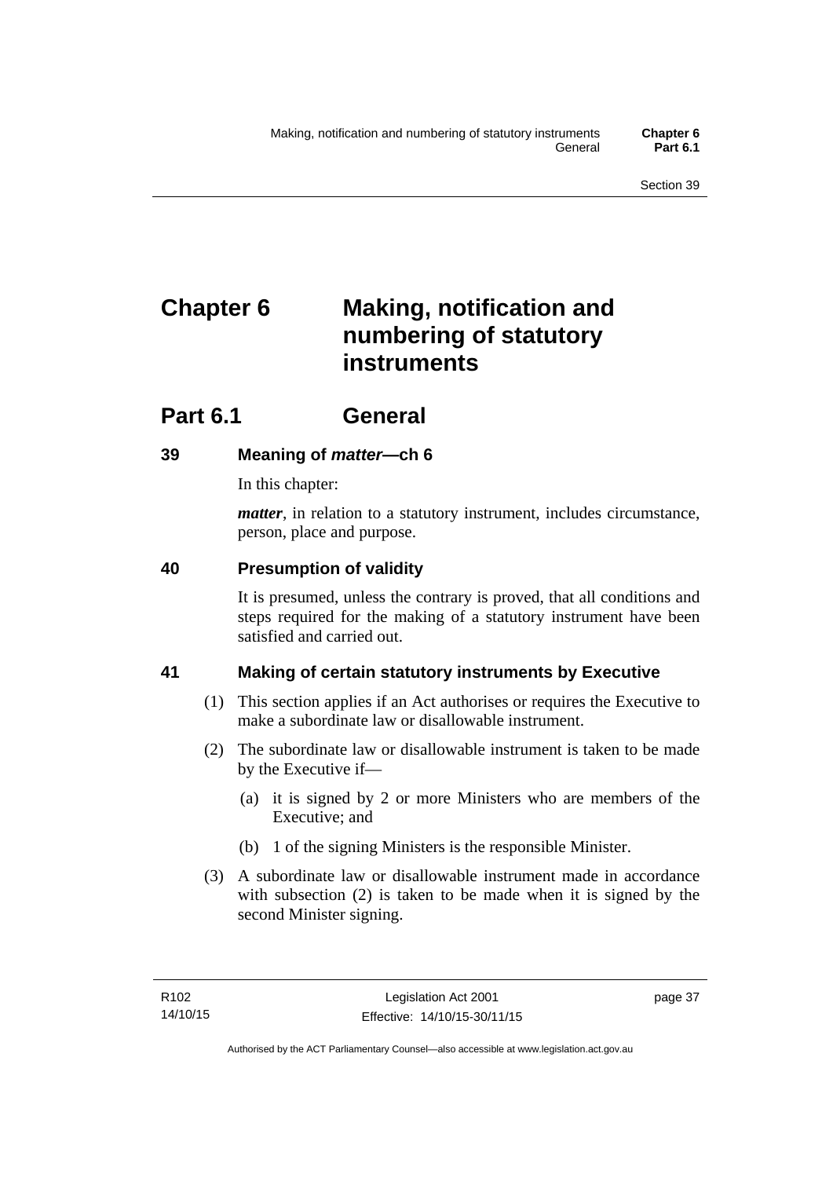# Chapter 6 Making, notification and numbering of statutory instruments

## Part 6.1 General

### 39 Meaning of *matter*—ch 6

In this chapter:

***matter***, in relation to a statutory instrument, includes circumstance, person, place and purpose.

### 40 Presumption of validity

It is presumed, unless the contrary is proved, that all conditions and steps required for the making of a statutory instrument have been satisfied and carried out.

### 41 Making of certain statutory instruments by Executive

(1) This section applies if an Act authorises or requires the Executive to make a subordinate law or disallowable instrument.

(2) The subordinate law or disallowable instrument is taken to be made by the Executive if—

(a) it is signed by 2 or more Ministers who are members of the Executive; and

(b) 1 of the signing Ministers is the responsible Minister.

(3) A subordinate law or disallowable instrument made in accordance with subsection (2) is taken to be made when it is signed by the second Minister signing.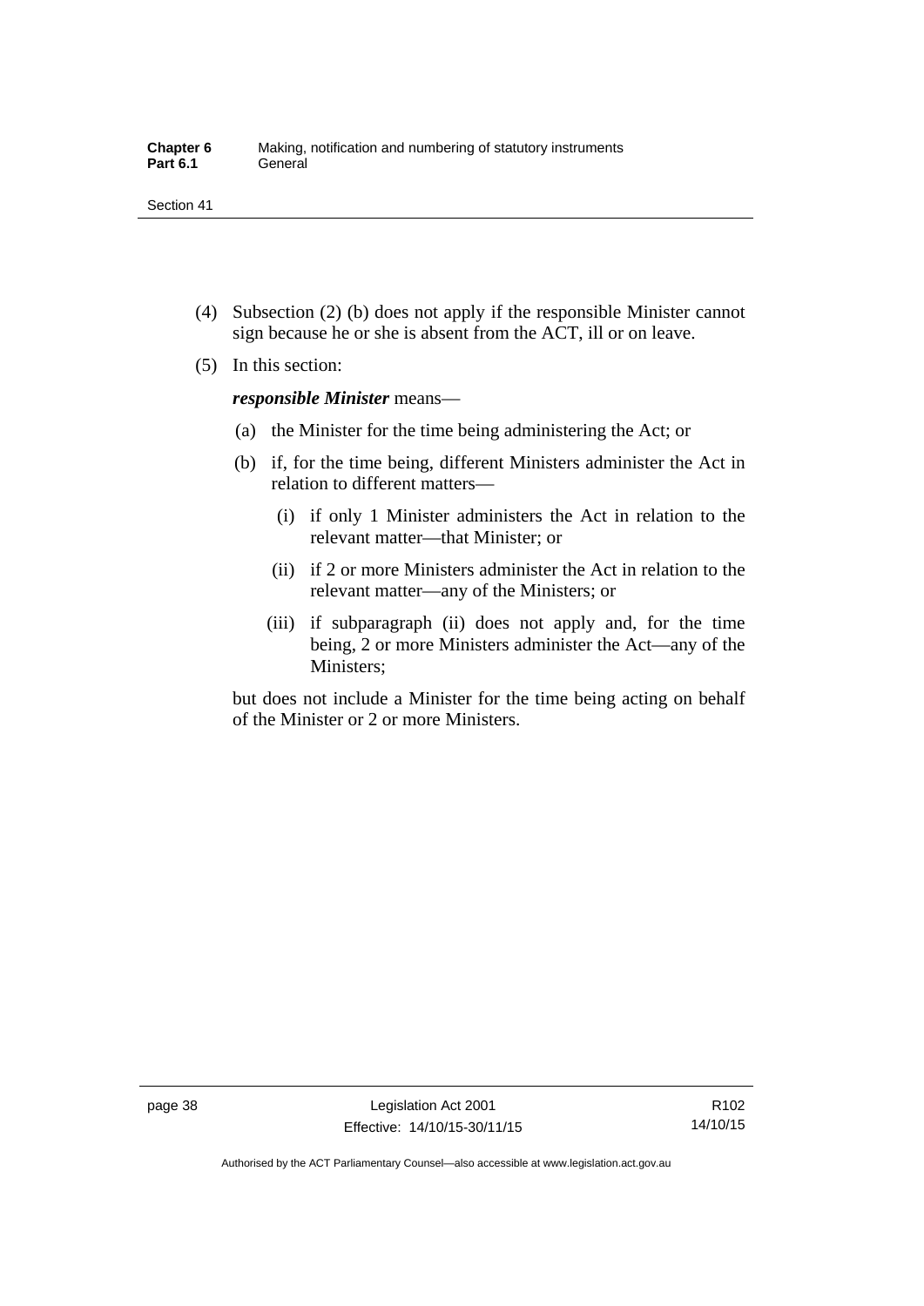(4) Subsection (2) (b) does not apply if the responsible Minister cannot sign because he or she is absent from the ACT, ill or on leave.

(5) In this section:

***responsible Minister*** means—

(a) the Minister for the time being administering the Act; or

(b) if, for the time being, different Ministers administer the Act in relation to different matters—

(i) if only 1 Minister administers the Act in relation to the relevant matter—that Minister; or

(ii) if 2 or more Ministers administer the Act in relation to the relevant matter—any of the Ministers; or

(iii) if subparagraph (ii) does not apply and, for the time being, 2 or more Ministers administer the Act—any of the Ministers;

but does not include a Minister for the time being acting on behalf of the Minister or 2 or more Ministers.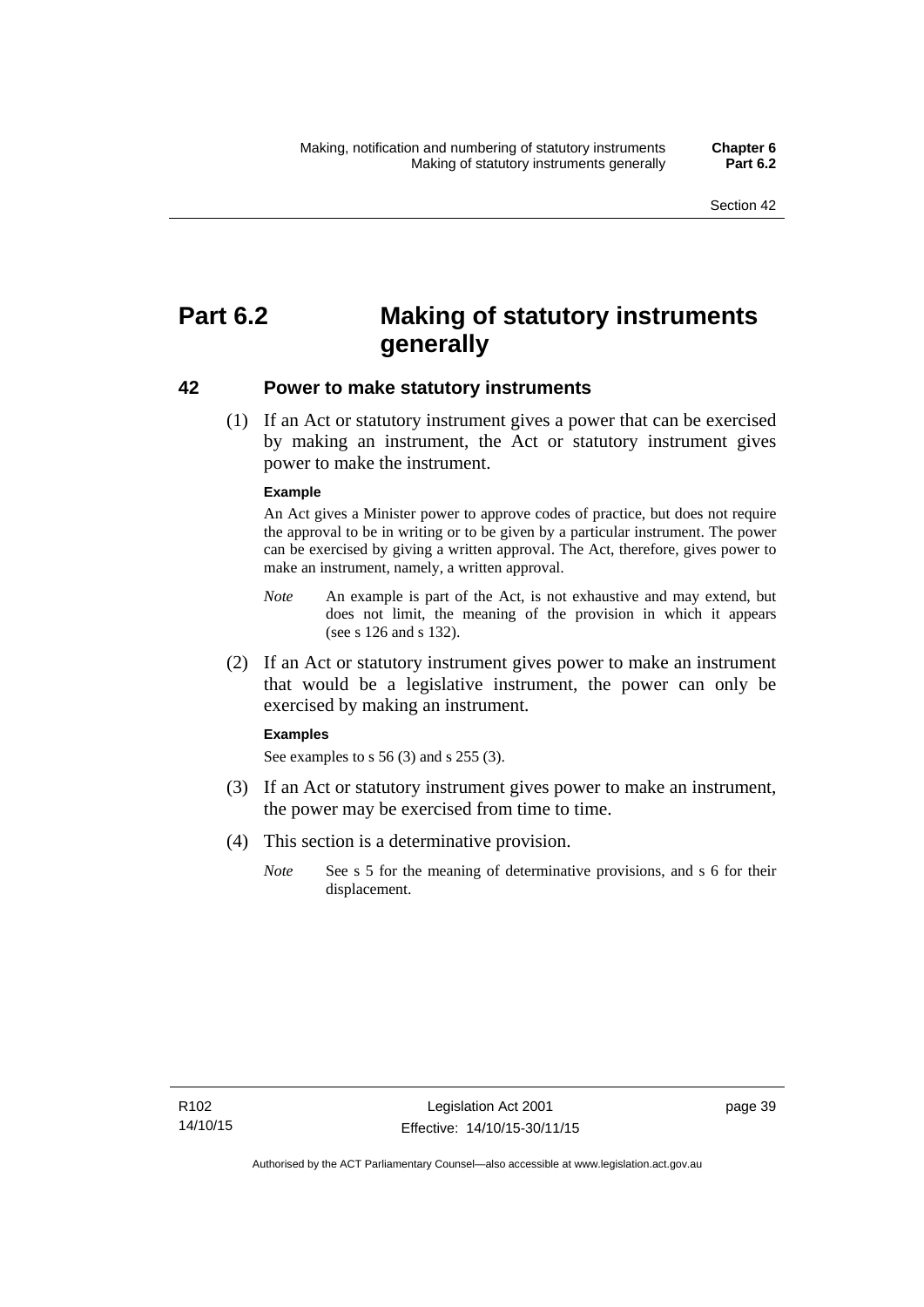# Part 6.2 Making of statutory instruments generally

## 42 Power to make statutory instruments

(1) If an Act or statutory instrument gives a power that can be exercised by making an instrument, the Act or statutory instrument gives power to make the instrument.

**Example**

An Act gives a Minister power to approve codes of practice, but does not require the approval to be in writing or to be given by a particular instrument. The power can be exercised by giving a written approval. The Act, therefore, gives power to make an instrument, namely, a written approval.

*Note* An example is part of the Act, is not exhaustive and may extend, but does not limit, the meaning of the provision in which it appears (see s 126 and s 132).

(2) If an Act or statutory instrument gives power to make an instrument that would be a legislative instrument, the power can only be exercised by making an instrument.

**Examples**

See examples to s 56 (3) and s 255 (3).

(3) If an Act or statutory instrument gives power to make an instrument, the power may be exercised from time to time.

(4) This section is a determinative provision.

*Note* See s 5 for the meaning of determinative provisions, and s 6 for their displacement.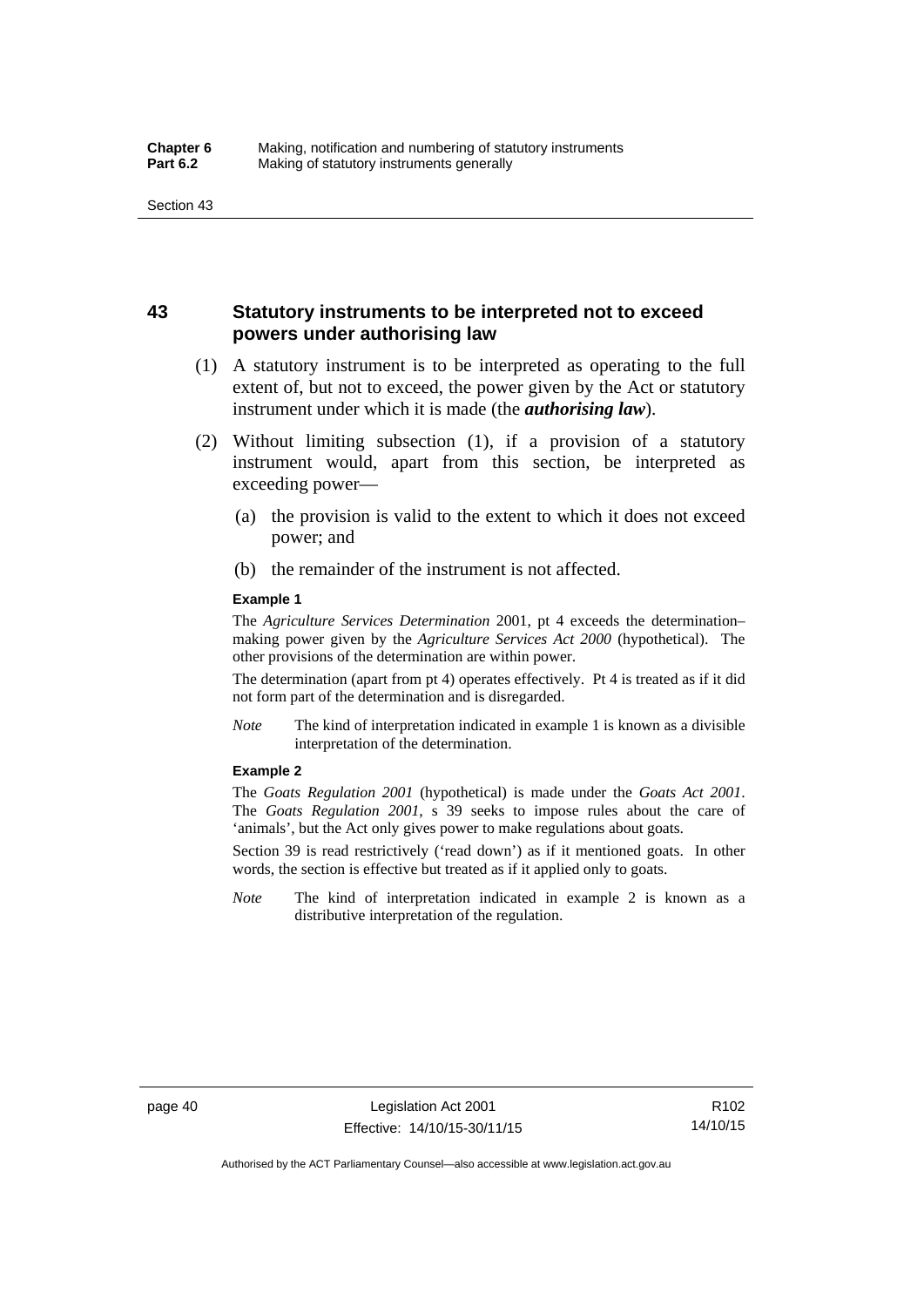## 43 Statutory instruments to be interpreted not to exceed powers under authorising law

(1) A statutory instrument is to be interpreted as operating to the full extent of, but not to exceed, the power given by the Act or statutory instrument under which it is made (the ***authorising law***).

(2) Without limiting subsection (1), if a provision of a statutory instrument would, apart from this section, be interpreted as exceeding power—

(a) the provision is valid to the extent to which it does not exceed power; and

(b) the remainder of the instrument is not affected.

**Example 1**

The *Agriculture Services Determination* 2001, pt 4 exceeds the determination–making power given by the *Agriculture Services Act 2000* (hypothetical). The other provisions of the determination are within power.

The determination (apart from pt 4) operates effectively. Pt 4 is treated as if it did not form part of the determination and is disregarded.

*Note* The kind of interpretation indicated in example 1 is known as a divisible interpretation of the determination.

**Example 2**

The *Goats Regulation 2001* (hypothetical) is made under the *Goats Act 2001*. The *Goats Regulation 2001*, s 39 seeks to impose rules about the care of 'animals', but the Act only gives power to make regulations about goats.

Section 39 is read restrictively ('read down') as if it mentioned goats. In other words, the section is effective but treated as if it applied only to goats.

*Note* The kind of interpretation indicated in example 2 is known as a distributive interpretation of the regulation.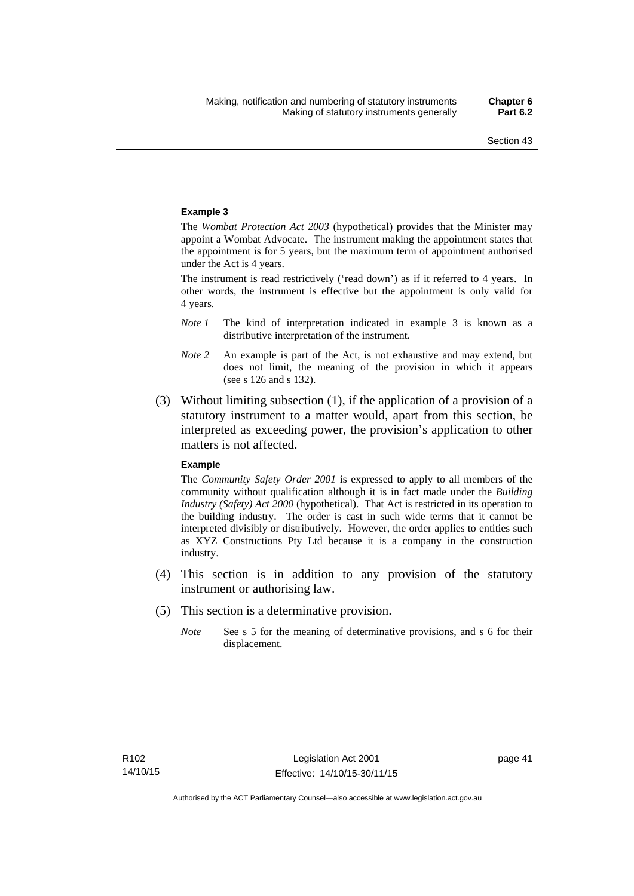**Example 3**

The *Wombat Protection Act 2003* (hypothetical) provides that the Minister may appoint a Wombat Advocate. The instrument making the appointment states that the appointment is for 5 years, but the maximum term of appointment authorised under the Act is 4 years.

The instrument is read restrictively ('read down') as if it referred to 4 years. In other words, the instrument is effective but the appointment is only valid for 4 years.

*Note 1* The kind of interpretation indicated in example 3 is known as a distributive interpretation of the instrument.

*Note 2* An example is part of the Act, is not exhaustive and may extend, but does not limit, the meaning of the provision in which it appears (see s 126 and s 132).

(3) Without limiting subsection (1), if the application of a provision of a statutory instrument to a matter would, apart from this section, be interpreted as exceeding power, the provision's application to other matters is not affected.

**Example**

The *Community Safety Order 2001* is expressed to apply to all members of the community without qualification although it is in fact made under the *Building Industry (Safety) Act 2000* (hypothetical). That Act is restricted in its operation to the building industry. The order is cast in such wide terms that it cannot be interpreted divisibly or distributively. However, the order applies to entities such as XYZ Constructions Pty Ltd because it is a company in the construction industry.

(4) This section is in addition to any provision of the statutory instrument or authorising law.

(5) This section is a determinative provision.

*Note* See s 5 for the meaning of determinative provisions, and s 6 for their displacement.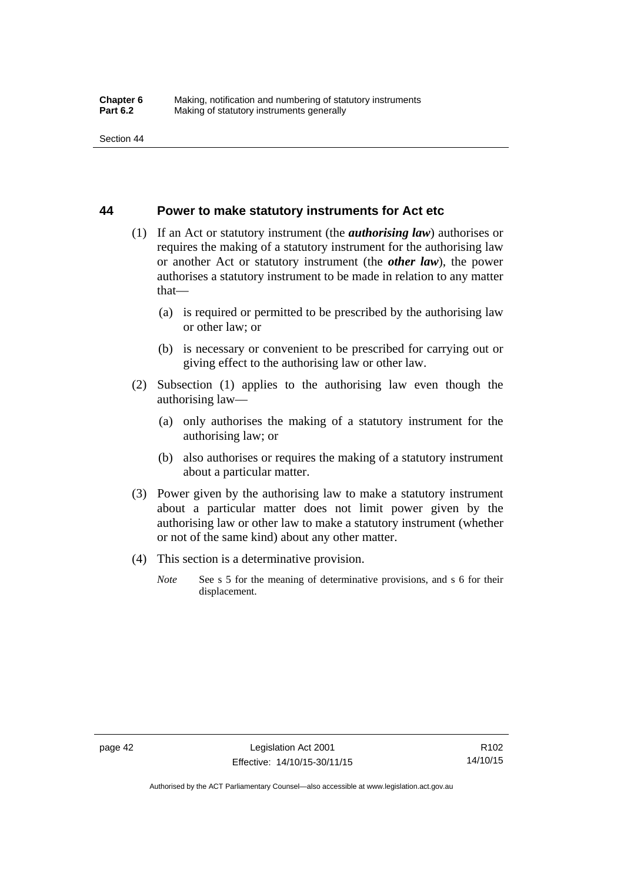## 44 Power to make statutory instruments for Act etc

(1) If an Act or statutory instrument (the ***authorising law***) authorises or requires the making of a statutory instrument for the authorising law or another Act or statutory instrument (the ***other law***), the power authorises a statutory instrument to be made in relation to any matter that—

(a) is required or permitted to be prescribed by the authorising law or other law; or

(b) is necessary or convenient to be prescribed for carrying out or giving effect to the authorising law or other law.

(2) Subsection (1) applies to the authorising law even though the authorising law—

(a) only authorises the making of a statutory instrument for the authorising law; or

(b) also authorises or requires the making of a statutory instrument about a particular matter.

(3) Power given by the authorising law to make a statutory instrument about a particular matter does not limit power given by the authorising law or other law to make a statutory instrument (whether or not of the same kind) about any other matter.

(4) This section is a determinative provision.

*Note* See s 5 for the meaning of determinative provisions, and s 6 for their displacement.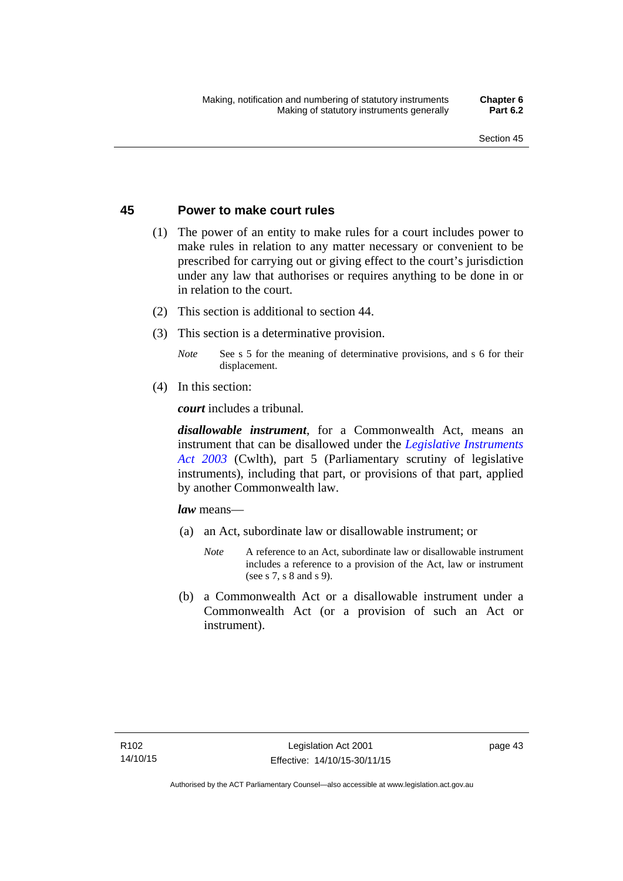## 45 Power to make court rules

(1) The power of an entity to make rules for a court includes power to make rules in relation to any matter necessary or convenient to be prescribed for carrying out or giving effect to the court's jurisdiction under any law that authorises or requires anything to be done in or in relation to the court.

(2) This section is additional to section 44.

(3) This section is a determinative provision.

*Note* See s 5 for the meaning of determinative provisions, and s 6 for their displacement.

(4) In this section:

***court*** includes a tribunal.

***disallowable instrument***, for a Commonwealth Act, means an instrument that can be disallowed under the *Legislative Instruments Act 2003* (Cwlth), part 5 (Parliamentary scrutiny of legislative instruments), including that part, or provisions of that part, applied by another Commonwealth law.

***law*** means—

(a) an Act, subordinate law or disallowable instrument; or

*Note* A reference to an Act, subordinate law or disallowable instrument includes a reference to a provision of the Act, law or instrument (see s 7, s 8 and s 9).

(b) a Commonwealth Act or a disallowable instrument under a Commonwealth Act (or a provision of such an Act or instrument).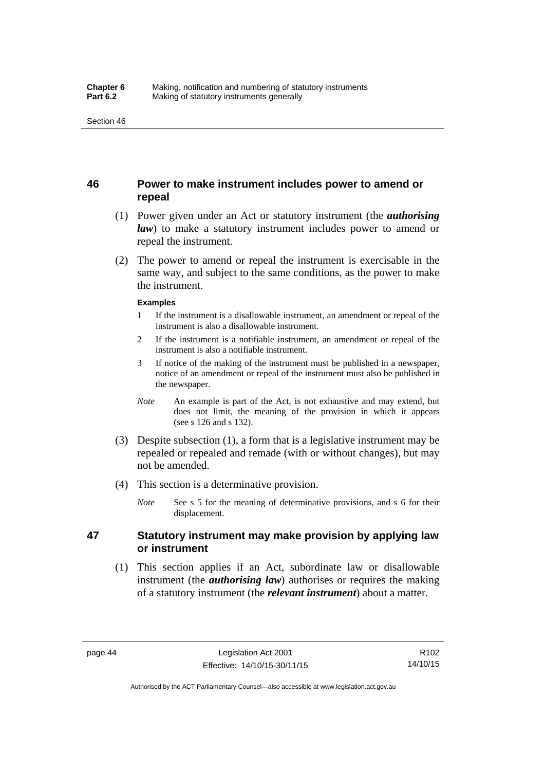## 46 Power to make instrument includes power to amend or repeal

(1) Power given under an Act or statutory instrument (the ***authorising law***) to make a statutory instrument includes power to amend or repeal the instrument.

(2) The power to amend or repeal the instrument is exercisable in the same way, and subject to the same conditions, as the power to make the instrument.

**Examples**

1 If the instrument is a disallowable instrument, an amendment or repeal of the instrument is also a disallowable instrument.

2 If the instrument is a notifiable instrument, an amendment or repeal of the instrument is also a notifiable instrument.

3 If notice of the making of the instrument must be published in a newspaper, notice of an amendment or repeal of the instrument must also be published in the newspaper.

*Note* An example is part of the Act, is not exhaustive and may extend, but does not limit, the meaning of the provision in which it appears (see s 126 and s 132).

(3) Despite subsection (1), a form that is a legislative instrument may be repealed or repealed and remade (with or without changes), but may not be amended.

(4) This section is a determinative provision.

*Note* See s 5 for the meaning of determinative provisions, and s 6 for their displacement.

## 47 Statutory instrument may make provision by applying law or instrument

(1) This section applies if an Act, subordinate law or disallowable instrument (the ***authorising law***) authorises or requires the making of a statutory instrument (the ***relevant instrument***) about a matter.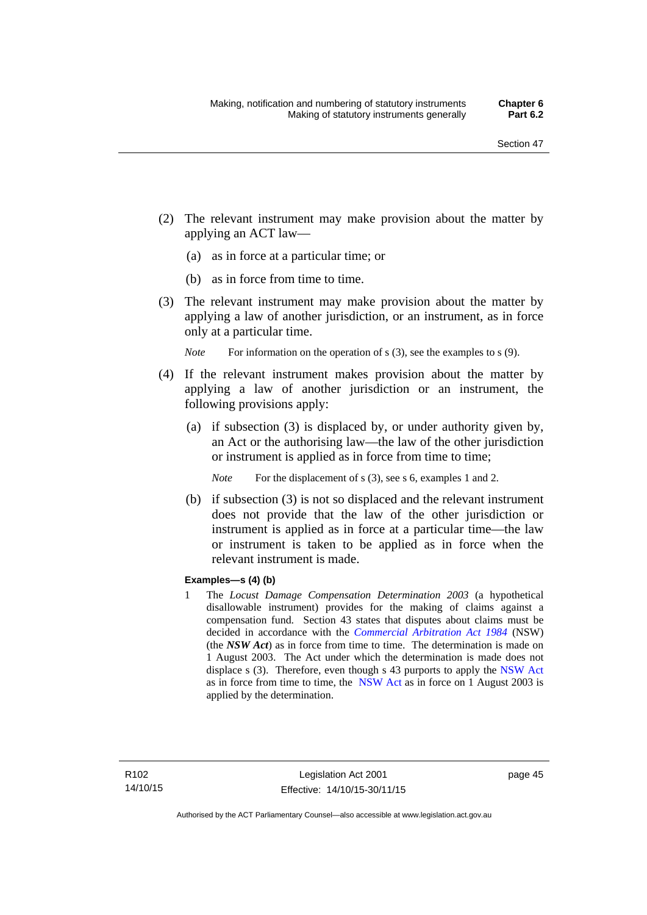(2) The relevant instrument may make provision about the matter by applying an ACT law—

(a) as in force at a particular time; or

(b) as in force from time to time.

(3) The relevant instrument may make provision about the matter by applying a law of another jurisdiction, or an instrument, as in force only at a particular time.

*Note* For information on the operation of s (3), see the examples to s (9).

(4) If the relevant instrument makes provision about the matter by applying a law of another jurisdiction or an instrument, the following provisions apply:

(a) if subsection (3) is displaced by, or under authority given by, an Act or the authorising law—the law of the other jurisdiction or instrument is applied as in force from time to time;

*Note* For the displacement of s (3), see s 6, examples 1 and 2.

(b) if subsection (3) is not so displaced and the relevant instrument does not provide that the law of the other jurisdiction or instrument is applied as in force at a particular time—the law or instrument is taken to be applied as in force when the relevant instrument is made.

**Examples—s (4) (b)**

1 The *Locust Damage Compensation Determination 2003* (a hypothetical disallowable instrument) provides for the making of claims against a compensation fund. Section 43 states that disputes about claims must be decided in accordance with the *Commercial Arbitration Act 1984* (NSW) (the ***NSW Act***) as in force from time to time. The determination is made on 1 August 2003. The Act under which the determination is made does not displace s (3). Therefore, even though s 43 purports to apply the NSW Act as in force from time to time, the NSW Act as in force on 1 August 2003 is applied by the determination.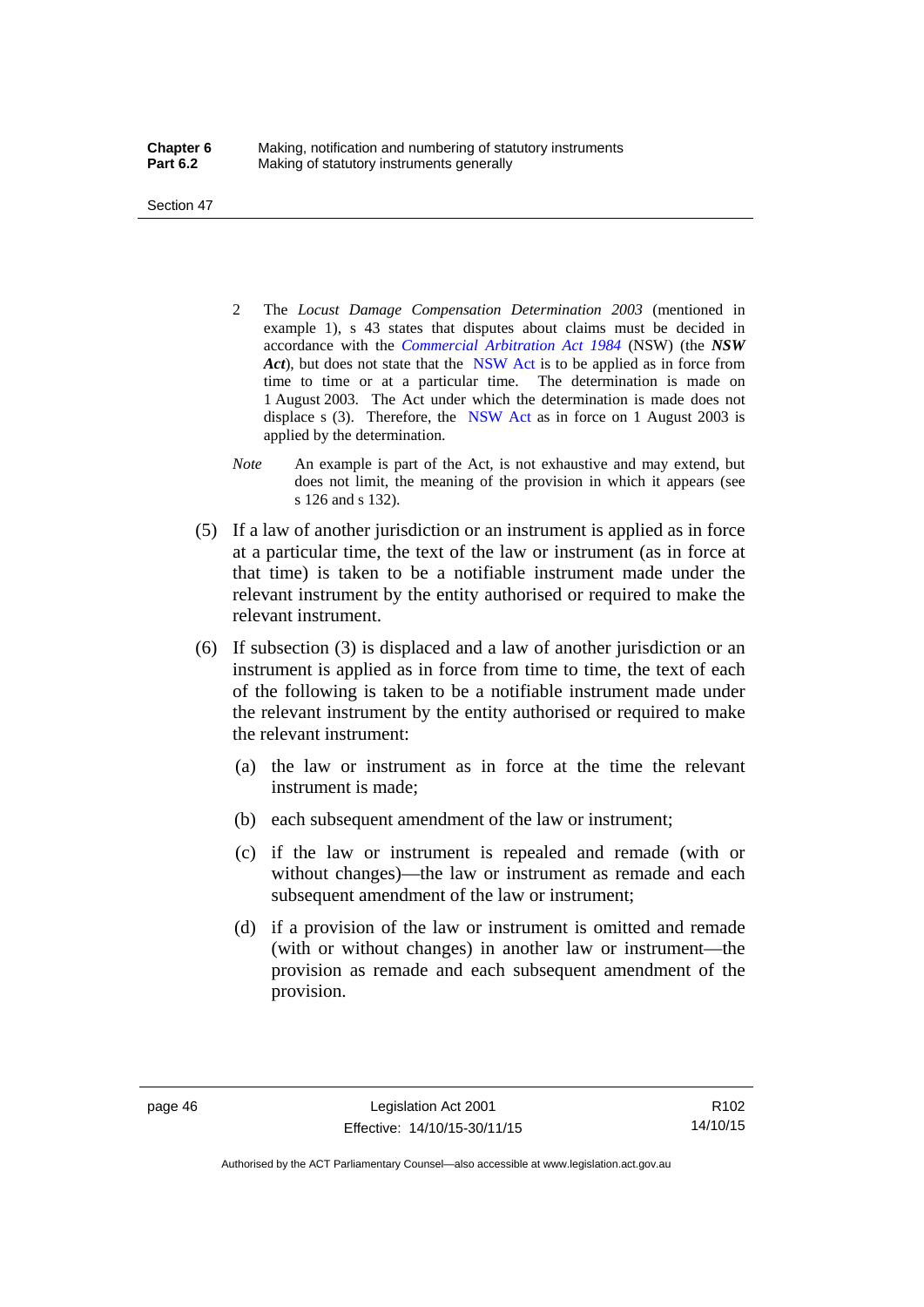2 The *Locust Damage Compensation Determination 2003* (mentioned in example 1), s 43 states that disputes about claims must be decided in accordance with the *Commercial Arbitration Act 1984* (NSW) (the ***NSW Act***), but does not state that the NSW Act is to be applied as in force from time to time or at a particular time. The determination is made on 1 August 2003. The Act under which the determination is made does not displace s (3). Therefore, the NSW Act as in force on 1 August 2003 is applied by the determination.

*Note* An example is part of the Act, is not exhaustive and may extend, but does not limit, the meaning of the provision in which it appears (see s 126 and s 132).

(5) If a law of another jurisdiction or an instrument is applied as in force at a particular time, the text of the law or instrument (as in force at that time) is taken to be a notifiable instrument made under the relevant instrument by the entity authorised or required to make the relevant instrument.

(6) If subsection (3) is displaced and a law of another jurisdiction or an instrument is applied as in force from time to time, the text of each of the following is taken to be a notifiable instrument made under the relevant instrument by the entity authorised or required to make the relevant instrument:

(a) the law or instrument as in force at the time the relevant instrument is made;

(b) each subsequent amendment of the law or instrument;

(c) if the law or instrument is repealed and remade (with or without changes)—the law or instrument as remade and each subsequent amendment of the law or instrument;

(d) if a provision of the law or instrument is omitted and remade (with or without changes) in another law or instrument—the provision as remade and each subsequent amendment of the provision.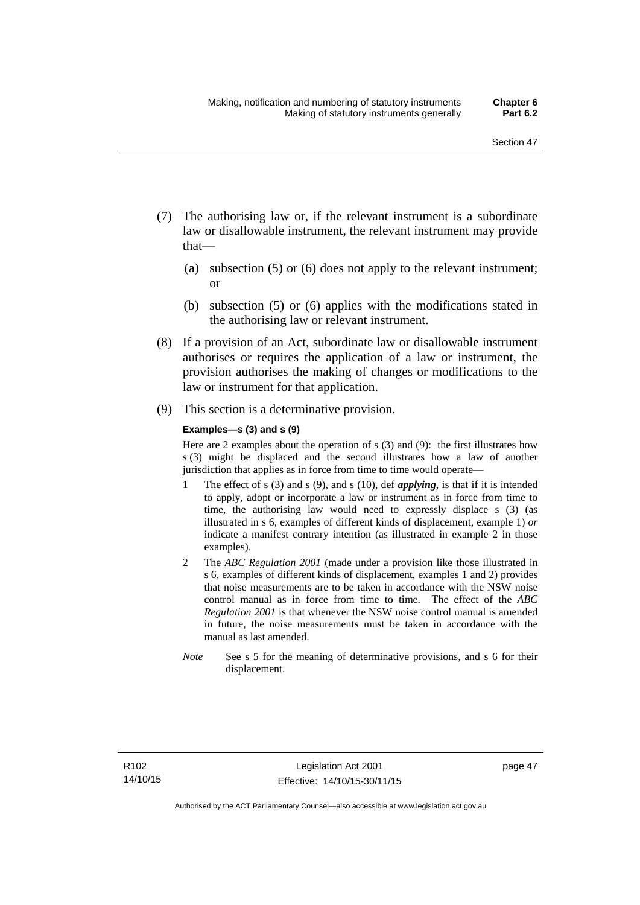(7) The authorising law or, if the relevant instrument is a subordinate law or disallowable instrument, the relevant instrument may provide that—

  (a) subsection (5) or (6) does not apply to the relevant instrument; or

  (b) subsection (5) or (6) applies with the modifications stated in the authorising law or relevant instrument.

(8) If a provision of an Act, subordinate law or disallowable instrument authorises or requires the application of a law or instrument, the provision authorises the making of changes or modifications to the law or instrument for that application.

(9) This section is a determinative provision.

**Examples—s (3) and s (9)**

Here are 2 examples about the operation of s (3) and (9): the first illustrates how s (3) might be displaced and the second illustrates how a law of another jurisdiction that applies as in force from time to time would operate—

1 The effect of s (3) and s (9), and s (10), def ***applying***, is that if it is intended to apply, adopt or incorporate a law or instrument as in force from time to time, the authorising law would need to expressly displace s (3) (as illustrated in s 6, examples of different kinds of displacement, example 1) *or* indicate a manifest contrary intention (as illustrated in example 2 in those examples).

2 The *ABC Regulation 2001* (made under a provision like those illustrated in s 6, examples of different kinds of displacement, examples 1 and 2) provides that noise measurements are to be taken in accordance with the NSW noise control manual as in force from time to time. The effect of the *ABC Regulation 2001* is that whenever the NSW noise control manual is amended in future, the noise measurements must be taken in accordance with the manual as last amended.

*Note* See s 5 for the meaning of determinative provisions, and s 6 for their displacement.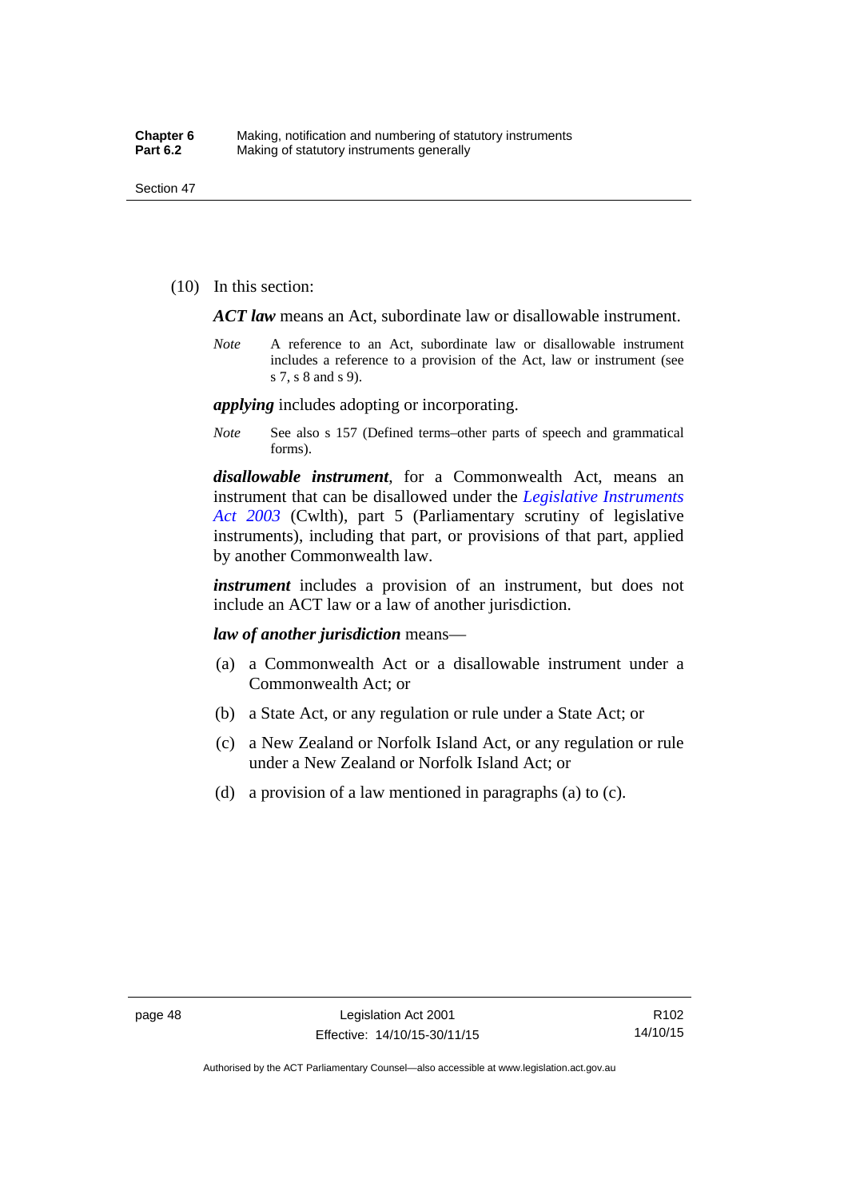(10) In this section:

***ACT law*** means an Act, subordinate law or disallowable instrument.

*Note* A reference to an Act, subordinate law or disallowable instrument includes a reference to a provision of the Act, law or instrument (see s 7, s 8 and s 9).

***applying*** includes adopting or incorporating.

*Note* See also s 157 (Defined terms–other parts of speech and grammatical forms).

***disallowable instrument***, for a Commonwealth Act, means an instrument that can be disallowed under the *Legislative Instruments Act 2003* (Cwlth), part 5 (Parliamentary scrutiny of legislative instruments), including that part, or provisions of that part, applied by another Commonwealth law.

***instrument*** includes a provision of an instrument, but does not include an ACT law or a law of another jurisdiction.

***law of another jurisdiction*** means—

(a) a Commonwealth Act or a disallowable instrument under a Commonwealth Act; or

(b) a State Act, or any regulation or rule under a State Act; or

(c) a New Zealand or Norfolk Island Act, or any regulation or rule under a New Zealand or Norfolk Island Act; or

(d) a provision of a law mentioned in paragraphs (a) to (c).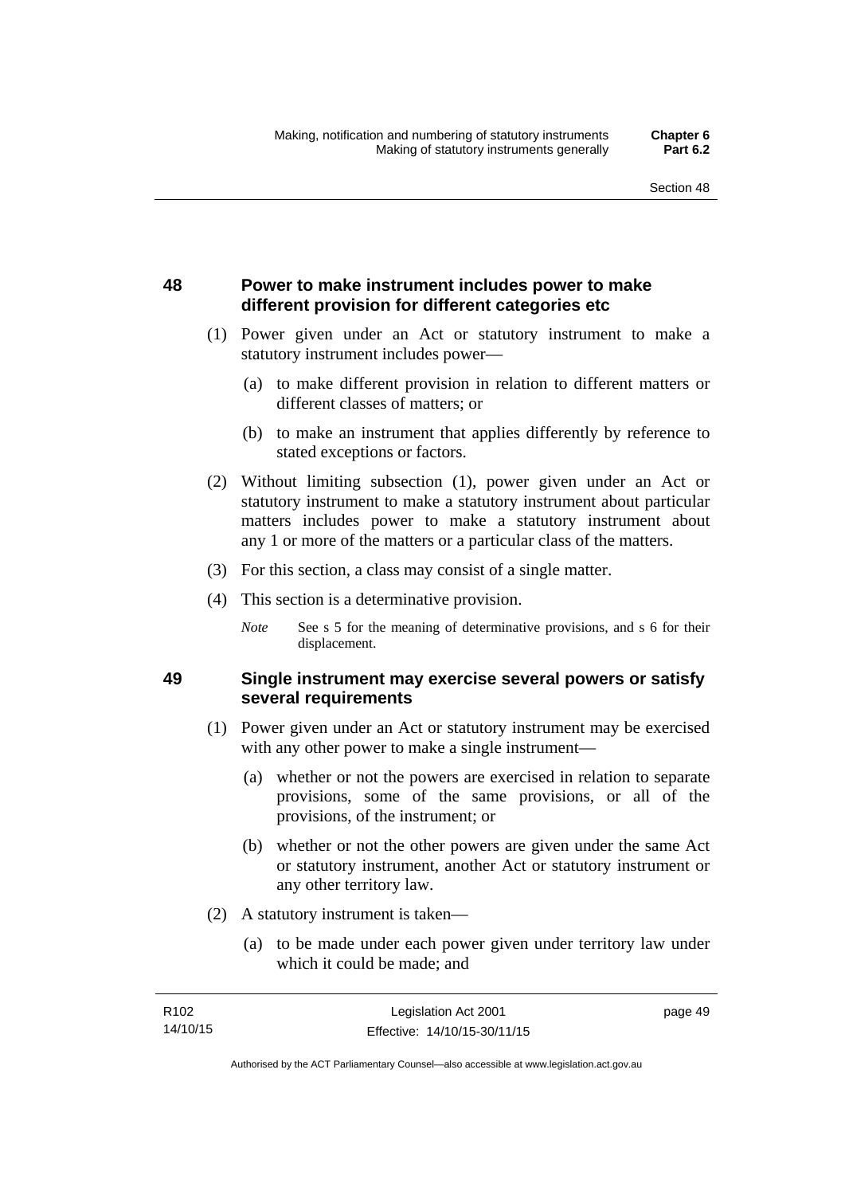### 48 Power to make instrument includes power to make different provision for different categories etc

(1) Power given under an Act or statutory instrument to make a statutory instrument includes power—

(a) to make different provision in relation to different matters or different classes of matters; or

(b) to make an instrument that applies differently by reference to stated exceptions or factors.

(2) Without limiting subsection (1), power given under an Act or statutory instrument to make a statutory instrument about particular matters includes power to make a statutory instrument about any 1 or more of the matters or a particular class of the matters.

(3) For this section, a class may consist of a single matter.

(4) This section is a determinative provision.

*Note* See s 5 for the meaning of determinative provisions, and s 6 for their displacement.

### 49 Single instrument may exercise several powers or satisfy several requirements

(1) Power given under an Act or statutory instrument may be exercised with any other power to make a single instrument—

(a) whether or not the powers are exercised in relation to separate provisions, some of the same provisions, or all of the provisions, of the instrument; or

(b) whether or not the other powers are given under the same Act or statutory instrument, another Act or statutory instrument or any other territory law.

(2) A statutory instrument is taken—

(a) to be made under each power given under territory law under which it could be made; and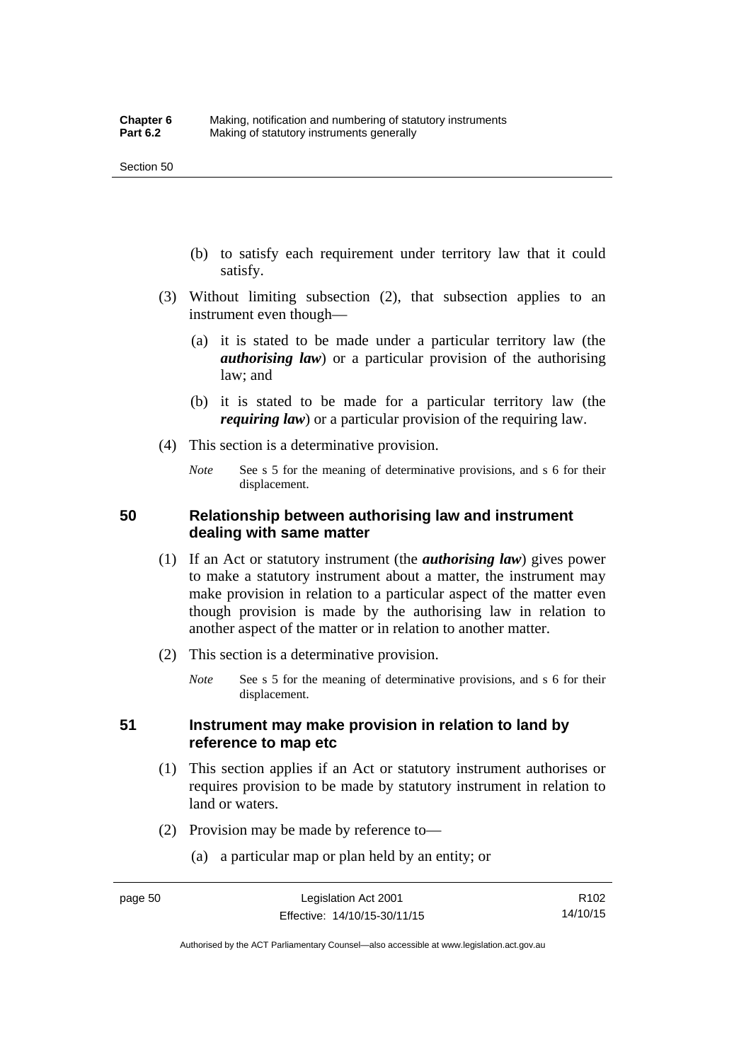(b) to satisfy each requirement under territory law that it could satisfy.

(3) Without limiting subsection (2), that subsection applies to an instrument even though—

(a) it is stated to be made under a particular territory law (the ***authorising law***) or a particular provision of the authorising law; and

(b) it is stated to be made for a particular territory law (the ***requiring law***) or a particular provision of the requiring law.

(4) This section is a determinative provision.

*Note* See s 5 for the meaning of determinative provisions, and s 6 for their displacement.

## 50 Relationship between authorising law and instrument dealing with same matter

(1) If an Act or statutory instrument (the ***authorising law***) gives power to make a statutory instrument about a matter, the instrument may make provision in relation to a particular aspect of the matter even though provision is made by the authorising law in relation to another aspect of the matter or in relation to another matter.

(2) This section is a determinative provision.

*Note* See s 5 for the meaning of determinative provisions, and s 6 for their displacement.

## 51 Instrument may make provision in relation to land by reference to map etc

(1) This section applies if an Act or statutory instrument authorises or requires provision to be made by statutory instrument in relation to land or waters.

(2) Provision may be made by reference to—

(a) a particular map or plan held by an entity; or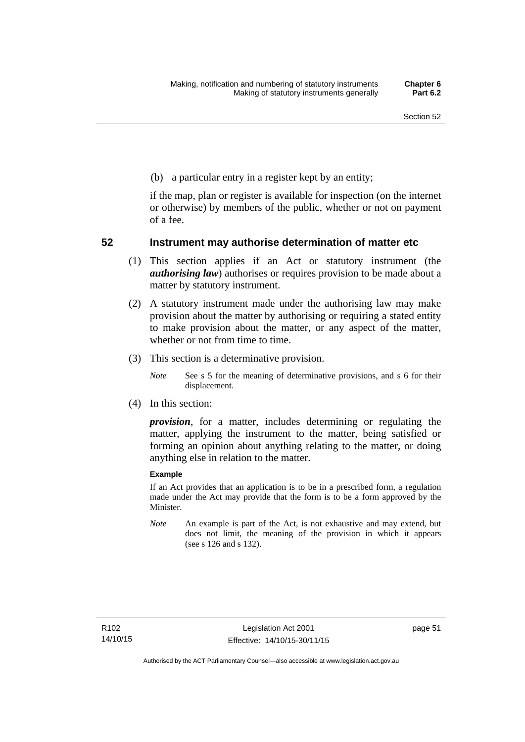(b) a particular entry in a register kept by an entity;

if the map, plan or register is available for inspection (on the internet or otherwise) by members of the public, whether or not on payment of a fee.

## 52 Instrument may authorise determination of matter etc

(1) This section applies if an Act or statutory instrument (the ***authorising law***) authorises or requires provision to be made about a matter by statutory instrument.

(2) A statutory instrument made under the authorising law may make provision about the matter by authorising or requiring a stated entity to make provision about the matter, or any aspect of the matter, whether or not from time to time.

(3) This section is a determinative provision.

*Note* See s 5 for the meaning of determinative provisions, and s 6 for their displacement.

(4) In this section:

***provision***, for a matter, includes determining or regulating the matter, applying the instrument to the matter, being satisfied or forming an opinion about anything relating to the matter, or doing anything else in relation to the matter.

**Example**

If an Act provides that an application is to be in a prescribed form, a regulation made under the Act may provide that the form is to be a form approved by the Minister.

*Note* An example is part of the Act, is not exhaustive and may extend, but does not limit, the meaning of the provision in which it appears (see s 126 and s 132).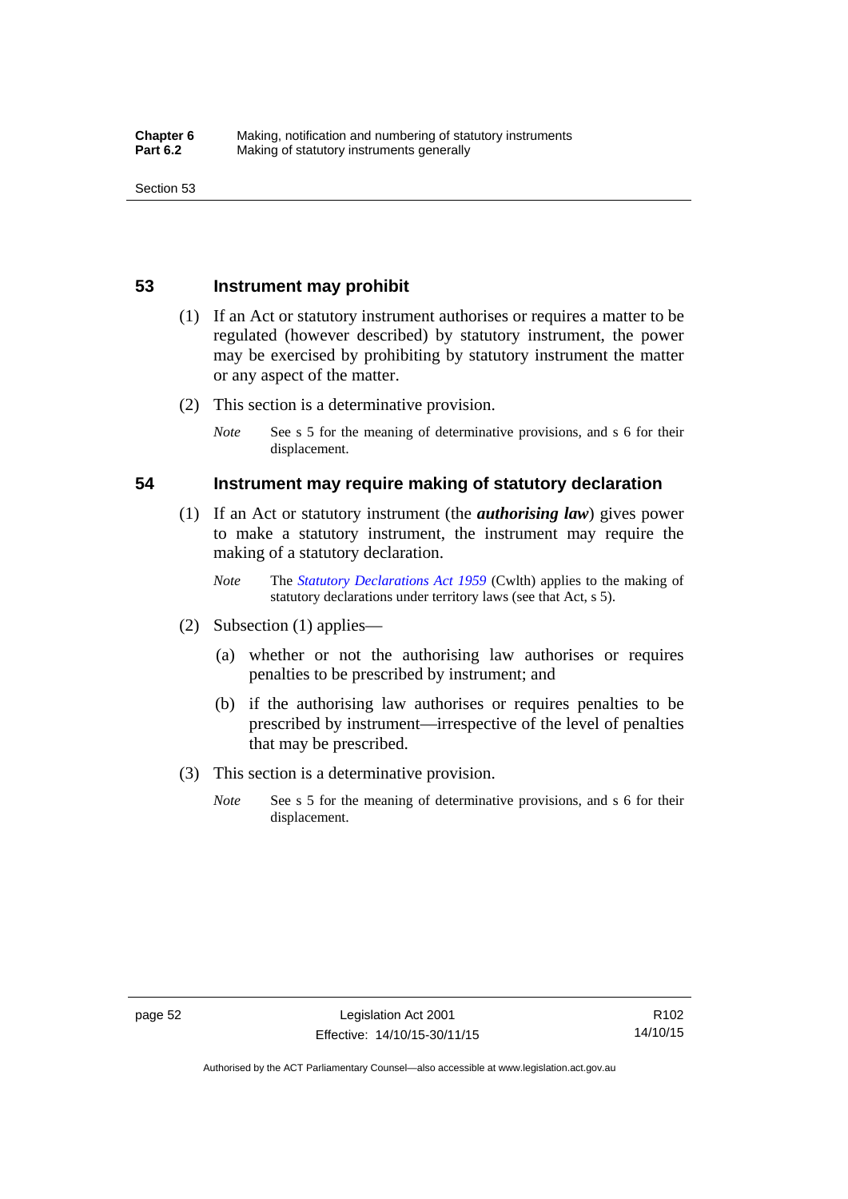## 53 Instrument may prohibit

(1) If an Act or statutory instrument authorises or requires a matter to be regulated (however described) by statutory instrument, the power may be exercised by prohibiting by statutory instrument the matter or any aspect of the matter.

(2) This section is a determinative provision.

*Note* See s 5 for the meaning of determinative provisions, and s 6 for their displacement.

## 54 Instrument may require making of statutory declaration

(1) If an Act or statutory instrument (the ***authorising law***) gives power to make a statutory instrument, the instrument may require the making of a statutory declaration.

*Note* The *Statutory Declarations Act 1959* (Cwlth) applies to the making of statutory declarations under territory laws (see that Act, s 5).

(2) Subsection (1) applies—

(a) whether or not the authorising law authorises or requires penalties to be prescribed by instrument; and

(b) if the authorising law authorises or requires penalties to be prescribed by instrument—irrespective of the level of penalties that may be prescribed.

(3) This section is a determinative provision.

*Note* See s 5 for the meaning of determinative provisions, and s 6 for their displacement.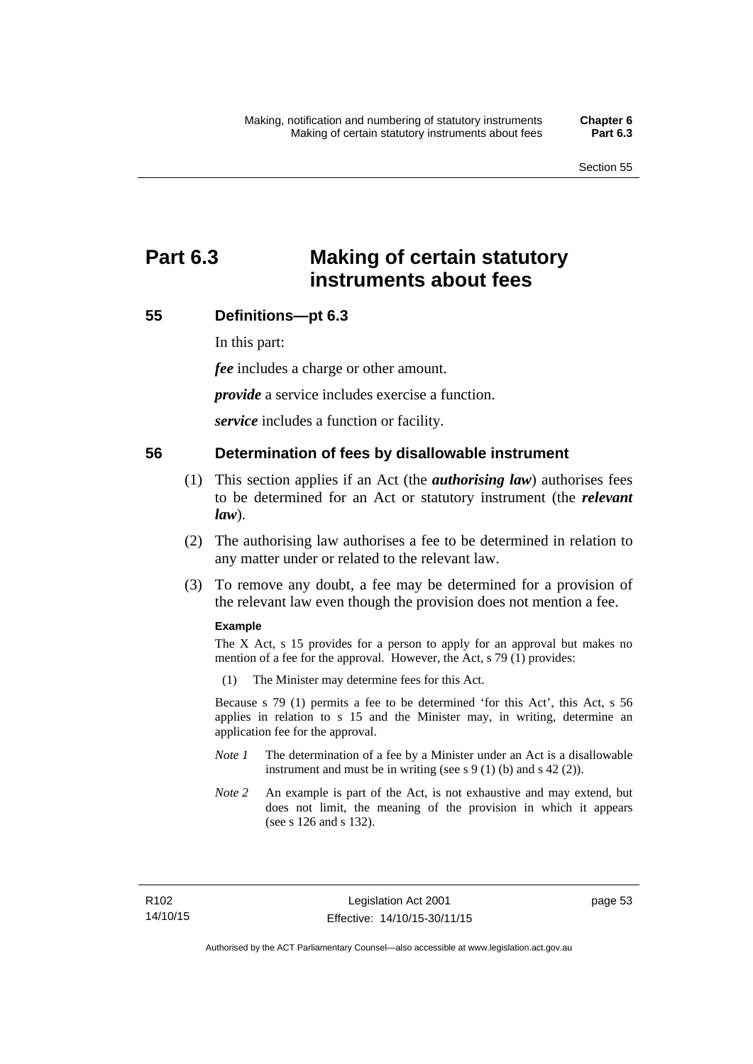# Part 6.3 Making of certain statutory instruments about fees

## 55 Definitions—pt 6.3

In this part:

***fee*** includes a charge or other amount.

***provide*** a service includes exercise a function.

***service*** includes a function or facility.

## 56 Determination of fees by disallowable instrument

(1) This section applies if an Act (the ***authorising law***) authorises fees to be determined for an Act or statutory instrument (the ***relevant law***).

(2) The authorising law authorises a fee to be determined in relation to any matter under or related to the relevant law.

(3) To remove any doubt, a fee may be determined for a provision of the relevant law even though the provision does not mention a fee.

**Example**

The X Act, s 15 provides for a person to apply for an approval but makes no mention of a fee for the approval. However, the Act, s 79 (1) provides:

(1) The Minister may determine fees for this Act.

Because s 79 (1) permits a fee to be determined 'for this Act', this Act, s 56 applies in relation to s 15 and the Minister may, in writing, determine an application fee for the approval.

*Note 1* The determination of a fee by a Minister under an Act is a disallowable instrument and must be in writing (see s 9 (1) (b) and s 42 (2)).

*Note 2* An example is part of the Act, is not exhaustive and may extend, but does not limit, the meaning of the provision in which it appears (see s 126 and s 132).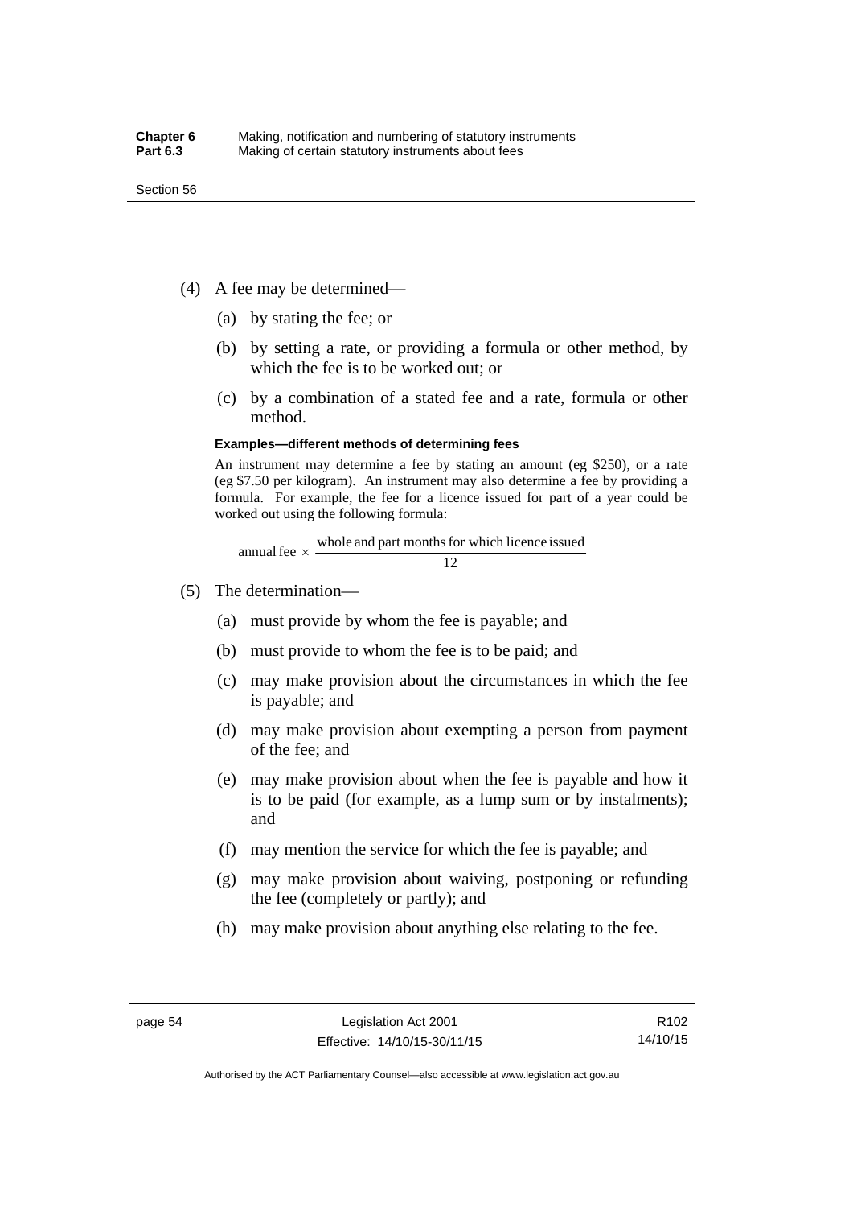(4) A fee may be determined—

(a) by stating the fee; or

(b) by setting a rate, or providing a formula or other method, by which the fee is to be worked out; or

(c) by a combination of a stated fee and a rate, formula or other method.

**Examples—different methods of determining fees**

An instrument may determine a fee by stating an amount (eg \$250), or a rate (eg \$7.50 per kilogram). An instrument may also determine a fee by providing a formula. For example, the fee for a licence issued for part of a year could be worked out using the following formula:

$$\text{annual fee} \times \frac{\text{whole and part months for which licence issued}}{12}$$

(5) The determination—

(a) must provide by whom the fee is payable; and

(b) must provide to whom the fee is to be paid; and

(c) may make provision about the circumstances in which the fee is payable; and

(d) may make provision about exempting a person from payment of the fee; and

(e) may make provision about when the fee is payable and how it is to be paid (for example, as a lump sum or by instalments); and

(f) may mention the service for which the fee is payable; and

(g) may make provision about waiving, postponing or refunding the fee (completely or partly); and

(h) may make provision about anything else relating to the fee.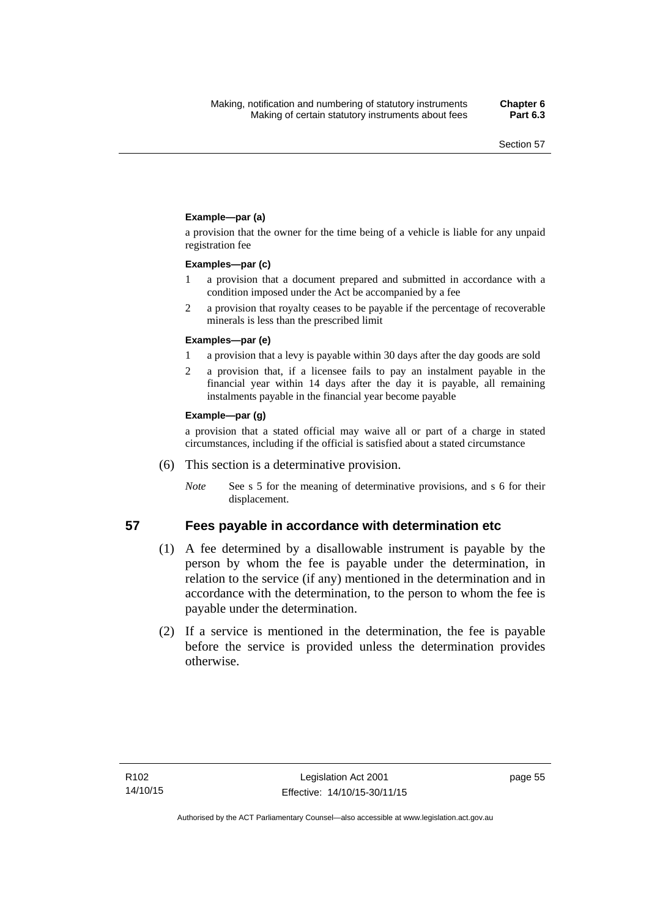**Example—par (a)**

a provision that the owner for the time being of a vehicle is liable for any unpaid registration fee

**Examples—par (c)**

1. a provision that a document prepared and submitted in accordance with a condition imposed under the Act be accompanied by a fee
2. a provision that royalty ceases to be payable if the percentage of recoverable minerals is less than the prescribed limit

**Examples—par (e)**

1. a provision that a levy is payable within 30 days after the day goods are sold
2. a provision that, if a licensee fails to pay an instalment payable in the financial year within 14 days after the day it is payable, all remaining instalments payable in the financial year become payable

**Example—par (g)**

a provision that a stated official may waive all or part of a charge in stated circumstances, including if the official is satisfied about a stated circumstance

(6) This section is a determinative provision.

*Note* See s 5 for the meaning of determinative provisions, and s 6 for their displacement.

## 57 Fees payable in accordance with determination etc

(1) A fee determined by a disallowable instrument is payable by the person by whom the fee is payable under the determination, in relation to the service (if any) mentioned in the determination and in accordance with the determination, to the person to whom the fee is payable under the determination.

(2) If a service is mentioned in the determination, the fee is payable before the service is provided unless the determination provides otherwise.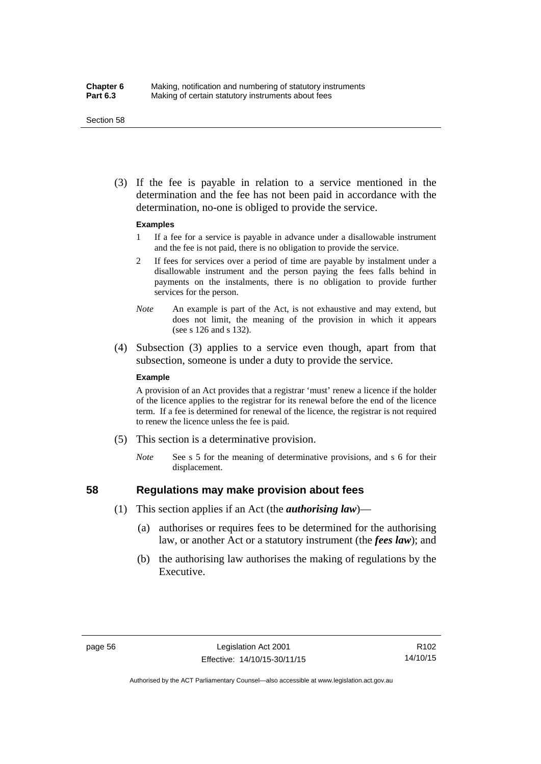(3) If the fee is payable in relation to a service mentioned in the determination and the fee has not been paid in accordance with the determination, no-one is obliged to provide the service.

**Examples**

1 If a fee for a service is payable in advance under a disallowable instrument and the fee is not paid, there is no obligation to provide the service.

2 If fees for services over a period of time are payable by instalment under a disallowable instrument and the person paying the fees falls behind in payments on the instalments, there is no obligation to provide further services for the person.

*Note* An example is part of the Act, is not exhaustive and may extend, but does not limit, the meaning of the provision in which it appears (see s 126 and s 132).

(4) Subsection (3) applies to a service even though, apart from that subsection, someone is under a duty to provide the service.

**Example**

A provision of an Act provides that a registrar 'must' renew a licence if the holder of the licence applies to the registrar for its renewal before the end of the licence term. If a fee is determined for renewal of the licence, the registrar is not required to renew the licence unless the fee is paid.

(5) This section is a determinative provision.

*Note* See s 5 for the meaning of determinative provisions, and s 6 for their displacement.

## 58 Regulations may make provision about fees

(1) This section applies if an Act (the ***authorising law***)—

(a) authorises or requires fees to be determined for the authorising law, or another Act or a statutory instrument (the ***fees law***); and

(b) the authorising law authorises the making of regulations by the Executive.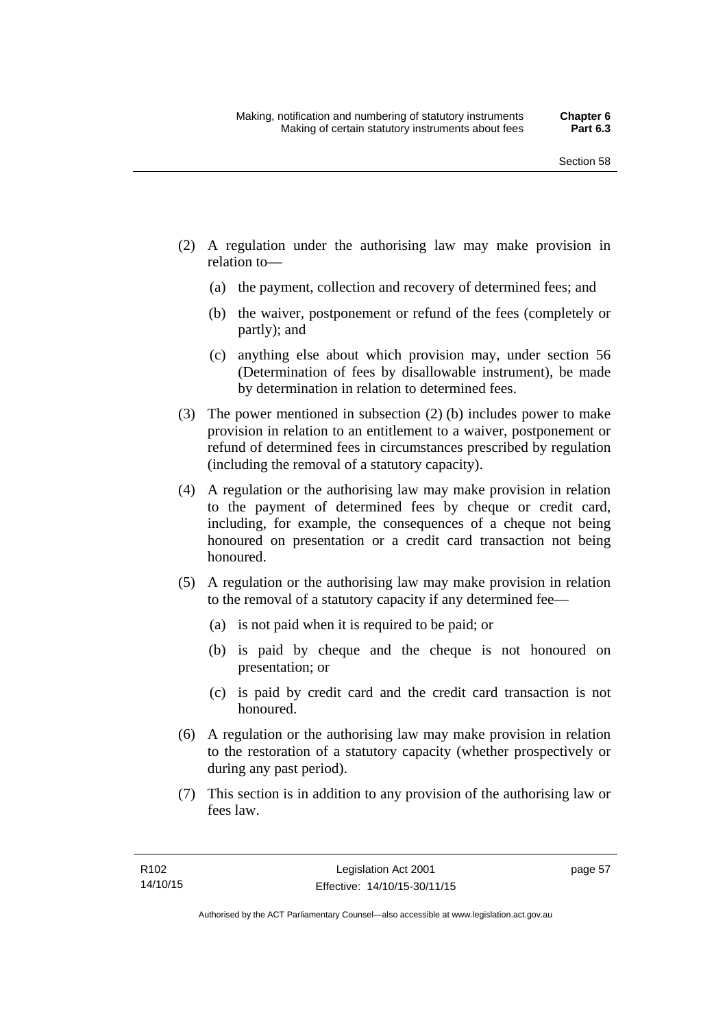(2) A regulation under the authorising law may make provision in relation to—

  (a) the payment, collection and recovery of determined fees; and

  (b) the waiver, postponement or refund of the fees (completely or partly); and

  (c) anything else about which provision may, under section 56 (Determination of fees by disallowable instrument), be made by determination in relation to determined fees.

(3) The power mentioned in subsection (2) (b) includes power to make provision in relation to an entitlement to a waiver, postponement or refund of determined fees in circumstances prescribed by regulation (including the removal of a statutory capacity).

(4) A regulation or the authorising law may make provision in relation to the payment of determined fees by cheque or credit card, including, for example, the consequences of a cheque not being honoured on presentation or a credit card transaction not being honoured.

(5) A regulation or the authorising law may make provision in relation to the removal of a statutory capacity if any determined fee—

  (a) is not paid when it is required to be paid; or

  (b) is paid by cheque and the cheque is not honoured on presentation; or

  (c) is paid by credit card and the credit card transaction is not honoured.

(6) A regulation or the authorising law may make provision in relation to the restoration of a statutory capacity (whether prospectively or during any past period).

(7) This section is in addition to any provision of the authorising law or fees law.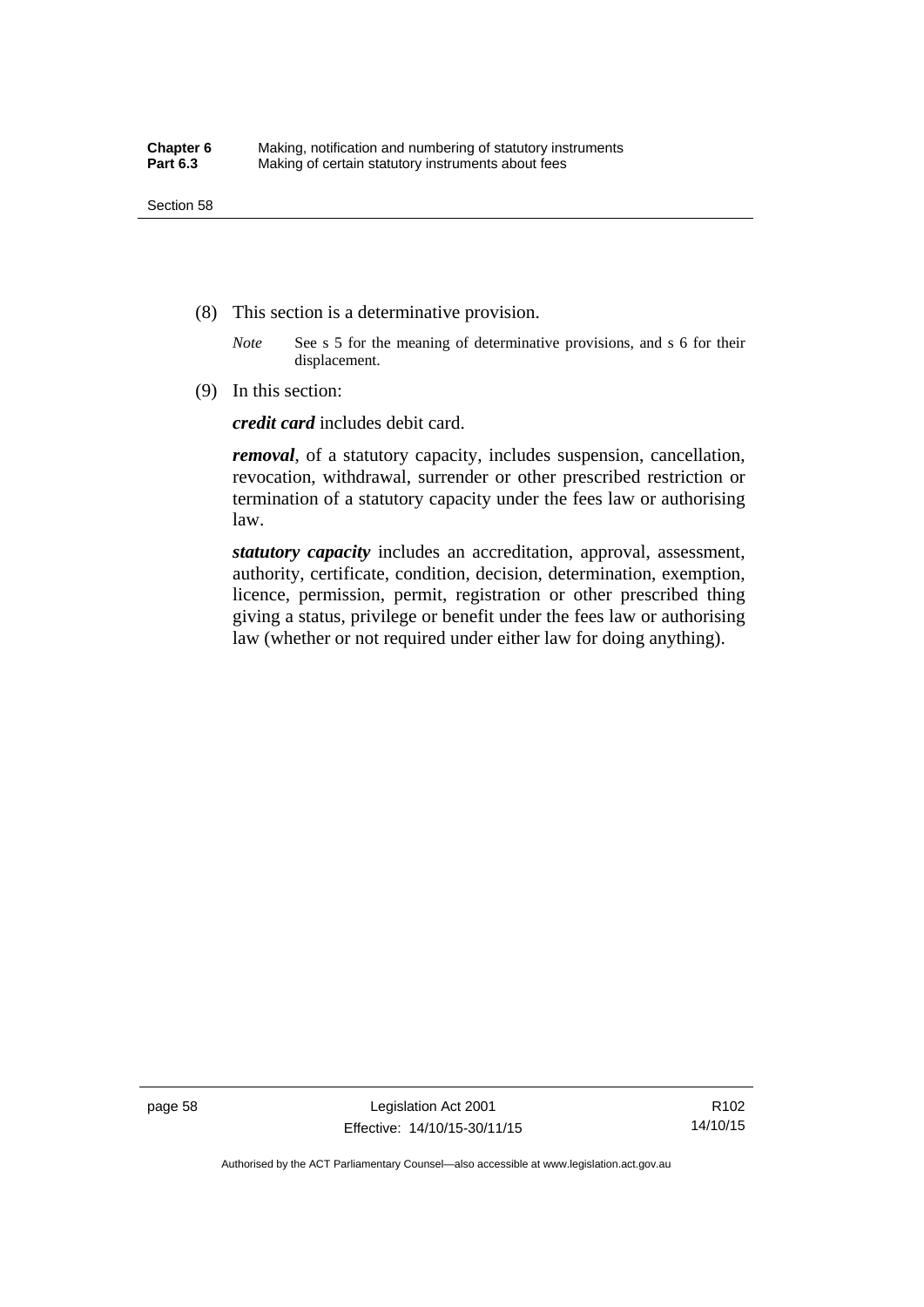(8) This section is a determinative provision.

*Note* See s 5 for the meaning of determinative provisions, and s 6 for their displacement.

(9) In this section:

***credit card*** includes debit card.

***removal***, of a statutory capacity, includes suspension, cancellation, revocation, withdrawal, surrender or other prescribed restriction or termination of a statutory capacity under the fees law or authorising law.

***statutory capacity*** includes an accreditation, approval, assessment, authority, certificate, condition, decision, determination, exemption, licence, permission, permit, registration or other prescribed thing giving a status, privilege or benefit under the fees law or authorising law (whether or not required under either law for doing anything).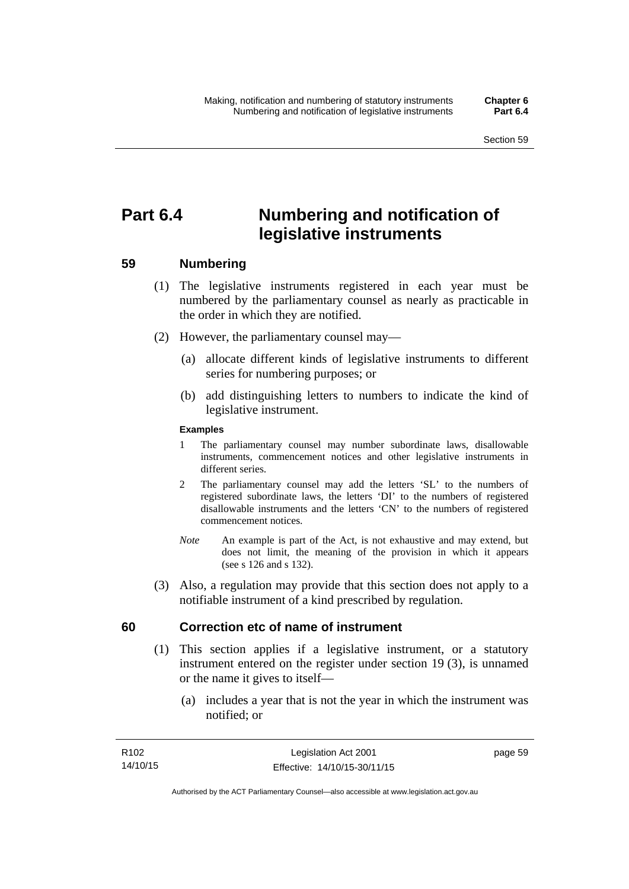# Part 6.4 Numbering and notification of legislative instruments

## 59 Numbering

(1) The legislative instruments registered in each year must be numbered by the parliamentary counsel as nearly as practicable in the order in which they are notified.

(2) However, the parliamentary counsel may—

(a) allocate different kinds of legislative instruments to different series for numbering purposes; or

(b) add distinguishing letters to numbers to indicate the kind of legislative instrument.

**Examples**

1 The parliamentary counsel may number subordinate laws, disallowable instruments, commencement notices and other legislative instruments in different series.

2 The parliamentary counsel may add the letters 'SL' to the numbers of registered subordinate laws, the letters 'DI' to the numbers of registered disallowable instruments and the letters 'CN' to the numbers of registered commencement notices.

*Note* An example is part of the Act, is not exhaustive and may extend, but does not limit, the meaning of the provision in which it appears (see s 126 and s 132).

(3) Also, a regulation may provide that this section does not apply to a notifiable instrument of a kind prescribed by regulation.

## 60 Correction etc of name of instrument

(1) This section applies if a legislative instrument, or a statutory instrument entered on the register under section 19 (3), is unnamed or the name it gives to itself—

(a) includes a year that is not the year in which the instrument was notified; or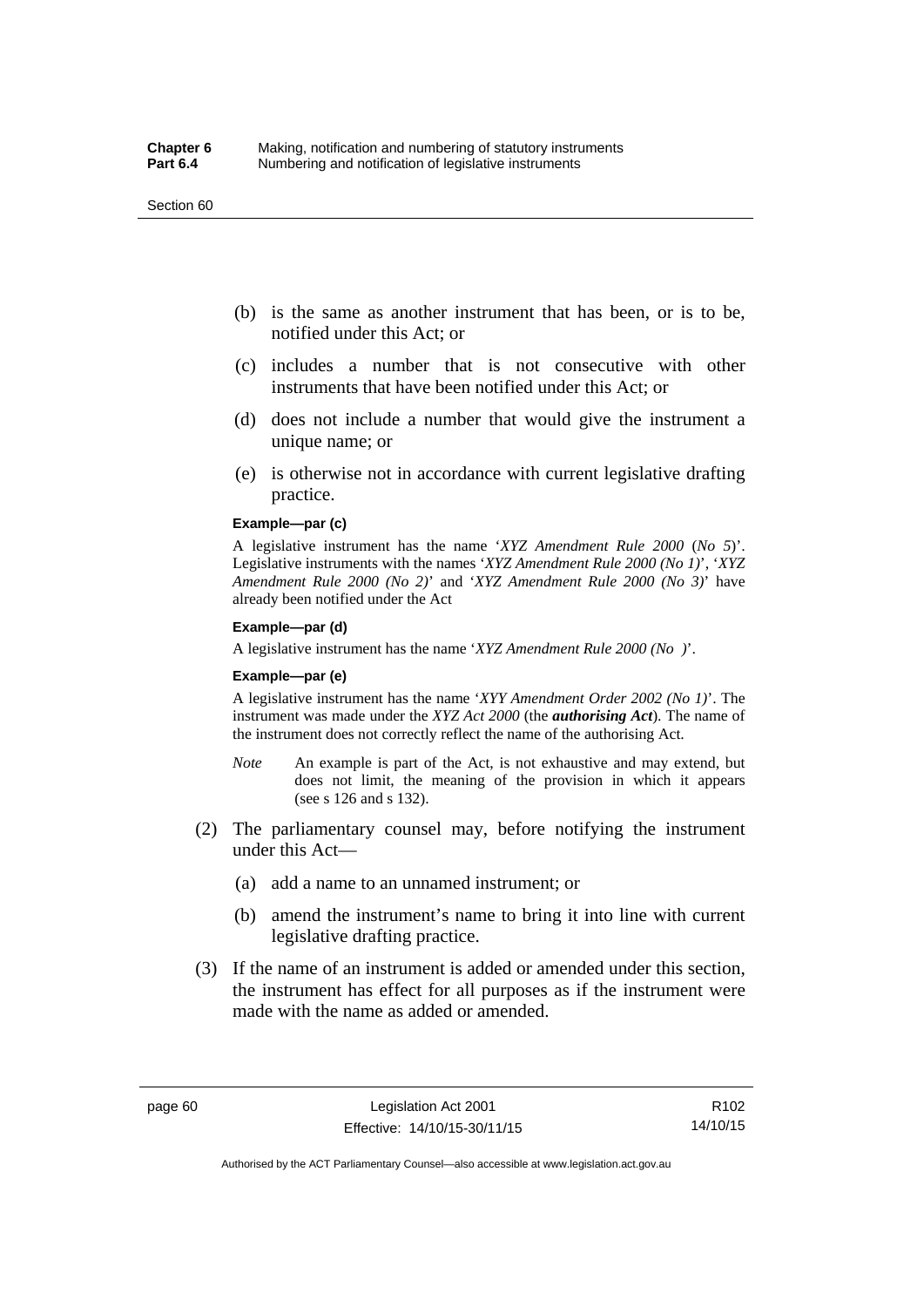(b) is the same as another instrument that has been, or is to be, notified under this Act; or

(c) includes a number that is not consecutive with other instruments that have been notified under this Act; or

(d) does not include a number that would give the instrument a unique name; or

(e) is otherwise not in accordance with current legislative drafting practice.

**Example—par (c)**

A legislative instrument has the name '*XYZ Amendment Rule 2000* (*No 5*)'. Legislative instruments with the names '*XYZ Amendment Rule 2000 (No 1)*', '*XYZ Amendment Rule 2000 (No 2)*' and '*XYZ Amendment Rule 2000 (No 3)*' have already been notified under the Act

**Example—par (d)**

A legislative instrument has the name '*XYZ Amendment Rule 2000 (No )*'.

**Example—par (e)**

A legislative instrument has the name '*XYY Amendment Order 2002 (No 1)*'. The instrument was made under the *XYZ Act 2000* (the ***authorising Act***). The name of the instrument does not correctly reflect the name of the authorising Act.

*Note* An example is part of the Act, is not exhaustive and may extend, but does not limit, the meaning of the provision in which it appears (see s 126 and s 132).

(2) The parliamentary counsel may, before notifying the instrument under this Act—

(a) add a name to an unnamed instrument; or

(b) amend the instrument's name to bring it into line with current legislative drafting practice.

(3) If the name of an instrument is added or amended under this section, the instrument has effect for all purposes as if the instrument were made with the name as added or amended.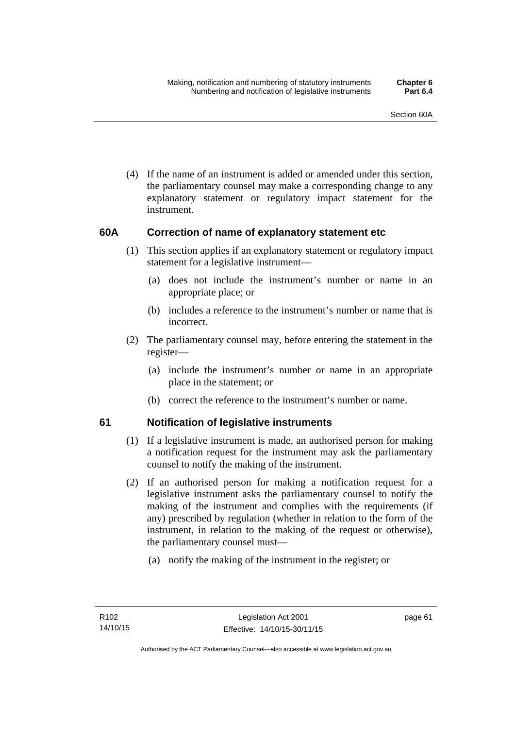(4) If the name of an instrument is added or amended under this section, the parliamentary counsel may make a corresponding change to any explanatory statement or regulatory impact statement for the instrument.

### 60A Correction of name of explanatory statement etc

(1) This section applies if an explanatory statement or regulatory impact statement for a legislative instrument—

(a) does not include the instrument's number or name in an appropriate place; or

(b) includes a reference to the instrument's number or name that is incorrect.

(2) The parliamentary counsel may, before entering the statement in the register—

(a) include the instrument's number or name in an appropriate place in the statement; or

(b) correct the reference to the instrument's number or name.

### 61 Notification of legislative instruments

(1) If a legislative instrument is made, an authorised person for making a notification request for the instrument may ask the parliamentary counsel to notify the making of the instrument.

(2) If an authorised person for making a notification request for a legislative instrument asks the parliamentary counsel to notify the making of the instrument and complies with the requirements (if any) prescribed by regulation (whether in relation to the form of the instrument, in relation to the making of the request or otherwise), the parliamentary counsel must—

(a) notify the making of the instrument in the register; or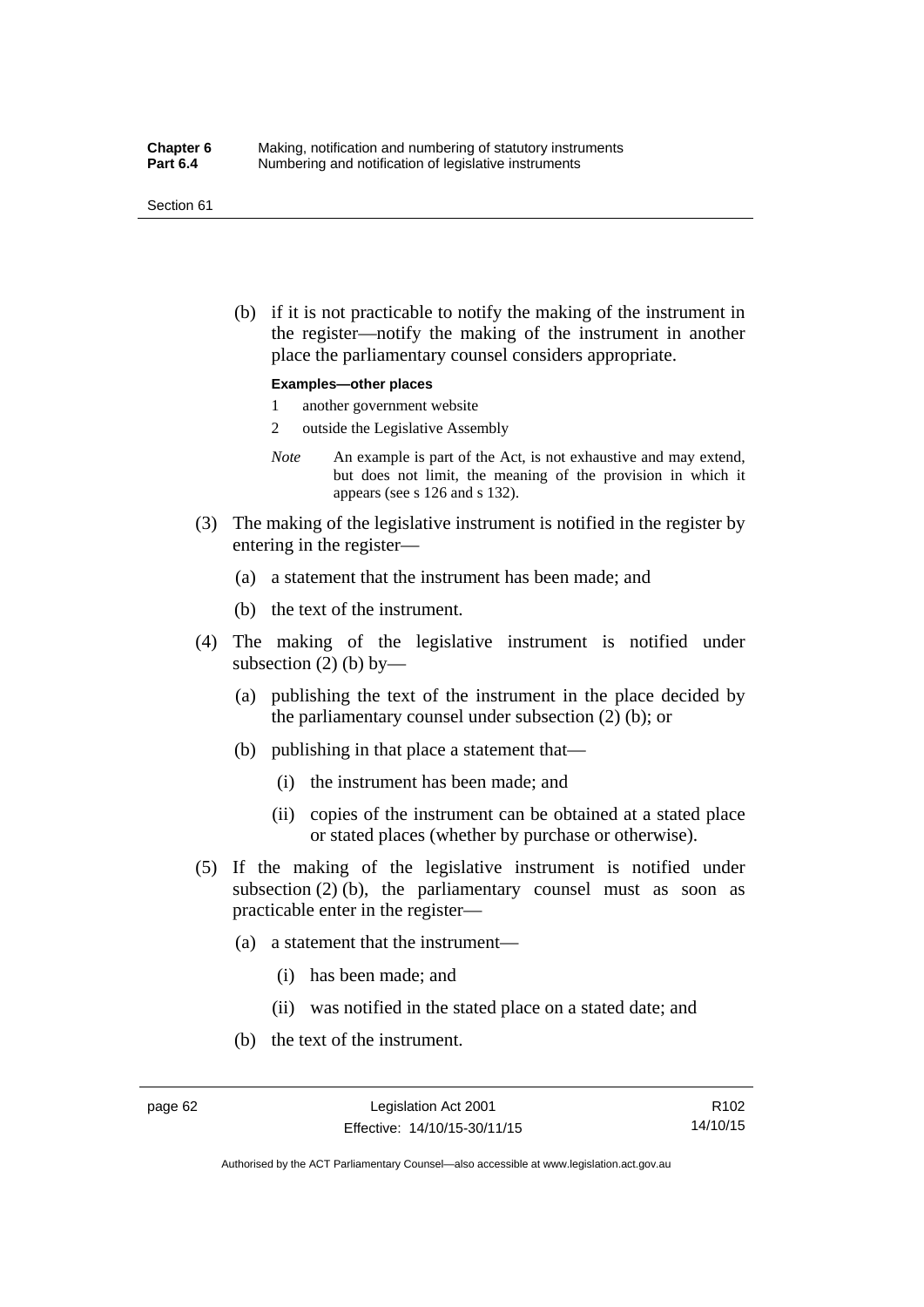(b) if it is not practicable to notify the making of the instrument in the register—notify the making of the instrument in another place the parliamentary counsel considers appropriate.

**Examples—other places**

1 another government website

2 outside the Legislative Assembly

*Note* An example is part of the Act, is not exhaustive and may extend, but does not limit, the meaning of the provision in which it appears (see s 126 and s 132).

(3) The making of the legislative instrument is notified in the register by entering in the register—

(a) a statement that the instrument has been made; and

(b) the text of the instrument.

(4) The making of the legislative instrument is notified under subsection (2) (b) by—

(a) publishing the text of the instrument in the place decided by the parliamentary counsel under subsection (2) (b); or

(b) publishing in that place a statement that—

(i) the instrument has been made; and

(ii) copies of the instrument can be obtained at a stated place or stated places (whether by purchase or otherwise).

(5) If the making of the legislative instrument is notified under subsection (2) (b), the parliamentary counsel must as soon as practicable enter in the register—

(a) a statement that the instrument—

(i) has been made; and

(ii) was notified in the stated place on a stated date; and

(b) the text of the instrument.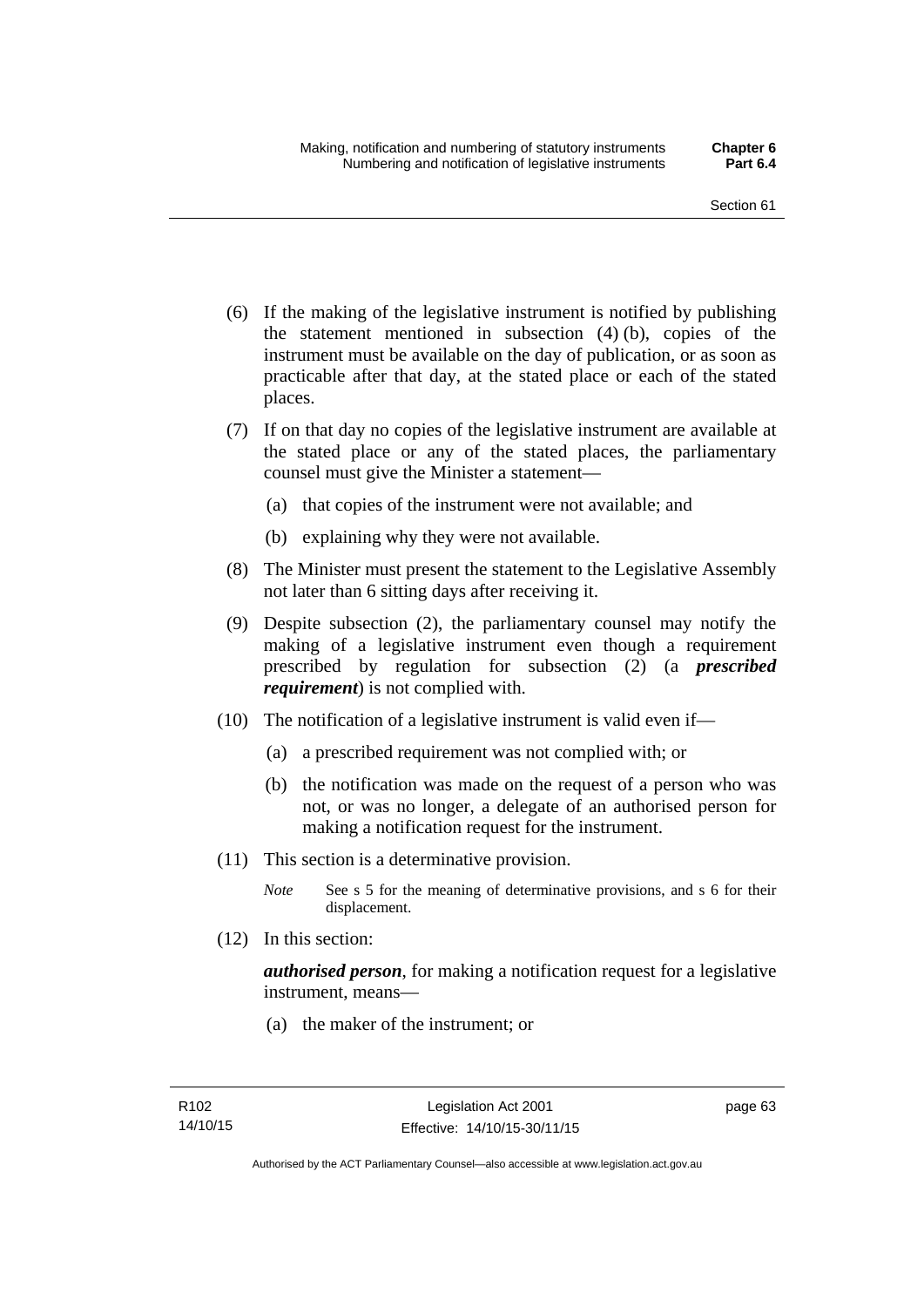(6) If the making of the legislative instrument is notified by publishing the statement mentioned in subsection (4) (b), copies of the instrument must be available on the day of publication, or as soon as practicable after that day, at the stated place or each of the stated places.

(7) If on that day no copies of the legislative instrument are available at the stated place or any of the stated places, the parliamentary counsel must give the Minister a statement—

(a) that copies of the instrument were not available; and

(b) explaining why they were not available.

(8) The Minister must present the statement to the Legislative Assembly not later than 6 sitting days after receiving it.

(9) Despite subsection (2), the parliamentary counsel may notify the making of a legislative instrument even though a requirement prescribed by regulation for subsection (2) (a ***prescribed requirement***) is not complied with.

(10) The notification of a legislative instrument is valid even if—

(a) a prescribed requirement was not complied with; or

(b) the notification was made on the request of a person who was not, or was no longer, a delegate of an authorised person for making a notification request for the instrument.

(11) This section is a determinative provision.

*Note* See s 5 for the meaning of determinative provisions, and s 6 for their displacement.

(12) In this section:

***authorised person***, for making a notification request for a legislative instrument, means—

(a) the maker of the instrument; or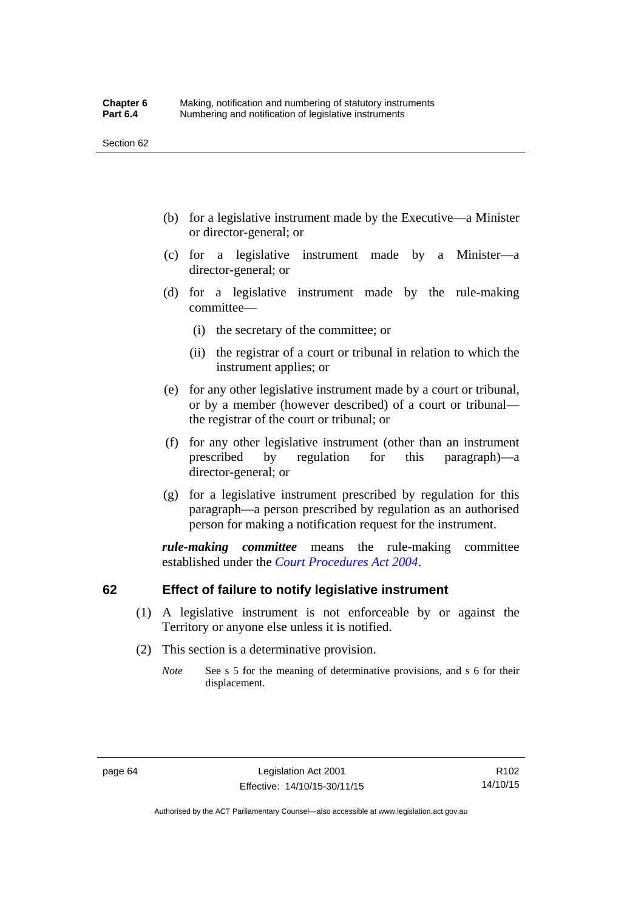(b) for a legislative instrument made by the Executive—a Minister or director-general; or

(c) for a legislative instrument made by a Minister—a director-general; or

(d) for a legislative instrument made by the rule-making committee—

   (i) the secretary of the committee; or

   (ii) the registrar of a court or tribunal in relation to which the instrument applies; or

(e) for any other legislative instrument made by a court or tribunal, or by a member (however described) of a court or tribunal—the registrar of the court or tribunal; or

(f) for any other legislative instrument (other than an instrument prescribed by regulation for this paragraph)—a director-general; or

(g) for a legislative instrument prescribed by regulation for this paragraph—a person prescribed by regulation as an authorised person for making a notification request for the instrument.

***rule-making committee*** means the rule-making committee established under the *Court Procedures Act 2004*.

## 62 Effect of failure to notify legislative instrument

(1) A legislative instrument is not enforceable by or against the Territory or anyone else unless it is notified.

(2) This section is a determinative provision.

*Note* See s 5 for the meaning of determinative provisions, and s 6 for their displacement.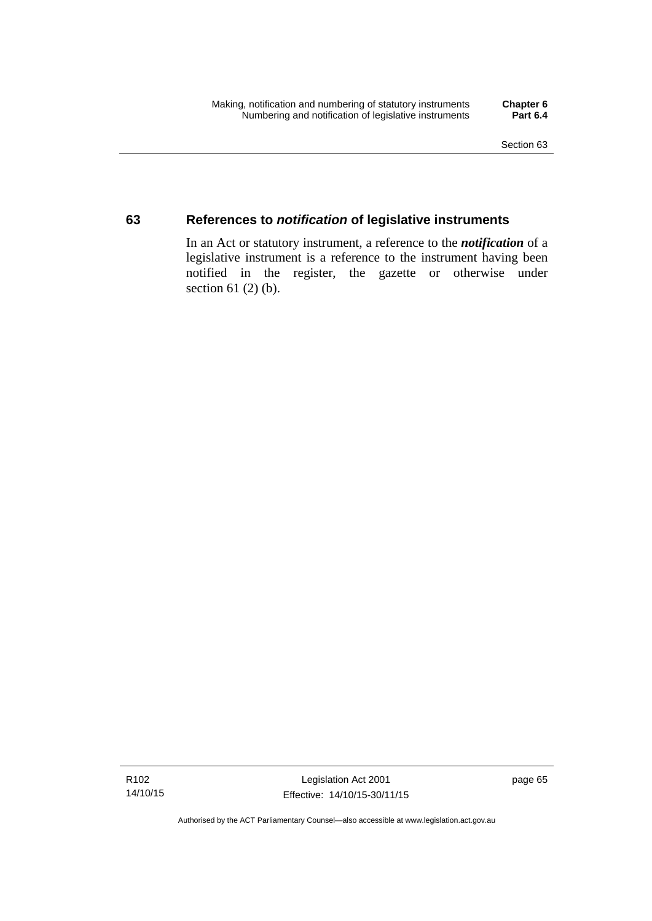## 63 References to *notification* of legislative instruments

In an Act or statutory instrument, a reference to the ***notification*** of a legislative instrument is a reference to the instrument having been notified in the register, the gazette or otherwise under section 61 (2) (b).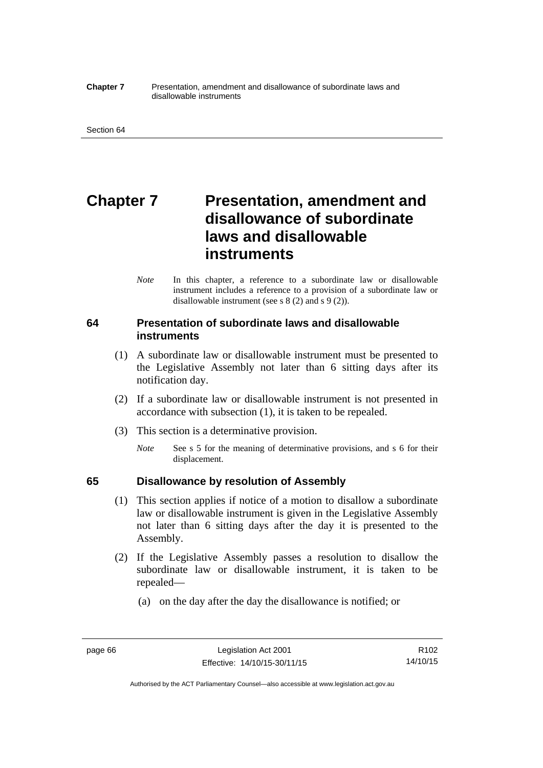# Chapter 7 Presentation, amendment and disallowance of subordinate laws and disallowable instruments

*Note* In this chapter, a reference to a subordinate law or disallowable instrument includes a reference to a provision of a subordinate law or disallowable instrument (see s 8 (2) and s 9 (2)).

## 64 Presentation of subordinate laws and disallowable instruments

(1) A subordinate law or disallowable instrument must be presented to the Legislative Assembly not later than 6 sitting days after its notification day.

(2) If a subordinate law or disallowable instrument is not presented in accordance with subsection (1), it is taken to be repealed.

(3) This section is a determinative provision.

*Note* See s 5 for the meaning of determinative provisions, and s 6 for their displacement.

## 65 Disallowance by resolution of Assembly

(1) This section applies if notice of a motion to disallow a subordinate law or disallowable instrument is given in the Legislative Assembly not later than 6 sitting days after the day it is presented to the Assembly.

(2) If the Legislative Assembly passes a resolution to disallow the subordinate law or disallowable instrument, it is taken to be repealed—

(a) on the day after the day the disallowance is notified; or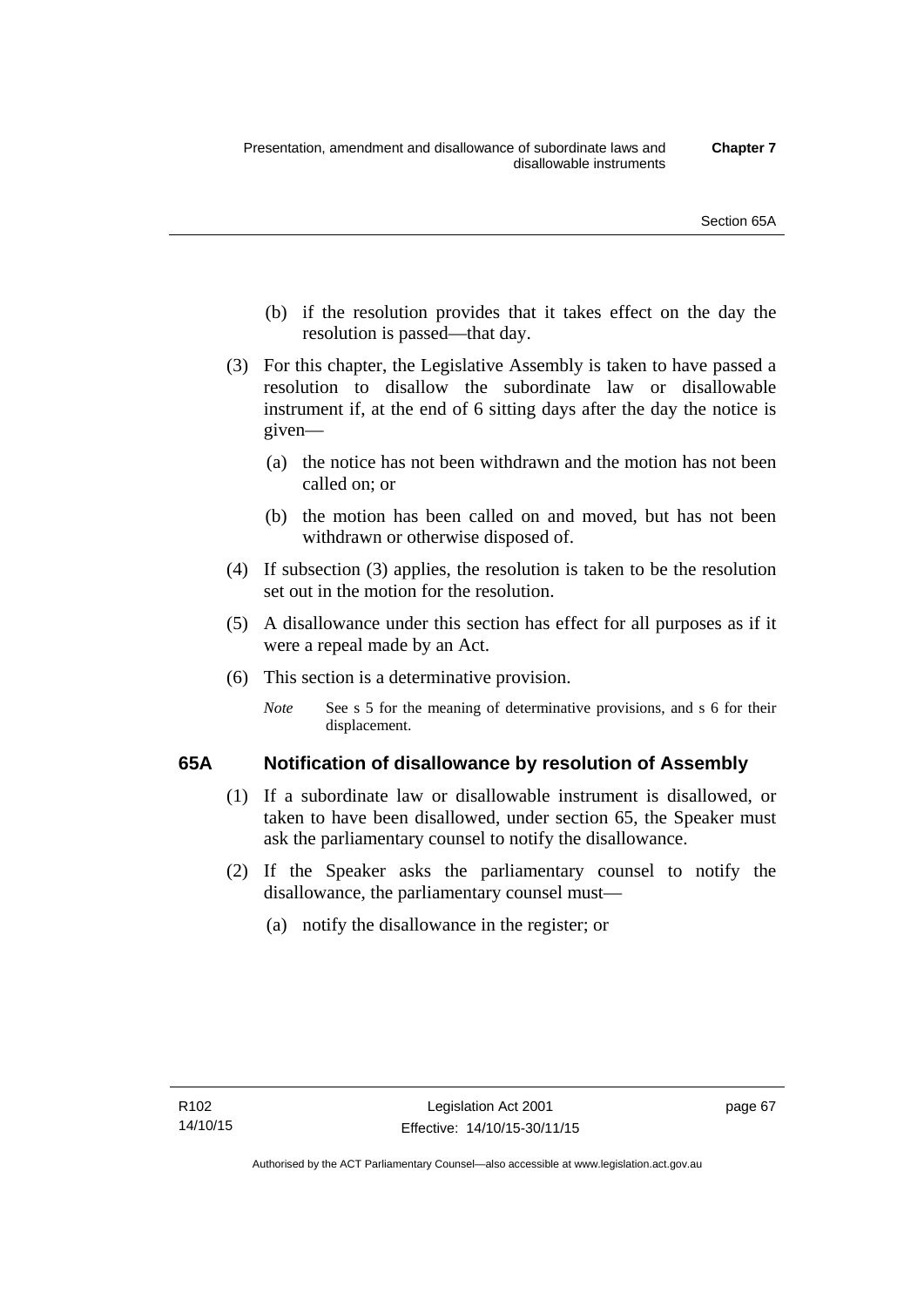(b) if the resolution provides that it takes effect on the day the resolution is passed—that day.

(3) For this chapter, the Legislative Assembly is taken to have passed a resolution to disallow the subordinate law or disallowable instrument if, at the end of 6 sitting days after the day the notice is given—

(a) the notice has not been withdrawn and the motion has not been called on; or

(b) the motion has been called on and moved, but has not been withdrawn or otherwise disposed of.

(4) If subsection (3) applies, the resolution is taken to be the resolution set out in the motion for the resolution.

(5) A disallowance under this section has effect for all purposes as if it were a repeal made by an Act.

(6) This section is a determinative provision.

*Note* See s 5 for the meaning of determinative provisions, and s 6 for their displacement.

### 65A Notification of disallowance by resolution of Assembly

(1) If a subordinate law or disallowable instrument is disallowed, or taken to have been disallowed, under section 65, the Speaker must ask the parliamentary counsel to notify the disallowance.

(2) If the Speaker asks the parliamentary counsel to notify the disallowance, the parliamentary counsel must—

(a) notify the disallowance in the register; or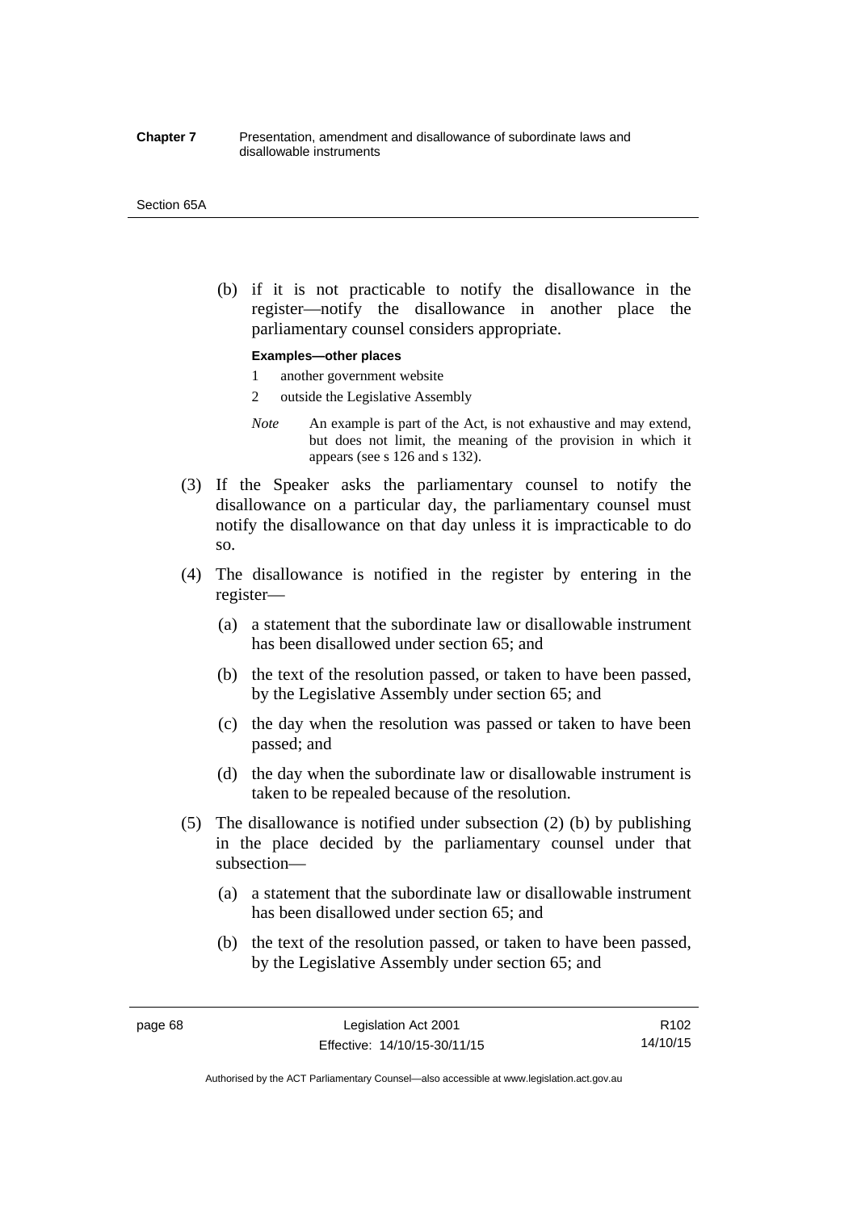(b) if it is not practicable to notify the disallowance in the register—notify the disallowance in another place the parliamentary counsel considers appropriate.

**Examples—other places**

1 another government website

2 outside the Legislative Assembly

*Note* An example is part of the Act, is not exhaustive and may extend, but does not limit, the meaning of the provision in which it appears (see s 126 and s 132).

(3) If the Speaker asks the parliamentary counsel to notify the disallowance on a particular day, the parliamentary counsel must notify the disallowance on that day unless it is impracticable to do so.

(4) The disallowance is notified in the register by entering in the register—

(a) a statement that the subordinate law or disallowable instrument has been disallowed under section 65; and

(b) the text of the resolution passed, or taken to have been passed, by the Legislative Assembly under section 65; and

(c) the day when the resolution was passed or taken to have been passed; and

(d) the day when the subordinate law or disallowable instrument is taken to be repealed because of the resolution.

(5) The disallowance is notified under subsection (2) (b) by publishing in the place decided by the parliamentary counsel under that subsection—

(a) a statement that the subordinate law or disallowable instrument has been disallowed under section 65; and

(b) the text of the resolution passed, or taken to have been passed, by the Legislative Assembly under section 65; and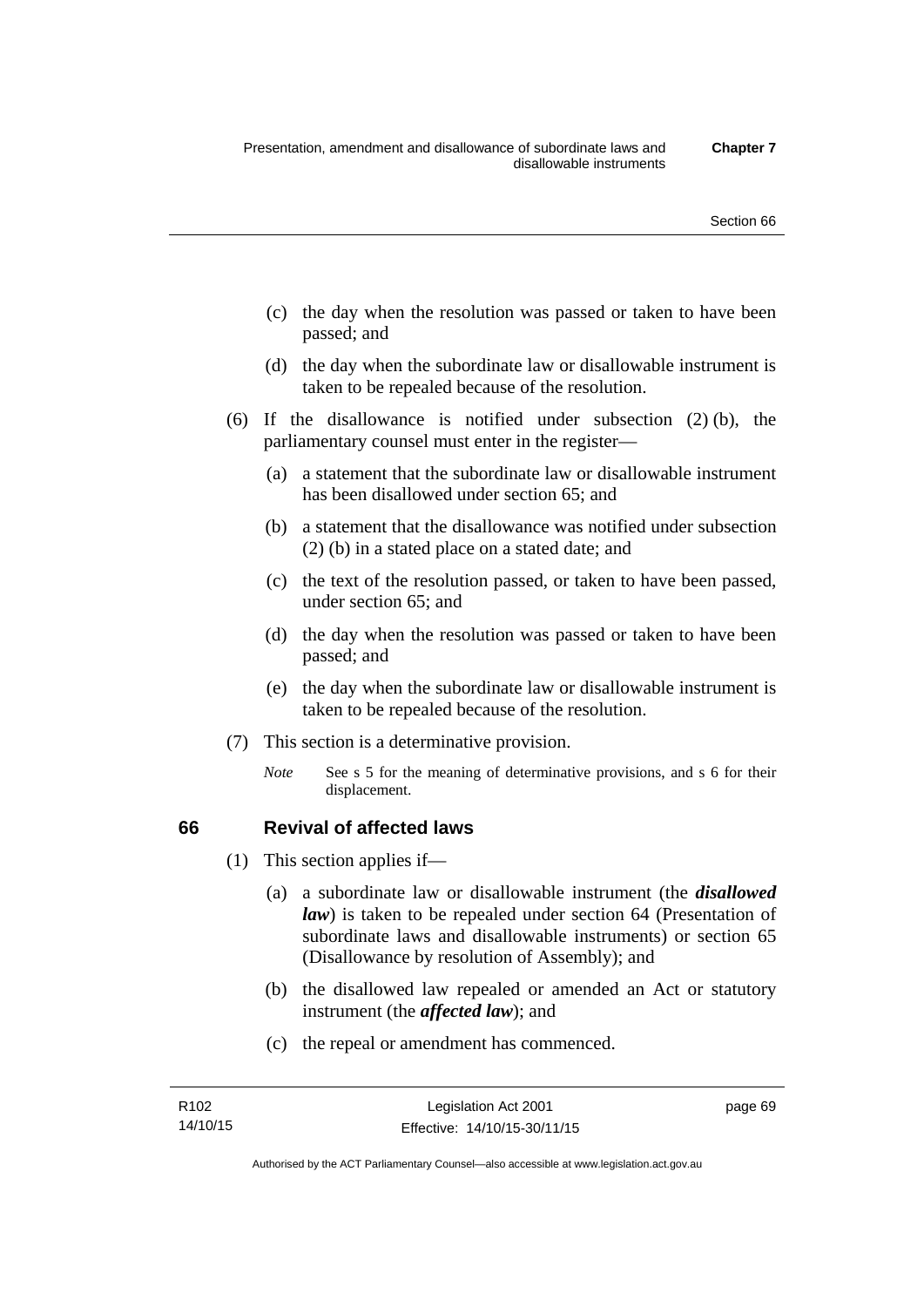(c) the day when the resolution was passed or taken to have been passed; and

(d) the day when the subordinate law or disallowable instrument is taken to be repealed because of the resolution.

(6) If the disallowance is notified under subsection (2) (b), the parliamentary counsel must enter in the register—

(a) a statement that the subordinate law or disallowable instrument has been disallowed under section 65; and

(b) a statement that the disallowance was notified under subsection (2) (b) in a stated place on a stated date; and

(c) the text of the resolution passed, or taken to have been passed, under section 65; and

(d) the day when the resolution was passed or taken to have been passed; and

(e) the day when the subordinate law or disallowable instrument is taken to be repealed because of the resolution.

(7) This section is a determinative provision.

*Note* See s 5 for the meaning of determinative provisions, and s 6 for their displacement.

## 66 Revival of affected laws

(1) This section applies if—

(a) a subordinate law or disallowable instrument (the ***disallowed law***) is taken to be repealed under section 64 (Presentation of subordinate laws and disallowable instruments) or section 65 (Disallowance by resolution of Assembly); and

(b) the disallowed law repealed or amended an Act or statutory instrument (the ***affected law***); and

(c) the repeal or amendment has commenced.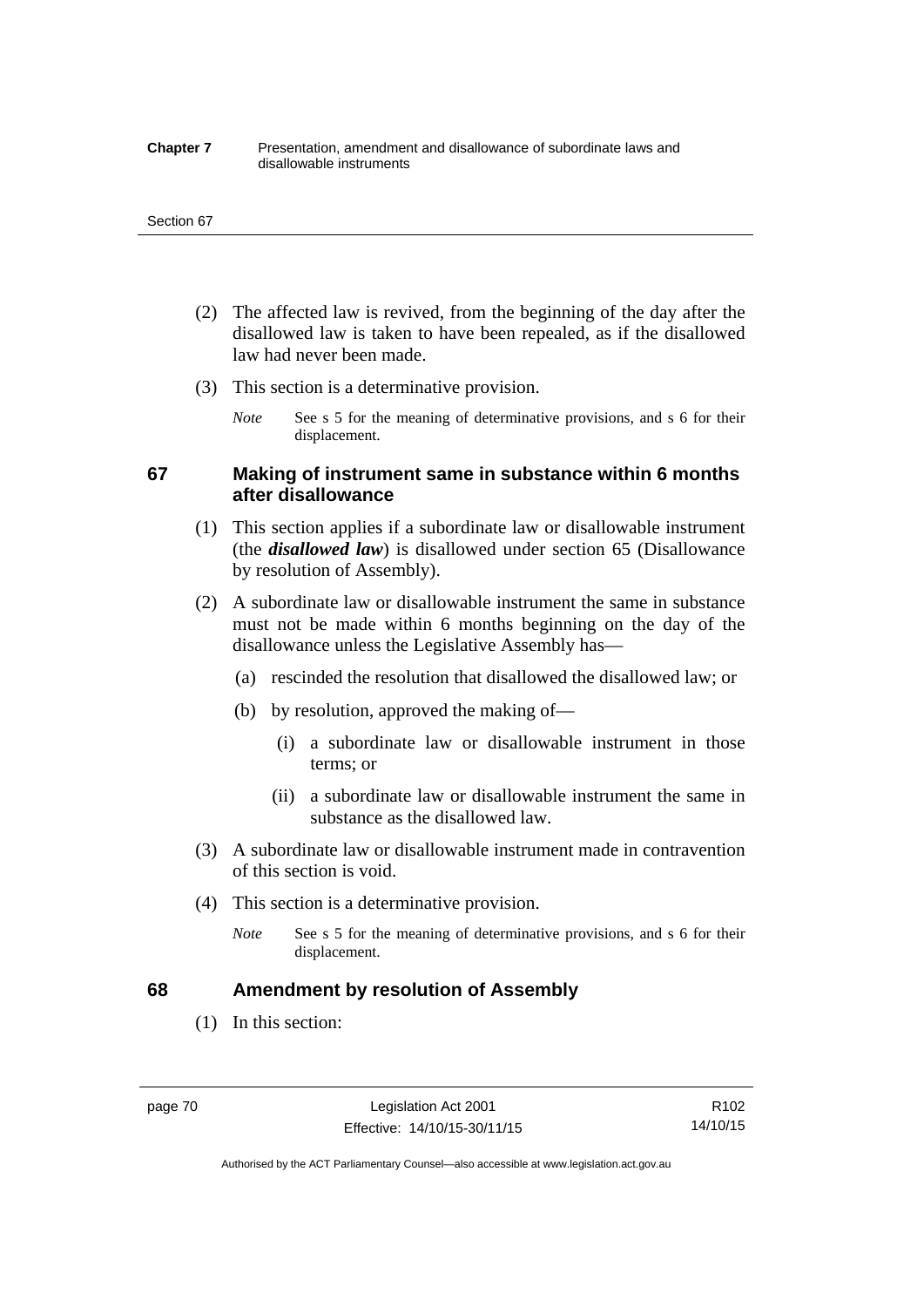(2) The affected law is revived, from the beginning of the day after the disallowed law is taken to have been repealed, as if the disallowed law had never been made.

(3) This section is a determinative provision.

*Note* See s 5 for the meaning of determinative provisions, and s 6 for their displacement.

## 67 Making of instrument same in substance within 6 months after disallowance

(1) This section applies if a subordinate law or disallowable instrument (the ***disallowed law***) is disallowed under section 65 (Disallowance by resolution of Assembly).

(2) A subordinate law or disallowable instrument the same in substance must not be made within 6 months beginning on the day of the disallowance unless the Legislative Assembly has—

(a) rescinded the resolution that disallowed the disallowed law; or

(b) by resolution, approved the making of—

(i) a subordinate law or disallowable instrument in those terms; or

(ii) a subordinate law or disallowable instrument the same in substance as the disallowed law.

(3) A subordinate law or disallowable instrument made in contravention of this section is void.

(4) This section is a determinative provision.

*Note* See s 5 for the meaning of determinative provisions, and s 6 for their displacement.

## 68 Amendment by resolution of Assembly

(1) In this section: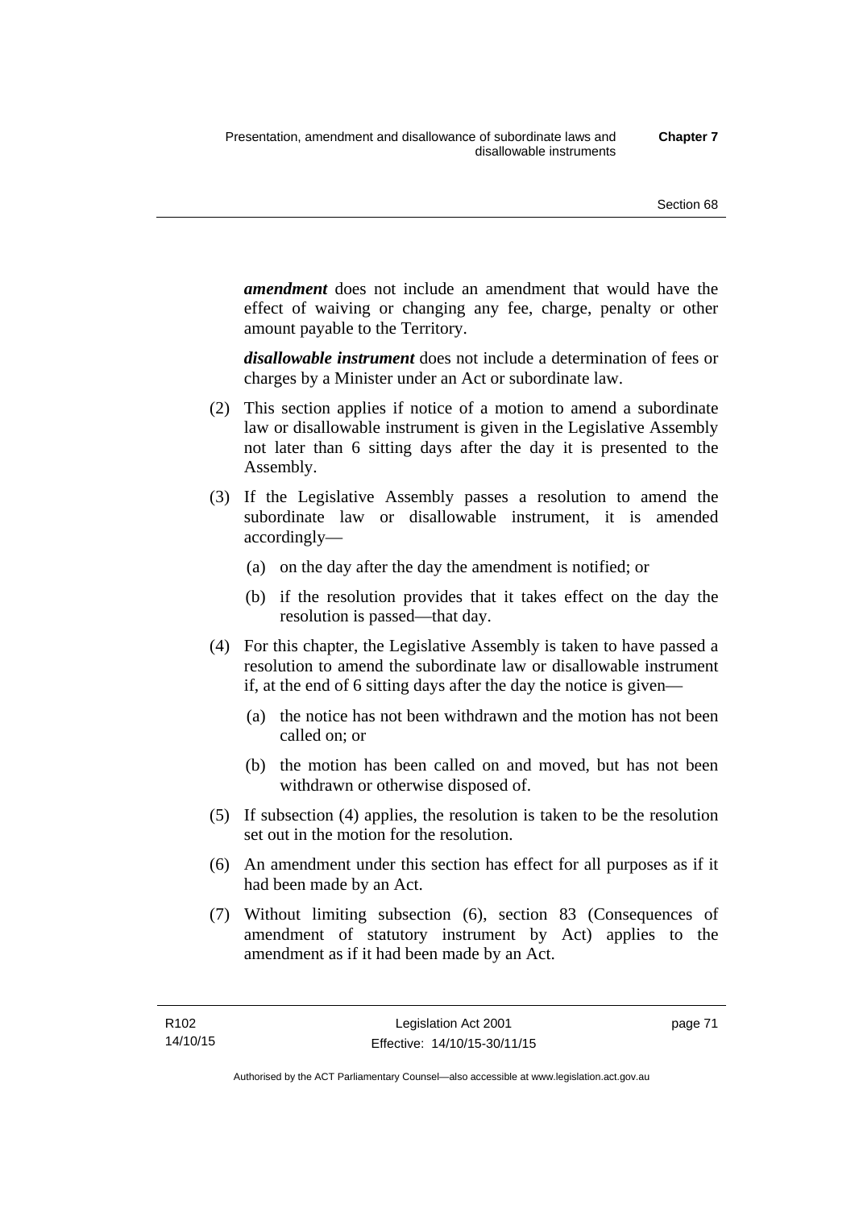***amendment*** does not include an amendment that would have the effect of waiving or changing any fee, charge, penalty or other amount payable to the Territory.

***disallowable instrument*** does not include a determination of fees or charges by a Minister under an Act or subordinate law.

(2) This section applies if notice of a motion to amend a subordinate law or disallowable instrument is given in the Legislative Assembly not later than 6 sitting days after the day it is presented to the Assembly.

(3) If the Legislative Assembly passes a resolution to amend the subordinate law or disallowable instrument, it is amended accordingly—

(a) on the day after the day the amendment is notified; or

(b) if the resolution provides that it takes effect on the day the resolution is passed—that day.

(4) For this chapter, the Legislative Assembly is taken to have passed a resolution to amend the subordinate law or disallowable instrument if, at the end of 6 sitting days after the day the notice is given—

(a) the notice has not been withdrawn and the motion has not been called on; or

(b) the motion has been called on and moved, but has not been withdrawn or otherwise disposed of.

(5) If subsection (4) applies, the resolution is taken to be the resolution set out in the motion for the resolution.

(6) An amendment under this section has effect for all purposes as if it had been made by an Act.

(7) Without limiting subsection (6), section 83 (Consequences of amendment of statutory instrument by Act) applies to the amendment as if it had been made by an Act.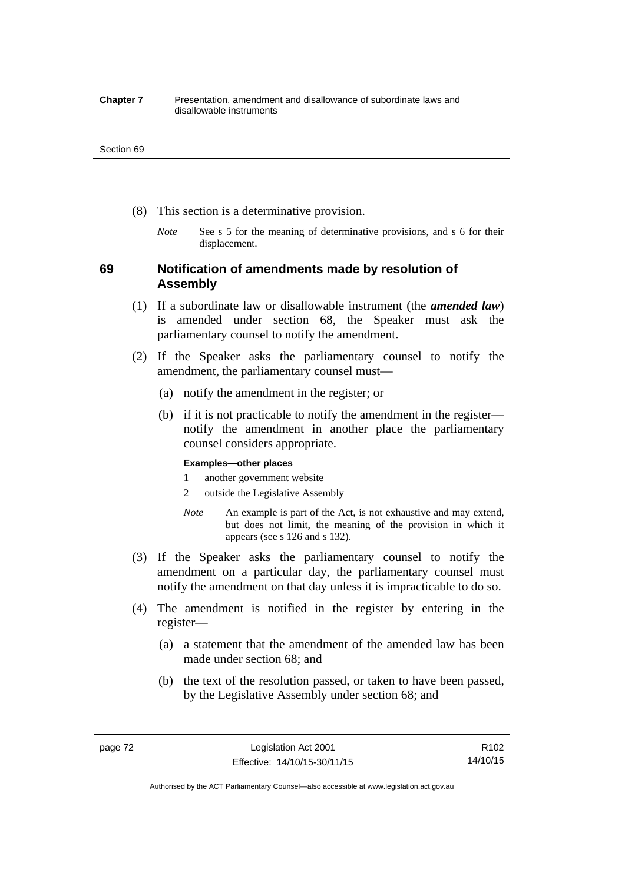(8) This section is a determinative provision.

*Note* See s 5 for the meaning of determinative provisions, and s 6 for their displacement.

## 69 Notification of amendments made by resolution of Assembly

(1) If a subordinate law or disallowable instrument (the ***amended law***) is amended under section 68, the Speaker must ask the parliamentary counsel to notify the amendment.

(2) If the Speaker asks the parliamentary counsel to notify the amendment, the parliamentary counsel must—

(a) notify the amendment in the register; or

(b) if it is not practicable to notify the amendment in the register—notify the amendment in another place the parliamentary counsel considers appropriate.

**Examples—other places**

1 another government website

2 outside the Legislative Assembly

*Note* An example is part of the Act, is not exhaustive and may extend, but does not limit, the meaning of the provision in which it appears (see s 126 and s 132).

(3) If the Speaker asks the parliamentary counsel to notify the amendment on a particular day, the parliamentary counsel must notify the amendment on that day unless it is impracticable to do so.

(4) The amendment is notified in the register by entering in the register—

(a) a statement that the amendment of the amended law has been made under section 68; and

(b) the text of the resolution passed, or taken to have been passed, by the Legislative Assembly under section 68; and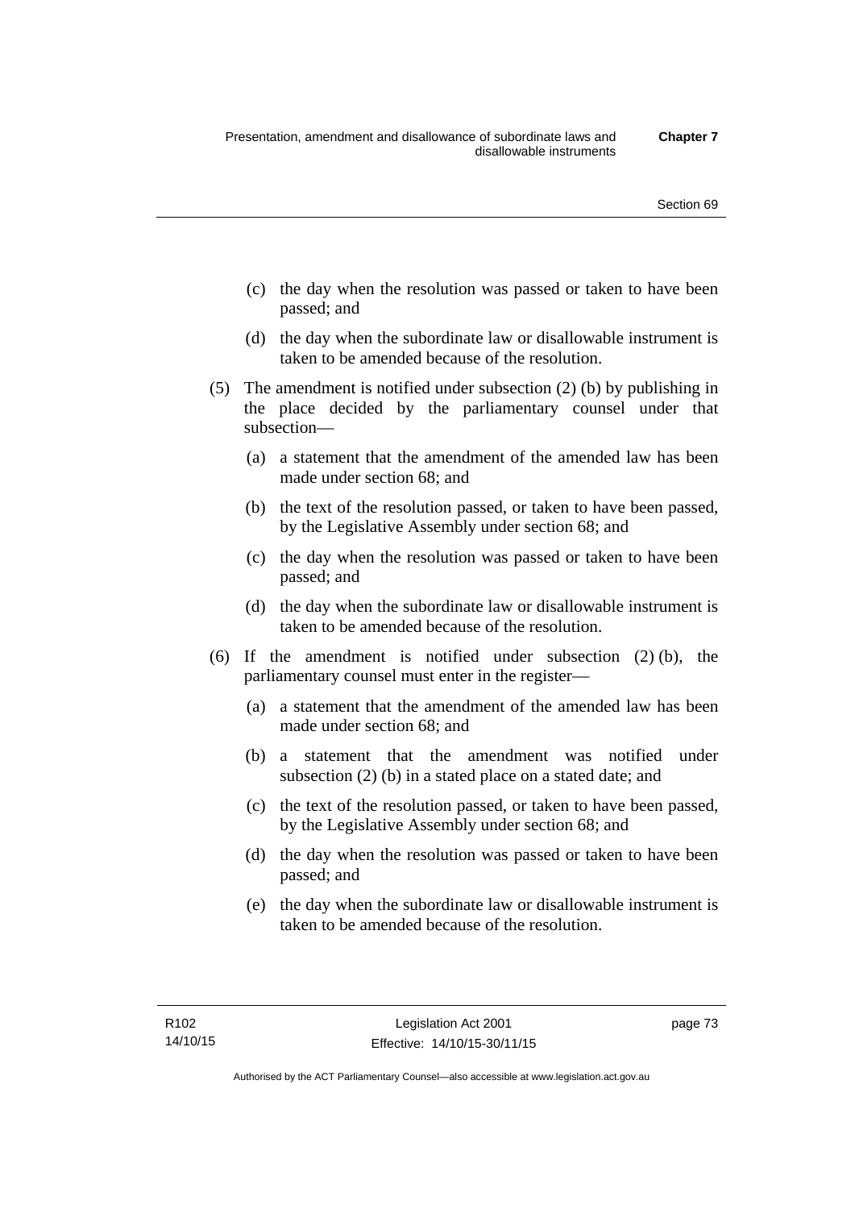(c) the day when the resolution was passed or taken to have been passed; and

(d) the day when the subordinate law or disallowable instrument is taken to be amended because of the resolution.

(5) The amendment is notified under subsection (2) (b) by publishing in the place decided by the parliamentary counsel under that subsection—

(a) a statement that the amendment of the amended law has been made under section 68; and

(b) the text of the resolution passed, or taken to have been passed, by the Legislative Assembly under section 68; and

(c) the day when the resolution was passed or taken to have been passed; and

(d) the day when the subordinate law or disallowable instrument is taken to be amended because of the resolution.

(6) If the amendment is notified under subsection (2) (b), the parliamentary counsel must enter in the register—

(a) a statement that the amendment of the amended law has been made under section 68; and

(b) a statement that the amendment was notified under subsection (2) (b) in a stated place on a stated date; and

(c) the text of the resolution passed, or taken to have been passed, by the Legislative Assembly under section 68; and

(d) the day when the resolution was passed or taken to have been passed; and

(e) the day when the subordinate law or disallowable instrument is taken to be amended because of the resolution.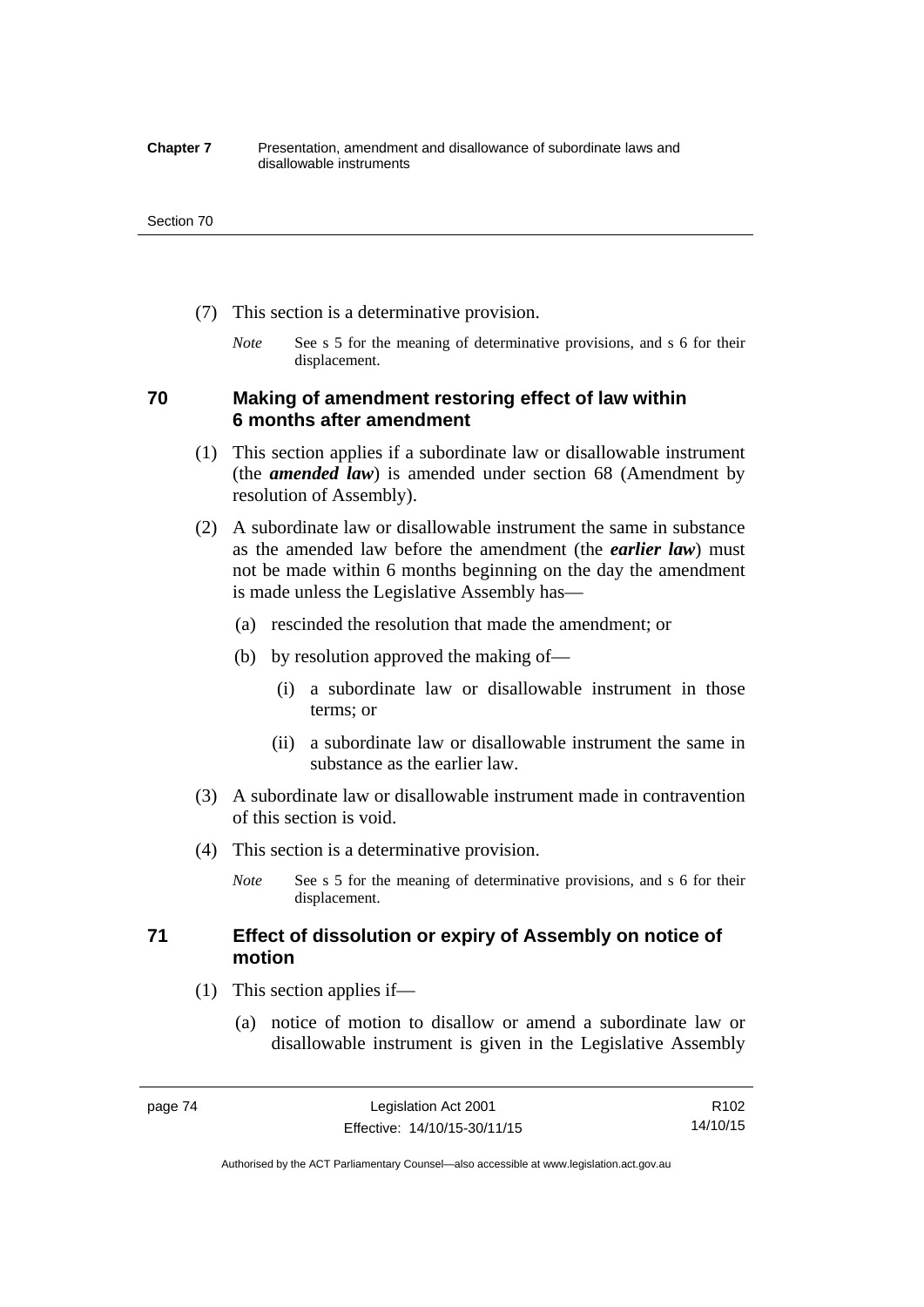(7) This section is a determinative provision.

*Note* See s 5 for the meaning of determinative provisions, and s 6 for their displacement.

## 70 Making of amendment restoring effect of law within 6 months after amendment

(1) This section applies if a subordinate law or disallowable instrument (the ***amended law***) is amended under section 68 (Amendment by resolution of Assembly).

(2) A subordinate law or disallowable instrument the same in substance as the amended law before the amendment (the ***earlier law***) must not be made within 6 months beginning on the day the amendment is made unless the Legislative Assembly has—

(a) rescinded the resolution that made the amendment; or

(b) by resolution approved the making of—

(i) a subordinate law or disallowable instrument in those terms; or

(ii) a subordinate law or disallowable instrument the same in substance as the earlier law.

(3) A subordinate law or disallowable instrument made in contravention of this section is void.

(4) This section is a determinative provision.

*Note* See s 5 for the meaning of determinative provisions, and s 6 for their displacement.

## 71 Effect of dissolution or expiry of Assembly on notice of motion

(1) This section applies if—

(a) notice of motion to disallow or amend a subordinate law or disallowable instrument is given in the Legislative Assembly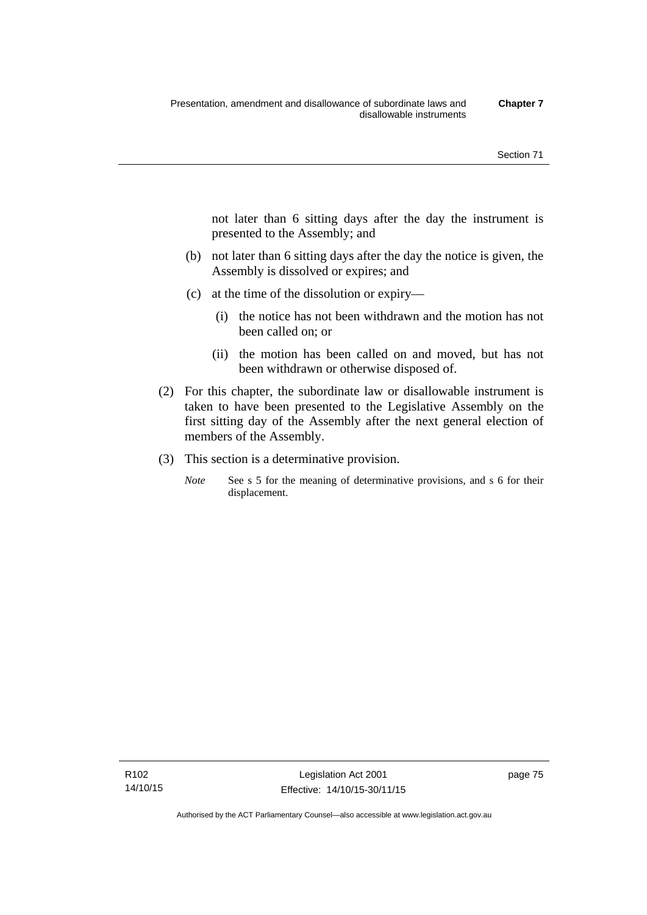not later than 6 sitting days after the day the instrument is presented to the Assembly; and

(b) not later than 6 sitting days after the day the notice is given, the Assembly is dissolved or expires; and

(c) at the time of the dissolution or expiry—

  (i) the notice has not been withdrawn and the motion has not been called on; or

  (ii) the motion has been called on and moved, but has not been withdrawn or otherwise disposed of.

(2) For this chapter, the subordinate law or disallowable instrument is taken to have been presented to the Legislative Assembly on the first sitting day of the Assembly after the next general election of members of the Assembly.

(3) This section is a determinative provision.

*Note* See s 5 for the meaning of determinative provisions, and s 6 for their displacement.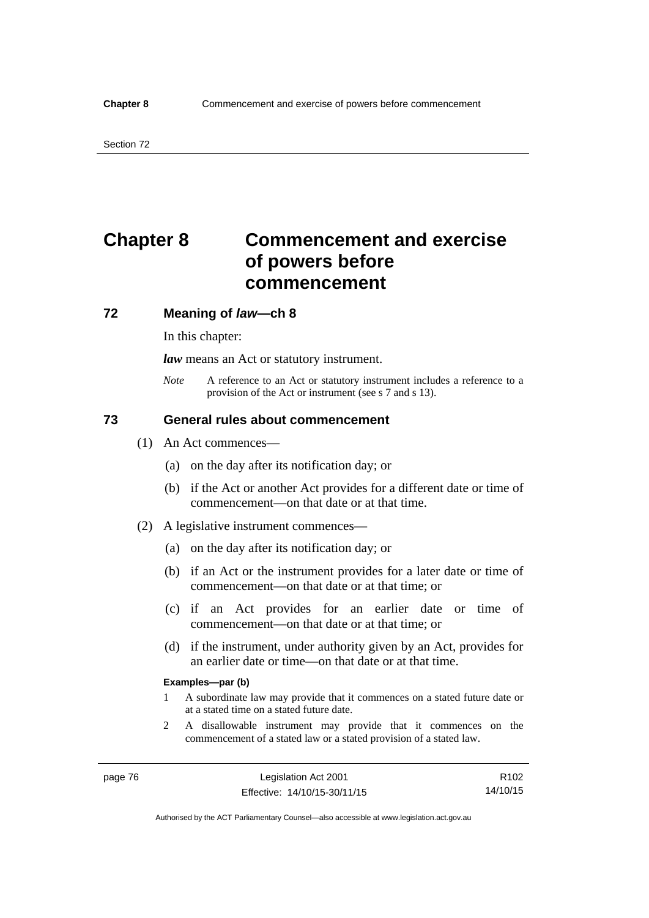# Chapter 8 Commencement and exercise of powers before commencement

## 72 Meaning of *law*—ch 8

In this chapter:

***law*** means an Act or statutory instrument.

*Note* A reference to an Act or statutory instrument includes a reference to a provision of the Act or instrument (see s 7 and s 13).

## 73 General rules about commencement

(1) An Act commences—

(a) on the day after its notification day; or

(b) if the Act or another Act provides for a different date or time of commencement—on that date or at that time.

(2) A legislative instrument commences—

(a) on the day after its notification day; or

(b) if an Act or the instrument provides for a later date or time of commencement—on that date or at that time; or

(c) if an Act provides for an earlier date or time of commencement—on that date or at that time; or

(d) if the instrument, under authority given by an Act, provides for an earlier date or time—on that date or at that time.

**Examples—par (b)**

1 A subordinate law may provide that it commences on a stated future date or at a stated time on a stated future date.

2 A disallowable instrument may provide that it commences on the commencement of a stated law or a stated provision of a stated law.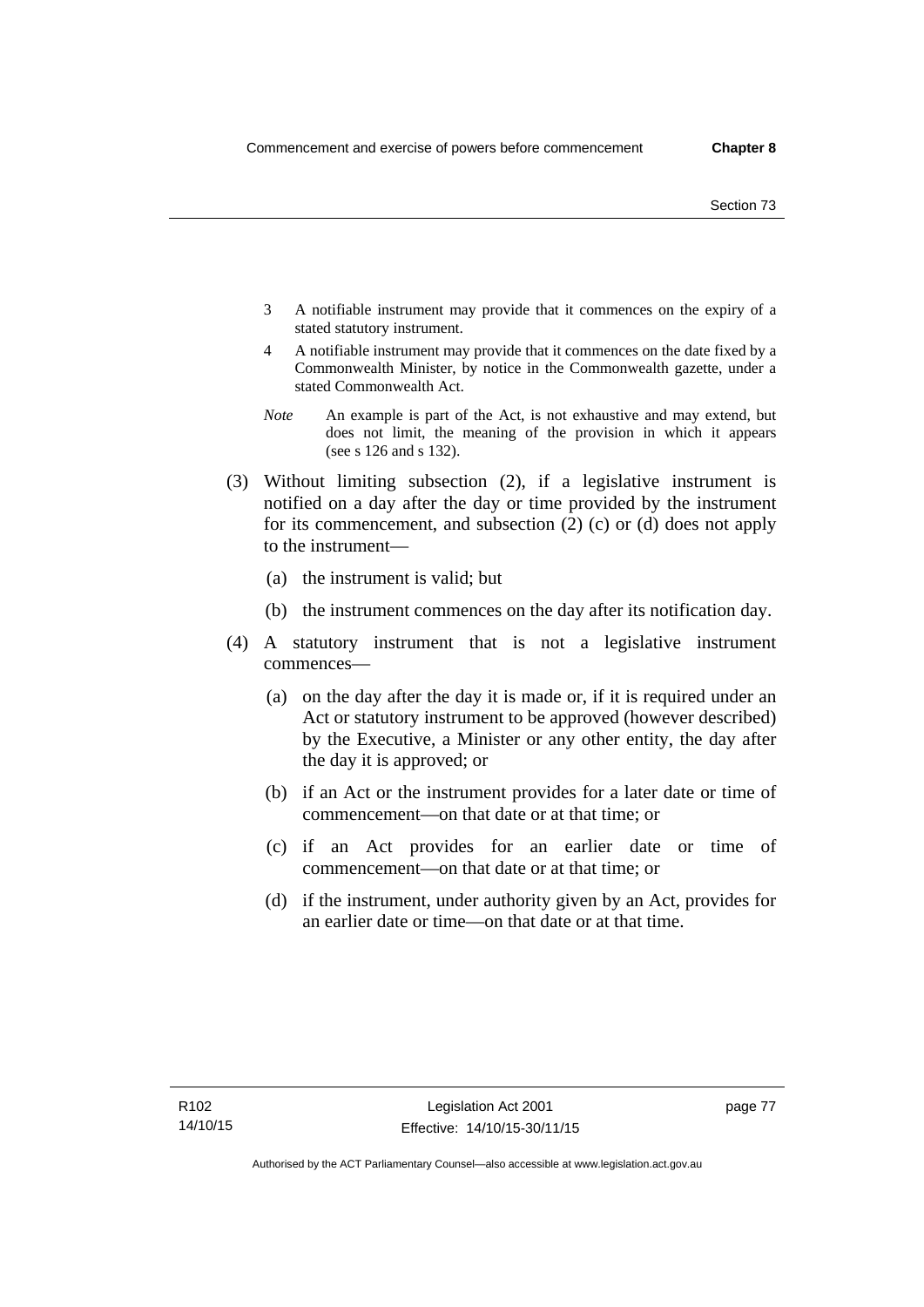3 A notifiable instrument may provide that it commences on the expiry of a stated statutory instrument.

4 A notifiable instrument may provide that it commences on the date fixed by a Commonwealth Minister, by notice in the Commonwealth gazette, under a stated Commonwealth Act.

*Note* An example is part of the Act, is not exhaustive and may extend, but does not limit, the meaning of the provision in which it appears (see s 126 and s 132).

(3) Without limiting subsection (2), if a legislative instrument is notified on a day after the day or time provided by the instrument for its commencement, and subsection (2) (c) or (d) does not apply to the instrument—

(a) the instrument is valid; but

(b) the instrument commences on the day after its notification day.

(4) A statutory instrument that is not a legislative instrument commences—

(a) on the day after the day it is made or, if it is required under an Act or statutory instrument to be approved (however described) by the Executive, a Minister or any other entity, the day after the day it is approved; or

(b) if an Act or the instrument provides for a later date or time of commencement—on that date or at that time; or

(c) if an Act provides for an earlier date or time of commencement—on that date or at that time; or

(d) if the instrument, under authority given by an Act, provides for an earlier date or time—on that date or at that time.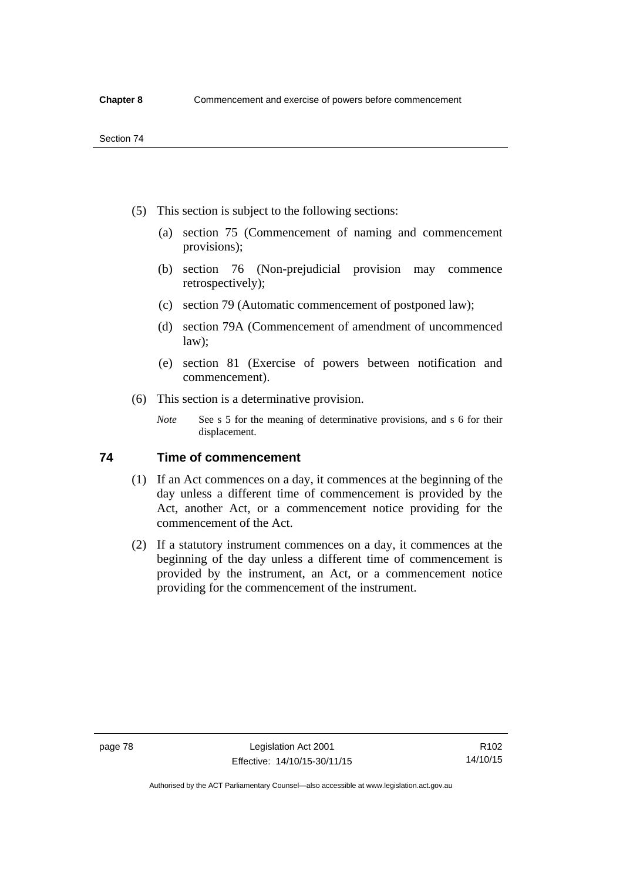(5) This section is subject to the following sections:

   (a) section 75 (Commencement of naming and commencement provisions);

   (b) section 76 (Non-prejudicial provision may commence retrospectively);

   (c) section 79 (Automatic commencement of postponed law);

   (d) section 79A (Commencement of amendment of uncommenced law);

   (e) section 81 (Exercise of powers between notification and commencement).

(6) This section is a determinative provision.

*Note* See s 5 for the meaning of determinative provisions, and s 6 for their displacement.

## 74 Time of commencement

(1) If an Act commences on a day, it commences at the beginning of the day unless a different time of commencement is provided by the Act, another Act, or a commencement notice providing for the commencement of the Act.

(2) If a statutory instrument commences on a day, it commences at the beginning of the day unless a different time of commencement is provided by the instrument, an Act, or a commencement notice providing for the commencement of the instrument.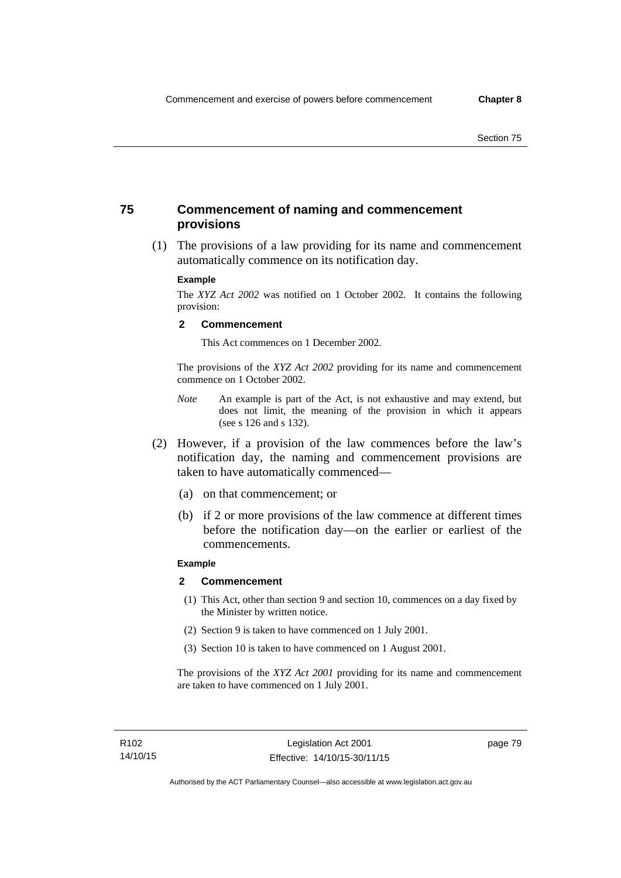## 75 Commencement of naming and commencement provisions

(1) The provisions of a law providing for its name and commencement automatically commence on its notification day.

**Example**

The *XYZ Act 2002* was notified on 1 October 2002. It contains the following provision:

**2 Commencement**

This Act commences on 1 December 2002.

The provisions of the *XYZ Act 2002* providing for its name and commencement commence on 1 October 2002.

*Note* An example is part of the Act, is not exhaustive and may extend, but does not limit, the meaning of the provision in which it appears (see s 126 and s 132).

(2) However, if a provision of the law commences before the law's notification day, the naming and commencement provisions are taken to have automatically commenced—

(a) on that commencement; or

(b) if 2 or more provisions of the law commence at different times before the notification day—on the earlier or earliest of the commencements.

**Example**

**2 Commencement**

(1) This Act, other than section 9 and section 10, commences on a day fixed by the Minister by written notice.

(2) Section 9 is taken to have commenced on 1 July 2001.

(3) Section 10 is taken to have commenced on 1 August 2001.

The provisions of the *XYZ Act 2001* providing for its name and commencement are taken to have commenced on 1 July 2001.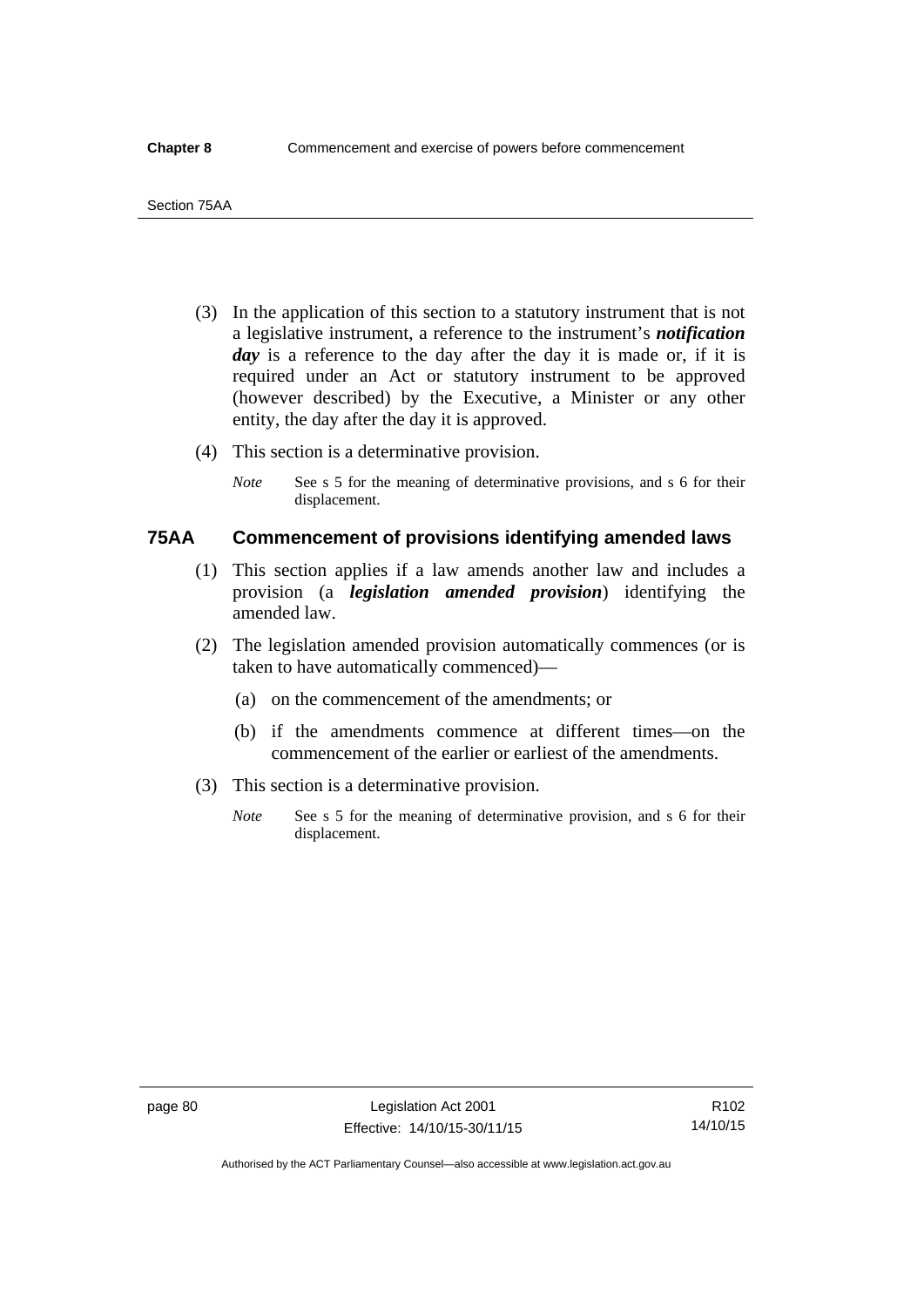(3) In the application of this section to a statutory instrument that is not a legislative instrument, a reference to the instrument's ***notification day*** is a reference to the day after the day it is made or, if it is required under an Act or statutory instrument to be approved (however described) by the Executive, a Minister or any other entity, the day after the day it is approved.

(4) This section is a determinative provision.

*Note* See s 5 for the meaning of determinative provisions, and s 6 for their displacement.

## 75AA Commencement of provisions identifying amended laws

(1) This section applies if a law amends another law and includes a provision (a ***legislation amended provision***) identifying the amended law.

(2) The legislation amended provision automatically commences (or is taken to have automatically commenced)—

(a) on the commencement of the amendments; or

(b) if the amendments commence at different times—on the commencement of the earlier or earliest of the amendments.

(3) This section is a determinative provision.

*Note* See s 5 for the meaning of determinative provision, and s 6 for their displacement.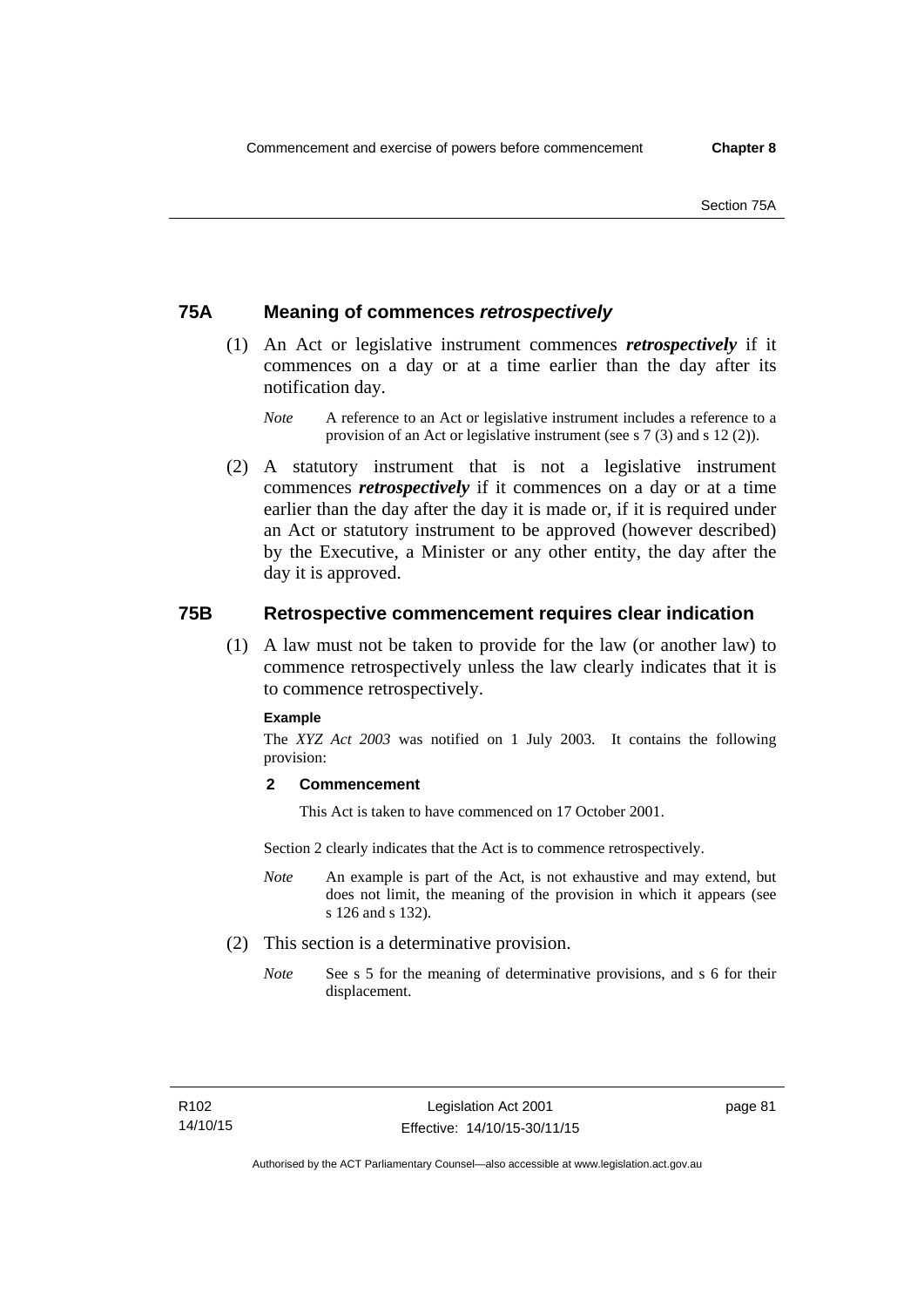## 75A Meaning of commences *retrospectively*

(1) An Act or legislative instrument commences ***retrospectively*** if it commences on a day or at a time earlier than the day after its notification day.

*Note* A reference to an Act or legislative instrument includes a reference to a provision of an Act or legislative instrument (see s 7 (3) and s 12 (2)).

(2) A statutory instrument that is not a legislative instrument commences ***retrospectively*** if it commences on a day or at a time earlier than the day after the day it is made or, if it is required under an Act or statutory instrument to be approved (however described) by the Executive, a Minister or any other entity, the day after the day it is approved.

## 75B Retrospective commencement requires clear indication

(1) A law must not be taken to provide for the law (or another law) to commence retrospectively unless the law clearly indicates that it is to commence retrospectively.

**Example**

The *XYZ Act 2003* was notified on 1 July 2003. It contains the following provision:

**2 Commencement**

This Act is taken to have commenced on 17 October 2001.

Section 2 clearly indicates that the Act is to commence retrospectively.

*Note* An example is part of the Act, is not exhaustive and may extend, but does not limit, the meaning of the provision in which it appears (see s 126 and s 132).

(2) This section is a determinative provision.

*Note* See s 5 for the meaning of determinative provisions, and s 6 for their displacement.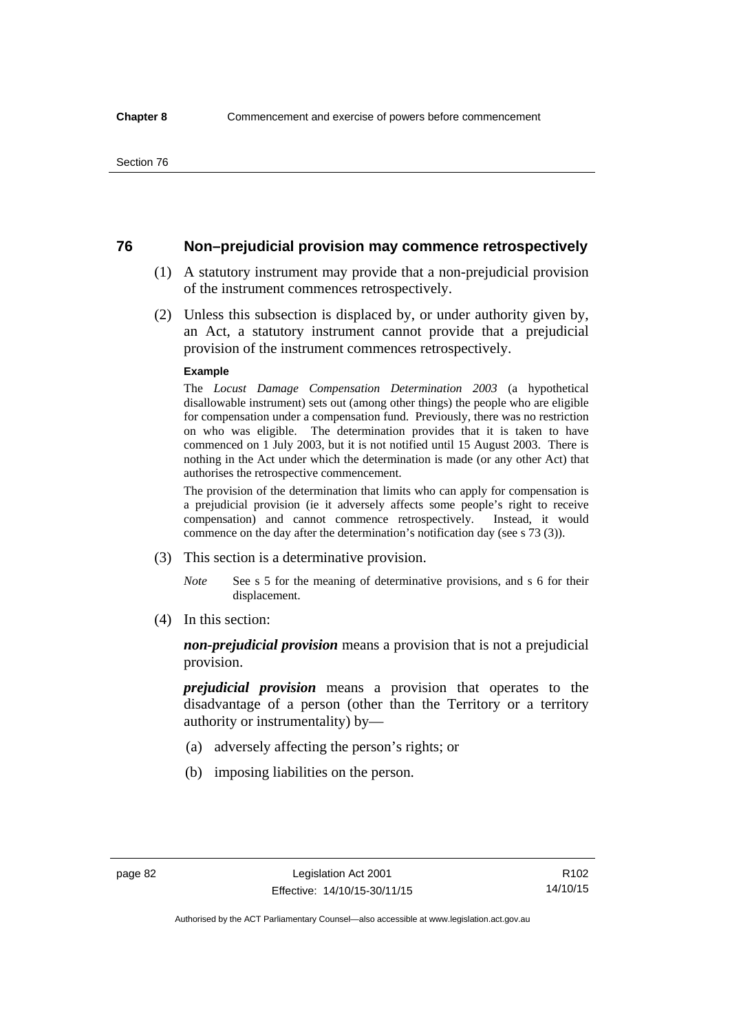## 76 Non–prejudicial provision may commence retrospectively

(1) A statutory instrument may provide that a non-prejudicial provision of the instrument commences retrospectively.

(2) Unless this subsection is displaced by, or under authority given by, an Act, a statutory instrument cannot provide that a prejudicial provision of the instrument commences retrospectively.

**Example**

The *Locust Damage Compensation Determination 2003* (a hypothetical disallowable instrument) sets out (among other things) the people who are eligible for compensation under a compensation fund. Previously, there was no restriction on who was eligible. The determination provides that it is taken to have commenced on 1 July 2003, but it is not notified until 15 August 2003. There is nothing in the Act under which the determination is made (or any other Act) that authorises the retrospective commencement.

The provision of the determination that limits who can apply for compensation is a prejudicial provision (ie it adversely affects some people's right to receive compensation) and cannot commence retrospectively. Instead, it would commence on the day after the determination's notification day (see s 73 (3)).

(3) This section is a determinative provision.

*Note* See s 5 for the meaning of determinative provisions, and s 6 for their displacement.

(4) In this section:

***non-prejudicial provision*** means a provision that is not a prejudicial provision.

***prejudicial provision*** means a provision that operates to the disadvantage of a person (other than the Territory or a territory authority or instrumentality) by—

(a) adversely affecting the person's rights; or

(b) imposing liabilities on the person.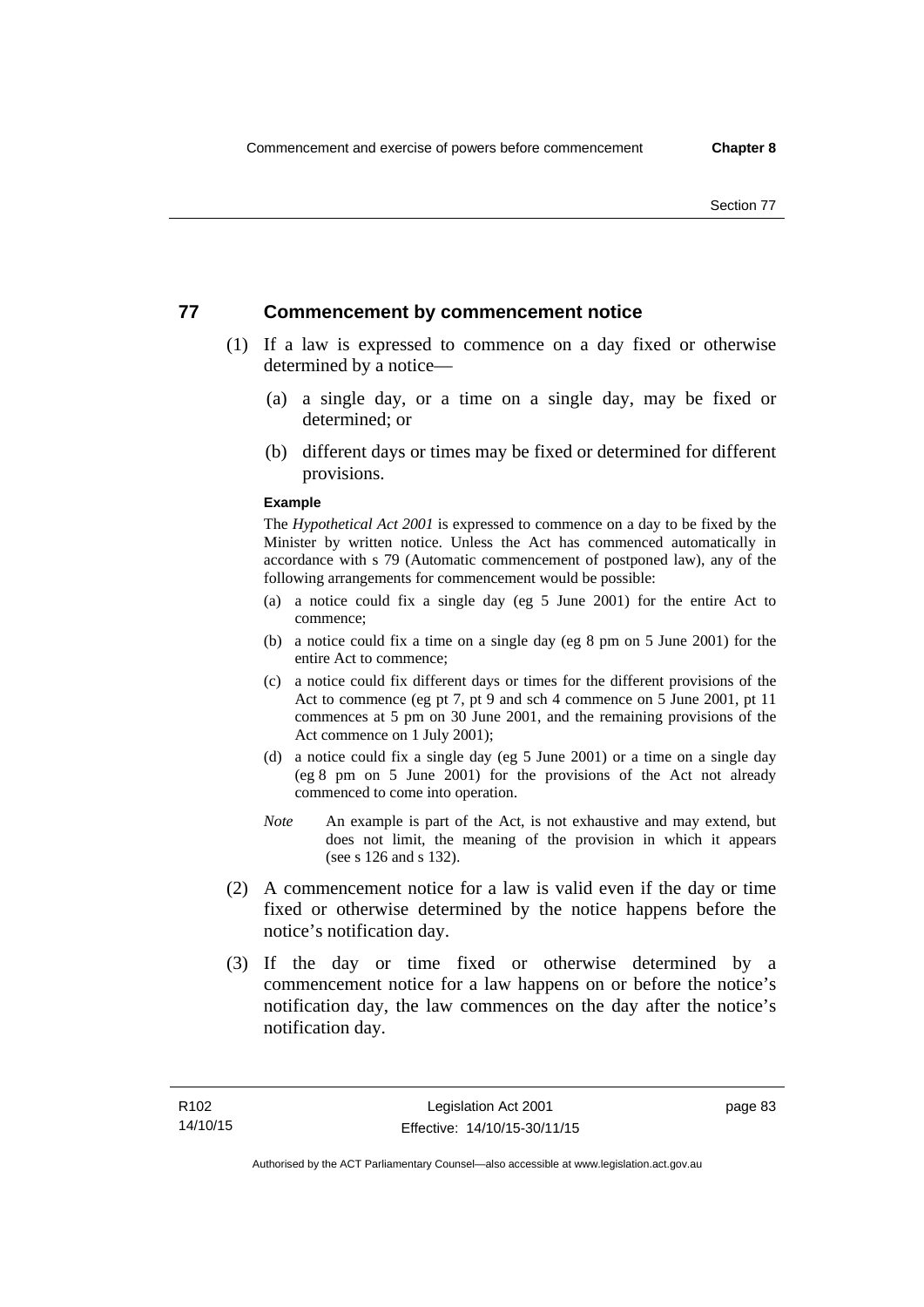## 77 Commencement by commencement notice

(1) If a law is expressed to commence on a day fixed or otherwise determined by a notice—

(a) a single day, or a time on a single day, may be fixed or determined; or

(b) different days or times may be fixed or determined for different provisions.

**Example**

The *Hypothetical Act 2001* is expressed to commence on a day to be fixed by the Minister by written notice. Unless the Act has commenced automatically in accordance with s 79 (Automatic commencement of postponed law), any of the following arrangements for commencement would be possible:

(a) a notice could fix a single day (eg 5 June 2001) for the entire Act to commence;

(b) a notice could fix a time on a single day (eg 8 pm on 5 June 2001) for the entire Act to commence;

(c) a notice could fix different days or times for the different provisions of the Act to commence (eg pt 7, pt 9 and sch 4 commence on 5 June 2001, pt 11 commences at 5 pm on 30 June 2001, and the remaining provisions of the Act commence on 1 July 2001);

(d) a notice could fix a single day (eg 5 June 2001) or a time on a single day (eg 8 pm on 5 June 2001) for the provisions of the Act not already commenced to come into operation.

*Note* An example is part of the Act, is not exhaustive and may extend, but does not limit, the meaning of the provision in which it appears (see s 126 and s 132).

(2) A commencement notice for a law is valid even if the day or time fixed or otherwise determined by the notice happens before the notice's notification day.

(3) If the day or time fixed or otherwise determined by a commencement notice for a law happens on or before the notice's notification day, the law commences on the day after the notice's notification day.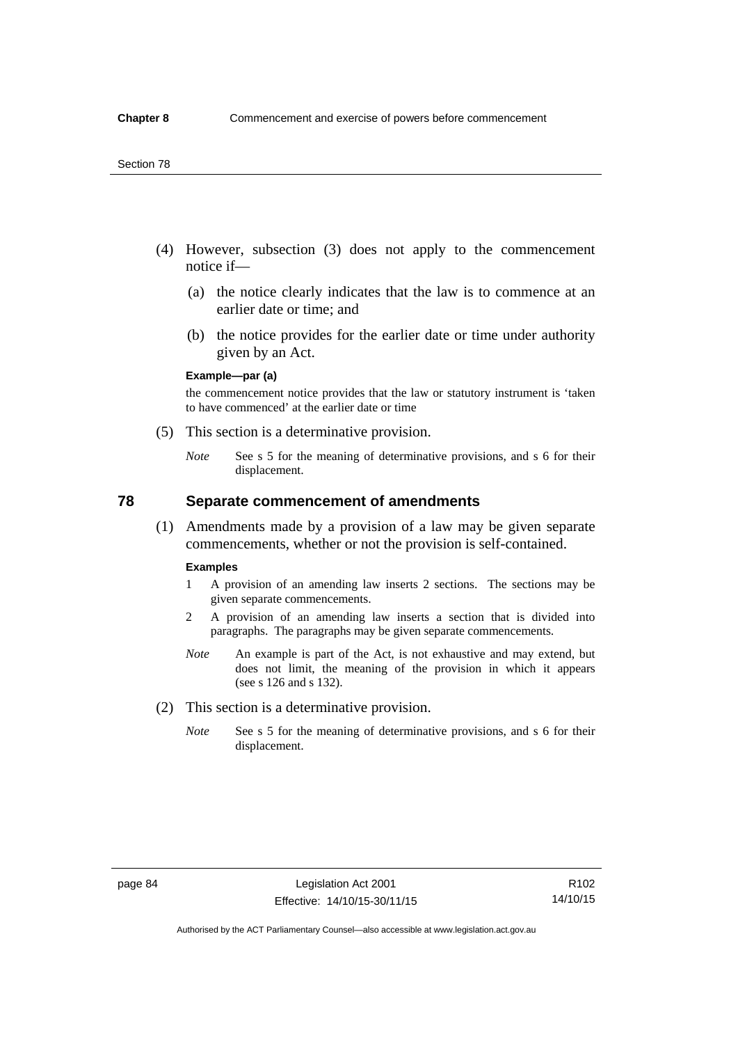(4) However, subsection (3) does not apply to the commencement notice if—

  (a) the notice clearly indicates that the law is to commence at an earlier date or time; and

  (b) the notice provides for the earlier date or time under authority given by an Act.

**Example—par (a)**

the commencement notice provides that the law or statutory instrument is 'taken to have commenced' at the earlier date or time

(5) This section is a determinative provision.

*Note* See s 5 for the meaning of determinative provisions, and s 6 for their displacement.

## 78 Separate commencement of amendments

(1) Amendments made by a provision of a law may be given separate commencements, whether or not the provision is self-contained.

**Examples**

1 A provision of an amending law inserts 2 sections. The sections may be given separate commencements.

2 A provision of an amending law inserts a section that is divided into paragraphs. The paragraphs may be given separate commencements.

*Note* An example is part of the Act, is not exhaustive and may extend, but does not limit, the meaning of the provision in which it appears (see s 126 and s 132).

(2) This section is a determinative provision.

*Note* See s 5 for the meaning of determinative provisions, and s 6 for their displacement.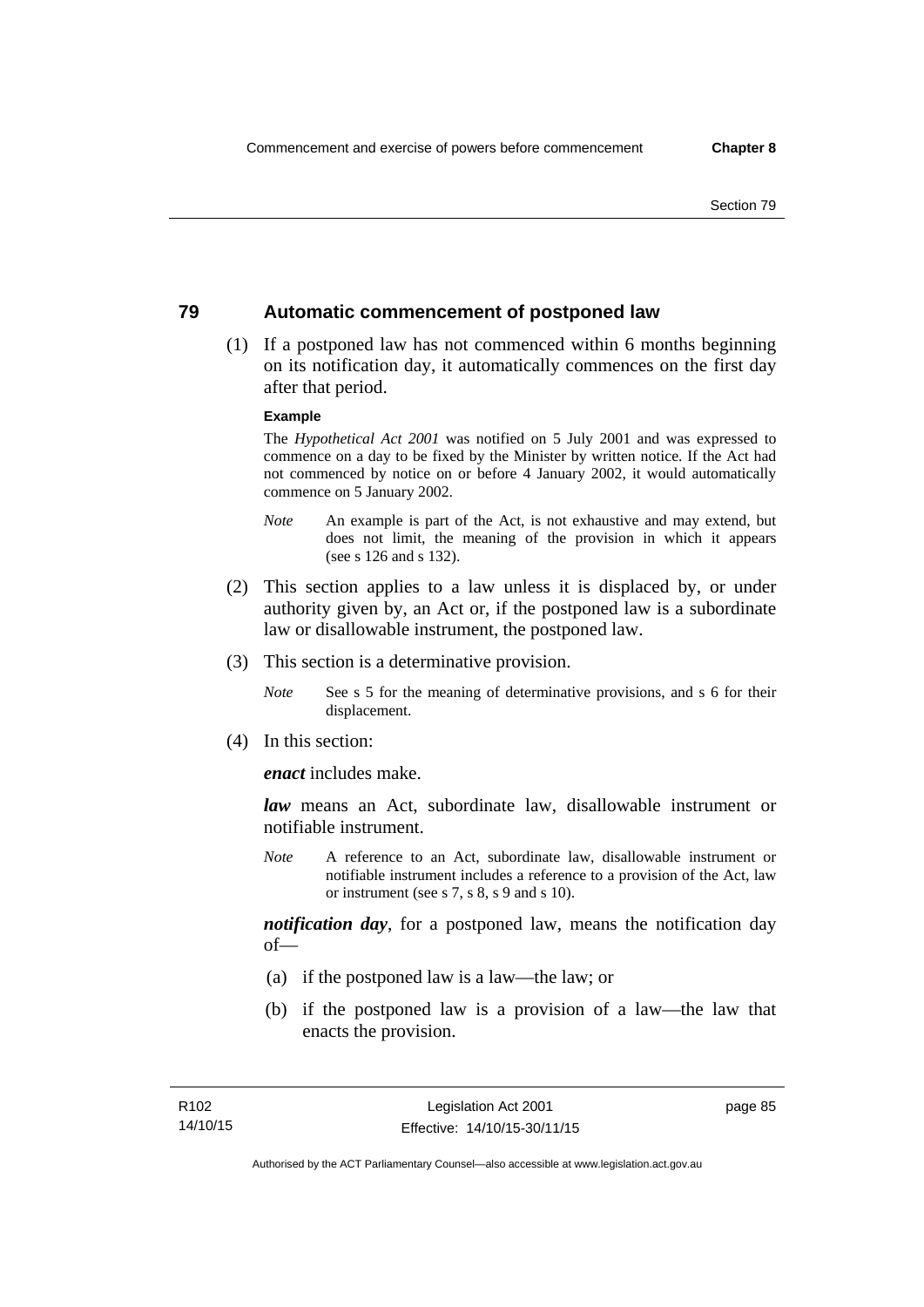## 79 Automatic commencement of postponed law

(1) If a postponed law has not commenced within 6 months beginning on its notification day, it automatically commences on the first day after that period.

**Example**

The *Hypothetical Act 2001* was notified on 5 July 2001 and was expressed to commence on a day to be fixed by the Minister by written notice. If the Act had not commenced by notice on or before 4 January 2002, it would automatically commence on 5 January 2002.

*Note* An example is part of the Act, is not exhaustive and may extend, but does not limit, the meaning of the provision in which it appears (see s 126 and s 132).

(2) This section applies to a law unless it is displaced by, or under authority given by, an Act or, if the postponed law is a subordinate law or disallowable instrument, the postponed law.

(3) This section is a determinative provision.

*Note* See s 5 for the meaning of determinative provisions, and s 6 for their displacement.

(4) In this section:

***enact*** includes make.

***law*** means an Act, subordinate law, disallowable instrument or notifiable instrument.

*Note* A reference to an Act, subordinate law, disallowable instrument or notifiable instrument includes a reference to a provision of the Act, law or instrument (see s 7, s 8, s 9 and s 10).

***notification day***, for a postponed law, means the notification day of—

(a) if the postponed law is a law—the law; or

(b) if the postponed law is a provision of a law—the law that enacts the provision.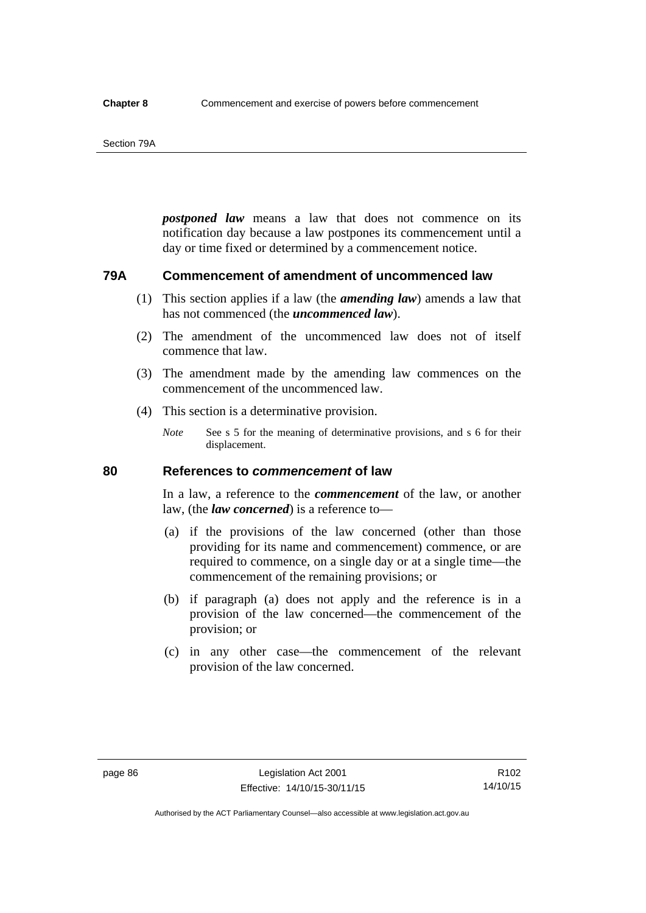***postponed law*** means a law that does not commence on its notification day because a law postpones its commencement until a day or time fixed or determined by a commencement notice.

### 79A Commencement of amendment of uncommenced law

(1) This section applies if a law (the ***amending law***) amends a law that has not commenced (the ***uncommenced law***).

(2) The amendment of the uncommenced law does not of itself commence that law.

(3) The amendment made by the amending law commences on the commencement of the uncommenced law.

(4) This section is a determinative provision.

*Note* See s 5 for the meaning of determinative provisions, and s 6 for their displacement.

### 80 References to *commencement* of law

In a law, a reference to the ***commencement*** of the law, or another law, (the ***law concerned***) is a reference to—

(a) if the provisions of the law concerned (other than those providing for its name and commencement) commence, or are required to commence, on a single day or at a single time—the commencement of the remaining provisions; or

(b) if paragraph (a) does not apply and the reference is in a provision of the law concerned—the commencement of the provision; or

(c) in any other case—the commencement of the relevant provision of the law concerned.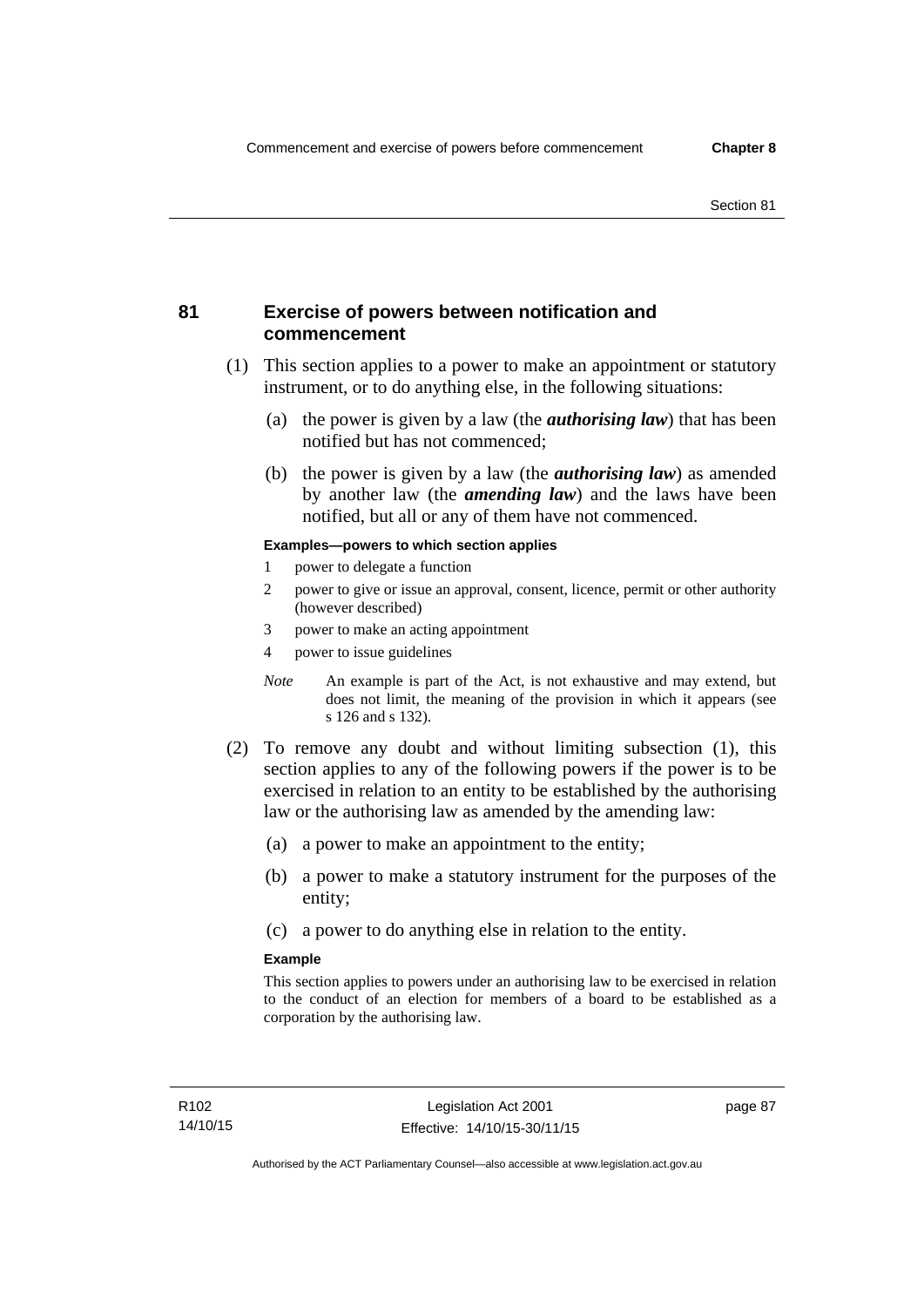## 81 Exercise of powers between notification and commencement

(1) This section applies to a power to make an appointment or statutory instrument, or to do anything else, in the following situations:

(a) the power is given by a law (the ***authorising law***) that has been notified but has not commenced;

(b) the power is given by a law (the ***authorising law***) as amended by another law (the ***amending law***) and the laws have been notified, but all or any of them have not commenced.

**Examples—powers to which section applies**

1 power to delegate a function

2 power to give or issue an approval, consent, licence, permit or other authority (however described)

3 power to make an acting appointment

4 power to issue guidelines

*Note* An example is part of the Act, is not exhaustive and may extend, but does not limit, the meaning of the provision in which it appears (see s 126 and s 132).

(2) To remove any doubt and without limiting subsection (1), this section applies to any of the following powers if the power is to be exercised in relation to an entity to be established by the authorising law or the authorising law as amended by the amending law:

(a) a power to make an appointment to the entity;

(b) a power to make a statutory instrument for the purposes of the entity;

(c) a power to do anything else in relation to the entity.

**Example**

This section applies to powers under an authorising law to be exercised in relation to the conduct of an election for members of a board to be established as a corporation by the authorising law.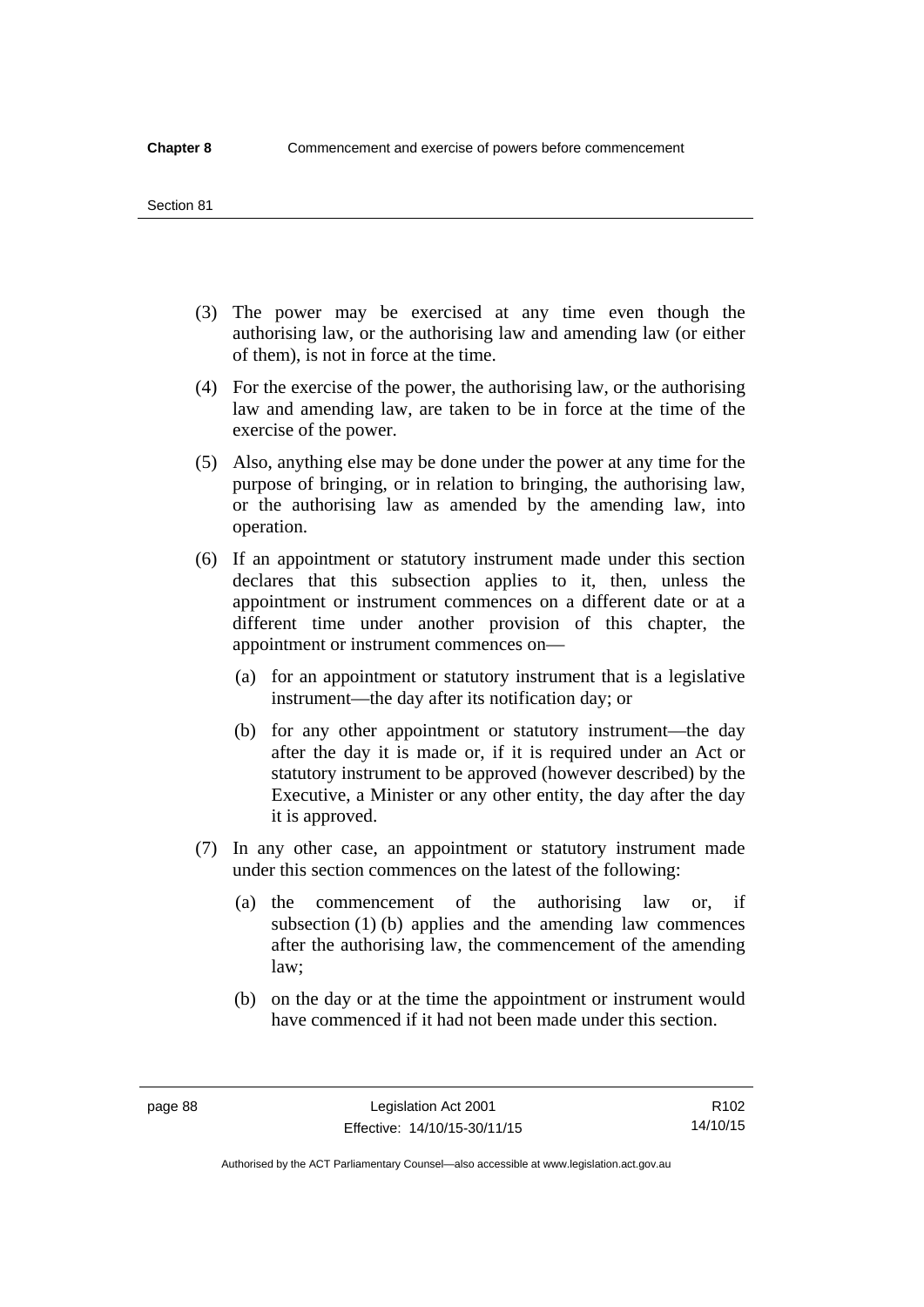(3) The power may be exercised at any time even though the authorising law, or the authorising law and amending law (or either of them), is not in force at the time.

(4) For the exercise of the power, the authorising law, or the authorising law and amending law, are taken to be in force at the time of the exercise of the power.

(5) Also, anything else may be done under the power at any time for the purpose of bringing, or in relation to bringing, the authorising law, or the authorising law as amended by the amending law, into operation.

(6) If an appointment or statutory instrument made under this section declares that this subsection applies to it, then, unless the appointment or instrument commences on a different date or at a different time under another provision of this chapter, the appointment or instrument commences on—

(a) for an appointment or statutory instrument that is a legislative instrument—the day after its notification day; or

(b) for any other appointment or statutory instrument—the day after the day it is made or, if it is required under an Act or statutory instrument to be approved (however described) by the Executive, a Minister or any other entity, the day after the day it is approved.

(7) In any other case, an appointment or statutory instrument made under this section commences on the latest of the following:

(a) the commencement of the authorising law or, if subsection (1) (b) applies and the amending law commences after the authorising law, the commencement of the amending law;

(b) on the day or at the time the appointment or instrument would have commenced if it had not been made under this section.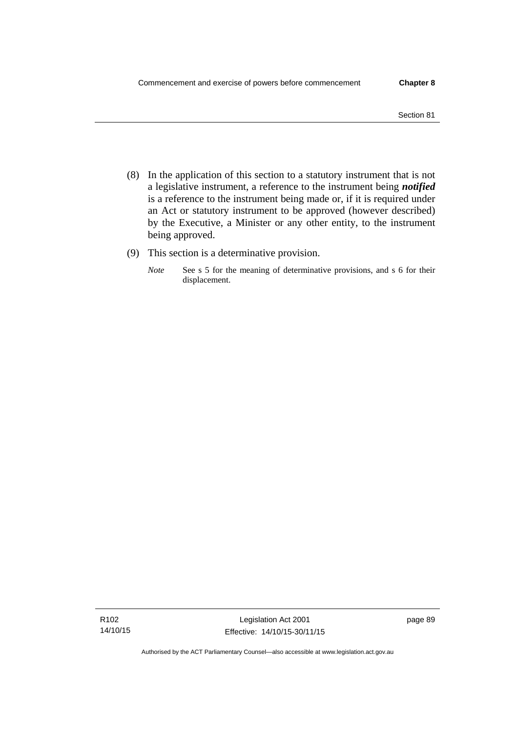(8) In the application of this section to a statutory instrument that is not a legislative instrument, a reference to the instrument being ***notified*** is a reference to the instrument being made or, if it is required under an Act or statutory instrument to be approved (however described) by the Executive, a Minister or any other entity, to the instrument being approved.

(9) This section is a determinative provision.

*Note* See s 5 for the meaning of determinative provisions, and s 6 for their displacement.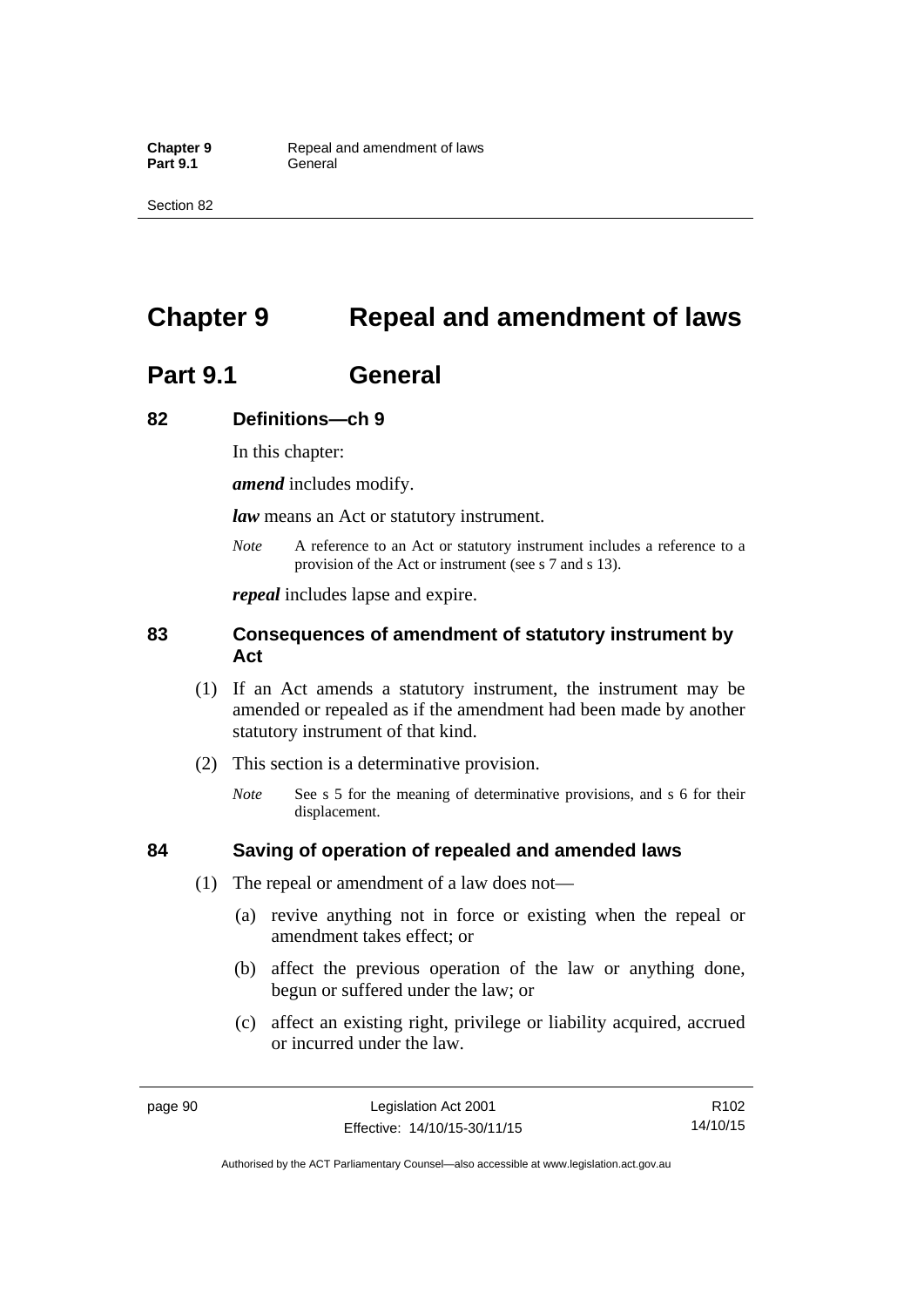# Chapter 9 Repeal and amendment of laws

## Part 9.1 General

### 82 Definitions—ch 9

In this chapter:

***amend*** includes modify.

***law*** means an Act or statutory instrument.

*Note* A reference to an Act or statutory instrument includes a reference to a provision of the Act or instrument (see s 7 and s 13).

***repeal*** includes lapse and expire.

### 83 Consequences of amendment of statutory instrument by Act

(1) If an Act amends a statutory instrument, the instrument may be amended or repealed as if the amendment had been made by another statutory instrument of that kind.

(2) This section is a determinative provision.

*Note* See s 5 for the meaning of determinative provisions, and s 6 for their displacement.

### 84 Saving of operation of repealed and amended laws

(1) The repeal or amendment of a law does not—

(a) revive anything not in force or existing when the repeal or amendment takes effect; or

(b) affect the previous operation of the law or anything done, begun or suffered under the law; or

(c) affect an existing right, privilege or liability acquired, accrued or incurred under the law.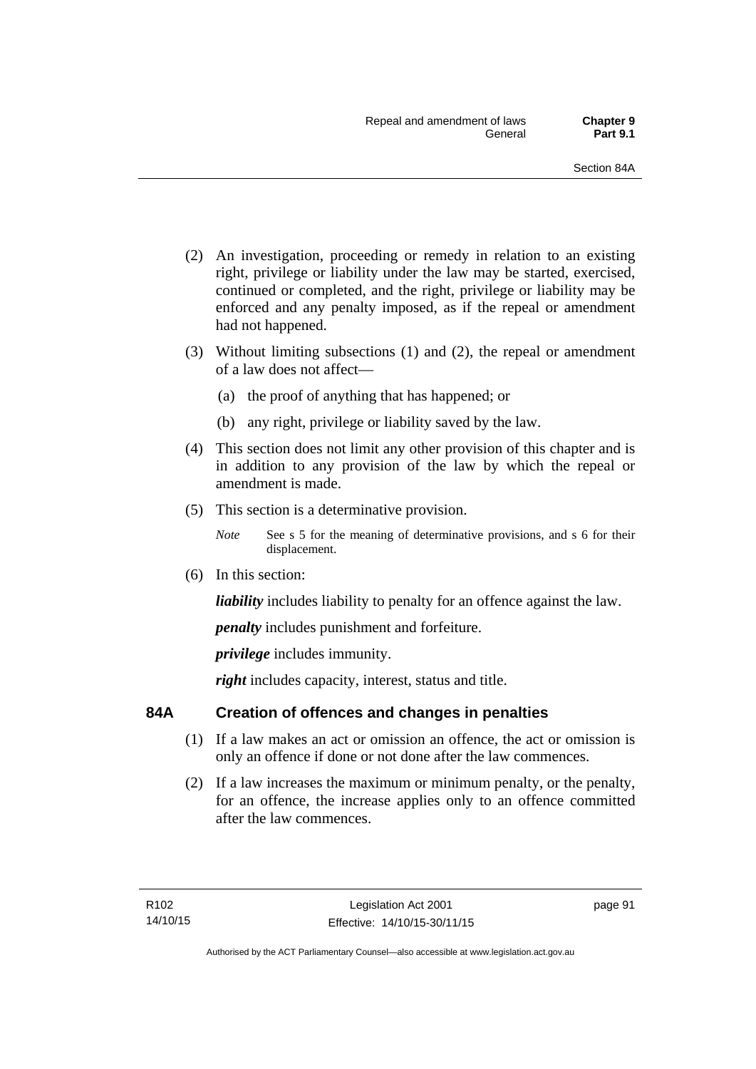(2) An investigation, proceeding or remedy in relation to an existing right, privilege or liability under the law may be started, exercised, continued or completed, and the right, privilege or liability may be enforced and any penalty imposed, as if the repeal or amendment had not happened.

(3) Without limiting subsections (1) and (2), the repeal or amendment of a law does not affect—

(a) the proof of anything that has happened; or

(b) any right, privilege or liability saved by the law.

(4) This section does not limit any other provision of this chapter and is in addition to any provision of the law by which the repeal or amendment is made.

(5) This section is a determinative provision.

*Note* See s 5 for the meaning of determinative provisions, and s 6 for their displacement.

(6) In this section:

***liability*** includes liability to penalty for an offence against the law.

***penalty*** includes punishment and forfeiture.

***privilege*** includes immunity.

***right*** includes capacity, interest, status and title.

## 84A Creation of offences and changes in penalties

(1) If a law makes an act or omission an offence, the act or omission is only an offence if done or not done after the law commences.

(2) If a law increases the maximum or minimum penalty, or the penalty, for an offence, the increase applies only to an offence committed after the law commences.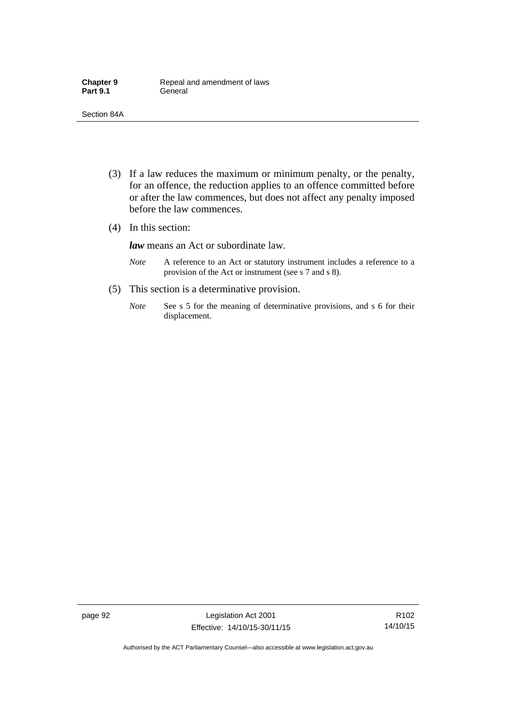(3) If a law reduces the maximum or minimum penalty, or the penalty, for an offence, the reduction applies to an offence committed before or after the law commences, but does not affect any penalty imposed before the law commences.

(4) In this section:

***law*** means an Act or subordinate law.

*Note* A reference to an Act or statutory instrument includes a reference to a provision of the Act or instrument (see s 7 and s 8).

(5) This section is a determinative provision.

*Note* See s 5 for the meaning of determinative provisions, and s 6 for their displacement.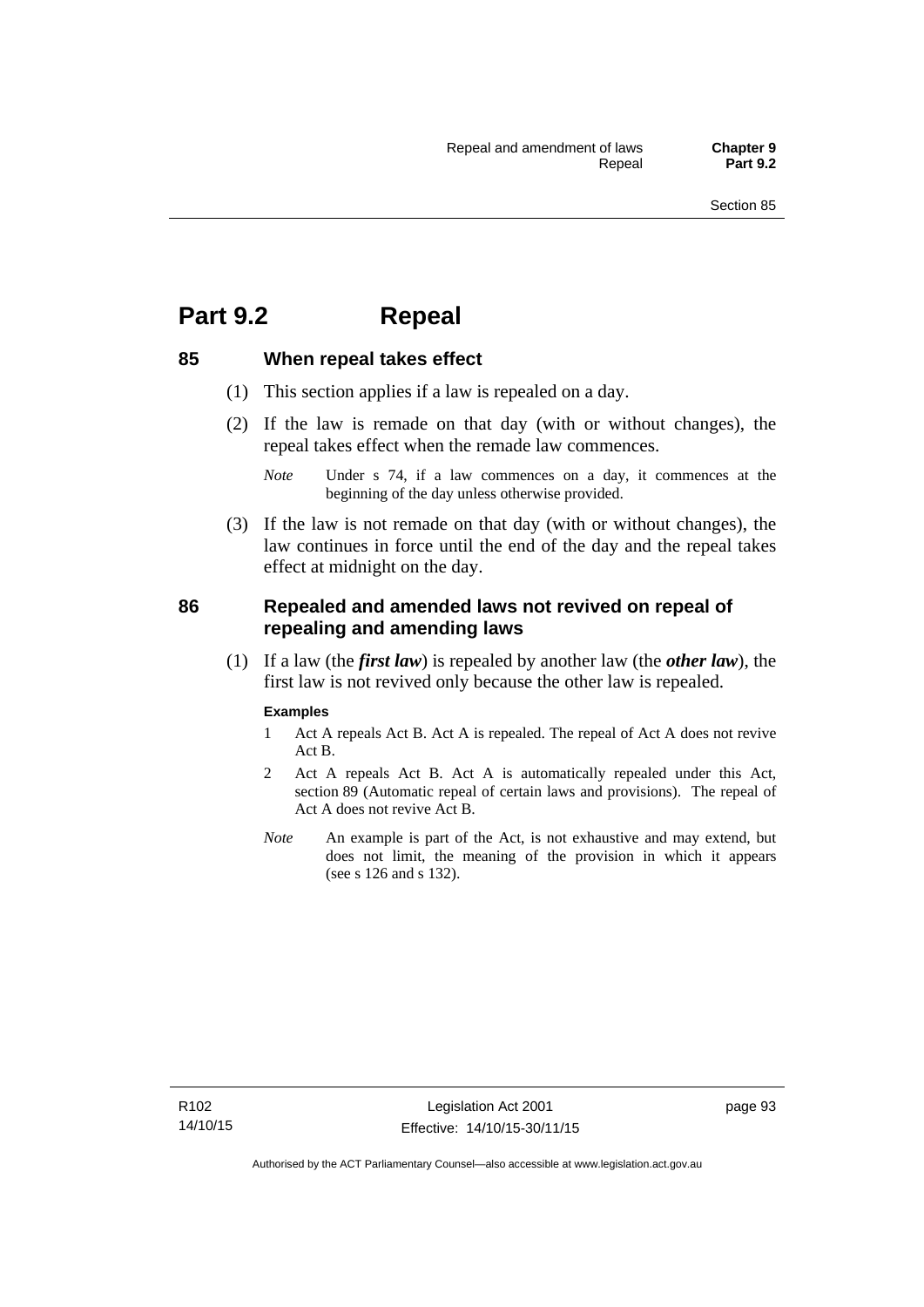# Part 9.2 Repeal

## 85 When repeal takes effect

(1) This section applies if a law is repealed on a day.

(2) If the law is remade on that day (with or without changes), the repeal takes effect when the remade law commences.

*Note* Under s 74, if a law commences on a day, it commences at the beginning of the day unless otherwise provided.

(3) If the law is not remade on that day (with or without changes), the law continues in force until the end of the day and the repeal takes effect at midnight on the day.

## 86 Repealed and amended laws not revived on repeal of repealing and amending laws

(1) If a law (the ***first law***) is repealed by another law (the ***other law***), the first law is not revived only because the other law is repealed.

**Examples**

1 Act A repeals Act B. Act A is repealed. The repeal of Act A does not revive Act B.

2 Act A repeals Act B. Act A is automatically repealed under this Act, section 89 (Automatic repeal of certain laws and provisions). The repeal of Act A does not revive Act B.

*Note* An example is part of the Act, is not exhaustive and may extend, but does not limit, the meaning of the provision in which it appears (see s 126 and s 132).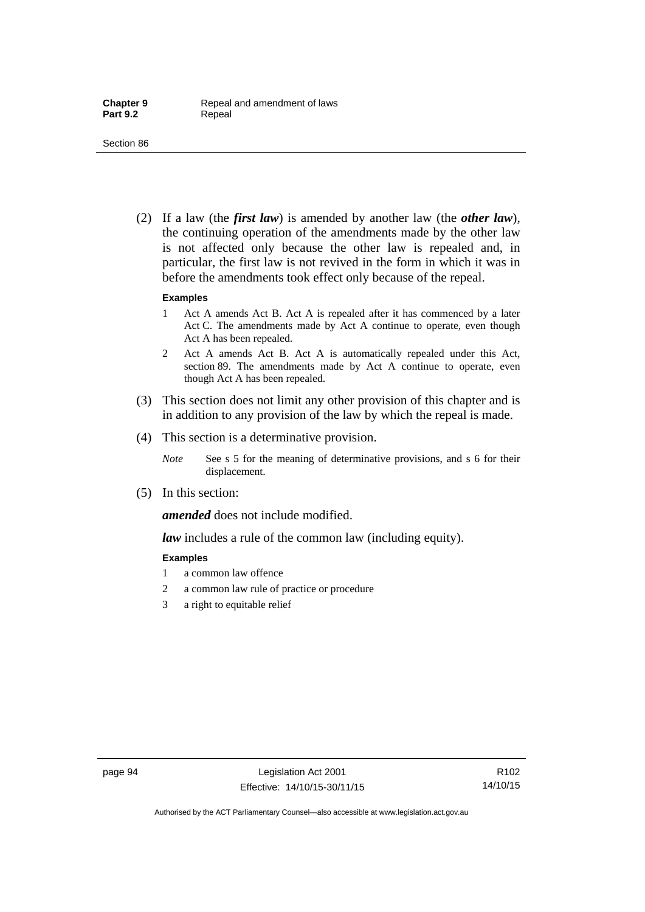(2) If a law (the ***first law***) is amended by another law (the ***other law***), the continuing operation of the amendments made by the other law is not affected only because the other law is repealed and, in particular, the first law is not revived in the form in which it was in before the amendments took effect only because of the repeal.

**Examples**

1 Act A amends Act B. Act A is repealed after it has commenced by a later Act C. The amendments made by Act A continue to operate, even though Act A has been repealed.

2 Act A amends Act B. Act A is automatically repealed under this Act, section 89. The amendments made by Act A continue to operate, even though Act A has been repealed.

(3) This section does not limit any other provision of this chapter and is in addition to any provision of the law by which the repeal is made.

(4) This section is a determinative provision.

*Note* See s 5 for the meaning of determinative provisions, and s 6 for their displacement.

(5) In this section:

***amended*** does not include modified.

***law*** includes a rule of the common law (including equity).

**Examples**

1 a common law offence

2 a common law rule of practice or procedure

3 a right to equitable relief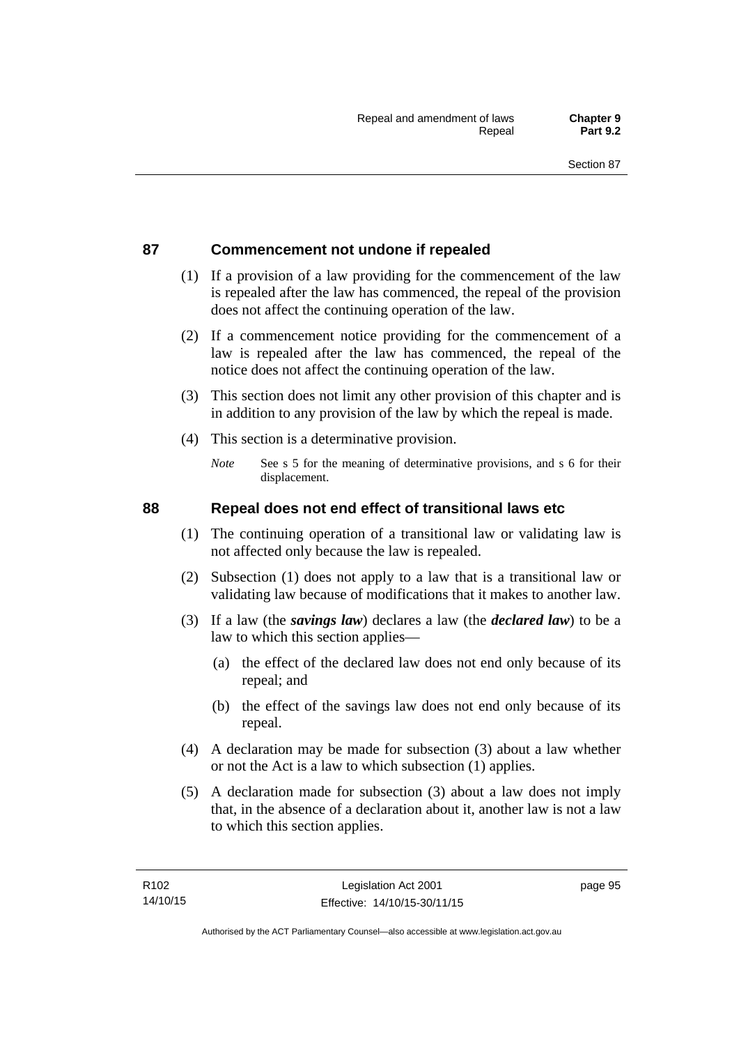## 87 Commencement not undone if repealed

(1) If a provision of a law providing for the commencement of the law is repealed after the law has commenced, the repeal of the provision does not affect the continuing operation of the law.

(2) If a commencement notice providing for the commencement of a law is repealed after the law has commenced, the repeal of the notice does not affect the continuing operation of the law.

(3) This section does not limit any other provision of this chapter and is in addition to any provision of the law by which the repeal is made.

(4) This section is a determinative provision.

*Note* See s 5 for the meaning of determinative provisions, and s 6 for their displacement.

## 88 Repeal does not end effect of transitional laws etc

(1) The continuing operation of a transitional law or validating law is not affected only because the law is repealed.

(2) Subsection (1) does not apply to a law that is a transitional law or validating law because of modifications that it makes to another law.

(3) If a law (the ***savings law***) declares a law (the ***declared law***) to be a law to which this section applies—

(a) the effect of the declared law does not end only because of its repeal; and

(b) the effect of the savings law does not end only because of its repeal.

(4) A declaration may be made for subsection (3) about a law whether or not the Act is a law to which subsection (1) applies.

(5) A declaration made for subsection (3) about a law does not imply that, in the absence of a declaration about it, another law is not a law to which this section applies.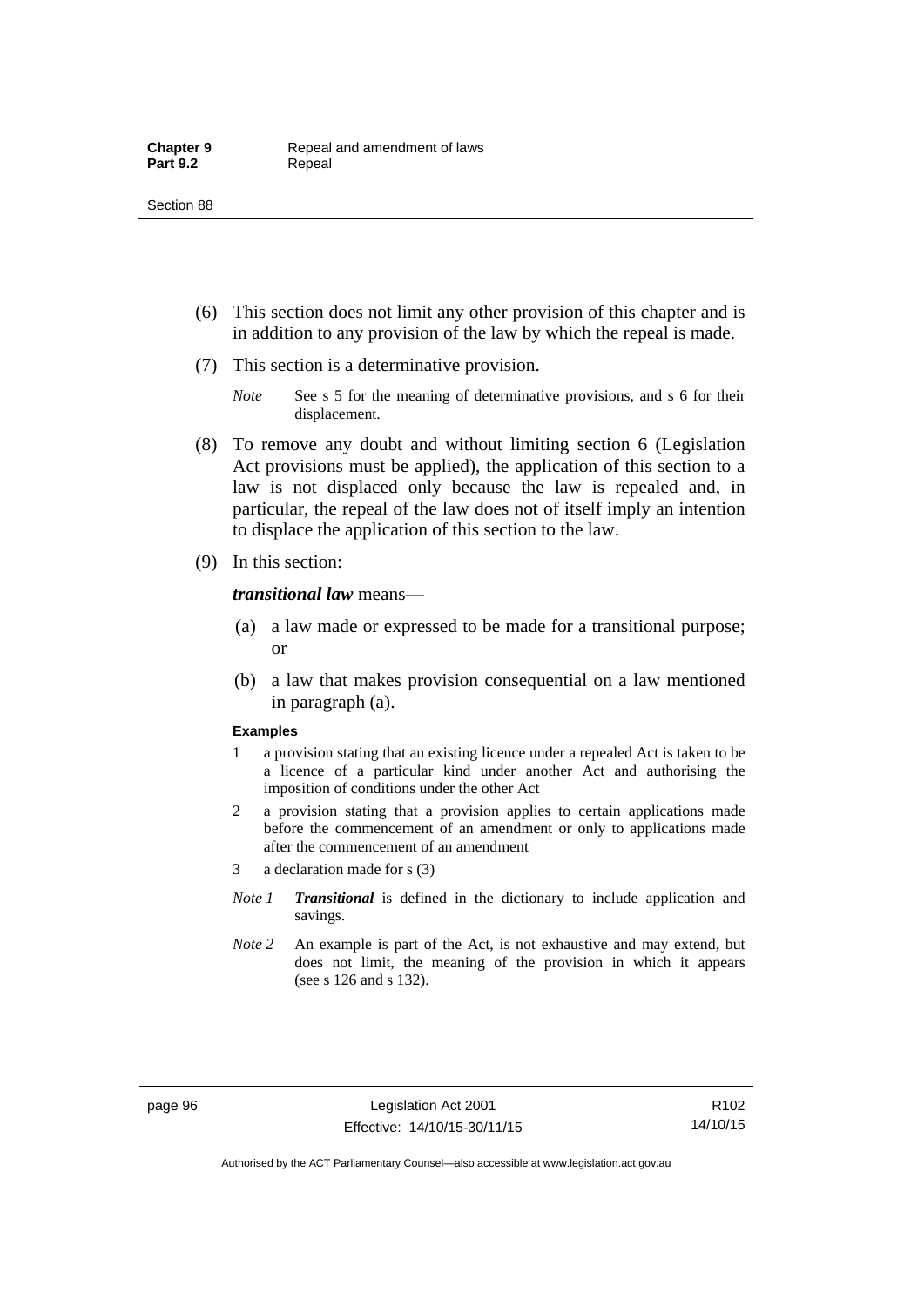(6) This section does not limit any other provision of this chapter and is in addition to any provision of the law by which the repeal is made.

(7) This section is a determinative provision.

*Note* See s 5 for the meaning of determinative provisions, and s 6 for their displacement.

(8) To remove any doubt and without limiting section 6 (Legislation Act provisions must be applied), the application of this section to a law is not displaced only because the law is repealed and, in particular, the repeal of the law does not of itself imply an intention to displace the application of this section to the law.

(9) In this section:

***transitional law*** means—

(a) a law made or expressed to be made for a transitional purpose; or

(b) a law that makes provision consequential on a law mentioned in paragraph (a).

**Examples**

1 a provision stating that an existing licence under a repealed Act is taken to be a licence of a particular kind under another Act and authorising the imposition of conditions under the other Act

2 a provision stating that a provision applies to certain applications made before the commencement of an amendment or only to applications made after the commencement of an amendment

3 a declaration made for s (3)

*Note 1* ***Transitional*** is defined in the dictionary to include application and savings.

*Note 2* An example is part of the Act, is not exhaustive and may extend, but does not limit, the meaning of the provision in which it appears (see s 126 and s 132).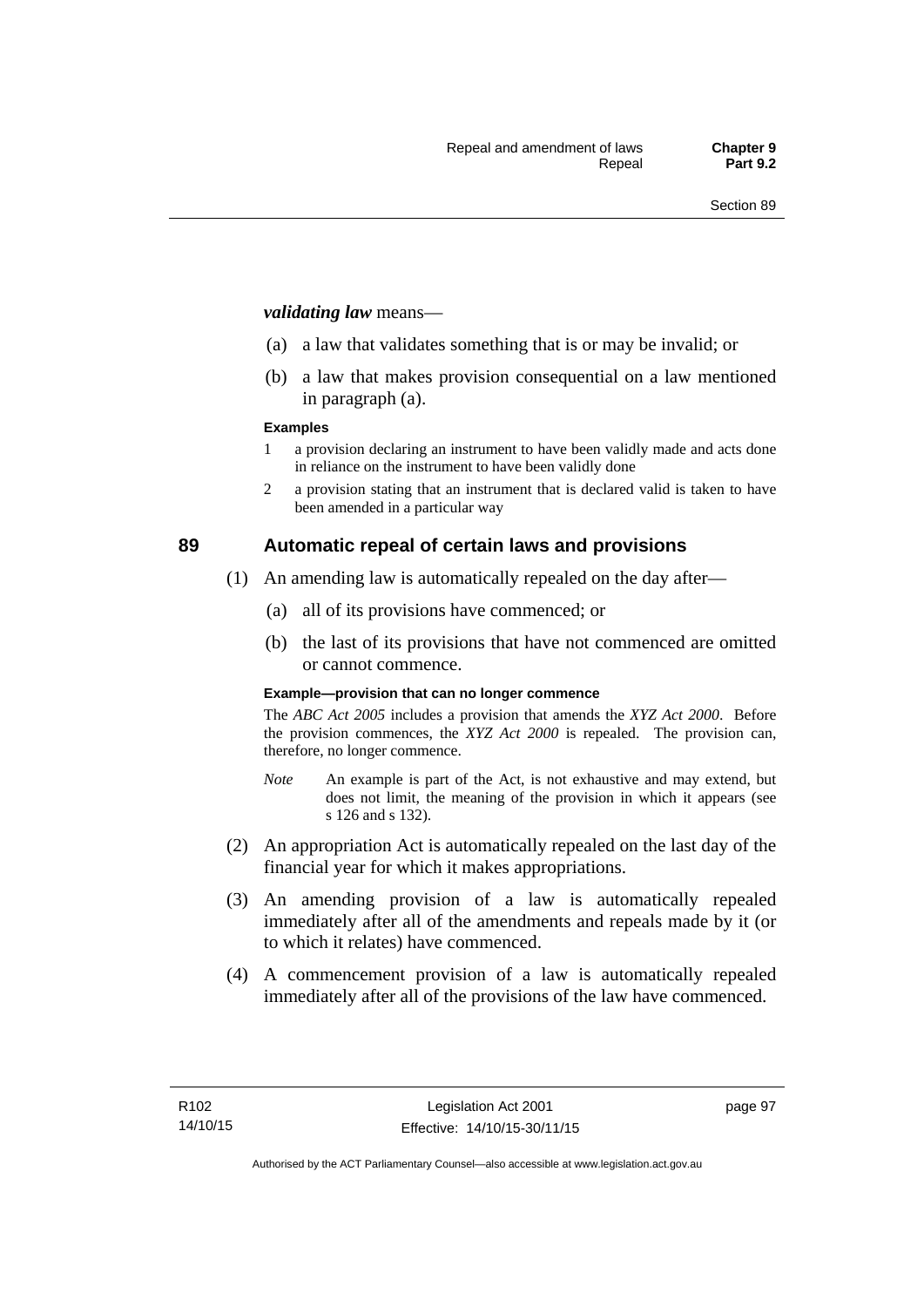***validating law*** means—

(a) a law that validates something that is or may be invalid; or

(b) a law that makes provision consequential on a law mentioned in paragraph (a).

**Examples**

1 a provision declaring an instrument to have been validly made and acts done in reliance on the instrument to have been validly done

2 a provision stating that an instrument that is declared valid is taken to have been amended in a particular way

## 89 Automatic repeal of certain laws and provisions

(1) An amending law is automatically repealed on the day after—

(a) all of its provisions have commenced; or

(b) the last of its provisions that have not commenced are omitted or cannot commence.

**Example—provision that can no longer commence**

The *ABC Act 2005* includes a provision that amends the *XYZ Act 2000*. Before the provision commences, the *XYZ Act 2000* is repealed. The provision can, therefore, no longer commence.

*Note* An example is part of the Act, is not exhaustive and may extend, but does not limit, the meaning of the provision in which it appears (see s 126 and s 132).

(2) An appropriation Act is automatically repealed on the last day of the financial year for which it makes appropriations.

(3) An amending provision of a law is automatically repealed immediately after all of the amendments and repeals made by it (or to which it relates) have commenced.

(4) A commencement provision of a law is automatically repealed immediately after all of the provisions of the law have commenced.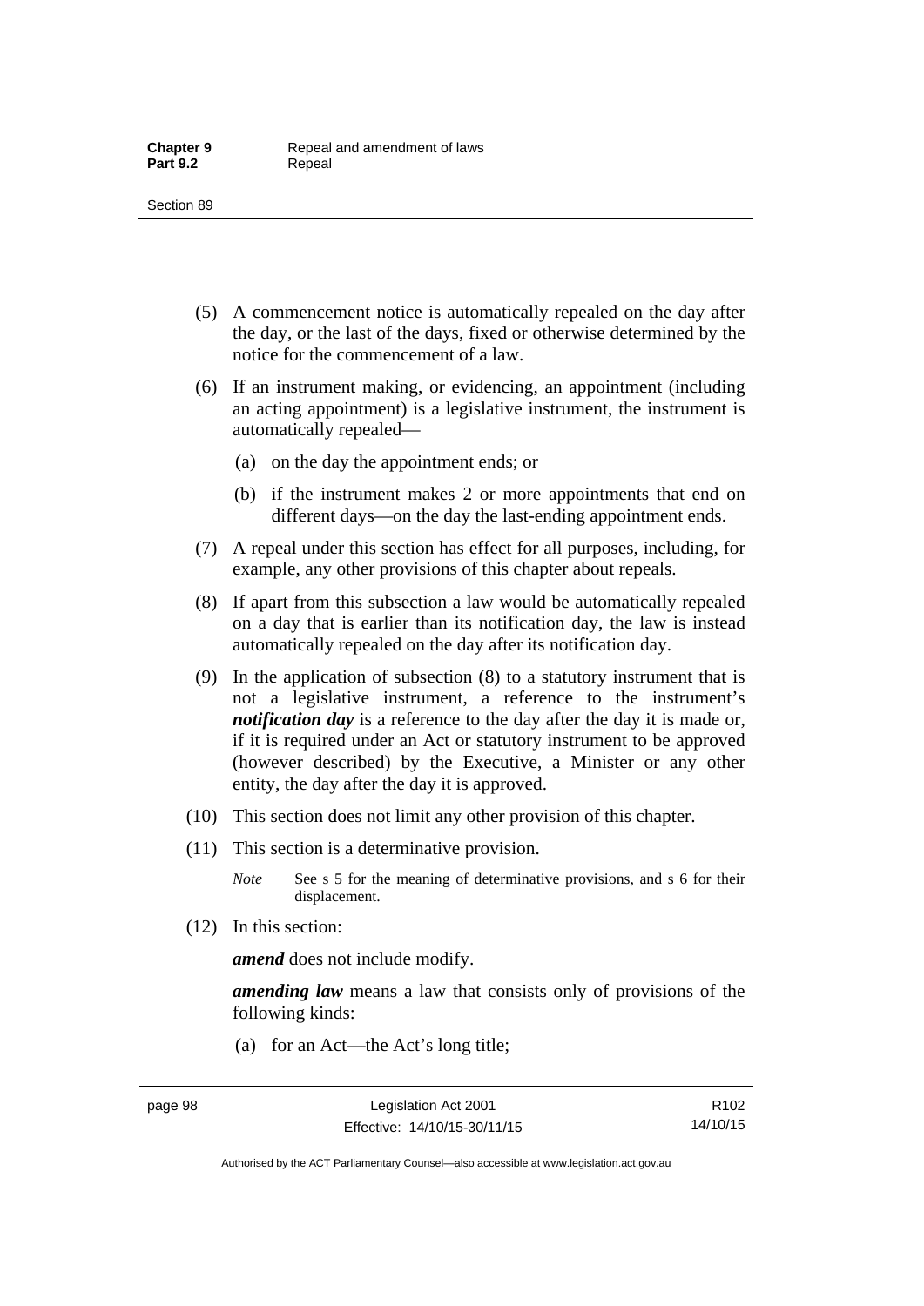(5) A commencement notice is automatically repealed on the day after the day, or the last of the days, fixed or otherwise determined by the notice for the commencement of a law.

(6) If an instrument making, or evidencing, an appointment (including an acting appointment) is a legislative instrument, the instrument is automatically repealed—

(a) on the day the appointment ends; or

(b) if the instrument makes 2 or more appointments that end on different days—on the day the last-ending appointment ends.

(7) A repeal under this section has effect for all purposes, including, for example, any other provisions of this chapter about repeals.

(8) If apart from this subsection a law would be automatically repealed on a day that is earlier than its notification day, the law is instead automatically repealed on the day after its notification day.

(9) In the application of subsection (8) to a statutory instrument that is not a legislative instrument, a reference to the instrument's ***notification day*** is a reference to the day after the day it is made or, if it is required under an Act or statutory instrument to be approved (however described) by the Executive, a Minister or any other entity, the day after the day it is approved.

(10) This section does not limit any other provision of this chapter.

(11) This section is a determinative provision.

*Note* See s 5 for the meaning of determinative provisions, and s 6 for their displacement.

(12) In this section:

***amend*** does not include modify.

***amending law*** means a law that consists only of provisions of the following kinds:

(a) for an Act—the Act's long title;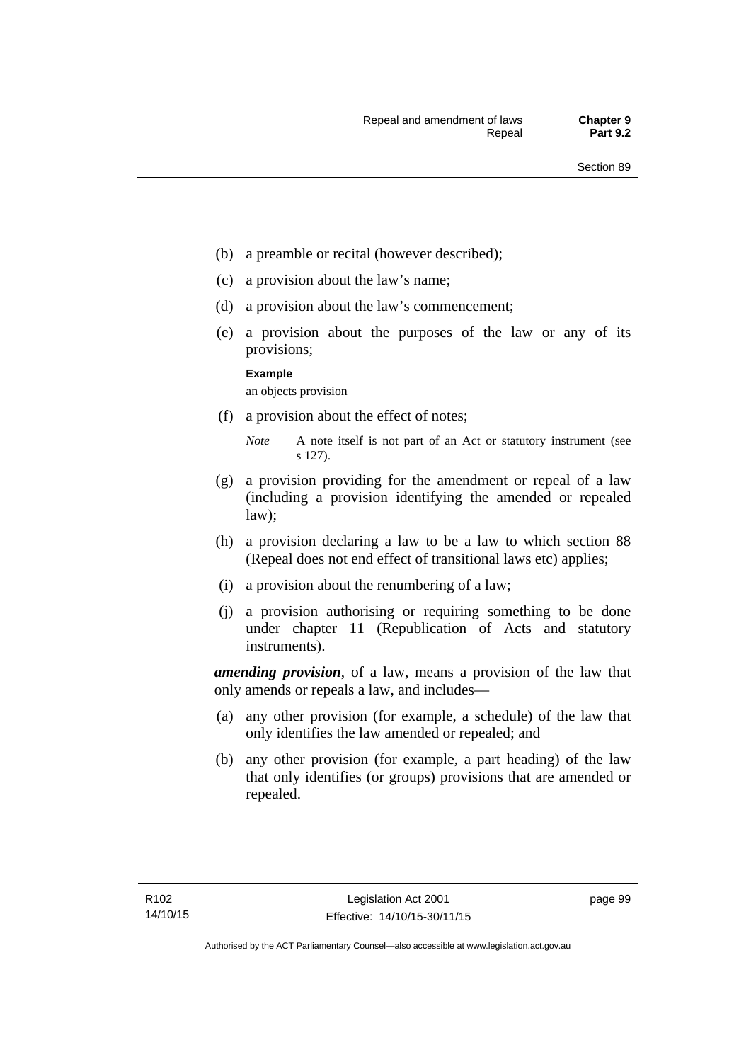(b) a preamble or recital (however described);

(c) a provision about the law's name;

(d) a provision about the law's commencement;

(e) a provision about the purposes of the law or any of its provisions;

**Example**

an objects provision

(f) a provision about the effect of notes;

*Note* A note itself is not part of an Act or statutory instrument (see s 127).

(g) a provision providing for the amendment or repeal of a law (including a provision identifying the amended or repealed law);

(h) a provision declaring a law to be a law to which section 88 (Repeal does not end effect of transitional laws etc) applies;

(i) a provision about the renumbering of a law;

(j) a provision authorising or requiring something to be done under chapter 11 (Republication of Acts and statutory instruments).

***amending provision***, of a law, means a provision of the law that only amends or repeals a law, and includes—

(a) any other provision (for example, a schedule) of the law that only identifies the law amended or repealed; and

(b) any other provision (for example, a part heading) of the law that only identifies (or groups) provisions that are amended or repealed.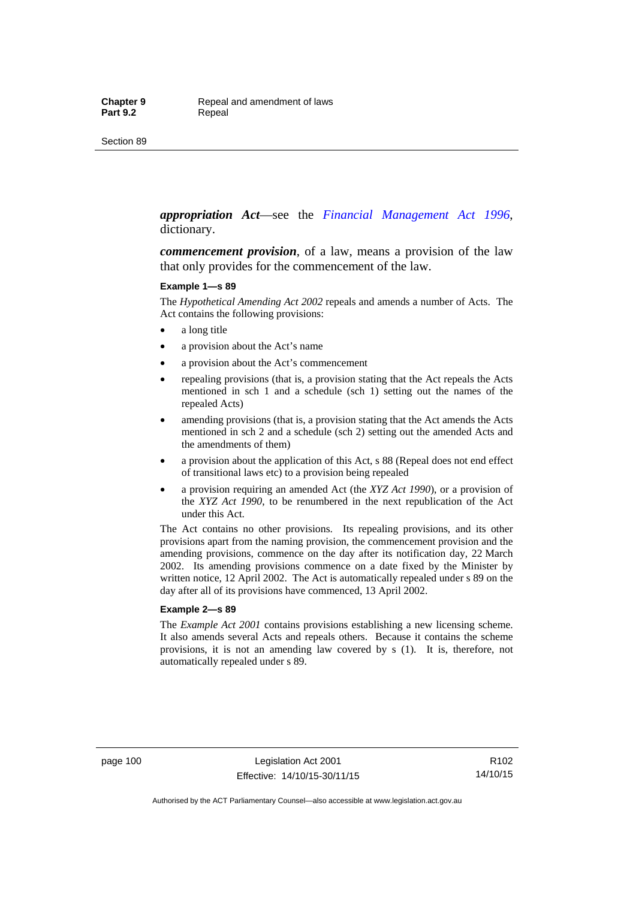***appropriation Act***—see the *Financial Management Act 1996*, dictionary.

***commencement provision***, of a law, means a provision of the law that only provides for the commencement of the law.

**Example 1—s 89**

The *Hypothetical Amending Act 2002* repeals and amends a number of Acts. The Act contains the following provisions:

- a long title
- a provision about the Act's name
- a provision about the Act's commencement
- repealing provisions (that is, a provision stating that the Act repeals the Acts mentioned in sch 1 and a schedule (sch 1) setting out the names of the repealed Acts)
- amending provisions (that is, a provision stating that the Act amends the Acts mentioned in sch 2 and a schedule (sch 2) setting out the amended Acts and the amendments of them)
- a provision about the application of this Act, s 88 (Repeal does not end effect of transitional laws etc) to a provision being repealed
- a provision requiring an amended Act (the *XYZ Act 1990*), or a provision of the *XYZ Act 1990*, to be renumbered in the next republication of the Act under this Act.

The Act contains no other provisions. Its repealing provisions, and its other provisions apart from the naming provision, the commencement provision and the amending provisions, commence on the day after its notification day, 22 March 2002. Its amending provisions commence on a date fixed by the Minister by written notice, 12 April 2002. The Act is automatically repealed under s 89 on the day after all of its provisions have commenced, 13 April 2002.

**Example 2—s 89**

The *Example Act 2001* contains provisions establishing a new licensing scheme. It also amends several Acts and repeals others. Because it contains the scheme provisions, it is not an amending law covered by s (1). It is, therefore, not automatically repealed under s 89.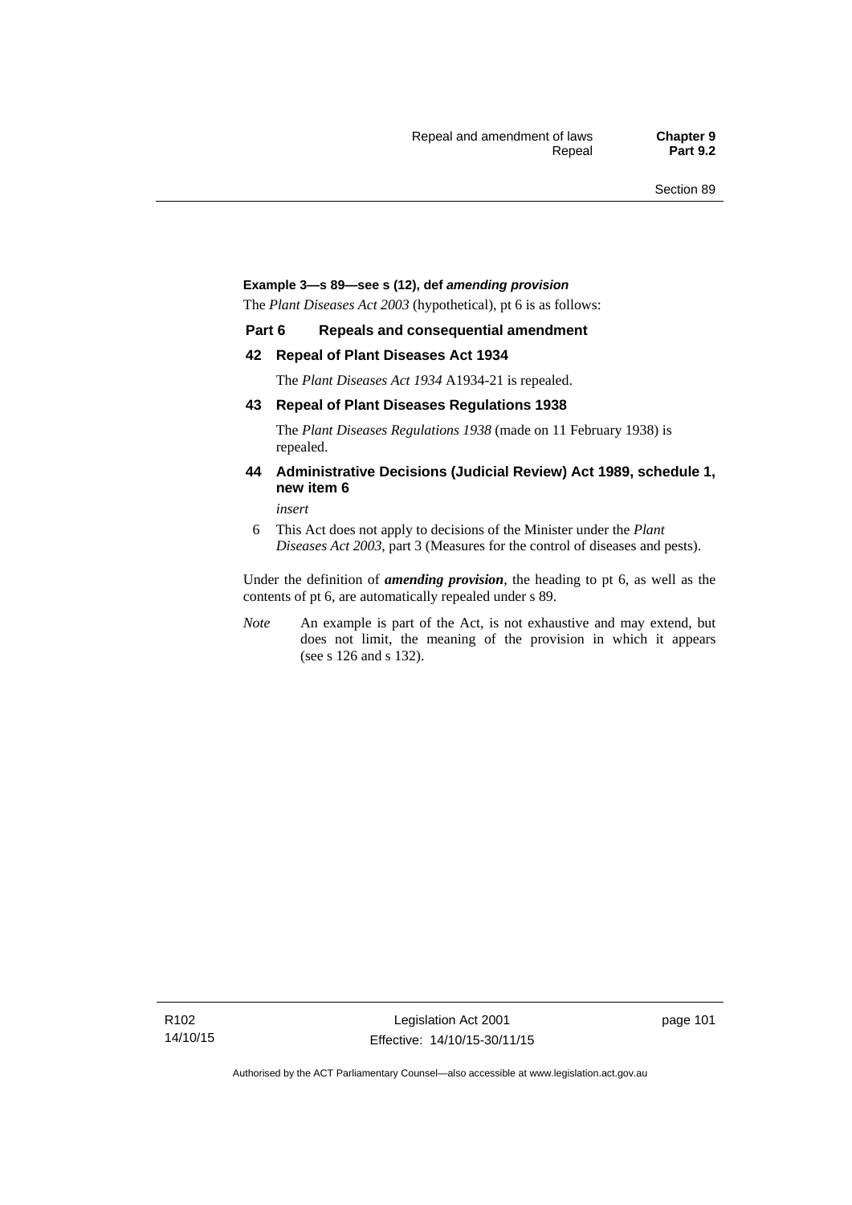**Example 3—s 89—see s (12), def *amending provision***

The *Plant Diseases Act 2003* (hypothetical), pt 6 is as follows:

**Part 6 Repeals and consequential amendment**

**42 Repeal of Plant Diseases Act 1934**

The *Plant Diseases Act 1934* A1934-21 is repealed.

**43 Repeal of Plant Diseases Regulations 1938**

The *Plant Diseases Regulations 1938* (made on 11 February 1938) is repealed.

**44 Administrative Decisions (Judicial Review) Act 1989, schedule 1, new item 6**

*insert*

6 This Act does not apply to decisions of the Minister under the *Plant Diseases Act 2003*, part 3 (Measures for the control of diseases and pests).

Under the definition of ***amending provision***, the heading to pt 6, as well as the contents of pt 6, are automatically repealed under s 89.

*Note* An example is part of the Act, is not exhaustive and may extend, but does not limit, the meaning of the provision in which it appears (see s 126 and s 132).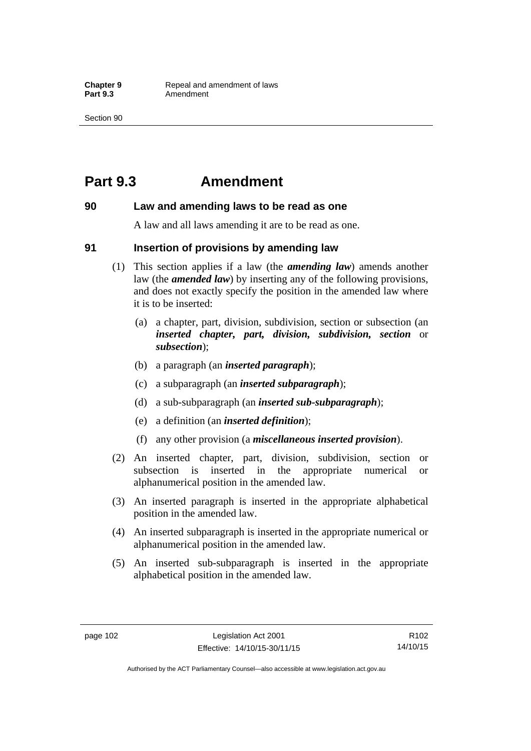# Part 9.3 Amendment

### 90 Law and amending laws to be read as one

A law and all laws amending it are to be read as one.

### 91 Insertion of provisions by amending law

(1) This section applies if a law (the ***amending law***) amends another law (the ***amended law***) by inserting any of the following provisions, and does not exactly specify the position in the amended law where it is to be inserted:

(a) a chapter, part, division, subdivision, section or subsection (an ***inserted chapter, part, division, subdivision, section*** or ***subsection***);

(b) a paragraph (an ***inserted paragraph***);

(c) a subparagraph (an ***inserted subparagraph***);

(d) a sub-subparagraph (an ***inserted sub-subparagraph***);

(e) a definition (an ***inserted definition***);

(f) any other provision (a ***miscellaneous inserted provision***).

(2) An inserted chapter, part, division, subdivision, section or subsection is inserted in the appropriate numerical or alphanumerical position in the amended law.

(3) An inserted paragraph is inserted in the appropriate alphabetical position in the amended law.

(4) An inserted subparagraph is inserted in the appropriate numerical or alphanumerical position in the amended law.

(5) An inserted sub-subparagraph is inserted in the appropriate alphabetical position in the amended law.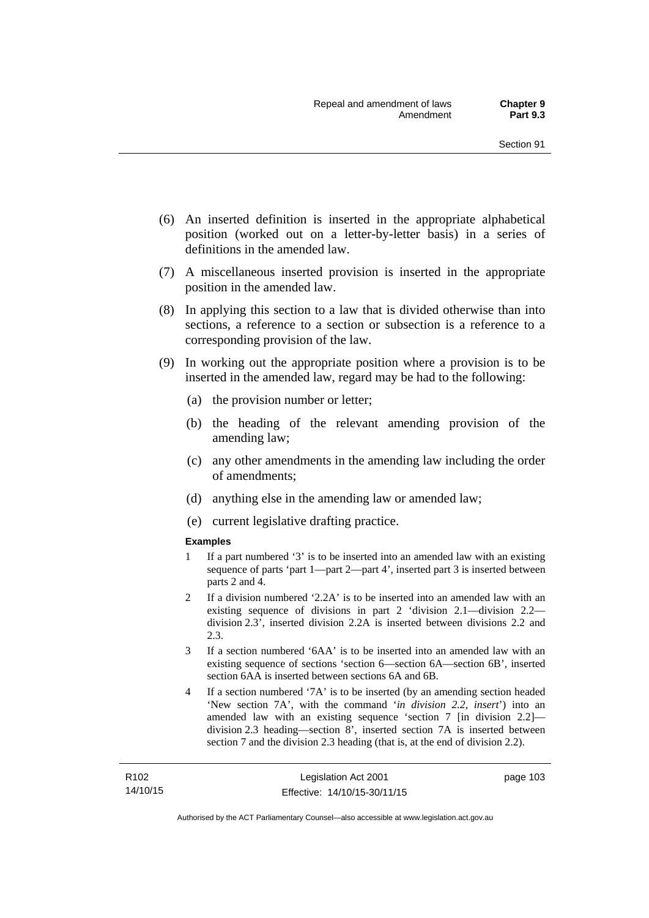(6) An inserted definition is inserted in the appropriate alphabetical position (worked out on a letter-by-letter basis) in a series of definitions in the amended law.

(7) A miscellaneous inserted provision is inserted in the appropriate position in the amended law.

(8) In applying this section to a law that is divided otherwise than into sections, a reference to a section or subsection is a reference to a corresponding provision of the law.

(9) In working out the appropriate position where a provision is to be inserted in the amended law, regard may be had to the following:

(a) the provision number or letter;

(b) the heading of the relevant amending provision of the amending law;

(c) any other amendments in the amending law including the order of amendments;

(d) anything else in the amending law or amended law;

(e) current legislative drafting practice.

**Examples**

1 If a part numbered '3' is to be inserted into an amended law with an existing sequence of parts 'part 1—part 2—part 4', inserted part 3 is inserted between parts 2 and 4.

2 If a division numbered '2.2A' is to be inserted into an amended law with an existing sequence of divisions in part 2 'division 2.1—division 2.2—division 2.3', inserted division 2.2A is inserted between divisions 2.2 and 2.3.

3 If a section numbered '6AA' is to be inserted into an amended law with an existing sequence of sections 'section 6—section 6A—section 6B', inserted section 6AA is inserted between sections 6A and 6B.

4 If a section numbered '7A' is to be inserted (by an amending section headed 'New section 7A', with the command '*in division 2.2, insert*') into an amended law with an existing sequence 'section 7 [in division 2.2]—division 2.3 heading—section 8', inserted section 7A is inserted between section 7 and the division 2.3 heading (that is, at the end of division 2.2).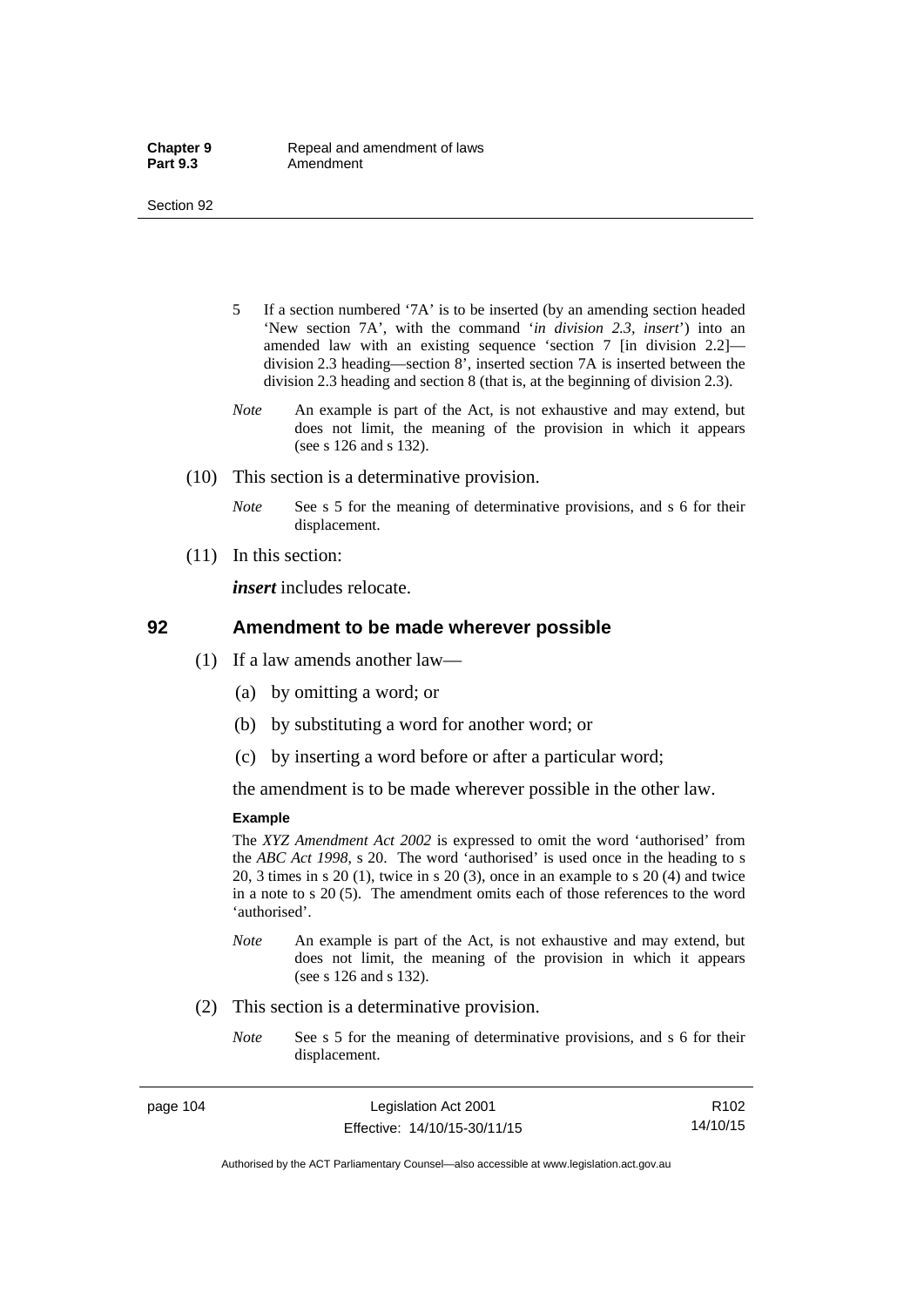5 If a section numbered '7A' is to be inserted (by an amending section headed 'New section 7A', with the command '*in division 2.3, insert*') into an amended law with an existing sequence 'section 7 [in division 2.2]—division 2.3 heading—section 8', inserted section 7A is inserted between the division 2.3 heading and section 8 (that is, at the beginning of division 2.3).

*Note* An example is part of the Act, is not exhaustive and may extend, but does not limit, the meaning of the provision in which it appears (see s 126 and s 132).

(10) This section is a determinative provision.

*Note* See s 5 for the meaning of determinative provisions, and s 6 for their displacement.

(11) In this section:

***insert*** includes relocate.

## 92 Amendment to be made wherever possible

(1) If a law amends another law—

(a) by omitting a word; or

(b) by substituting a word for another word; or

(c) by inserting a word before or after a particular word;

the amendment is to be made wherever possible in the other law.

**Example**

The *XYZ Amendment Act 2002* is expressed to omit the word 'authorised' from the *ABC Act 1998*, s 20. The word 'authorised' is used once in the heading to s 20, 3 times in s 20 (1), twice in s 20 (3), once in an example to s 20 (4) and twice in a note to s 20 (5). The amendment omits each of those references to the word 'authorised'.

*Note* An example is part of the Act, is not exhaustive and may extend, but does not limit, the meaning of the provision in which it appears (see s 126 and s 132).

(2) This section is a determinative provision.

*Note* See s 5 for the meaning of determinative provisions, and s 6 for their displacement.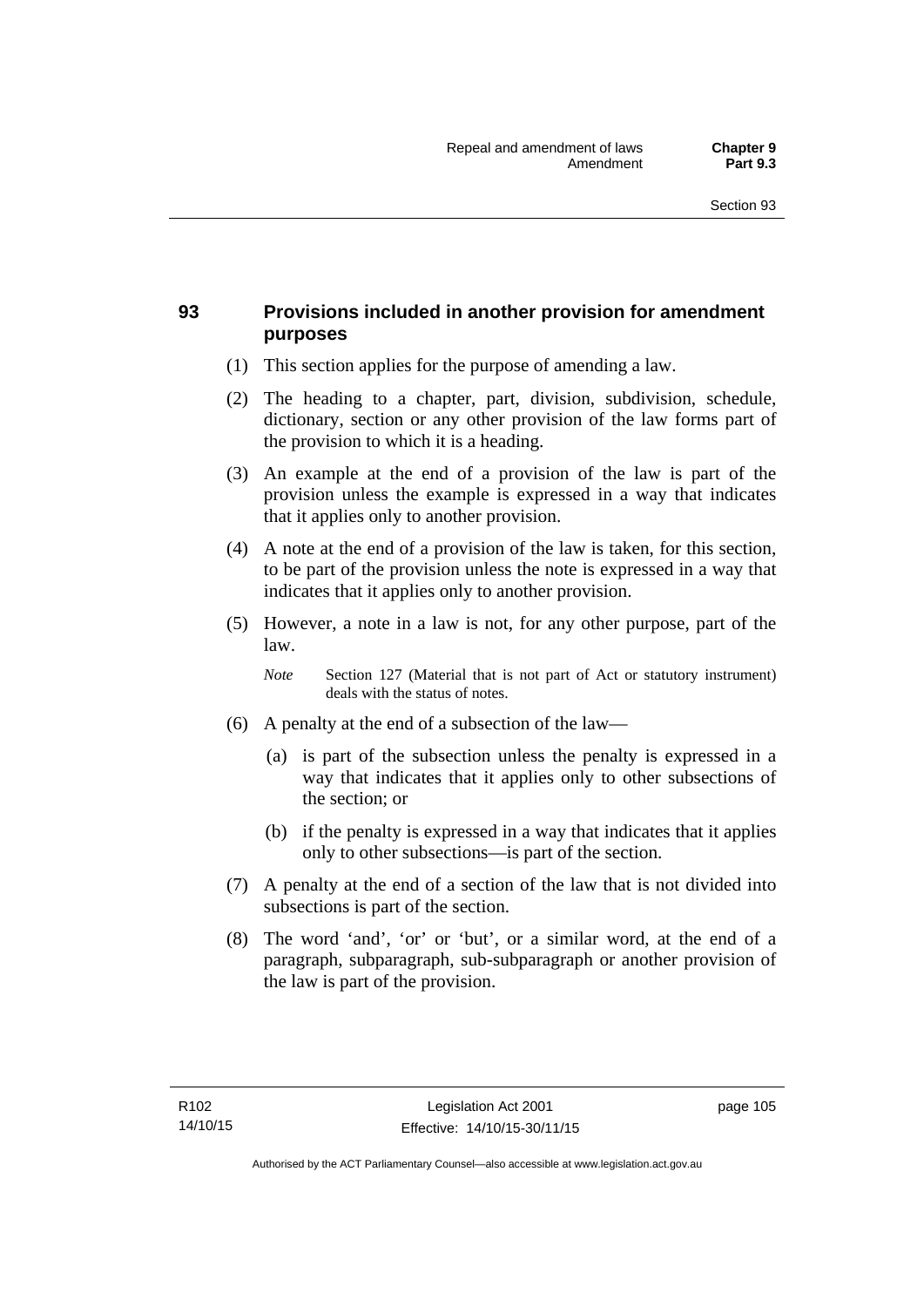## 93 Provisions included in another provision for amendment purposes

(1) This section applies for the purpose of amending a law.

(2) The heading to a chapter, part, division, subdivision, schedule, dictionary, section or any other provision of the law forms part of the provision to which it is a heading.

(3) An example at the end of a provision of the law is part of the provision unless the example is expressed in a way that indicates that it applies only to another provision.

(4) A note at the end of a provision of the law is taken, for this section, to be part of the provision unless the note is expressed in a way that indicates that it applies only to another provision.

(5) However, a note in a law is not, for any other purpose, part of the law.

*Note* Section 127 (Material that is not part of Act or statutory instrument) deals with the status of notes.

(6) A penalty at the end of a subsection of the law—

(a) is part of the subsection unless the penalty is expressed in a way that indicates that it applies only to other subsections of the section; or

(b) if the penalty is expressed in a way that indicates that it applies only to other subsections—is part of the section.

(7) A penalty at the end of a section of the law that is not divided into subsections is part of the section.

(8) The word 'and', 'or' or 'but', or a similar word, at the end of a paragraph, subparagraph, sub-subparagraph or another provision of the law is part of the provision.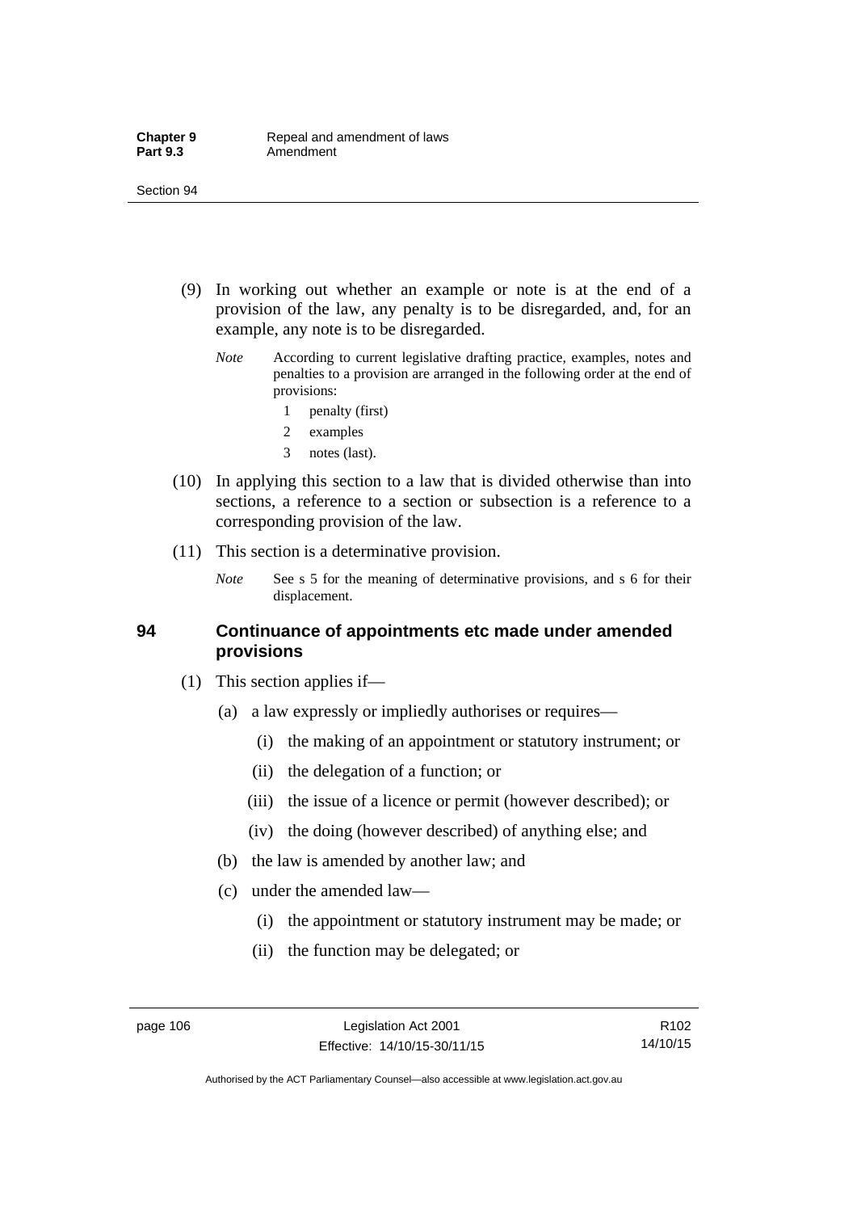(9) In working out whether an example or note is at the end of a provision of the law, any penalty is to be disregarded, and, for an example, any note is to be disregarded.

*Note* According to current legislative drafting practice, examples, notes and penalties to a provision are arranged in the following order at the end of provisions:

1 penalty (first)

2 examples

3 notes (last).

(10) In applying this section to a law that is divided otherwise than into sections, a reference to a section or subsection is a reference to a corresponding provision of the law.

(11) This section is a determinative provision.

*Note* See s 5 for the meaning of determinative provisions, and s 6 for their displacement.

### 94 Continuance of appointments etc made under amended provisions

(1) This section applies if—

(a) a law expressly or impliedly authorises or requires—

(i) the making of an appointment or statutory instrument; or

(ii) the delegation of a function; or

(iii) the issue of a licence or permit (however described); or

(iv) the doing (however described) of anything else; and

(b) the law is amended by another law; and

(c) under the amended law—

(i) the appointment or statutory instrument may be made; or

(ii) the function may be delegated; or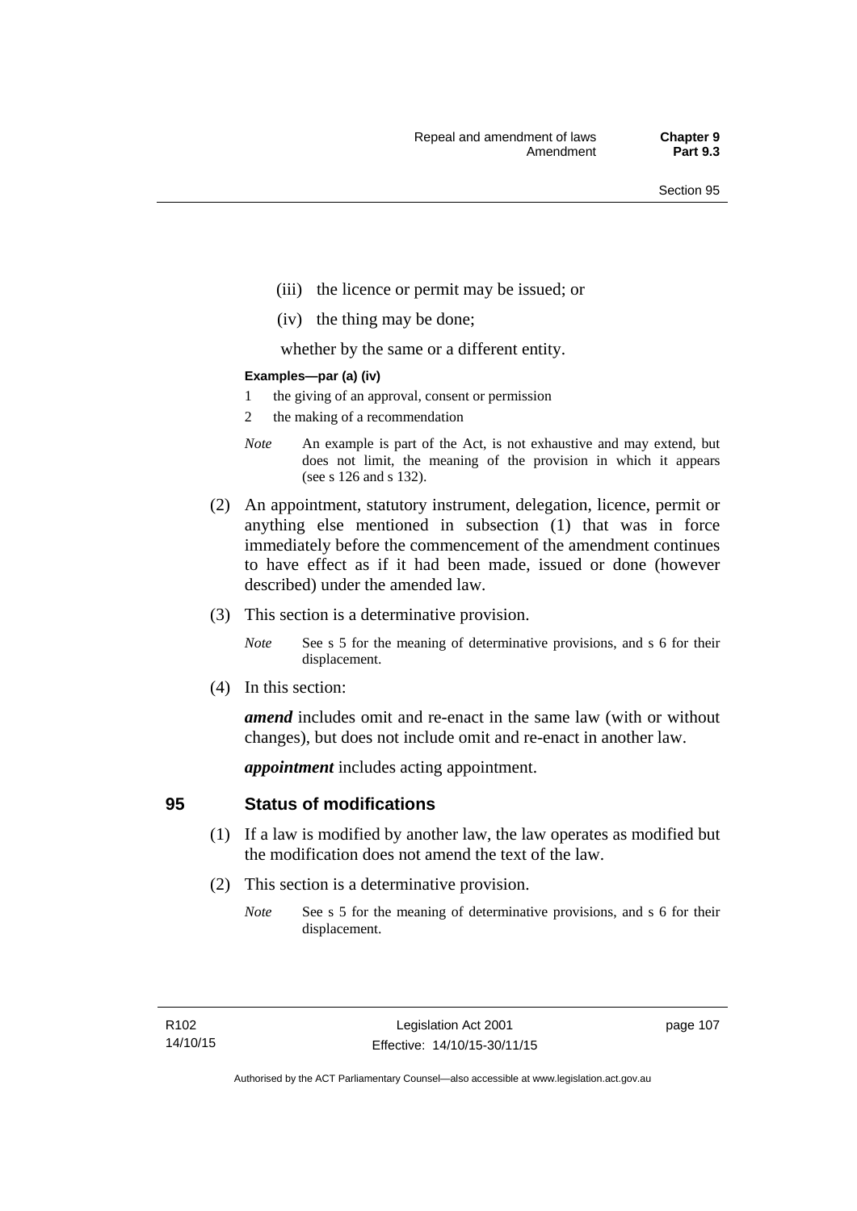(iii) the licence or permit may be issued; or

(iv) the thing may be done;

whether by the same or a different entity.

**Examples—par (a) (iv)**

1 the giving of an approval, consent or permission

2 the making of a recommendation

*Note* An example is part of the Act, is not exhaustive and may extend, but does not limit, the meaning of the provision in which it appears (see s 126 and s 132).

(2) An appointment, statutory instrument, delegation, licence, permit or anything else mentioned in subsection (1) that was in force immediately before the commencement of the amendment continues to have effect as if it had been made, issued or done (however described) under the amended law.

(3) This section is a determinative provision.

*Note* See s 5 for the meaning of determinative provisions, and s 6 for their displacement.

(4) In this section:

***amend*** includes omit and re-enact in the same law (with or without changes), but does not include omit and re-enact in another law.

***appointment*** includes acting appointment.

## 95 Status of modifications

(1) If a law is modified by another law, the law operates as modified but the modification does not amend the text of the law.

(2) This section is a determinative provision.

*Note* See s 5 for the meaning of determinative provisions, and s 6 for their displacement.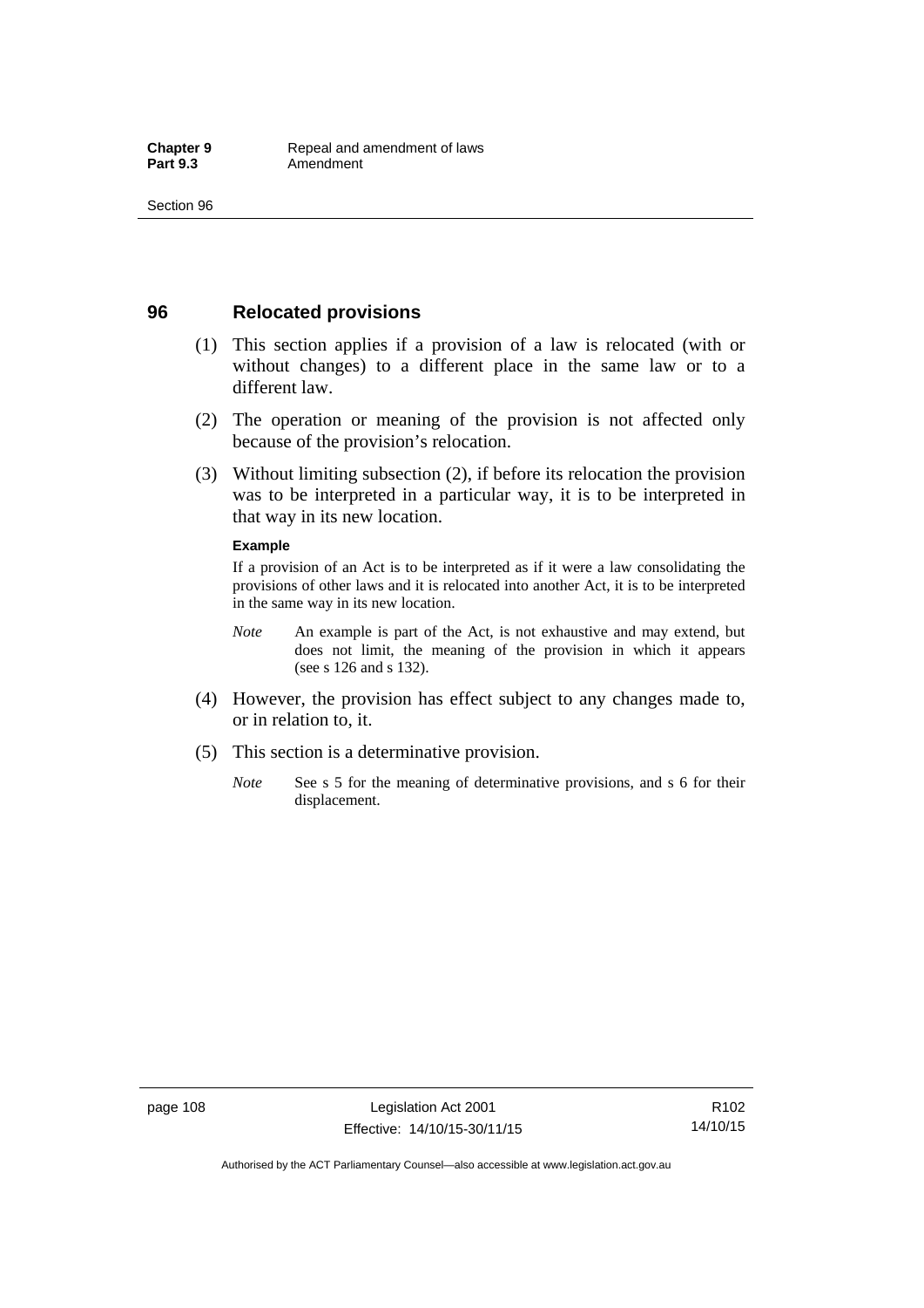## 96 Relocated provisions

(1) This section applies if a provision of a law is relocated (with or without changes) to a different place in the same law or to a different law.

(2) The operation or meaning of the provision is not affected only because of the provision's relocation.

(3) Without limiting subsection (2), if before its relocation the provision was to be interpreted in a particular way, it is to be interpreted in that way in its new location.

**Example**

If a provision of an Act is to be interpreted as if it were a law consolidating the provisions of other laws and it is relocated into another Act, it is to be interpreted in the same way in its new location.

*Note* An example is part of the Act, is not exhaustive and may extend, but does not limit, the meaning of the provision in which it appears (see s 126 and s 132).

(4) However, the provision has effect subject to any changes made to, or in relation to, it.

(5) This section is a determinative provision.

*Note* See s 5 for the meaning of determinative provisions, and s 6 for their displacement.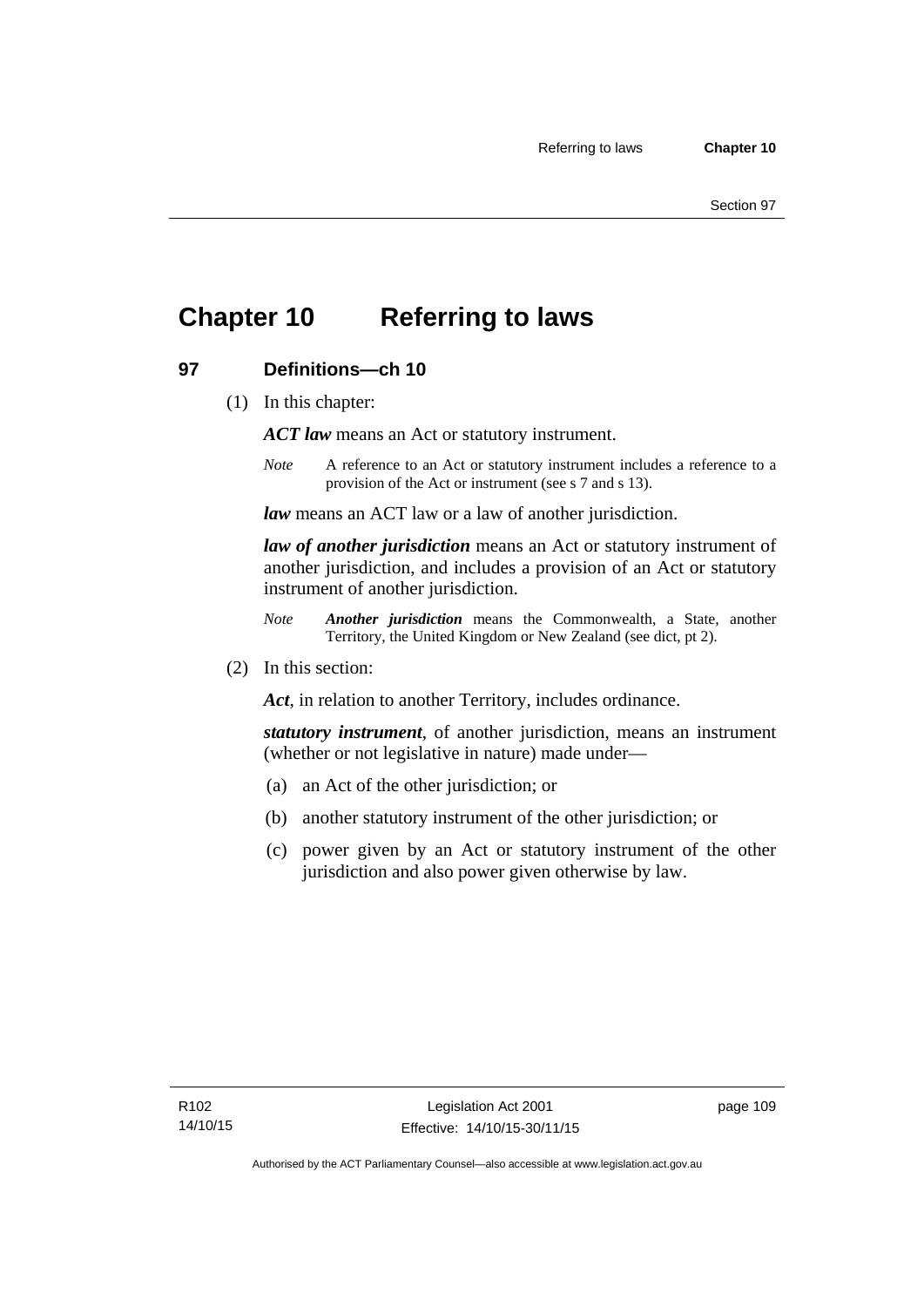# Chapter 10 Referring to laws

## 97 Definitions—ch 10

(1) In this chapter:

***ACT law*** means an Act or statutory instrument.

*Note* A reference to an Act or statutory instrument includes a reference to a provision of the Act or instrument (see s 7 and s 13).

***law*** means an ACT law or a law of another jurisdiction.

***law of another jurisdiction*** means an Act or statutory instrument of another jurisdiction, and includes a provision of an Act or statutory instrument of another jurisdiction.

*Note* ***Another jurisdiction*** means the Commonwealth, a State, another Territory, the United Kingdom or New Zealand (see dict, pt 2).

(2) In this section:

***Act***, in relation to another Territory, includes ordinance.

***statutory instrument***, of another jurisdiction, means an instrument (whether or not legislative in nature) made under—

(a) an Act of the other jurisdiction; or

(b) another statutory instrument of the other jurisdiction; or

(c) power given by an Act or statutory instrument of the other jurisdiction and also power given otherwise by law.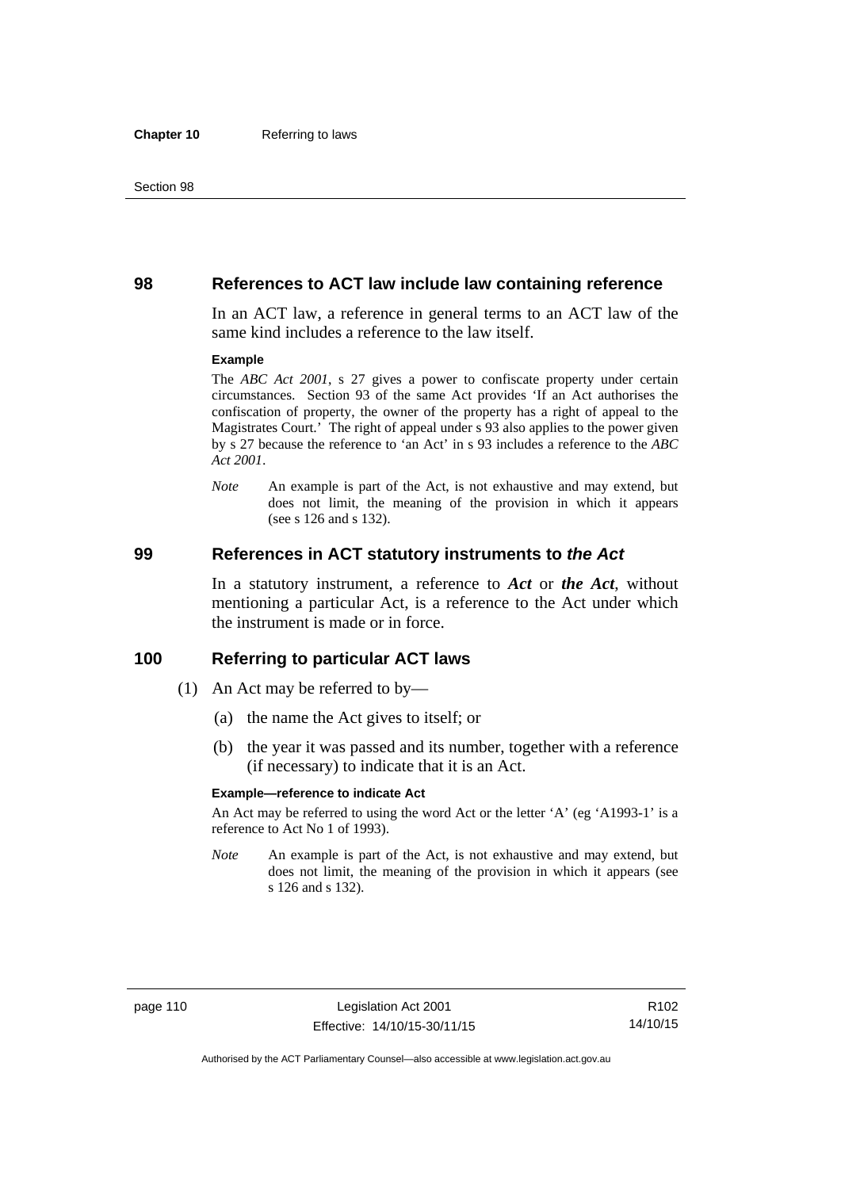## 98 References to ACT law include law containing reference

In an ACT law, a reference in general terms to an ACT law of the same kind includes a reference to the law itself.

**Example**

The *ABC Act 2001*, s 27 gives a power to confiscate property under certain circumstances. Section 93 of the same Act provides 'If an Act authorises the confiscation of property, the owner of the property has a right of appeal to the Magistrates Court.' The right of appeal under s 93 also applies to the power given by s 27 because the reference to 'an Act' in s 93 includes a reference to the *ABC Act 2001*.

*Note* An example is part of the Act, is not exhaustive and may extend, but does not limit, the meaning of the provision in which it appears (see s 126 and s 132).

## 99 References in ACT statutory instruments to *the Act*

In a statutory instrument, a reference to ***Act*** or ***the Act***, without mentioning a particular Act, is a reference to the Act under which the instrument is made or in force.

## 100 Referring to particular ACT laws

(1) An Act may be referred to by—

(a) the name the Act gives to itself; or

(b) the year it was passed and its number, together with a reference (if necessary) to indicate that it is an Act.

**Example—reference to indicate Act**

An Act may be referred to using the word Act or the letter 'A' (eg 'A1993-1' is a reference to Act No 1 of 1993).

*Note* An example is part of the Act, is not exhaustive and may extend, but does not limit, the meaning of the provision in which it appears (see s 126 and s 132).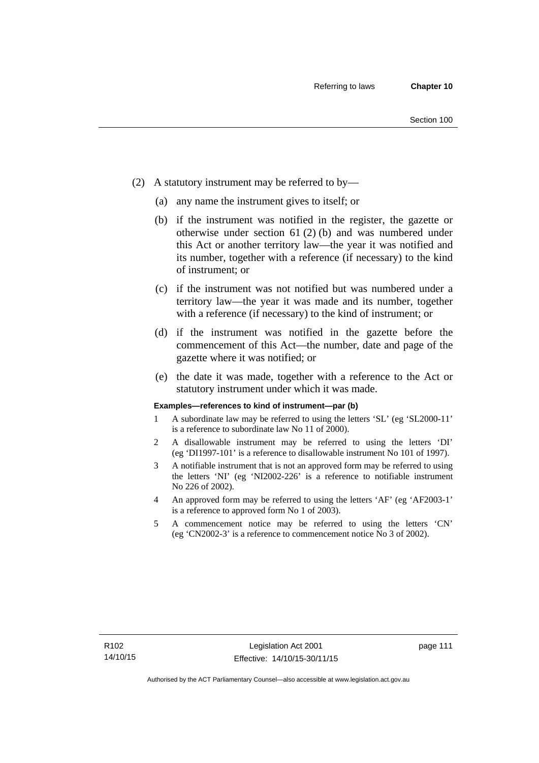(2) A statutory instrument may be referred to by—

(a) any name the instrument gives to itself; or

(b) if the instrument was notified in the register, the gazette or otherwise under section 61 (2) (b) and was numbered under this Act or another territory law—the year it was notified and its number, together with a reference (if necessary) to the kind of instrument; or

(c) if the instrument was not notified but was numbered under a territory law—the year it was made and its number, together with a reference (if necessary) to the kind of instrument; or

(d) if the instrument was notified in the gazette before the commencement of this Act—the number, date and page of the gazette where it was notified; or

(e) the date it was made, together with a reference to the Act or statutory instrument under which it was made.

**Examples—references to kind of instrument—par (b)**

1 A subordinate law may be referred to using the letters 'SL' (eg 'SL2000-11' is a reference to subordinate law No 11 of 2000).

2 A disallowable instrument may be referred to using the letters 'DI' (eg 'DI1997-101' is a reference to disallowable instrument No 101 of 1997).

3 A notifiable instrument that is not an approved form may be referred to using the letters 'NI' (eg 'NI2002-226' is a reference to notifiable instrument No 226 of 2002).

4 An approved form may be referred to using the letters 'AF' (eg 'AF2003-1' is a reference to approved form No 1 of 2003).

5 A commencement notice may be referred to using the letters 'CN' (eg 'CN2002-3' is a reference to commencement notice No 3 of 2002).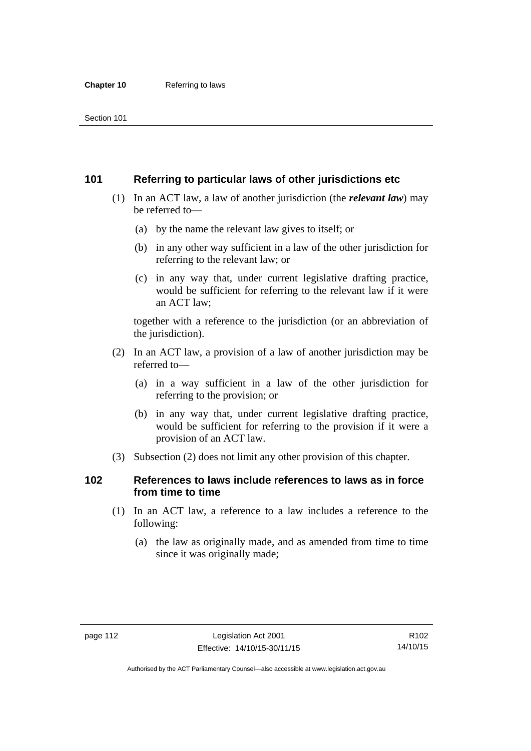## 101 Referring to particular laws of other jurisdictions etc

(1) In an ACT law, a law of another jurisdiction (the ***relevant law***) may be referred to—

(a) by the name the relevant law gives to itself; or

(b) in any other way sufficient in a law of the other jurisdiction for referring to the relevant law; or

(c) in any way that, under current legislative drafting practice, would be sufficient for referring to the relevant law if it were an ACT law;

together with a reference to the jurisdiction (or an abbreviation of the jurisdiction).

(2) In an ACT law, a provision of a law of another jurisdiction may be referred to—

(a) in a way sufficient in a law of the other jurisdiction for referring to the provision; or

(b) in any way that, under current legislative drafting practice, would be sufficient for referring to the provision if it were a provision of an ACT law.

(3) Subsection (2) does not limit any other provision of this chapter.

## 102 References to laws include references to laws as in force from time to time

(1) In an ACT law, a reference to a law includes a reference to the following:

(a) the law as originally made, and as amended from time to time since it was originally made;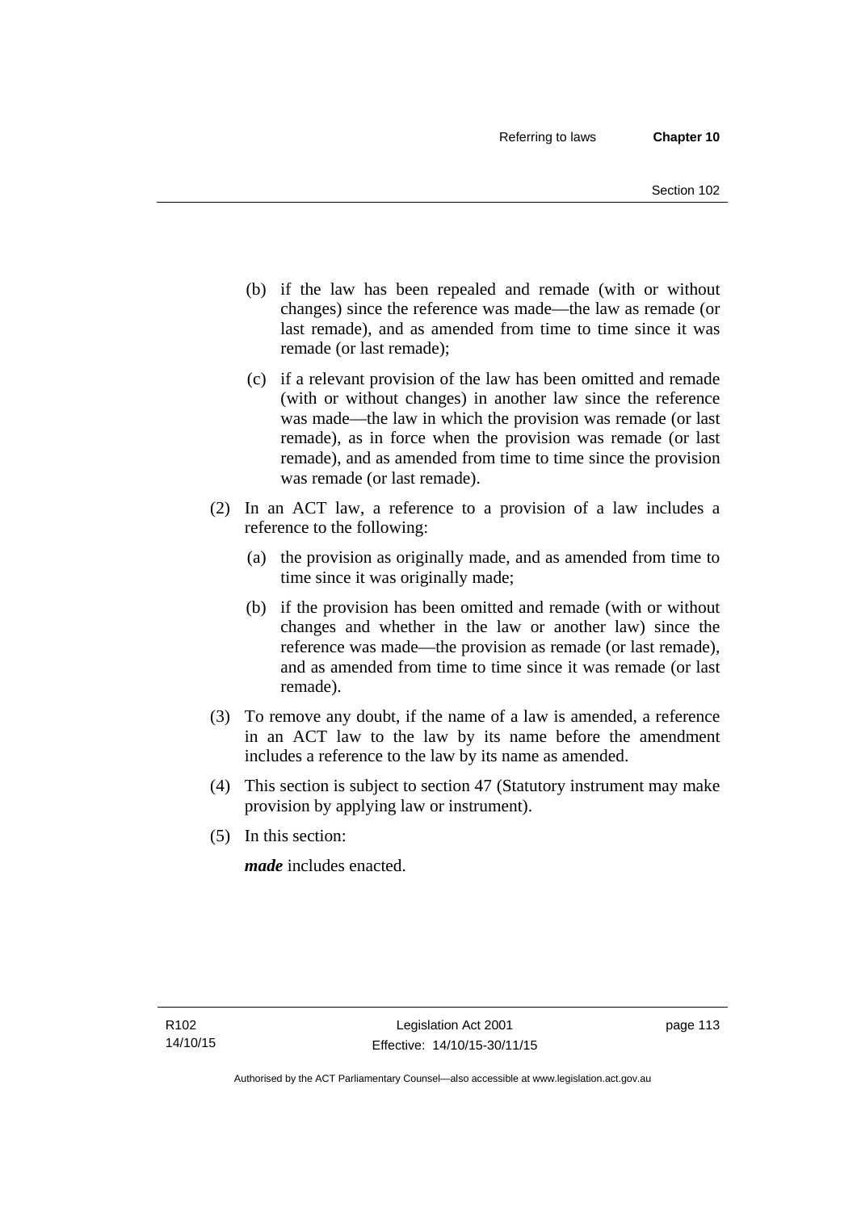(b) if the law has been repealed and remade (with or without changes) since the reference was made—the law as remade (or last remade), and as amended from time to time since it was remade (or last remade);

(c) if a relevant provision of the law has been omitted and remade (with or without changes) in another law since the reference was made—the law in which the provision was remade (or last remade), as in force when the provision was remade (or last remade), and as amended from time to time since the provision was remade (or last remade).

(2) In an ACT law, a reference to a provision of a law includes a reference to the following:

(a) the provision as originally made, and as amended from time to time since it was originally made;

(b) if the provision has been omitted and remade (with or without changes and whether in the law or another law) since the reference was made—the provision as remade (or last remade), and as amended from time to time since it was remade (or last remade).

(3) To remove any doubt, if the name of a law is amended, a reference in an ACT law to the law by its name before the amendment includes a reference to the law by its name as amended.

(4) This section is subject to section 47 (Statutory instrument may make provision by applying law or instrument).

(5) In this section:

***made*** includes enacted.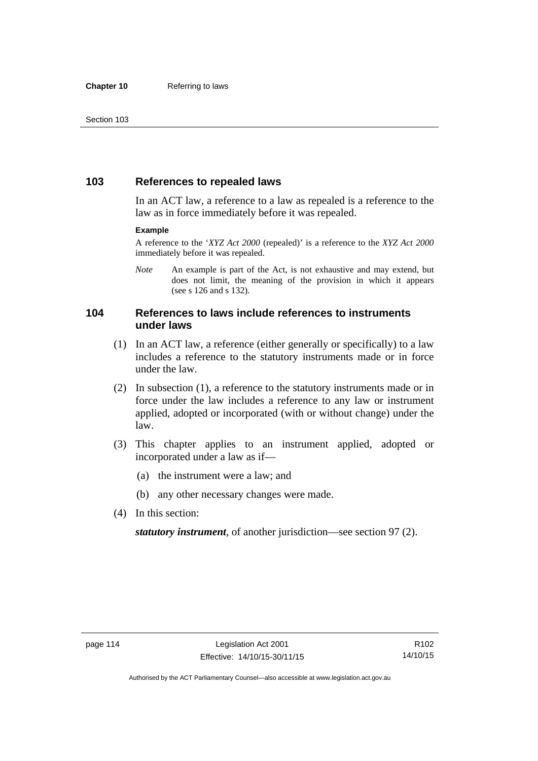## 103 References to repealed laws

In an ACT law, a reference to a law as repealed is a reference to the law as in force immediately before it was repealed.

**Example**

A reference to the '*XYZ Act 2000* (repealed)' is a reference to the *XYZ Act 2000* immediately before it was repealed.

*Note* An example is part of the Act, is not exhaustive and may extend, but does not limit, the meaning of the provision in which it appears (see s 126 and s 132).

## 104 References to laws include references to instruments under laws

(1) In an ACT law, a reference (either generally or specifically) to a law includes a reference to the statutory instruments made or in force under the law.

(2) In subsection (1), a reference to the statutory instruments made or in force under the law includes a reference to any law or instrument applied, adopted or incorporated (with or without change) under the law.

(3) This chapter applies to an instrument applied, adopted or incorporated under a law as if—

(a) the instrument were a law; and

(b) any other necessary changes were made.

(4) In this section:

***statutory instrument***, of another jurisdiction—see section 97 (2).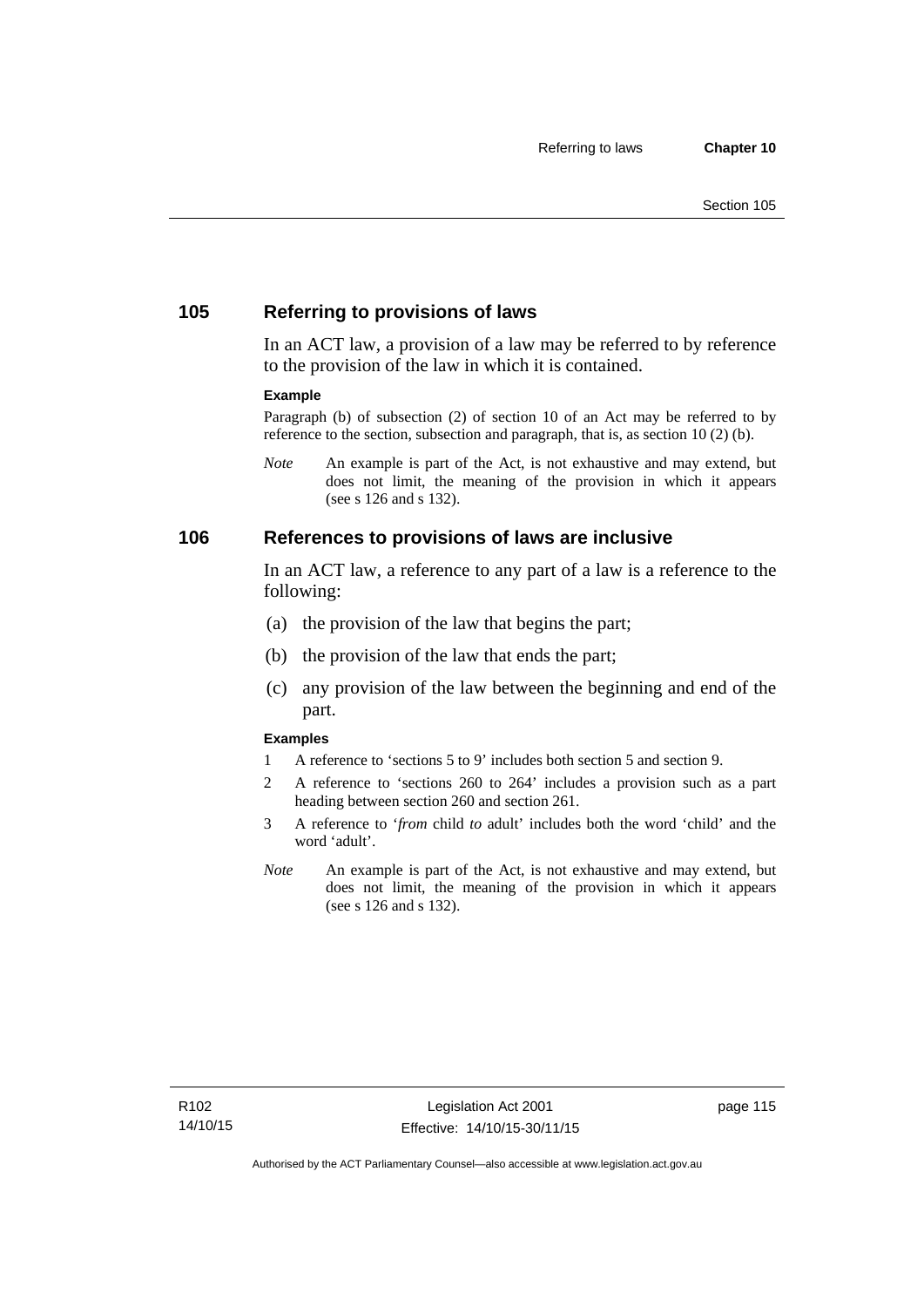## 105 Referring to provisions of laws

In an ACT law, a provision of a law may be referred to by reference to the provision of the law in which it is contained.

**Example**

Paragraph (b) of subsection (2) of section 10 of an Act may be referred to by reference to the section, subsection and paragraph, that is, as section 10 (2) (b).

*Note* An example is part of the Act, is not exhaustive and may extend, but does not limit, the meaning of the provision in which it appears (see s 126 and s 132).

## 106 References to provisions of laws are inclusive

In an ACT law, a reference to any part of a law is a reference to the following:

(a) the provision of the law that begins the part;

(b) the provision of the law that ends the part;

(c) any provision of the law between the beginning and end of the part.

**Examples**

1 A reference to 'sections 5 to 9' includes both section 5 and section 9.

2 A reference to 'sections 260 to 264' includes a provision such as a part heading between section 260 and section 261.

3 A reference to '*from* child *to* adult' includes both the word 'child' and the word 'adult'.

*Note* An example is part of the Act, is not exhaustive and may extend, but does not limit, the meaning of the provision in which it appears (see s 126 and s 132).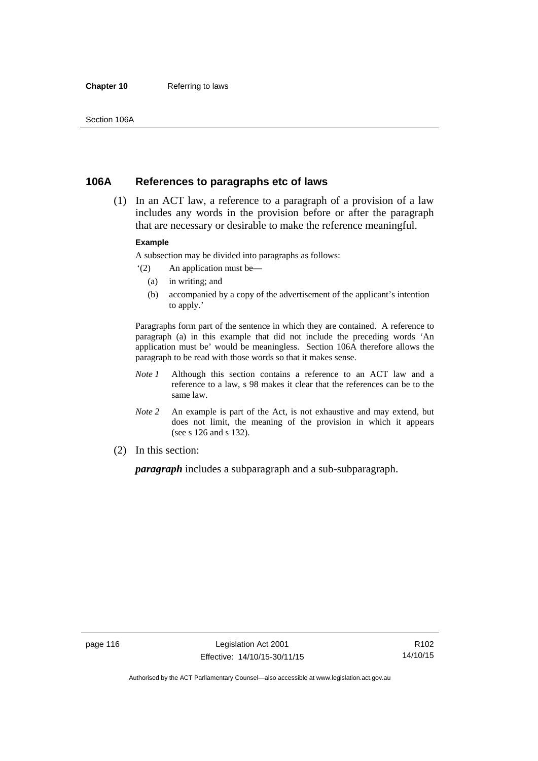## 106A References to paragraphs etc of laws

(1) In an ACT law, a reference to a paragraph of a provision of a law includes any words in the provision before or after the paragraph that are necessary or desirable to make the reference meaningful.

**Example**

A subsection may be divided into paragraphs as follows:

'(2) An application must be—

(a) in writing; and

(b) accompanied by a copy of the advertisement of the applicant's intention to apply.'

Paragraphs form part of the sentence in which they are contained. A reference to paragraph (a) in this example that did not include the preceding words 'An application must be' would be meaningless. Section 106A therefore allows the paragraph to be read with those words so that it makes sense.

*Note 1* Although this section contains a reference to an ACT law and a reference to a law, s 98 makes it clear that the references can be to the same law.

*Note 2* An example is part of the Act, is not exhaustive and may extend, but does not limit, the meaning of the provision in which it appears (see s 126 and s 132).

(2) In this section:

***paragraph*** includes a subparagraph and a sub-subparagraph.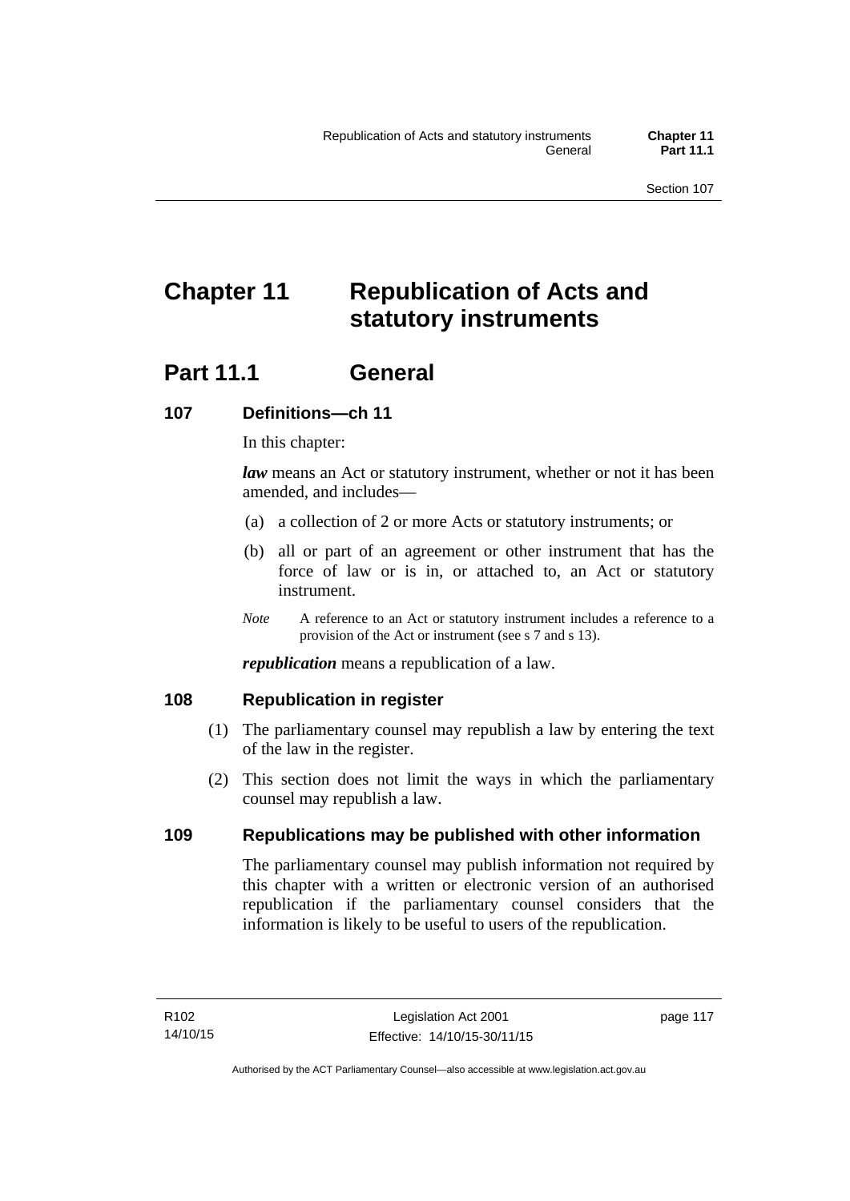# Chapter 11 Republication of Acts and statutory instruments

## Part 11.1 General

### 107 Definitions—ch 11

In this chapter:

***law*** means an Act or statutory instrument, whether or not it has been amended, and includes—

(a) a collection of 2 or more Acts or statutory instruments; or

(b) all or part of an agreement or other instrument that has the force of law or is in, or attached to, an Act or statutory instrument.

*Note* A reference to an Act or statutory instrument includes a reference to a provision of the Act or instrument (see s 7 and s 13).

***republication*** means a republication of a law.

### 108 Republication in register

(1) The parliamentary counsel may republish a law by entering the text of the law in the register.

(2) This section does not limit the ways in which the parliamentary counsel may republish a law.

### 109 Republications may be published with other information

The parliamentary counsel may publish information not required by this chapter with a written or electronic version of an authorised republication if the parliamentary counsel considers that the information is likely to be useful to users of the republication.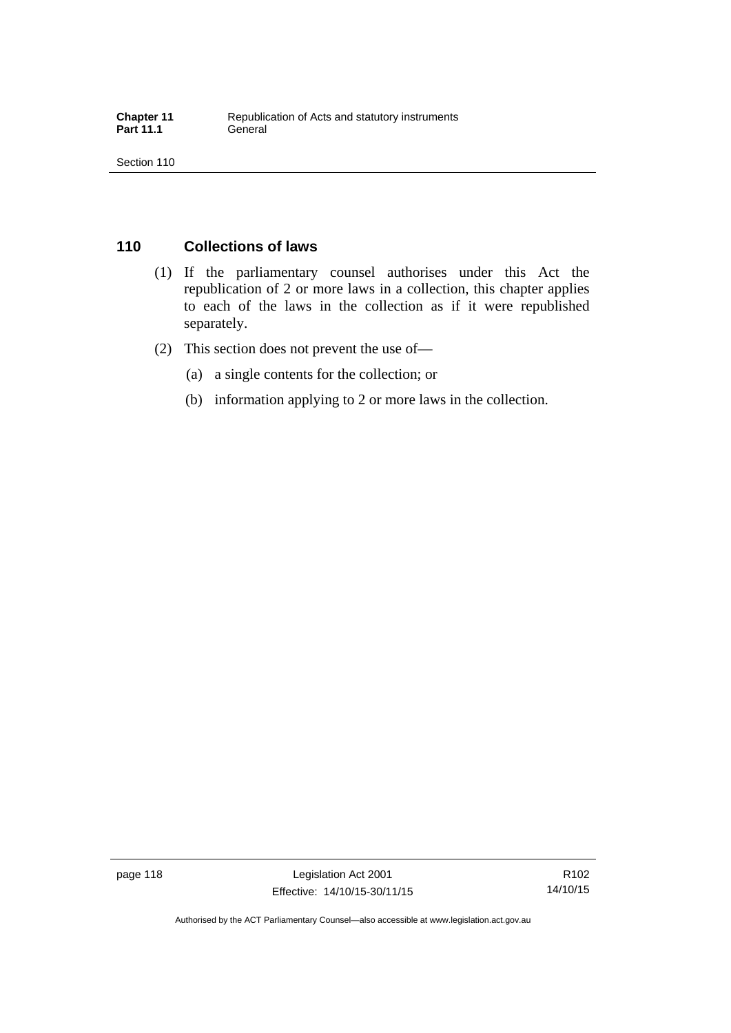## 110 Collections of laws

(1) If the parliamentary counsel authorises under this Act the republication of 2 or more laws in a collection, this chapter applies to each of the laws in the collection as if it were republished separately.

(2) This section does not prevent the use of—

(a) a single contents for the collection; or

(b) information applying to 2 or more laws in the collection.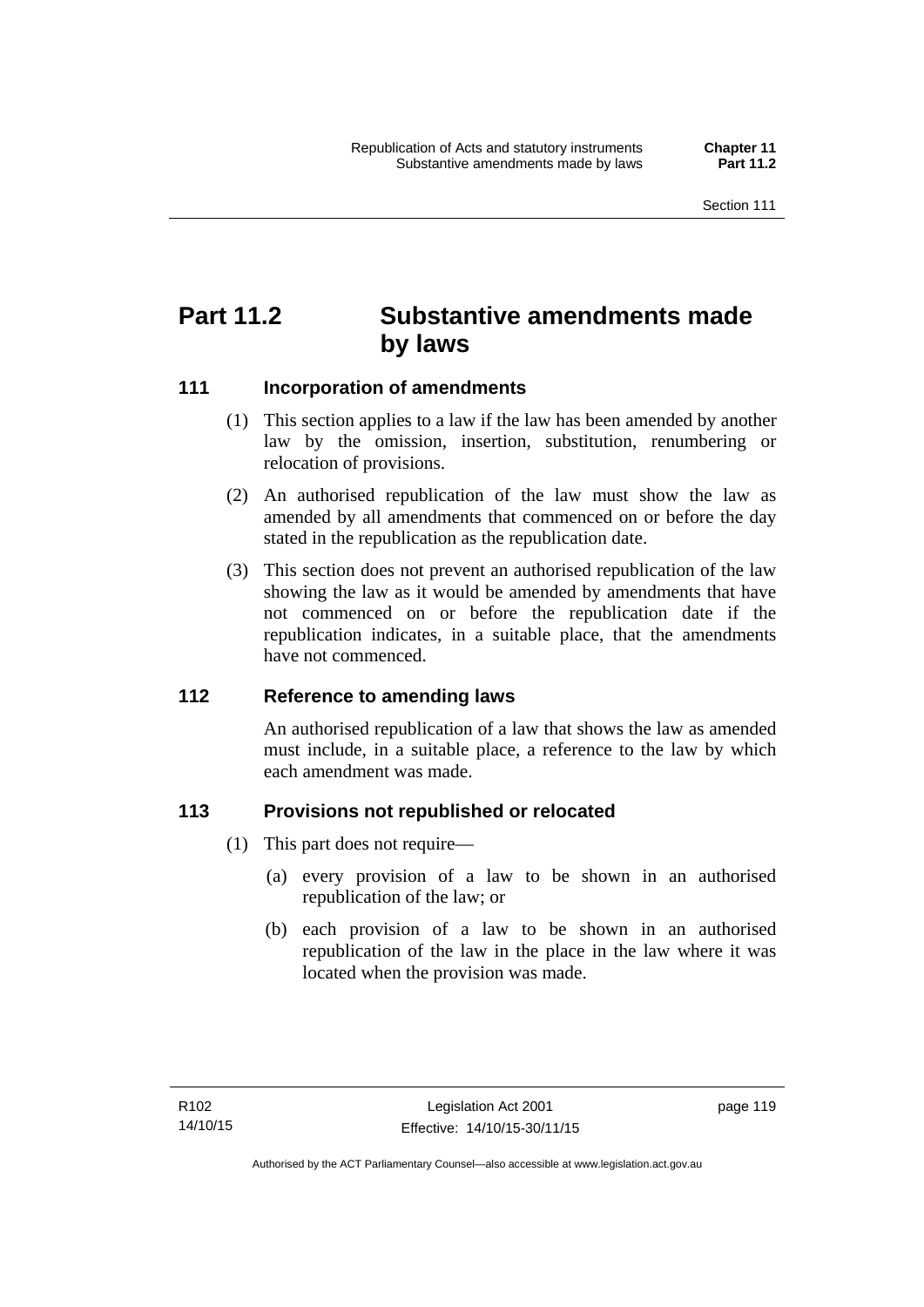# Part 11.2 Substantive amendments made by laws

## 111 Incorporation of amendments

(1) This section applies to a law if the law has been amended by another law by the omission, insertion, substitution, renumbering or relocation of provisions.

(2) An authorised republication of the law must show the law as amended by all amendments that commenced on or before the day stated in the republication as the republication date.

(3) This section does not prevent an authorised republication of the law showing the law as it would be amended by amendments that have not commenced on or before the republication date if the republication indicates, in a suitable place, that the amendments have not commenced.

## 112 Reference to amending laws

An authorised republication of a law that shows the law as amended must include, in a suitable place, a reference to the law by which each amendment was made.

## 113 Provisions not republished or relocated

(1) This part does not require—

(a) every provision of a law to be shown in an authorised republication of the law; or

(b) each provision of a law to be shown in an authorised republication of the law in the place in the law where it was located when the provision was made.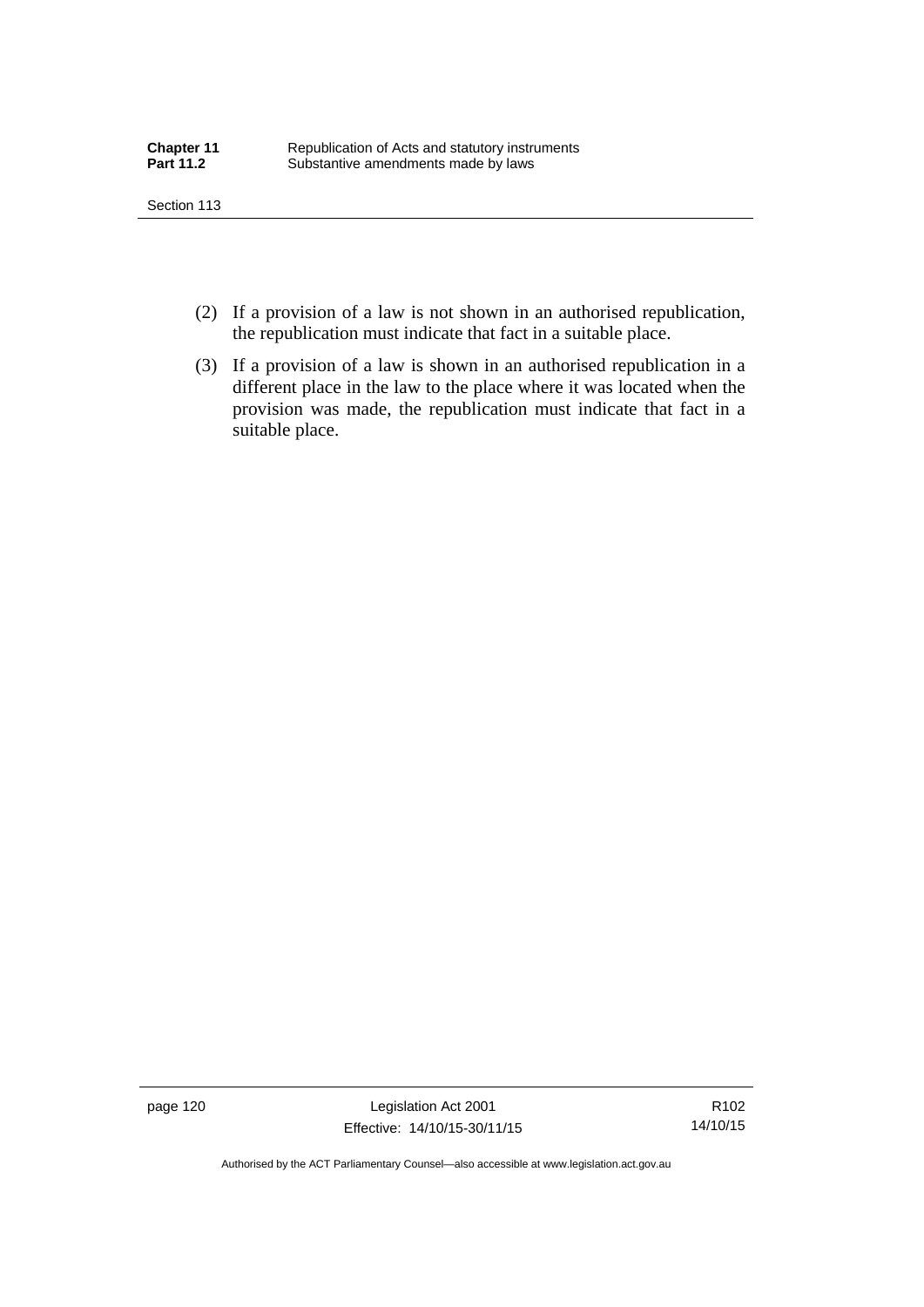(2) If a provision of a law is not shown in an authorised republication, the republication must indicate that fact in a suitable place.

(3) If a provision of a law is shown in an authorised republication in a different place in the law to the place where it was located when the provision was made, the republication must indicate that fact in a suitable place.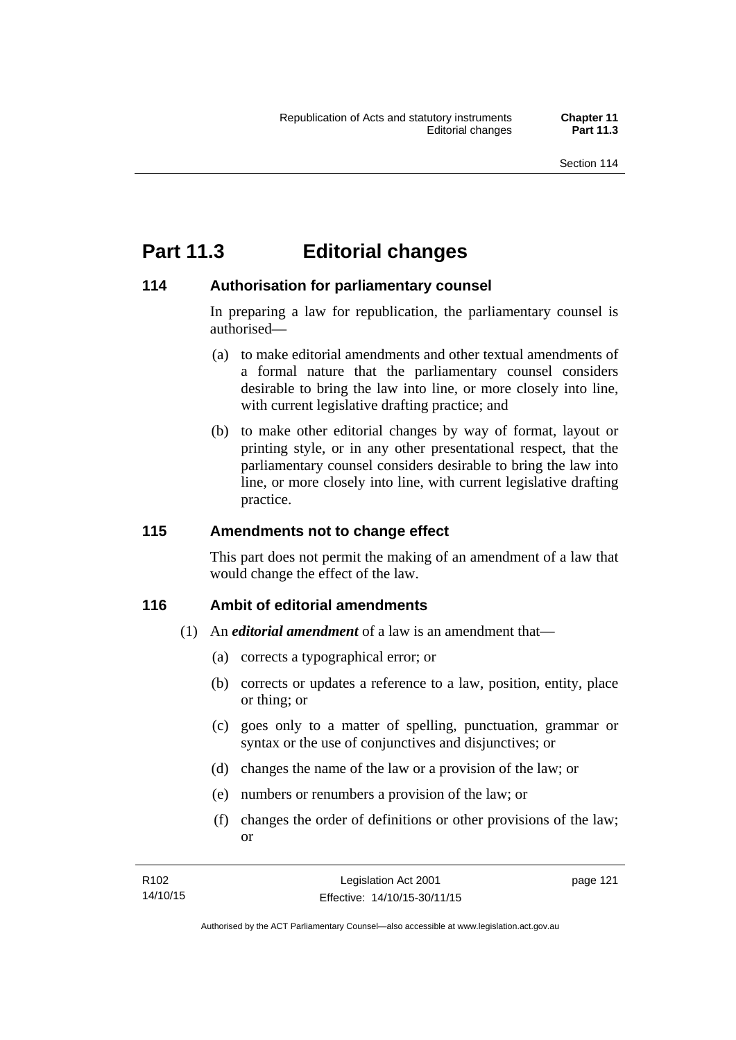# Part 11.3 Editorial changes

## 114 Authorisation for parliamentary counsel

In preparing a law for republication, the parliamentary counsel is authorised—

(a) to make editorial amendments and other textual amendments of a formal nature that the parliamentary counsel considers desirable to bring the law into line, or more closely into line, with current legislative drafting practice; and

(b) to make other editorial changes by way of format, layout or printing style, or in any other presentational respect, that the parliamentary counsel considers desirable to bring the law into line, or more closely into line, with current legislative drafting practice.

## 115 Amendments not to change effect

This part does not permit the making of an amendment of a law that would change the effect of the law.

## 116 Ambit of editorial amendments

(1) An ***editorial amendment*** of a law is an amendment that—

(a) corrects a typographical error; or

(b) corrects or updates a reference to a law, position, entity, place or thing; or

(c) goes only to a matter of spelling, punctuation, grammar or syntax or the use of conjunctives and disjunctives; or

(d) changes the name of the law or a provision of the law; or

(e) numbers or renumbers a provision of the law; or

(f) changes the order of definitions or other provisions of the law; or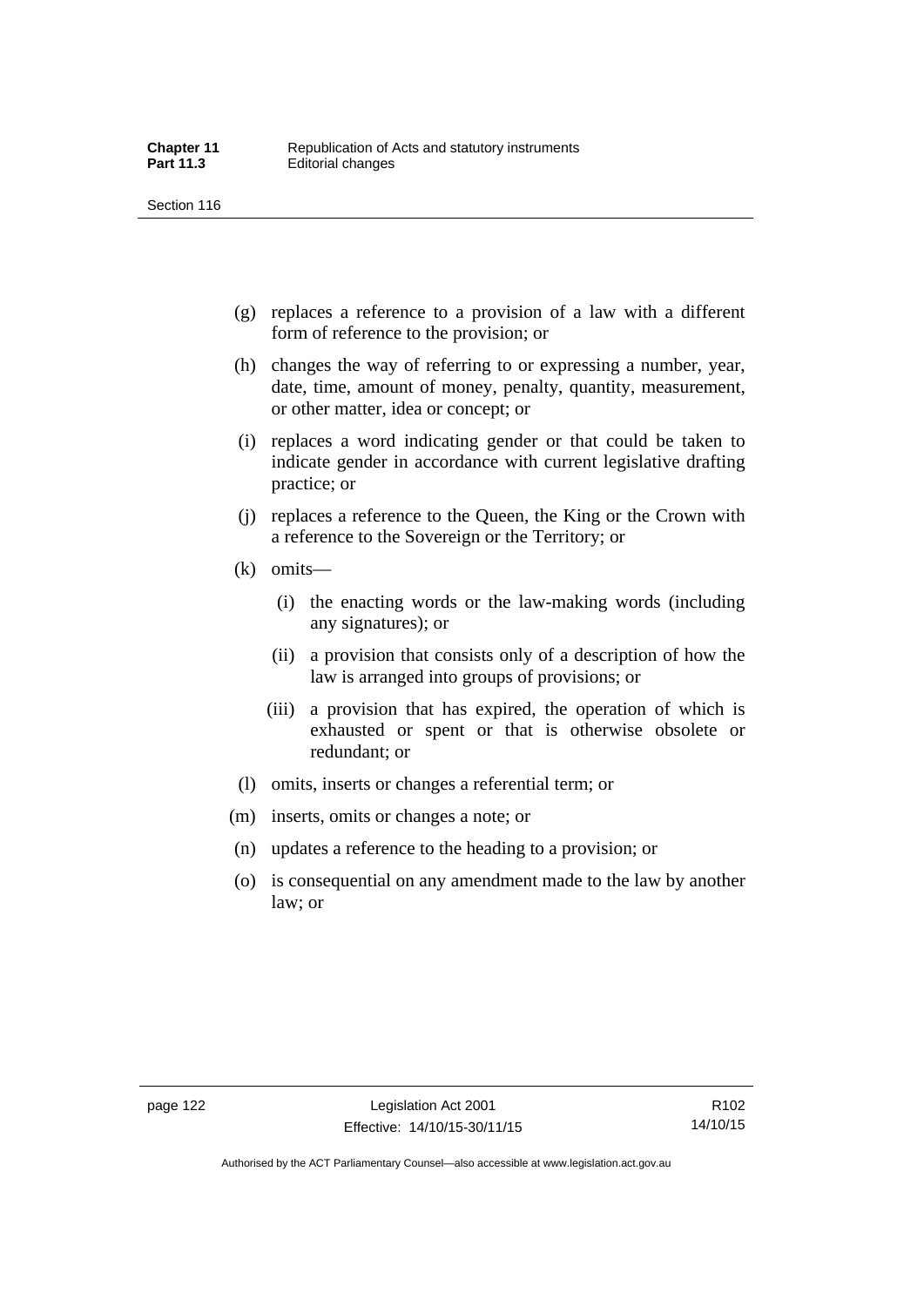- (g) replaces a reference to a provision of a law with a different form of reference to the provision; or
- (h) changes the way of referring to or expressing a number, year, date, time, amount of money, penalty, quantity, measurement, or other matter, idea or concept; or
- (i) replaces a word indicating gender or that could be taken to indicate gender in accordance with current legislative drafting practice; or
- (j) replaces a reference to the Queen, the King or the Crown with a reference to the Sovereign or the Territory; or
- (k) omits—
  - (i) the enacting words or the law-making words (including any signatures); or
  - (ii) a provision that consists only of a description of how the law is arranged into groups of provisions; or
  - (iii) a provision that has expired, the operation of which is exhausted or spent or that is otherwise obsolete or redundant; or
- (l) omits, inserts or changes a referential term; or
- (m) inserts, omits or changes a note; or
- (n) updates a reference to the heading to a provision; or
- (o) is consequential on any amendment made to the law by another law; or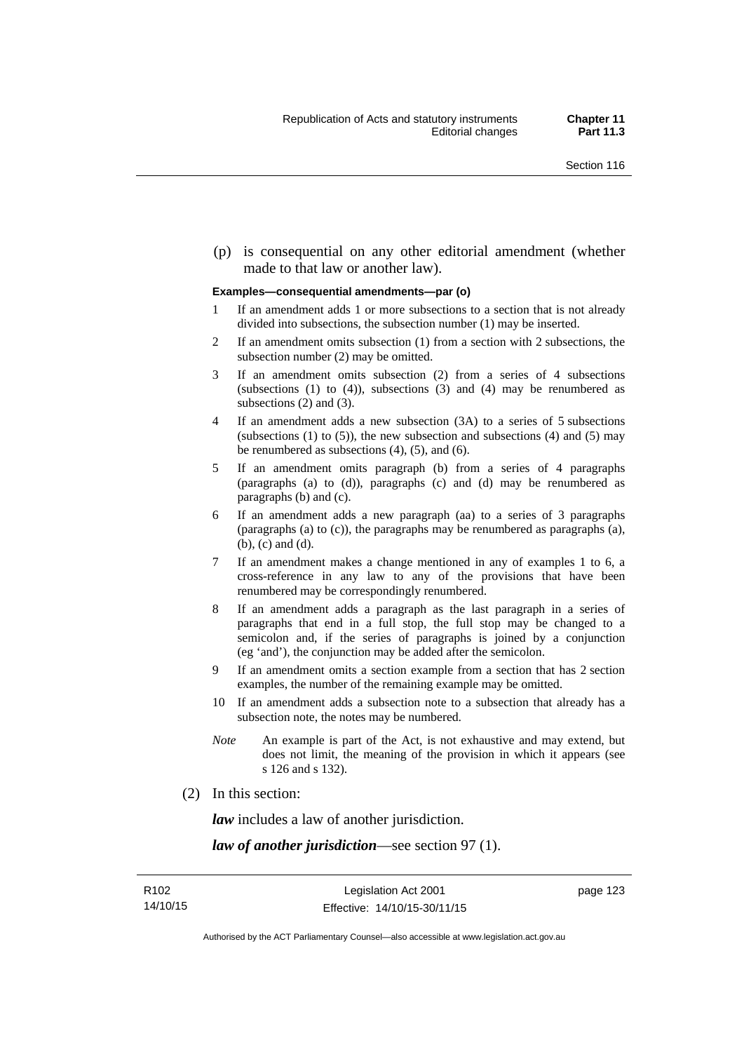(p) is consequential on any other editorial amendment (whether made to that law or another law).

**Examples—consequential amendments—par (o)**

1. If an amendment adds 1 or more subsections to a section that is not already divided into subsections, the subsection number (1) may be inserted.
2. If an amendment omits subsection (1) from a section with 2 subsections, the subsection number (2) may be omitted.
3. If an amendment omits subsection (2) from a series of 4 subsections (subsections (1) to (4)), subsections (3) and (4) may be renumbered as subsections (2) and (3).
4. If an amendment adds a new subsection (3A) to a series of 5 subsections (subsections (1) to (5)), the new subsection and subsections (4) and (5) may be renumbered as subsections (4), (5), and (6).
5. If an amendment omits paragraph (b) from a series of 4 paragraphs (paragraphs (a) to (d)), paragraphs (c) and (d) may be renumbered as paragraphs (b) and (c).
6. If an amendment adds a new paragraph (aa) to a series of 3 paragraphs (paragraphs (a) to (c)), the paragraphs may be renumbered as paragraphs (a), (b), (c) and (d).
7. If an amendment makes a change mentioned in any of examples 1 to 6, a cross-reference in any law to any of the provisions that have been renumbered may be correspondingly renumbered.
8. If an amendment adds a paragraph as the last paragraph in a series of paragraphs that end in a full stop, the full stop may be changed to a semicolon and, if the series of paragraphs is joined by a conjunction (eg 'and'), the conjunction may be added after the semicolon.
9. If an amendment omits a section example from a section that has 2 section examples, the number of the remaining example may be omitted.
10. If an amendment adds a subsection note to a subsection that already has a subsection note, the notes may be numbered.

*Note* An example is part of the Act, is not exhaustive and may extend, but does not limit, the meaning of the provision in which it appears (see s 126 and s 132).

(2) In this section:

***law*** includes a law of another jurisdiction.

***law of another jurisdiction***—see section 97 (1).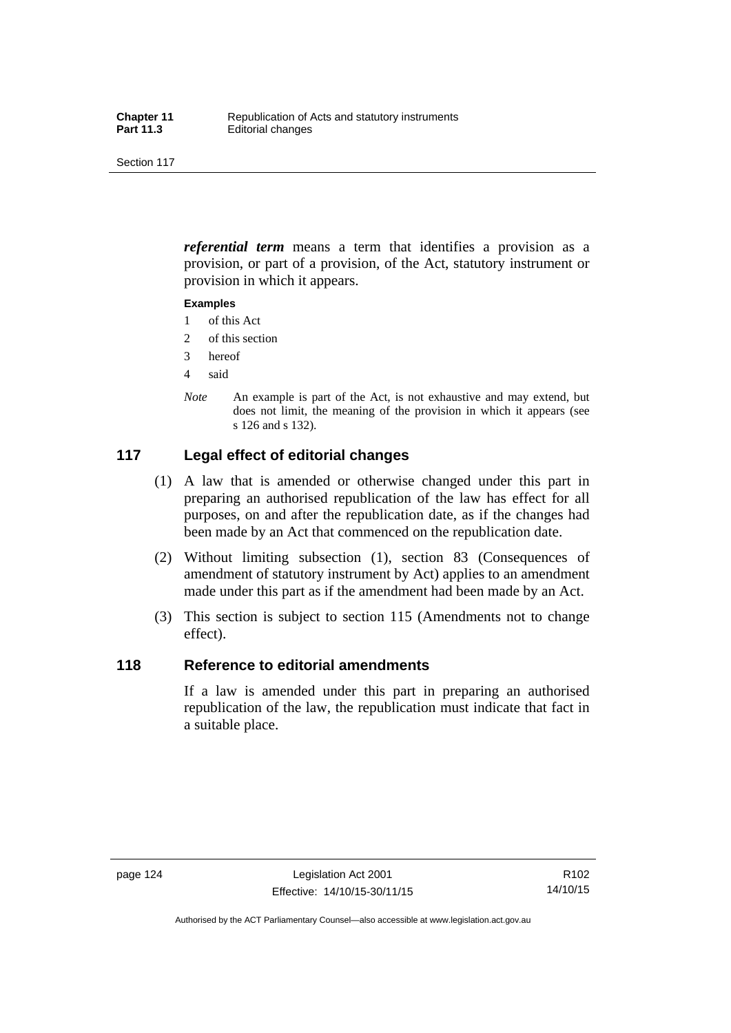***referential term*** means a term that identifies a provision as a provision, or part of a provision, of the Act, statutory instrument or provision in which it appears.

**Examples**

1 of this Act
2 of this section
3 hereof
4 said

*Note* An example is part of the Act, is not exhaustive and may extend, but does not limit, the meaning of the provision in which it appears (see s 126 and s 132).

## 117 Legal effect of editorial changes

(1) A law that is amended or otherwise changed under this part in preparing an authorised republication of the law has effect for all purposes, on and after the republication date, as if the changes had been made by an Act that commenced on the republication date.

(2) Without limiting subsection (1), section 83 (Consequences of amendment of statutory instrument by Act) applies to an amendment made under this part as if the amendment had been made by an Act.

(3) This section is subject to section 115 (Amendments not to change effect).

## 118 Reference to editorial amendments

If a law is amended under this part in preparing an authorised republication of the law, the republication must indicate that fact in a suitable place.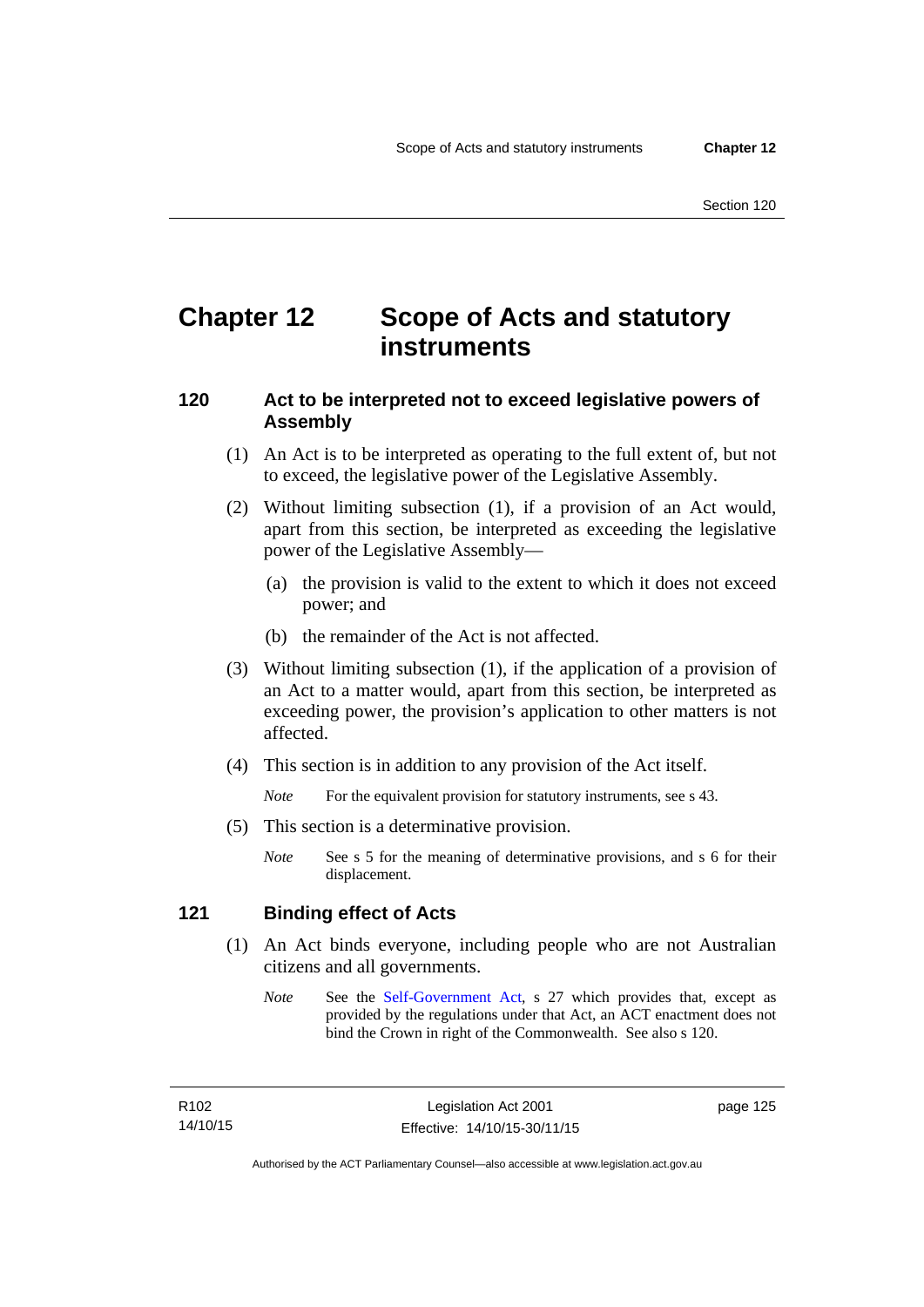# Chapter 12 Scope of Acts and statutory instruments

## 120 Act to be interpreted not to exceed legislative powers of Assembly

(1) An Act is to be interpreted as operating to the full extent of, but not to exceed, the legislative power of the Legislative Assembly.

(2) Without limiting subsection (1), if a provision of an Act would, apart from this section, be interpreted as exceeding the legislative power of the Legislative Assembly—

(a) the provision is valid to the extent to which it does not exceed power; and

(b) the remainder of the Act is not affected.

(3) Without limiting subsection (1), if the application of a provision of an Act to a matter would, apart from this section, be interpreted as exceeding power, the provision's application to other matters is not affected.

(4) This section is in addition to any provision of the Act itself.

*Note* For the equivalent provision for statutory instruments, see s 43.

(5) This section is a determinative provision.

*Note* See s 5 for the meaning of determinative provisions, and s 6 for their displacement.

## 121 Binding effect of Acts

(1) An Act binds everyone, including people who are not Australian citizens and all governments.

*Note* See the Self-Government Act, s 27 which provides that, except as provided by the regulations under that Act, an ACT enactment does not bind the Crown in right of the Commonwealth. See also s 120.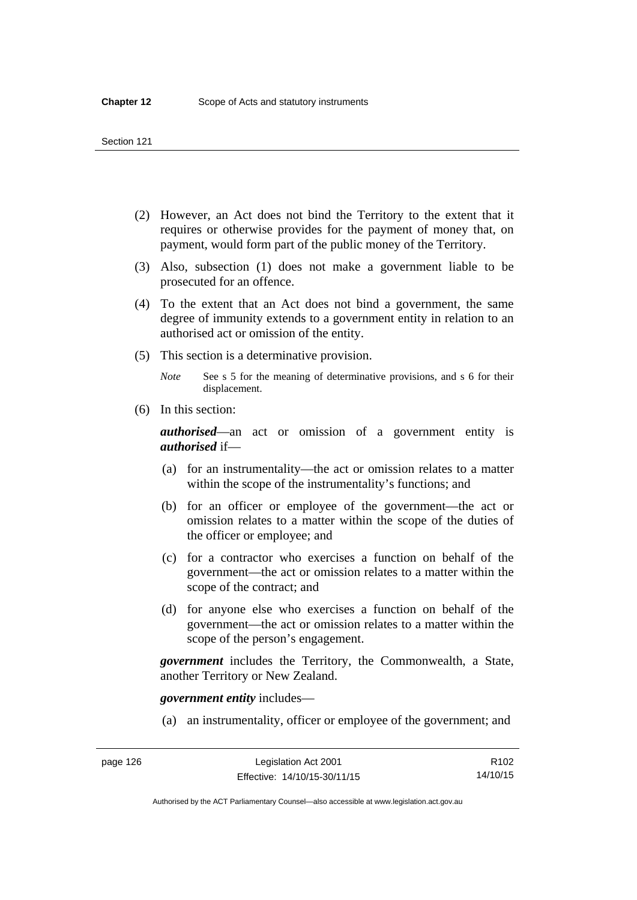(2) However, an Act does not bind the Territory to the extent that it requires or otherwise provides for the payment of money that, on payment, would form part of the public money of the Territory.

(3) Also, subsection (1) does not make a government liable to be prosecuted for an offence.

(4) To the extent that an Act does not bind a government, the same degree of immunity extends to a government entity in relation to an authorised act or omission of the entity.

(5) This section is a determinative provision.

*Note* See s 5 for the meaning of determinative provisions, and s 6 for their displacement.

(6) In this section:

***authorised***—an act or omission of a government entity is ***authorised*** if—

(a) for an instrumentality—the act or omission relates to a matter within the scope of the instrumentality's functions; and

(b) for an officer or employee of the government—the act or omission relates to a matter within the scope of the duties of the officer or employee; and

(c) for a contractor who exercises a function on behalf of the government—the act or omission relates to a matter within the scope of the contract; and

(d) for anyone else who exercises a function on behalf of the government—the act or omission relates to a matter within the scope of the person's engagement.

***government*** includes the Territory, the Commonwealth, a State, another Territory or New Zealand.

***government entity*** includes—

(a) an instrumentality, officer or employee of the government; and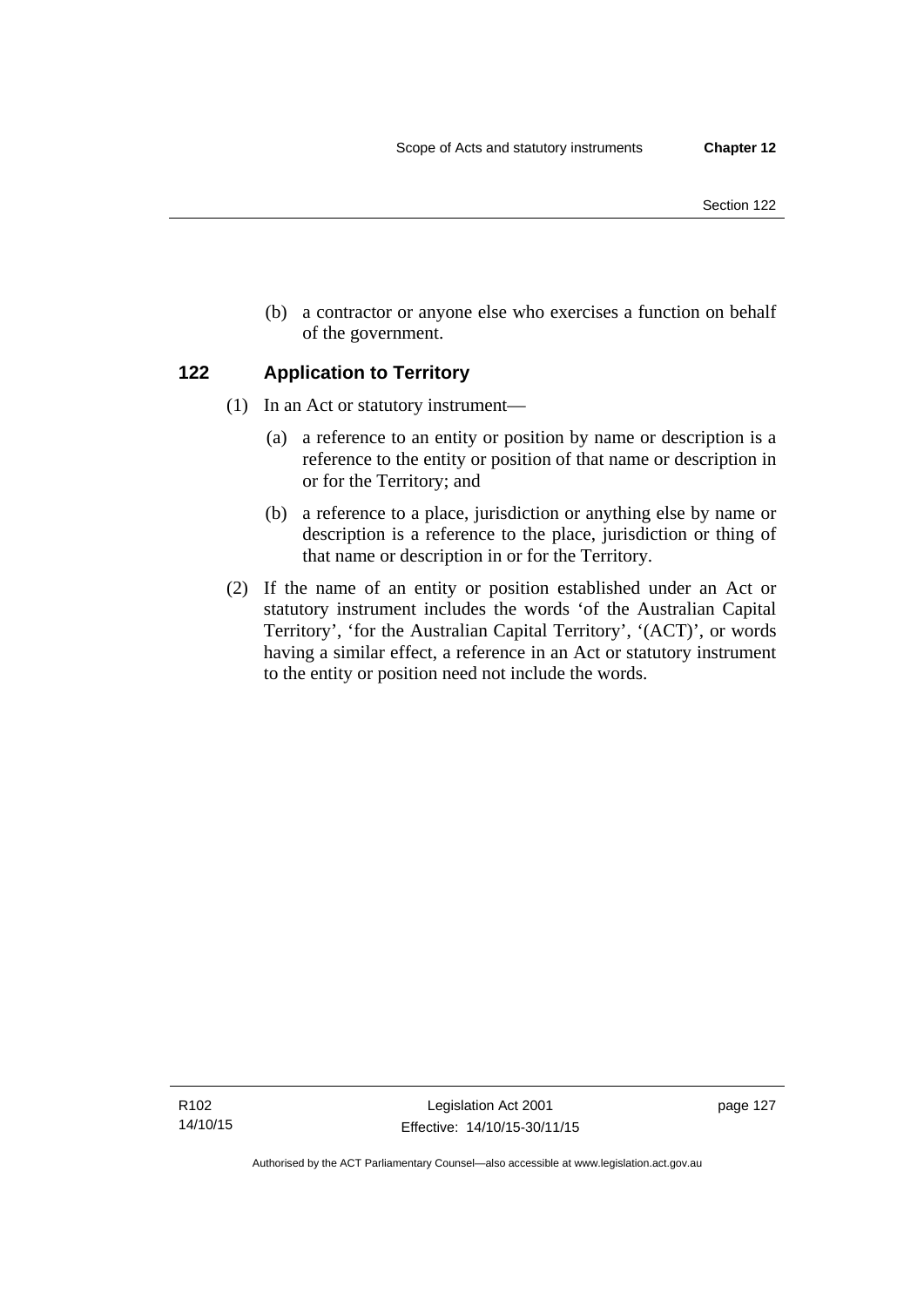(b) a contractor or anyone else who exercises a function on behalf of the government.

### 122 Application to Territory

(1) In an Act or statutory instrument—

(a) a reference to an entity or position by name or description is a reference to the entity or position of that name or description in or for the Territory; and

(b) a reference to a place, jurisdiction or anything else by name or description is a reference to the place, jurisdiction or thing of that name or description in or for the Territory.

(2) If the name of an entity or position established under an Act or statutory instrument includes the words 'of the Australian Capital Territory', 'for the Australian Capital Territory', '(ACT)', or words having a similar effect, a reference in an Act or statutory instrument to the entity or position need not include the words.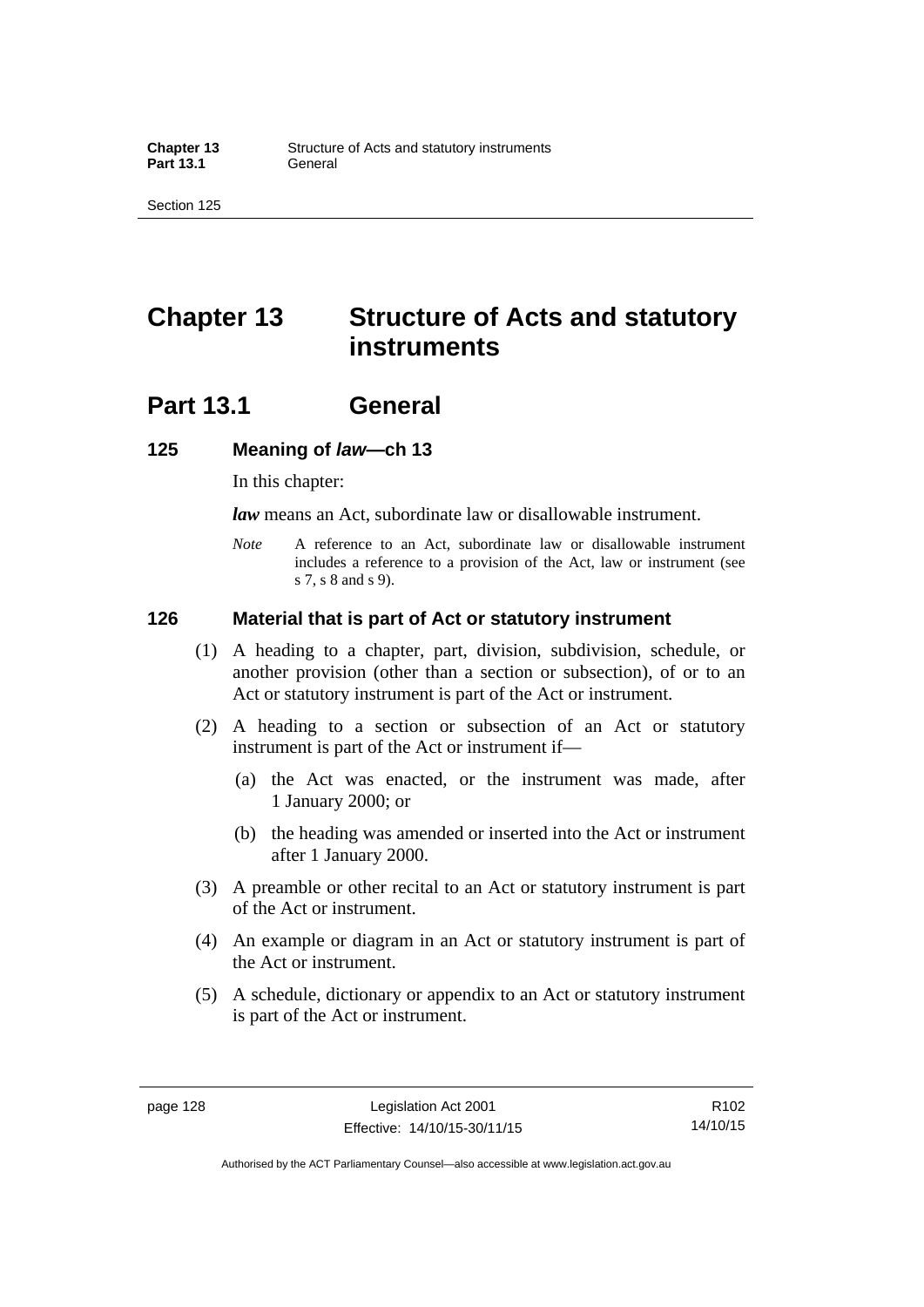# Chapter 13 Structure of Acts and statutory instruments

## Part 13.1 General

### 125 Meaning of *law*—ch 13

In this chapter:

***law*** means an Act, subordinate law or disallowable instrument.

*Note* A reference to an Act, subordinate law or disallowable instrument includes a reference to a provision of the Act, law or instrument (see s 7, s 8 and s 9).

### 126 Material that is part of Act or statutory instrument

(1) A heading to a chapter, part, division, subdivision, schedule, or another provision (other than a section or subsection), of or to an Act or statutory instrument is part of the Act or instrument.

(2) A heading to a section or subsection of an Act or statutory instrument is part of the Act or instrument if—

(a) the Act was enacted, or the instrument was made, after 1 January 2000; or

(b) the heading was amended or inserted into the Act or instrument after 1 January 2000.

(3) A preamble or other recital to an Act or statutory instrument is part of the Act or instrument.

(4) An example or diagram in an Act or statutory instrument is part of the Act or instrument.

(5) A schedule, dictionary or appendix to an Act or statutory instrument is part of the Act or instrument.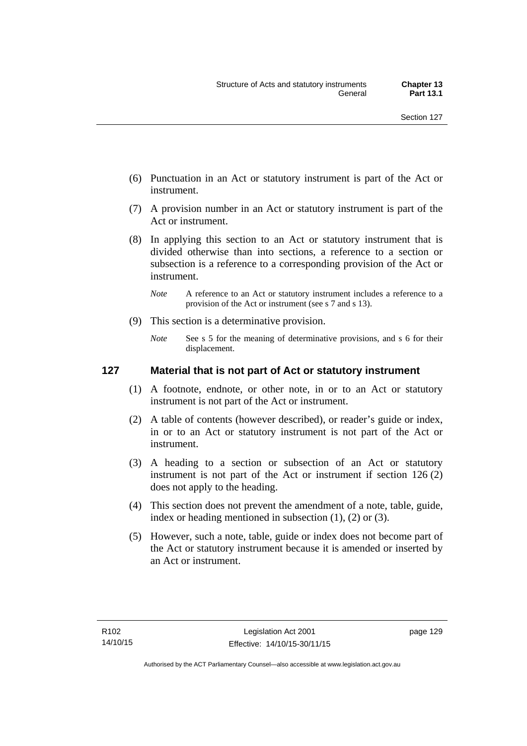(6) Punctuation in an Act or statutory instrument is part of the Act or instrument.

(7) A provision number in an Act or statutory instrument is part of the Act or instrument.

(8) In applying this section to an Act or statutory instrument that is divided otherwise than into sections, a reference to a section or subsection is a reference to a corresponding provision of the Act or instrument.

*Note* A reference to an Act or statutory instrument includes a reference to a provision of the Act or instrument (see s 7 and s 13).

(9) This section is a determinative provision.

*Note* See s 5 for the meaning of determinative provisions, and s 6 for their displacement.

### 127 Material that is not part of Act or statutory instrument

(1) A footnote, endnote, or other note, in or to an Act or statutory instrument is not part of the Act or instrument.

(2) A table of contents (however described), or reader's guide or index, in or to an Act or statutory instrument is not part of the Act or instrument.

(3) A heading to a section or subsection of an Act or statutory instrument is not part of the Act or instrument if section 126 (2) does not apply to the heading.

(4) This section does not prevent the amendment of a note, table, guide, index or heading mentioned in subsection (1), (2) or (3).

(5) However, such a note, table, guide or index does not become part of the Act or statutory instrument because it is amended or inserted by an Act or instrument.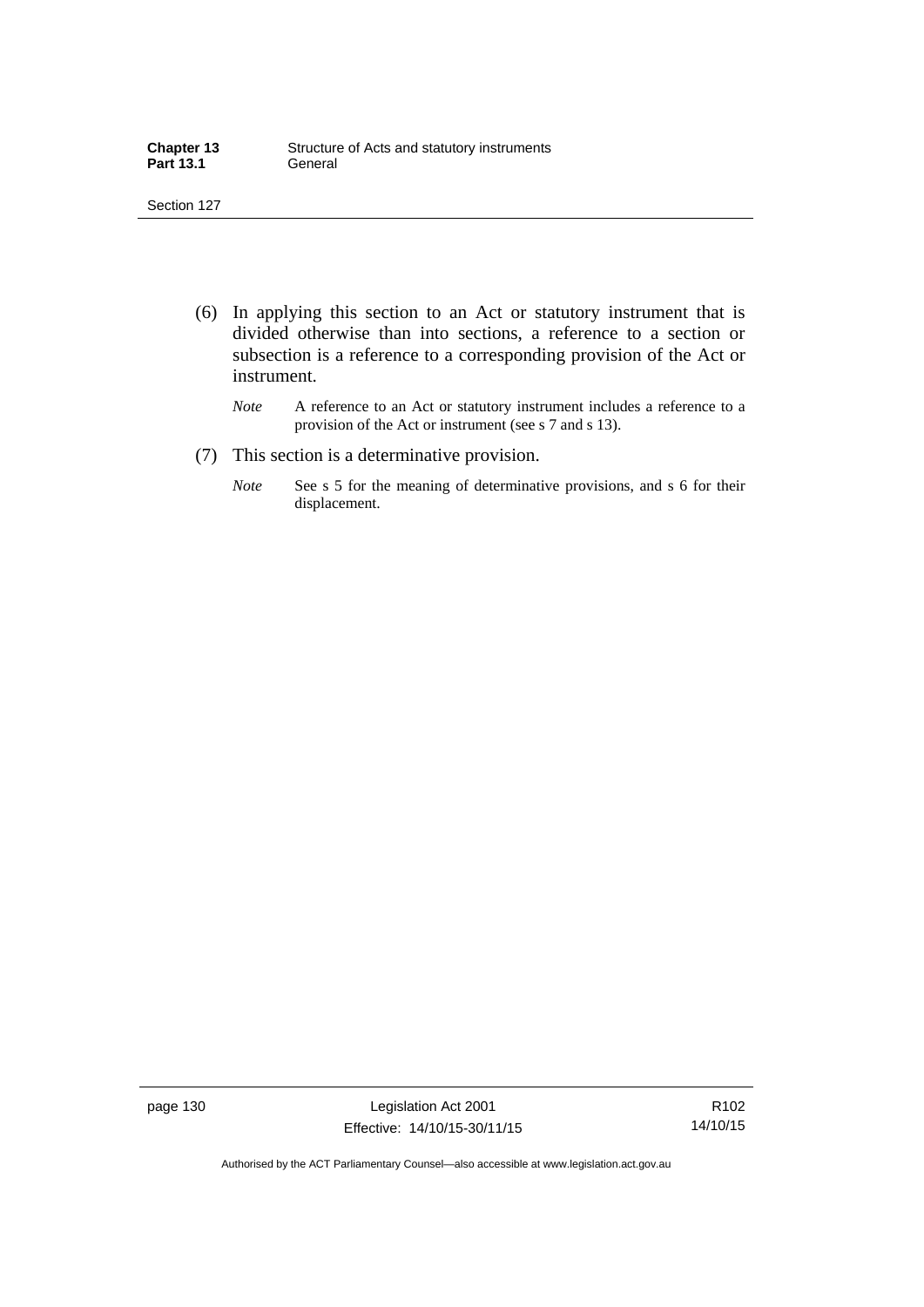(6) In applying this section to an Act or statutory instrument that is divided otherwise than into sections, a reference to a section or subsection is a reference to a corresponding provision of the Act or instrument.

*Note* A reference to an Act or statutory instrument includes a reference to a provision of the Act or instrument (see s 7 and s 13).

(7) This section is a determinative provision.

*Note* See s 5 for the meaning of determinative provisions, and s 6 for their displacement.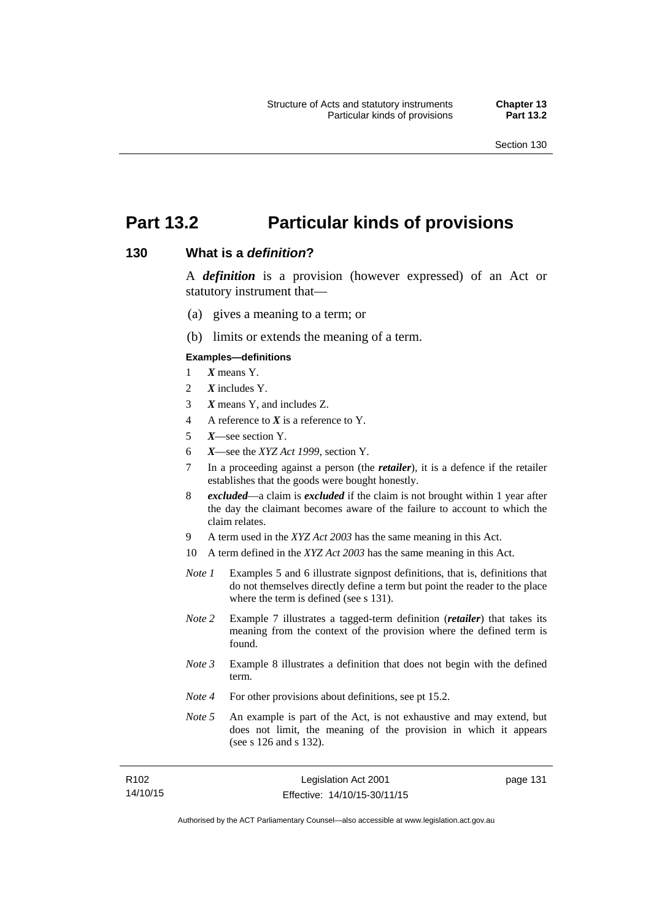# Part 13.2 Particular kinds of provisions

## 130 What is a *definition*?

A ***definition*** is a provision (however expressed) of an Act or statutory instrument that—

(a) gives a meaning to a term; or

(b) limits or extends the meaning of a term.

**Examples—definitions**

1 ***X*** means Y.

2 ***X*** includes Y.

3 ***X*** means Y, and includes Z.

4 A reference to ***X*** is a reference to Y.

5 ***X***—see section Y.

6 ***X***—see the *XYZ Act 1999*, section Y.

7 In a proceeding against a person (the ***retailer***), it is a defence if the retailer establishes that the goods were bought honestly.

8 ***excluded***—a claim is ***excluded*** if the claim is not brought within 1 year after the day the claimant becomes aware of the failure to account to which the claim relates.

9 A term used in the *XYZ Act 2003* has the same meaning in this Act.

10 A term defined in the *XYZ Act 2003* has the same meaning in this Act.

*Note 1* Examples 5 and 6 illustrate signpost definitions, that is, definitions that do not themselves directly define a term but point the reader to the place where the term is defined (see s 131).

*Note 2* Example 7 illustrates a tagged-term definition (***retailer***) that takes its meaning from the context of the provision where the defined term is found.

*Note 3* Example 8 illustrates a definition that does not begin with the defined term.

*Note 4* For other provisions about definitions, see pt 15.2.

*Note 5* An example is part of the Act, is not exhaustive and may extend, but does not limit, the meaning of the provision in which it appears (see s 126 and s 132).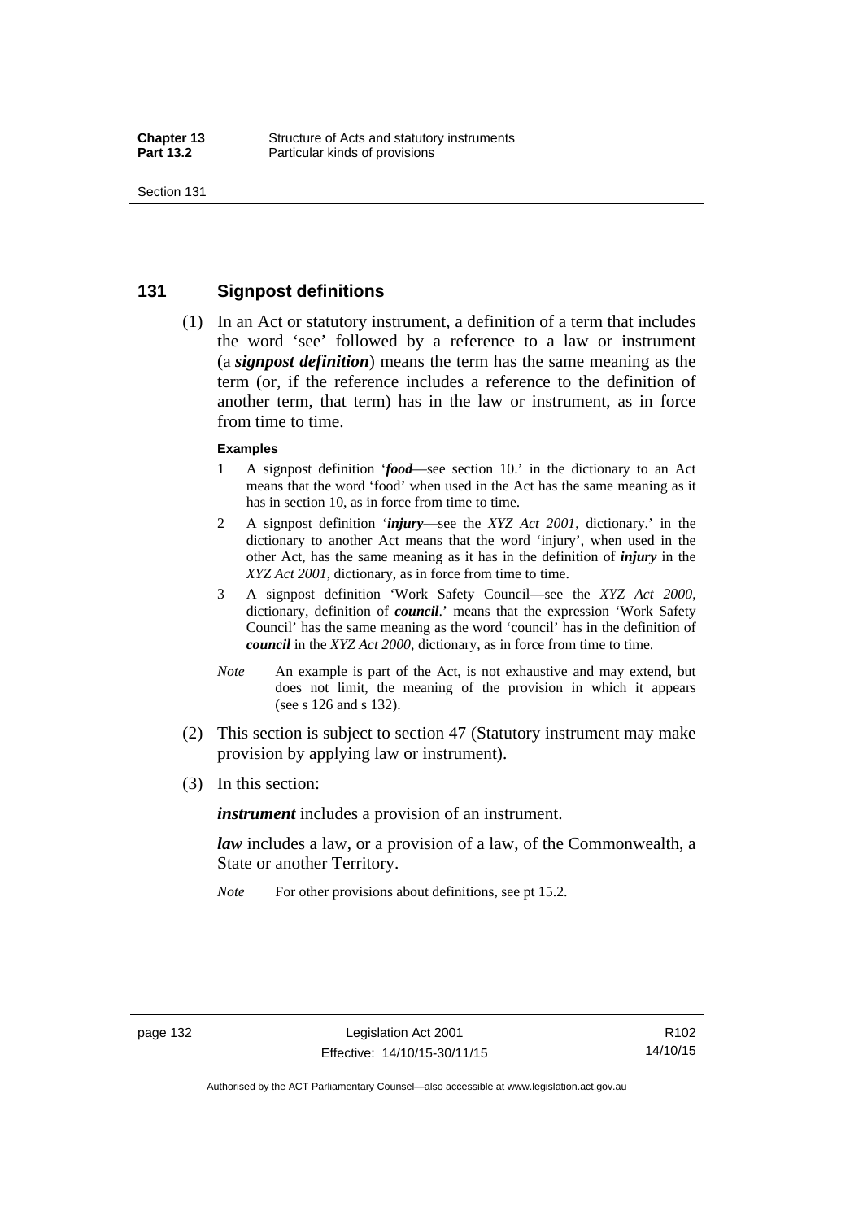## 131 Signpost definitions

(1) In an Act or statutory instrument, a definition of a term that includes the word 'see' followed by a reference to a law or instrument (a ***signpost definition***) means the term has the same meaning as the term (or, if the reference includes a reference to the definition of another term, that term) has in the law or instrument, as in force from time to time.

**Examples**

1 A signpost definition '***food***—see section 10.' in the dictionary to an Act means that the word 'food' when used in the Act has the same meaning as it has in section 10, as in force from time to time.

2 A signpost definition '***injury***—see the *XYZ Act 2001*, dictionary.' in the dictionary to another Act means that the word 'injury', when used in the other Act, has the same meaning as it has in the definition of ***injury*** in the *XYZ Act 2001*, dictionary, as in force from time to time.

3 A signpost definition 'Work Safety Council—see the *XYZ Act 2000*, dictionary, definition of ***council***.' means that the expression 'Work Safety Council' has the same meaning as the word 'council' has in the definition of ***council*** in the *XYZ Act 2000*, dictionary, as in force from time to time.

*Note* An example is part of the Act, is not exhaustive and may extend, but does not limit, the meaning of the provision in which it appears (see s 126 and s 132).

(2) This section is subject to section 47 (Statutory instrument may make provision by applying law or instrument).

(3) In this section:

***instrument*** includes a provision of an instrument.

***law*** includes a law, or a provision of a law, of the Commonwealth, a State or another Territory.

*Note* For other provisions about definitions, see pt 15.2.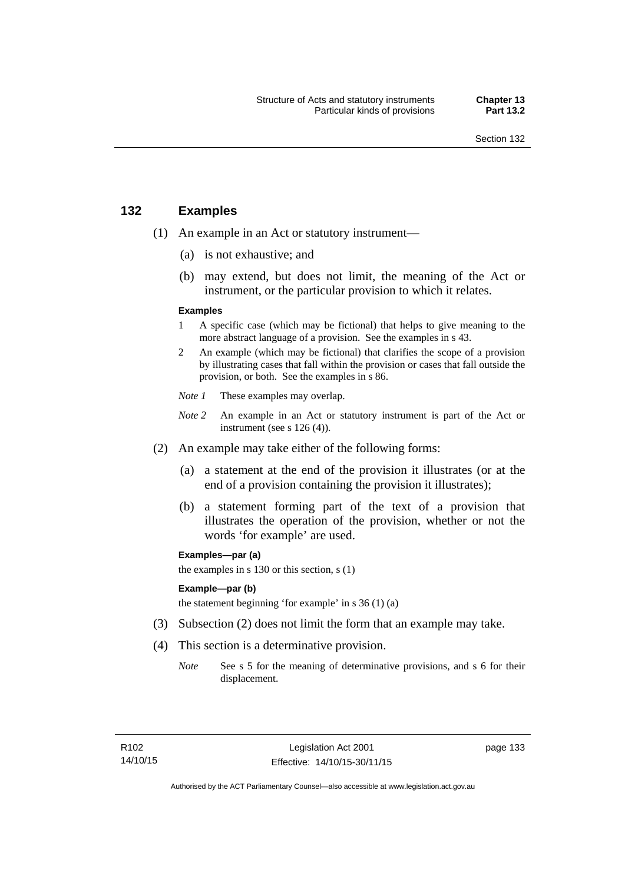## 132 Examples

(1) An example in an Act or statutory instrument—

(a) is not exhaustive; and

(b) may extend, but does not limit, the meaning of the Act or instrument, or the particular provision to which it relates.

**Examples**

1 A specific case (which may be fictional) that helps to give meaning to the more abstract language of a provision. See the examples in s 43.

2 An example (which may be fictional) that clarifies the scope of a provision by illustrating cases that fall within the provision or cases that fall outside the provision, or both. See the examples in s 86.

*Note 1* These examples may overlap.

*Note 2* An example in an Act or statutory instrument is part of the Act or instrument (see s 126 (4)).

(2) An example may take either of the following forms:

(a) a statement at the end of the provision it illustrates (or at the end of a provision containing the provision it illustrates);

(b) a statement forming part of the text of a provision that illustrates the operation of the provision, whether or not the words 'for example' are used.

**Examples—par (a)**

the examples in s 130 or this section, s (1)

**Example—par (b)**

the statement beginning 'for example' in s 36 (1) (a)

(3) Subsection (2) does not limit the form that an example may take.

(4) This section is a determinative provision.

*Note* See s 5 for the meaning of determinative provisions, and s 6 for their displacement.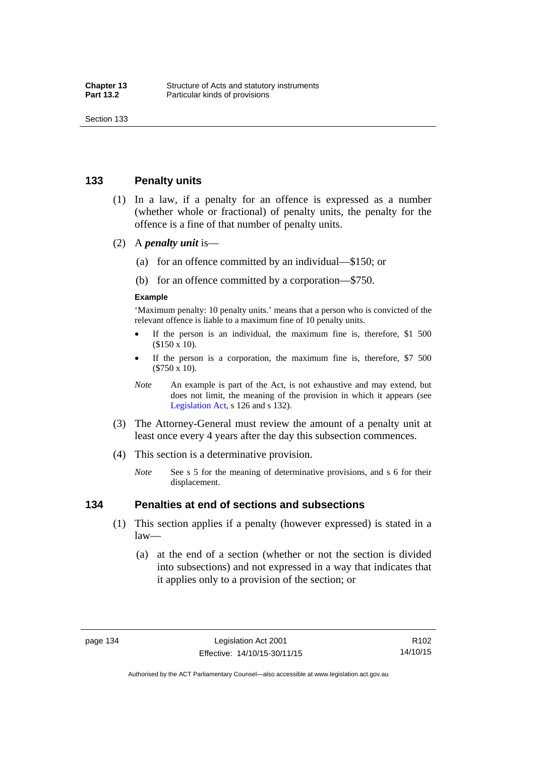## 133 Penalty units

(1) In a law, if a penalty for an offence is expressed as a number (whether whole or fractional) of penalty units, the penalty for the offence is a fine of that number of penalty units.

(2) A ***penalty unit*** is—

(a) for an offence committed by an individual—$150; or

(b) for an offence committed by a corporation—$750.

**Example**

'Maximum penalty: 10 penalty units.' means that a person who is convicted of the relevant offence is liable to a maximum fine of 10 penalty units.

- If the person is an individual, the maximum fine is, therefore, $1 500 ($150 x 10).
- If the person is a corporation, the maximum fine is, therefore, $7 500 ($750 x 10).

*Note* An example is part of the Act, is not exhaustive and may extend, but does not limit, the meaning of the provision in which it appears (see Legislation Act, s 126 and s 132).

(3) The Attorney-General must review the amount of a penalty unit at least once every 4 years after the day this subsection commences.

(4) This section is a determinative provision.

*Note* See s 5 for the meaning of determinative provisions, and s 6 for their displacement.

## 134 Penalties at end of sections and subsections

(1) This section applies if a penalty (however expressed) is stated in a law—

(a) at the end of a section (whether or not the section is divided into subsections) and not expressed in a way that indicates that it applies only to a provision of the section; or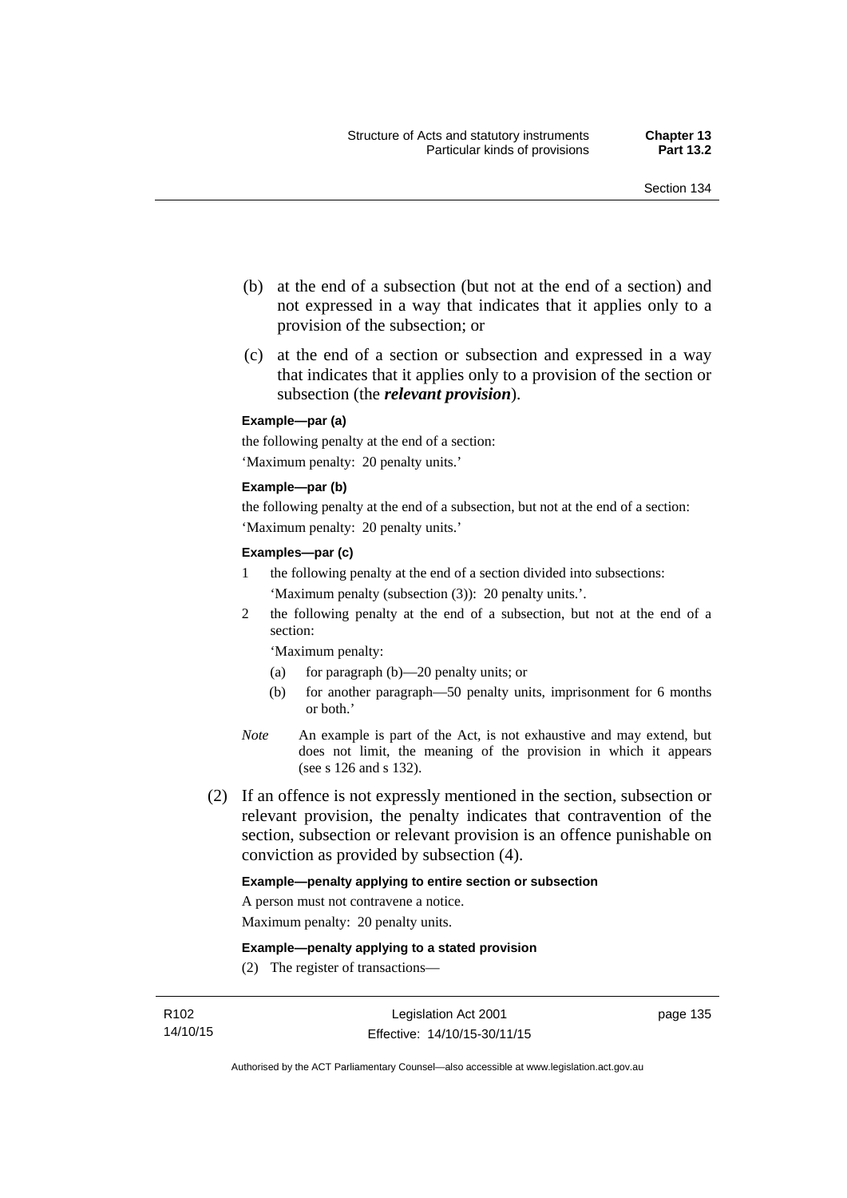(b) at the end of a subsection (but not at the end of a section) and not expressed in a way that indicates that it applies only to a provision of the subsection; or

(c) at the end of a section or subsection and expressed in a way that indicates that it applies only to a provision of the section or subsection (the ***relevant provision***).

**Example—par (a)**

the following penalty at the end of a section:

'Maximum penalty: 20 penalty units.'

**Example—par (b)**

the following penalty at the end of a subsection, but not at the end of a section:

'Maximum penalty: 20 penalty units.'

**Examples—par (c)**

1 the following penalty at the end of a section divided into subsections:

'Maximum penalty (subsection (3)): 20 penalty units.'.

2 the following penalty at the end of a subsection, but not at the end of a section:

'Maximum penalty:

(a) for paragraph (b)—20 penalty units; or

(b) for another paragraph—50 penalty units, imprisonment for 6 months or both.'

*Note* An example is part of the Act, is not exhaustive and may extend, but does not limit, the meaning of the provision in which it appears (see s 126 and s 132).

(2) If an offence is not expressly mentioned in the section, subsection or relevant provision, the penalty indicates that contravention of the section, subsection or relevant provision is an offence punishable on conviction as provided by subsection (4).

**Example—penalty applying to entire section or subsection**

A person must not contravene a notice.

Maximum penalty: 20 penalty units.

**Example—penalty applying to a stated provision**

(2) The register of transactions—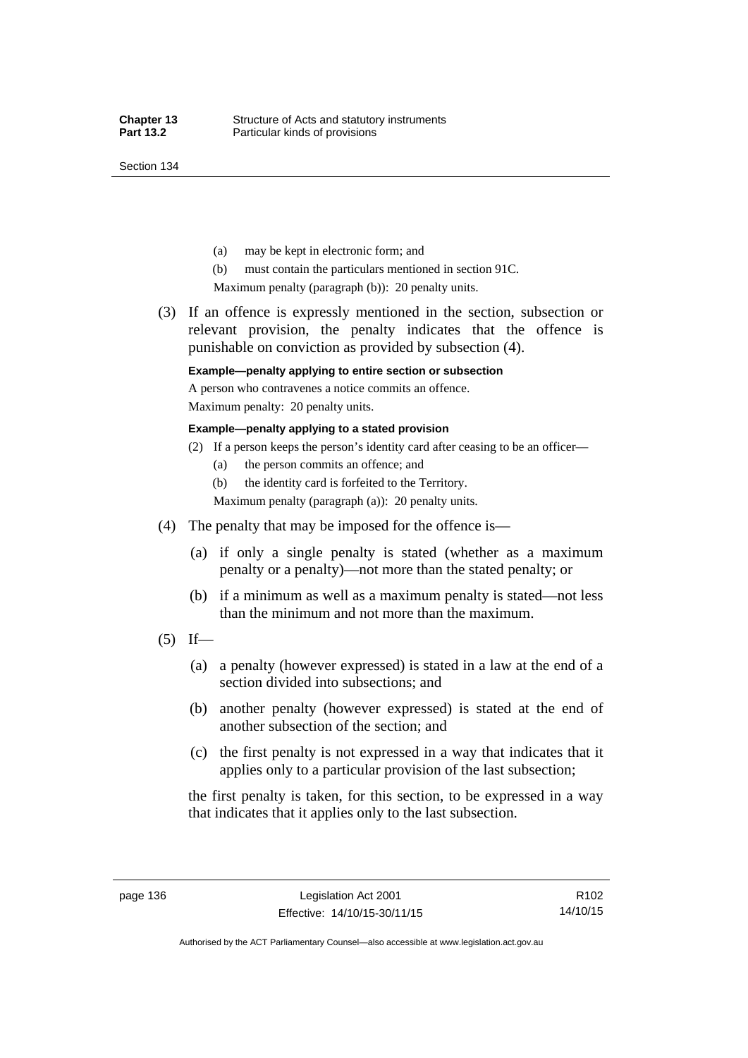(a) may be kept in electronic form; and

(b) must contain the particulars mentioned in section 91C.

Maximum penalty (paragraph (b)): 20 penalty units.

(3) If an offence is expressly mentioned in the section, subsection or relevant provision, the penalty indicates that the offence is punishable on conviction as provided by subsection (4).

**Example—penalty applying to entire section or subsection**

A person who contravenes a notice commits an offence.

Maximum penalty: 20 penalty units.

**Example—penalty applying to a stated provision**

(2) If a person keeps the person's identity card after ceasing to be an officer—

(a) the person commits an offence; and

(b) the identity card is forfeited to the Territory.

Maximum penalty (paragraph (a)): 20 penalty units.

(4) The penalty that may be imposed for the offence is—

(a) if only a single penalty is stated (whether as a maximum penalty or a penalty)—not more than the stated penalty; or

(b) if a minimum as well as a maximum penalty is stated—not less than the minimum and not more than the maximum.

(5) If—

(a) a penalty (however expressed) is stated in a law at the end of a section divided into subsections; and

(b) another penalty (however expressed) is stated at the end of another subsection of the section; and

(c) the first penalty is not expressed in a way that indicates that it applies only to a particular provision of the last subsection;

the first penalty is taken, for this section, to be expressed in a way that indicates that it applies only to the last subsection.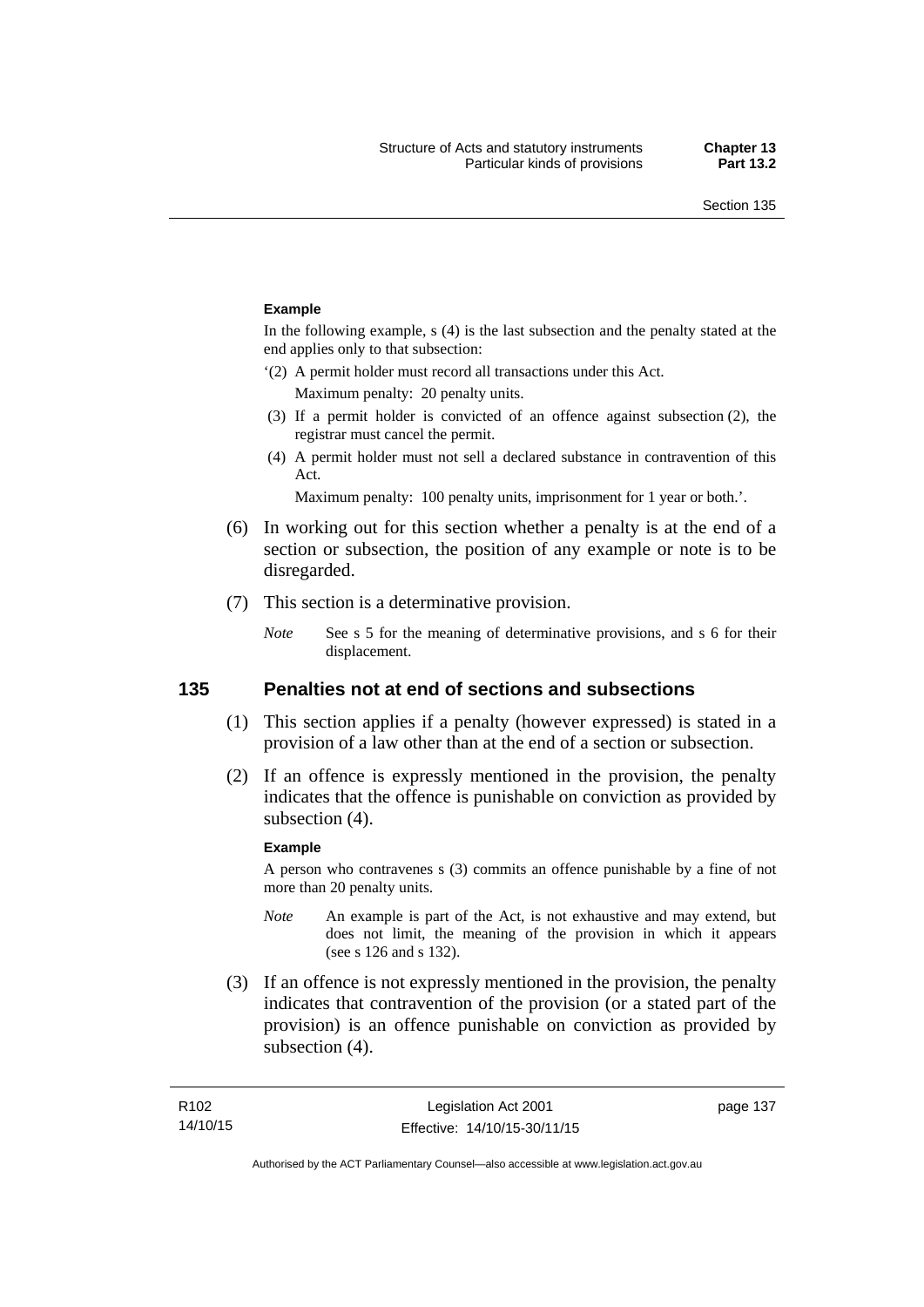**Example**

In the following example, s (4) is the last subsection and the penalty stated at the end applies only to that subsection:

'(2) A permit holder must record all transactions under this Act.

Maximum penalty: 20 penalty units.

(3) If a permit holder is convicted of an offence against subsection (2), the registrar must cancel the permit.

(4) A permit holder must not sell a declared substance in contravention of this Act.

Maximum penalty: 100 penalty units, imprisonment for 1 year or both.'.

(6) In working out for this section whether a penalty is at the end of a section or subsection, the position of any example or note is to be disregarded.

(7) This section is a determinative provision.

*Note* See s 5 for the meaning of determinative provisions, and s 6 for their displacement.

## 135 Penalties not at end of sections and subsections

(1) This section applies if a penalty (however expressed) is stated in a provision of a law other than at the end of a section or subsection.

(2) If an offence is expressly mentioned in the provision, the penalty indicates that the offence is punishable on conviction as provided by subsection (4).

**Example**

A person who contravenes s (3) commits an offence punishable by a fine of not more than 20 penalty units.

*Note* An example is part of the Act, is not exhaustive and may extend, but does not limit, the meaning of the provision in which it appears (see s 126 and s 132).

(3) If an offence is not expressly mentioned in the provision, the penalty indicates that contravention of the provision (or a stated part of the provision) is an offence punishable on conviction as provided by subsection (4).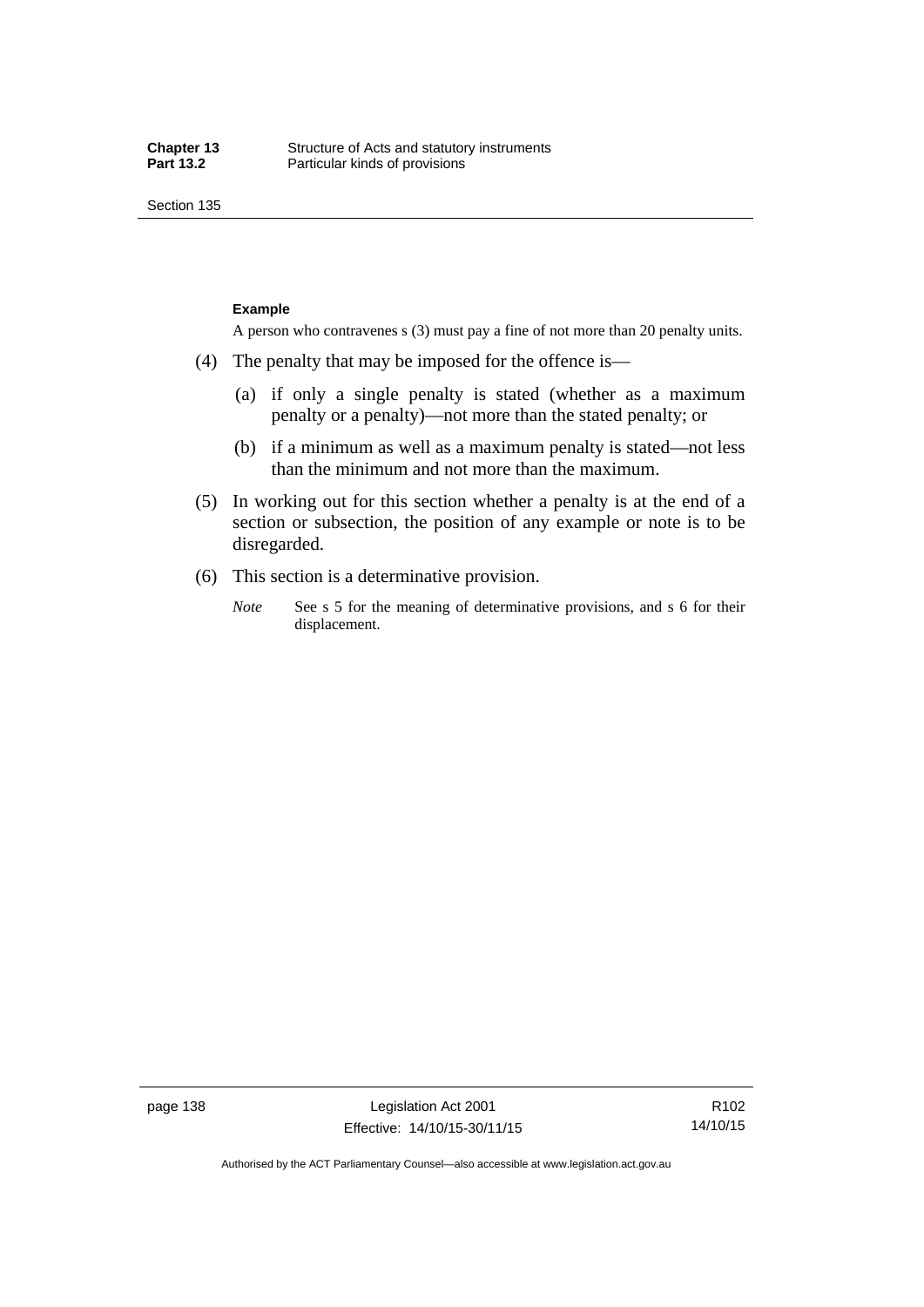**Example**

A person who contravenes s (3) must pay a fine of not more than 20 penalty units.

(4) The penalty that may be imposed for the offence is—

(a) if only a single penalty is stated (whether as a maximum penalty or a penalty)—not more than the stated penalty; or

(b) if a minimum as well as a maximum penalty is stated—not less than the minimum and not more than the maximum.

(5) In working out for this section whether a penalty is at the end of a section or subsection, the position of any example or note is to be disregarded.

(6) This section is a determinative provision.

*Note* See s 5 for the meaning of determinative provisions, and s 6 for their displacement.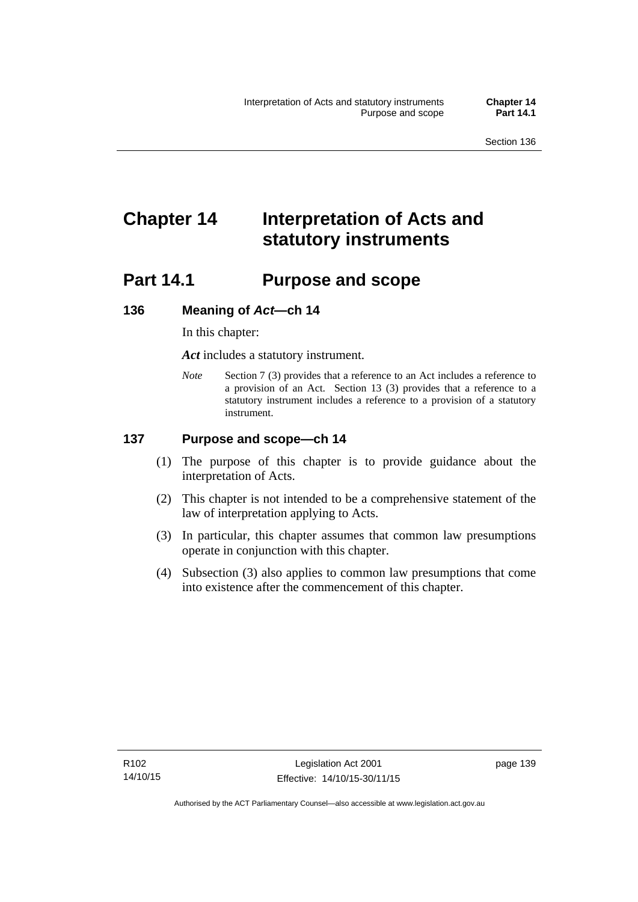# Chapter 14 Interpretation of Acts and statutory instruments

## Part 14.1 Purpose and scope

### 136 Meaning of *Act*—ch 14

In this chapter:

***Act*** includes a statutory instrument.

*Note* Section 7 (3) provides that a reference to an Act includes a reference to a provision of an Act. Section 13 (3) provides that a reference to a statutory instrument includes a reference to a provision of a statutory instrument.

### 137 Purpose and scope—ch 14

(1) The purpose of this chapter is to provide guidance about the interpretation of Acts.

(2) This chapter is not intended to be a comprehensive statement of the law of interpretation applying to Acts.

(3) In particular, this chapter assumes that common law presumptions operate in conjunction with this chapter.

(4) Subsection (3) also applies to common law presumptions that come into existence after the commencement of this chapter.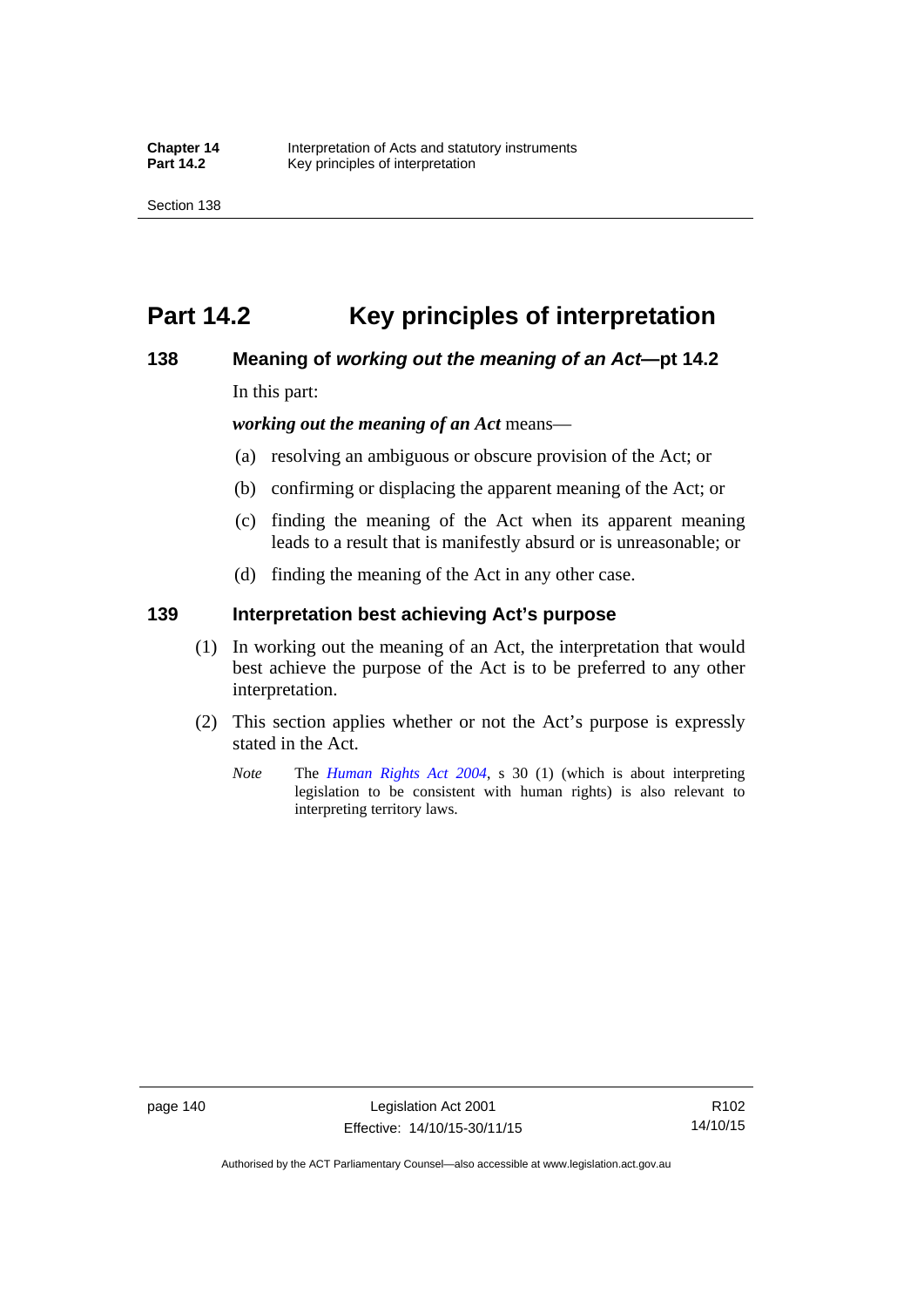# Part 14.2 Key principles of interpretation

## 138 Meaning of *working out the meaning of an Act*—pt 14.2

In this part:

***working out the meaning of an Act*** means—

(a) resolving an ambiguous or obscure provision of the Act; or

(b) confirming or displacing the apparent meaning of the Act; or

(c) finding the meaning of the Act when its apparent meaning leads to a result that is manifestly absurd or is unreasonable; or

(d) finding the meaning of the Act in any other case.

## 139 Interpretation best achieving Act's purpose

(1) In working out the meaning of an Act, the interpretation that would best achieve the purpose of the Act is to be preferred to any other interpretation.

(2) This section applies whether or not the Act's purpose is expressly stated in the Act.

*Note* The *Human Rights Act 2004*, s 30 (1) (which is about interpreting legislation to be consistent with human rights) is also relevant to interpreting territory laws.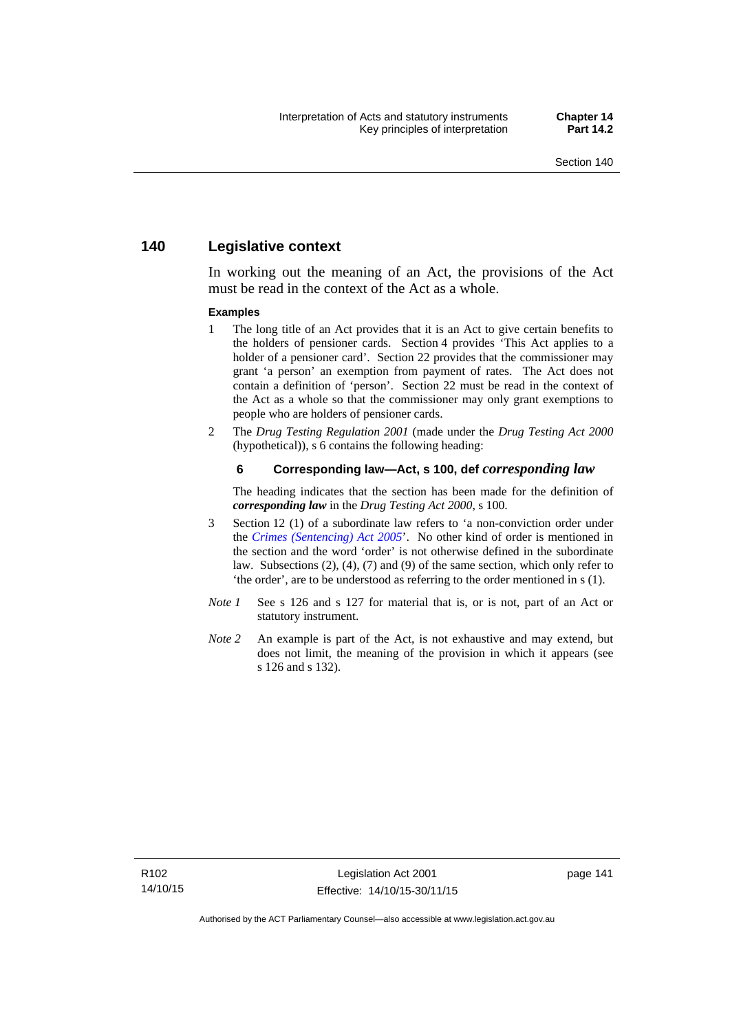## 140 Legislative context

In working out the meaning of an Act, the provisions of the Act must be read in the context of the Act as a whole.

**Examples**

1 The long title of an Act provides that it is an Act to give certain benefits to the holders of pensioner cards. Section 4 provides 'This Act applies to a holder of a pensioner card'. Section 22 provides that the commissioner may grant 'a person' an exemption from payment of rates. The Act does not contain a definition of 'person'. Section 22 must be read in the context of the Act as a whole so that the commissioner may only grant exemptions to people who are holders of pensioner cards.

2 The *Drug Testing Regulation 2001* (made under the *Drug Testing Act 2000* (hypothetical)), s 6 contains the following heading:

**6 Corresponding law—Act, s 100, def *corresponding law***

The heading indicates that the section has been made for the definition of ***corresponding law*** in the *Drug Testing Act 2000*, s 100.

3 Section 12 (1) of a subordinate law refers to 'a non-conviction order under the *Crimes (Sentencing) Act 2005*'. No other kind of order is mentioned in the section and the word 'order' is not otherwise defined in the subordinate law. Subsections (2), (4), (7) and (9) of the same section, which only refer to 'the order', are to be understood as referring to the order mentioned in s (1).

*Note 1* See s 126 and s 127 for material that is, or is not, part of an Act or statutory instrument.

*Note 2* An example is part of the Act, is not exhaustive and may extend, but does not limit, the meaning of the provision in which it appears (see s 126 and s 132).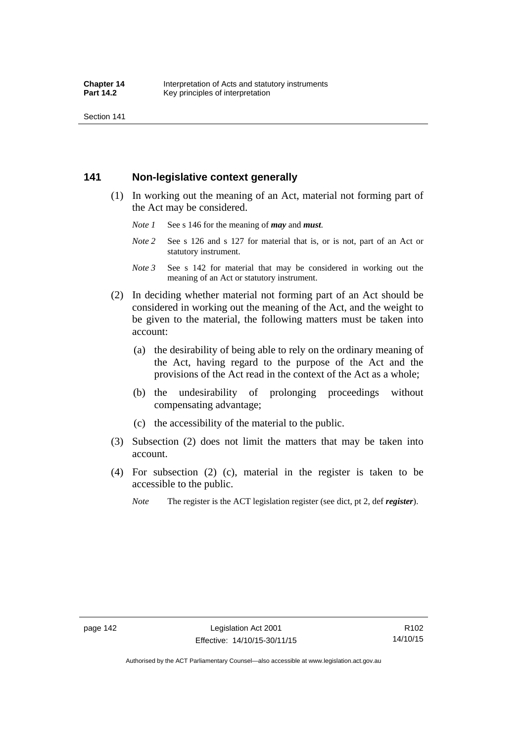## 141 Non-legislative context generally

(1) In working out the meaning of an Act, material not forming part of the Act may be considered.

*Note 1* See s 146 for the meaning of ***may*** and ***must***.

*Note 2* See s 126 and s 127 for material that is, or is not, part of an Act or statutory instrument.

*Note 3* See s 142 for material that may be considered in working out the meaning of an Act or statutory instrument.

(2) In deciding whether material not forming part of an Act should be considered in working out the meaning of the Act, and the weight to be given to the material, the following matters must be taken into account:

(a) the desirability of being able to rely on the ordinary meaning of the Act, having regard to the purpose of the Act and the provisions of the Act read in the context of the Act as a whole;

(b) the undesirability of prolonging proceedings without compensating advantage;

(c) the accessibility of the material to the public.

(3) Subsection (2) does not limit the matters that may be taken into account.

(4) For subsection (2) (c), material in the register is taken to be accessible to the public.

*Note* The register is the ACT legislation register (see dict, pt 2, def ***register***).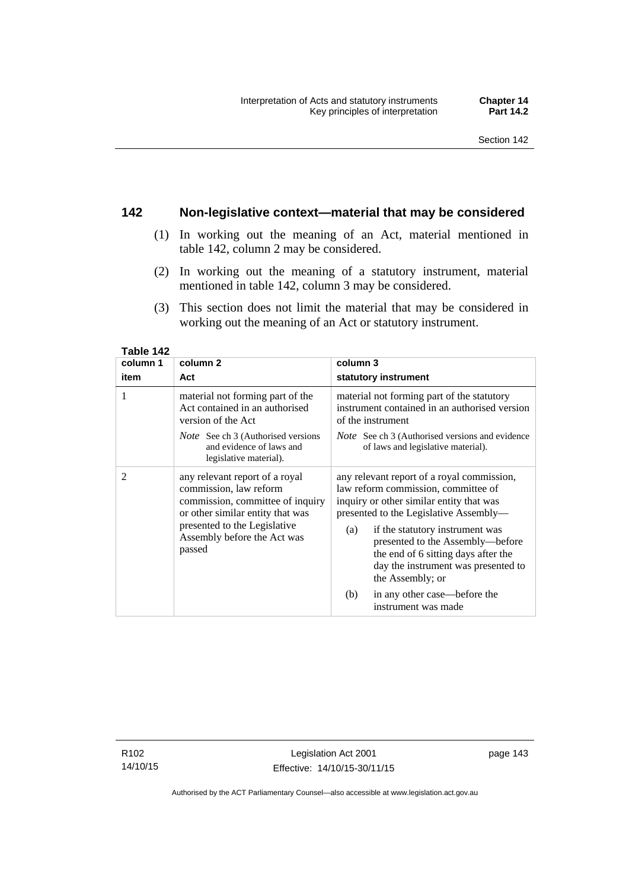## 142 Non-legislative context—material that may be considered

(1) In working out the meaning of an Act, material mentioned in table 142, column 2 may be considered.

(2) In working out the meaning of a statutory instrument, material mentioned in table 142, column 3 may be considered.

(3) This section does not limit the material that may be considered in working out the meaning of an Act or statutory instrument.

**Table 142**

| column 1<br>item | column 2<br>Act | column 3<br>statutory instrument |
|---|---|---|
| 1 | material not forming part of the Act contained in an authorised version of the Act<br>*Note* See ch 3 (Authorised versions and evidence of laws and legislative material). | material not forming part of the statutory instrument contained in an authorised version of the instrument<br>*Note* See ch 3 (Authorised versions and evidence of laws and legislative material). |
| 2 | any relevant report of a royal commission, law reform commission, committee of inquiry or other similar entity that was presented to the Legislative Assembly before the Act was passed | any relevant report of a royal commission, law reform commission, committee of inquiry or other similar entity that was presented to the Legislative Assembly—<br>(a) if the statutory instrument was presented to the Assembly—before the end of 6 sitting days after the day the instrument was presented to the Assembly; or<br>(b) in any other case—before the instrument was made |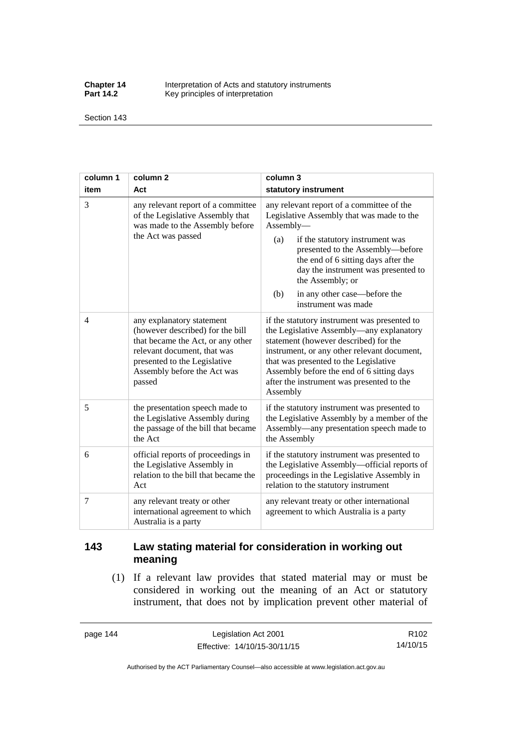| column 1 item | column 2 Act | column 3 statutory instrument |
|---|---|---|
| 3 | any relevant report of a committee of the Legislative Assembly that was made to the Assembly before the Act was passed | any relevant report of a committee of the Legislative Assembly that was made to the Assembly— (a) if the statutory instrument was presented to the Assembly—before the end of 6 sitting days after the day the instrument was presented to the Assembly; or (b) in any other case—before the instrument was made |
| 4 | any explanatory statement (however described) for the bill that became the Act, or any other relevant document, that was presented to the Legislative Assembly before the Act was passed | if the statutory instrument was presented to the Legislative Assembly—any explanatory statement (however described) for the instrument, or any other relevant document, that was presented to the Legislative Assembly before the end of 6 sitting days after the instrument was presented to the Assembly |
| 5 | the presentation speech made to the Legislative Assembly during the passage of the bill that became the Act | if the statutory instrument was presented to the Legislative Assembly by a member of the Assembly—any presentation speech made to the Assembly |
| 6 | official reports of proceedings in the Legislative Assembly in relation to the bill that became the Act | if the statutory instrument was presented to the Legislative Assembly—official reports of proceedings in the Legislative Assembly in relation to the statutory instrument |
| 7 | any relevant treaty or other international agreement to which Australia is a party | any relevant treaty or other international agreement to which Australia is a party |

## 143 Law stating material for consideration in working out meaning

(1) If a relevant law provides that stated material may or must be considered in working out the meaning of an Act or statutory instrument, that does not by implication prevent other material of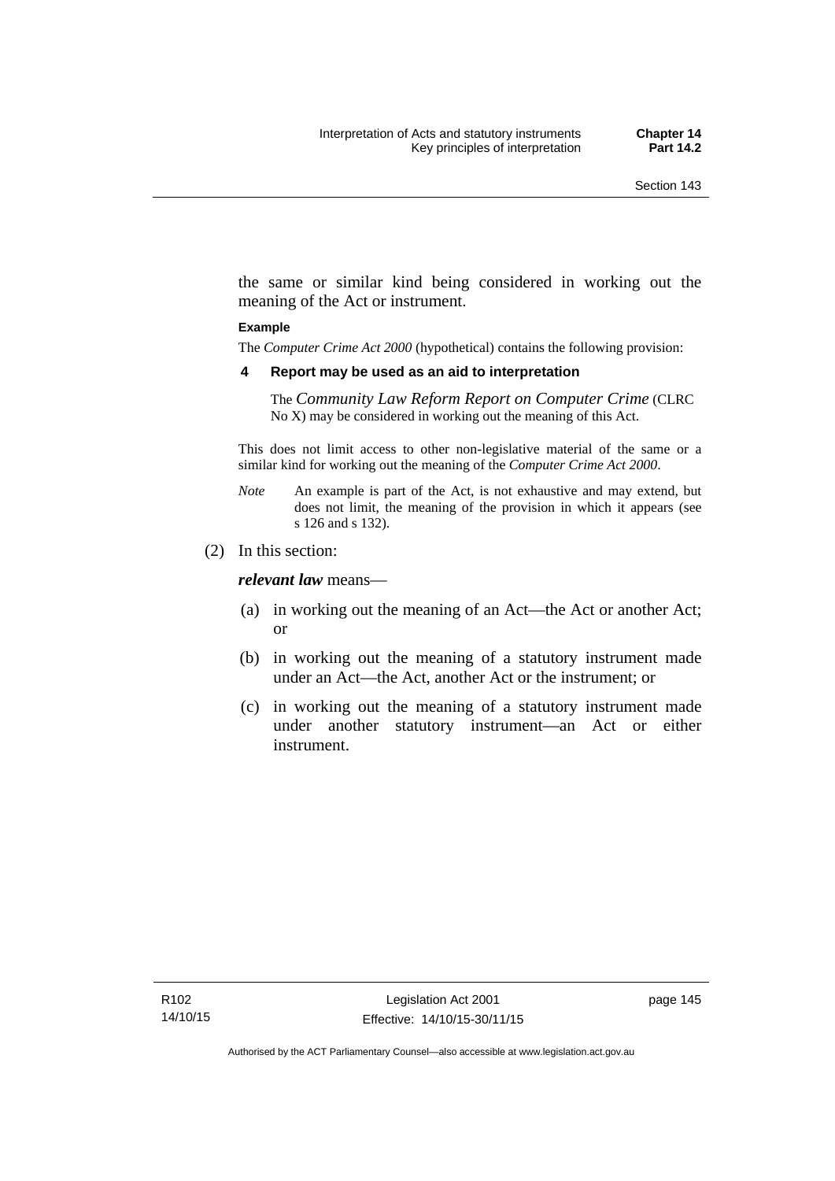the same or similar kind being considered in working out the meaning of the Act or instrument.

**Example**

The *Computer Crime Act 2000* (hypothetical) contains the following provision:

**4 Report may be used as an aid to interpretation**

The *Community Law Reform Report on Computer Crime* (CLRC No X) may be considered in working out the meaning of this Act.

This does not limit access to other non-legislative material of the same or a similar kind for working out the meaning of the *Computer Crime Act 2000*.

*Note* An example is part of the Act, is not exhaustive and may extend, but does not limit, the meaning of the provision in which it appears (see s 126 and s 132).

(2) In this section:

***relevant law*** means—

(a) in working out the meaning of an Act—the Act or another Act; or

(b) in working out the meaning of a statutory instrument made under an Act—the Act, another Act or the instrument; or

(c) in working out the meaning of a statutory instrument made under another statutory instrument—an Act or either instrument.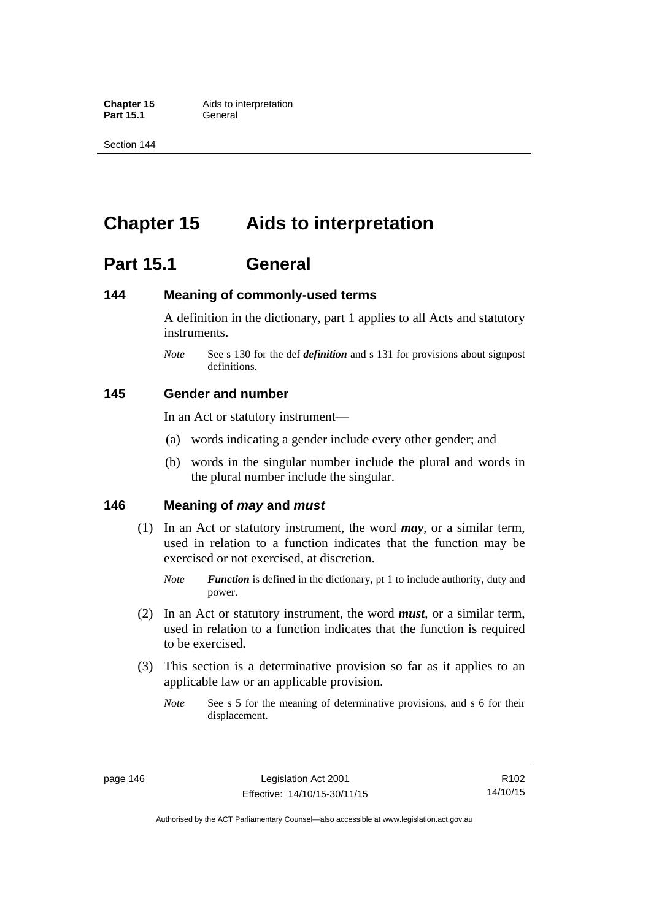# Chapter 15 Aids to interpretation

## Part 15.1 General

### 144 Meaning of commonly-used terms

A definition in the dictionary, part 1 applies to all Acts and statutory instruments.

*Note* See s 130 for the def ***definition*** and s 131 for provisions about signpost definitions.

### 145 Gender and number

In an Act or statutory instrument—

(a) words indicating a gender include every other gender; and

(b) words in the singular number include the plural and words in the plural number include the singular.

### 146 Meaning of *may* and *must*

(1) In an Act or statutory instrument, the word ***may***, or a similar term, used in relation to a function indicates that the function may be exercised or not exercised, at discretion.

*Note* ***Function*** is defined in the dictionary, pt 1 to include authority, duty and power.

(2) In an Act or statutory instrument, the word ***must***, or a similar term, used in relation to a function indicates that the function is required to be exercised.

(3) This section is a determinative provision so far as it applies to an applicable law or an applicable provision.

*Note* See s 5 for the meaning of determinative provisions, and s 6 for their displacement.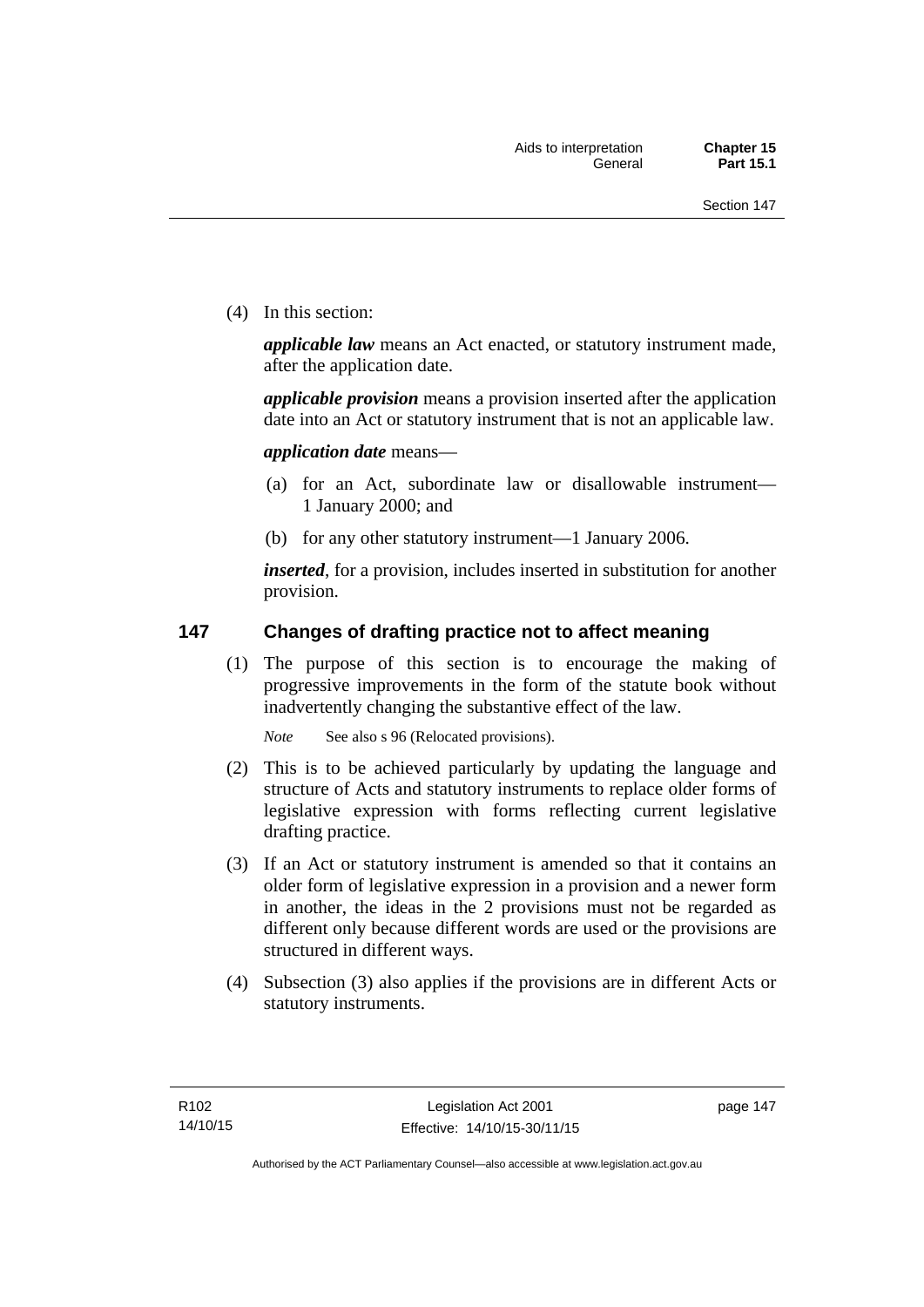(4) In this section:

***applicable law*** means an Act enacted, or statutory instrument made, after the application date.

***applicable provision*** means a provision inserted after the application date into an Act or statutory instrument that is not an applicable law.

***application date*** means—

(a) for an Act, subordinate law or disallowable instrument—1 January 2000; and

(b) for any other statutory instrument—1 January 2006.

***inserted***, for a provision, includes inserted in substitution for another provision.

## 147 Changes of drafting practice not to affect meaning

(1) The purpose of this section is to encourage the making of progressive improvements in the form of the statute book without inadvertently changing the substantive effect of the law.

*Note* See also s 96 (Relocated provisions).

(2) This is to be achieved particularly by updating the language and structure of Acts and statutory instruments to replace older forms of legislative expression with forms reflecting current legislative drafting practice.

(3) If an Act or statutory instrument is amended so that it contains an older form of legislative expression in a provision and a newer form in another, the ideas in the 2 provisions must not be regarded as different only because different words are used or the provisions are structured in different ways.

(4) Subsection (3) also applies if the provisions are in different Acts or statutory instruments.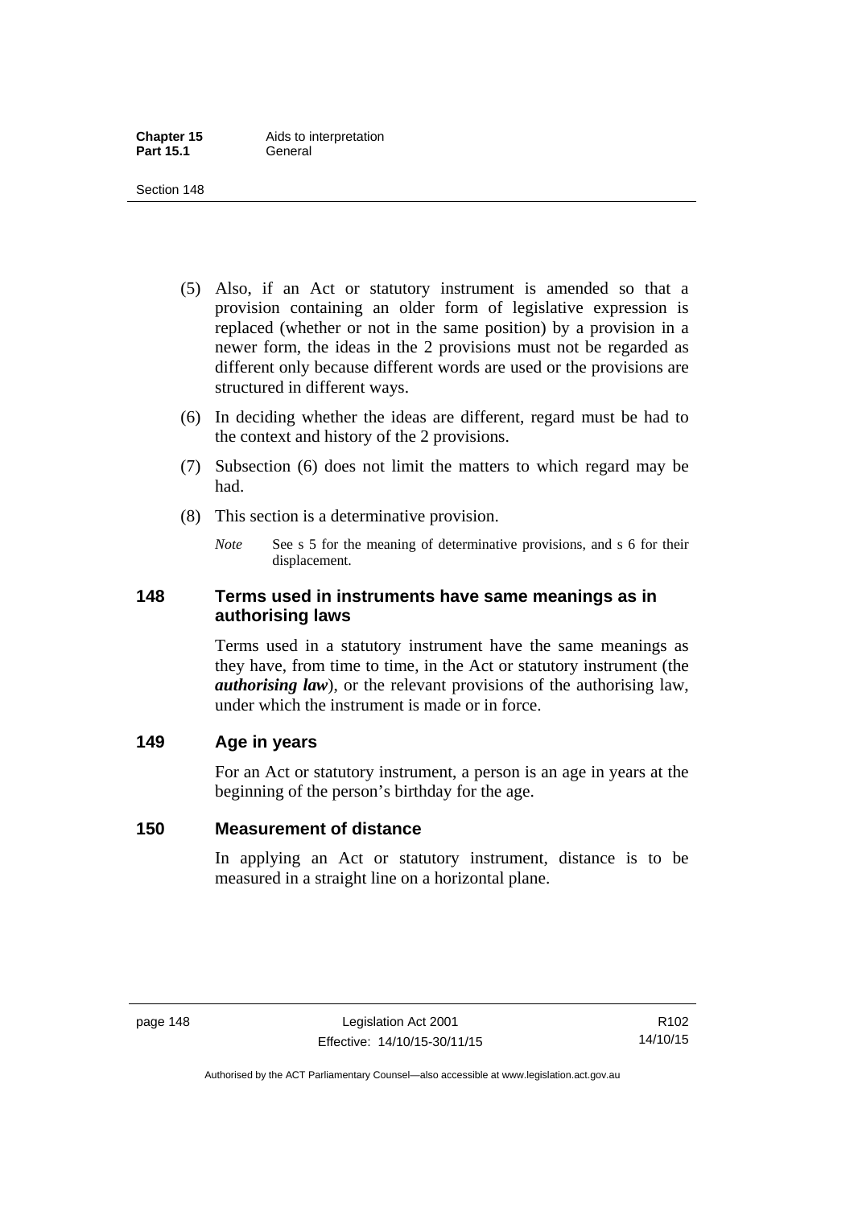(5) Also, if an Act or statutory instrument is amended so that a provision containing an older form of legislative expression is replaced (whether or not in the same position) by a provision in a newer form, the ideas in the 2 provisions must not be regarded as different only because different words are used or the provisions are structured in different ways.

(6) In deciding whether the ideas are different, regard must be had to the context and history of the 2 provisions.

(7) Subsection (6) does not limit the matters to which regard may be had.

(8) This section is a determinative provision.

*Note* See s 5 for the meaning of determinative provisions, and s 6 for their displacement.

## 148 Terms used in instruments have same meanings as in authorising laws

Terms used in a statutory instrument have the same meanings as they have, from time to time, in the Act or statutory instrument (the ***authorising law***), or the relevant provisions of the authorising law, under which the instrument is made or in force.

## 149 Age in years

For an Act or statutory instrument, a person is an age in years at the beginning of the person's birthday for the age.

## 150 Measurement of distance

In applying an Act or statutory instrument, distance is to be measured in a straight line on a horizontal plane.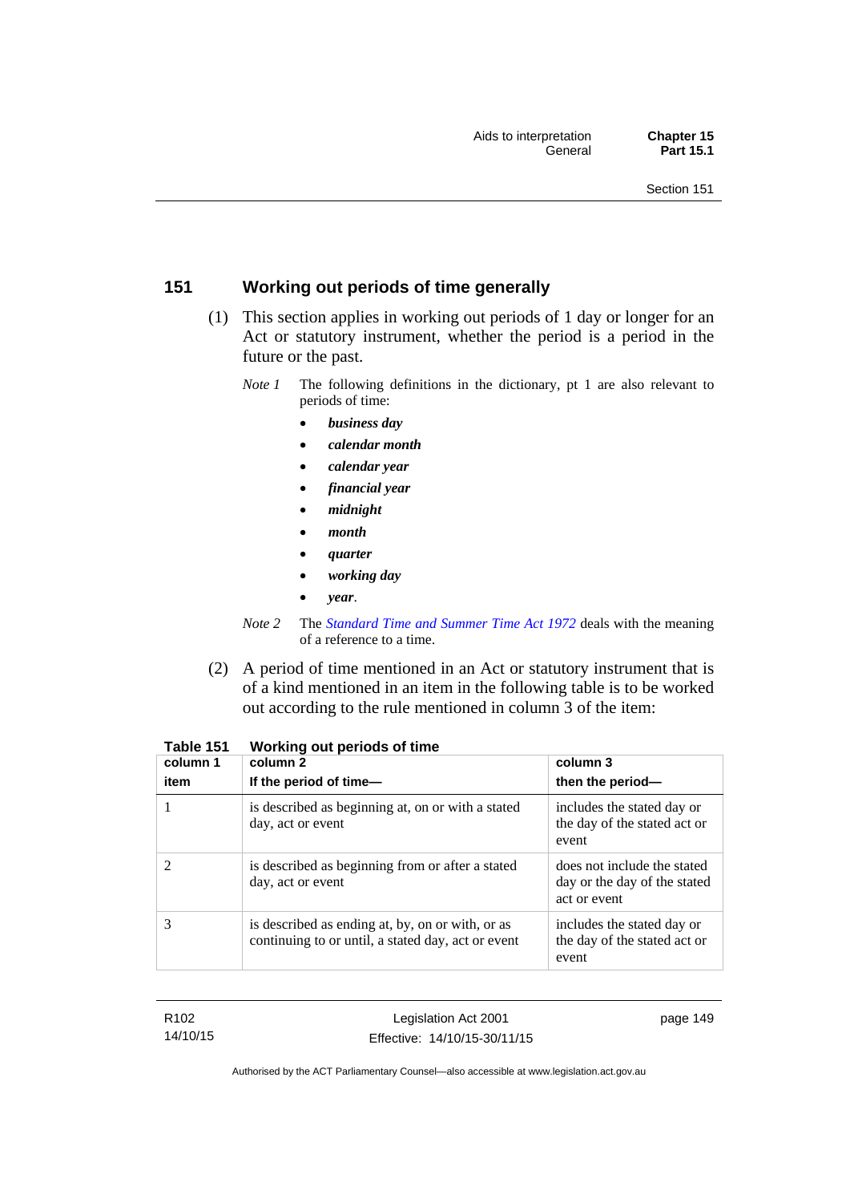## 151 Working out periods of time generally

(1) This section applies in working out periods of 1 day or longer for an Act or statutory instrument, whether the period is a period in the future or the past.

*Note 1* The following definitions in the dictionary, pt 1 are also relevant to periods of time:

- ***business day***
- ***calendar month***
- ***calendar year***
- ***financial year***
- ***midnight***
- ***month***
- ***quarter***
- ***working day***
- ***year***.

*Note 2* The *Standard Time and Summer Time Act 1972* deals with the meaning of a reference to a time.

(2) A period of time mentioned in an Act or statutory instrument that is of a kind mentioned in an item in the following table is to be worked out according to the rule mentioned in column 3 of the item:

**Table 151 Working out periods of time**

| column 1<br>item | column 2<br>If the period of time— | column 3<br>then the period— |
|---|---|---|
| 1 | is described as beginning at, on or with a stated day, act or event | includes the stated day or the day of the stated act or event |
| 2 | is described as beginning from or after a stated day, act or event | does not include the stated day or the day of the stated act or event |
| 3 | is described as ending at, by, on or with, or as continuing to or until, a stated day, act or event | includes the stated day or the day of the stated act or event |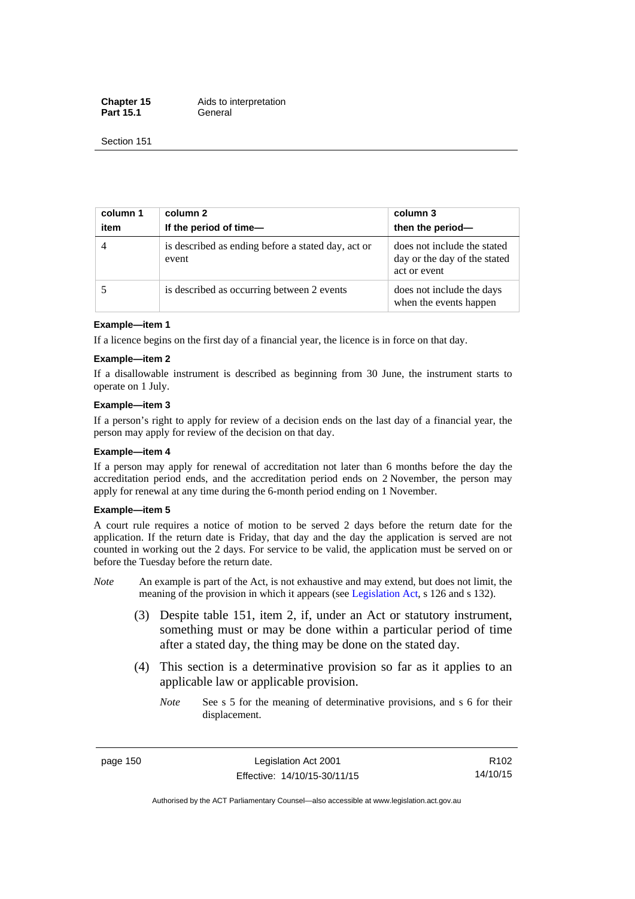| column 1 item | column 2 If the period of time— | column 3 then the period— |
|---|---|---|
| 4 | is described as ending before a stated day, act or event | does not include the stated day or the day of the stated act or event |
| 5 | is described as occurring between 2 events | does not include the days when the events happen |

**Example—item 1**

If a licence begins on the first day of a financial year, the licence is in force on that day.

**Example—item 2**

If a disallowable instrument is described as beginning from 30 June, the instrument starts to operate on 1 July.

**Example—item 3**

If a person's right to apply for review of a decision ends on the last day of a financial year, the person may apply for review of the decision on that day.

**Example—item 4**

If a person may apply for renewal of accreditation not later than 6 months before the day the accreditation period ends, and the accreditation period ends on 2 November, the person may apply for renewal at any time during the 6-month period ending on 1 November.

**Example—item 5**

A court rule requires a notice of motion to be served 2 days before the return date for the application. If the return date is Friday, that day and the day the application is served are not counted in working out the 2 days. For service to be valid, the application must be served on or before the Tuesday before the return date.

*Note* An example is part of the Act, is not exhaustive and may extend, but does not limit, the meaning of the provision in which it appears (see Legislation Act, s 126 and s 132).

(3) Despite table 151, item 2, if, under an Act or statutory instrument, something must or may be done within a particular period of time after a stated day, the thing may be done on the stated day.

(4) This section is a determinative provision so far as it applies to an applicable law or applicable provision.

*Note* See s 5 for the meaning of determinative provisions, and s 6 for their displacement.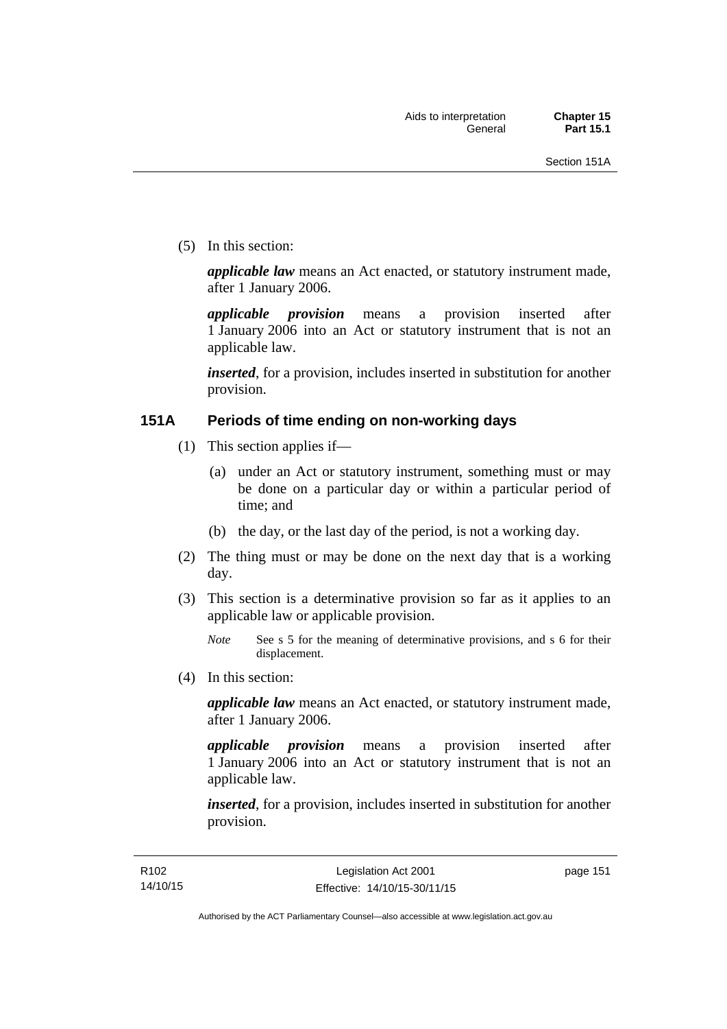(5) In this section:

***applicable law*** means an Act enacted, or statutory instrument made, after 1 January 2006.

***applicable provision*** means a provision inserted after 1 January 2006 into an Act or statutory instrument that is not an applicable law.

***inserted***, for a provision, includes inserted in substitution for another provision.

## 151A Periods of time ending on non-working days

(1) This section applies if—

(a) under an Act or statutory instrument, something must or may be done on a particular day or within a particular period of time; and

(b) the day, or the last day of the period, is not a working day.

(2) The thing must or may be done on the next day that is a working day.

(3) This section is a determinative provision so far as it applies to an applicable law or applicable provision.

*Note* See s 5 for the meaning of determinative provisions, and s 6 for their displacement.

(4) In this section:

***applicable law*** means an Act enacted, or statutory instrument made, after 1 January 2006.

***applicable provision*** means a provision inserted after 1 January 2006 into an Act or statutory instrument that is not an applicable law.

***inserted***, for a provision, includes inserted in substitution for another provision.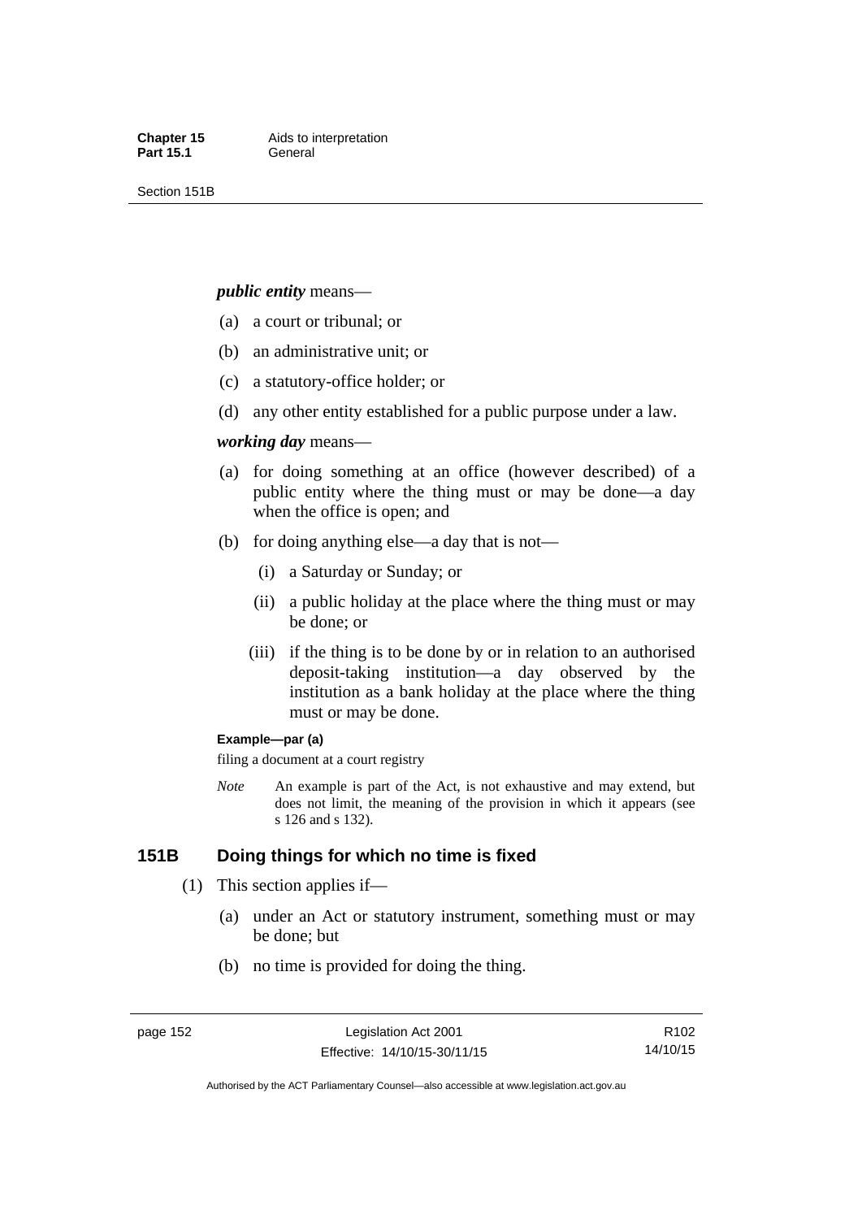***public entity*** means—

(a) a court or tribunal; or

(b) an administrative unit; or

(c) a statutory-office holder; or

(d) any other entity established for a public purpose under a law.

***working day*** means—

(a) for doing something at an office (however described) of a public entity where the thing must or may be done—a day when the office is open; and

(b) for doing anything else—a day that is not—

(i) a Saturday or Sunday; or

(ii) a public holiday at the place where the thing must or may be done; or

(iii) if the thing is to be done by or in relation to an authorised deposit-taking institution—a day observed by the institution as a bank holiday at the place where the thing must or may be done.

**Example—par (a)**

filing a document at a court registry

*Note* An example is part of the Act, is not exhaustive and may extend, but does not limit, the meaning of the provision in which it appears (see s 126 and s 132).

## 151B Doing things for which no time is fixed

(1) This section applies if—

(a) under an Act or statutory instrument, something must or may be done; but

(b) no time is provided for doing the thing.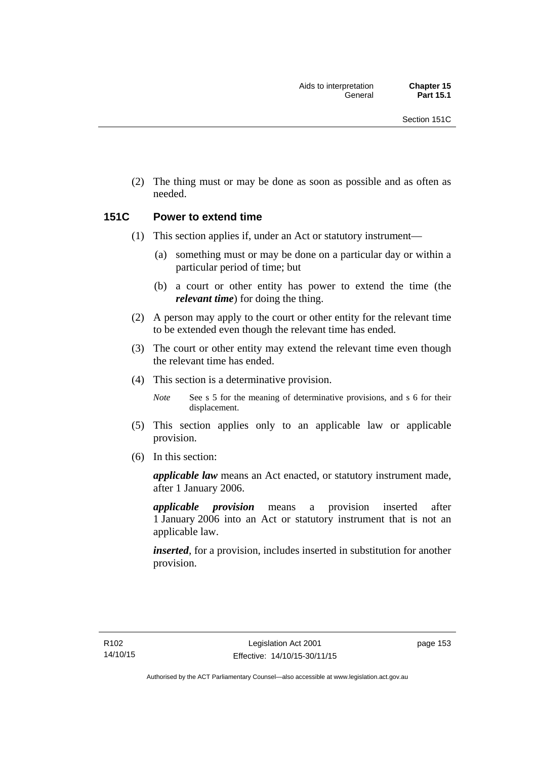(2) The thing must or may be done as soon as possible and as often as needed.

### 151C Power to extend time

(1) This section applies if, under an Act or statutory instrument—

(a) something must or may be done on a particular day or within a particular period of time; but

(b) a court or other entity has power to extend the time (the ***relevant time***) for doing the thing.

(2) A person may apply to the court or other entity for the relevant time to be extended even though the relevant time has ended.

(3) The court or other entity may extend the relevant time even though the relevant time has ended.

(4) This section is a determinative provision.

*Note* See s 5 for the meaning of determinative provisions, and s 6 for their displacement.

(5) This section applies only to an applicable law or applicable provision.

(6) In this section:

***applicable law*** means an Act enacted, or statutory instrument made, after 1 January 2006.

***applicable provision*** means a provision inserted after 1 January 2006 into an Act or statutory instrument that is not an applicable law.

***inserted***, for a provision, includes inserted in substitution for another provision.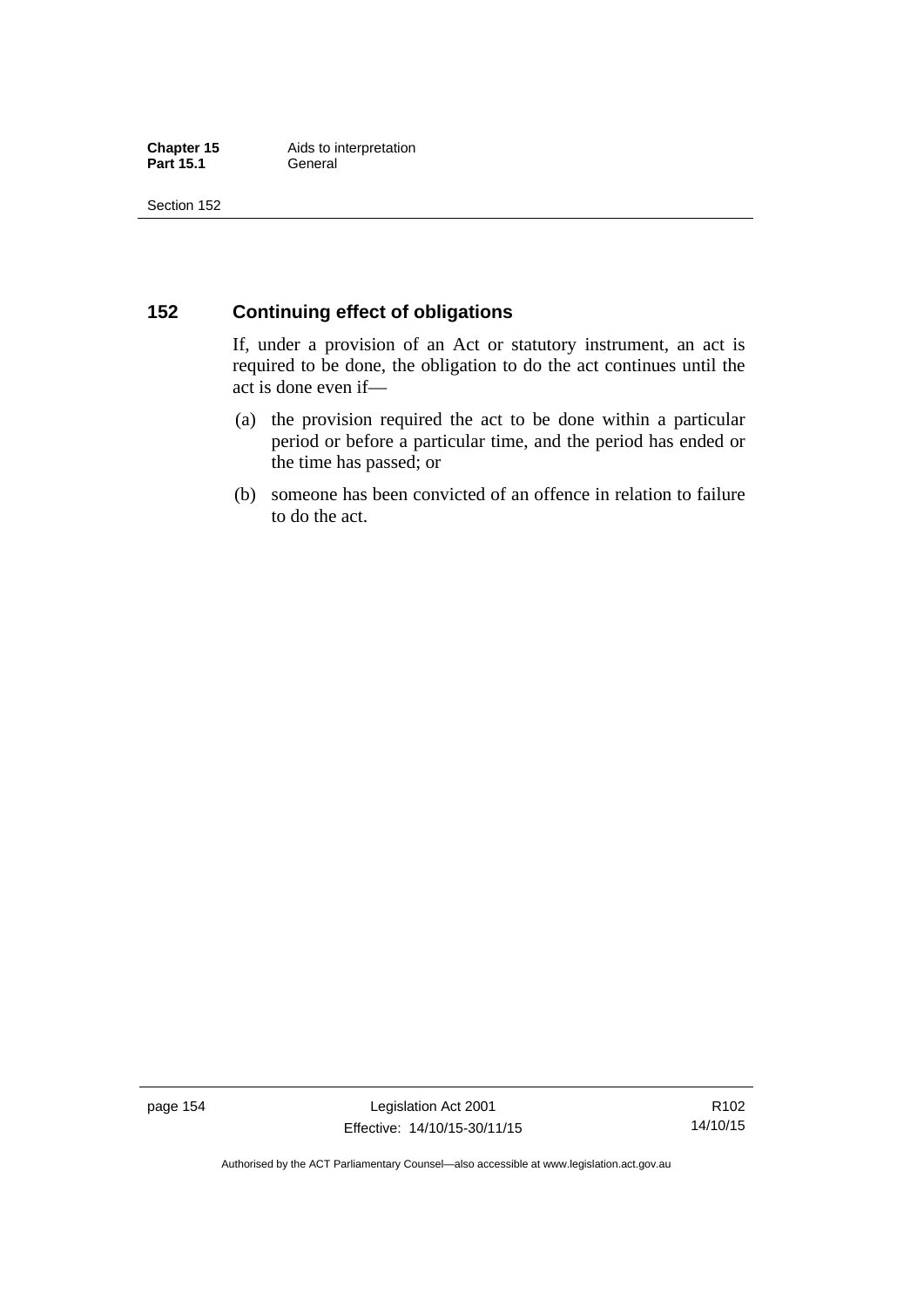## 152 Continuing effect of obligations

If, under a provision of an Act or statutory instrument, an act is required to be done, the obligation to do the act continues until the act is done even if—

(a) the provision required the act to be done within a particular period or before a particular time, and the period has ended or the time has passed; or

(b) someone has been convicted of an offence in relation to failure to do the act.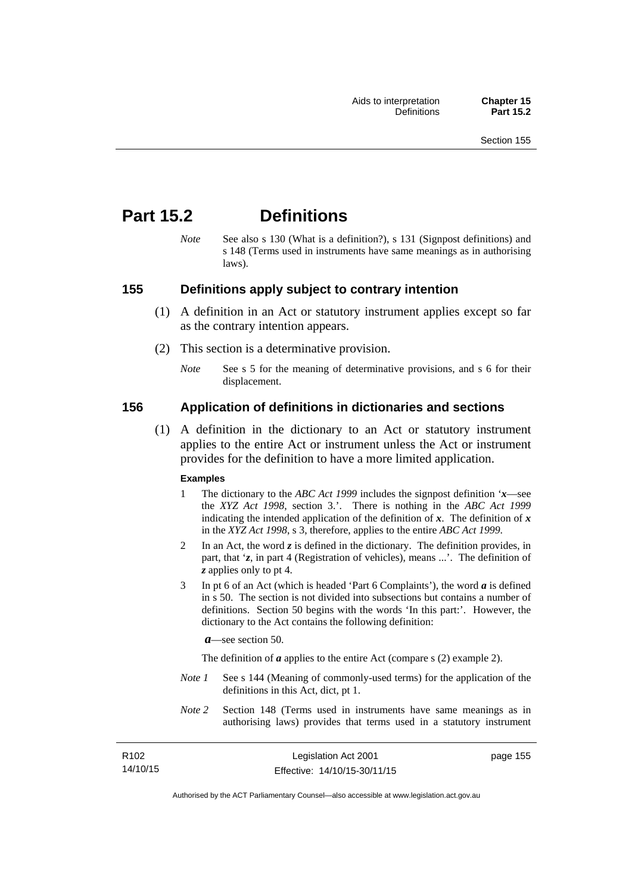# Part 15.2 Definitions

*Note* See also s 130 (What is a definition?), s 131 (Signpost definitions) and s 148 (Terms used in instruments have same meanings as in authorising laws).

## 155 Definitions apply subject to contrary intention

(1) A definition in an Act or statutory instrument applies except so far as the contrary intention appears.

(2) This section is a determinative provision.

*Note* See s 5 for the meaning of determinative provisions, and s 6 for their displacement.

## 156 Application of definitions in dictionaries and sections

(1) A definition in the dictionary to an Act or statutory instrument applies to the entire Act or instrument unless the Act or instrument provides for the definition to have a more limited application.

**Examples**

1 The dictionary to the *ABC Act 1999* includes the signpost definition '***x***—see the *XYZ Act 1998*, section 3.'. There is nothing in the *ABC Act 1999* indicating the intended application of the definition of ***x***. The definition of ***x*** in the *XYZ Act 1998*, s 3, therefore, applies to the entire *ABC Act 1999*.

2 In an Act, the word ***z*** is defined in the dictionary. The definition provides, in part, that '***z***, in part 4 (Registration of vehicles), means ...'. The definition of ***z*** applies only to pt 4.

3 In pt 6 of an Act (which is headed 'Part 6 Complaints'), the word ***a*** is defined in s 50. The section is not divided into subsections but contains a number of definitions. Section 50 begins with the words 'In this part:'. However, the dictionary to the Act contains the following definition:

***a***—see section 50.

The definition of ***a*** applies to the entire Act (compare s (2) example 2).

*Note 1* See s 144 (Meaning of commonly-used terms) for the application of the definitions in this Act, dict, pt 1.

*Note 2* Section 148 (Terms used in instruments have same meanings as in authorising laws) provides that terms used in a statutory instrument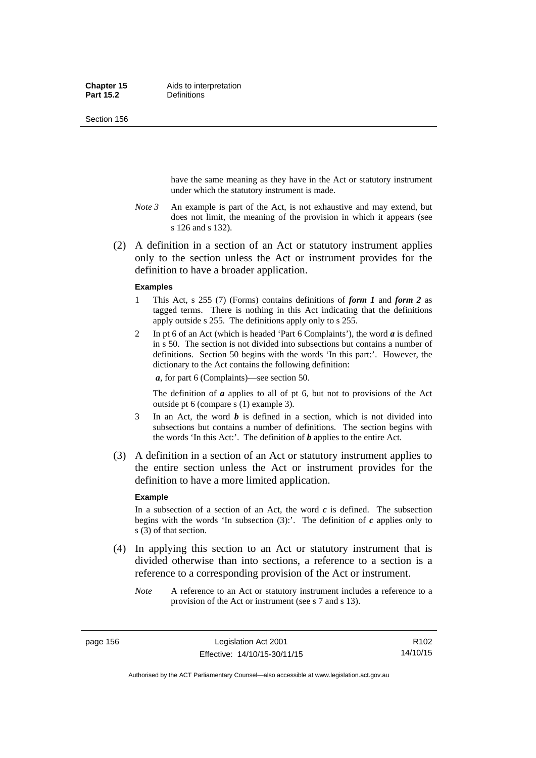have the same meaning as they have in the Act or statutory instrument under which the statutory instrument is made.

*Note 3* An example is part of the Act, is not exhaustive and may extend, but does not limit, the meaning of the provision in which it appears (see s 126 and s 132).

(2) A definition in a section of an Act or statutory instrument applies only to the section unless the Act or instrument provides for the definition to have a broader application.

**Examples**

1 This Act, s 255 (7) (Forms) contains definitions of ***form 1*** and ***form 2*** as tagged terms. There is nothing in this Act indicating that the definitions apply outside s 255. The definitions apply only to s 255.

2 In pt 6 of an Act (which is headed 'Part 6 Complaints'), the word ***a*** is defined in s 50. The section is not divided into subsections but contains a number of definitions. Section 50 begins with the words 'In this part:'. However, the dictionary to the Act contains the following definition:

***a***, for part 6 (Complaints)—see section 50.

The definition of ***a*** applies to all of pt 6, but not to provisions of the Act outside pt 6 (compare s (1) example 3).

3 In an Act, the word ***b*** is defined in a section, which is not divided into subsections but contains a number of definitions. The section begins with the words 'In this Act:'. The definition of ***b*** applies to the entire Act.

(3) A definition in a section of an Act or statutory instrument applies to the entire section unless the Act or instrument provides for the definition to have a more limited application.

**Example**

In a subsection of a section of an Act, the word ***c*** is defined. The subsection begins with the words 'In subsection (3):'. The definition of ***c*** applies only to s (3) of that section.

(4) In applying this section to an Act or statutory instrument that is divided otherwise than into sections, a reference to a section is a reference to a corresponding provision of the Act or instrument.

*Note* A reference to an Act or statutory instrument includes a reference to a provision of the Act or instrument (see s 7 and s 13).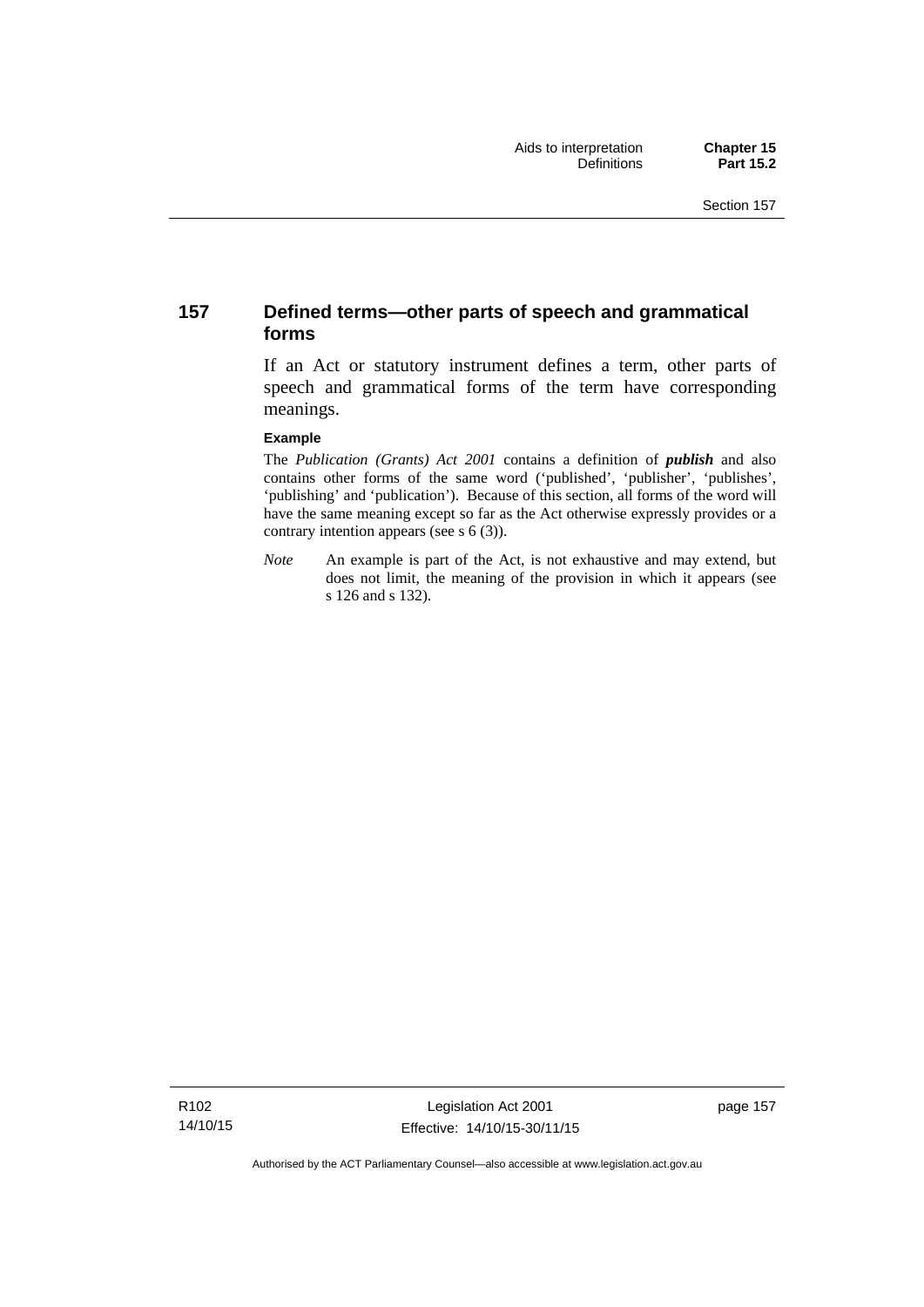## 157 Defined terms—other parts of speech and grammatical forms

If an Act or statutory instrument defines a term, other parts of speech and grammatical forms of the term have corresponding meanings.

**Example**

The *Publication (Grants) Act 2001* contains a definition of ***publish*** and also contains other forms of the same word ('published', 'publisher', 'publishes', 'publishing' and 'publication'). Because of this section, all forms of the word will have the same meaning except so far as the Act otherwise expressly provides or a contrary intention appears (see s 6 (3)).

*Note* An example is part of the Act, is not exhaustive and may extend, but does not limit, the meaning of the provision in which it appears (see s 126 and s 132).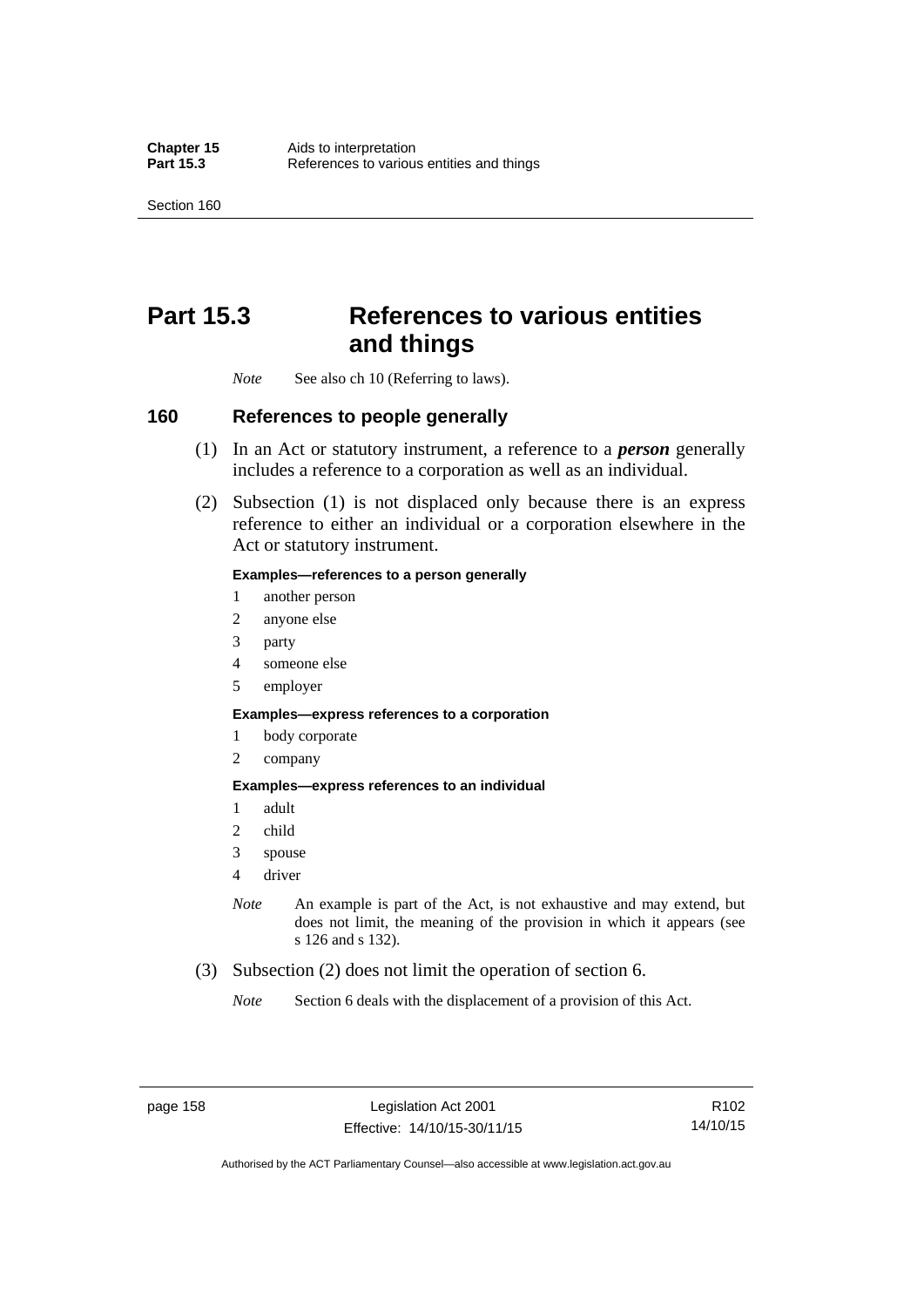# Part 15.3 References to various entities and things

*Note* See also ch 10 (Referring to laws).

## 160 References to people generally

(1) In an Act or statutory instrument, a reference to a ***person*** generally includes a reference to a corporation as well as an individual.

(2) Subsection (1) is not displaced only because there is an express reference to either an individual or a corporation elsewhere in the Act or statutory instrument.

**Examples—references to a person generally**

1 another person
2 anyone else
3 party
4 someone else
5 employer

**Examples—express references to a corporation**

1 body corporate
2 company

**Examples—express references to an individual**

1 adult
2 child
3 spouse
4 driver

*Note* An example is part of the Act, is not exhaustive and may extend, but does not limit, the meaning of the provision in which it appears (see s 126 and s 132).

(3) Subsection (2) does not limit the operation of section 6.

*Note* Section 6 deals with the displacement of a provision of this Act.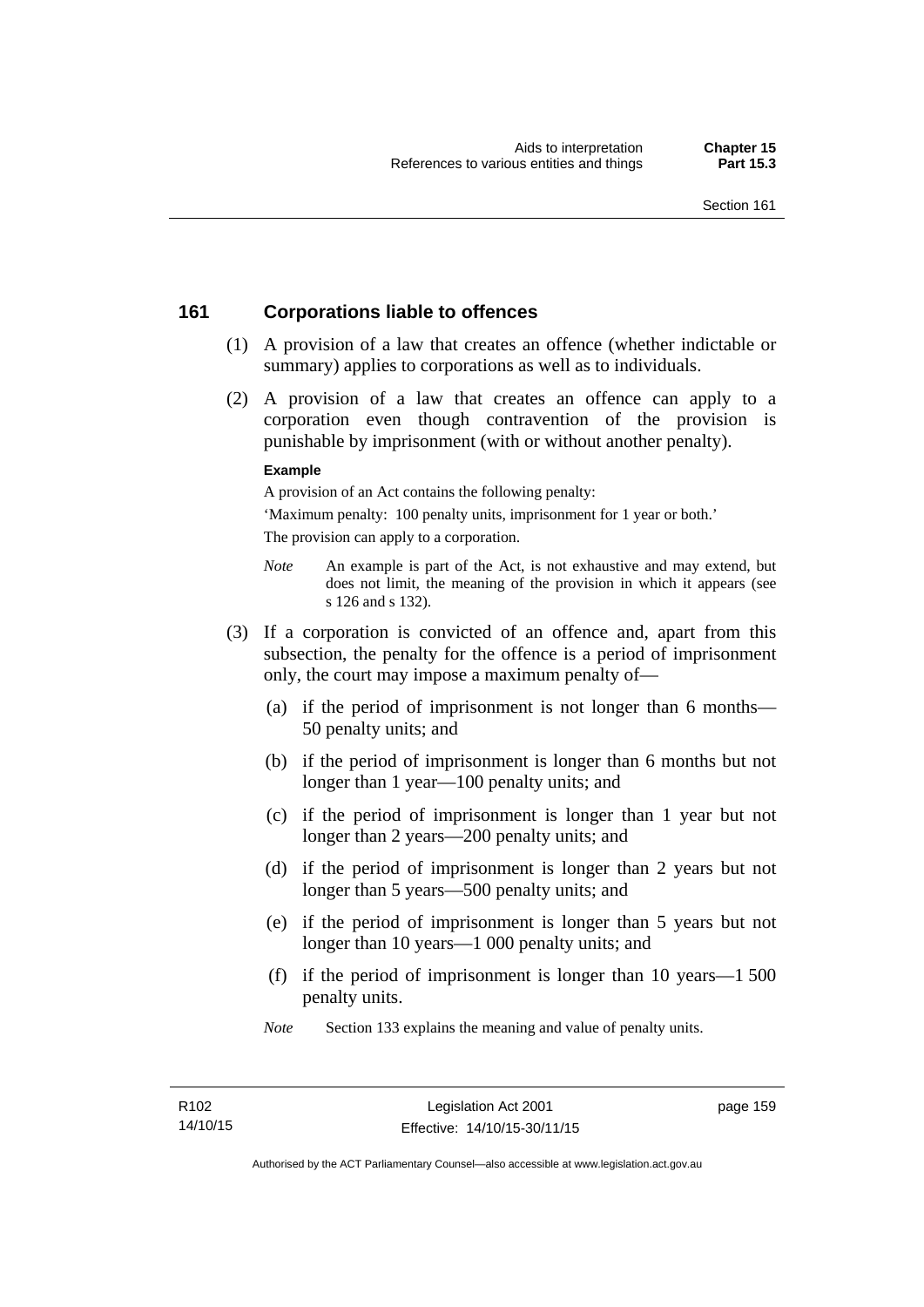## 161 Corporations liable to offences

(1) A provision of a law that creates an offence (whether indictable or summary) applies to corporations as well as to individuals.

(2) A provision of a law that creates an offence can apply to a corporation even though contravention of the provision is punishable by imprisonment (with or without another penalty).

**Example**

A provision of an Act contains the following penalty:

'Maximum penalty: 100 penalty units, imprisonment for 1 year or both.'

The provision can apply to a corporation.

*Note* An example is part of the Act, is not exhaustive and may extend, but does not limit, the meaning of the provision in which it appears (see s 126 and s 132).

(3) If a corporation is convicted of an offence and, apart from this subsection, the penalty for the offence is a period of imprisonment only, the court may impose a maximum penalty of—

(a) if the period of imprisonment is not longer than 6 months—50 penalty units; and

(b) if the period of imprisonment is longer than 6 months but not longer than 1 year—100 penalty units; and

(c) if the period of imprisonment is longer than 1 year but not longer than 2 years—200 penalty units; and

(d) if the period of imprisonment is longer than 2 years but not longer than 5 years—500 penalty units; and

(e) if the period of imprisonment is longer than 5 years but not longer than 10 years—1 000 penalty units; and

(f) if the period of imprisonment is longer than 10 years—1 500 penalty units.

*Note* Section 133 explains the meaning and value of penalty units.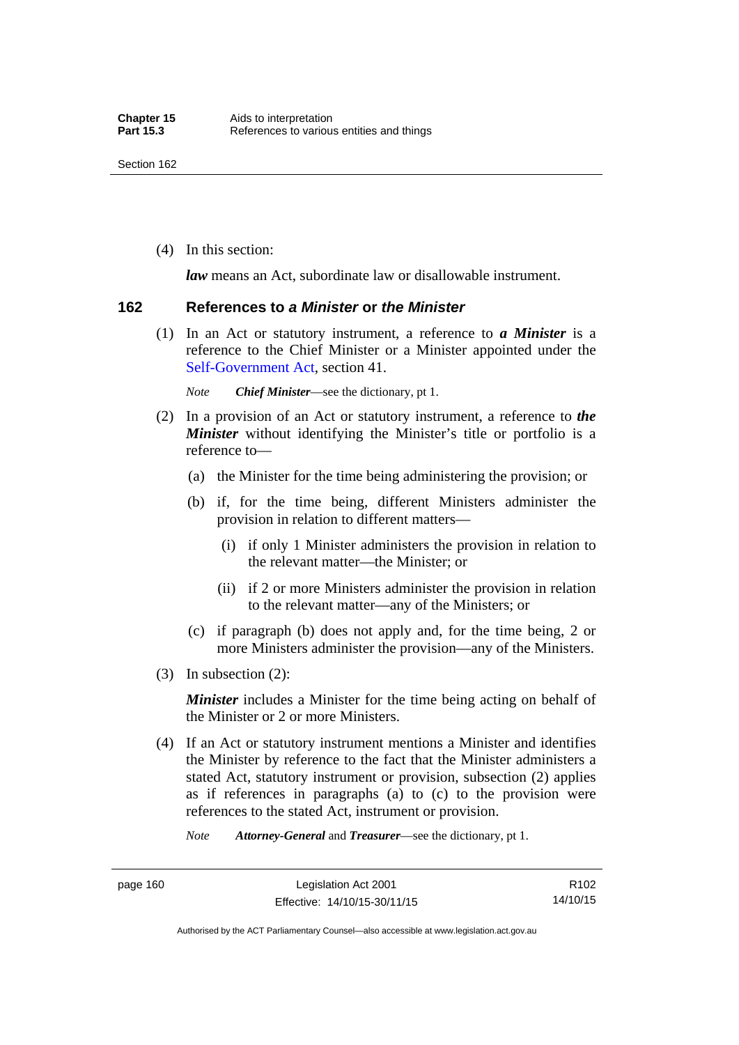(4) In this section:

***law*** means an Act, subordinate law or disallowable instrument.

### 162 References to *a Minister* or *the Minister*

(1) In an Act or statutory instrument, a reference to ***a Minister*** is a reference to the Chief Minister or a Minister appointed under the Self-Government Act, section 41.

*Note* ***Chief Minister***—see the dictionary, pt 1.

(2) In a provision of an Act or statutory instrument, a reference to ***the Minister*** without identifying the Minister's title or portfolio is a reference to—

(a) the Minister for the time being administering the provision; or

(b) if, for the time being, different Ministers administer the provision in relation to different matters—

(i) if only 1 Minister administers the provision in relation to the relevant matter—the Minister; or

(ii) if 2 or more Ministers administer the provision in relation to the relevant matter—any of the Ministers; or

(c) if paragraph (b) does not apply and, for the time being, 2 or more Ministers administer the provision—any of the Ministers.

(3) In subsection (2):

***Minister*** includes a Minister for the time being acting on behalf of the Minister or 2 or more Ministers.

(4) If an Act or statutory instrument mentions a Minister and identifies the Minister by reference to the fact that the Minister administers a stated Act, statutory instrument or provision, subsection (2) applies as if references in paragraphs (a) to (c) to the provision were references to the stated Act, instrument or provision.

*Note* ***Attorney-General*** and ***Treasurer***—see the dictionary, pt 1.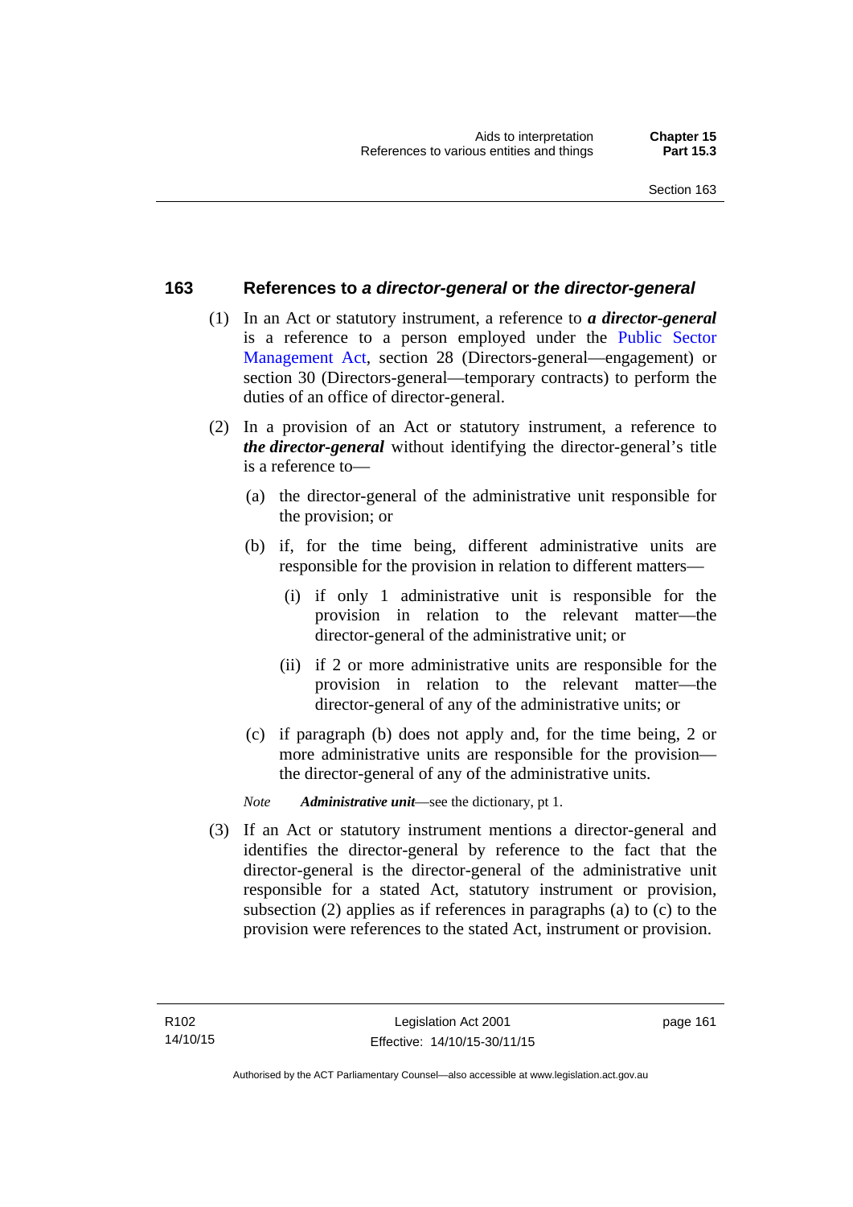### 163 References to *a director-general* or *the director-general*

(1) In an Act or statutory instrument, a reference to ***a director-general*** is a reference to a person employed under the Public Sector Management Act, section 28 (Directors-general—engagement) or section 30 (Directors-general—temporary contracts) to perform the duties of an office of director-general.

(2) In a provision of an Act or statutory instrument, a reference to ***the director-general*** without identifying the director-general's title is a reference to—

(a) the director-general of the administrative unit responsible for the provision; or

(b) if, for the time being, different administrative units are responsible for the provision in relation to different matters—

(i) if only 1 administrative unit is responsible for the provision in relation to the relevant matter—the director-general of the administrative unit; or

(ii) if 2 or more administrative units are responsible for the provision in relation to the relevant matter—the director-general of any of the administrative units; or

(c) if paragraph (b) does not apply and, for the time being, 2 or more administrative units are responsible for the provision—the director-general of any of the administrative units.

*Note* ***Administrative unit***—see the dictionary, pt 1.

(3) If an Act or statutory instrument mentions a director-general and identifies the director-general by reference to the fact that the director-general is the director-general of the administrative unit responsible for a stated Act, statutory instrument or provision, subsection (2) applies as if references in paragraphs (a) to (c) to the provision were references to the stated Act, instrument or provision.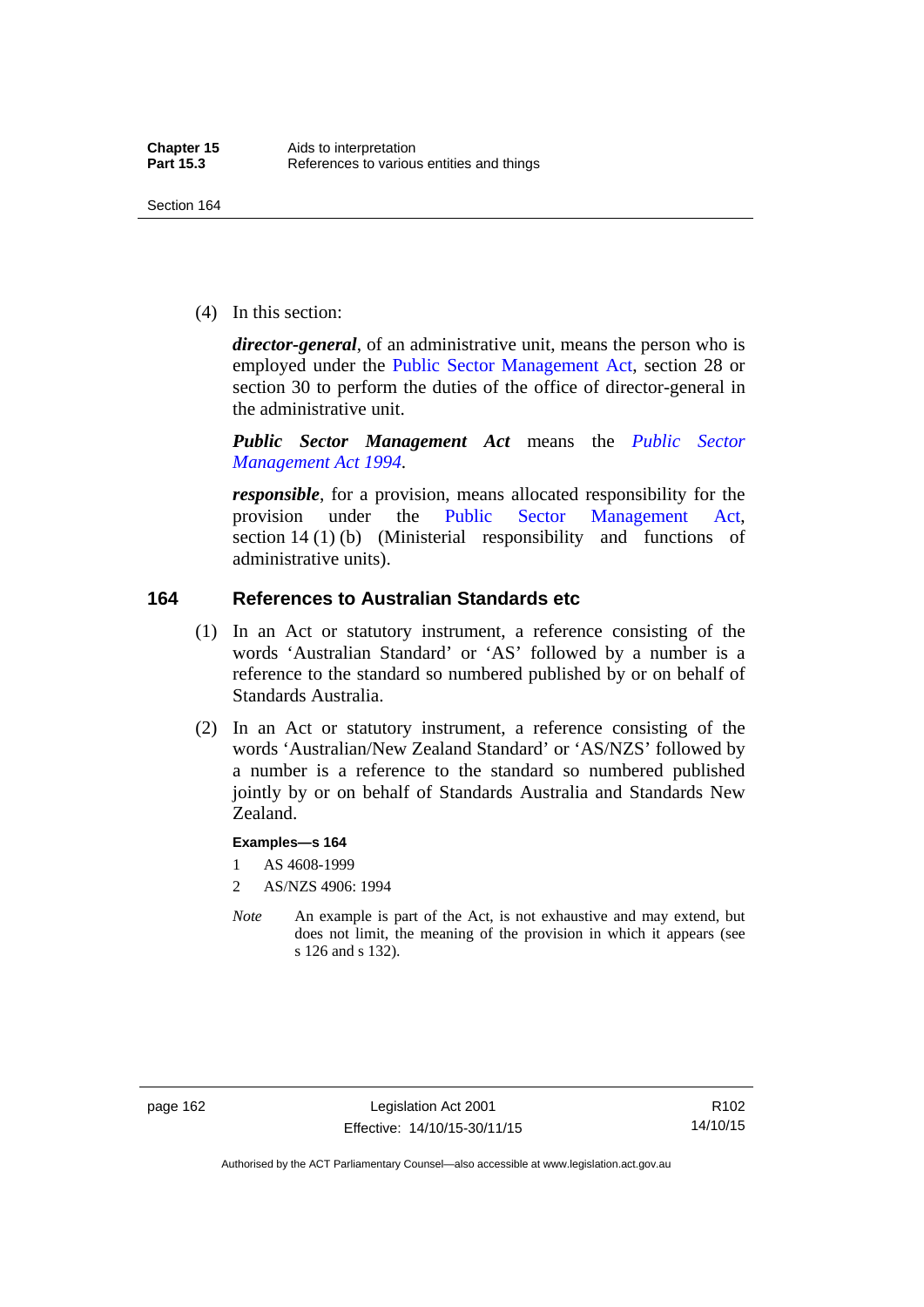(4) In this section:

***director-general***, of an administrative unit, means the person who is employed under the Public Sector Management Act, section 28 or section 30 to perform the duties of the office of director-general in the administrative unit.

***Public Sector Management Act*** means the *Public Sector Management Act 1994*.

***responsible***, for a provision, means allocated responsibility for the provision under the Public Sector Management Act, section 14 (1) (b) (Ministerial responsibility and functions of administrative units).

## 164 References to Australian Standards etc

(1) In an Act or statutory instrument, a reference consisting of the words 'Australian Standard' or 'AS' followed by a number is a reference to the standard so numbered published by or on behalf of Standards Australia.

(2) In an Act or statutory instrument, a reference consisting of the words 'Australian/New Zealand Standard' or 'AS/NZS' followed by a number is a reference to the standard so numbered published jointly by or on behalf of Standards Australia and Standards New Zealand.

**Examples—s 164**

1 AS 4608-1999

2 AS/NZS 4906: 1994

*Note* An example is part of the Act, is not exhaustive and may extend, but does not limit, the meaning of the provision in which it appears (see s 126 and s 132).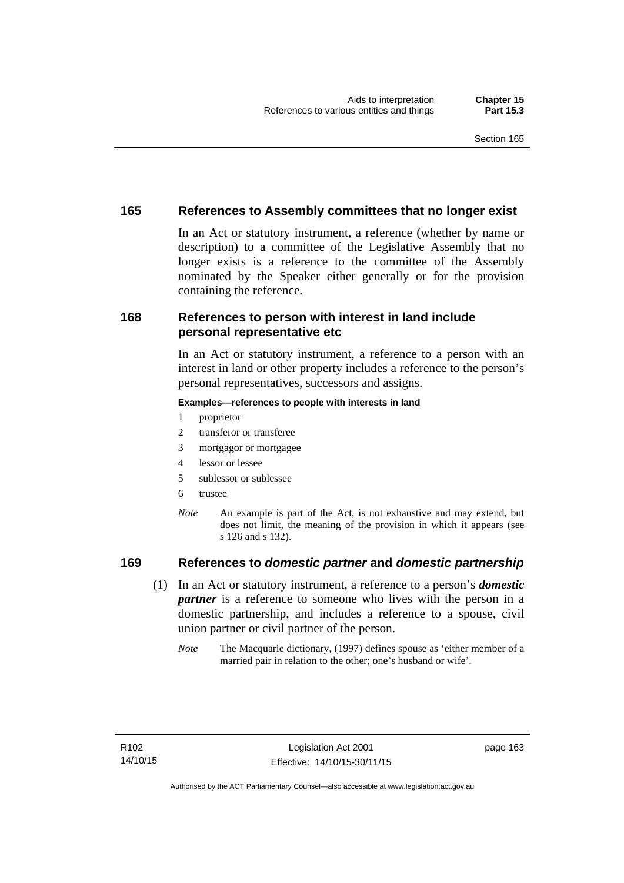## 165 References to Assembly committees that no longer exist

In an Act or statutory instrument, a reference (whether by name or description) to a committee of the Legislative Assembly that no longer exists is a reference to the committee of the Assembly nominated by the Speaker either generally or for the provision containing the reference.

## 168 References to person with interest in land include personal representative etc

In an Act or statutory instrument, a reference to a person with an interest in land or other property includes a reference to the person's personal representatives, successors and assigns.

**Examples—references to people with interests in land**

1 proprietor
2 transferor or transferee
3 mortgagor or mortgagee
4 lessor or lessee
5 sublessor or sublessee
6 trustee

*Note* An example is part of the Act, is not exhaustive and may extend, but does not limit, the meaning of the provision in which it appears (see s 126 and s 132).

## 169 References to *domestic partner* and *domestic partnership*

(1) In an Act or statutory instrument, a reference to a person's ***domestic partner*** is a reference to someone who lives with the person in a domestic partnership, and includes a reference to a spouse, civil union partner or civil partner of the person.

*Note* The Macquarie dictionary, (1997) defines spouse as 'either member of a married pair in relation to the other; one's husband or wife'.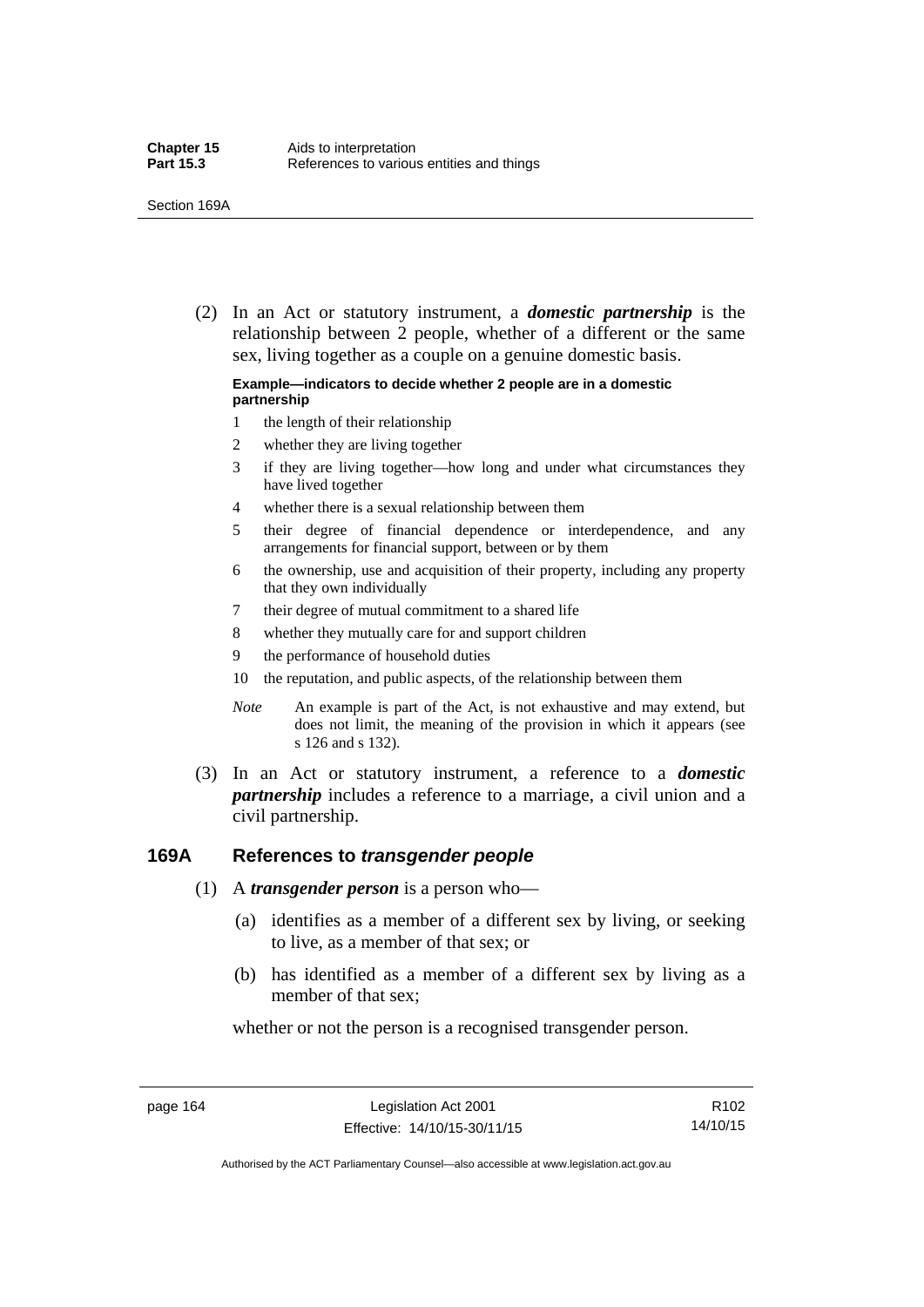(2) In an Act or statutory instrument, a ***domestic partnership*** is the relationship between 2 people, whether of a different or the same sex, living together as a couple on a genuine domestic basis.

**Example—indicators to decide whether 2 people are in a domestic partnership**

1 the length of their relationship
2 whether they are living together
3 if they are living together—how long and under what circumstances they have lived together
4 whether there is a sexual relationship between them
5 their degree of financial dependence or interdependence, and any arrangements for financial support, between or by them
6 the ownership, use and acquisition of their property, including any property that they own individually
7 their degree of mutual commitment to a shared life
8 whether they mutually care for and support children
9 the performance of household duties
10 the reputation, and public aspects, of the relationship between them

*Note* An example is part of the Act, is not exhaustive and may extend, but does not limit, the meaning of the provision in which it appears (see s 126 and s 132).

(3) In an Act or statutory instrument, a reference to a ***domestic partnership*** includes a reference to a marriage, a civil union and a civil partnership.

## 169A References to *transgender people*

(1) A ***transgender person*** is a person who—

(a) identifies as a member of a different sex by living, or seeking to live, as a member of that sex; or

(b) has identified as a member of a different sex by living as a member of that sex;

whether or not the person is a recognised transgender person.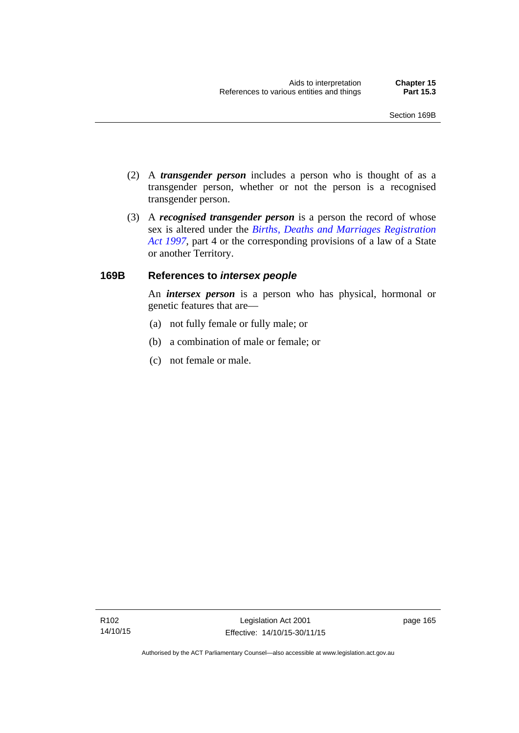(2) A ***transgender person*** includes a person who is thought of as a transgender person, whether or not the person is a recognised transgender person.

(3) A ***recognised transgender person*** is a person the record of whose sex is altered under the *Births, Deaths and Marriages Registration Act 1997*, part 4 or the corresponding provisions of a law of a State or another Territory.

### 169B References to *intersex people*

An ***intersex person*** is a person who has physical, hormonal or genetic features that are—

(a) not fully female or fully male; or

(b) a combination of male or female; or

(c) not female or male.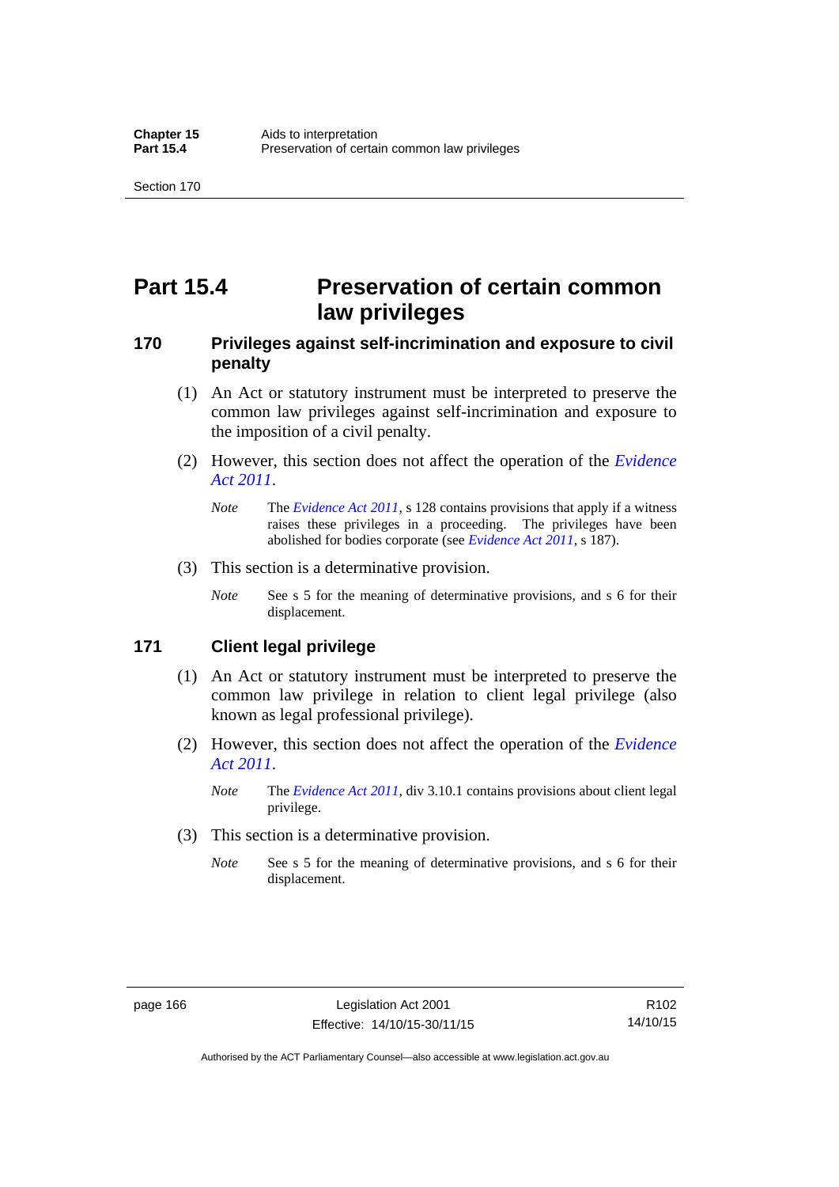# Part 15.4 Preservation of certain common law privileges

## 170 Privileges against self-incrimination and exposure to civil penalty

(1) An Act or statutory instrument must be interpreted to preserve the common law privileges against self-incrimination and exposure to the imposition of a civil penalty.

(2) However, this section does not affect the operation of the *Evidence Act 2011*.

*Note* The *Evidence Act 2011*, s 128 contains provisions that apply if a witness raises these privileges in a proceeding. The privileges have been abolished for bodies corporate (see *Evidence Act 2011*, s 187).

(3) This section is a determinative provision.

*Note* See s 5 for the meaning of determinative provisions, and s 6 for their displacement.

## 171 Client legal privilege

(1) An Act or statutory instrument must be interpreted to preserve the common law privilege in relation to client legal privilege (also known as legal professional privilege).

(2) However, this section does not affect the operation of the *Evidence Act 2011*.

*Note* The *Evidence Act 2011*, div 3.10.1 contains provisions about client legal privilege.

(3) This section is a determinative provision.

*Note* See s 5 for the meaning of determinative provisions, and s 6 for their displacement.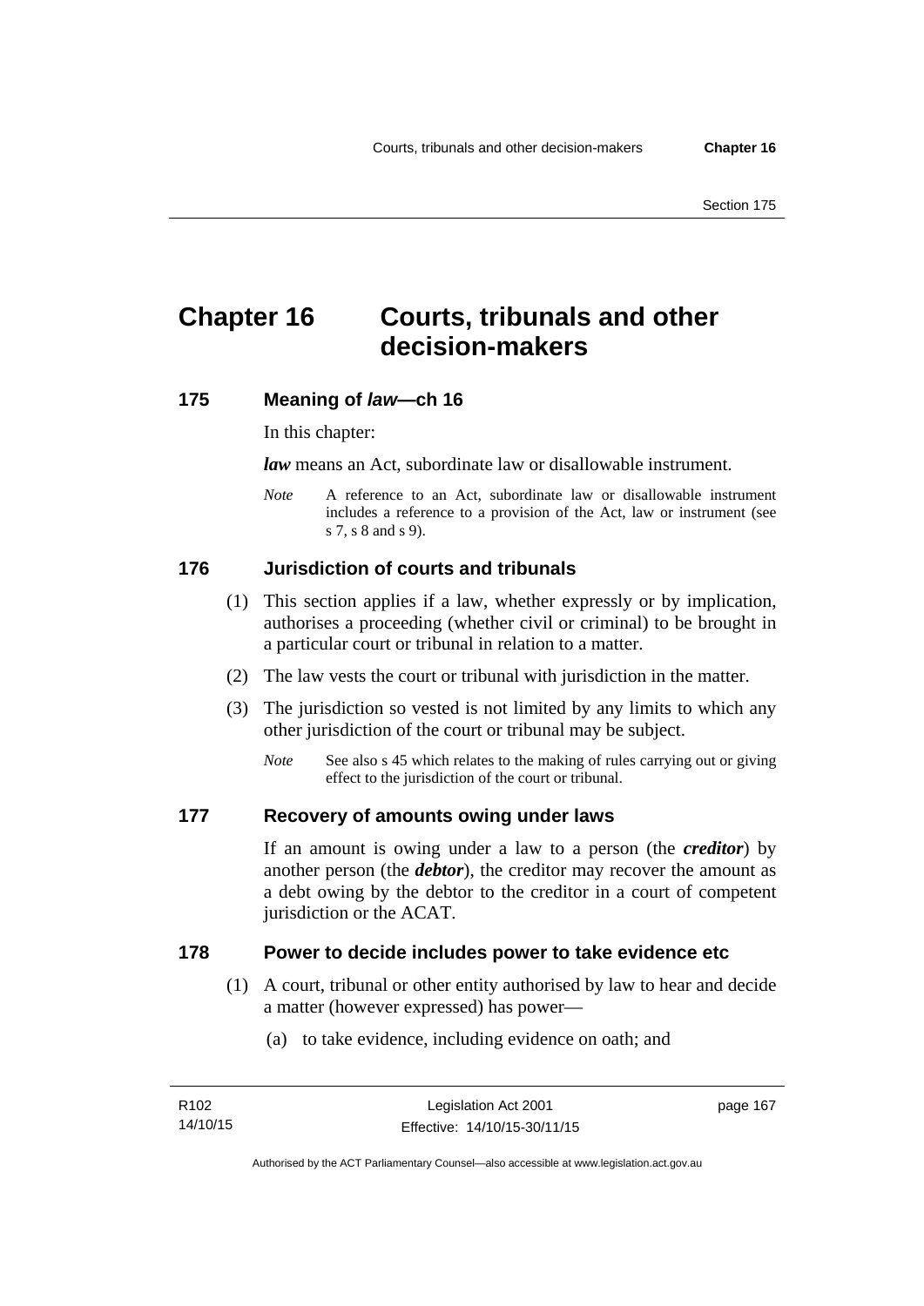# Chapter 16 Courts, tribunals and other decision-makers

## 175 Meaning of *law*—ch 16

In this chapter:

***law*** means an Act, subordinate law or disallowable instrument.

*Note* A reference to an Act, subordinate law or disallowable instrument includes a reference to a provision of the Act, law or instrument (see s 7, s 8 and s 9).

## 176 Jurisdiction of courts and tribunals

(1) This section applies if a law, whether expressly or by implication, authorises a proceeding (whether civil or criminal) to be brought in a particular court or tribunal in relation to a matter.

(2) The law vests the court or tribunal with jurisdiction in the matter.

(3) The jurisdiction so vested is not limited by any limits to which any other jurisdiction of the court or tribunal may be subject.

*Note* See also s 45 which relates to the making of rules carrying out or giving effect to the jurisdiction of the court or tribunal.

## 177 Recovery of amounts owing under laws

If an amount is owing under a law to a person (the ***creditor***) by another person (the ***debtor***), the creditor may recover the amount as a debt owing by the debtor to the creditor in a court of competent jurisdiction or the ACAT.

## 178 Power to decide includes power to take evidence etc

(1) A court, tribunal or other entity authorised by law to hear and decide a matter (however expressed) has power—

(a) to take evidence, including evidence on oath; and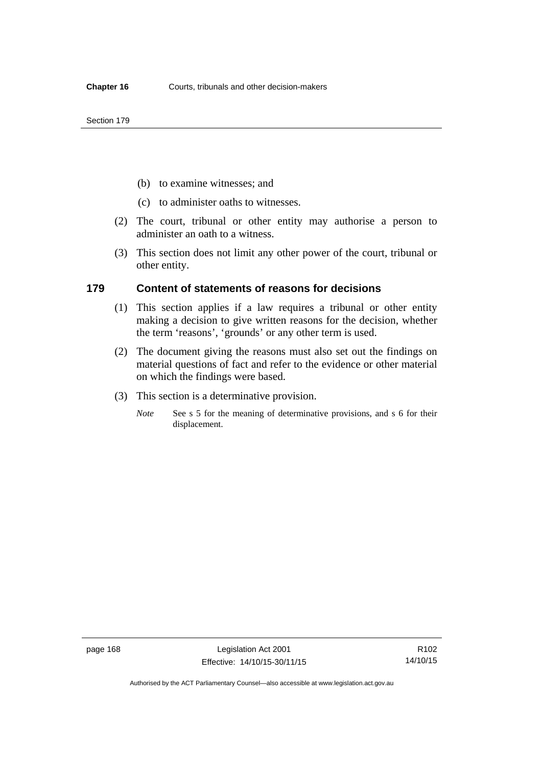(b) to examine witnesses; and

(c) to administer oaths to witnesses.

(2) The court, tribunal or other entity may authorise a person to administer an oath to a witness.

(3) This section does not limit any other power of the court, tribunal or other entity.

### 179 Content of statements of reasons for decisions

(1) This section applies if a law requires a tribunal or other entity making a decision to give written reasons for the decision, whether the term 'reasons', 'grounds' or any other term is used.

(2) The document giving the reasons must also set out the findings on material questions of fact and refer to the evidence or other material on which the findings were based.

(3) This section is a determinative provision.

*Note* See s 5 for the meaning of determinative provisions, and s 6 for their displacement.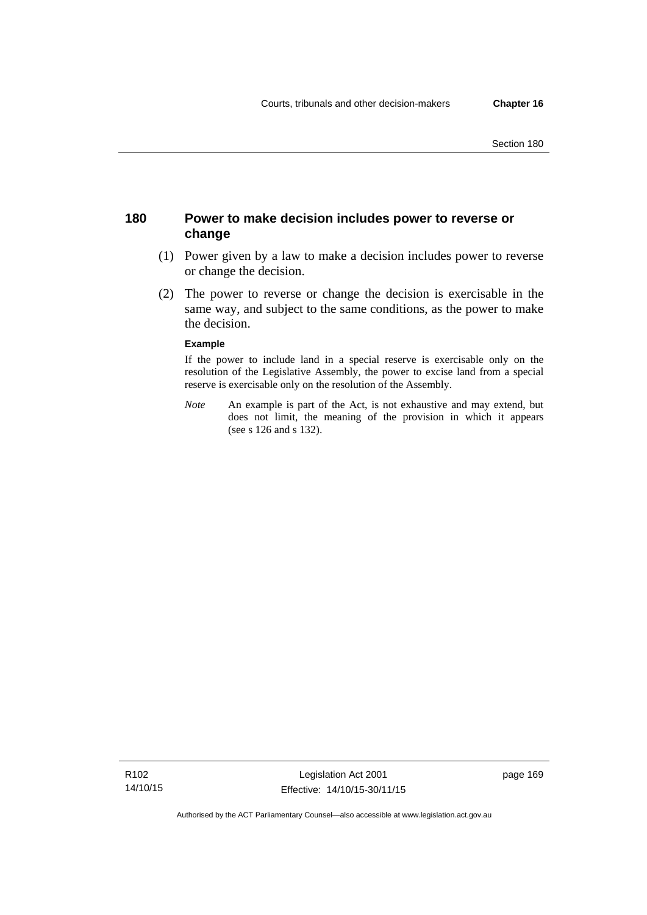## 180 Power to make decision includes power to reverse or change

(1) Power given by a law to make a decision includes power to reverse or change the decision.

(2) The power to reverse or change the decision is exercisable in the same way, and subject to the same conditions, as the power to make the decision.

**Example**

If the power to include land in a special reserve is exercisable only on the resolution of the Legislative Assembly, the power to excise land from a special reserve is exercisable only on the resolution of the Assembly.

*Note* An example is part of the Act, is not exhaustive and may extend, but does not limit, the meaning of the provision in which it appears (see s 126 and s 132).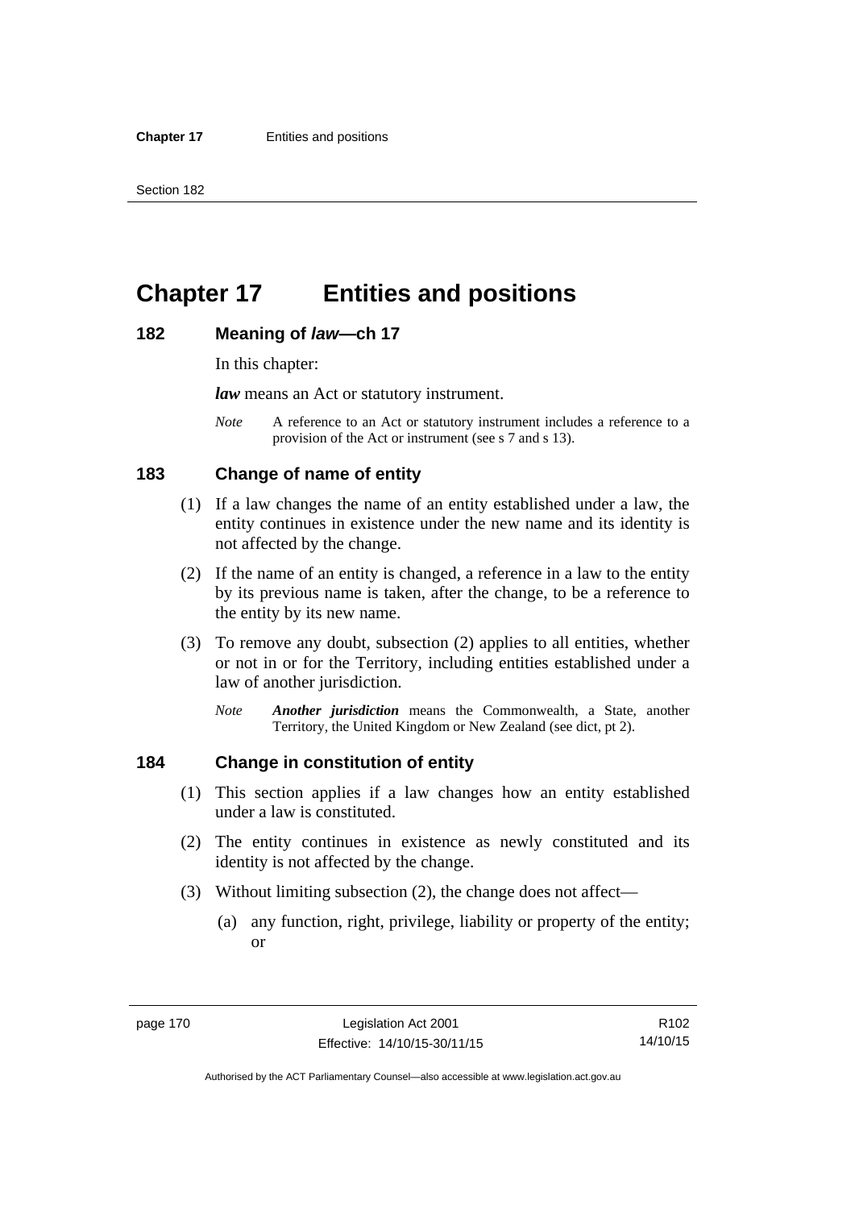# Chapter 17 Entities and positions

### 182 Meaning of *law*—ch 17

In this chapter:

***law*** means an Act or statutory instrument.

*Note* A reference to an Act or statutory instrument includes a reference to a provision of the Act or instrument (see s 7 and s 13).

### 183 Change of name of entity

(1) If a law changes the name of an entity established under a law, the entity continues in existence under the new name and its identity is not affected by the change.

(2) If the name of an entity is changed, a reference in a law to the entity by its previous name is taken, after the change, to be a reference to the entity by its new name.

(3) To remove any doubt, subsection (2) applies to all entities, whether or not in or for the Territory, including entities established under a law of another jurisdiction.

*Note* ***Another jurisdiction*** means the Commonwealth, a State, another Territory, the United Kingdom or New Zealand (see dict, pt 2).

### 184 Change in constitution of entity

(1) This section applies if a law changes how an entity established under a law is constituted.

(2) The entity continues in existence as newly constituted and its identity is not affected by the change.

(3) Without limiting subsection (2), the change does not affect—

(a) any function, right, privilege, liability or property of the entity; or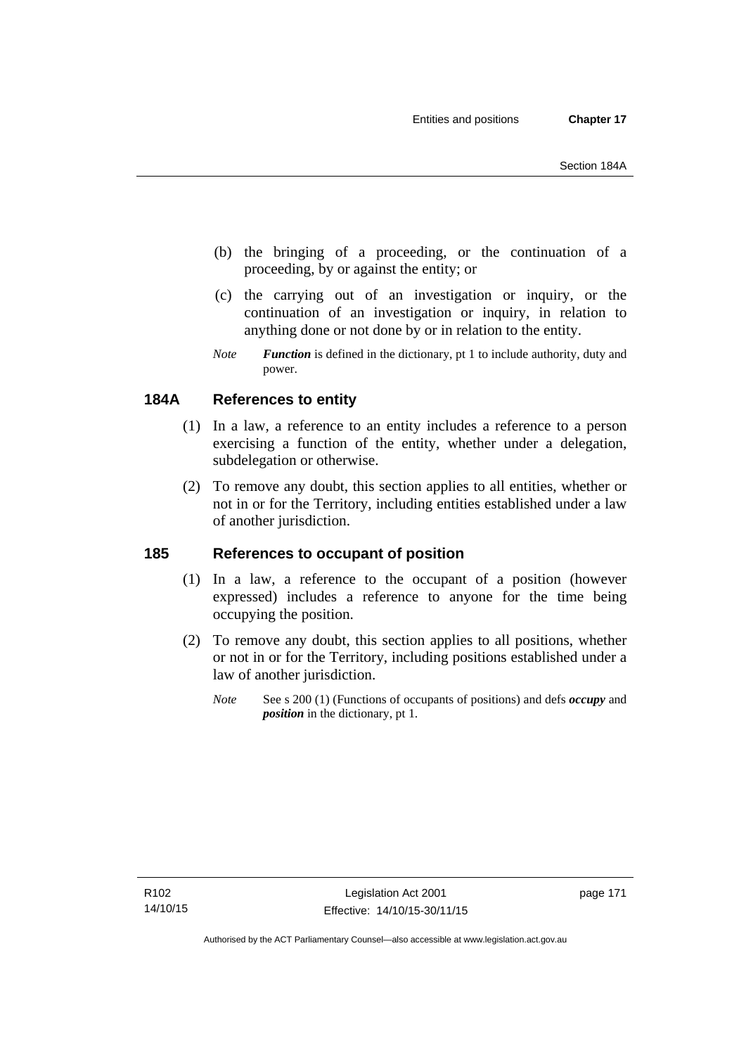(b) the bringing of a proceeding, or the continuation of a proceeding, by or against the entity; or

(c) the carrying out of an investigation or inquiry, or the continuation of an investigation or inquiry, in relation to anything done or not done by or in relation to the entity.

*Note* ***Function*** is defined in the dictionary, pt 1 to include authority, duty and power.

## 184A References to entity

(1) In a law, a reference to an entity includes a reference to a person exercising a function of the entity, whether under a delegation, subdelegation or otherwise.

(2) To remove any doubt, this section applies to all entities, whether or not in or for the Territory, including entities established under a law of another jurisdiction.

## 185 References to occupant of position

(1) In a law, a reference to the occupant of a position (however expressed) includes a reference to anyone for the time being occupying the position.

(2) To remove any doubt, this section applies to all positions, whether or not in or for the Territory, including positions established under a law of another jurisdiction.

*Note* See s 200 (1) (Functions of occupants of positions) and defs ***occupy*** and ***position*** in the dictionary, pt 1.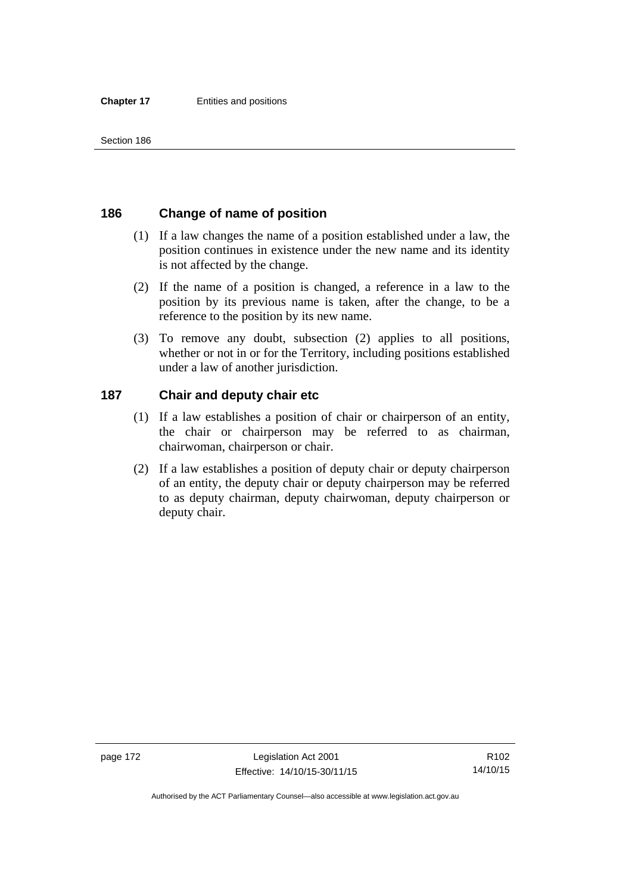## 186 Change of name of position

(1) If a law changes the name of a position established under a law, the position continues in existence under the new name and its identity is not affected by the change.

(2) If the name of a position is changed, a reference in a law to the position by its previous name is taken, after the change, to be a reference to the position by its new name.

(3) To remove any doubt, subsection (2) applies to all positions, whether or not in or for the Territory, including positions established under a law of another jurisdiction.

## 187 Chair and deputy chair etc

(1) If a law establishes a position of chair or chairperson of an entity, the chair or chairperson may be referred to as chairman, chairwoman, chairperson or chair.

(2) If a law establishes a position of deputy chair or deputy chairperson of an entity, the deputy chair or deputy chairperson may be referred to as deputy chairman, deputy chairwoman, deputy chairperson or deputy chair.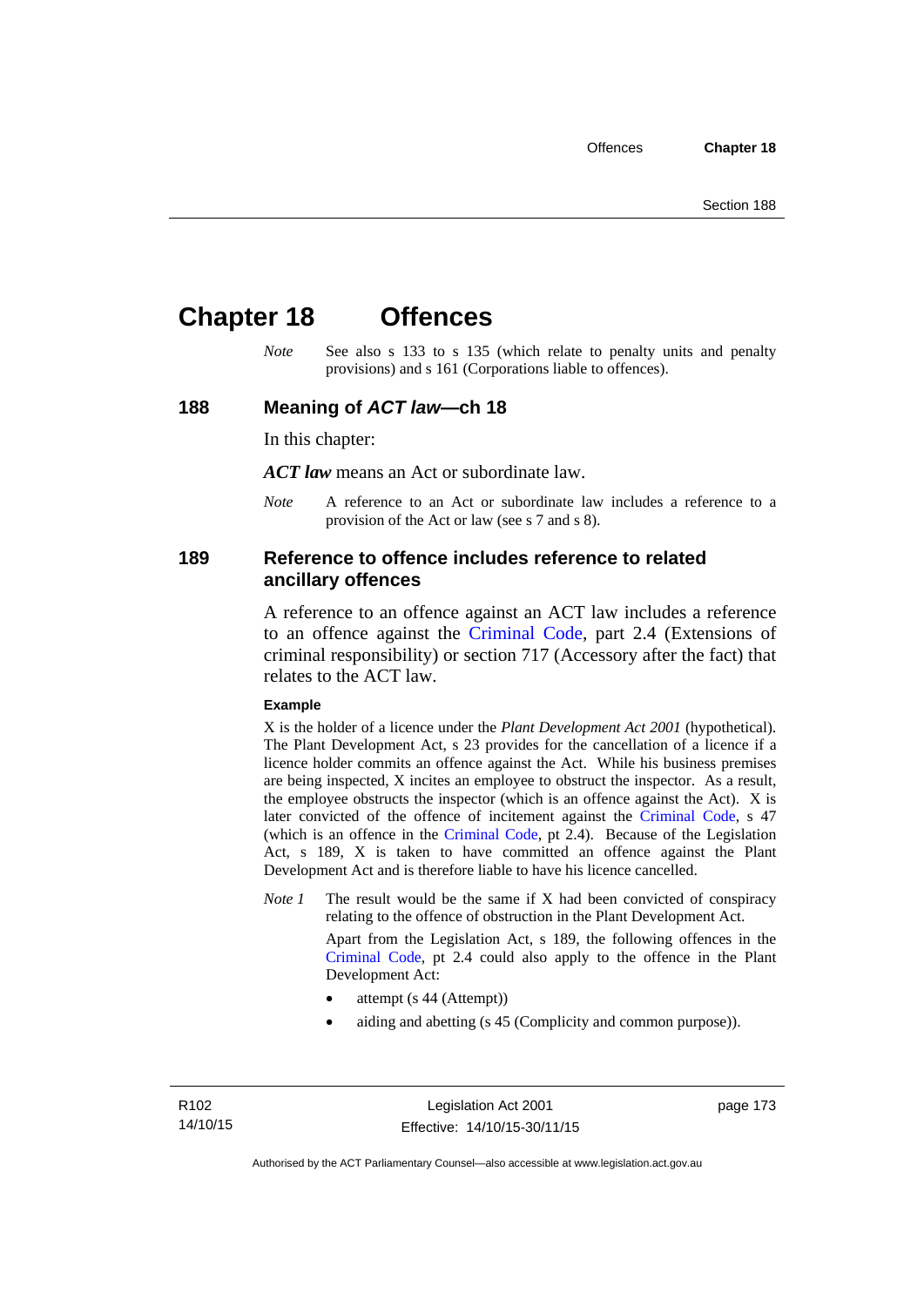# Chapter 18 Offences

*Note* See also s 133 to s 135 (which relate to penalty units and penalty provisions) and s 161 (Corporations liable to offences).

## 188 Meaning of *ACT law*—ch 18

In this chapter:

***ACT law*** means an Act or subordinate law.

*Note* A reference to an Act or subordinate law includes a reference to a provision of the Act or law (see s 7 and s 8).

## 189 Reference to offence includes reference to related ancillary offences

A reference to an offence against an ACT law includes a reference to an offence against the Criminal Code, part 2.4 (Extensions of criminal responsibility) or section 717 (Accessory after the fact) that relates to the ACT law.

**Example**

X is the holder of a licence under the *Plant Development Act 2001* (hypothetical). The Plant Development Act, s 23 provides for the cancellation of a licence if a licence holder commits an offence against the Act. While his business premises are being inspected, X incites an employee to obstruct the inspector. As a result, the employee obstructs the inspector (which is an offence against the Act). X is later convicted of the offence of incitement against the Criminal Code, s 47 (which is an offence in the Criminal Code, pt 2.4). Because of the Legislation Act, s 189, X is taken to have committed an offence against the Plant Development Act and is therefore liable to have his licence cancelled.

*Note 1* The result would be the same if X had been convicted of conspiracy relating to the offence of obstruction in the Plant Development Act.

Apart from the Legislation Act, s 189, the following offences in the Criminal Code, pt 2.4 could also apply to the offence in the Plant Development Act:

- attempt (s 44 (Attempt))
- aiding and abetting (s 45 (Complicity and common purpose)).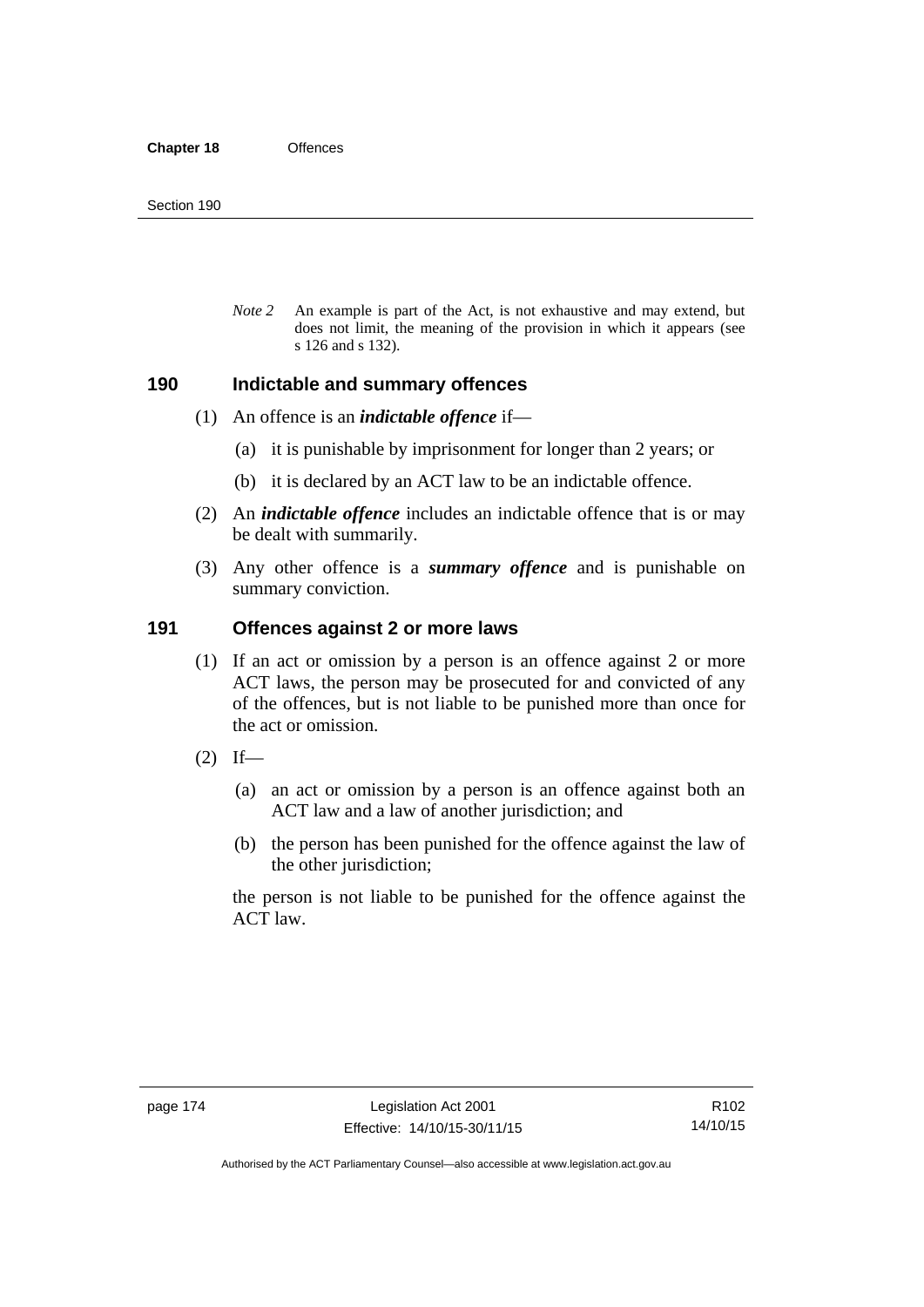*Note 2* An example is part of the Act, is not exhaustive and may extend, but does not limit, the meaning of the provision in which it appears (see s 126 and s 132).

## 190 Indictable and summary offences

(1) An offence is an ***indictable offence*** if—

(a) it is punishable by imprisonment for longer than 2 years; or

(b) it is declared by an ACT law to be an indictable offence.

(2) An ***indictable offence*** includes an indictable offence that is or may be dealt with summarily.

(3) Any other offence is a ***summary offence*** and is punishable on summary conviction.

## 191 Offences against 2 or more laws

(1) If an act or omission by a person is an offence against 2 or more ACT laws, the person may be prosecuted for and convicted of any of the offences, but is not liable to be punished more than once for the act or omission.

(2) If—

(a) an act or omission by a person is an offence against both an ACT law and a law of another jurisdiction; and

(b) the person has been punished for the offence against the law of the other jurisdiction;

the person is not liable to be punished for the offence against the ACT law.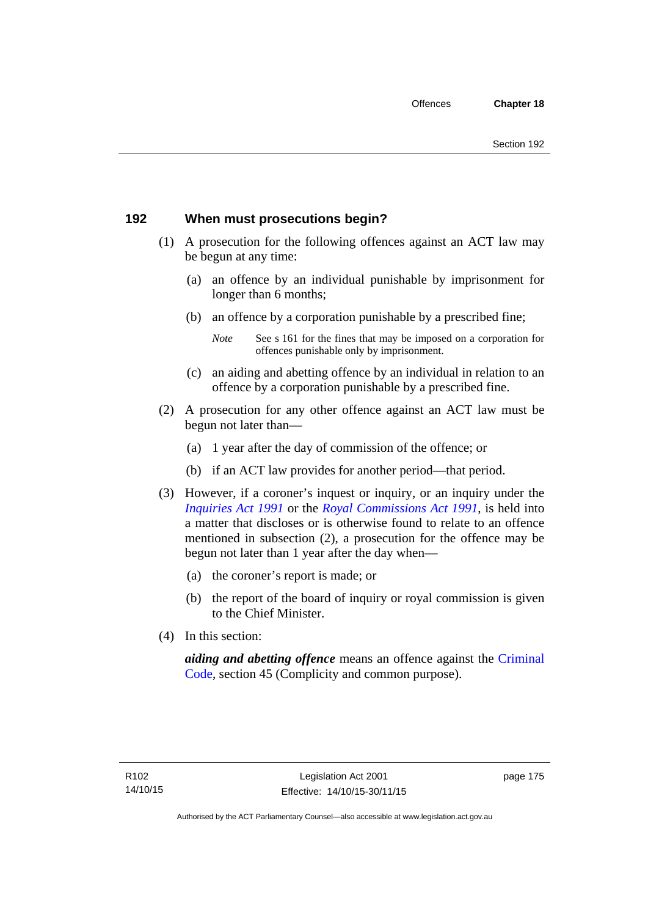## 192 When must prosecutions begin?

(1) A prosecution for the following offences against an ACT law may be begun at any time:

(a) an offence by an individual punishable by imprisonment for longer than 6 months;

(b) an offence by a corporation punishable by a prescribed fine;

*Note* See s 161 for the fines that may be imposed on a corporation for offences punishable only by imprisonment.

(c) an aiding and abetting offence by an individual in relation to an offence by a corporation punishable by a prescribed fine.

(2) A prosecution for any other offence against an ACT law must be begun not later than—

(a) 1 year after the day of commission of the offence; or

(b) if an ACT law provides for another period—that period.

(3) However, if a coroner's inquest or inquiry, or an inquiry under the *Inquiries Act 1991* or the *Royal Commissions Act 1991*, is held into a matter that discloses or is otherwise found to relate to an offence mentioned in subsection (2), a prosecution for the offence may be begun not later than 1 year after the day when—

(a) the coroner's report is made; or

(b) the report of the board of inquiry or royal commission is given to the Chief Minister.

(4) In this section:

***aiding and abetting offence*** means an offence against the Criminal Code, section 45 (Complicity and common purpose).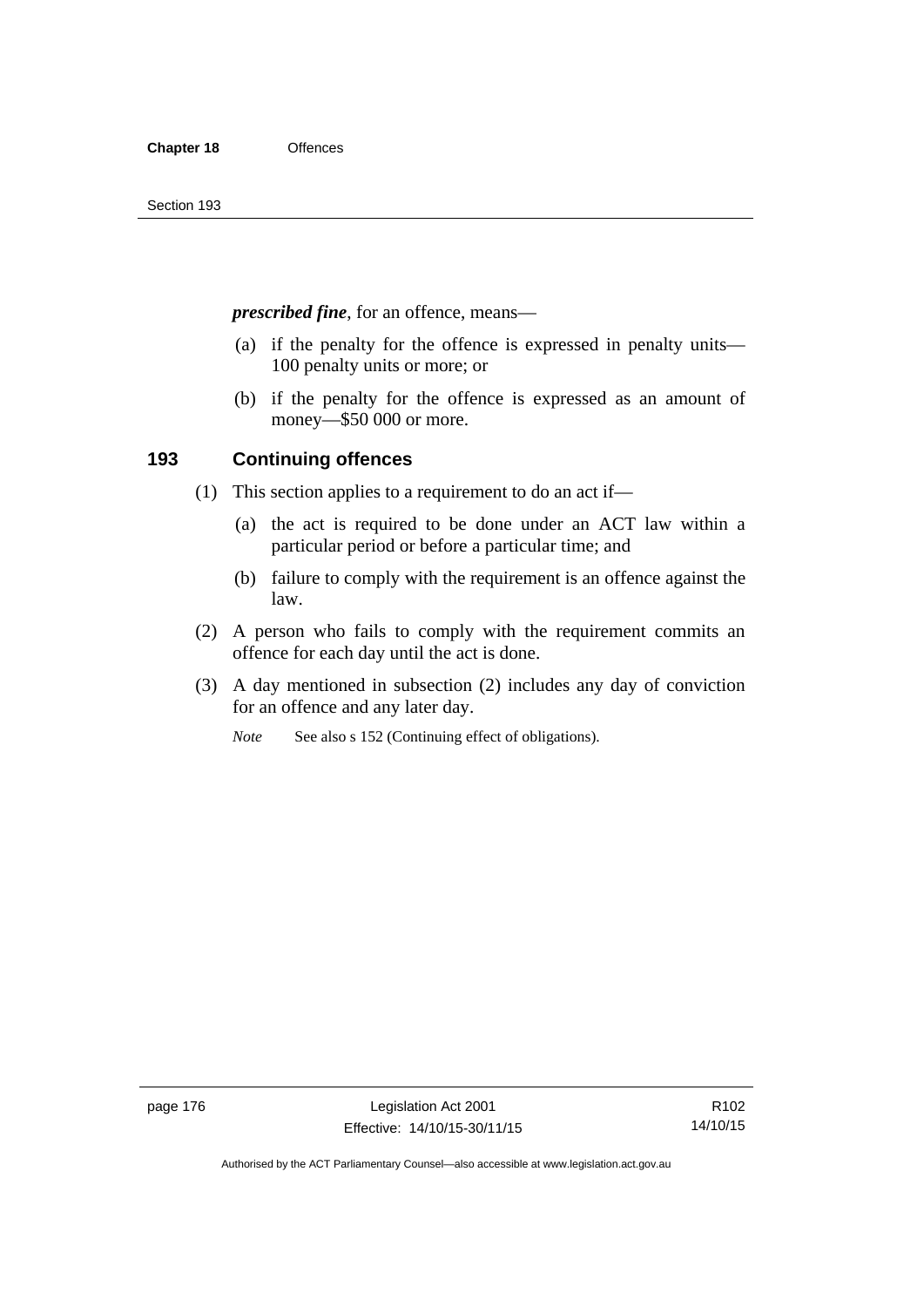***prescribed fine***, for an offence, means—

(a) if the penalty for the offence is expressed in penalty units—100 penalty units or more; or

(b) if the penalty for the offence is expressed as an amount of money—$50 000 or more.

## 193 Continuing offences

(1) This section applies to a requirement to do an act if—

(a) the act is required to be done under an ACT law within a particular period or before a particular time; and

(b) failure to comply with the requirement is an offence against the law.

(2) A person who fails to comply with the requirement commits an offence for each day until the act is done.

(3) A day mentioned in subsection (2) includes any day of conviction for an offence and any later day.

*Note* See also s 152 (Continuing effect of obligations).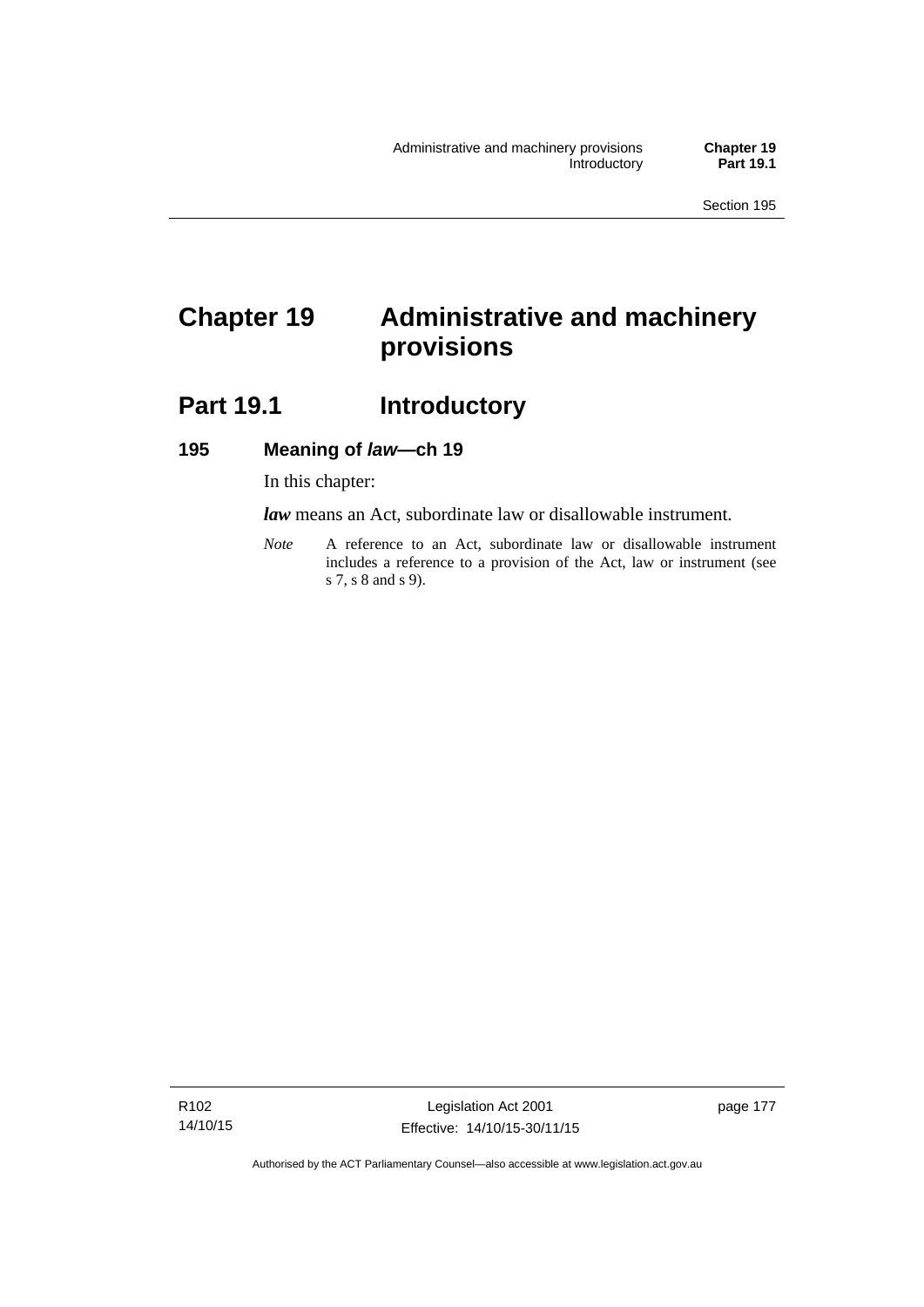# Chapter 19 Administrative and machinery provisions

## Part 19.1 Introductory

### 195 Meaning of *law*—ch 19

In this chapter:

***law*** means an Act, subordinate law or disallowable instrument.

*Note* A reference to an Act, subordinate law or disallowable instrument includes a reference to a provision of the Act, law or instrument (see s 7, s 8 and s 9).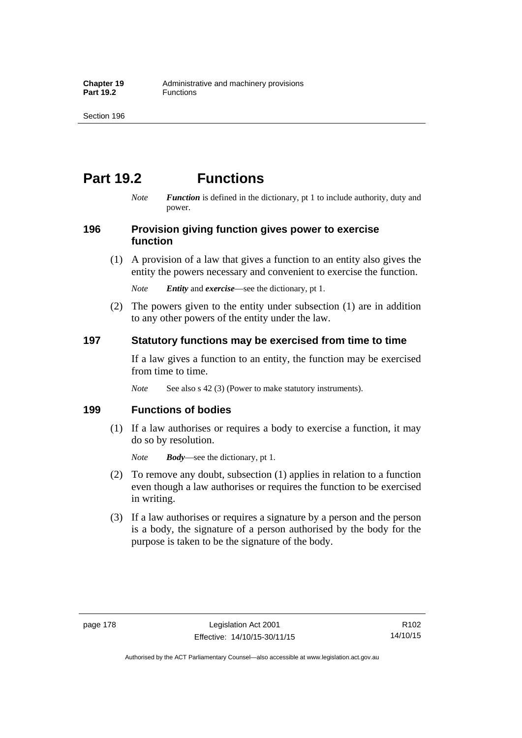# Part 19.2 Functions

*Note* ***Function*** is defined in the dictionary, pt 1 to include authority, duty and power.

### 196 Provision giving function gives power to exercise function

(1) A provision of a law that gives a function to an entity also gives the entity the powers necessary and convenient to exercise the function.

*Note* ***Entity*** and ***exercise***—see the dictionary, pt 1.

(2) The powers given to the entity under subsection (1) are in addition to any other powers of the entity under the law.

### 197 Statutory functions may be exercised from time to time

If a law gives a function to an entity, the function may be exercised from time to time.

*Note* See also s 42 (3) (Power to make statutory instruments).

### 199 Functions of bodies

(1) If a law authorises or requires a body to exercise a function, it may do so by resolution.

*Note* ***Body***—see the dictionary, pt 1.

(2) To remove any doubt, subsection (1) applies in relation to a function even though a law authorises or requires the function to be exercised in writing.

(3) If a law authorises or requires a signature by a person and the person is a body, the signature of a person authorised by the body for the purpose is taken to be the signature of the body.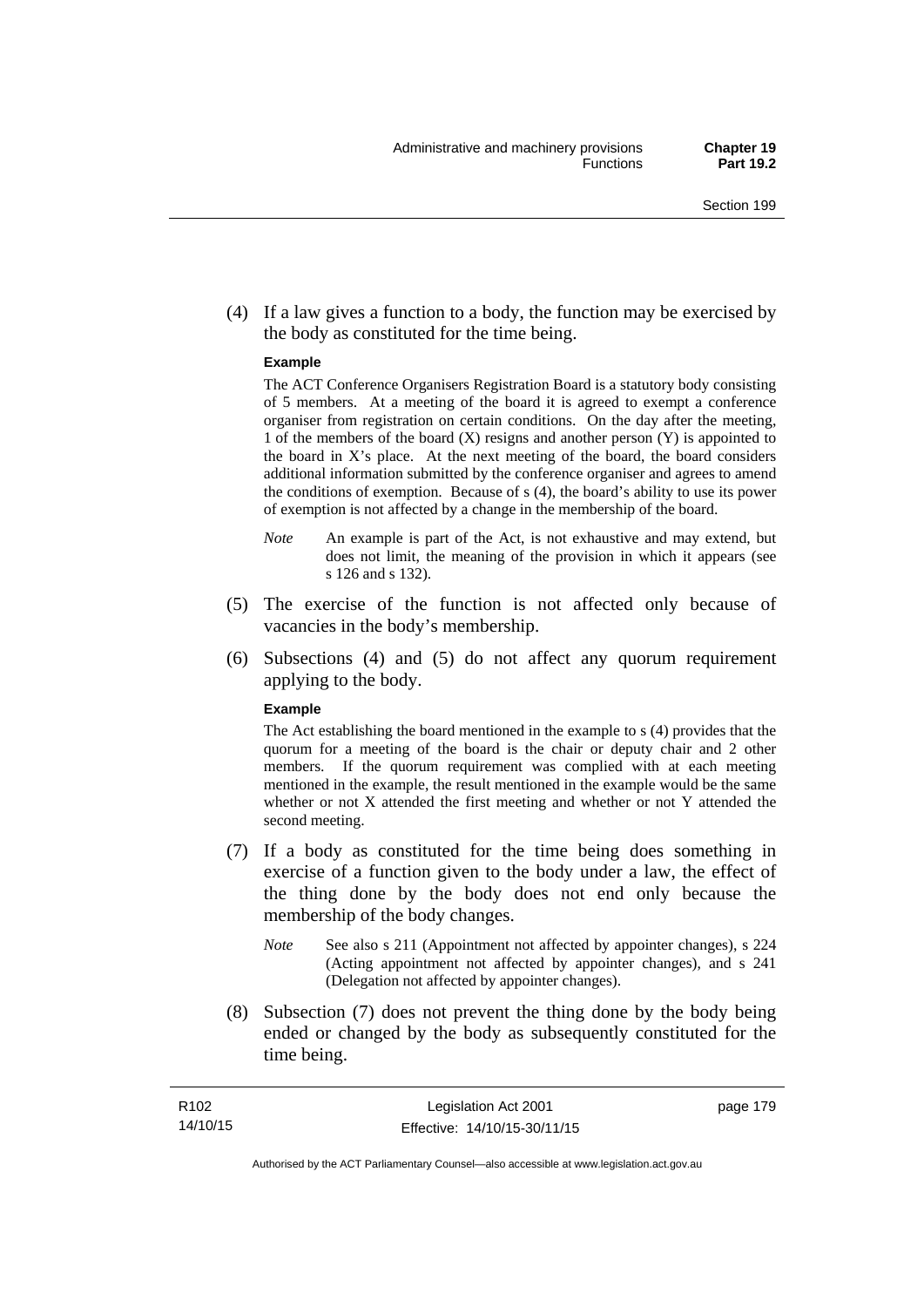(4) If a law gives a function to a body, the function may be exercised by the body as constituted for the time being.

**Example**

The ACT Conference Organisers Registration Board is a statutory body consisting of 5 members. At a meeting of the board it is agreed to exempt a conference organiser from registration on certain conditions. On the day after the meeting, 1 of the members of the board (X) resigns and another person (Y) is appointed to the board in X's place. At the next meeting of the board, the board considers additional information submitted by the conference organiser and agrees to amend the conditions of exemption. Because of s (4), the board's ability to use its power of exemption is not affected by a change in the membership of the board.

*Note* An example is part of the Act, is not exhaustive and may extend, but does not limit, the meaning of the provision in which it appears (see s 126 and s 132).

(5) The exercise of the function is not affected only because of vacancies in the body's membership.

(6) Subsections (4) and (5) do not affect any quorum requirement applying to the body.

**Example**

The Act establishing the board mentioned in the example to s (4) provides that the quorum for a meeting of the board is the chair or deputy chair and 2 other members. If the quorum requirement was complied with at each meeting mentioned in the example, the result mentioned in the example would be the same whether or not X attended the first meeting and whether or not Y attended the second meeting.

(7) If a body as constituted for the time being does something in exercise of a function given to the body under a law, the effect of the thing done by the body does not end only because the membership of the body changes.

*Note* See also s 211 (Appointment not affected by appointer changes), s 224 (Acting appointment not affected by appointer changes), and s 241 (Delegation not affected by appointer changes).

(8) Subsection (7) does not prevent the thing done by the body being ended or changed by the body as subsequently constituted for the time being.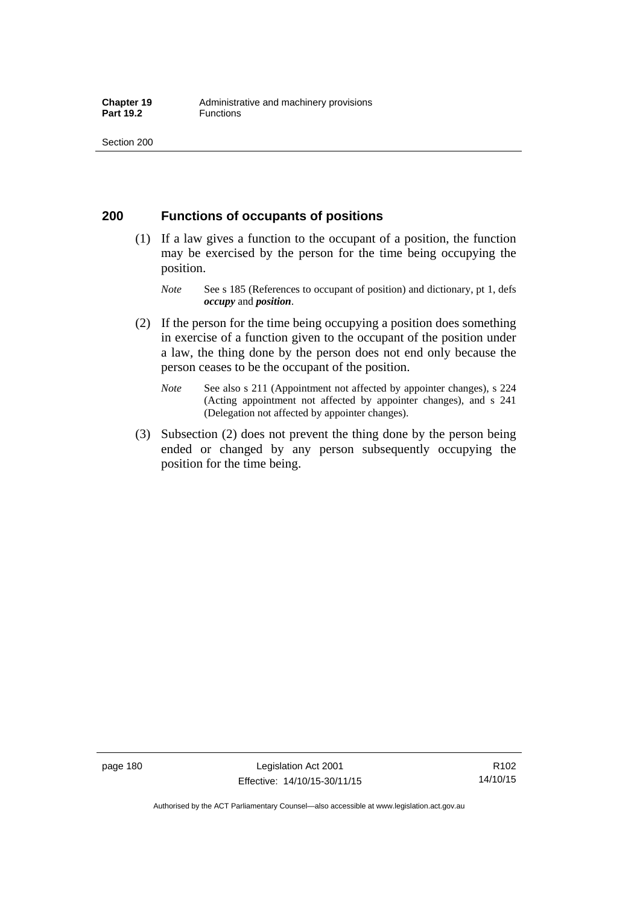## 200 Functions of occupants of positions

(1) If a law gives a function to the occupant of a position, the function may be exercised by the person for the time being occupying the position.

*Note* See s 185 (References to occupant of position) and dictionary, pt 1, defs ***occupy*** and ***position***.

(2) If the person for the time being occupying a position does something in exercise of a function given to the occupant of the position under a law, the thing done by the person does not end only because the person ceases to be the occupant of the position.

*Note* See also s 211 (Appointment not affected by appointer changes), s 224 (Acting appointment not affected by appointer changes), and s 241 (Delegation not affected by appointer changes).

(3) Subsection (2) does not prevent the thing done by the person being ended or changed by any person subsequently occupying the position for the time being.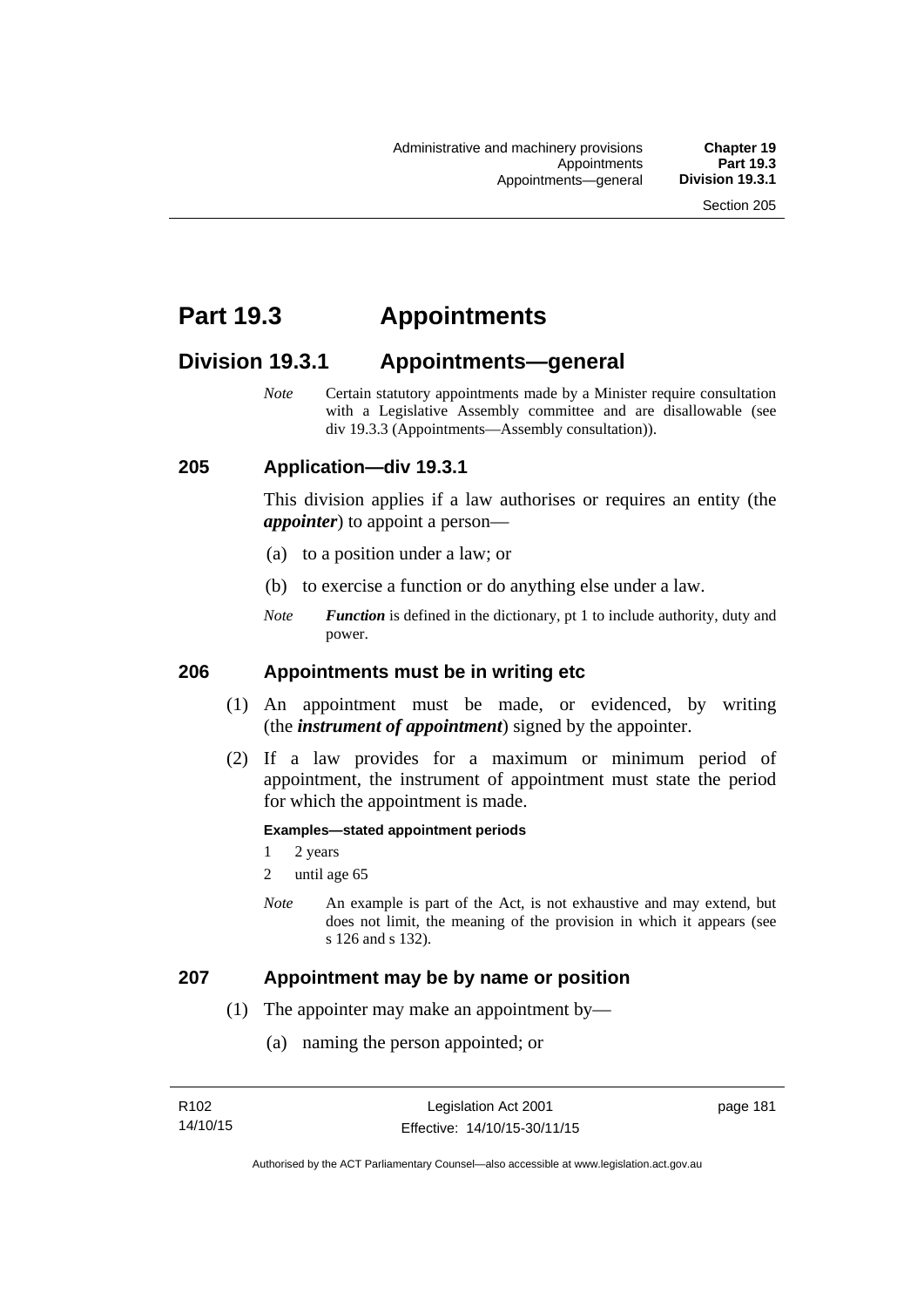# Part 19.3 Appointments

## Division 19.3.1 Appointments—general

*Note* Certain statutory appointments made by a Minister require consultation with a Legislative Assembly committee and are disallowable (see div 19.3.3 (Appointments—Assembly consultation)).

### 205 Application—div 19.3.1

This division applies if a law authorises or requires an entity (the ***appointer***) to appoint a person—

(a) to a position under a law; or

(b) to exercise a function or do anything else under a law.

*Note* ***Function*** is defined in the dictionary, pt 1 to include authority, duty and power.

### 206 Appointments must be in writing etc

(1) An appointment must be made, or evidenced, by writing (the ***instrument of appointment***) signed by the appointer.

(2) If a law provides for a maximum or minimum period of appointment, the instrument of appointment must state the period for which the appointment is made.

**Examples—stated appointment periods**

1 2 years

2 until age 65

*Note* An example is part of the Act, is not exhaustive and may extend, but does not limit, the meaning of the provision in which it appears (see s 126 and s 132).

### 207 Appointment may be by name or position

(1) The appointer may make an appointment by—

(a) naming the person appointed; or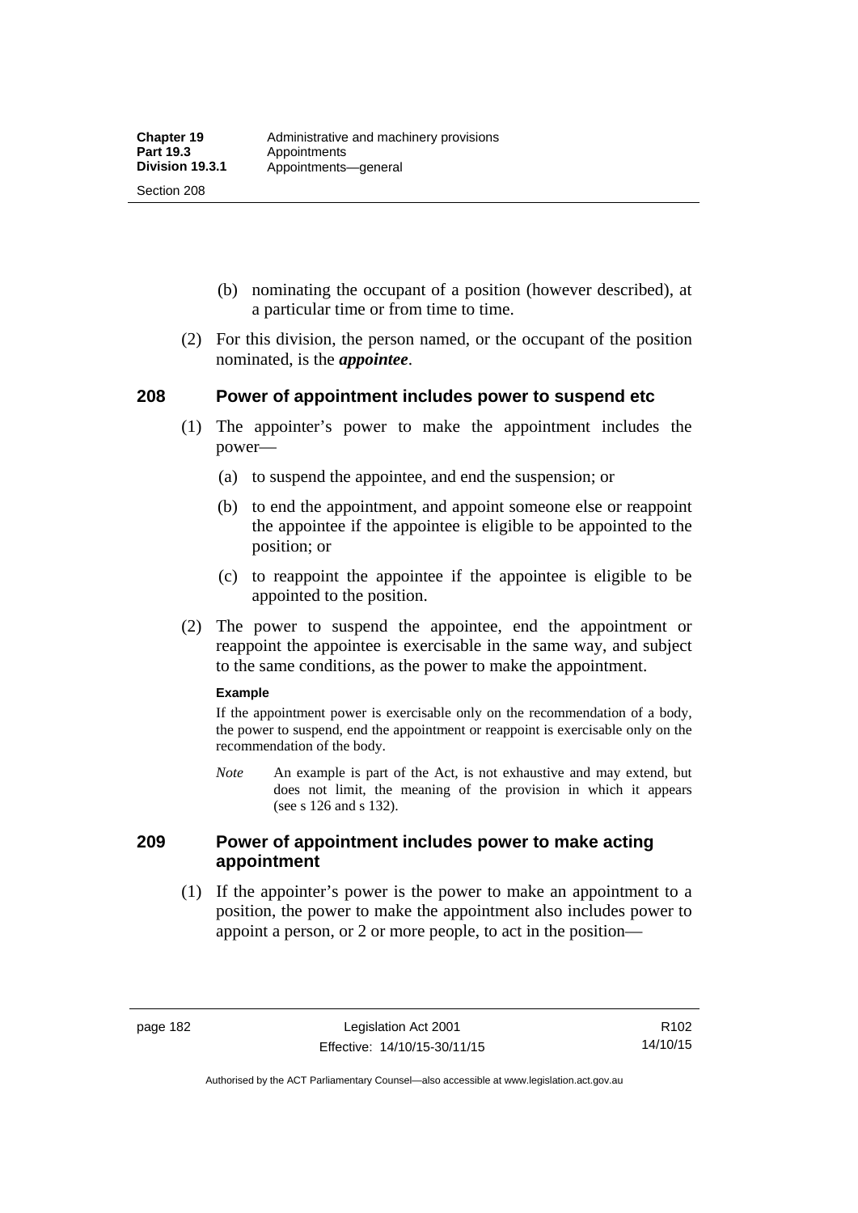(b) nominating the occupant of a position (however described), at a particular time or from time to time.

(2) For this division, the person named, or the occupant of the position nominated, is the ***appointee***.

## 208 Power of appointment includes power to suspend etc

(1) The appointer's power to make the appointment includes the power—

(a) to suspend the appointee, and end the suspension; or

(b) to end the appointment, and appoint someone else or reappoint the appointee if the appointee is eligible to be appointed to the position; or

(c) to reappoint the appointee if the appointee is eligible to be appointed to the position.

(2) The power to suspend the appointee, end the appointment or reappoint the appointee is exercisable in the same way, and subject to the same conditions, as the power to make the appointment.

**Example**

If the appointment power is exercisable only on the recommendation of a body, the power to suspend, end the appointment or reappoint is exercisable only on the recommendation of the body.

*Note* An example is part of the Act, is not exhaustive and may extend, but does not limit, the meaning of the provision in which it appears (see s 126 and s 132).

## 209 Power of appointment includes power to make acting appointment

(1) If the appointer's power is the power to make an appointment to a position, the power to make the appointment also includes power to appoint a person, or 2 or more people, to act in the position—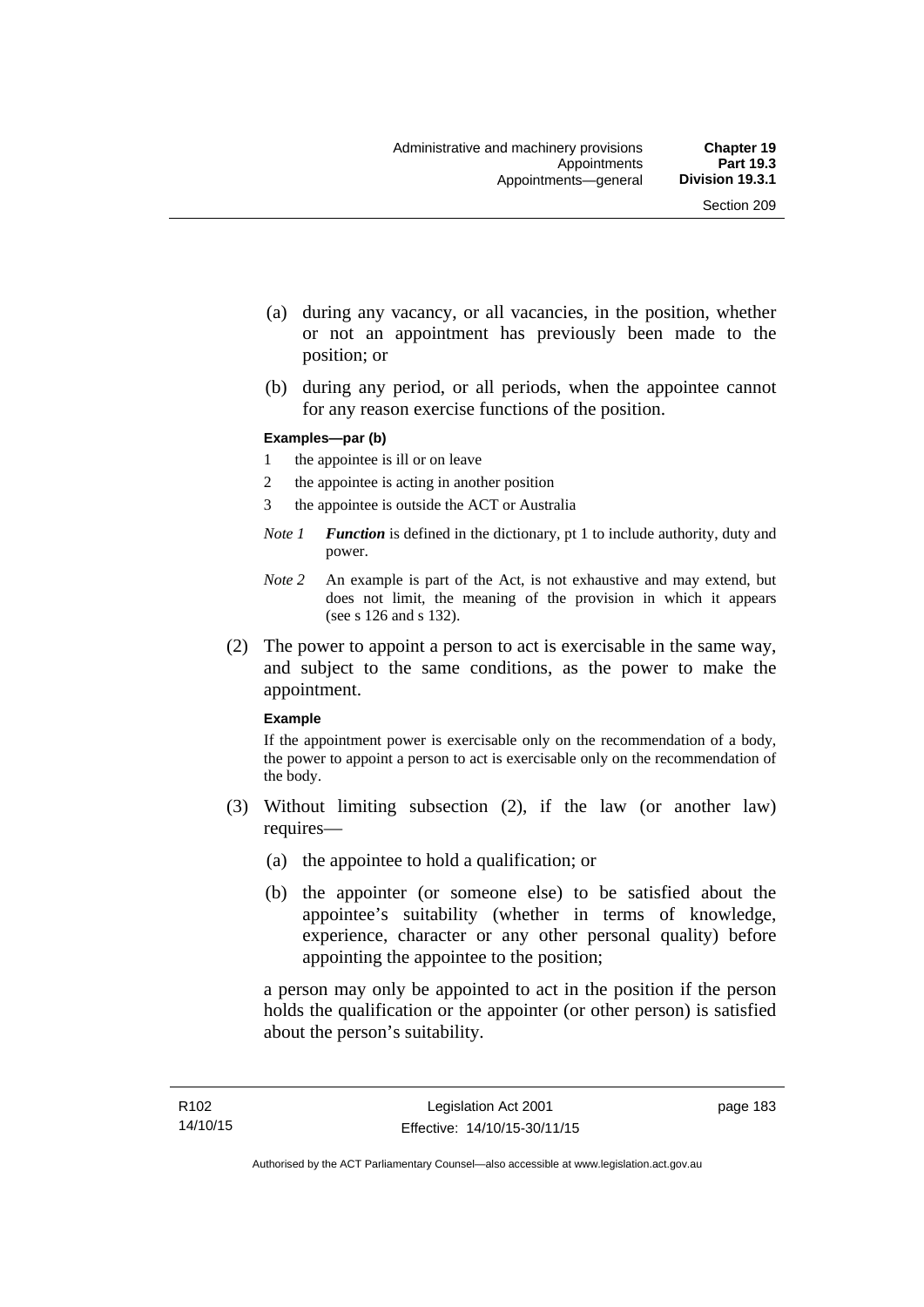(a) during any vacancy, or all vacancies, in the position, whether or not an appointment has previously been made to the position; or

(b) during any period, or all periods, when the appointee cannot for any reason exercise functions of the position.

**Examples—par (b)**

1 the appointee is ill or on leave

2 the appointee is acting in another position

3 the appointee is outside the ACT or Australia

*Note 1* ***Function*** is defined in the dictionary, pt 1 to include authority, duty and power.

*Note 2* An example is part of the Act, is not exhaustive and may extend, but does not limit, the meaning of the provision in which it appears (see s 126 and s 132).

(2) The power to appoint a person to act is exercisable in the same way, and subject to the same conditions, as the power to make the appointment.

**Example**

If the appointment power is exercisable only on the recommendation of a body, the power to appoint a person to act is exercisable only on the recommendation of the body.

(3) Without limiting subsection (2), if the law (or another law) requires—

(a) the appointee to hold a qualification; or

(b) the appointer (or someone else) to be satisfied about the appointee's suitability (whether in terms of knowledge, experience, character or any other personal quality) before appointing the appointee to the position;

a person may only be appointed to act in the position if the person holds the qualification or the appointer (or other person) is satisfied about the person's suitability.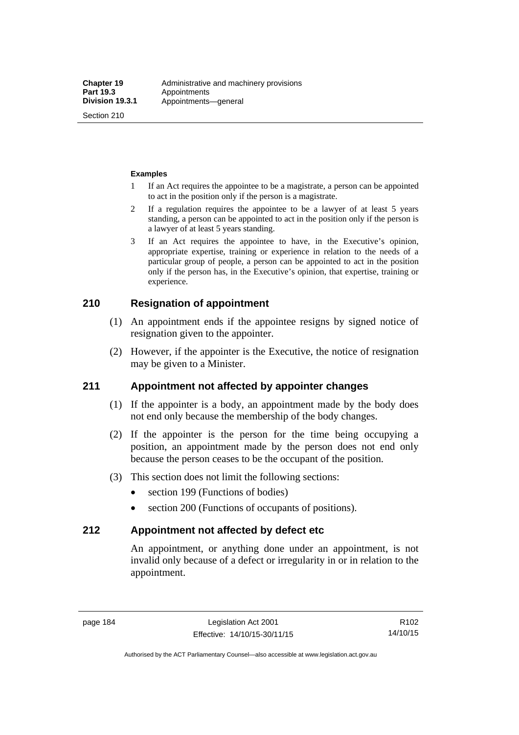**Examples**

1 If an Act requires the appointee to be a magistrate, a person can be appointed to act in the position only if the person is a magistrate.

2 If a regulation requires the appointee to be a lawyer of at least 5 years standing, a person can be appointed to act in the position only if the person is a lawyer of at least 5 years standing.

3 If an Act requires the appointee to have, in the Executive's opinion, appropriate expertise, training or experience in relation to the needs of a particular group of people, a person can be appointed to act in the position only if the person has, in the Executive's opinion, that expertise, training or experience.

## 210 Resignation of appointment

(1) An appointment ends if the appointee resigns by signed notice of resignation given to the appointer.

(2) However, if the appointer is the Executive, the notice of resignation may be given to a Minister.

## 211 Appointment not affected by appointer changes

(1) If the appointer is a body, an appointment made by the body does not end only because the membership of the body changes.

(2) If the appointer is the person for the time being occupying a position, an appointment made by the person does not end only because the person ceases to be the occupant of the position.

(3) This section does not limit the following sections:

- section 199 (Functions of bodies)
- section 200 (Functions of occupants of positions).

## 212 Appointment not affected by defect etc

An appointment, or anything done under an appointment, is not invalid only because of a defect or irregularity in or in relation to the appointment.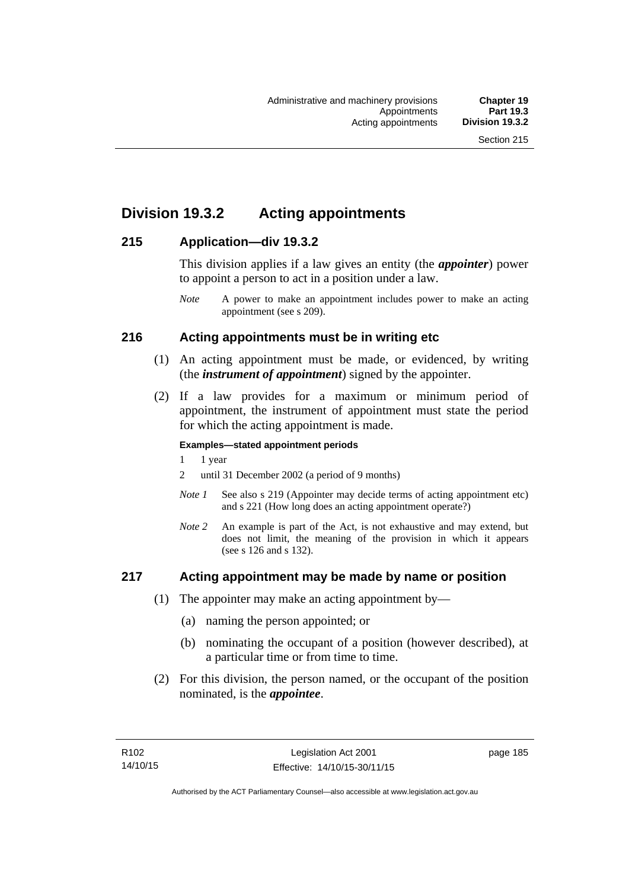## Division 19.3.2 Acting appointments

### 215 Application—div 19.3.2

This division applies if a law gives an entity (the ***appointer***) power to appoint a person to act in a position under a law.

*Note* A power to make an appointment includes power to make an acting appointment (see s 209).

### 216 Acting appointments must be in writing etc

(1) An acting appointment must be made, or evidenced, by writing (the ***instrument of appointment***) signed by the appointer.

(2) If a law provides for a maximum or minimum period of appointment, the instrument of appointment must state the period for which the acting appointment is made.

**Examples—stated appointment periods**

1 1 year

2 until 31 December 2002 (a period of 9 months)

*Note 1* See also s 219 (Appointer may decide terms of acting appointment etc) and s 221 (How long does an acting appointment operate?)

*Note 2* An example is part of the Act, is not exhaustive and may extend, but does not limit, the meaning of the provision in which it appears (see s 126 and s 132).

### 217 Acting appointment may be made by name or position

(1) The appointer may make an acting appointment by—

(a) naming the person appointed; or

(b) nominating the occupant of a position (however described), at a particular time or from time to time.

(2) For this division, the person named, or the occupant of the position nominated, is the ***appointee***.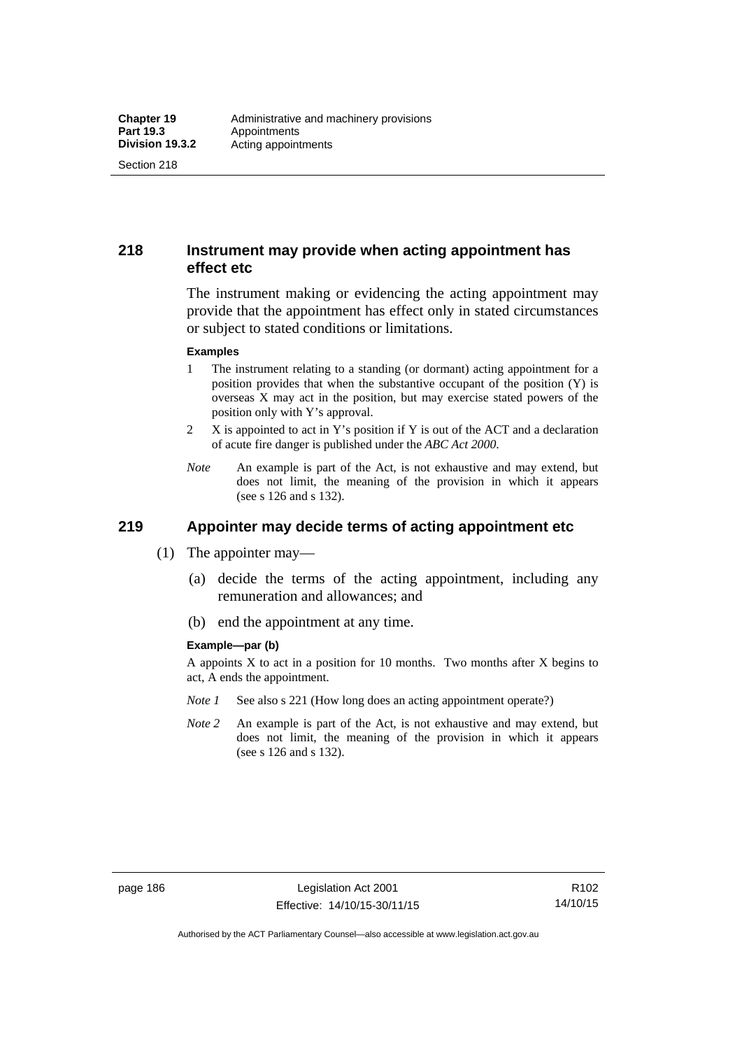## 218 Instrument may provide when acting appointment has effect etc

The instrument making or evidencing the acting appointment may provide that the appointment has effect only in stated circumstances or subject to stated conditions or limitations.

**Examples**

1 The instrument relating to a standing (or dormant) acting appointment for a position provides that when the substantive occupant of the position (Y) is overseas X may act in the position, but may exercise stated powers of the position only with Y's approval.

2 X is appointed to act in Y's position if Y is out of the ACT and a declaration of acute fire danger is published under the *ABC Act 2000*.

*Note* An example is part of the Act, is not exhaustive and may extend, but does not limit, the meaning of the provision in which it appears (see s 126 and s 132).

## 219 Appointer may decide terms of acting appointment etc

(1) The appointer may—

(a) decide the terms of the acting appointment, including any remuneration and allowances; and

(b) end the appointment at any time.

**Example—par (b)**

A appoints X to act in a position for 10 months. Two months after X begins to act, A ends the appointment.

*Note 1* See also s 221 (How long does an acting appointment operate?)

*Note 2* An example is part of the Act, is not exhaustive and may extend, but does not limit, the meaning of the provision in which it appears (see s 126 and s 132).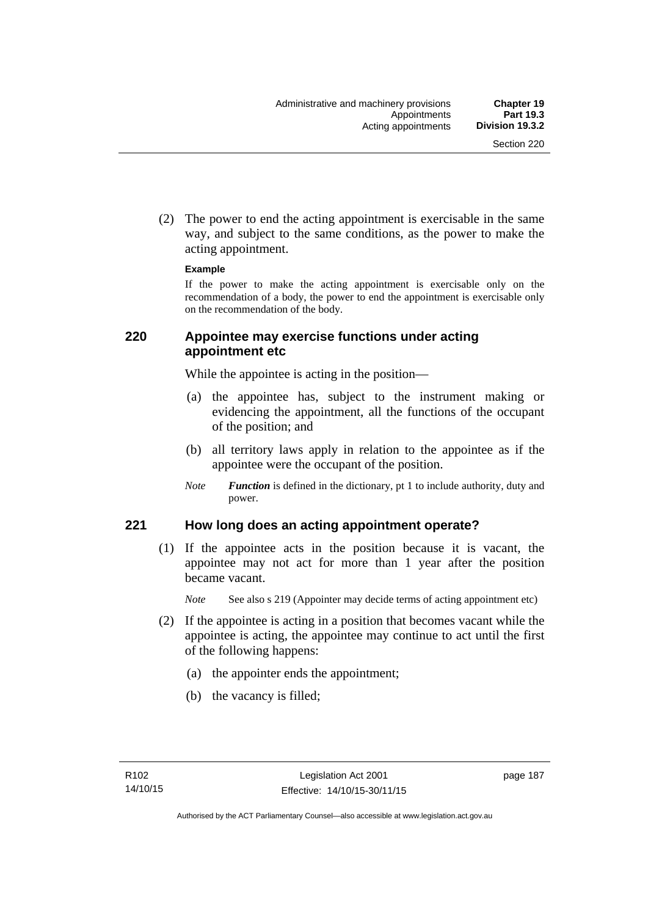(2) The power to end the acting appointment is exercisable in the same way, and subject to the same conditions, as the power to make the acting appointment.

**Example**

If the power to make the acting appointment is exercisable only on the recommendation of a body, the power to end the appointment is exercisable only on the recommendation of the body.

## 220 Appointee may exercise functions under acting appointment etc

While the appointee is acting in the position—

(a) the appointee has, subject to the instrument making or evidencing the appointment, all the functions of the occupant of the position; and

(b) all territory laws apply in relation to the appointee as if the appointee were the occupant of the position.

*Note* ***Function*** is defined in the dictionary, pt 1 to include authority, duty and power.

## 221 How long does an acting appointment operate?

(1) If the appointee acts in the position because it is vacant, the appointee may not act for more than 1 year after the position became vacant.

*Note* See also s 219 (Appointer may decide terms of acting appointment etc)

(2) If the appointee is acting in a position that becomes vacant while the appointee is acting, the appointee may continue to act until the first of the following happens:

(a) the appointer ends the appointment;

(b) the vacancy is filled;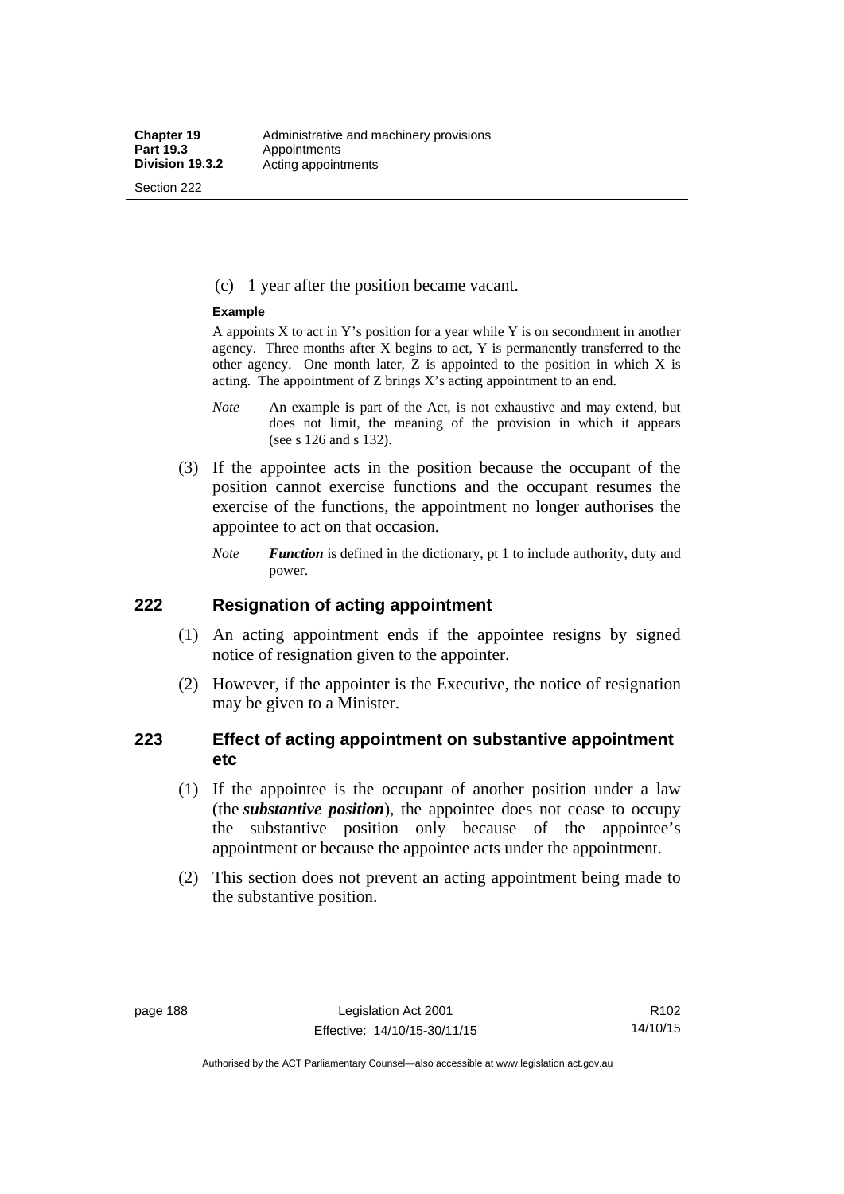(c) 1 year after the position became vacant.

**Example**

A appoints X to act in Y's position for a year while Y is on secondment in another agency. Three months after X begins to act, Y is permanently transferred to the other agency. One month later, Z is appointed to the position in which X is acting. The appointment of Z brings X's acting appointment to an end.

*Note* An example is part of the Act, is not exhaustive and may extend, but does not limit, the meaning of the provision in which it appears (see s 126 and s 132).

(3) If the appointee acts in the position because the occupant of the position cannot exercise functions and the occupant resumes the exercise of the functions, the appointment no longer authorises the appointee to act on that occasion.

*Note* ***Function*** is defined in the dictionary, pt 1 to include authority, duty and power.

## 222 Resignation of acting appointment

(1) An acting appointment ends if the appointee resigns by signed notice of resignation given to the appointer.

(2) However, if the appointer is the Executive, the notice of resignation may be given to a Minister.

## 223 Effect of acting appointment on substantive appointment etc

(1) If the appointee is the occupant of another position under a law (the ***substantive position***), the appointee does not cease to occupy the substantive position only because of the appointee's appointment or because the appointee acts under the appointment.

(2) This section does not prevent an acting appointment being made to the substantive position.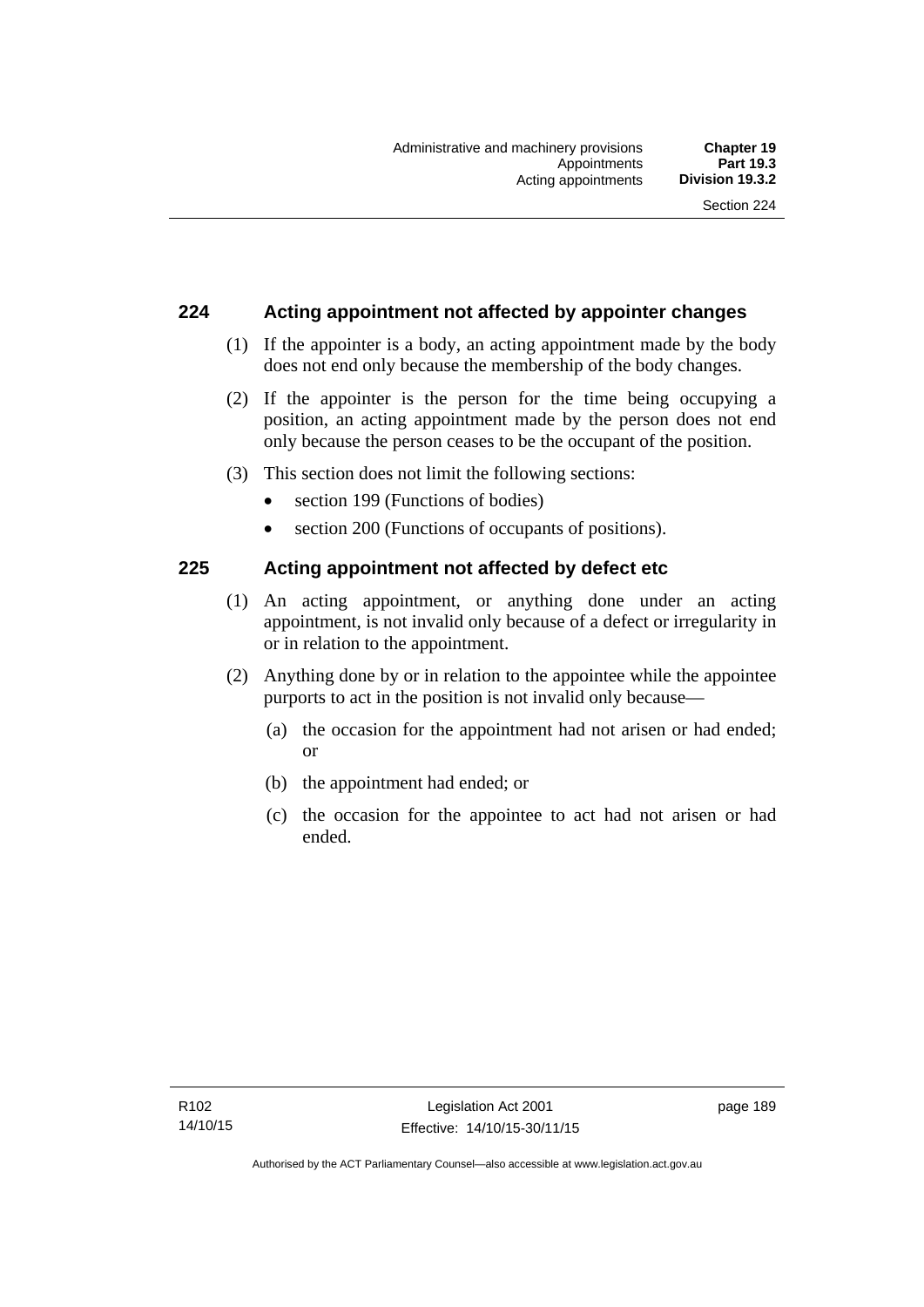## 224 Acting appointment not affected by appointer changes

(1) If the appointer is a body, an acting appointment made by the body does not end only because the membership of the body changes.

(2) If the appointer is the person for the time being occupying a position, an acting appointment made by the person does not end only because the person ceases to be the occupant of the position.

(3) This section does not limit the following sections:

- section 199 (Functions of bodies)
- section 200 (Functions of occupants of positions).

## 225 Acting appointment not affected by defect etc

(1) An acting appointment, or anything done under an acting appointment, is not invalid only because of a defect or irregularity in or in relation to the appointment.

(2) Anything done by or in relation to the appointee while the appointee purports to act in the position is not invalid only because—

(a) the occasion for the appointment had not arisen or had ended; or

(b) the appointment had ended; or

(c) the occasion for the appointee to act had not arisen or had ended.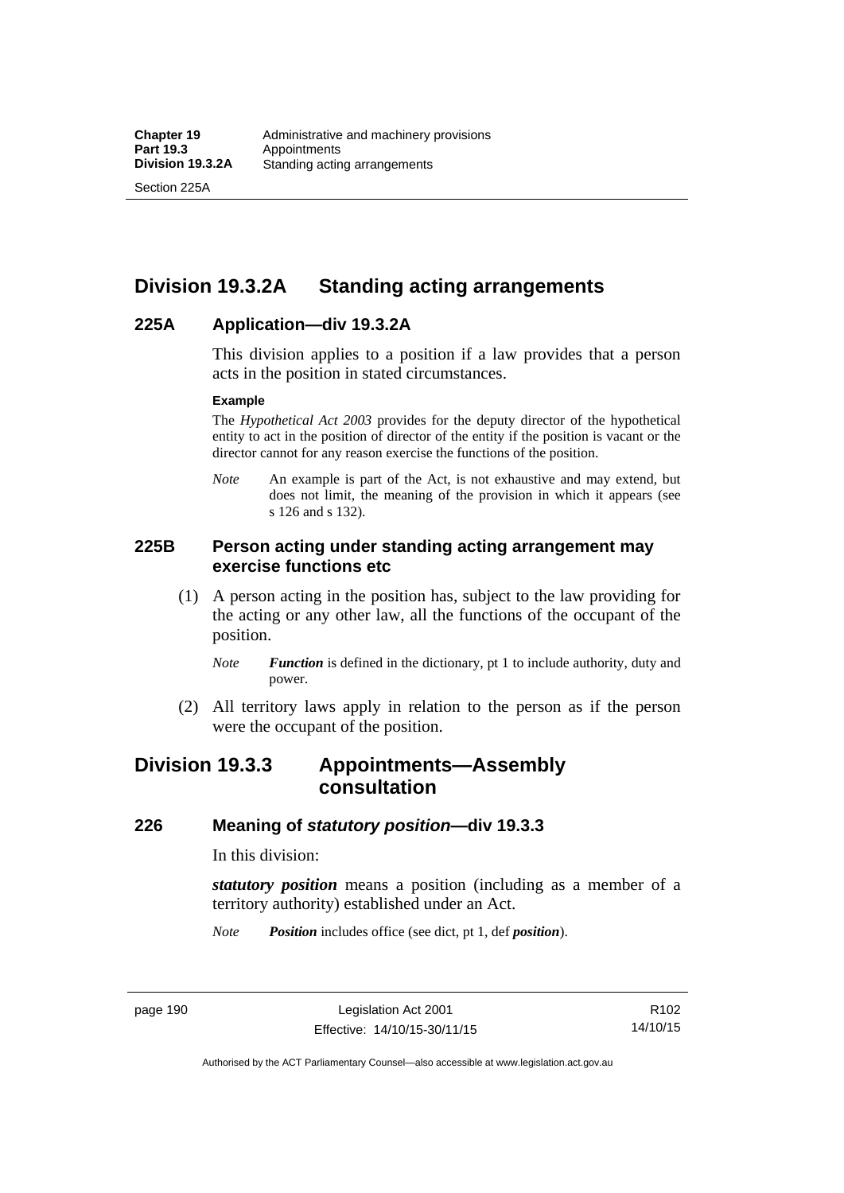## Division 19.3.2A Standing acting arrangements

### 225A Application—div 19.3.2A

This division applies to a position if a law provides that a person acts in the position in stated circumstances.

**Example**

The *Hypothetical Act 2003* provides for the deputy director of the hypothetical entity to act in the position of director of the entity if the position is vacant or the director cannot for any reason exercise the functions of the position.

*Note* An example is part of the Act, is not exhaustive and may extend, but does not limit, the meaning of the provision in which it appears (see s 126 and s 132).

### 225B Person acting under standing acting arrangement may exercise functions etc

(1) A person acting in the position has, subject to the law providing for the acting or any other law, all the functions of the occupant of the position.

*Note* ***Function*** is defined in the dictionary, pt 1 to include authority, duty and power.

(2) All territory laws apply in relation to the person as if the person were the occupant of the position.

## Division 19.3.3 Appointments—Assembly consultation

### 226 Meaning of *statutory position*—div 19.3.3

In this division:

***statutory position*** means a position (including as a member of a territory authority) established under an Act.

*Note* ***Position*** includes office (see dict, pt 1, def ***position***).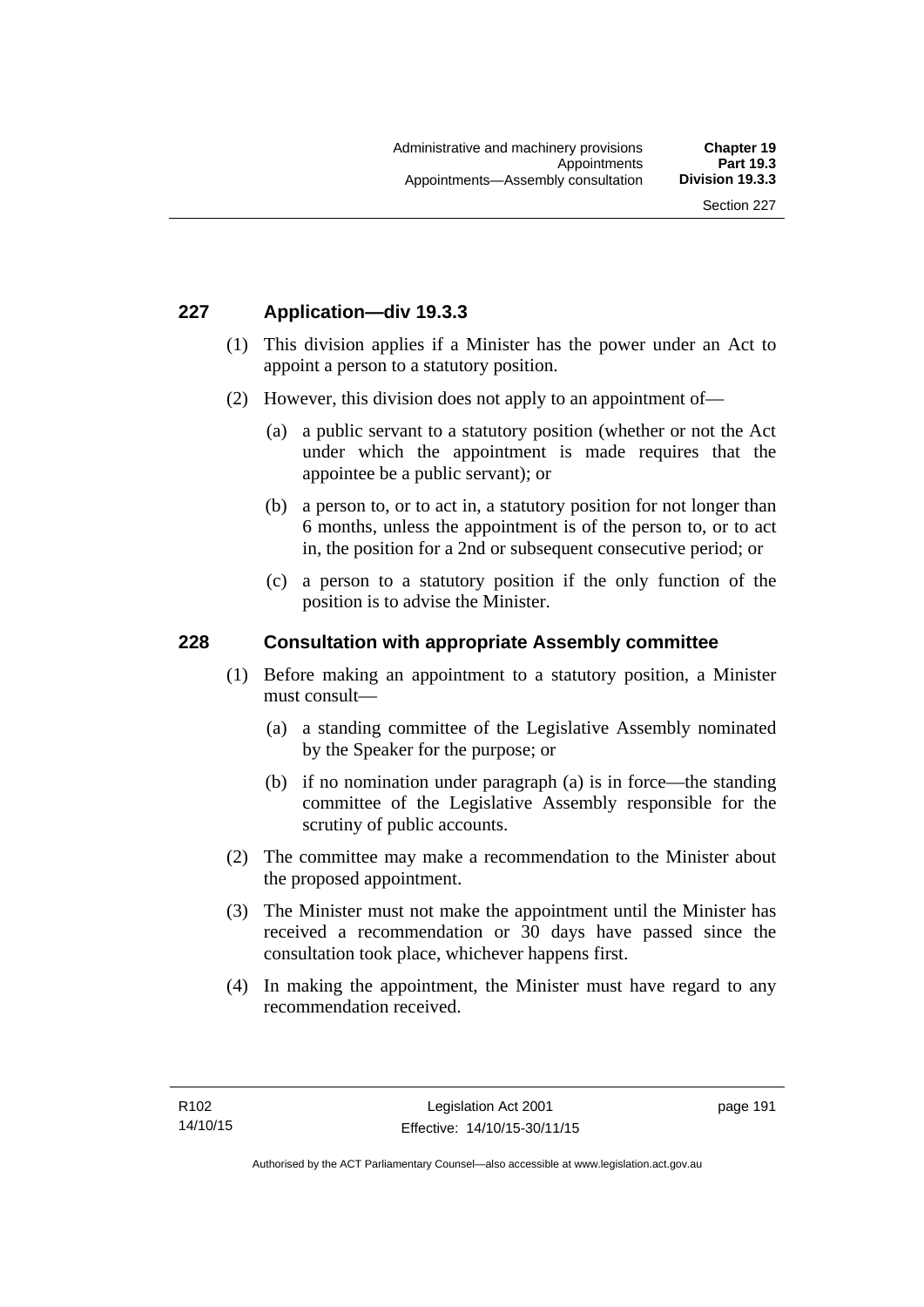## 227 Application—div 19.3.3

(1) This division applies if a Minister has the power under an Act to appoint a person to a statutory position.

(2) However, this division does not apply to an appointment of—

(a) a public servant to a statutory position (whether or not the Act under which the appointment is made requires that the appointee be a public servant); or

(b) a person to, or to act in, a statutory position for not longer than 6 months, unless the appointment is of the person to, or to act in, the position for a 2nd or subsequent consecutive period; or

(c) a person to a statutory position if the only function of the position is to advise the Minister.

## 228 Consultation with appropriate Assembly committee

(1) Before making an appointment to a statutory position, a Minister must consult—

(a) a standing committee of the Legislative Assembly nominated by the Speaker for the purpose; or

(b) if no nomination under paragraph (a) is in force—the standing committee of the Legislative Assembly responsible for the scrutiny of public accounts.

(2) The committee may make a recommendation to the Minister about the proposed appointment.

(3) The Minister must not make the appointment until the Minister has received a recommendation or 30 days have passed since the consultation took place, whichever happens first.

(4) In making the appointment, the Minister must have regard to any recommendation received.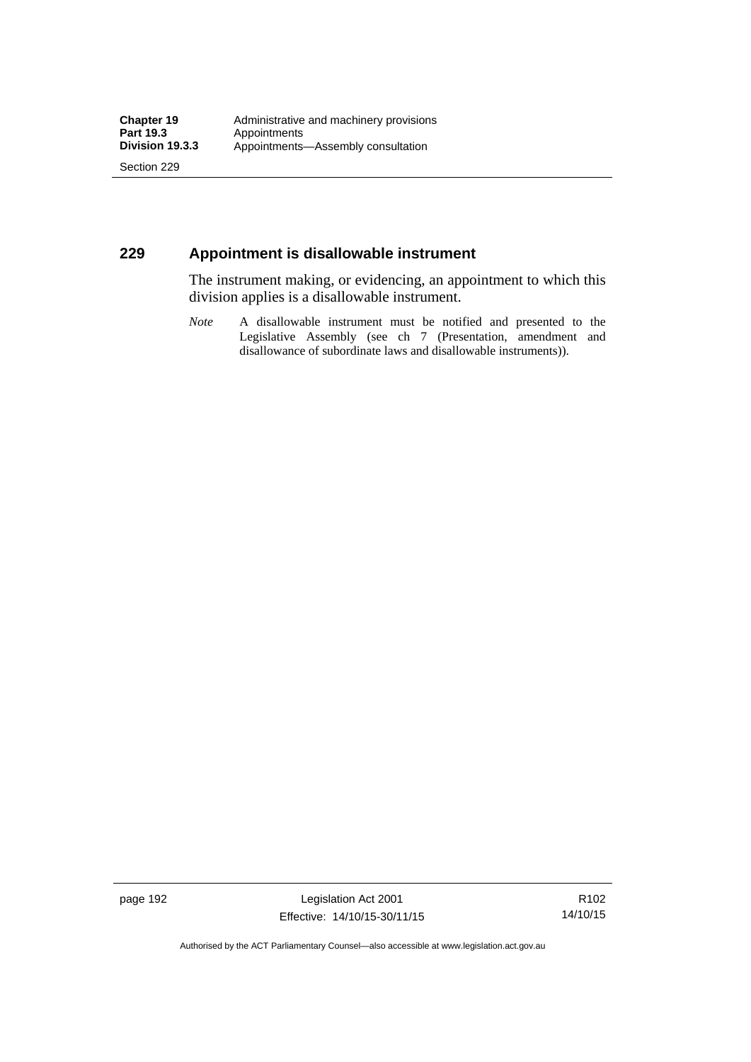## 229 Appointment is disallowable instrument

The instrument making, or evidencing, an appointment to which this division applies is a disallowable instrument.

*Note* A disallowable instrument must be notified and presented to the Legislative Assembly (see ch 7 (Presentation, amendment and disallowance of subordinate laws and disallowable instruments)).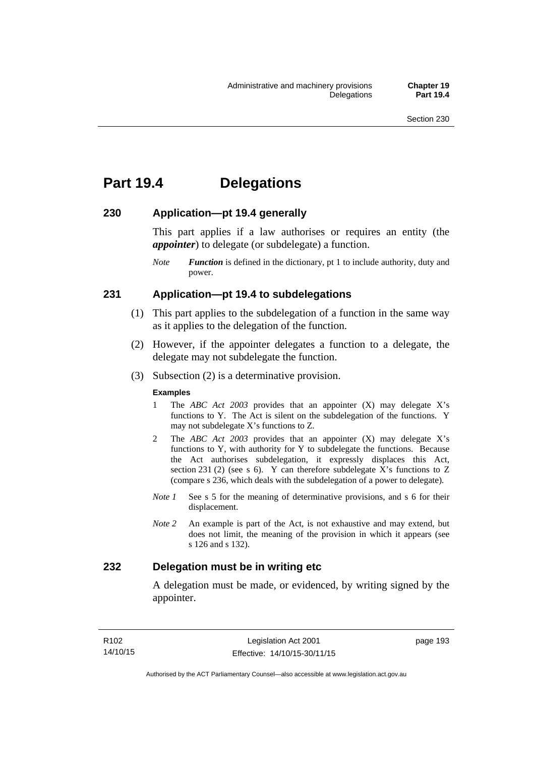# Part 19.4 Delegations

## 230 Application—pt 19.4 generally

This part applies if a law authorises or requires an entity (the ***appointer***) to delegate (or subdelegate) a function.

*Note* ***Function*** is defined in the dictionary, pt 1 to include authority, duty and power.

## 231 Application—pt 19.4 to subdelegations

(1) This part applies to the subdelegation of a function in the same way as it applies to the delegation of the function.

(2) However, if the appointer delegates a function to a delegate, the delegate may not subdelegate the function.

(3) Subsection (2) is a determinative provision.

**Examples**

1 The *ABC Act 2003* provides that an appointer (X) may delegate X's functions to Y. The Act is silent on the subdelegation of the functions. Y may not subdelegate X's functions to Z.

2 The *ABC Act 2003* provides that an appointer (X) may delegate X's functions to Y, with authority for Y to subdelegate the functions. Because the Act authorises subdelegation, it expressly displaces this Act, section 231 (2) (see s 6). Y can therefore subdelegate X's functions to Z (compare s 236, which deals with the subdelegation of a power to delegate).

*Note 1* See s 5 for the meaning of determinative provisions, and s 6 for their displacement.

*Note 2* An example is part of the Act, is not exhaustive and may extend, but does not limit, the meaning of the provision in which it appears (see s 126 and s 132).

## 232 Delegation must be in writing etc

A delegation must be made, or evidenced, by writing signed by the appointer.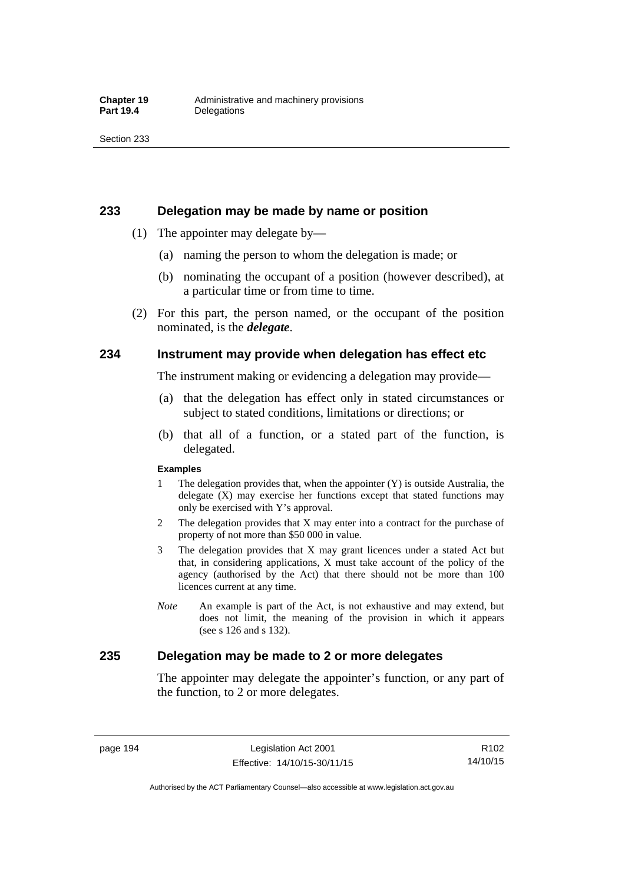## 233 Delegation may be made by name or position

(1) The appointer may delegate by—

(a) naming the person to whom the delegation is made; or

(b) nominating the occupant of a position (however described), at a particular time or from time to time.

(2) For this part, the person named, or the occupant of the position nominated, is the ***delegate***.

## 234 Instrument may provide when delegation has effect etc

The instrument making or evidencing a delegation may provide—

(a) that the delegation has effect only in stated circumstances or subject to stated conditions, limitations or directions; or

(b) that all of a function, or a stated part of the function, is delegated.

**Examples**

1 The delegation provides that, when the appointer (Y) is outside Australia, the delegate (X) may exercise her functions except that stated functions may only be exercised with Y's approval.

2 The delegation provides that X may enter into a contract for the purchase of property of not more than $50 000 in value.

3 The delegation provides that X may grant licences under a stated Act but that, in considering applications, X must take account of the policy of the agency (authorised by the Act) that there should not be more than 100 licences current at any time.

*Note* An example is part of the Act, is not exhaustive and may extend, but does not limit, the meaning of the provision in which it appears (see s 126 and s 132).

## 235 Delegation may be made to 2 or more delegates

The appointer may delegate the appointer's function, or any part of the function, to 2 or more delegates.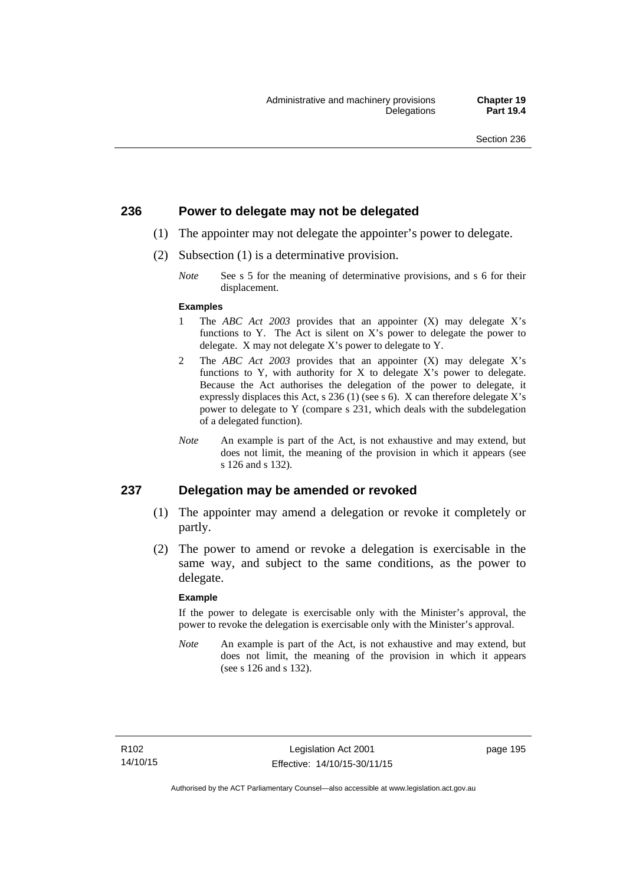## 236 Power to delegate may not be delegated

(1) The appointer may not delegate the appointer's power to delegate.

(2) Subsection (1) is a determinative provision.

*Note* See s 5 for the meaning of determinative provisions, and s 6 for their displacement.

**Examples**

1 The *ABC Act 2003* provides that an appointer (X) may delegate X's functions to Y. The Act is silent on X's power to delegate the power to delegate. X may not delegate X's power to delegate to Y.

2 The *ABC Act 2003* provides that an appointer (X) may delegate X's functions to Y, with authority for X to delegate X's power to delegate. Because the Act authorises the delegation of the power to delegate, it expressly displaces this Act, s 236 (1) (see s 6). X can therefore delegate X's power to delegate to Y (compare s 231, which deals with the subdelegation of a delegated function).

*Note* An example is part of the Act, is not exhaustive and may extend, but does not limit, the meaning of the provision in which it appears (see s 126 and s 132).

## 237 Delegation may be amended or revoked

(1) The appointer may amend a delegation or revoke it completely or partly.

(2) The power to amend or revoke a delegation is exercisable in the same way, and subject to the same conditions, as the power to delegate.

**Example**

If the power to delegate is exercisable only with the Minister's approval, the power to revoke the delegation is exercisable only with the Minister's approval.

*Note* An example is part of the Act, is not exhaustive and may extend, but does not limit, the meaning of the provision in which it appears (see s 126 and s 132).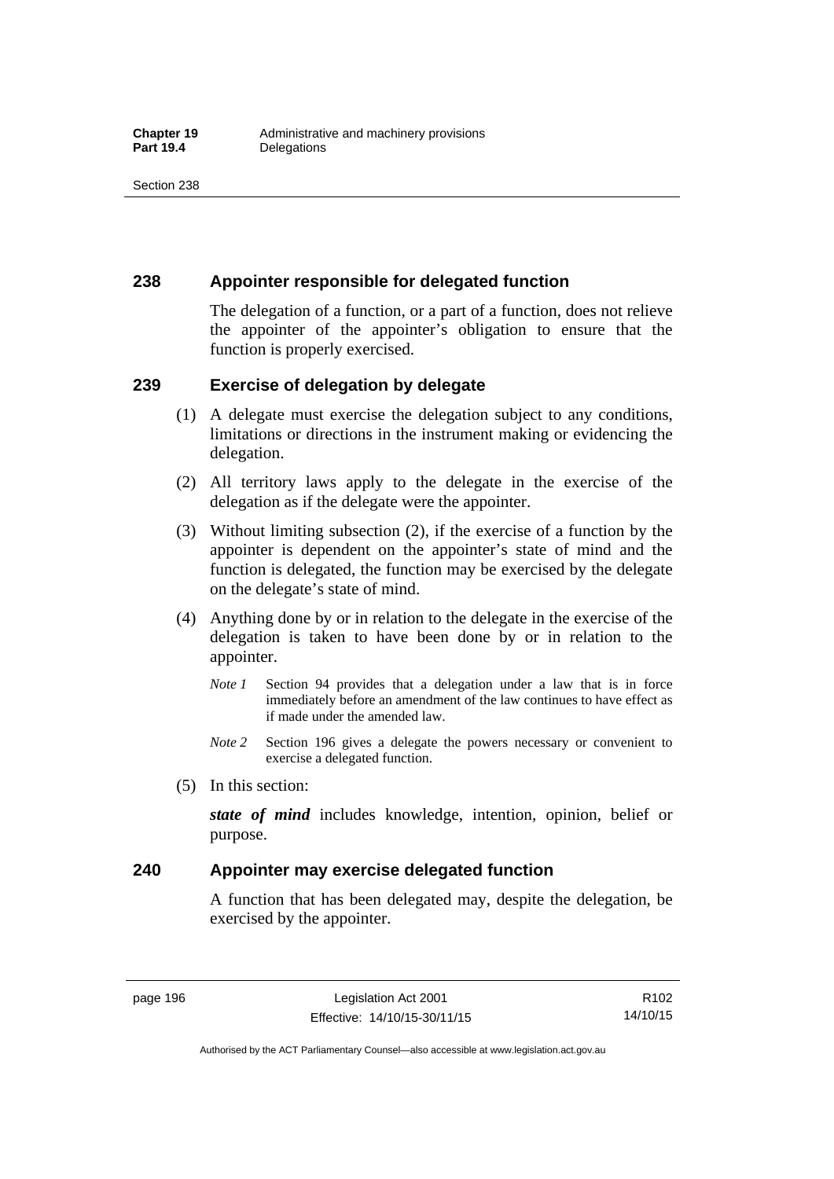## 238 Appointer responsible for delegated function

The delegation of a function, or a part of a function, does not relieve the appointer of the appointer's obligation to ensure that the function is properly exercised.

## 239 Exercise of delegation by delegate

(1) A delegate must exercise the delegation subject to any conditions, limitations or directions in the instrument making or evidencing the delegation.

(2) All territory laws apply to the delegate in the exercise of the delegation as if the delegate were the appointer.

(3) Without limiting subsection (2), if the exercise of a function by the appointer is dependent on the appointer's state of mind and the function is delegated, the function may be exercised by the delegate on the delegate's state of mind.

(4) Anything done by or in relation to the delegate in the exercise of the delegation is taken to have been done by or in relation to the appointer.

*Note 1* Section 94 provides that a delegation under a law that is in force immediately before an amendment of the law continues to have effect as if made under the amended law.

*Note 2* Section 196 gives a delegate the powers necessary or convenient to exercise a delegated function.

(5) In this section:

***state of mind*** includes knowledge, intention, opinion, belief or purpose.

## 240 Appointer may exercise delegated function

A function that has been delegated may, despite the delegation, be exercised by the appointer.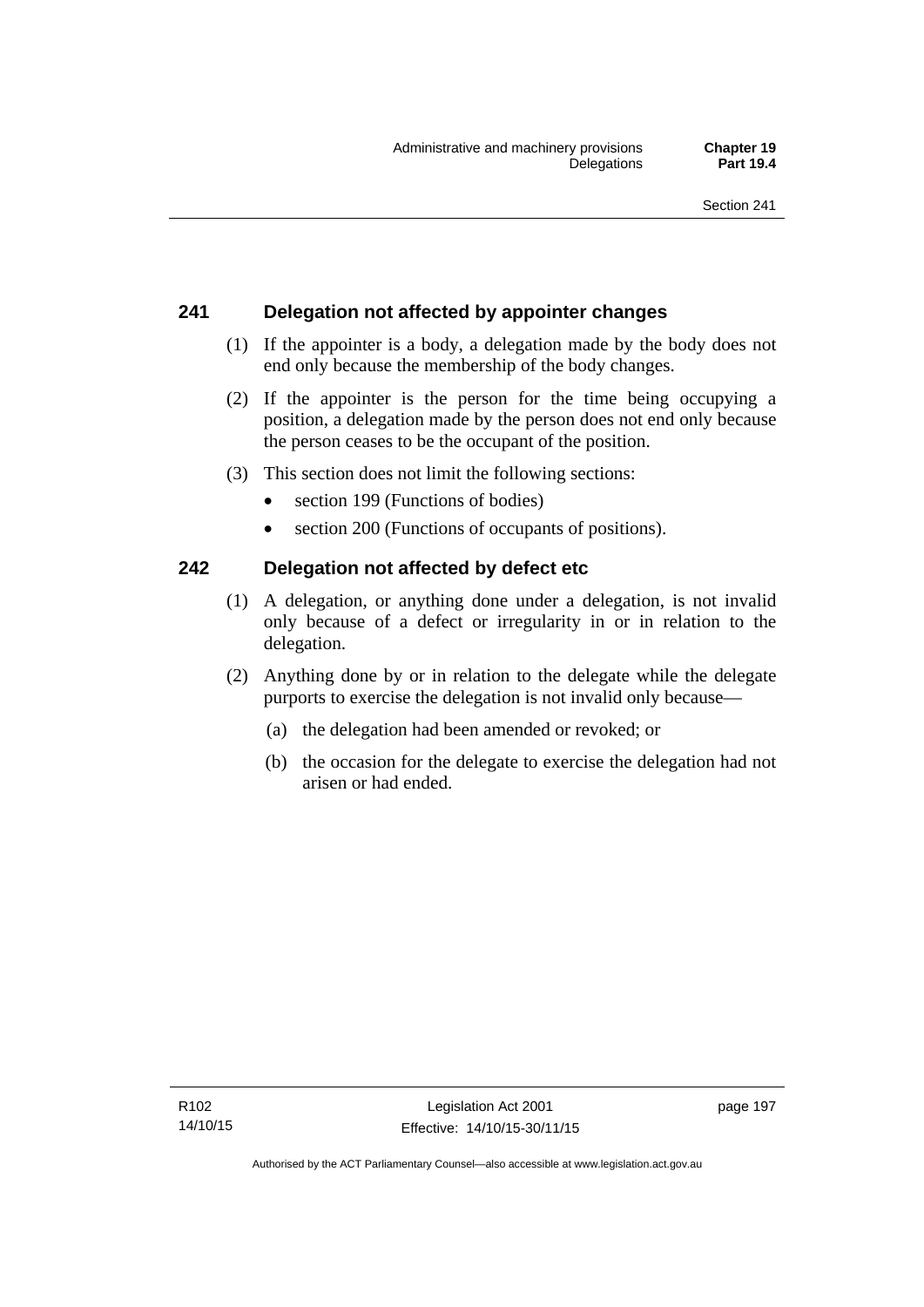### 241 Delegation not affected by appointer changes

(1) If the appointer is a body, a delegation made by the body does not end only because the membership of the body changes.

(2) If the appointer is the person for the time being occupying a position, a delegation made by the person does not end only because the person ceases to be the occupant of the position.

(3) This section does not limit the following sections:

- section 199 (Functions of bodies)
- section 200 (Functions of occupants of positions).

### 242 Delegation not affected by defect etc

(1) A delegation, or anything done under a delegation, is not invalid only because of a defect or irregularity in or in relation to the delegation.

(2) Anything done by or in relation to the delegate while the delegate purports to exercise the delegation is not invalid only because—

(a) the delegation had been amended or revoked; or

(b) the occasion for the delegate to exercise the delegation had not arisen or had ended.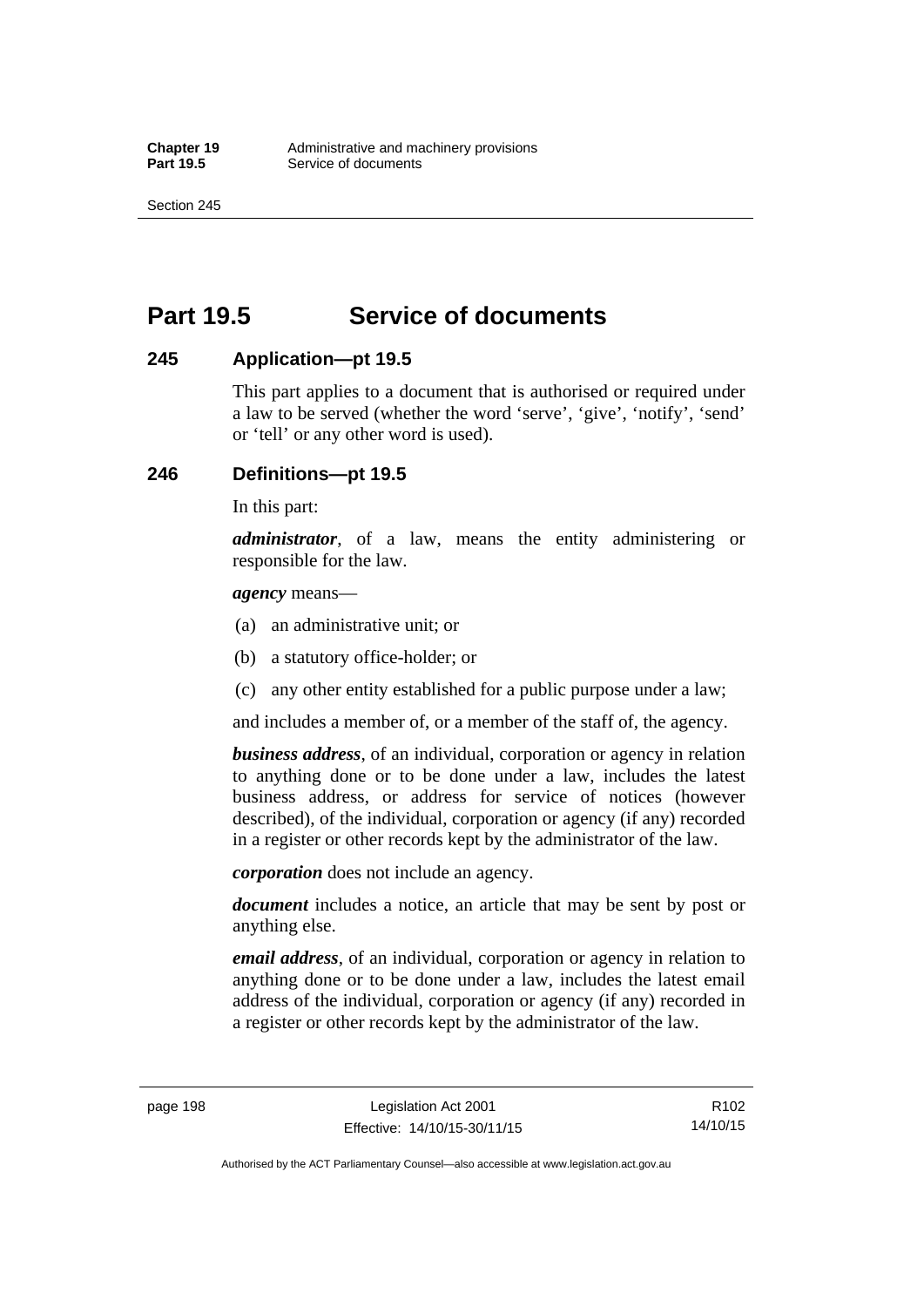# Part 19.5 Service of documents

## 245 Application—pt 19.5

This part applies to a document that is authorised or required under a law to be served (whether the word 'serve', 'give', 'notify', 'send' or 'tell' or any other word is used).

## 246 Definitions—pt 19.5

In this part:

***administrator***, of a law, means the entity administering or responsible for the law.

***agency*** means—

(a) an administrative unit; or

(b) a statutory office-holder; or

(c) any other entity established for a public purpose under a law;

and includes a member of, or a member of the staff of, the agency.

***business address***, of an individual, corporation or agency in relation to anything done or to be done under a law, includes the latest business address, or address for service of notices (however described), of the individual, corporation or agency (if any) recorded in a register or other records kept by the administrator of the law.

***corporation*** does not include an agency.

***document*** includes a notice, an article that may be sent by post or anything else.

***email address***, of an individual, corporation or agency in relation to anything done or to be done under a law, includes the latest email address of the individual, corporation or agency (if any) recorded in a register or other records kept by the administrator of the law.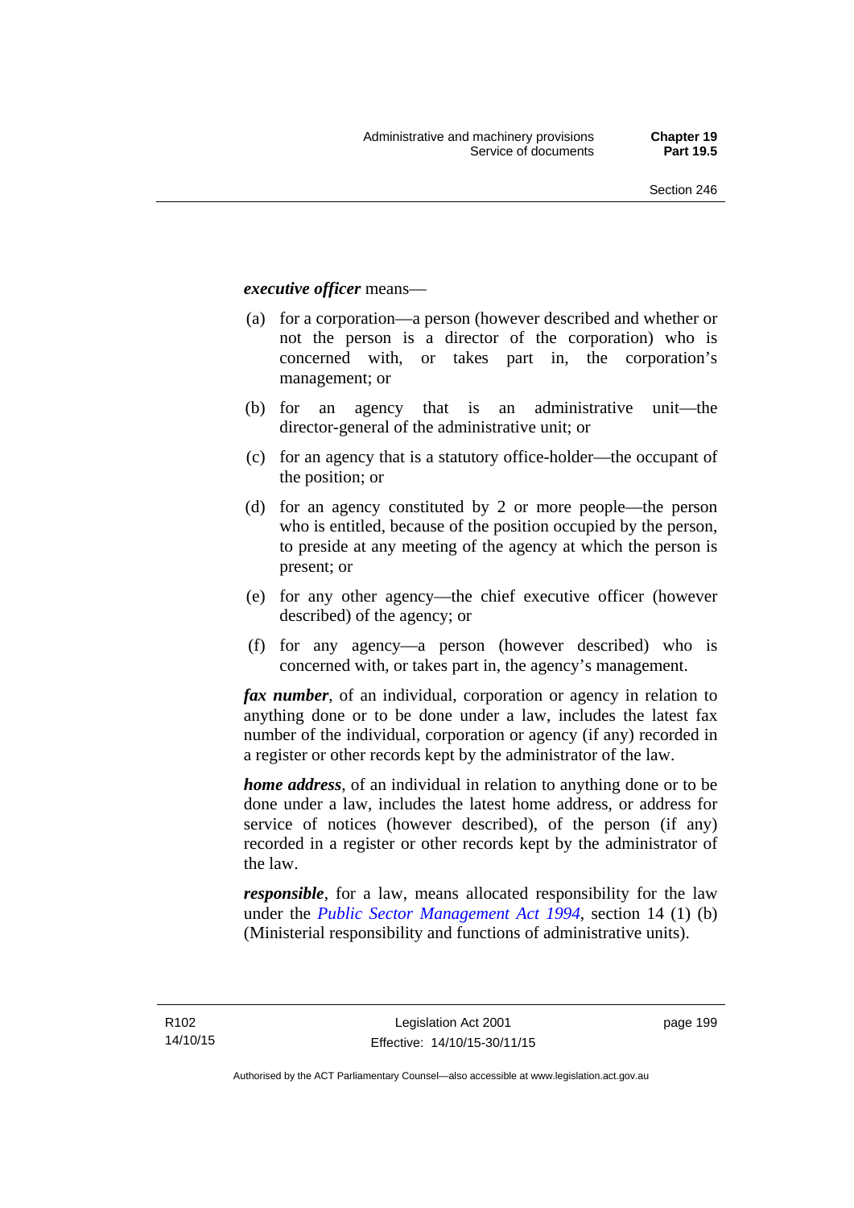***executive officer*** means—

(a) for a corporation—a person (however described and whether or not the person is a director of the corporation) who is concerned with, or takes part in, the corporation's management; or

(b) for an agency that is an administrative unit—the director-general of the administrative unit; or

(c) for an agency that is a statutory office-holder—the occupant of the position; or

(d) for an agency constituted by 2 or more people—the person who is entitled, because of the position occupied by the person, to preside at any meeting of the agency at which the person is present; or

(e) for any other agency—the chief executive officer (however described) of the agency; or

(f) for any agency—a person (however described) who is concerned with, or takes part in, the agency's management.

***fax number***, of an individual, corporation or agency in relation to anything done or to be done under a law, includes the latest fax number of the individual, corporation or agency (if any) recorded in a register or other records kept by the administrator of the law.

***home address***, of an individual in relation to anything done or to be done under a law, includes the latest home address, or address for service of notices (however described), of the person (if any) recorded in a register or other records kept by the administrator of the law.

***responsible***, for a law, means allocated responsibility for the law under the *Public Sector Management Act 1994*, section 14 (1) (b) (Ministerial responsibility and functions of administrative units).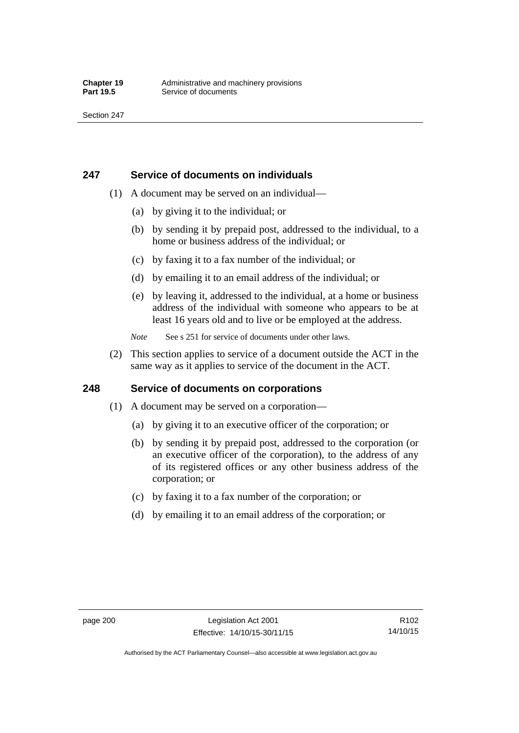## 247 Service of documents on individuals

(1) A document may be served on an individual—

(a) by giving it to the individual; or

(b) by sending it by prepaid post, addressed to the individual, to a home or business address of the individual; or

(c) by faxing it to a fax number of the individual; or

(d) by emailing it to an email address of the individual; or

(e) by leaving it, addressed to the individual, at a home or business address of the individual with someone who appears to be at least 16 years old and to live or be employed at the address.

*Note* See s 251 for service of documents under other laws.

(2) This section applies to service of a document outside the ACT in the same way as it applies to service of the document in the ACT.

## 248 Service of documents on corporations

(1) A document may be served on a corporation—

(a) by giving it to an executive officer of the corporation; or

(b) by sending it by prepaid post, addressed to the corporation (or an executive officer of the corporation), to the address of any of its registered offices or any other business address of the corporation; or

(c) by faxing it to a fax number of the corporation; or

(d) by emailing it to an email address of the corporation; or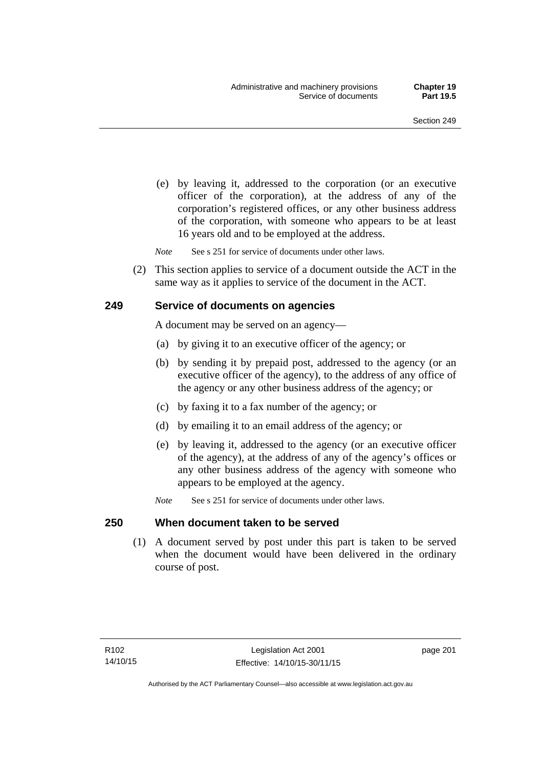(e) by leaving it, addressed to the corporation (or an executive officer of the corporation), at the address of any of the corporation's registered offices, or any other business address of the corporation, with someone who appears to be at least 16 years old and to be employed at the address.

*Note* See s 251 for service of documents under other laws.

(2) This section applies to service of a document outside the ACT in the same way as it applies to service of the document in the ACT.

## 249 Service of documents on agencies

A document may be served on an agency—

(a) by giving it to an executive officer of the agency; or

(b) by sending it by prepaid post, addressed to the agency (or an executive officer of the agency), to the address of any office of the agency or any other business address of the agency; or

(c) by faxing it to a fax number of the agency; or

(d) by emailing it to an email address of the agency; or

(e) by leaving it, addressed to the agency (or an executive officer of the agency), at the address of any of the agency's offices or any other business address of the agency with someone who appears to be employed at the agency.

*Note* See s 251 for service of documents under other laws.

## 250 When document taken to be served

(1) A document served by post under this part is taken to be served when the document would have been delivered in the ordinary course of post.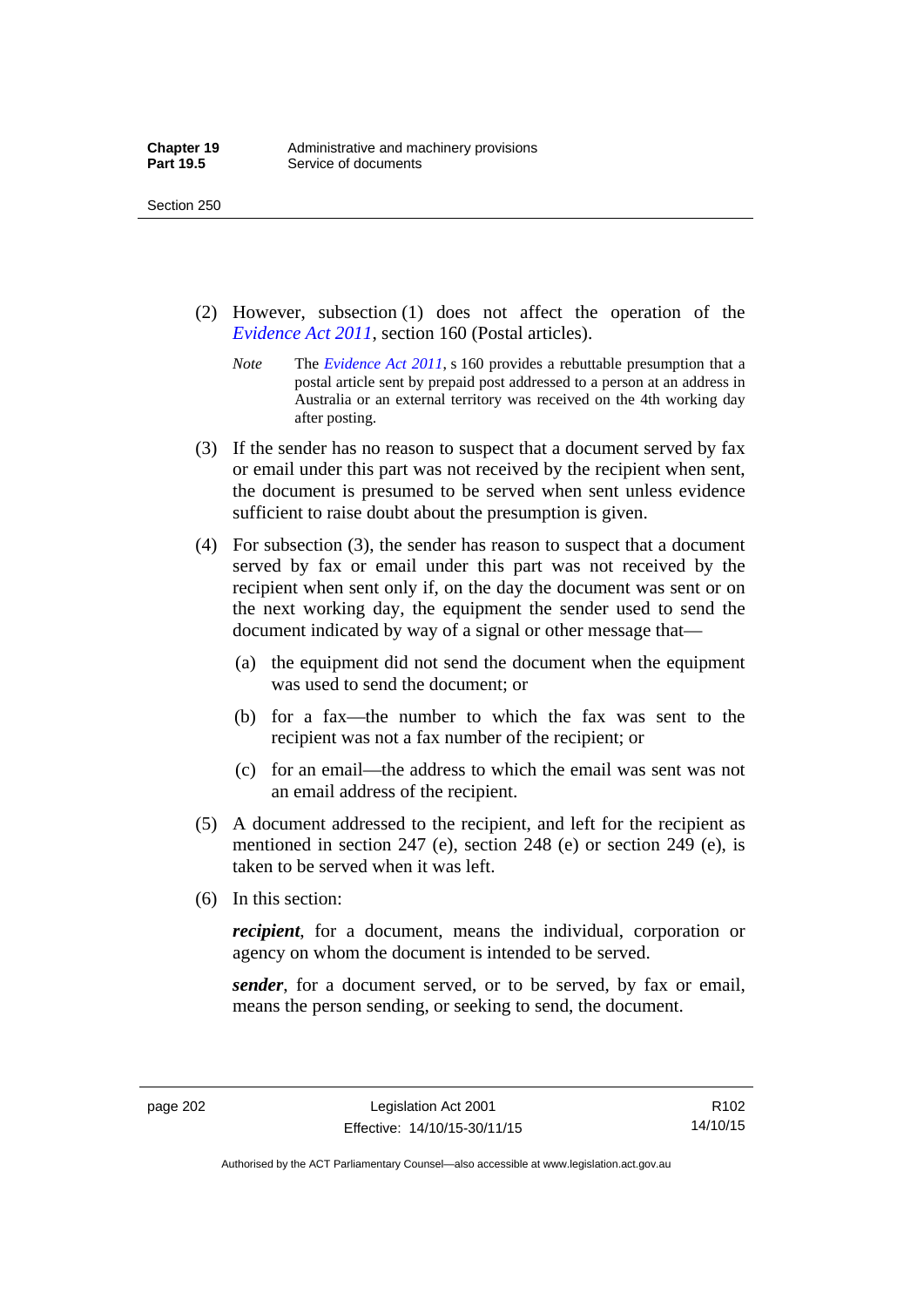(2) However, subsection (1) does not affect the operation of the *Evidence Act 2011*, section 160 (Postal articles).

*Note* The *Evidence Act 2011*, s 160 provides a rebuttable presumption that a postal article sent by prepaid post addressed to a person at an address in Australia or an external territory was received on the 4th working day after posting.

(3) If the sender has no reason to suspect that a document served by fax or email under this part was not received by the recipient when sent, the document is presumed to be served when sent unless evidence sufficient to raise doubt about the presumption is given.

(4) For subsection (3), the sender has reason to suspect that a document served by fax or email under this part was not received by the recipient when sent only if, on the day the document was sent or on the next working day, the equipment the sender used to send the document indicated by way of a signal or other message that—

(a) the equipment did not send the document when the equipment was used to send the document; or

(b) for a fax—the number to which the fax was sent to the recipient was not a fax number of the recipient; or

(c) for an email—the address to which the email was sent was not an email address of the recipient.

(5) A document addressed to the recipient, and left for the recipient as mentioned in section 247 (e), section 248 (e) or section 249 (e), is taken to be served when it was left.

(6) In this section:

***recipient***, for a document, means the individual, corporation or agency on whom the document is intended to be served.

***sender***, for a document served, or to be served, by fax or email, means the person sending, or seeking to send, the document.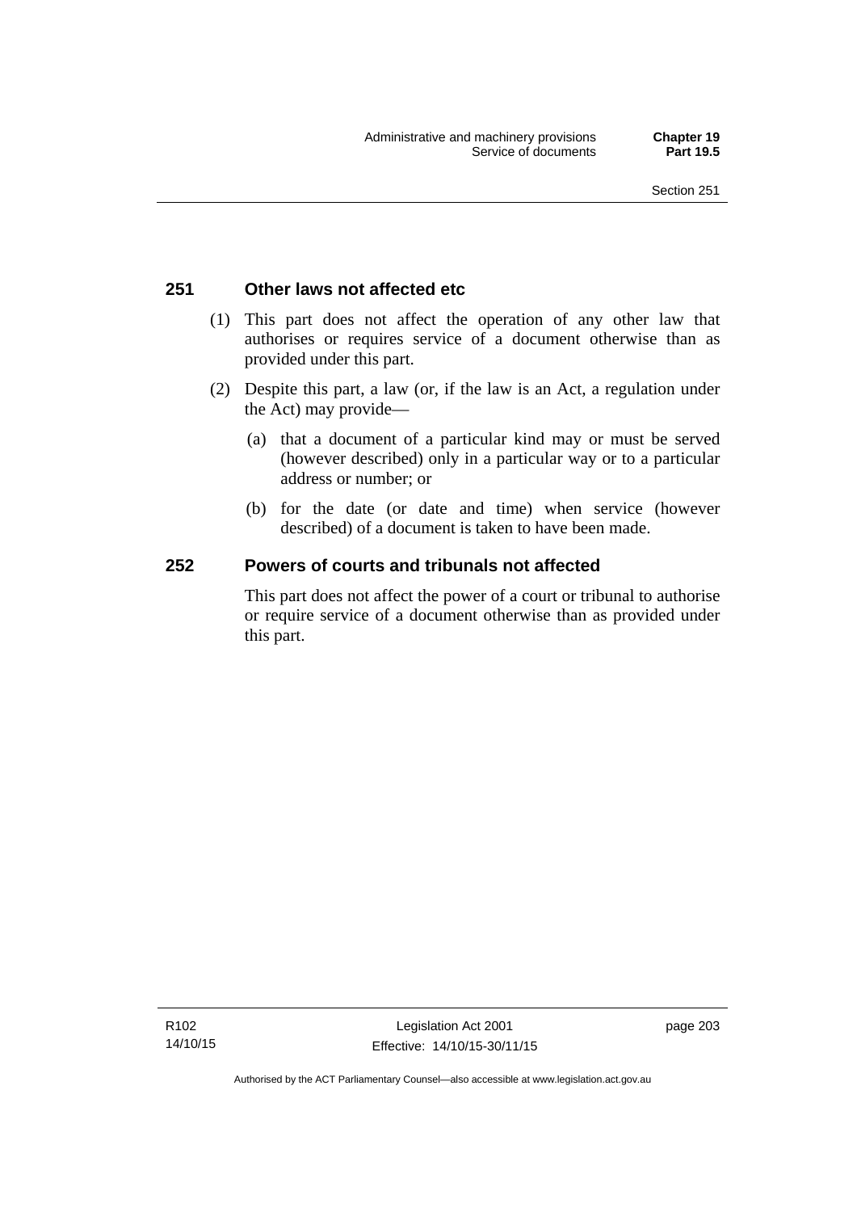## 251 Other laws not affected etc

(1) This part does not affect the operation of any other law that authorises or requires service of a document otherwise than as provided under this part.

(2) Despite this part, a law (or, if the law is an Act, a regulation under the Act) may provide—

(a) that a document of a particular kind may or must be served (however described) only in a particular way or to a particular address or number; or

(b) for the date (or date and time) when service (however described) of a document is taken to have been made.

## 252 Powers of courts and tribunals not affected

This part does not affect the power of a court or tribunal to authorise or require service of a document otherwise than as provided under this part.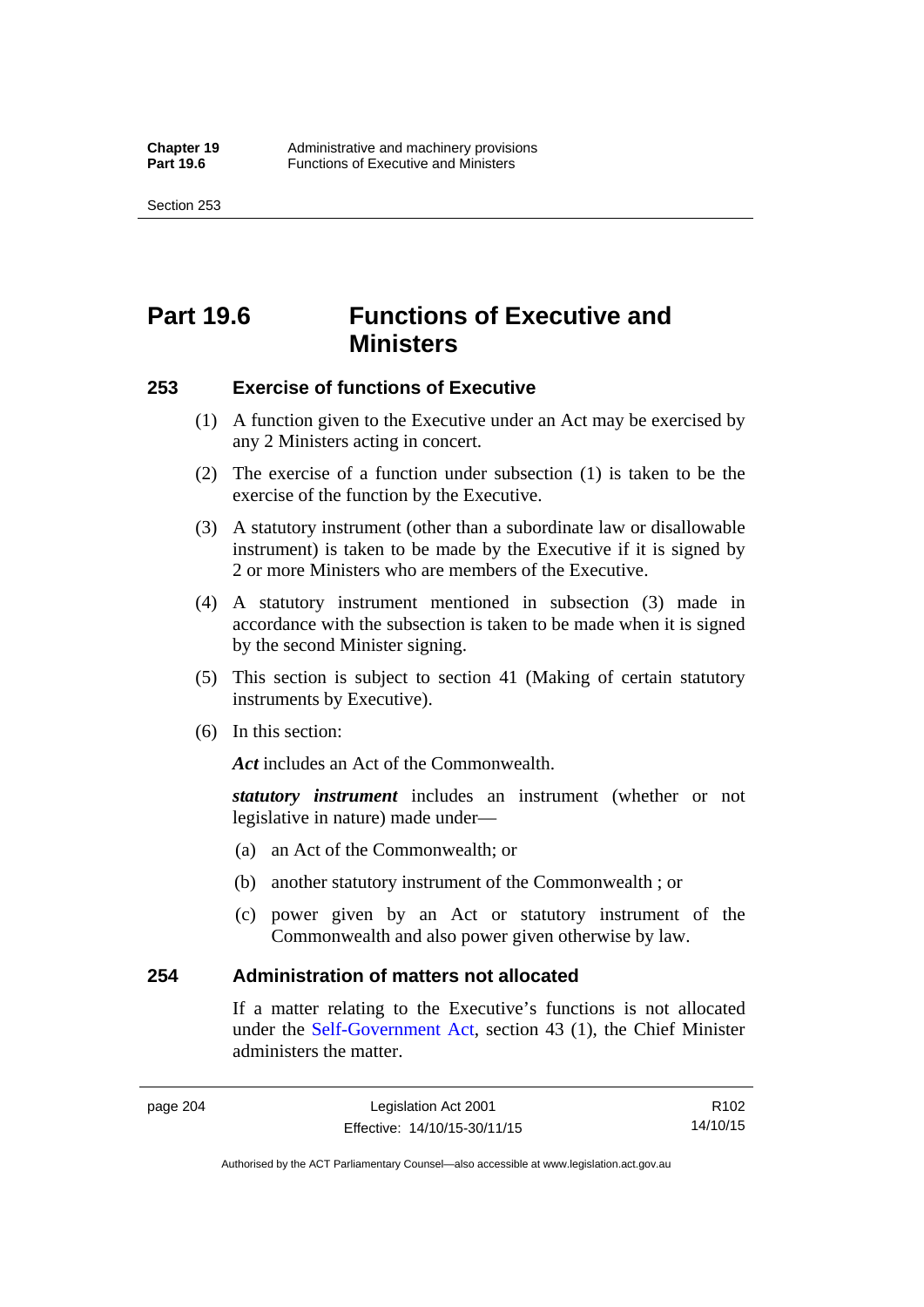# Part 19.6 Functions of Executive and Ministers

## 253 Exercise of functions of Executive

(1) A function given to the Executive under an Act may be exercised by any 2 Ministers acting in concert.

(2) The exercise of a function under subsection (1) is taken to be the exercise of the function by the Executive.

(3) A statutory instrument (other than a subordinate law or disallowable instrument) is taken to be made by the Executive if it is signed by 2 or more Ministers who are members of the Executive.

(4) A statutory instrument mentioned in subsection (3) made in accordance with the subsection is taken to be made when it is signed by the second Minister signing.

(5) This section is subject to section 41 (Making of certain statutory instruments by Executive).

(6) In this section:

***Act*** includes an Act of the Commonwealth.

***statutory instrument*** includes an instrument (whether or not legislative in nature) made under—

(a) an Act of the Commonwealth; or

(b) another statutory instrument of the Commonwealth ; or

(c) power given by an Act or statutory instrument of the Commonwealth and also power given otherwise by law.

## 254 Administration of matters not allocated

If a matter relating to the Executive's functions is not allocated under the Self-Government Act, section 43 (1), the Chief Minister administers the matter.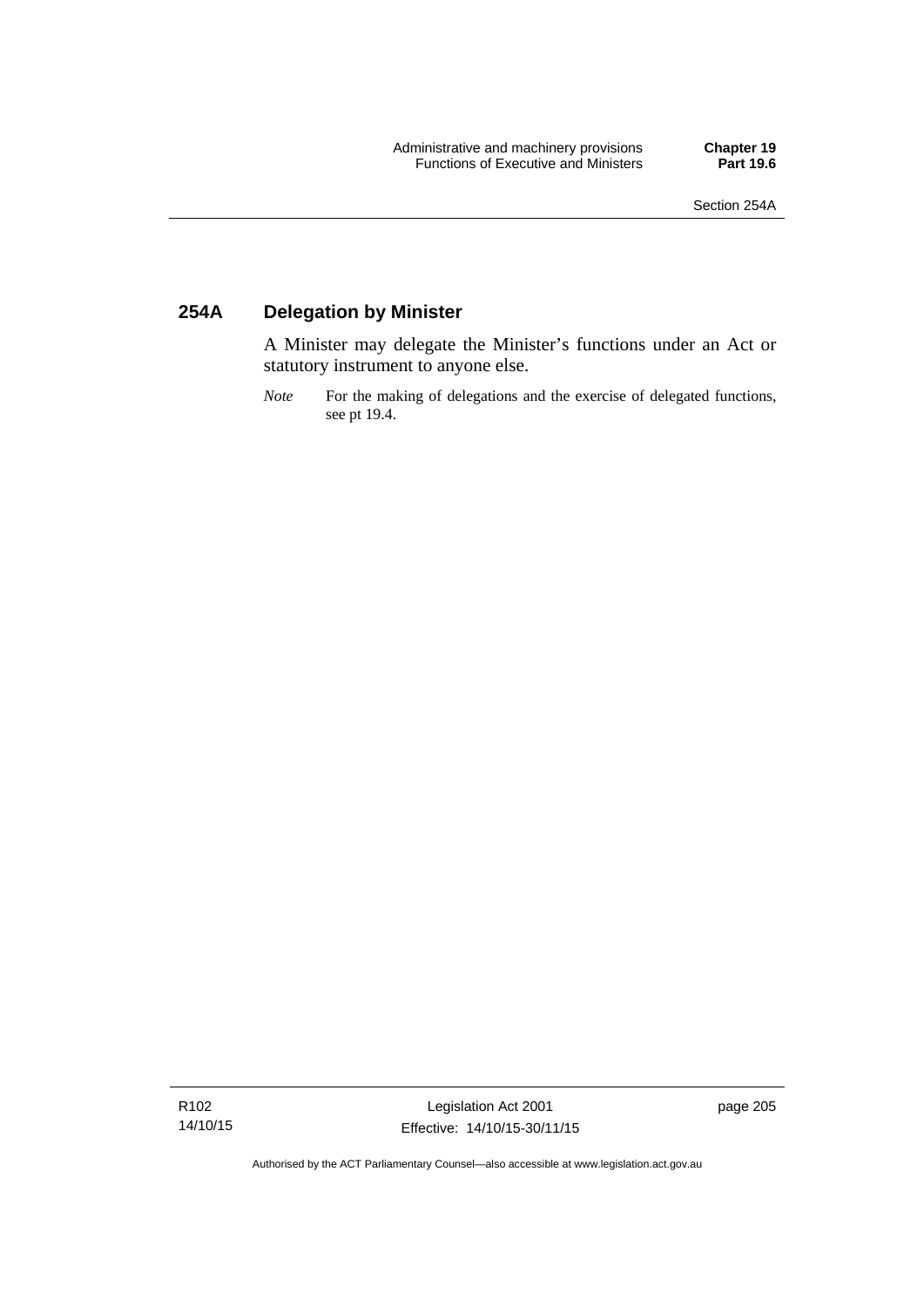## 254A Delegation by Minister

A Minister may delegate the Minister's functions under an Act or statutory instrument to anyone else.

*Note* For the making of delegations and the exercise of delegated functions, see pt 19.4.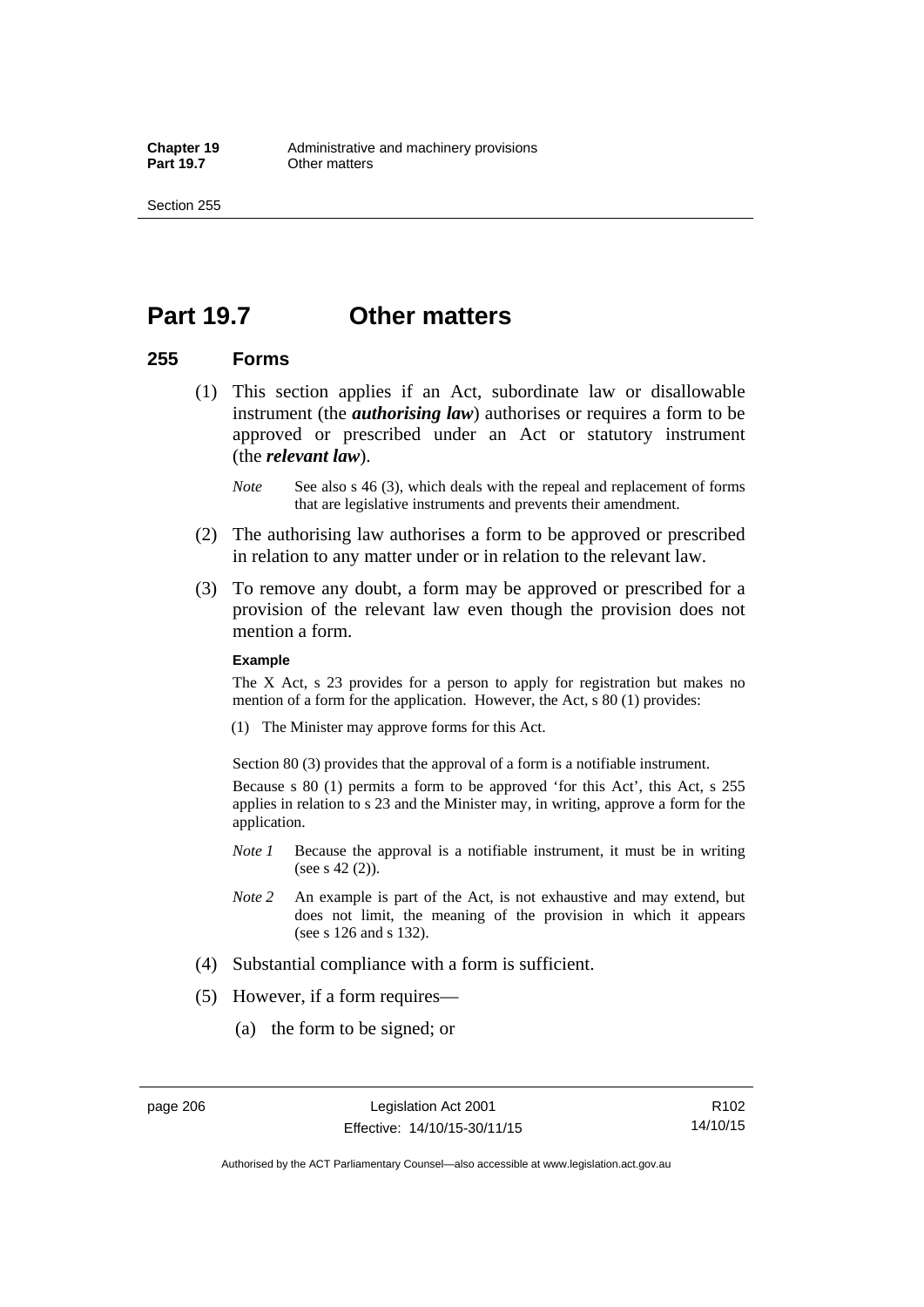# Part 19.7 Other matters

## 255 Forms

(1) This section applies if an Act, subordinate law or disallowable instrument (the ***authorising law***) authorises or requires a form to be approved or prescribed under an Act or statutory instrument (the ***relevant law***).

*Note* See also s 46 (3), which deals with the repeal and replacement of forms that are legislative instruments and prevents their amendment.

(2) The authorising law authorises a form to be approved or prescribed in relation to any matter under or in relation to the relevant law.

(3) To remove any doubt, a form may be approved or prescribed for a provision of the relevant law even though the provision does not mention a form.

**Example**

The X Act, s 23 provides for a person to apply for registration but makes no mention of a form for the application. However, the Act, s 80 (1) provides:

(1) The Minister may approve forms for this Act.

Section 80 (3) provides that the approval of a form is a notifiable instrument.

Because s 80 (1) permits a form to be approved 'for this Act', this Act, s 255 applies in relation to s 23 and the Minister may, in writing, approve a form for the application.

*Note 1* Because the approval is a notifiable instrument, it must be in writing (see s 42 (2)).

*Note 2* An example is part of the Act, is not exhaustive and may extend, but does not limit, the meaning of the provision in which it appears (see s 126 and s 132).

(4) Substantial compliance with a form is sufficient.

(5) However, if a form requires—

(a) the form to be signed; or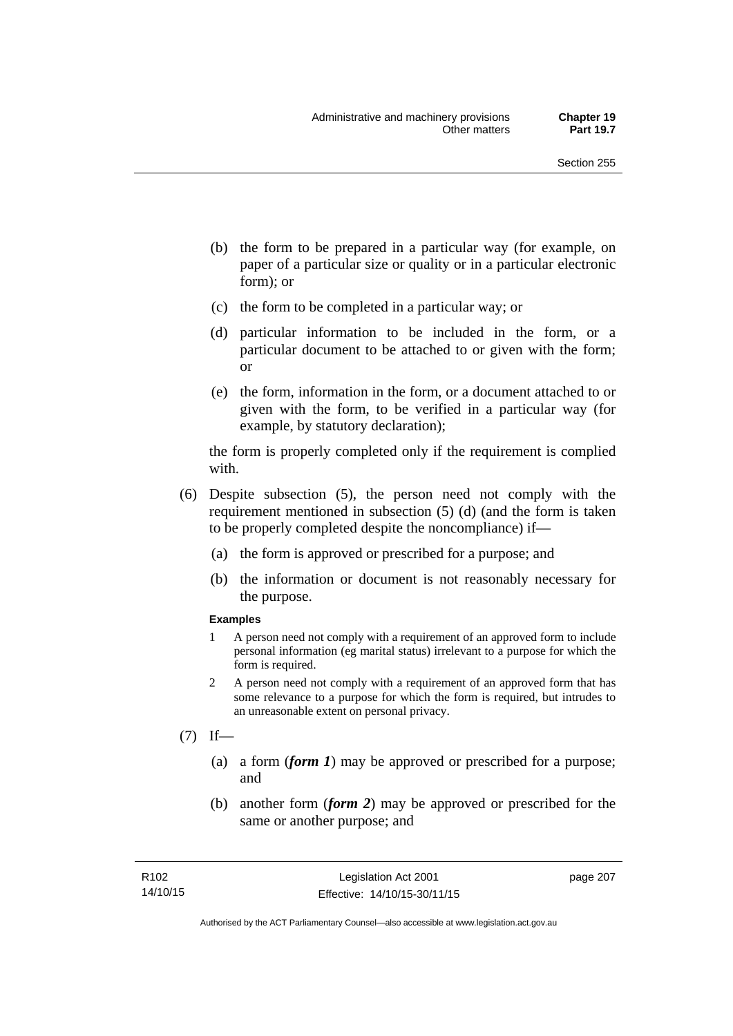(b) the form to be prepared in a particular way (for example, on paper of a particular size or quality or in a particular electronic form); or

(c) the form to be completed in a particular way; or

(d) particular information to be included in the form, or a particular document to be attached to or given with the form; or

(e) the form, information in the form, or a document attached to or given with the form, to be verified in a particular way (for example, by statutory declaration);

the form is properly completed only if the requirement is complied with.

(6) Despite subsection (5), the person need not comply with the requirement mentioned in subsection (5) (d) (and the form is taken to be properly completed despite the noncompliance) if—

(a) the form is approved or prescribed for a purpose; and

(b) the information or document is not reasonably necessary for the purpose.

**Examples**

1 A person need not comply with a requirement of an approved form to include personal information (eg marital status) irrelevant to a purpose for which the form is required.

2 A person need not comply with a requirement of an approved form that has some relevance to a purpose for which the form is required, but intrudes to an unreasonable extent on personal privacy.

(7) If—

(a) a form (***form 1***) may be approved or prescribed for a purpose; and

(b) another form (***form 2***) may be approved or prescribed for the same or another purpose; and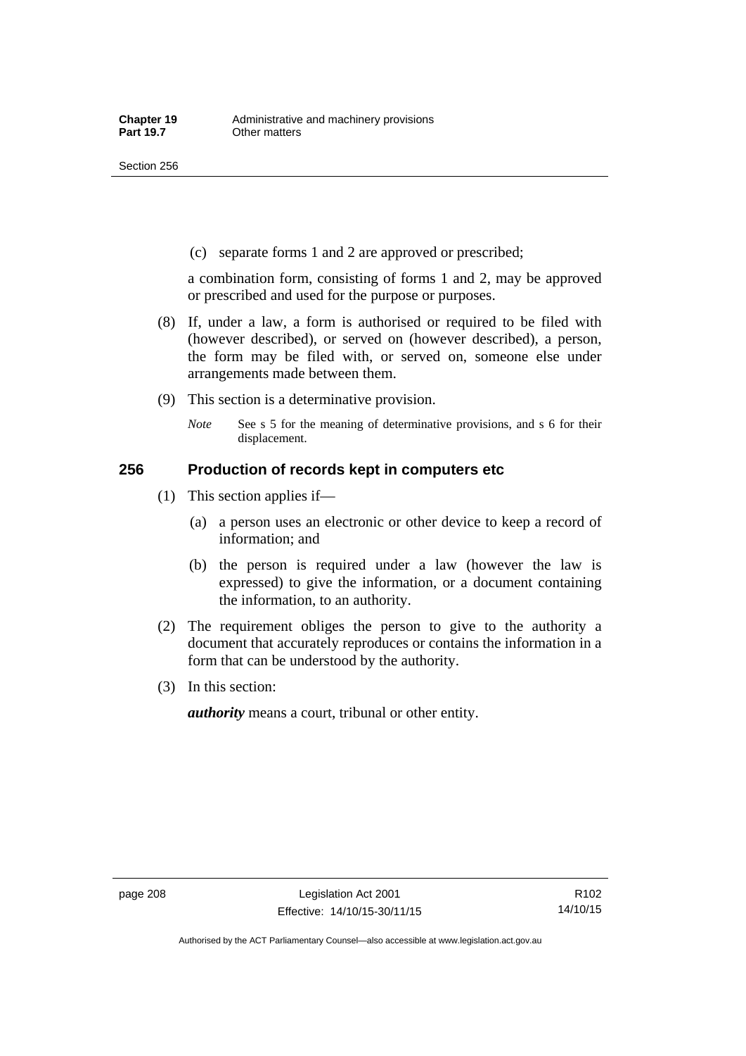(c) separate forms 1 and 2 are approved or prescribed;

a combination form, consisting of forms 1 and 2, may be approved or prescribed and used for the purpose or purposes.

(8) If, under a law, a form is authorised or required to be filed with (however described), or served on (however described), a person, the form may be filed with, or served on, someone else under arrangements made between them.

(9) This section is a determinative provision.

*Note* See s 5 for the meaning of determinative provisions, and s 6 for their displacement.

## 256 Production of records kept in computers etc

(1) This section applies if—

(a) a person uses an electronic or other device to keep a record of information; and

(b) the person is required under a law (however the law is expressed) to give the information, or a document containing the information, to an authority.

(2) The requirement obliges the person to give to the authority a document that accurately reproduces or contains the information in a form that can be understood by the authority.

(3) In this section:

***authority*** means a court, tribunal or other entity.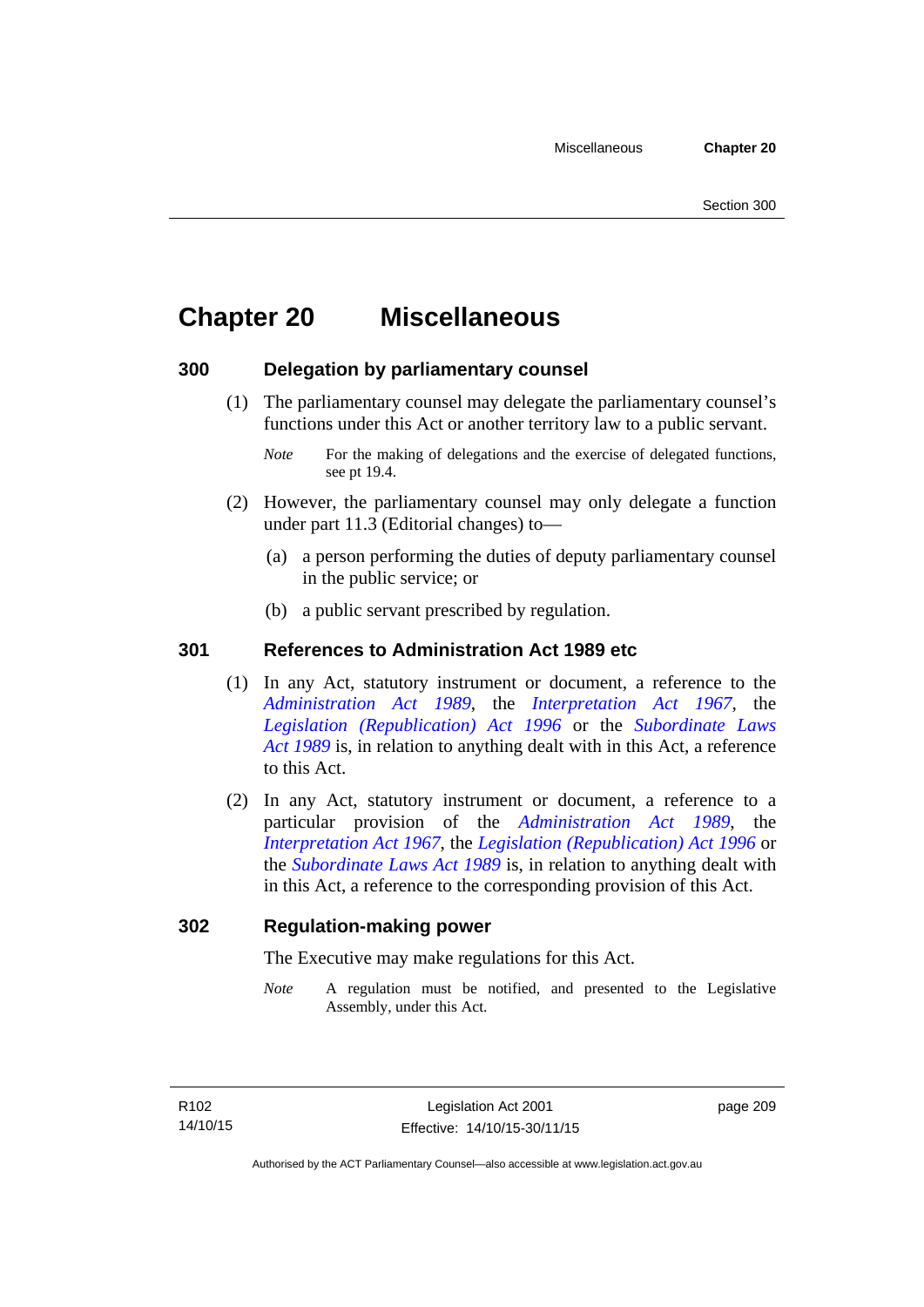# Chapter 20 Miscellaneous

## 300 Delegation by parliamentary counsel

(1) The parliamentary counsel may delegate the parliamentary counsel's functions under this Act or another territory law to a public servant.

*Note* For the making of delegations and the exercise of delegated functions, see pt 19.4.

(2) However, the parliamentary counsel may only delegate a function under part 11.3 (Editorial changes) to—

(a) a person performing the duties of deputy parliamentary counsel in the public service; or

(b) a public servant prescribed by regulation.

## 301 References to Administration Act 1989 etc

(1) In any Act, statutory instrument or document, a reference to the *Administration Act 1989*, the *Interpretation Act 1967*, the *Legislation (Republication) Act 1996* or the *Subordinate Laws Act 1989* is, in relation to anything dealt with in this Act, a reference to this Act.

(2) In any Act, statutory instrument or document, a reference to a particular provision of the *Administration Act 1989*, the *Interpretation Act 1967*, the *Legislation (Republication) Act 1996* or the *Subordinate Laws Act 1989* is, in relation to anything dealt with in this Act, a reference to the corresponding provision of this Act.

## 302 Regulation-making power

The Executive may make regulations for this Act.

*Note* A regulation must be notified, and presented to the Legislative Assembly, under this Act.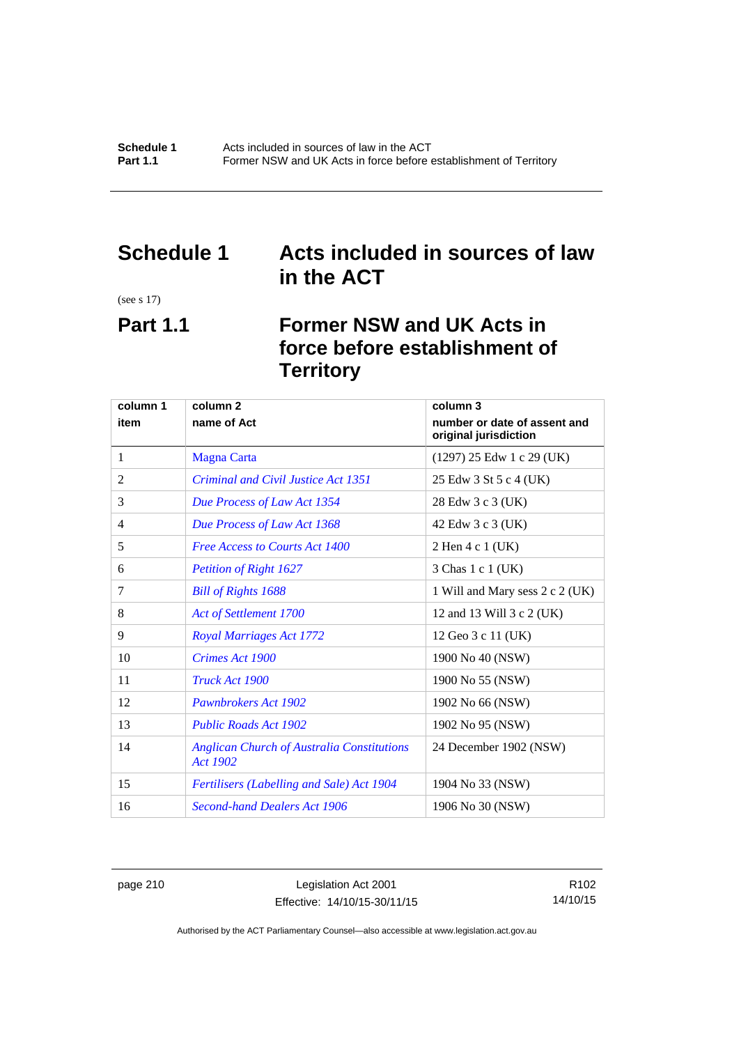# Schedule 1 Acts included in sources of law in the ACT

(see s 17)

## Part 1.1 Former NSW and UK Acts in force before establishment of Territory

| column 1<br>item | column 2<br>name of Act | column 3<br>number or date of assent and original jurisdiction |
|---|---|---|
| 1 | Magna Carta | (1297) 25 Edw 1 c 29 (UK) |
| 2 | *Criminal and Civil Justice Act 1351* | 25 Edw 3 St 5 c 4 (UK) |
| 3 | *Due Process of Law Act 1354* | 28 Edw 3 c 3 (UK) |
| 4 | *Due Process of Law Act 1368* | 42 Edw 3 c 3 (UK) |
| 5 | *Free Access to Courts Act 1400* | 2 Hen 4 c 1 (UK) |
| 6 | *Petition of Right 1627* | 3 Chas 1 c 1 (UK) |
| 7 | *Bill of Rights 1688* | 1 Will and Mary sess 2 c 2 (UK) |
| 8 | *Act of Settlement 1700* | 12 and 13 Will 3 c 2 (UK) |
| 9 | *Royal Marriages Act 1772* | 12 Geo 3 c 11 (UK) |
| 10 | *Crimes Act 1900* | 1900 No 40 (NSW) |
| 11 | *Truck Act 1900* | 1900 No 55 (NSW) |
| 12 | *Pawnbrokers Act 1902* | 1902 No 66 (NSW) |
| 13 | *Public Roads Act 1902* | 1902 No 95 (NSW) |
| 14 | *Anglican Church of Australia Constitutions Act 1902* | 24 December 1902 (NSW) |
| 15 | *Fertilisers (Labelling and Sale) Act 1904* | 1904 No 33 (NSW) |
| 16 | *Second-hand Dealers Act 1906* | 1906 No 30 (NSW) |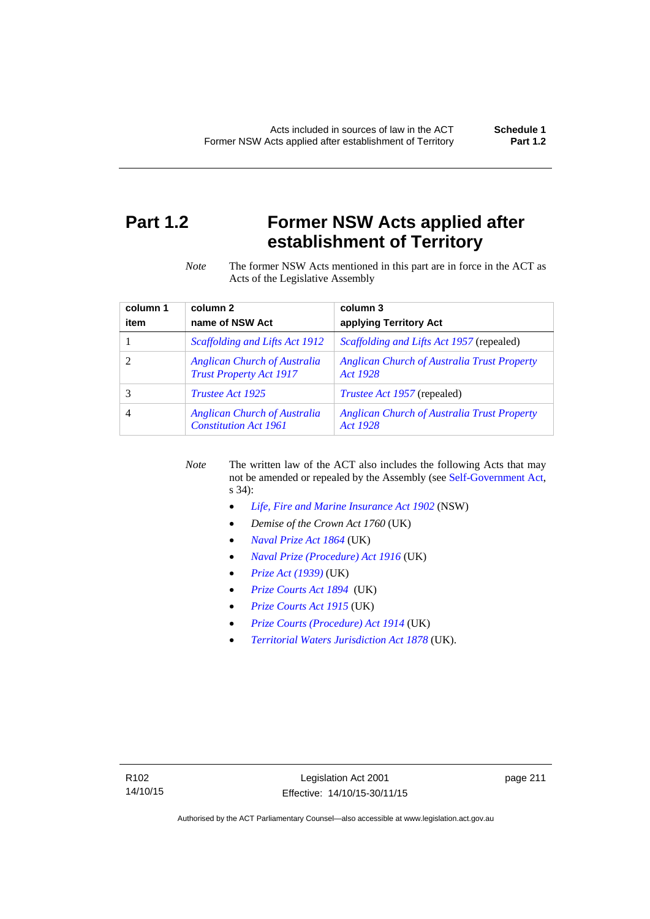# Part 1.2 Former NSW Acts applied after establishment of Territory

*Note* The former NSW Acts mentioned in this part are in force in the ACT as Acts of the Legislative Assembly

| column 1 item | column 2 name of NSW Act | column 3 applying Territory Act |
|---|---|---|
| 1 | *Scaffolding and Lifts Act 1912* | *Scaffolding and Lifts Act 1957* (repealed) |
| 2 | *Anglican Church of Australia Trust Property Act 1917* | *Anglican Church of Australia Trust Property Act 1928* |
| 3 | *Trustee Act 1925* | *Trustee Act 1957* (repealed) |
| 4 | *Anglican Church of Australia Constitution Act 1961* | *Anglican Church of Australia Trust Property Act 1928* |

*Note* The written law of the ACT also includes the following Acts that may not be amended or repealed by the Assembly (see Self-Government Act, s 34):

- *Life, Fire and Marine Insurance Act 1902* (NSW)
- *Demise of the Crown Act 1760* (UK)
- *Naval Prize Act 1864* (UK)
- *Naval Prize (Procedure) Act 1916* (UK)
- *Prize Act (1939)* (UK)
- *Prize Courts Act 1894* (UK)
- *Prize Courts Act 1915* (UK)
- *Prize Courts (Procedure) Act 1914* (UK)
- *Territorial Waters Jurisdiction Act 1878* (UK).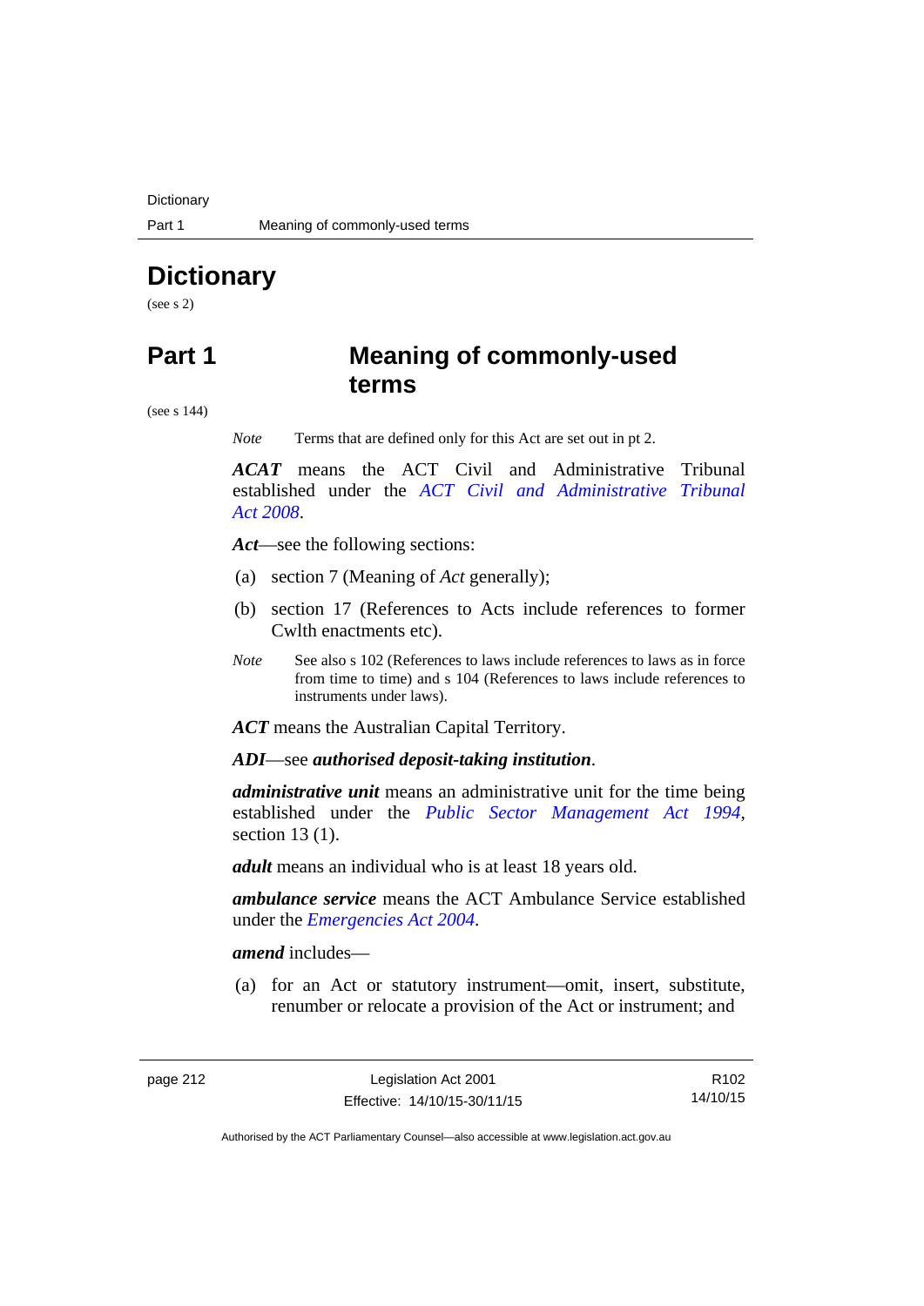# Dictionary

(see s 2)

## Part 1 Meaning of commonly-used terms

(see s 144)

*Note* Terms that are defined only for this Act are set out in pt 2.

***ACAT*** means the ACT Civil and Administrative Tribunal established under the *ACT Civil and Administrative Tribunal Act 2008*.

***Act***—see the following sections:

(a) section 7 (Meaning of *Act* generally);

(b) section 17 (References to Acts include references to former Cwlth enactments etc).

*Note* See also s 102 (References to laws include references to laws as in force from time to time) and s 104 (References to laws include references to instruments under laws).

***ACT*** means the Australian Capital Territory.

***ADI***—see ***authorised deposit-taking institution***.

***administrative unit*** means an administrative unit for the time being established under the *Public Sector Management Act 1994*, section 13 (1).

***adult*** means an individual who is at least 18 years old.

***ambulance service*** means the ACT Ambulance Service established under the *Emergencies Act 2004*.

***amend*** includes—

(a) for an Act or statutory instrument—omit, insert, substitute, renumber or relocate a provision of the Act or instrument; and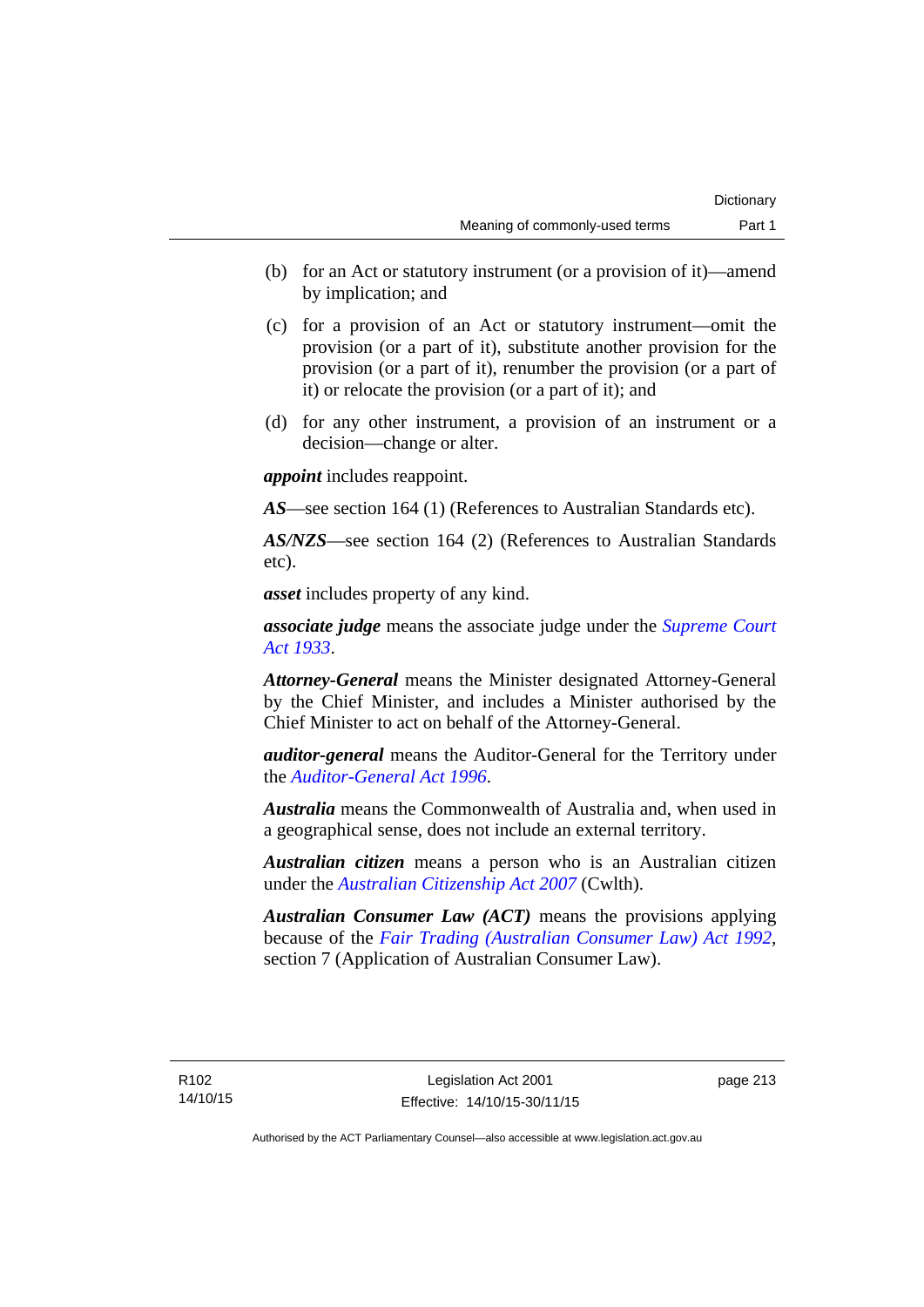(b) for an Act or statutory instrument (or a provision of it)—amend by implication; and

(c) for a provision of an Act or statutory instrument—omit the provision (or a part of it), substitute another provision for the provision (or a part of it), renumber the provision (or a part of it) or relocate the provision (or a part of it); and

(d) for any other instrument, a provision of an instrument or a decision—change or alter.

***appoint*** includes reappoint.

***AS***—see section 164 (1) (References to Australian Standards etc).

***AS/NZS***—see section 164 (2) (References to Australian Standards etc).

***asset*** includes property of any kind.

***associate judge*** means the associate judge under the *Supreme Court Act 1933*.

***Attorney-General*** means the Minister designated Attorney-General by the Chief Minister, and includes a Minister authorised by the Chief Minister to act on behalf of the Attorney-General.

***auditor-general*** means the Auditor-General for the Territory under the *Auditor-General Act 1996*.

***Australia*** means the Commonwealth of Australia and, when used in a geographical sense, does not include an external territory.

***Australian citizen*** means a person who is an Australian citizen under the *Australian Citizenship Act 2007* (Cwlth).

***Australian Consumer Law (ACT)*** means the provisions applying because of the *Fair Trading (Australian Consumer Law) Act 1992*, section 7 (Application of Australian Consumer Law).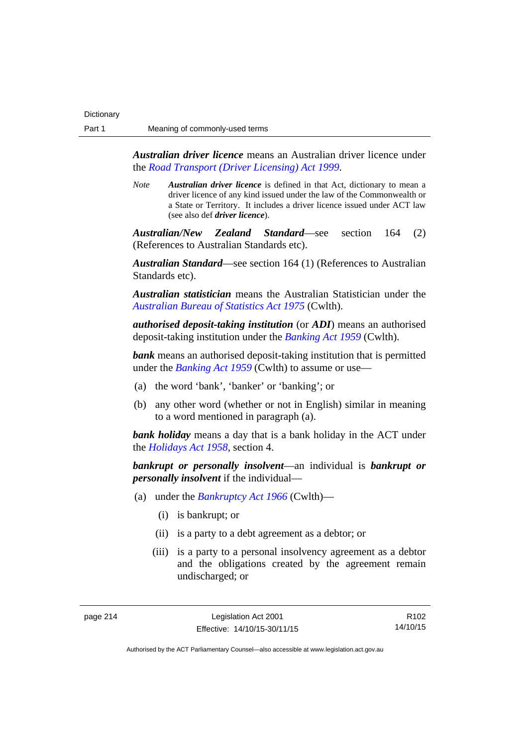***Australian driver licence*** means an Australian driver licence under the *Road Transport (Driver Licensing) Act 1999*.

*Note* ***Australian driver licence*** is defined in that Act, dictionary to mean a driver licence of any kind issued under the law of the Commonwealth or a State or Territory. It includes a driver licence issued under ACT law (see also def ***driver licence***).

***Australian/New Zealand Standard***—see section 164 (2) (References to Australian Standards etc).

***Australian Standard***—see section 164 (1) (References to Australian Standards etc).

***Australian statistician*** means the Australian Statistician under the *Australian Bureau of Statistics Act 1975* (Cwlth).

***authorised deposit-taking institution*** (or ***ADI***) means an authorised deposit-taking institution under the *Banking Act 1959* (Cwlth).

***bank*** means an authorised deposit-taking institution that is permitted under the *Banking Act 1959* (Cwlth) to assume or use—

(a) the word 'bank', 'banker' or 'banking'; or

(b) any other word (whether or not in English) similar in meaning to a word mentioned in paragraph (a).

***bank holiday*** means a day that is a bank holiday in the ACT under the *Holidays Act 1958*, section 4.

***bankrupt or personally insolvent***—an individual is ***bankrupt or personally insolvent*** if the individual—

(a) under the *Bankruptcy Act 1966* (Cwlth)—

 (i) is bankrupt; or

 (ii) is a party to a debt agreement as a debtor; or

 (iii) is a party to a personal insolvency agreement as a debtor and the obligations created by the agreement remain undischarged; or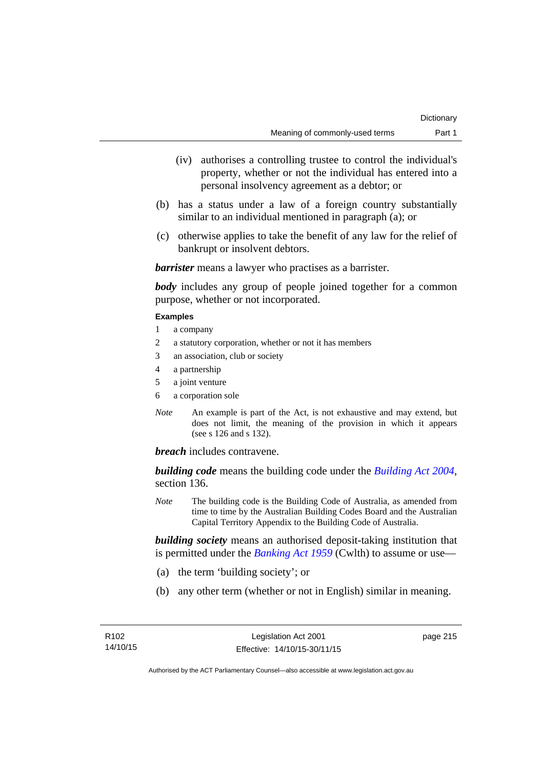(iv) authorises a controlling trustee to control the individual's property, whether or not the individual has entered into a personal insolvency agreement as a debtor; or

(b) has a status under a law of a foreign country substantially similar to an individual mentioned in paragraph (a); or

(c) otherwise applies to take the benefit of any law for the relief of bankrupt or insolvent debtors.

***barrister*** means a lawyer who practises as a barrister.

***body*** includes any group of people joined together for a common purpose, whether or not incorporated.

**Examples**

1 a company

2 a statutory corporation, whether or not it has members

3 an association, club or society

4 a partnership

5 a joint venture

6 a corporation sole

*Note* An example is part of the Act, is not exhaustive and may extend, but does not limit, the meaning of the provision in which it appears (see s 126 and s 132).

***breach*** includes contravene.

***building code*** means the building code under the *Building Act 2004*, section 136.

*Note* The building code is the Building Code of Australia, as amended from time to time by the Australian Building Codes Board and the Australian Capital Territory Appendix to the Building Code of Australia.

***building society*** means an authorised deposit-taking institution that is permitted under the *Banking Act 1959* (Cwlth) to assume or use—

(a) the term 'building society'; or

(b) any other term (whether or not in English) similar in meaning.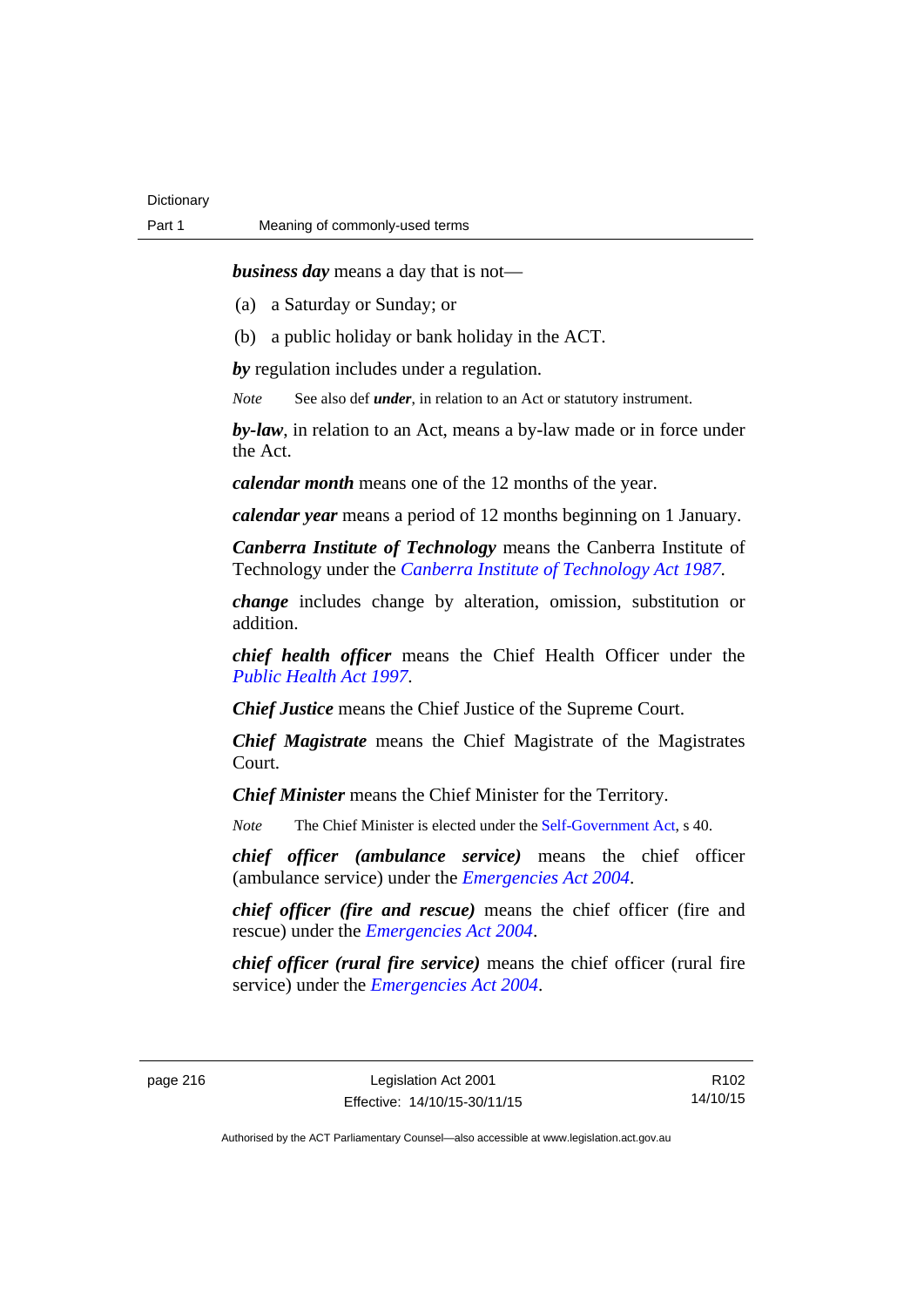***business day*** means a day that is not—

(a) a Saturday or Sunday; or

(b) a public holiday or bank holiday in the ACT.

***by*** regulation includes under a regulation.

*Note* See also def ***under***, in relation to an Act or statutory instrument.

***by-law***, in relation to an Act, means a by-law made or in force under the Act.

***calendar month*** means one of the 12 months of the year.

***calendar year*** means a period of 12 months beginning on 1 January.

***Canberra Institute of Technology*** means the Canberra Institute of Technology under the *Canberra Institute of Technology Act 1987*.

***change*** includes change by alteration, omission, substitution or addition.

***chief health officer*** means the Chief Health Officer under the *Public Health Act 1997*.

***Chief Justice*** means the Chief Justice of the Supreme Court.

***Chief Magistrate*** means the Chief Magistrate of the Magistrates Court.

***Chief Minister*** means the Chief Minister for the Territory.

*Note* The Chief Minister is elected under the Self-Government Act, s 40.

***chief officer (ambulance service)*** means the chief officer (ambulance service) under the *Emergencies Act 2004*.

***chief officer (fire and rescue)*** means the chief officer (fire and rescue) under the *Emergencies Act 2004*.

***chief officer (rural fire service)*** means the chief officer (rural fire service) under the *Emergencies Act 2004*.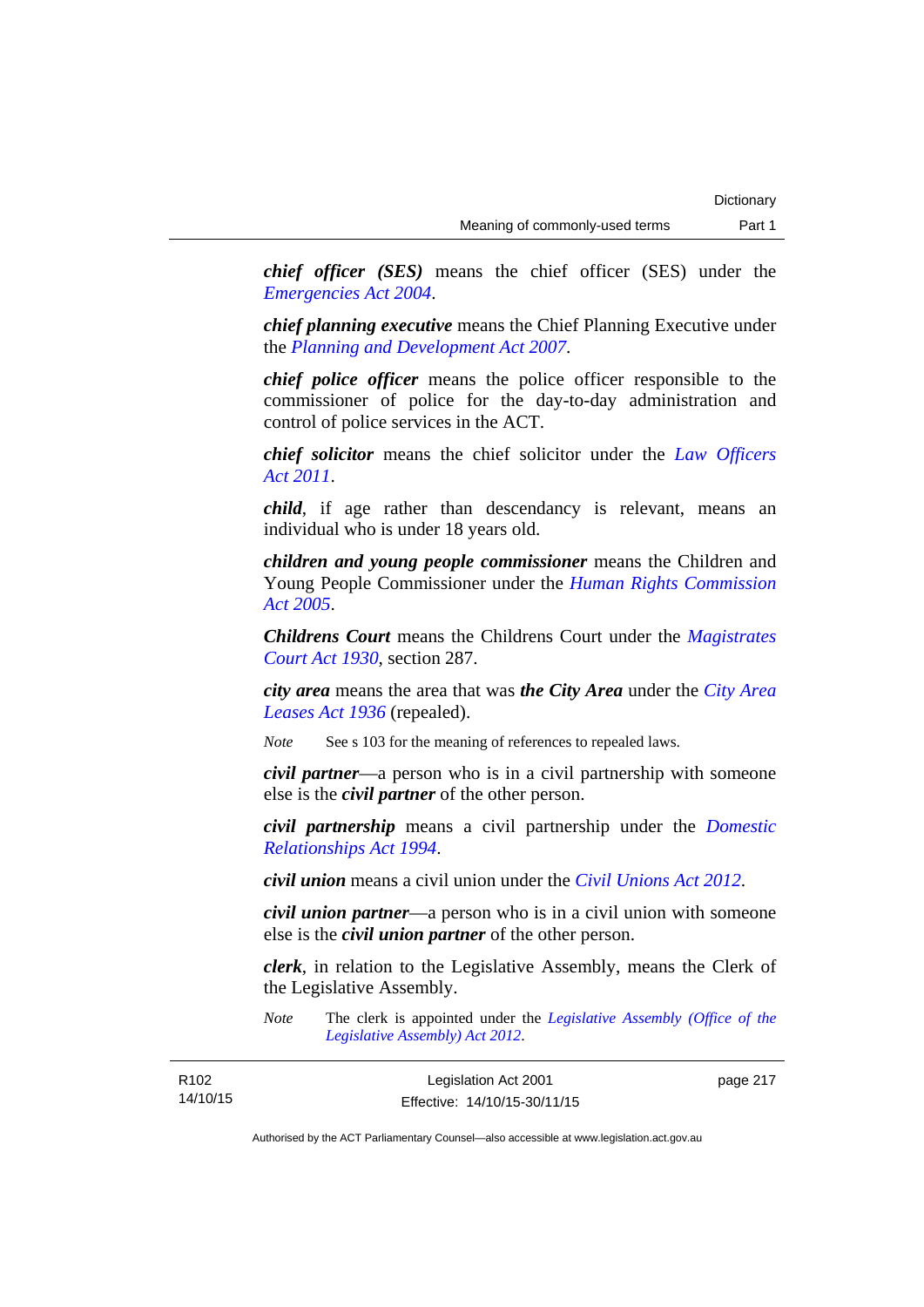***chief officer (SES)*** means the chief officer (SES) under the *Emergencies Act 2004*.

***chief planning executive*** means the Chief Planning Executive under the *Planning and Development Act 2007*.

***chief police officer*** means the police officer responsible to the commissioner of police for the day-to-day administration and control of police services in the ACT.

***chief solicitor*** means the chief solicitor under the *Law Officers Act 2011*.

***child***, if age rather than descendancy is relevant, means an individual who is under 18 years old.

***children and young people commissioner*** means the Children and Young People Commissioner under the *Human Rights Commission Act 2005*.

***Childrens Court*** means the Childrens Court under the *Magistrates Court Act 1930*, section 287.

***city area*** means the area that was ***the City Area*** under the *City Area Leases Act 1936* (repealed).

*Note* See s 103 for the meaning of references to repealed laws.

***civil partner***—a person who is in a civil partnership with someone else is the ***civil partner*** of the other person.

***civil partnership*** means a civil partnership under the *Domestic Relationships Act 1994*.

***civil union*** means a civil union under the *Civil Unions Act 2012*.

***civil union partner***—a person who is in a civil union with someone else is the ***civil union partner*** of the other person.

***clerk***, in relation to the Legislative Assembly, means the Clerk of the Legislative Assembly.

*Note* The clerk is appointed under the *Legislative Assembly (Office of the Legislative Assembly) Act 2012*.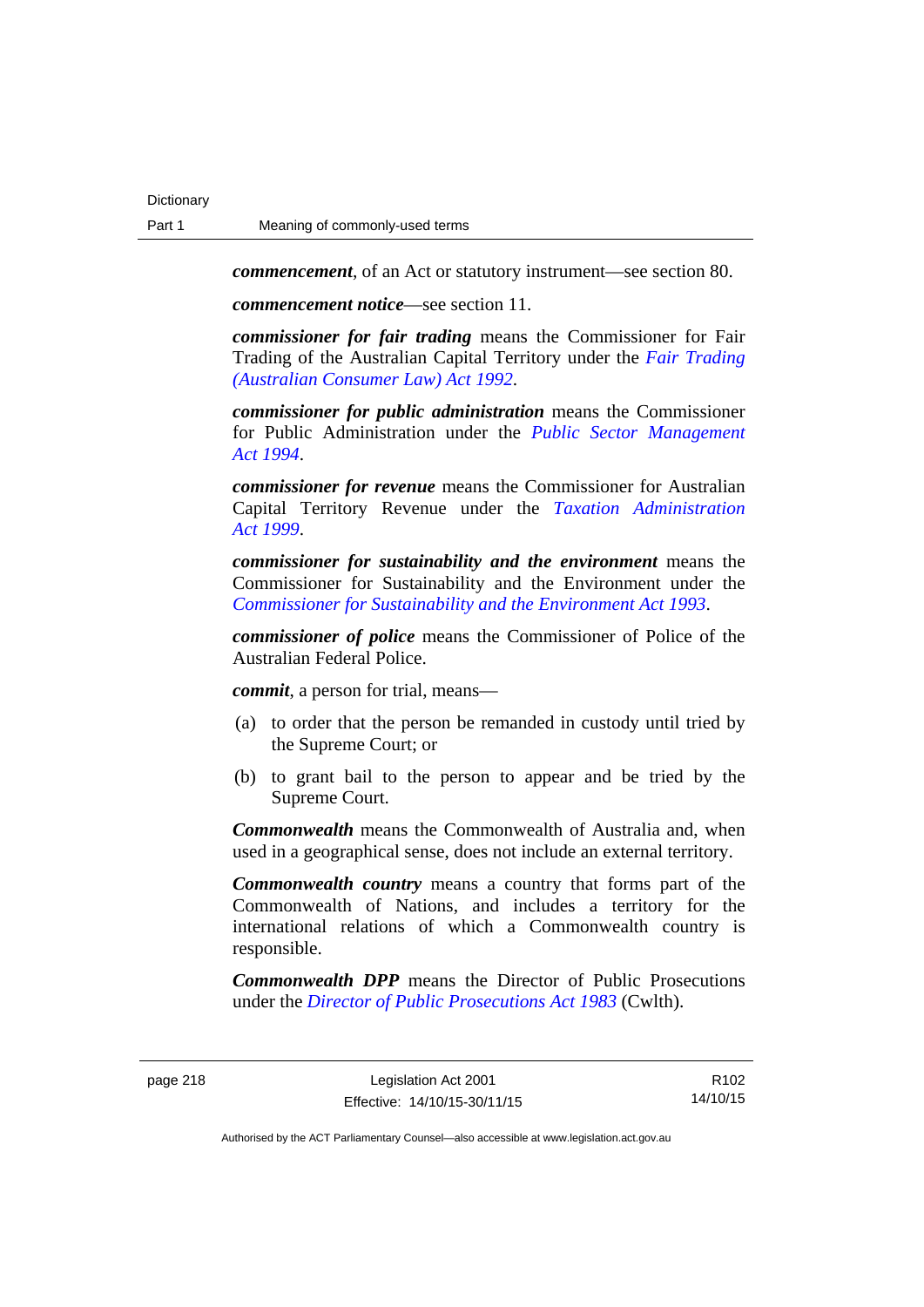***commencement***, of an Act or statutory instrument—see section 80.

***commencement notice***—see section 11.

***commissioner for fair trading*** means the Commissioner for Fair Trading of the Australian Capital Territory under the *Fair Trading (Australian Consumer Law) Act 1992*.

***commissioner for public administration*** means the Commissioner for Public Administration under the *Public Sector Management Act 1994*.

***commissioner for revenue*** means the Commissioner for Australian Capital Territory Revenue under the *Taxation Administration Act 1999*.

***commissioner for sustainability and the environment*** means the Commissioner for Sustainability and the Environment under the *Commissioner for Sustainability and the Environment Act 1993*.

***commissioner of police*** means the Commissioner of Police of the Australian Federal Police.

***commit***, a person for trial, means—

(a) to order that the person be remanded in custody until tried by the Supreme Court; or

(b) to grant bail to the person to appear and be tried by the Supreme Court.

***Commonwealth*** means the Commonwealth of Australia and, when used in a geographical sense, does not include an external territory.

***Commonwealth country*** means a country that forms part of the Commonwealth of Nations, and includes a territory for the international relations of which a Commonwealth country is responsible.

***Commonwealth DPP*** means the Director of Public Prosecutions under the *Director of Public Prosecutions Act 1983* (Cwlth).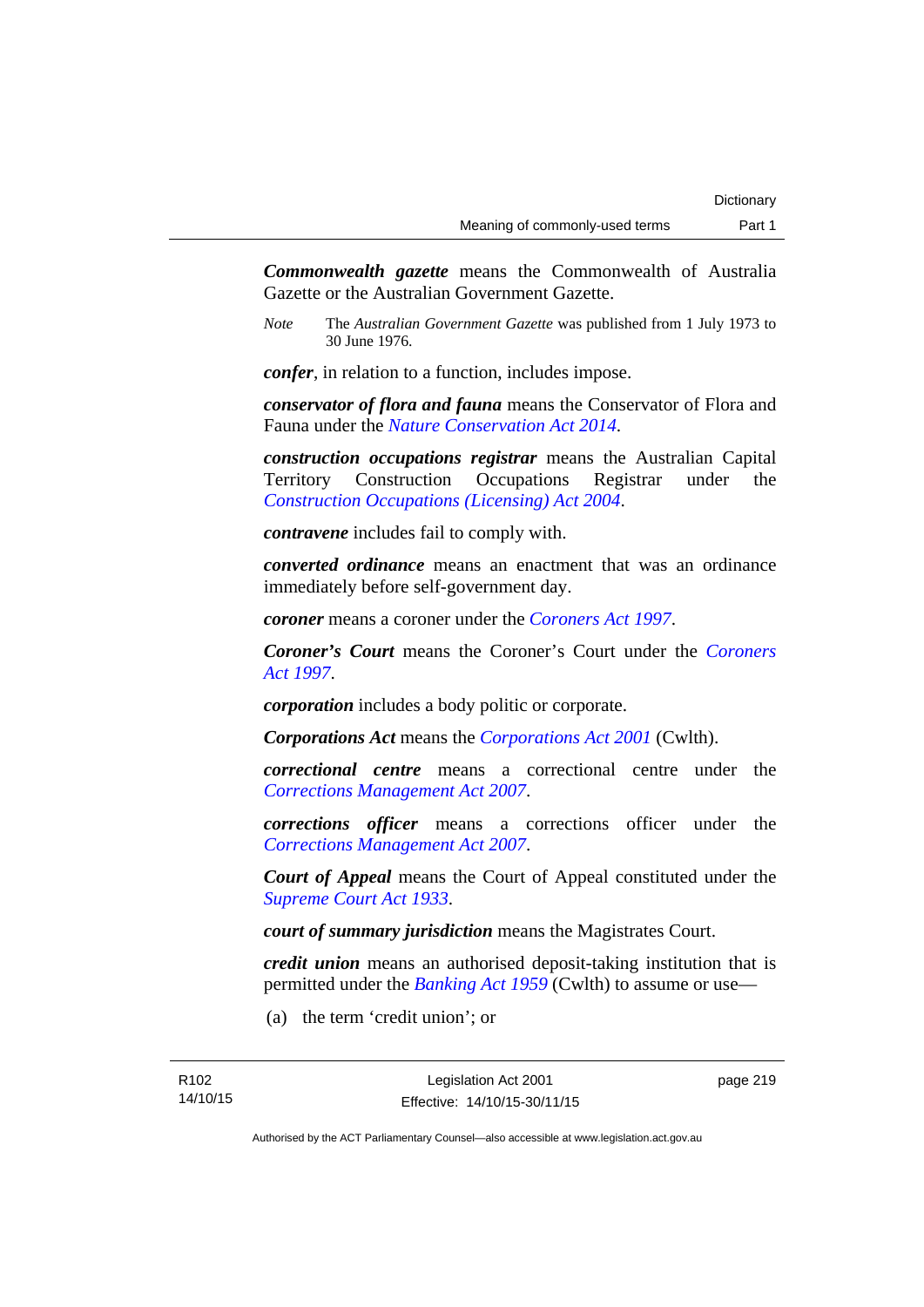***Commonwealth gazette*** means the Commonwealth of Australia Gazette or the Australian Government Gazette.

*Note* The *Australian Government Gazette* was published from 1 July 1973 to 30 June 1976.

***confer***, in relation to a function, includes impose.

***conservator of flora and fauna*** means the Conservator of Flora and Fauna under the *Nature Conservation Act 2014*.

***construction occupations registrar*** means the Australian Capital Territory Construction Occupations Registrar under the *Construction Occupations (Licensing) Act 2004*.

***contravene*** includes fail to comply with.

***converted ordinance*** means an enactment that was an ordinance immediately before self-government day.

***coroner*** means a coroner under the *Coroners Act 1997*.

***Coroner's Court*** means the Coroner's Court under the *Coroners Act 1997*.

***corporation*** includes a body politic or corporate.

***Corporations Act*** means the *Corporations Act 2001* (Cwlth).

***correctional centre*** means a correctional centre under the *Corrections Management Act 2007*.

***corrections officer*** means a corrections officer under the *Corrections Management Act 2007*.

***Court of Appeal*** means the Court of Appeal constituted under the *Supreme Court Act 1933*.

***court of summary jurisdiction*** means the Magistrates Court.

***credit union*** means an authorised deposit-taking institution that is permitted under the *Banking Act 1959* (Cwlth) to assume or use—

(a) the term 'credit union'; or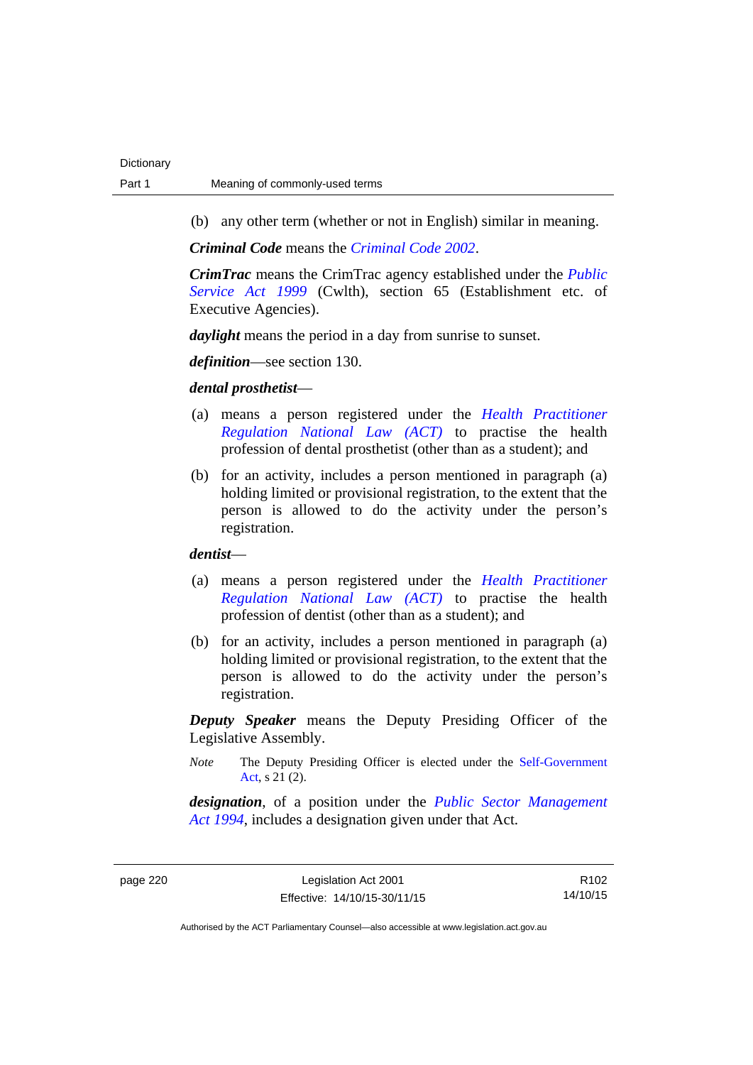(b) any other term (whether or not in English) similar in meaning.

***Criminal Code*** means the *Criminal Code 2002*.

***CrimTrac*** means the CrimTrac agency established under the *Public Service Act 1999* (Cwlth), section 65 (Establishment etc. of Executive Agencies).

***daylight*** means the period in a day from sunrise to sunset.

***definition***—see section 130.

***dental prosthetist***—

(a) means a person registered under the *Health Practitioner Regulation National Law (ACT)* to practise the health profession of dental prosthetist (other than as a student); and

(b) for an activity, includes a person mentioned in paragraph (a) holding limited or provisional registration, to the extent that the person is allowed to do the activity under the person's registration.

***dentist***—

(a) means a person registered under the *Health Practitioner Regulation National Law (ACT)* to practise the health profession of dentist (other than as a student); and

(b) for an activity, includes a person mentioned in paragraph (a) holding limited or provisional registration, to the extent that the person is allowed to do the activity under the person's registration.

***Deputy Speaker*** means the Deputy Presiding Officer of the Legislative Assembly.

*Note* The Deputy Presiding Officer is elected under the Self-Government Act, s 21 (2).

***designation***, of a position under the *Public Sector Management Act 1994*, includes a designation given under that Act.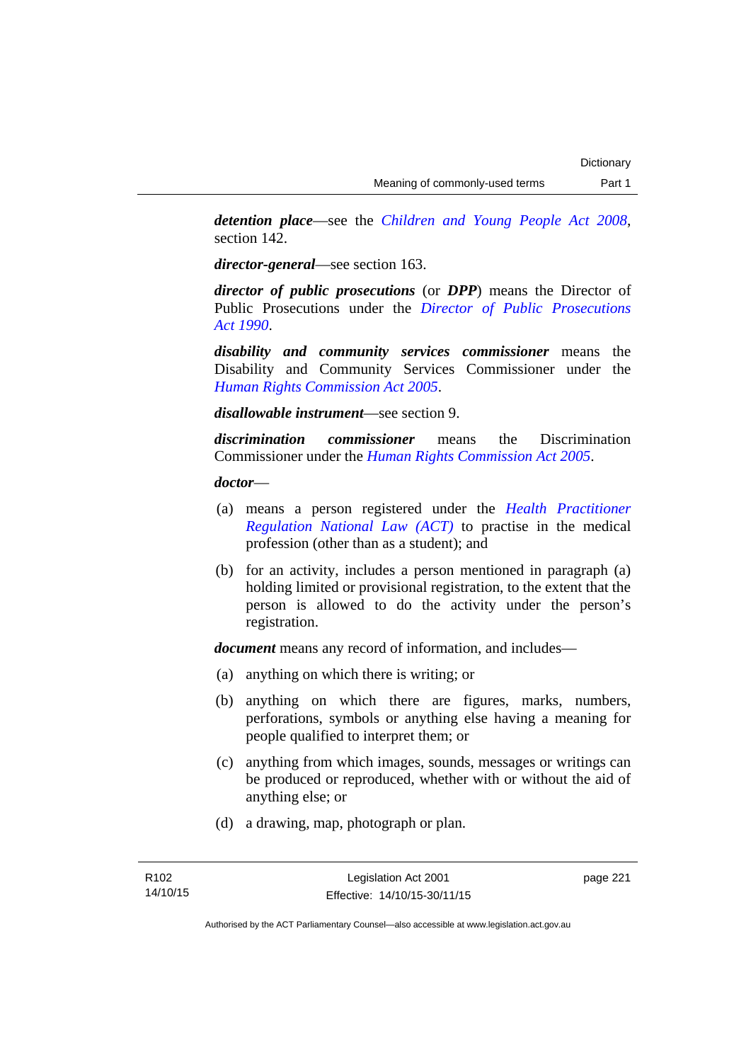***detention place***—see the *Children and Young People Act 2008*, section 142.

***director-general***—see section 163.

***director of public prosecutions*** (or ***DPP***) means the Director of Public Prosecutions under the *Director of Public Prosecutions Act 1990*.

***disability and community services commissioner*** means the Disability and Community Services Commissioner under the *Human Rights Commission Act 2005*.

***disallowable instrument***—see section 9.

***discrimination commissioner*** means the Discrimination Commissioner under the *Human Rights Commission Act 2005*.

***doctor***—

(a) means a person registered under the *Health Practitioner Regulation National Law (ACT)* to practise in the medical profession (other than as a student); and

(b) for an activity, includes a person mentioned in paragraph (a) holding limited or provisional registration, to the extent that the person is allowed to do the activity under the person's registration.

***document*** means any record of information, and includes—

(a) anything on which there is writing; or

(b) anything on which there are figures, marks, numbers, perforations, symbols or anything else having a meaning for people qualified to interpret them; or

(c) anything from which images, sounds, messages or writings can be produced or reproduced, whether with or without the aid of anything else; or

(d) a drawing, map, photograph or plan.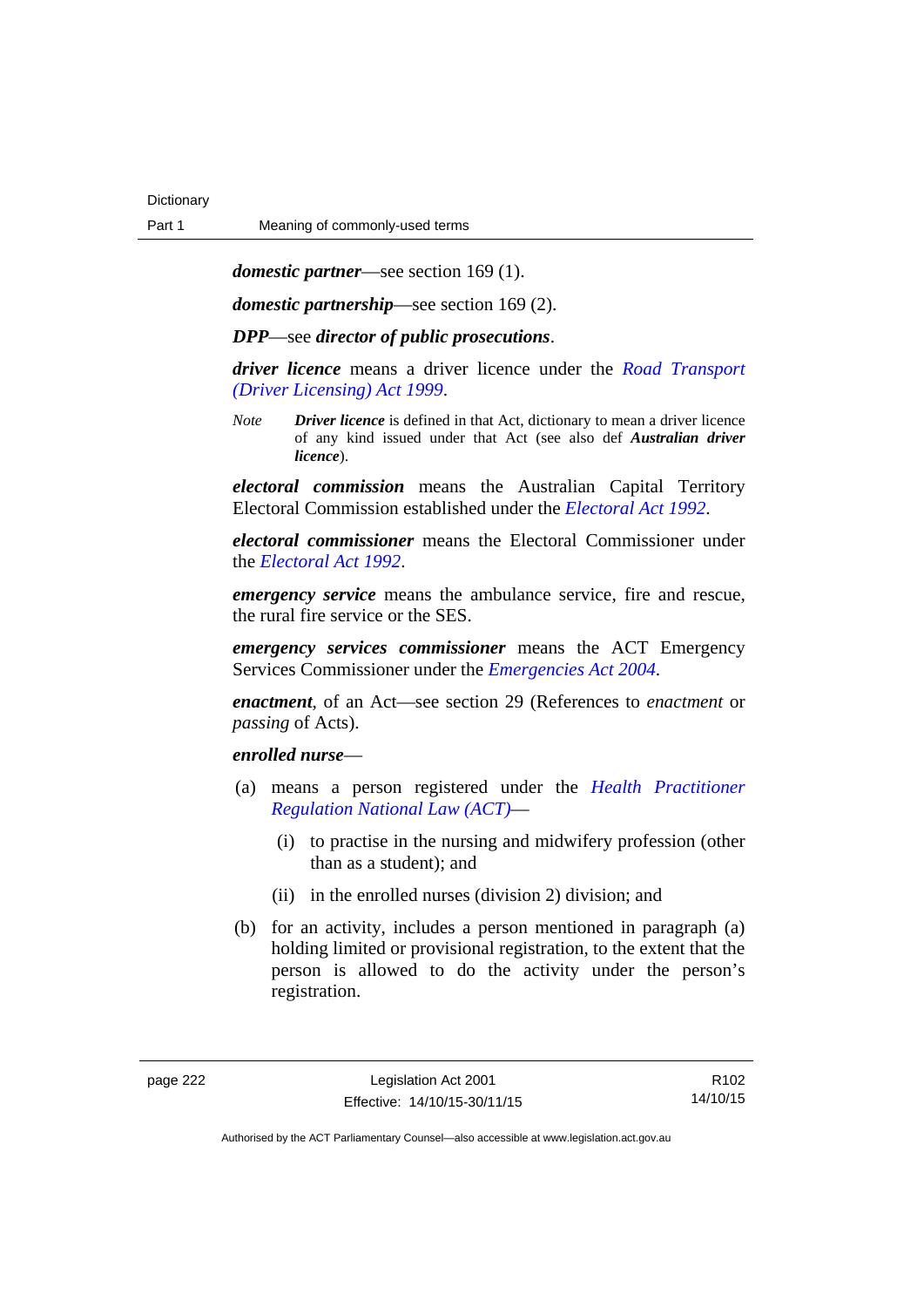***domestic partner***—see section 169 (1).

***domestic partnership***—see section 169 (2).

***DPP***—see ***director of public prosecutions***.

***driver licence*** means a driver licence under the *Road Transport (Driver Licensing) Act 1999*.

*Note* ***Driver licence*** is defined in that Act, dictionary to mean a driver licence of any kind issued under that Act (see also def ***Australian driver licence***).

***electoral commission*** means the Australian Capital Territory Electoral Commission established under the *Electoral Act 1992*.

***electoral commissioner*** means the Electoral Commissioner under the *Electoral Act 1992*.

***emergency service*** means the ambulance service, fire and rescue, the rural fire service or the SES.

***emergency services commissioner*** means the ACT Emergency Services Commissioner under the *Emergencies Act 2004*.

***enactment***, of an Act—see section 29 (References to *enactment* or *passing* of Acts).

***enrolled nurse***—

(a) means a person registered under the *Health Practitioner Regulation National Law (ACT)*—

  (i) to practise in the nursing and midwifery profession (other than as a student); and

  (ii) in the enrolled nurses (division 2) division; and

(b) for an activity, includes a person mentioned in paragraph (a) holding limited or provisional registration, to the extent that the person is allowed to do the activity under the person's registration.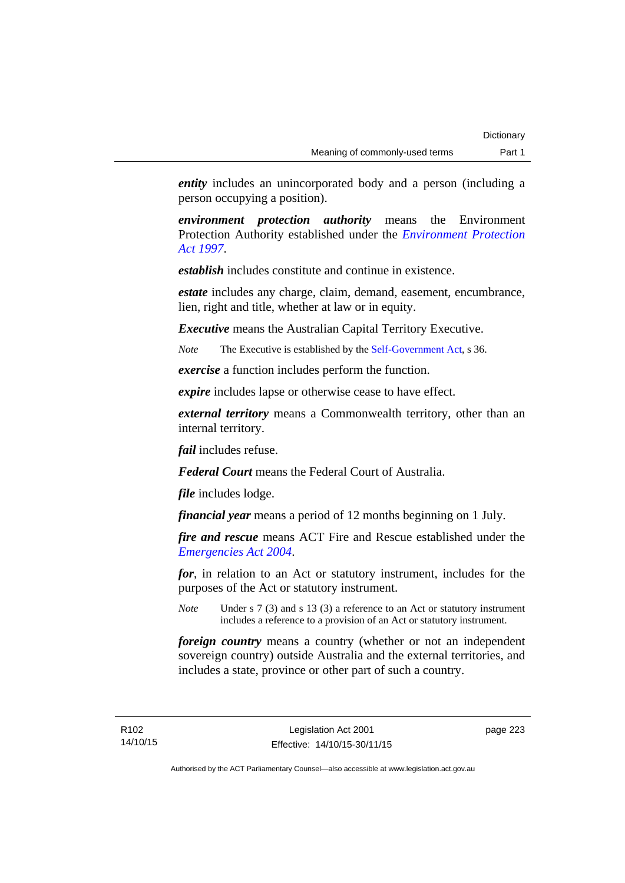***entity*** includes an unincorporated body and a person (including a person occupying a position).

***environment protection authority*** means the Environment Protection Authority established under the *Environment Protection Act 1997*.

***establish*** includes constitute and continue in existence.

***estate*** includes any charge, claim, demand, easement, encumbrance, lien, right and title, whether at law or in equity.

***Executive*** means the Australian Capital Territory Executive.

*Note* The Executive is established by the Self-Government Act, s 36.

***exercise*** a function includes perform the function.

***expire*** includes lapse or otherwise cease to have effect.

***external territory*** means a Commonwealth territory, other than an internal territory.

***fail*** includes refuse.

***Federal Court*** means the Federal Court of Australia.

***file*** includes lodge.

***financial year*** means a period of 12 months beginning on 1 July.

***fire and rescue*** means ACT Fire and Rescue established under the *Emergencies Act 2004*.

***for***, in relation to an Act or statutory instrument, includes for the purposes of the Act or statutory instrument.

*Note* Under s 7 (3) and s 13 (3) a reference to an Act or statutory instrument includes a reference to a provision of an Act or statutory instrument.

***foreign country*** means a country (whether or not an independent sovereign country) outside Australia and the external territories, and includes a state, province or other part of such a country.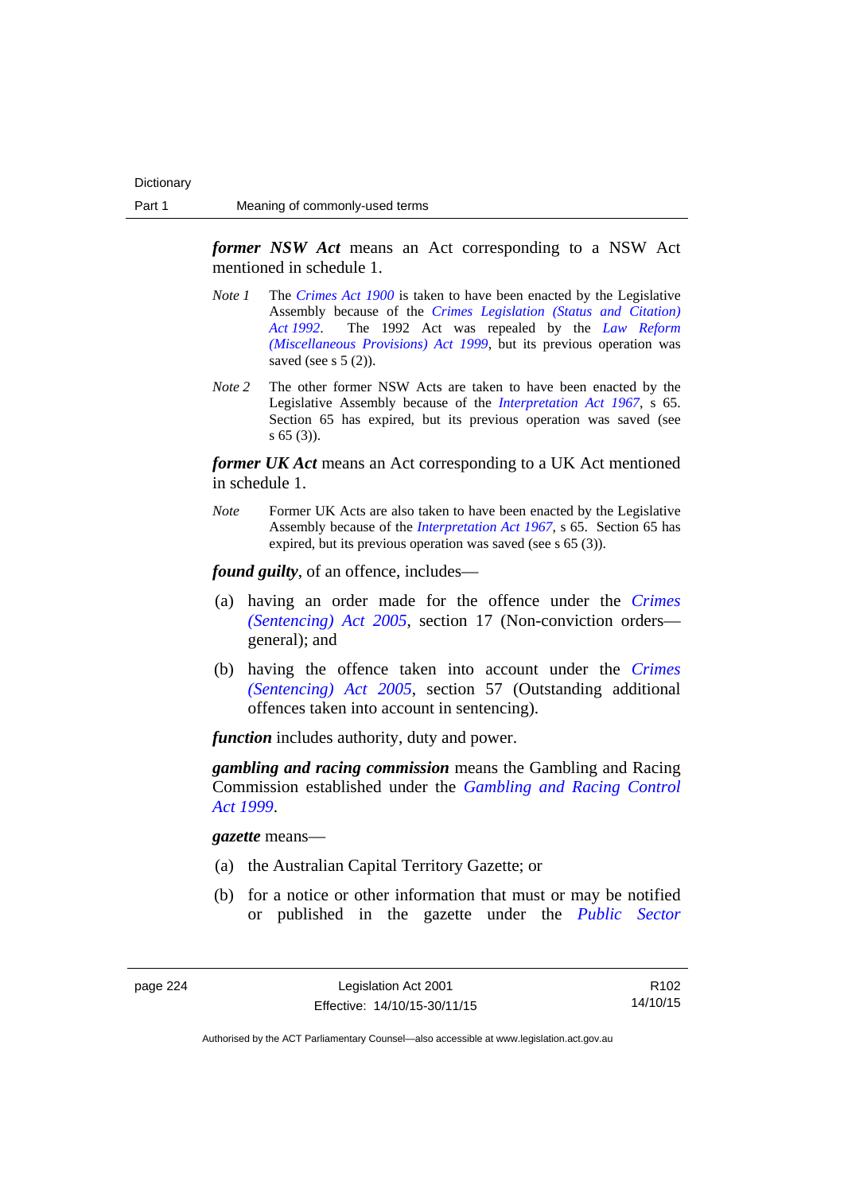***former NSW Act*** means an Act corresponding to a NSW Act mentioned in schedule 1.

*Note 1* The *Crimes Act 1900* is taken to have been enacted by the Legislative Assembly because of the *Crimes Legislation (Status and Citation) Act 1992*. The 1992 Act was repealed by the *Law Reform (Miscellaneous Provisions) Act 1999*, but its previous operation was saved (see s 5 (2)).

*Note 2* The other former NSW Acts are taken to have been enacted by the Legislative Assembly because of the *Interpretation Act 1967*, s 65. Section 65 has expired, but its previous operation was saved (see s 65 (3)).

***former UK Act*** means an Act corresponding to a UK Act mentioned in schedule 1.

*Note* Former UK Acts are also taken to have been enacted by the Legislative Assembly because of the *Interpretation Act 1967*, s 65. Section 65 has expired, but its previous operation was saved (see s 65 (3)).

***found guilty***, of an offence, includes—

(a) having an order made for the offence under the *Crimes (Sentencing) Act 2005*, section 17 (Non-conviction orders—general); and

(b) having the offence taken into account under the *Crimes (Sentencing) Act 2005*, section 57 (Outstanding additional offences taken into account in sentencing).

***function*** includes authority, duty and power.

***gambling and racing commission*** means the Gambling and Racing Commission established under the *Gambling and Racing Control Act 1999*.

***gazette*** means—

(a) the Australian Capital Territory Gazette; or

(b) for a notice or other information that must or may be notified or published in the gazette under the *Public Sector*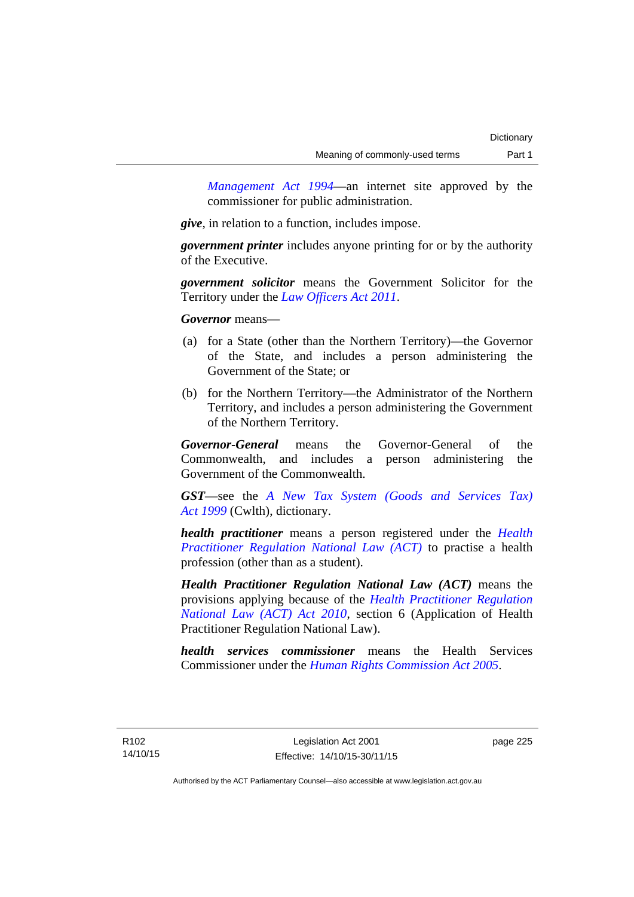*Management Act 1994*—an internet site approved by the commissioner for public administration.

***give***, in relation to a function, includes impose.

***government printer*** includes anyone printing for or by the authority of the Executive.

***government solicitor*** means the Government Solicitor for the Territory under the *Law Officers Act 2011*.

***Governor*** means—

(a) for a State (other than the Northern Territory)—the Governor of the State, and includes a person administering the Government of the State; or

(b) for the Northern Territory—the Administrator of the Northern Territory, and includes a person administering the Government of the Northern Territory.

***Governor-General*** means the Governor-General of the Commonwealth, and includes a person administering the Government of the Commonwealth.

***GST***—see the *A New Tax System (Goods and Services Tax) Act 1999* (Cwlth), dictionary.

***health practitioner*** means a person registered under the *Health Practitioner Regulation National Law (ACT)* to practise a health profession (other than as a student).

***Health Practitioner Regulation National Law (ACT)*** means the provisions applying because of the *Health Practitioner Regulation National Law (ACT) Act 2010*, section 6 (Application of Health Practitioner Regulation National Law).

***health services commissioner*** means the Health Services Commissioner under the *Human Rights Commission Act 2005*.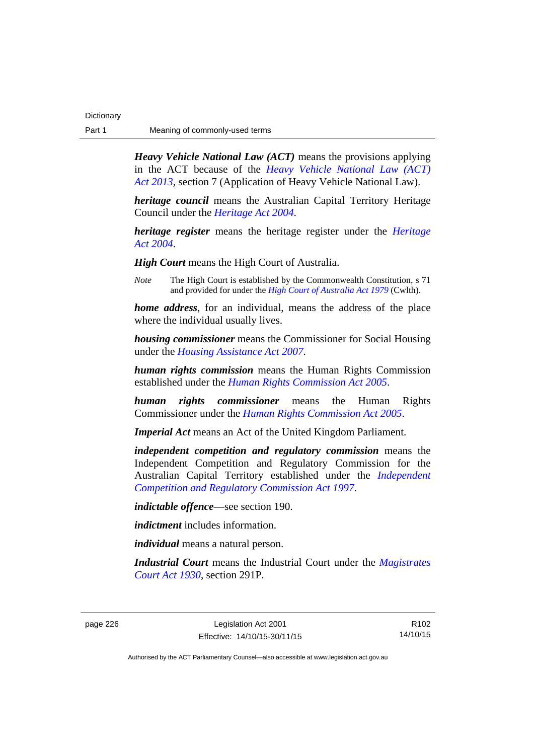***Heavy Vehicle National Law (ACT)*** means the provisions applying in the ACT because of the *Heavy Vehicle National Law (ACT) Act 2013*, section 7 (Application of Heavy Vehicle National Law).

***heritage council*** means the Australian Capital Territory Heritage Council under the *Heritage Act 2004*.

***heritage register*** means the heritage register under the *Heritage Act 2004*.

***High Court*** means the High Court of Australia.

*Note* The High Court is established by the Commonwealth Constitution, s 71 and provided for under the *High Court of Australia Act 1979* (Cwlth).

***home address***, for an individual, means the address of the place where the individual usually lives.

***housing commissioner*** means the Commissioner for Social Housing under the *Housing Assistance Act 2007*.

***human rights commission*** means the Human Rights Commission established under the *Human Rights Commission Act 2005*.

***human rights commissioner*** means the Human Rights Commissioner under the *Human Rights Commission Act 2005*.

***Imperial Act*** means an Act of the United Kingdom Parliament.

***independent competition and regulatory commission*** means the Independent Competition and Regulatory Commission for the Australian Capital Territory established under the *Independent Competition and Regulatory Commission Act 1997*.

***indictable offence***—see section 190.

***indictment*** includes information.

***individual*** means a natural person.

***Industrial Court*** means the Industrial Court under the *Magistrates Court Act 1930*, section 291P.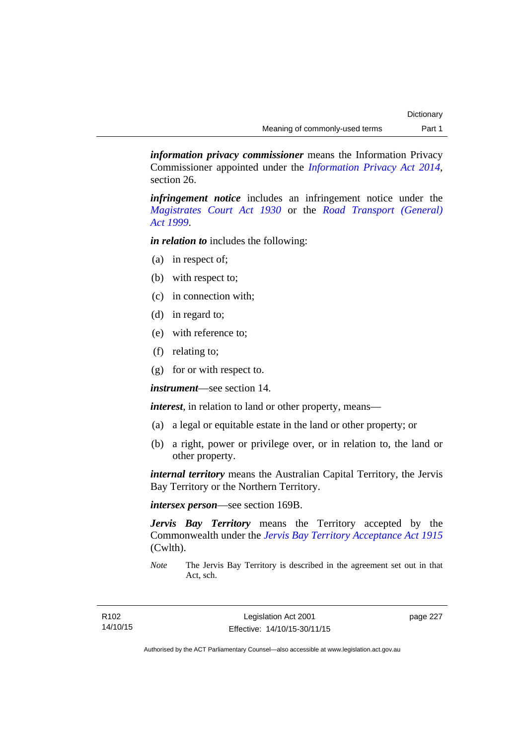***information privacy commissioner*** means the Information Privacy Commissioner appointed under the *Information Privacy Act 2014*, section 26.

***infringement notice*** includes an infringement notice under the *Magistrates Court Act 1930* or the *Road Transport (General) Act 1999*.

***in relation to*** includes the following:

(a) in respect of;

(b) with respect to;

(c) in connection with;

(d) in regard to;

(e) with reference to;

(f) relating to;

(g) for or with respect to.

***instrument***—see section 14.

***interest***, in relation to land or other property, means—

(a) a legal or equitable estate in the land or other property; or

(b) a right, power or privilege over, or in relation to, the land or other property.

***internal territory*** means the Australian Capital Territory, the Jervis Bay Territory or the Northern Territory.

***intersex person***—see section 169B.

***Jervis Bay Territory*** means the Territory accepted by the Commonwealth under the *Jervis Bay Territory Acceptance Act 1915* (Cwlth).

*Note* The Jervis Bay Territory is described in the agreement set out in that Act, sch.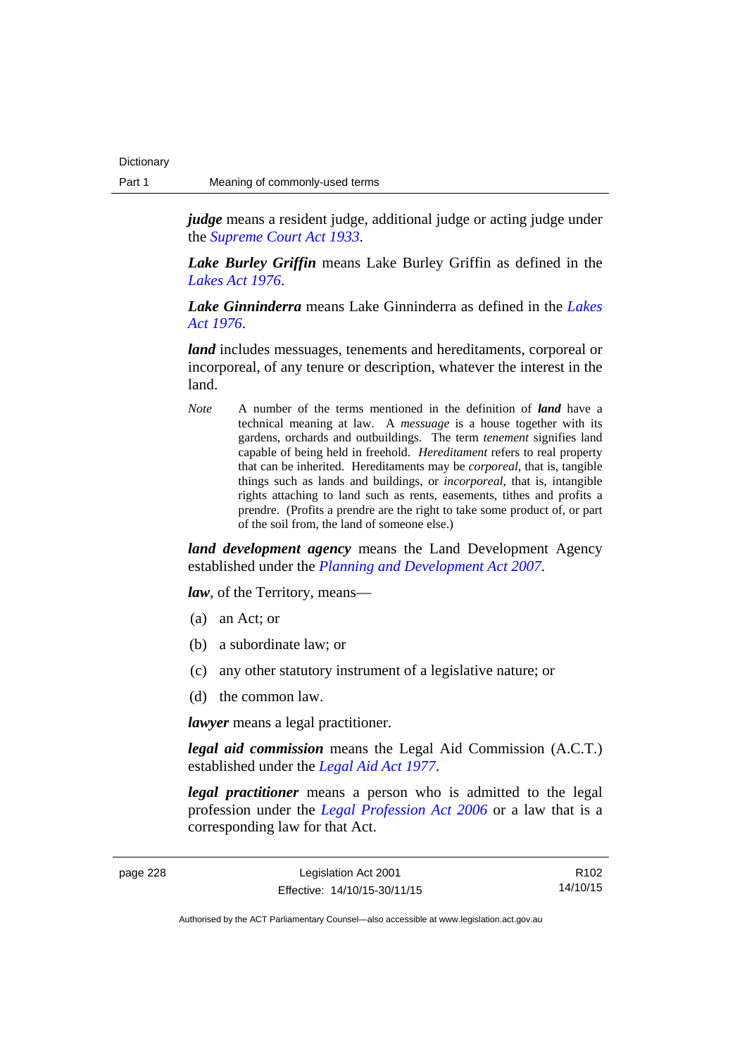***judge*** means a resident judge, additional judge or acting judge under the *Supreme Court Act 1933*.

***Lake Burley Griffin*** means Lake Burley Griffin as defined in the *Lakes Act 1976*.

***Lake Ginninderra*** means Lake Ginninderra as defined in the *Lakes Act 1976*.

***land*** includes messuages, tenements and hereditaments, corporeal or incorporeal, of any tenure or description, whatever the interest in the land.

*Note* A number of the terms mentioned in the definition of ***land*** have a technical meaning at law. A *messuage* is a house together with its gardens, orchards and outbuildings. The term *tenement* signifies land capable of being held in freehold. *Hereditament* refers to real property that can be inherited. Hereditaments may be *corporeal*, that is, tangible things such as lands and buildings, or *incorporeal*, that is, intangible rights attaching to land such as rents, easements, tithes and profits a prendre. (Profits a prendre are the right to take some product of, or part of the soil from, the land of someone else.)

***land development agency*** means the Land Development Agency established under the *Planning and Development Act 2007*.

***law***, of the Territory, means—

(a) an Act; or

(b) a subordinate law; or

(c) any other statutory instrument of a legislative nature; or

(d) the common law.

***lawyer*** means a legal practitioner.

***legal aid commission*** means the Legal Aid Commission (A.C.T.) established under the *Legal Aid Act 1977*.

***legal practitioner*** means a person who is admitted to the legal profession under the *Legal Profession Act 2006* or a law that is a corresponding law for that Act.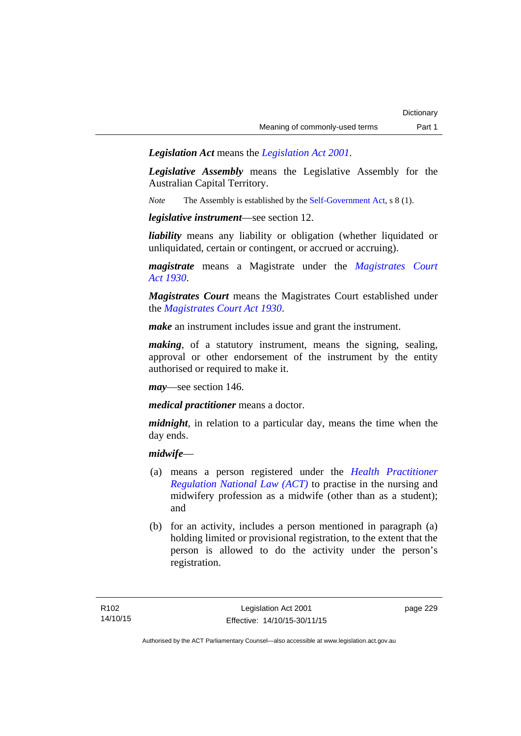***Legislation Act*** means the *Legislation Act 2001*.

***Legislative Assembly*** means the Legislative Assembly for the Australian Capital Territory.

*Note* The Assembly is established by the Self-Government Act, s 8 (1).

***legislative instrument***—see section 12.

***liability*** means any liability or obligation (whether liquidated or unliquidated, certain or contingent, or accrued or accruing).

***magistrate*** means a Magistrate under the *Magistrates Court Act 1930*.

***Magistrates Court*** means the Magistrates Court established under the *Magistrates Court Act 1930*.

***make*** an instrument includes issue and grant the instrument.

***making***, of a statutory instrument, means the signing, sealing, approval or other endorsement of the instrument by the entity authorised or required to make it.

***may***—see section 146.

***medical practitioner*** means a doctor.

***midnight***, in relation to a particular day, means the time when the day ends.

***midwife***—

(a) means a person registered under the *Health Practitioner Regulation National Law (ACT)* to practise in the nursing and midwifery profession as a midwife (other than as a student); and

(b) for an activity, includes a person mentioned in paragraph (a) holding limited or provisional registration, to the extent that the person is allowed to do the activity under the person's registration.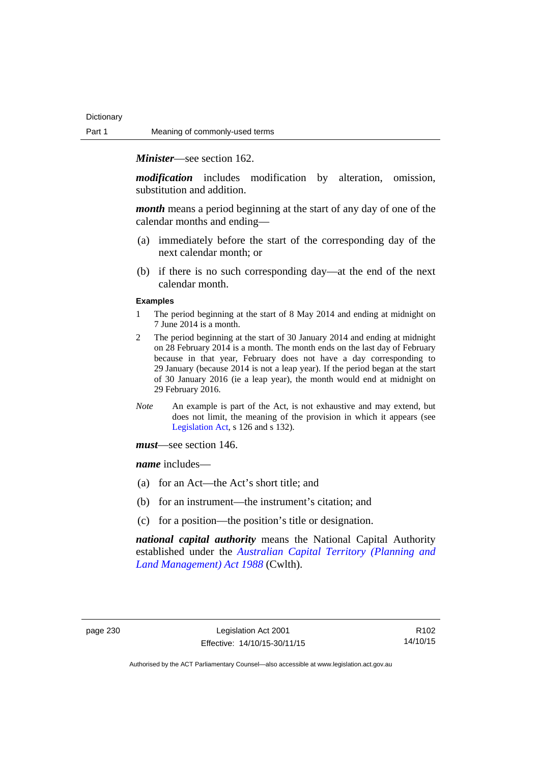***Minister***—see section 162.

***modification*** includes modification by alteration, omission, substitution and addition.

***month*** means a period beginning at the start of any day of one of the calendar months and ending—

(a) immediately before the start of the corresponding day of the next calendar month; or

(b) if there is no such corresponding day—at the end of the next calendar month.

**Examples**

1 The period beginning at the start of 8 May 2014 and ending at midnight on 7 June 2014 is a month.

2 The period beginning at the start of 30 January 2014 and ending at midnight on 28 February 2014 is a month. The month ends on the last day of February because in that year, February does not have a day corresponding to 29 January (because 2014 is not a leap year). If the period began at the start of 30 January 2016 (ie a leap year), the month would end at midnight on 29 February 2016.

*Note* An example is part of the Act, is not exhaustive and may extend, but does not limit, the meaning of the provision in which it appears (see Legislation Act, s 126 and s 132).

***must***—see section 146.

***name*** includes—

(a) for an Act—the Act's short title; and

(b) for an instrument—the instrument's citation; and

(c) for a position—the position's title or designation.

***national capital authority*** means the National Capital Authority established under the *Australian Capital Territory (Planning and Land Management) Act 1988* (Cwlth).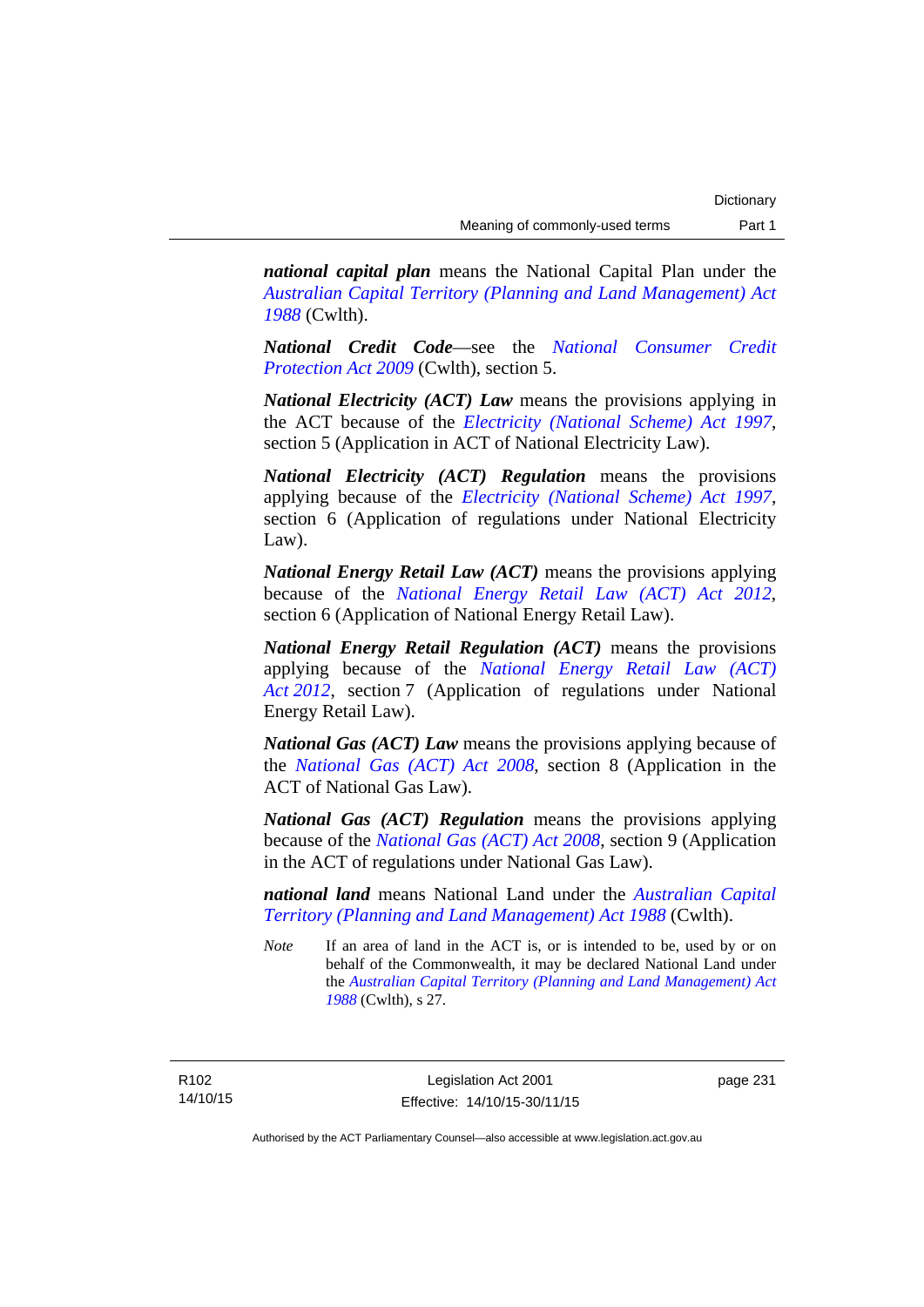***national capital plan*** means the National Capital Plan under the *Australian Capital Territory (Planning and Land Management) Act 1988* (Cwlth).

***National Credit Code***—see the *National Consumer Credit Protection Act 2009* (Cwlth), section 5.

***National Electricity (ACT) Law*** means the provisions applying in the ACT because of the *Electricity (National Scheme) Act 1997*, section 5 (Application in ACT of National Electricity Law).

***National Electricity (ACT) Regulation*** means the provisions applying because of the *Electricity (National Scheme) Act 1997*, section 6 (Application of regulations under National Electricity Law).

***National Energy Retail Law (ACT)*** means the provisions applying because of the *National Energy Retail Law (ACT) Act 2012*, section 6 (Application of National Energy Retail Law).

***National Energy Retail Regulation (ACT)*** means the provisions applying because of the *National Energy Retail Law (ACT) Act 2012*, section 7 (Application of regulations under National Energy Retail Law).

***National Gas (ACT) Law*** means the provisions applying because of the *National Gas (ACT) Act 2008*, section 8 (Application in the ACT of National Gas Law).

***National Gas (ACT) Regulation*** means the provisions applying because of the *National Gas (ACT) Act 2008*, section 9 (Application in the ACT of regulations under National Gas Law).

***national land*** means National Land under the *Australian Capital Territory (Planning and Land Management) Act 1988* (Cwlth).

*Note* If an area of land in the ACT is, or is intended to be, used by or on behalf of the Commonwealth, it may be declared National Land under the *Australian Capital Territory (Planning and Land Management) Act 1988* (Cwlth), s 27.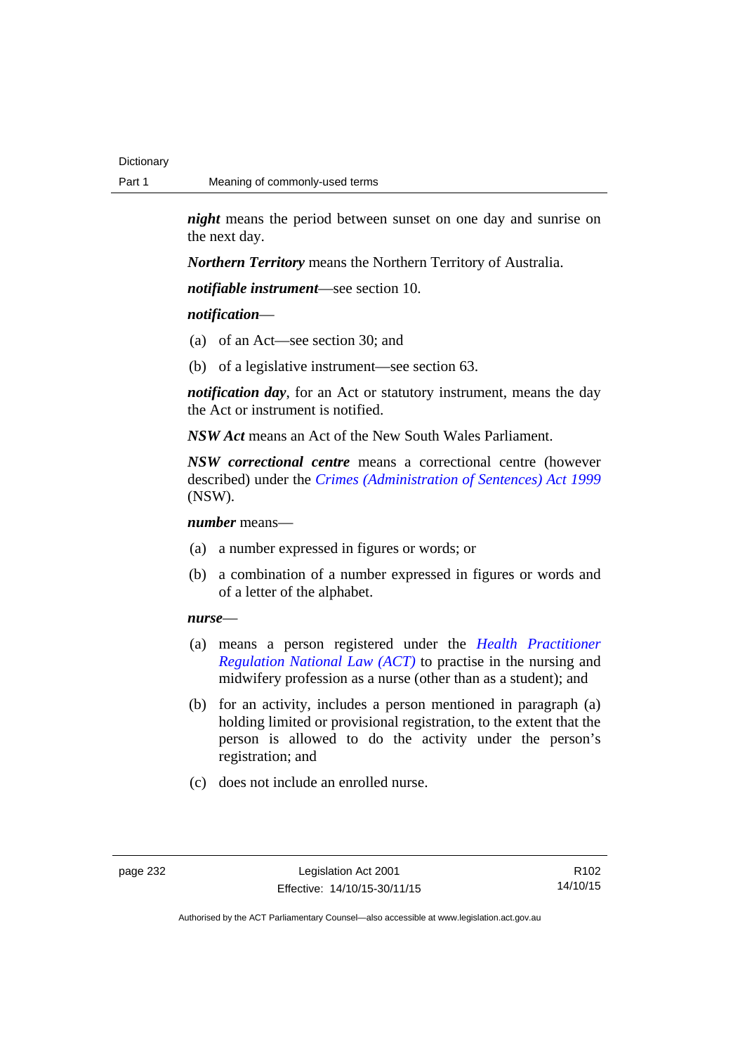***night*** means the period between sunset on one day and sunrise on the next day.

***Northern Territory*** means the Northern Territory of Australia.

***notifiable instrument***—see section 10.

***notification***—

(a) of an Act—see section 30; and

(b) of a legislative instrument—see section 63.

***notification day***, for an Act or statutory instrument, means the day the Act or instrument is notified.

***NSW Act*** means an Act of the New South Wales Parliament.

***NSW correctional centre*** means a correctional centre (however described) under the *Crimes (Administration of Sentences) Act 1999* (NSW).

***number*** means—

(a) a number expressed in figures or words; or

(b) a combination of a number expressed in figures or words and of a letter of the alphabet.

***nurse***—

(a) means a person registered under the *Health Practitioner Regulation National Law (ACT)* to practise in the nursing and midwifery profession as a nurse (other than as a student); and

(b) for an activity, includes a person mentioned in paragraph (a) holding limited or provisional registration, to the extent that the person is allowed to do the activity under the person's registration; and

(c) does not include an enrolled nurse.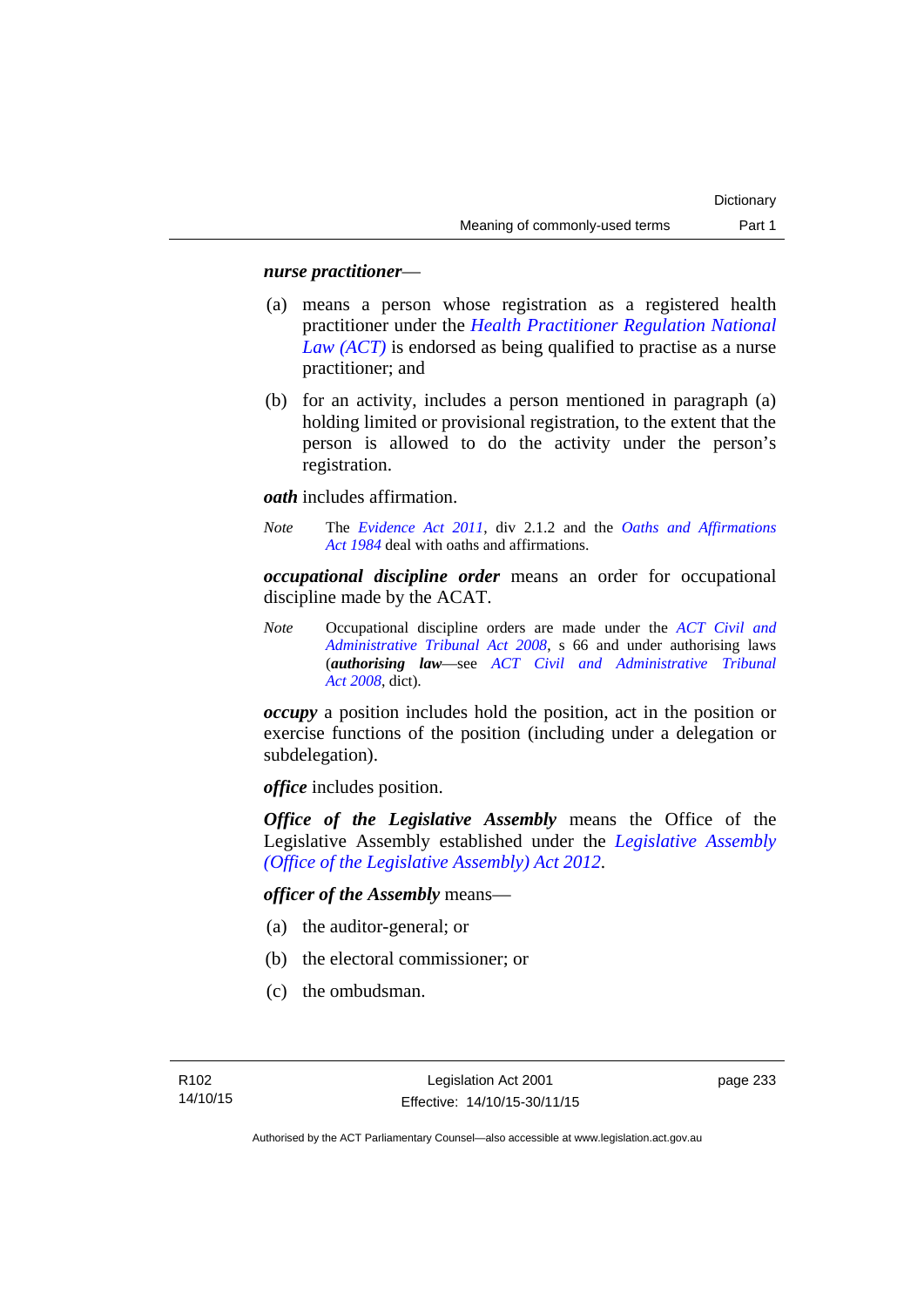***nurse practitioner***—

(a) means a person whose registration as a registered health practitioner under the *Health Practitioner Regulation National Law (ACT)* is endorsed as being qualified to practise as a nurse practitioner; and

(b) for an activity, includes a person mentioned in paragraph (a) holding limited or provisional registration, to the extent that the person is allowed to do the activity under the person's registration.

***oath*** includes affirmation.

*Note* The *Evidence Act 2011*, div 2.1.2 and the *Oaths and Affirmations Act 1984* deal with oaths and affirmations.

***occupational discipline order*** means an order for occupational discipline made by the ACAT.

*Note* Occupational discipline orders are made under the *ACT Civil and Administrative Tribunal Act 2008*, s 66 and under authorising laws (***authorising law***—see *ACT Civil and Administrative Tribunal Act 2008*, dict).

***occupy*** a position includes hold the position, act in the position or exercise functions of the position (including under a delegation or subdelegation).

***office*** includes position.

***Office of the Legislative Assembly*** means the Office of the Legislative Assembly established under the *Legislative Assembly (Office of the Legislative Assembly) Act 2012*.

***officer of the Assembly*** means—

(a) the auditor-general; or

(b) the electoral commissioner; or

(c) the ombudsman.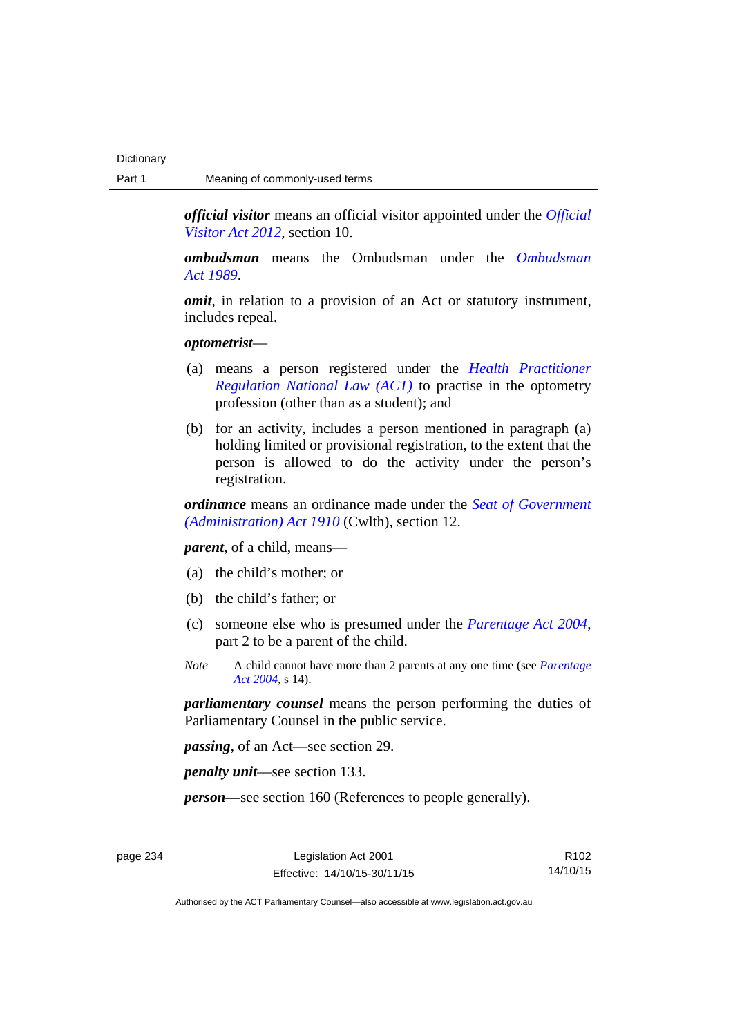***official visitor*** means an official visitor appointed under the *Official Visitor Act 2012*, section 10.

***ombudsman*** means the Ombudsman under the *Ombudsman Act 1989*.

***omit***, in relation to a provision of an Act or statutory instrument, includes repeal.

***optometrist***—

(a) means a person registered under the *Health Practitioner Regulation National Law (ACT)* to practise in the optometry profession (other than as a student); and

(b) for an activity, includes a person mentioned in paragraph (a) holding limited or provisional registration, to the extent that the person is allowed to do the activity under the person's registration.

***ordinance*** means an ordinance made under the *Seat of Government (Administration) Act 1910* (Cwlth), section 12.

***parent***, of a child, means—

(a) the child's mother; or

(b) the child's father; or

(c) someone else who is presumed under the *Parentage Act 2004*, part 2 to be a parent of the child.

*Note* A child cannot have more than 2 parents at any one time (see *Parentage Act 2004*, s 14).

***parliamentary counsel*** means the person performing the duties of Parliamentary Counsel in the public service.

***passing***, of an Act—see section 29.

***penalty unit***—see section 133.

***person***—see section 160 (References to people generally).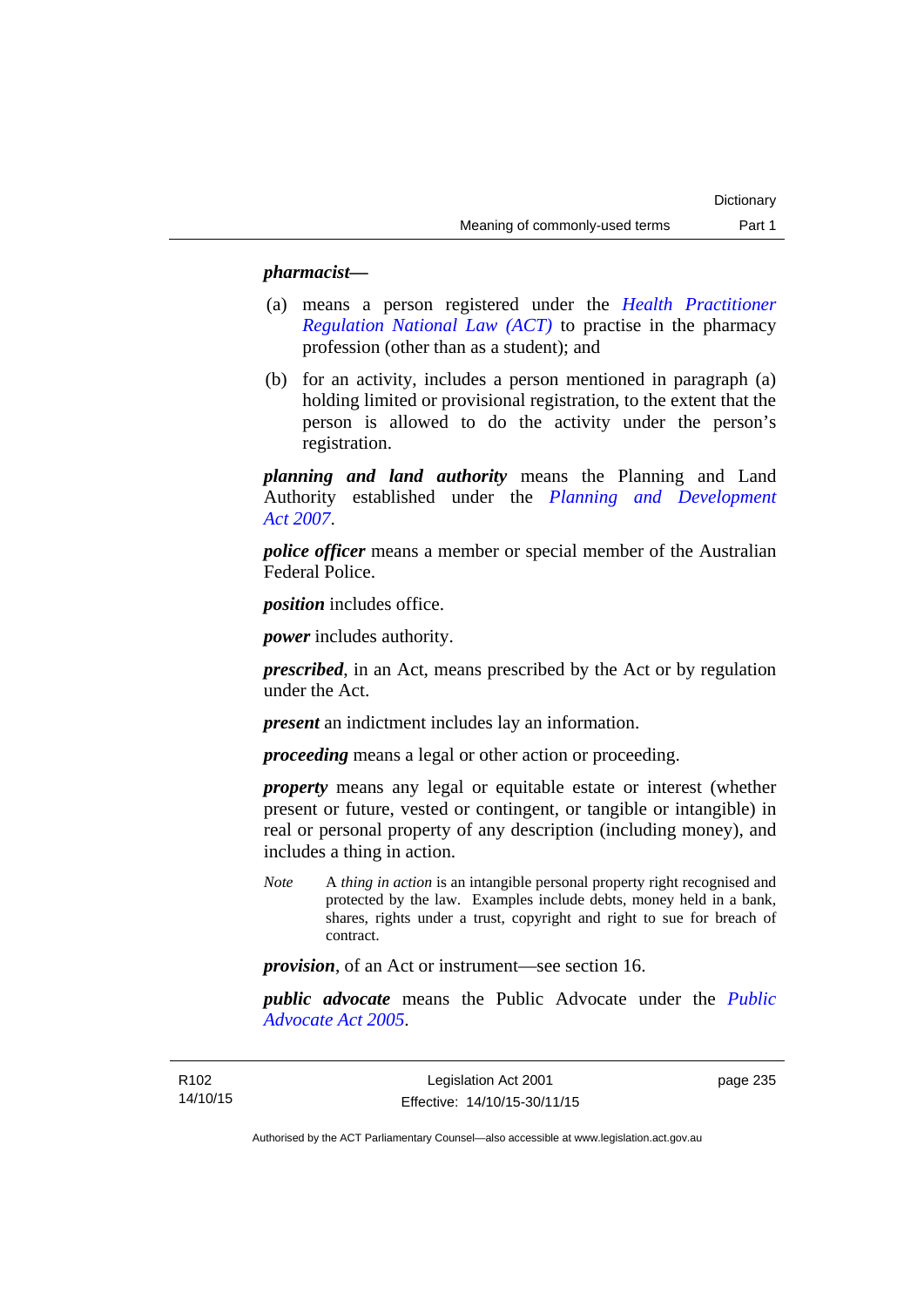***pharmacist***—

(a) means a person registered under the *Health Practitioner Regulation National Law (ACT)* to practise in the pharmacy profession (other than as a student); and

(b) for an activity, includes a person mentioned in paragraph (a) holding limited or provisional registration, to the extent that the person is allowed to do the activity under the person's registration.

***planning and land authority*** means the Planning and Land Authority established under the *Planning and Development Act 2007*.

***police officer*** means a member or special member of the Australian Federal Police.

***position*** includes office.

***power*** includes authority.

***prescribed***, in an Act, means prescribed by the Act or by regulation under the Act.

***present*** an indictment includes lay an information.

***proceeding*** means a legal or other action or proceeding.

***property*** means any legal or equitable estate or interest (whether present or future, vested or contingent, or tangible or intangible) in real or personal property of any description (including money), and includes a thing in action.

*Note* A *thing in action* is an intangible personal property right recognised and protected by the law. Examples include debts, money held in a bank, shares, rights under a trust, copyright and right to sue for breach of contract.

***provision***, of an Act or instrument—see section 16.

***public advocate*** means the Public Advocate under the *Public Advocate Act 2005*.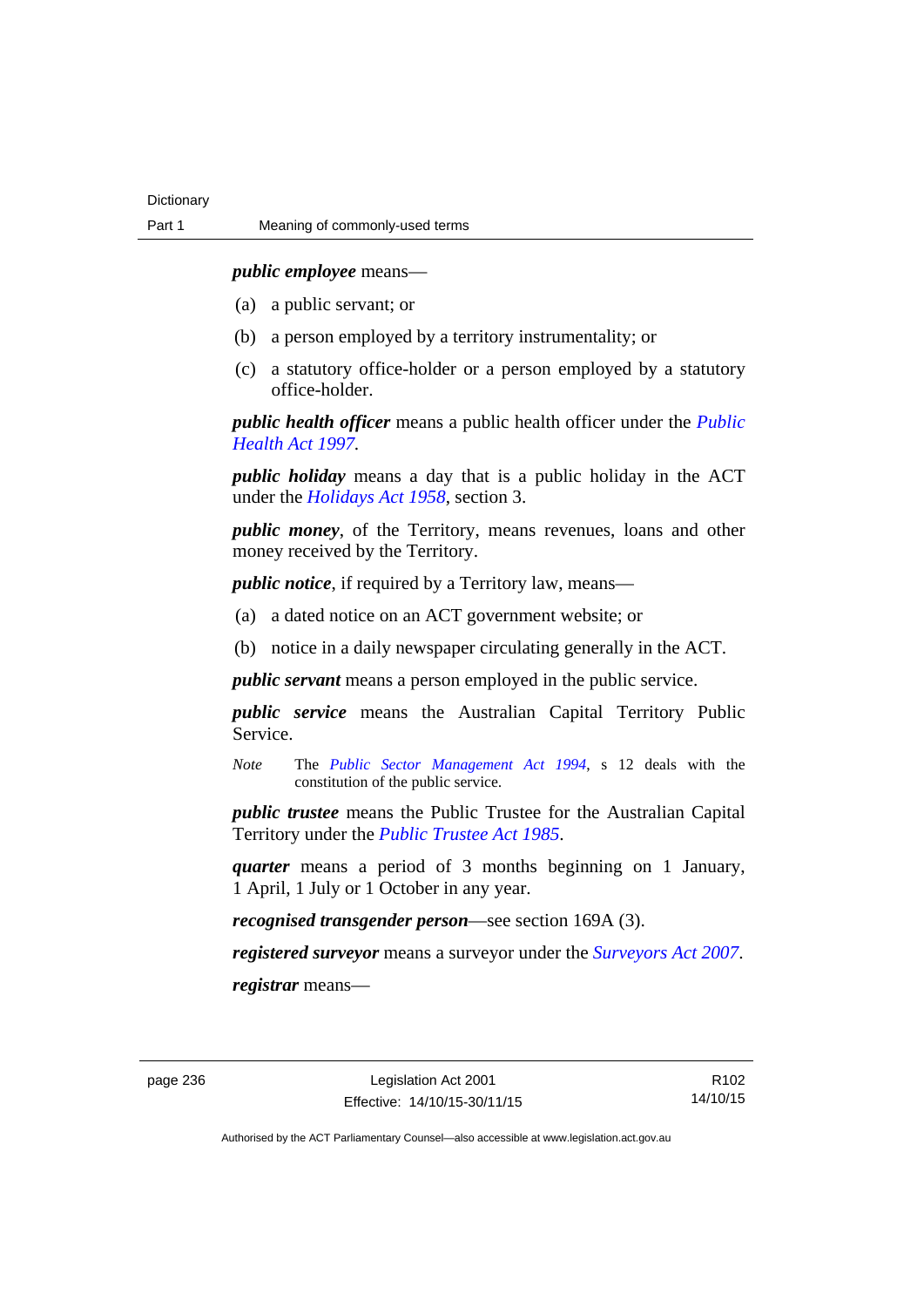***public employee*** means—

(a) a public servant; or

(b) a person employed by a territory instrumentality; or

(c) a statutory office-holder or a person employed by a statutory office-holder.

***public health officer*** means a public health officer under the *Public Health Act 1997*.

***public holiday*** means a day that is a public holiday in the ACT under the *Holidays Act 1958*, section 3.

***public money***, of the Territory, means revenues, loans and other money received by the Territory.

***public notice***, if required by a Territory law, means—

(a) a dated notice on an ACT government website; or

(b) notice in a daily newspaper circulating generally in the ACT.

***public servant*** means a person employed in the public service.

***public service*** means the Australian Capital Territory Public Service.

*Note* The *Public Sector Management Act 1994*, s 12 deals with the constitution of the public service.

***public trustee*** means the Public Trustee for the Australian Capital Territory under the *Public Trustee Act 1985*.

***quarter*** means a period of 3 months beginning on 1 January, 1 April, 1 July or 1 October in any year.

***recognised transgender person***—see section 169A (3).

***registered surveyor*** means a surveyor under the *Surveyors Act 2007*.

***registrar*** means—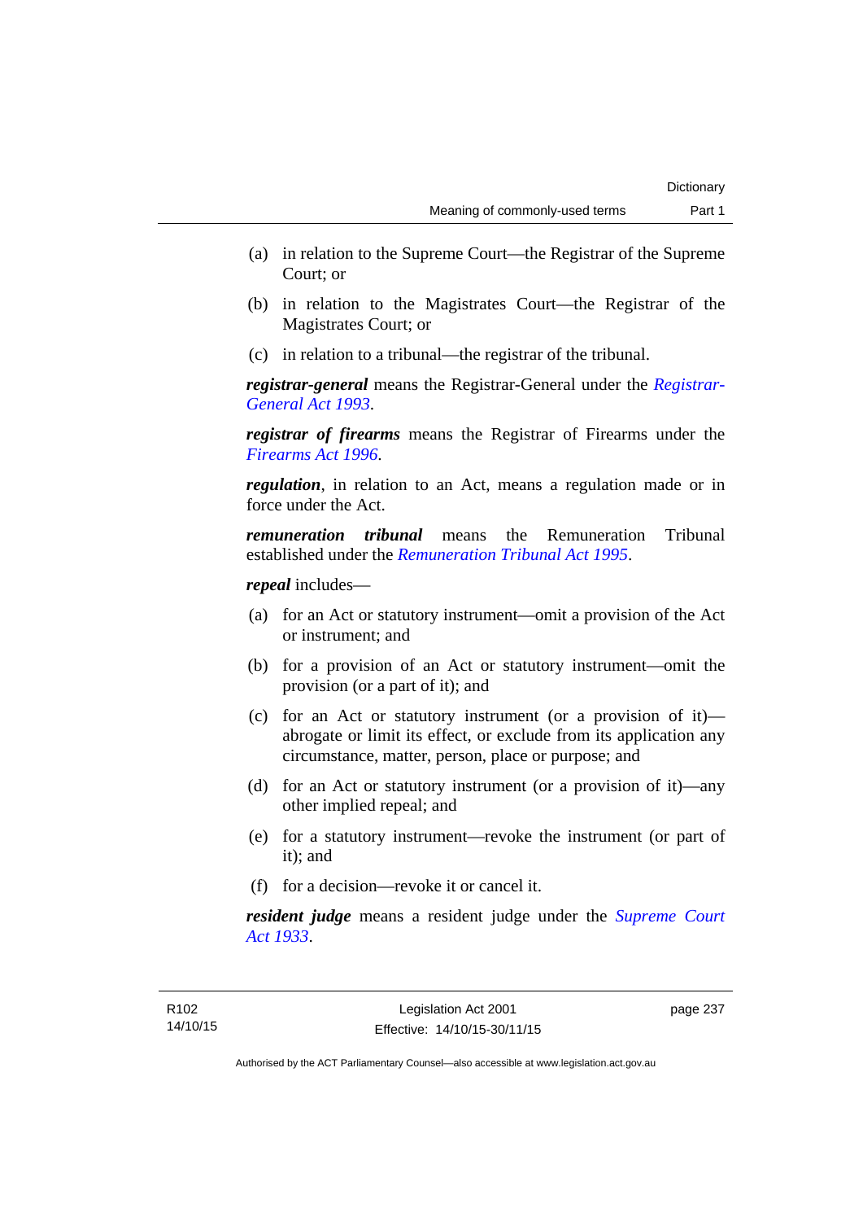(a) in relation to the Supreme Court—the Registrar of the Supreme Court; or

(b) in relation to the Magistrates Court—the Registrar of the Magistrates Court; or

(c) in relation to a tribunal—the registrar of the tribunal.

***registrar-general*** means the Registrar-General under the *Registrar-General Act 1993*.

***registrar of firearms*** means the Registrar of Firearms under the *Firearms Act 1996*.

***regulation***, in relation to an Act, means a regulation made or in force under the Act.

***remuneration tribunal*** means the Remuneration Tribunal established under the *Remuneration Tribunal Act 1995*.

***repeal*** includes—

(a) for an Act or statutory instrument—omit a provision of the Act or instrument; and

(b) for a provision of an Act or statutory instrument—omit the provision (or a part of it); and

(c) for an Act or statutory instrument (or a provision of it)—abrogate or limit its effect, or exclude from its application any circumstance, matter, person, place or purpose; and

(d) for an Act or statutory instrument (or a provision of it)—any other implied repeal; and

(e) for a statutory instrument—revoke the instrument (or part of it); and

(f) for a decision—revoke it or cancel it.

***resident judge*** means a resident judge under the *Supreme Court Act 1933*.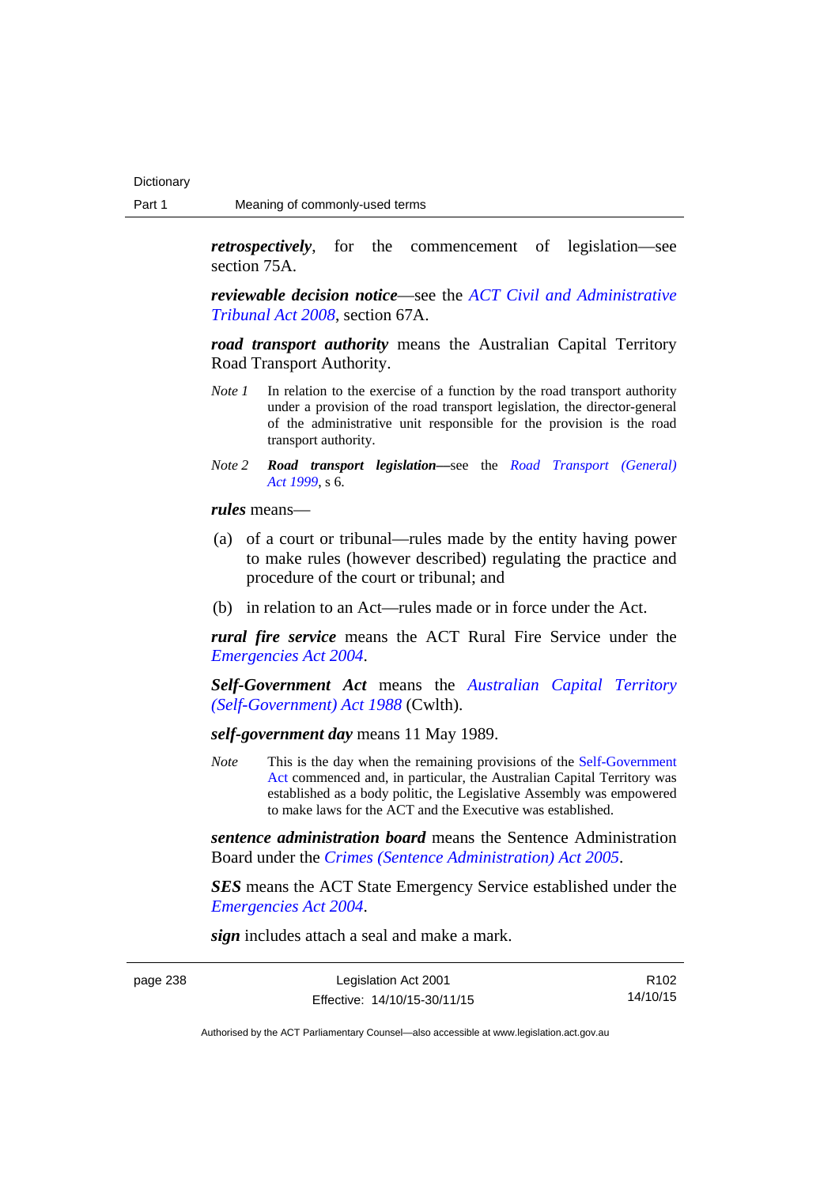***retrospectively***, for the commencement of legislation—see section 75A.

***reviewable decision notice***—see the *ACT Civil and Administrative Tribunal Act 2008*, section 67A.

***road transport authority*** means the Australian Capital Territory Road Transport Authority.

*Note 1* In relation to the exercise of a function by the road transport authority under a provision of the road transport legislation, the director-general of the administrative unit responsible for the provision is the road transport authority.

*Note 2* ***Road transport legislation***—see the *Road Transport (General) Act 1999*, s 6.

***rules*** means—

(a) of a court or tribunal—rules made by the entity having power to make rules (however described) regulating the practice and procedure of the court or tribunal; and

(b) in relation to an Act—rules made or in force under the Act.

***rural fire service*** means the ACT Rural Fire Service under the *Emergencies Act 2004*.

***Self-Government Act*** means the *Australian Capital Territory (Self-Government) Act 1988* (Cwlth).

***self-government day*** means 11 May 1989.

*Note* This is the day when the remaining provisions of the Self-Government Act commenced and, in particular, the Australian Capital Territory was established as a body politic, the Legislative Assembly was empowered to make laws for the ACT and the Executive was established.

***sentence administration board*** means the Sentence Administration Board under the *Crimes (Sentence Administration) Act 2005*.

***SES*** means the ACT State Emergency Service established under the *Emergencies Act 2004*.

***sign*** includes attach a seal and make a mark.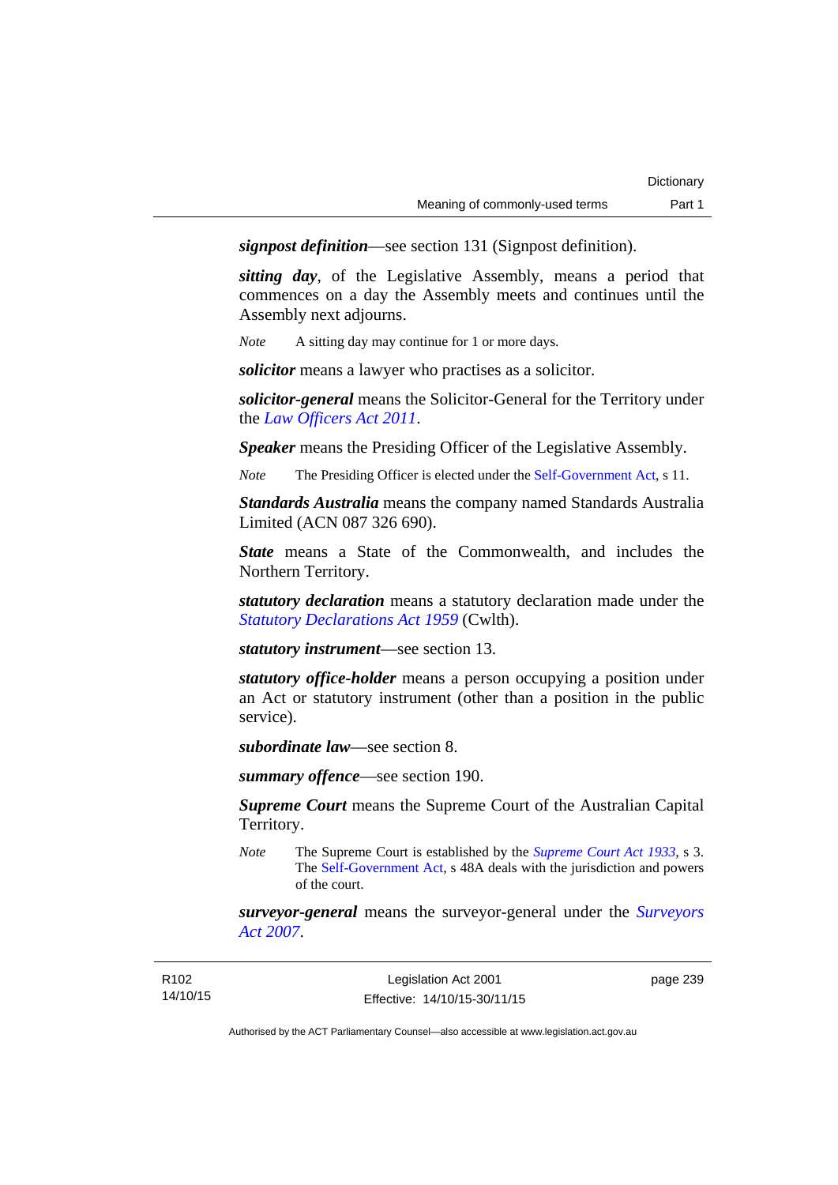***signpost definition***—see section 131 (Signpost definition).

***sitting day***, of the Legislative Assembly, means a period that commences on a day the Assembly meets and continues until the Assembly next adjourns.

*Note* A sitting day may continue for 1 or more days.

***solicitor*** means a lawyer who practises as a solicitor.

***solicitor-general*** means the Solicitor-General for the Territory under the *Law Officers Act 2011*.

***Speaker*** means the Presiding Officer of the Legislative Assembly.

*Note* The Presiding Officer is elected under the Self-Government Act, s 11.

***Standards Australia*** means the company named Standards Australia Limited (ACN 087 326 690).

***State*** means a State of the Commonwealth, and includes the Northern Territory.

***statutory declaration*** means a statutory declaration made under the *Statutory Declarations Act 1959* (Cwlth).

***statutory instrument***—see section 13.

***statutory office-holder*** means a person occupying a position under an Act or statutory instrument (other than a position in the public service).

***subordinate law***—see section 8.

***summary offence***—see section 190.

***Supreme Court*** means the Supreme Court of the Australian Capital Territory.

*Note* The Supreme Court is established by the *Supreme Court Act 1933*, s 3. The Self-Government Act, s 48A deals with the jurisdiction and powers of the court.

***surveyor-general*** means the surveyor-general under the *Surveyors Act 2007*.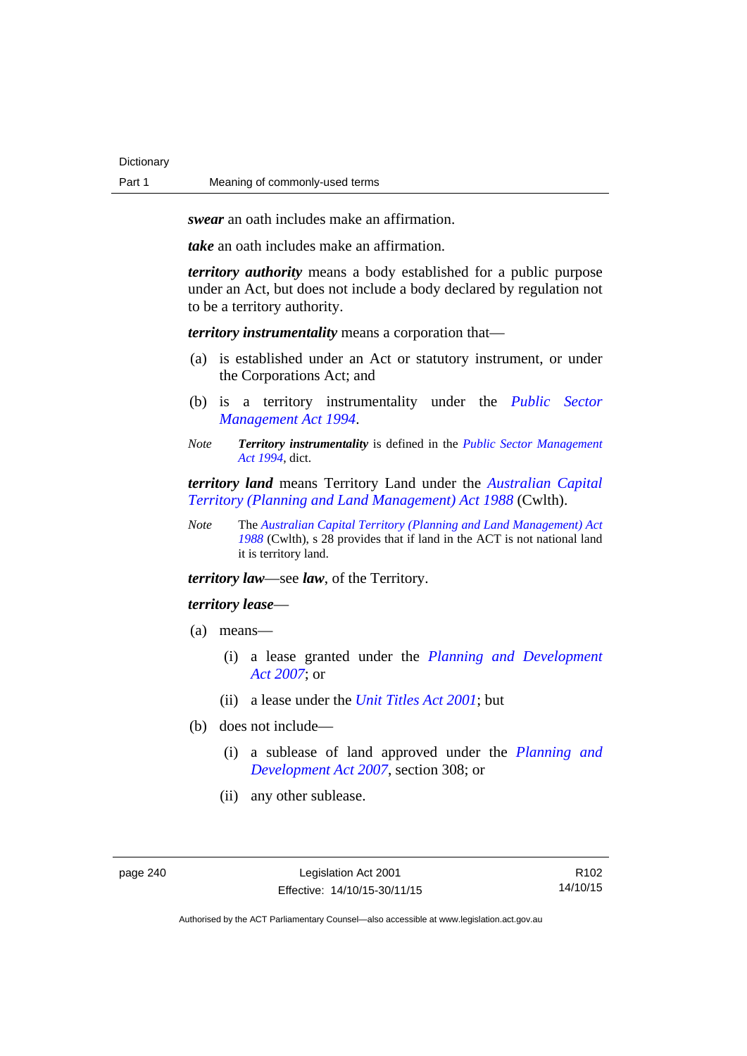***swear*** an oath includes make an affirmation.

***take*** an oath includes make an affirmation.

***territory authority*** means a body established for a public purpose under an Act, but does not include a body declared by regulation not to be a territory authority.

***territory instrumentality*** means a corporation that—

(a) is established under an Act or statutory instrument, or under the Corporations Act; and

(b) is a territory instrumentality under the *Public Sector Management Act 1994*.

*Note* ***Territory instrumentality*** is defined in the *Public Sector Management Act 1994*, dict.

***territory land*** means Territory Land under the *Australian Capital Territory (Planning and Land Management) Act 1988* (Cwlth).

*Note* The *Australian Capital Territory (Planning and Land Management) Act 1988* (Cwlth), s 28 provides that if land in the ACT is not national land it is territory land.

***territory law***—see ***law***, of the Territory.

***territory lease***—

(a) means—

(i) a lease granted under the *Planning and Development Act 2007*; or

(ii) a lease under the *Unit Titles Act 2001*; but

(b) does not include—

(i) a sublease of land approved under the *Planning and Development Act 2007*, section 308; or

(ii) any other sublease.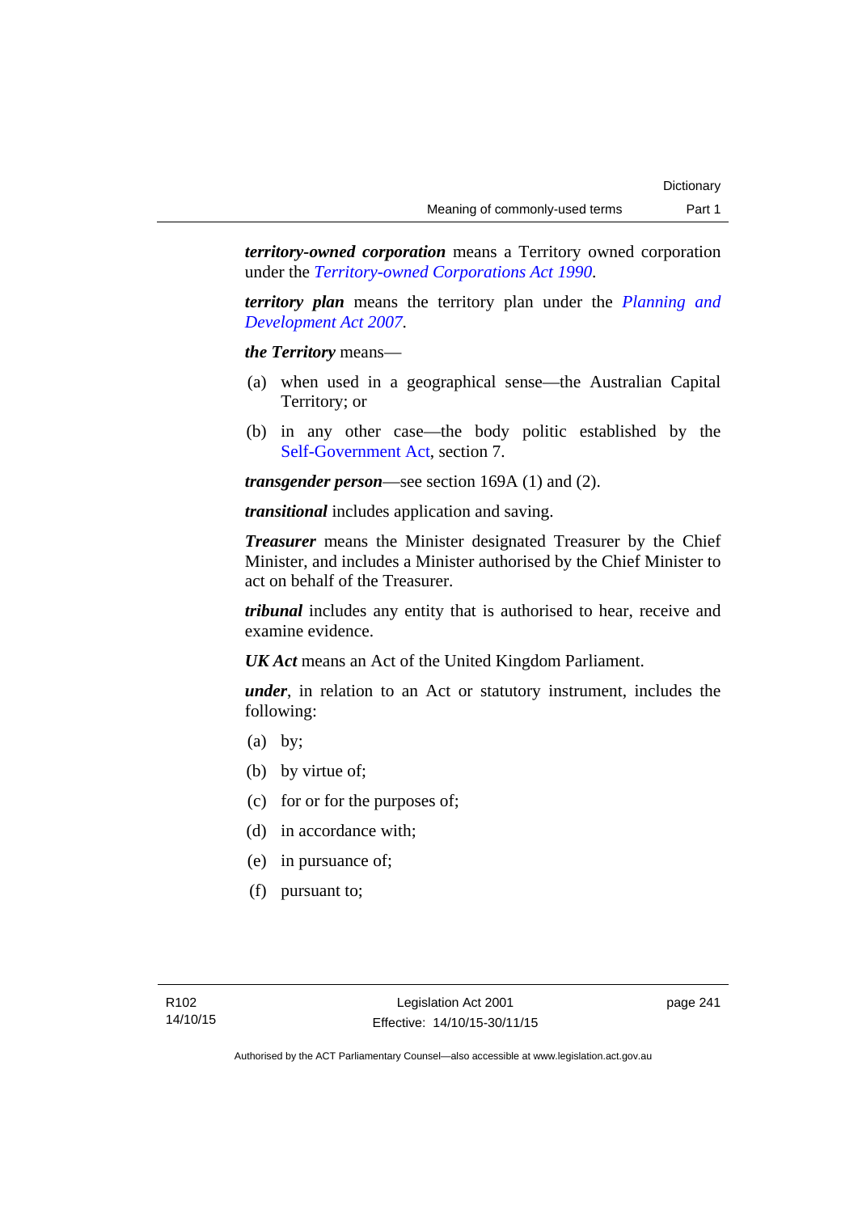***territory-owned corporation*** means a Territory owned corporation under the *Territory-owned Corporations Act 1990*.

***territory plan*** means the territory plan under the *Planning and Development Act 2007*.

***the Territory*** means—

(a) when used in a geographical sense—the Australian Capital Territory; or

(b) in any other case—the body politic established by the Self-Government Act, section 7.

***transgender person***—see section 169A (1) and (2).

***transitional*** includes application and saving.

***Treasurer*** means the Minister designated Treasurer by the Chief Minister, and includes a Minister authorised by the Chief Minister to act on behalf of the Treasurer.

***tribunal*** includes any entity that is authorised to hear, receive and examine evidence.

***UK Act*** means an Act of the United Kingdom Parliament.

***under***, in relation to an Act or statutory instrument, includes the following:

(a) by;

(b) by virtue of;

(c) for or for the purposes of;

(d) in accordance with;

(e) in pursuance of;

(f) pursuant to;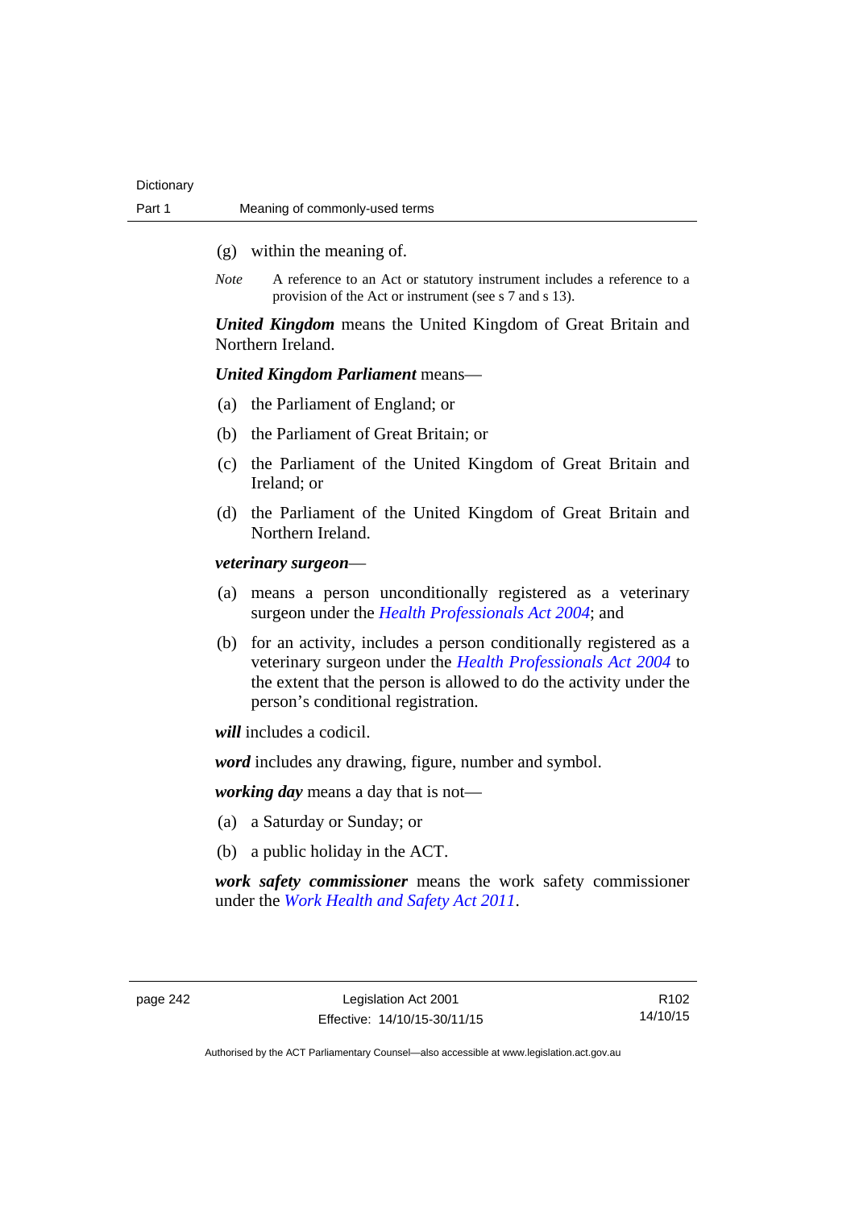(g) within the meaning of.

*Note* A reference to an Act or statutory instrument includes a reference to a provision of the Act or instrument (see s 7 and s 13).

***United Kingdom*** means the United Kingdom of Great Britain and Northern Ireland.

***United Kingdom Parliament*** means—

(a) the Parliament of England; or

(b) the Parliament of Great Britain; or

(c) the Parliament of the United Kingdom of Great Britain and Ireland; or

(d) the Parliament of the United Kingdom of Great Britain and Northern Ireland.

***veterinary surgeon***—

(a) means a person unconditionally registered as a veterinary surgeon under the *Health Professionals Act 2004*; and

(b) for an activity, includes a person conditionally registered as a veterinary surgeon under the *Health Professionals Act 2004* to the extent that the person is allowed to do the activity under the person's conditional registration.

***will*** includes a codicil.

***word*** includes any drawing, figure, number and symbol.

***working day*** means a day that is not—

(a) a Saturday or Sunday; or

(b) a public holiday in the ACT.

***work safety commissioner*** means the work safety commissioner under the *Work Health and Safety Act 2011*.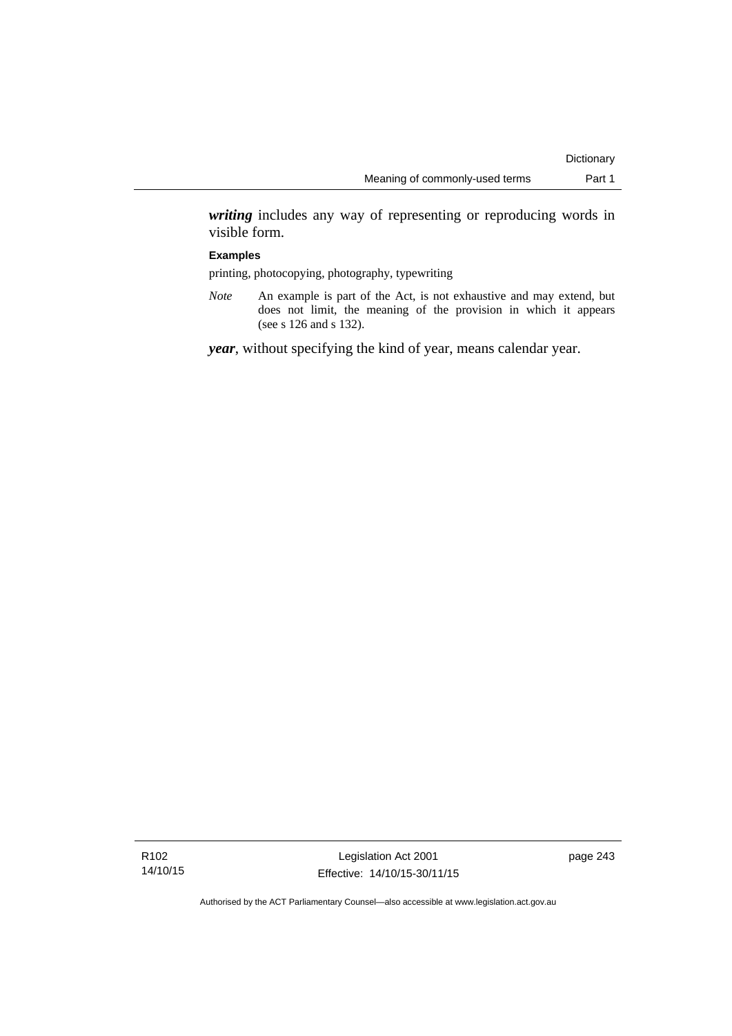***writing*** includes any way of representing or reproducing words in visible form.

**Examples**

printing, photocopying, photography, typewriting

*Note* An example is part of the Act, is not exhaustive and may extend, but does not limit, the meaning of the provision in which it appears (see s 126 and s 132).

***year***, without specifying the kind of year, means calendar year.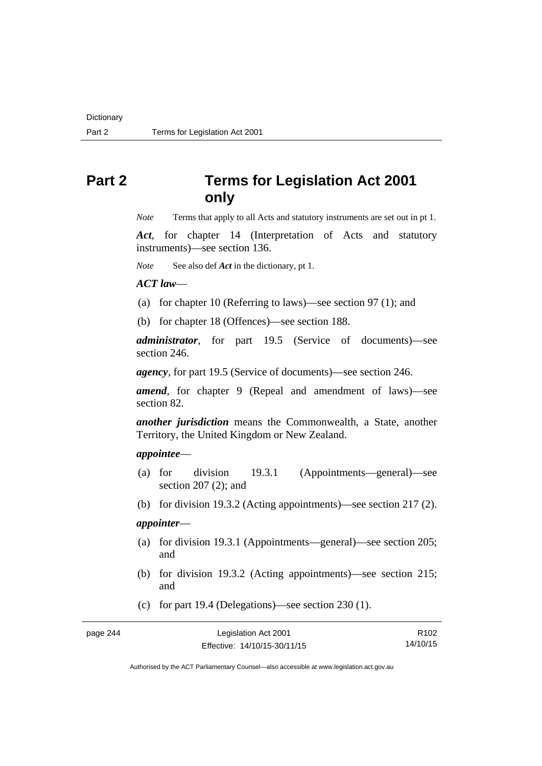# Part 2 Terms for Legislation Act 2001 only

*Note* Terms that apply to all Acts and statutory instruments are set out in pt 1.

***Act***, for chapter 14 (Interpretation of Acts and statutory instruments)—see section 136.

*Note* See also def ***Act*** in the dictionary, pt 1.

***ACT law***—

(a) for chapter 10 (Referring to laws)—see section 97 (1); and

(b) for chapter 18 (Offences)—see section 188.

***administrator***, for part 19.5 (Service of documents)—see section 246.

***agency***, for part 19.5 (Service of documents)—see section 246.

***amend***, for chapter 9 (Repeal and amendment of laws)—see section 82.

***another jurisdiction*** means the Commonwealth, a State, another Territory, the United Kingdom or New Zealand.

***appointee***—

(a) for division 19.3.1 (Appointments—general)—see section 207 (2); and

(b) for division 19.3.2 (Acting appointments)—see section 217 (2).

***appointer***—

(a) for division 19.3.1 (Appointments—general)—see section 205; and

(b) for division 19.3.2 (Acting appointments)—see section 215; and

(c) for part 19.4 (Delegations)—see section 230 (1).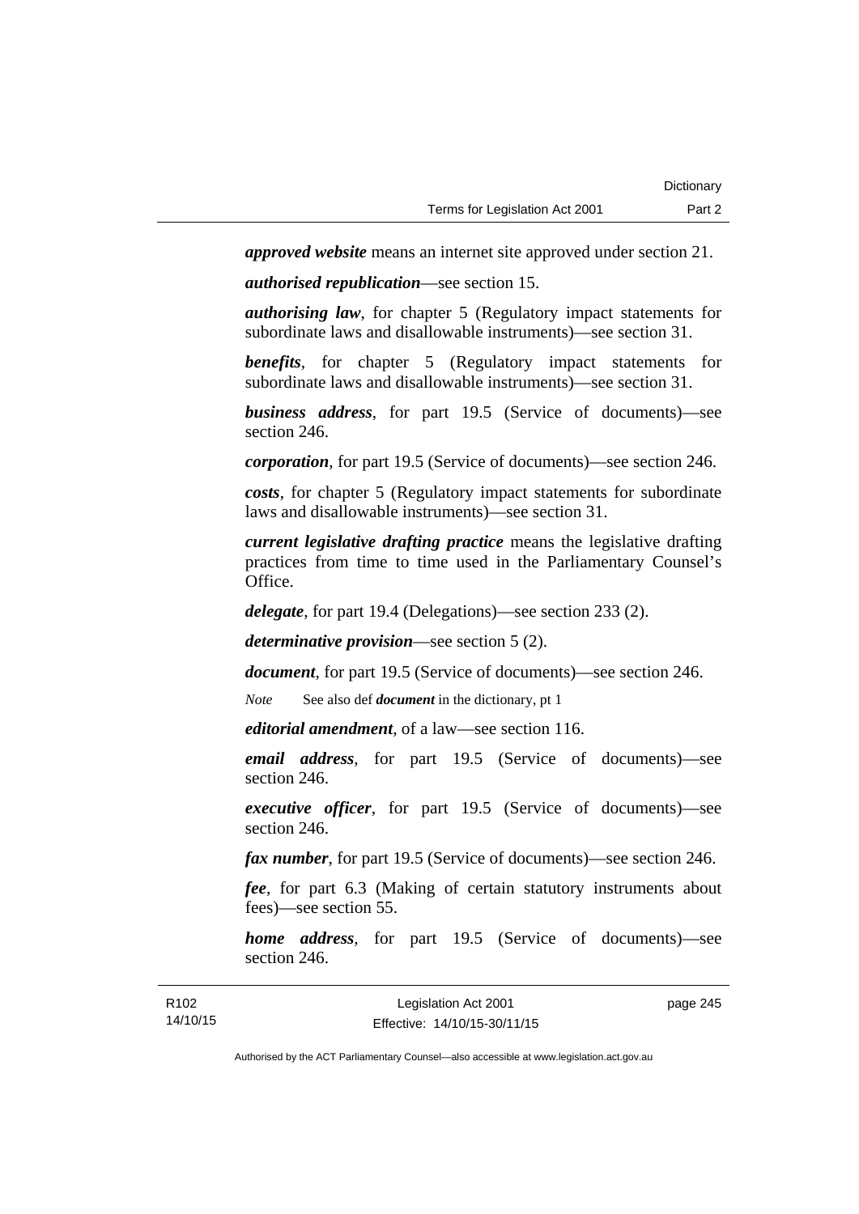***approved website*** means an internet site approved under section 21.

***authorised republication***—see section 15.

***authorising law***, for chapter 5 (Regulatory impact statements for subordinate laws and disallowable instruments)—see section 31.

***benefits***, for chapter 5 (Regulatory impact statements for subordinate laws and disallowable instruments)—see section 31.

***business address***, for part 19.5 (Service of documents)—see section 246.

***corporation***, for part 19.5 (Service of documents)—see section 246.

***costs***, for chapter 5 (Regulatory impact statements for subordinate laws and disallowable instruments)—see section 31.

***current legislative drafting practice*** means the legislative drafting practices from time to time used in the Parliamentary Counsel's Office.

***delegate***, for part 19.4 (Delegations)—see section 233 (2).

***determinative provision***—see section 5 (2).

***document***, for part 19.5 (Service of documents)—see section 246.

*Note* See also def ***document*** in the dictionary, pt 1

***editorial amendment***, of a law—see section 116.

***email address***, for part 19.5 (Service of documents)—see section 246.

***executive officer***, for part 19.5 (Service of documents)—see section 246.

***fax number***, for part 19.5 (Service of documents)—see section 246.

***fee***, for part 6.3 (Making of certain statutory instruments about fees)—see section 55.

***home address***, for part 19.5 (Service of documents)—see section 246.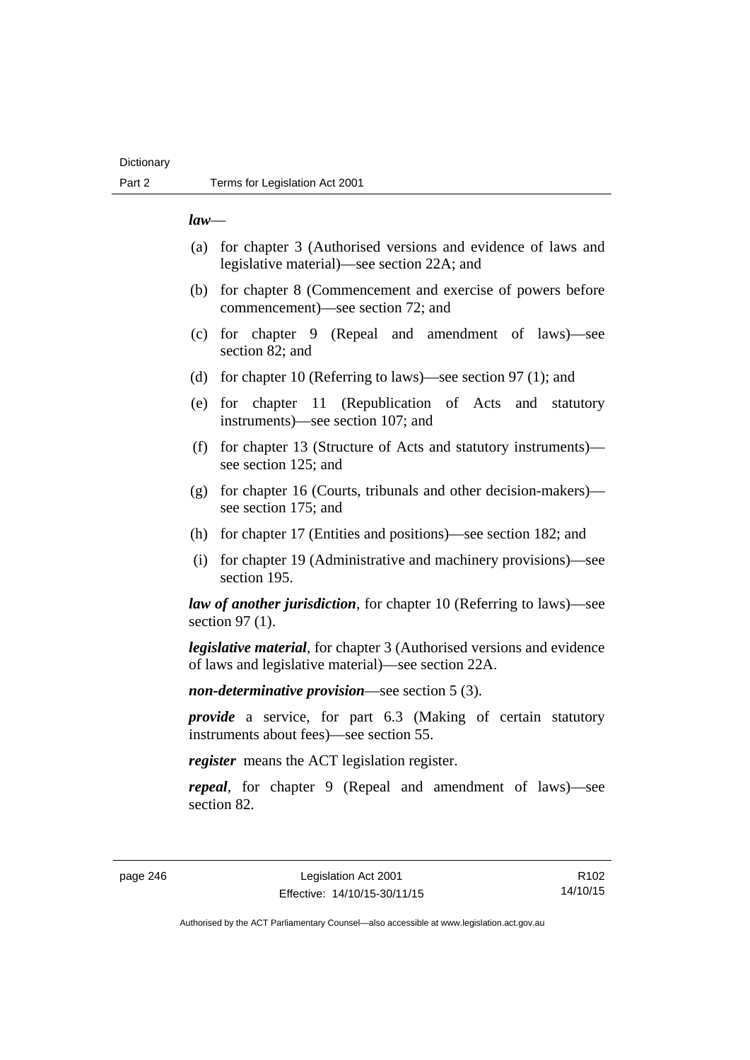***law***—

(a) for chapter 3 (Authorised versions and evidence of laws and legislative material)—see section 22A; and

(b) for chapter 8 (Commencement and exercise of powers before commencement)—see section 72; and

(c) for chapter 9 (Repeal and amendment of laws)—see section 82; and

(d) for chapter 10 (Referring to laws)—see section 97 (1); and

(e) for chapter 11 (Republication of Acts and statutory instruments)—see section 107; and

(f) for chapter 13 (Structure of Acts and statutory instruments)—see section 125; and

(g) for chapter 16 (Courts, tribunals and other decision-makers)—see section 175; and

(h) for chapter 17 (Entities and positions)—see section 182; and

(i) for chapter 19 (Administrative and machinery provisions)—see section 195.

***law of another jurisdiction***, for chapter 10 (Referring to laws)—see section 97 (1).

***legislative material***, for chapter 3 (Authorised versions and evidence of laws and legislative material)—see section 22A.

***non-determinative provision***—see section 5 (3).

***provide*** a service, for part 6.3 (Making of certain statutory instruments about fees)—see section 55.

***register*** means the ACT legislation register.

***repeal***, for chapter 9 (Repeal and amendment of laws)—see section 82.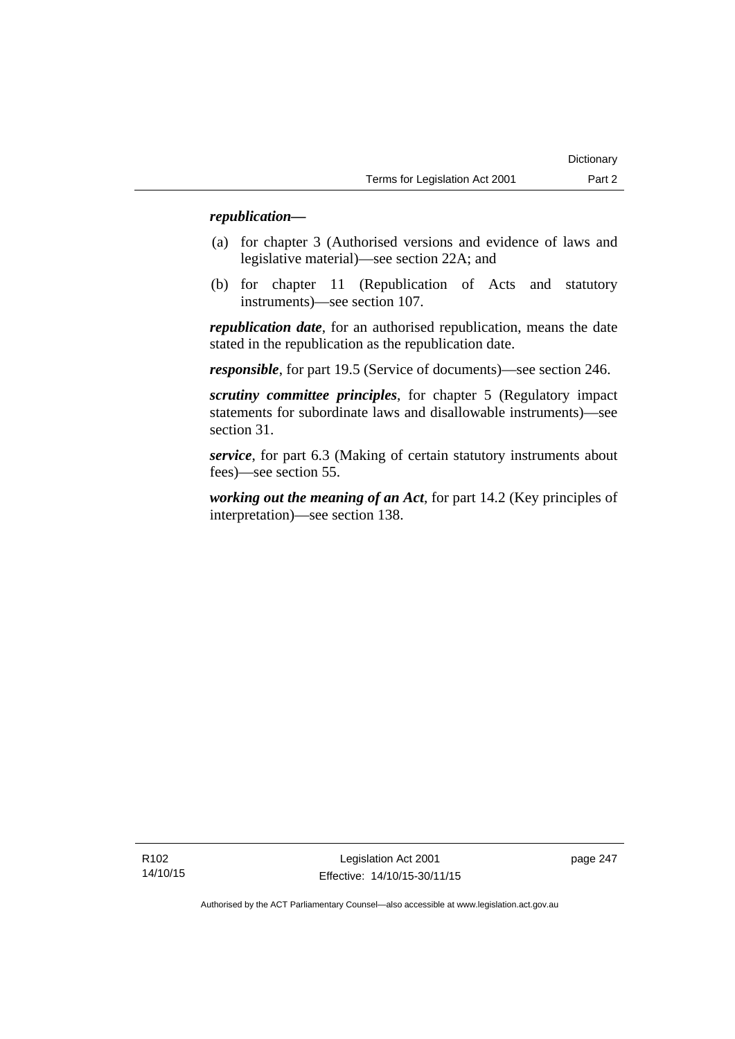***republication***—

(a) for chapter 3 (Authorised versions and evidence of laws and legislative material)—see section 22A; and

(b) for chapter 11 (Republication of Acts and statutory instruments)—see section 107.

***republication date***, for an authorised republication, means the date stated in the republication as the republication date.

***responsible***, for part 19.5 (Service of documents)—see section 246.

***scrutiny committee principles***, for chapter 5 (Regulatory impact statements for subordinate laws and disallowable instruments)—see section 31.

***service***, for part 6.3 (Making of certain statutory instruments about fees)—see section 55.

***working out the meaning of an Act***, for part 14.2 (Key principles of interpretation)—see section 138.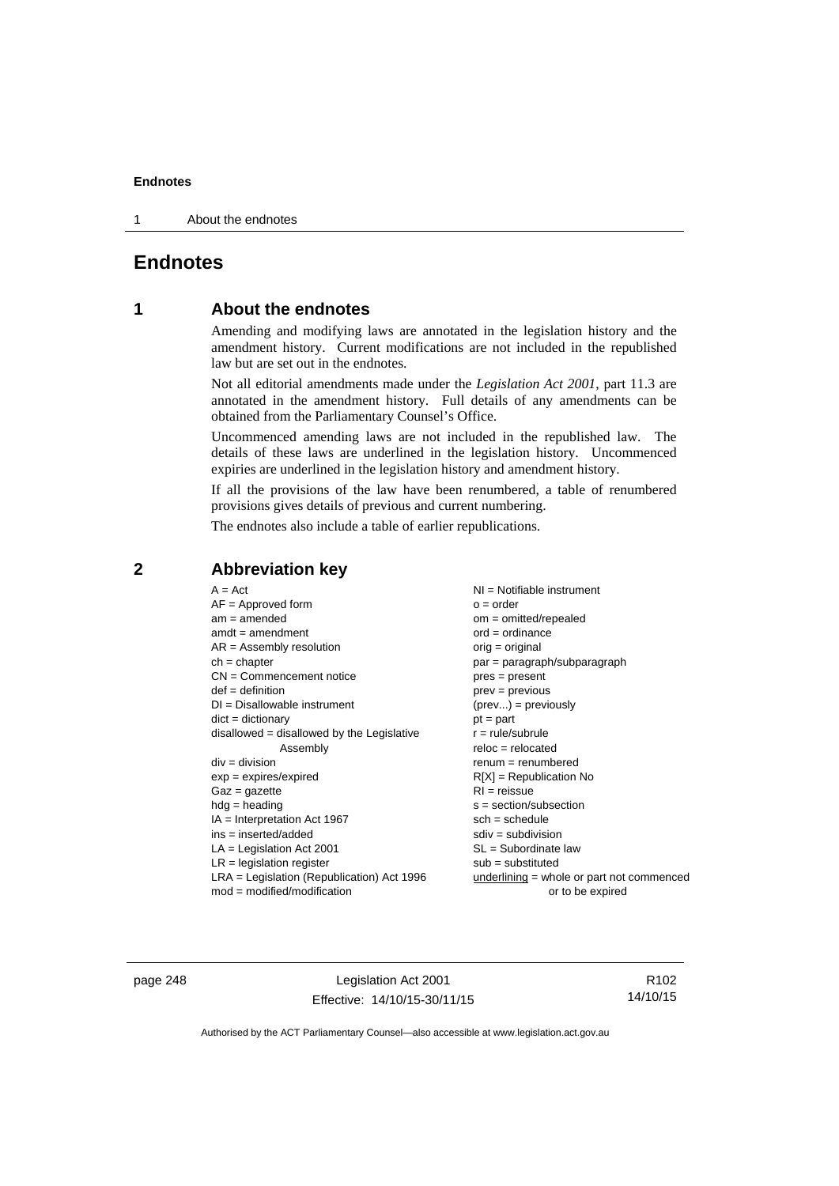# Endnotes

## 1 About the endnotes

Amending and modifying laws are annotated in the legislation history and the amendment history. Current modifications are not included in the republished law but are set out in the endnotes.

Not all editorial amendments made under the *Legislation Act 2001*, part 11.3 are annotated in the amendment history. Full details of any amendments can be obtained from the Parliamentary Counsel's Office.

Uncommenced amending laws are not included in the republished law. The details of these laws are underlined in the legislation history. Uncommenced expiries are underlined in the legislation history and amendment history.

If all the provisions of the law have been renumbered, a table of renumbered provisions gives details of previous and current numbering.

The endnotes also include a table of earlier republications.

## 2 Abbreviation key

A = Act
AF = Approved form
am = amended
amdt = amendment
AR = Assembly resolution
ch = chapter
CN = Commencement notice
def = definition
DI = Disallowable instrument
dict = dictionary
disallowed = disallowed by the Legislative Assembly
div = division
exp = expires/expired
Gaz = gazette
hdg = heading
IA = Interpretation Act 1967
ins = inserted/added
LA = Legislation Act 2001
LR = legislation register
LRA = Legislation (Republication) Act 1996
mod = modified/modification
NI = Notifiable instrument
o = order
om = omitted/repealed
ord = ordinance
orig = original
par = paragraph/subparagraph
pres = present
prev = previous
(prev...) = previously
pt = part
r = rule/subrule
reloc = relocated
renum = renumbered
R[X] = Republication No
RI = reissue
s = section/subsection
sch = schedule
sdiv = subdivision
SL = Subordinate law
sub = substituted
<u>underlining</u> = whole or part not commenced or to be expired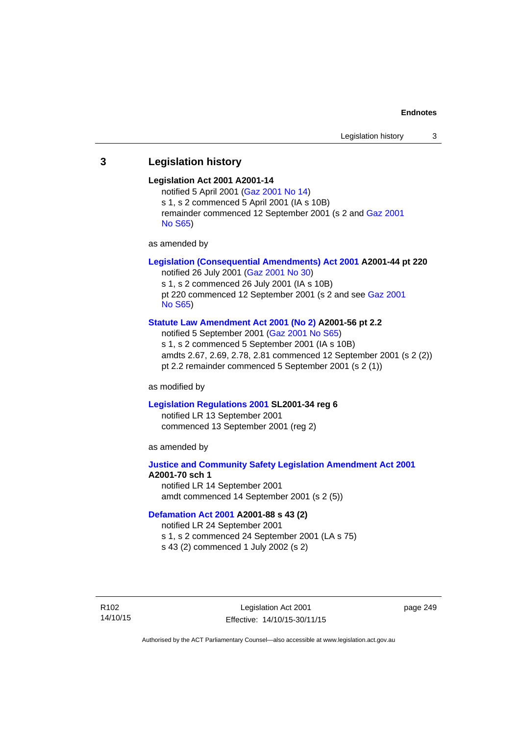## 3 Legislation history

**Legislation Act 2001 A2001-14**

notified 5 April 2001 (Gaz 2001 No 14)

s 1, s 2 commenced 5 April 2001 (IA s 10B)

remainder commenced 12 September 2001 (s 2 and Gaz 2001 No S65)

as amended by

**Legislation (Consequential Amendments) Act 2001 A2001-44 pt 220**

notified 26 July 2001 (Gaz 2001 No 30)

s 1, s 2 commenced 26 July 2001 (IA s 10B)

pt 220 commenced 12 September 2001 (s 2 and see Gaz 2001 No S65)

**Statute Law Amendment Act 2001 (No 2) A2001-56 pt 2.2**

notified 5 September 2001 (Gaz 2001 No S65)

s 1, s 2 commenced 5 September 2001 (IA s 10B)

amdts 2.67, 2.69, 2.78, 2.81 commenced 12 September 2001 (s 2 (2))

pt 2.2 remainder commenced 5 September 2001 (s 2 (1))

as modified by

**Legislation Regulations 2001 SL2001-34 reg 6**

notified LR 13 September 2001

commenced 13 September 2001 (reg 2)

as amended by

**Justice and Community Safety Legislation Amendment Act 2001 A2001-70 sch 1**

notified LR 14 September 2001

amdt commenced 14 September 2001 (s 2 (5))

**Defamation Act 2001 A2001-88 s 43 (2)**

notified LR 24 September 2001

s 1, s 2 commenced 24 September 2001 (LA s 75)

s 43 (2) commenced 1 July 2002 (s 2)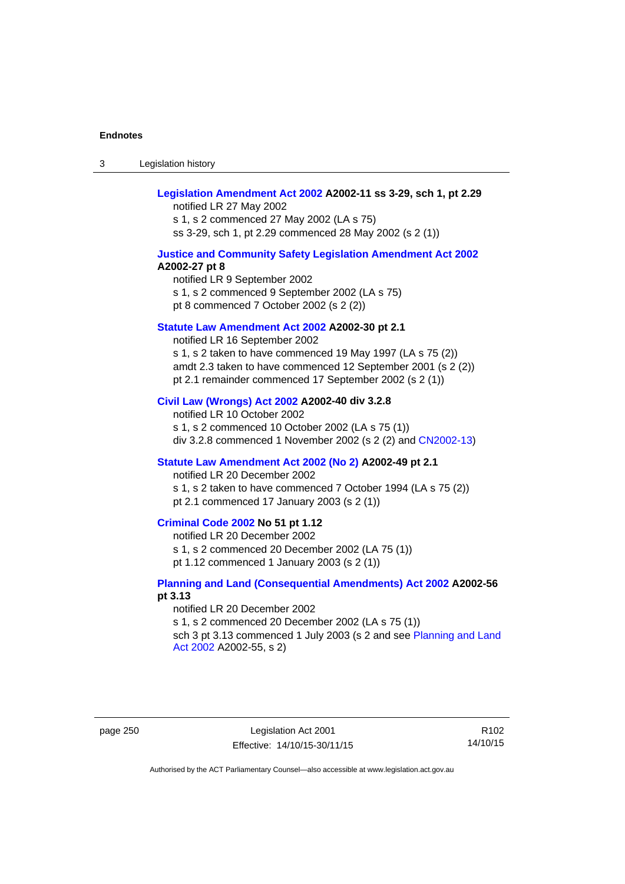**Legislation Amendment Act 2002** **A2002-11 ss 3-29, sch 1, pt 2.29**

notified LR 27 May 2002
s 1, s 2 commenced 27 May 2002 (LA s 75)
ss 3-29, sch 1, pt 2.29 commenced 28 May 2002 (s 2 (1))

**Justice and Community Safety Legislation Amendment Act 2002** **A2002-27 pt 8**

notified LR 9 September 2002
s 1, s 2 commenced 9 September 2002 (LA s 75)
pt 8 commenced 7 October 2002 (s 2 (2))

**Statute Law Amendment Act 2002** **A2002-30 pt 2.1**

notified LR 16 September 2002
s 1, s 2 taken to have commenced 19 May 1997 (LA s 75 (2))
amdt 2.3 taken to have commenced 12 September 2001 (s 2 (2))
pt 2.1 remainder commenced 17 September 2002 (s 2 (1))

**Civil Law (Wrongs) Act 2002** **A2002-40 div 3.2.8**

notified LR 10 October 2002
s 1, s 2 commenced 10 October 2002 (LA s 75 (1))
div 3.2.8 commenced 1 November 2002 (s 2 (2) and CN2002-13)

**Statute Law Amendment Act 2002 (No 2)** **A2002-49 pt 2.1**

notified LR 20 December 2002
s 1, s 2 taken to have commenced 7 October 1994 (LA s 75 (2))
pt 2.1 commenced 17 January 2003 (s 2 (1))

**Criminal Code 2002** **No 51 pt 1.12**

notified LR 20 December 2002
s 1, s 2 commenced 20 December 2002 (LA 75 (1))
pt 1.12 commenced 1 January 2003 (s 2 (1))

**Planning and Land (Consequential Amendments) Act 2002** **A2002-56 pt 3.13**

notified LR 20 December 2002
s 1, s 2 commenced 20 December 2002 (LA s 75 (1))
sch 3 pt 3.13 commenced 1 July 2003 (s 2 and see Planning and Land Act 2002 A2002-55, s 2)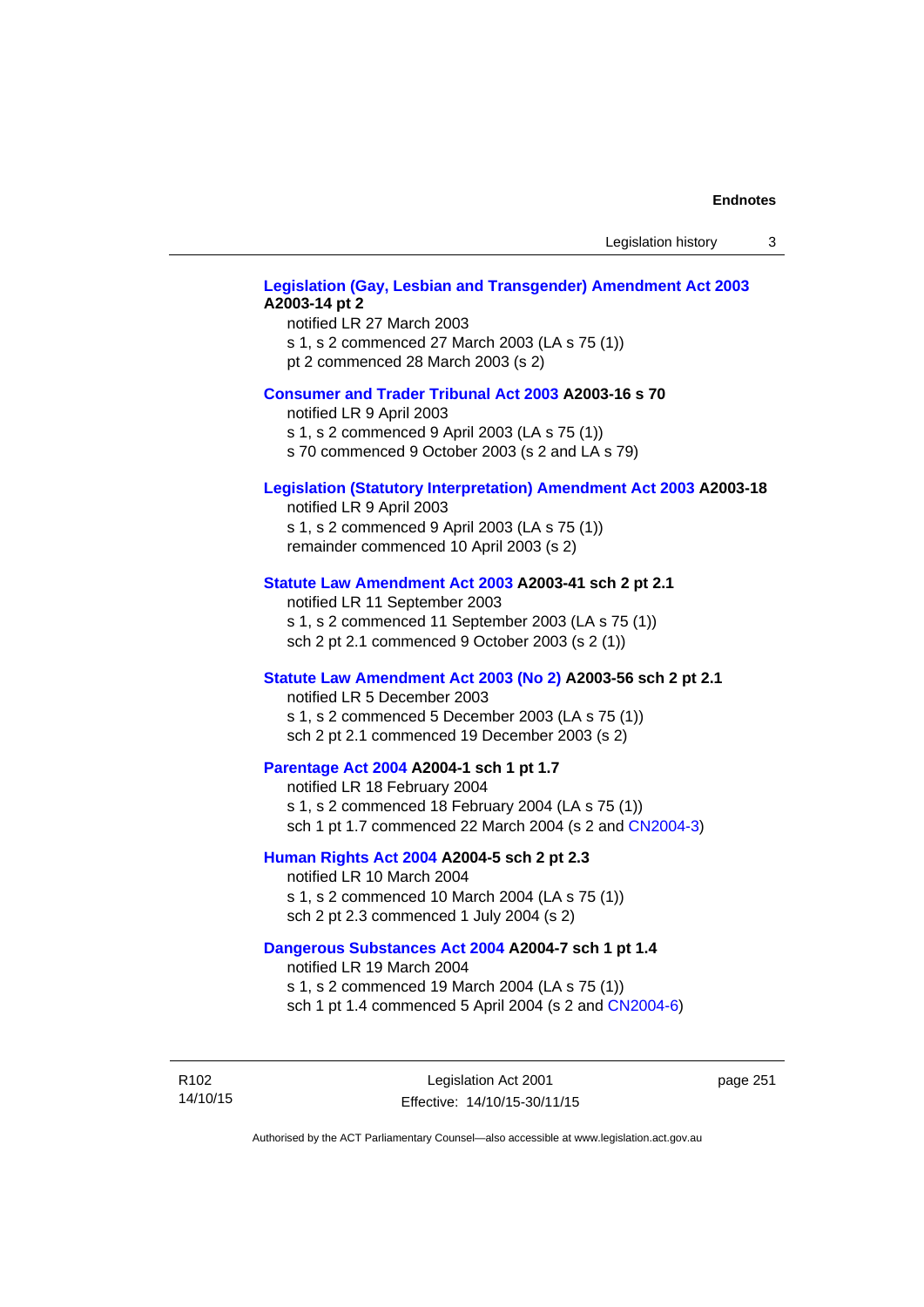**Legislation (Gay, Lesbian and Transgender) Amendment Act 2003 A2003-14 pt 2**
notified LR 27 March 2003
s 1, s 2 commenced 27 March 2003 (LA s 75 (1))
pt 2 commenced 28 March 2003 (s 2)

**Consumer and Trader Tribunal Act 2003 A2003-16 s 70**
notified LR 9 April 2003
s 1, s 2 commenced 9 April 2003 (LA s 75 (1))
s 70 commenced 9 October 2003 (s 2 and LA s 79)

**Legislation (Statutory Interpretation) Amendment Act 2003 A2003-18**
notified LR 9 April 2003
s 1, s 2 commenced 9 April 2003 (LA s 75 (1))
remainder commenced 10 April 2003 (s 2)

**Statute Law Amendment Act 2003 A2003-41 sch 2 pt 2.1**
notified LR 11 September 2003
s 1, s 2 commenced 11 September 2003 (LA s 75 (1))
sch 2 pt 2.1 commenced 9 October 2003 (s 2 (1))

**Statute Law Amendment Act 2003 (No 2) A2003-56 sch 2 pt 2.1**
notified LR 5 December 2003
s 1, s 2 commenced 5 December 2003 (LA s 75 (1))
sch 2 pt 2.1 commenced 19 December 2003 (s 2)

**Parentage Act 2004 A2004-1 sch 1 pt 1.7**
notified LR 18 February 2004
s 1, s 2 commenced 18 February 2004 (LA s 75 (1))
sch 1 pt 1.7 commenced 22 March 2004 (s 2 and CN2004-3)

**Human Rights Act 2004 A2004-5 sch 2 pt 2.3**
notified LR 10 March 2004
s 1, s 2 commenced 10 March 2004 (LA s 75 (1))
sch 2 pt 2.3 commenced 1 July 2004 (s 2)

**Dangerous Substances Act 2004 A2004-7 sch 1 pt 1.4**
notified LR 19 March 2004
s 1, s 2 commenced 19 March 2004 (LA s 75 (1))
sch 1 pt 1.4 commenced 5 April 2004 (s 2 and CN2004-6)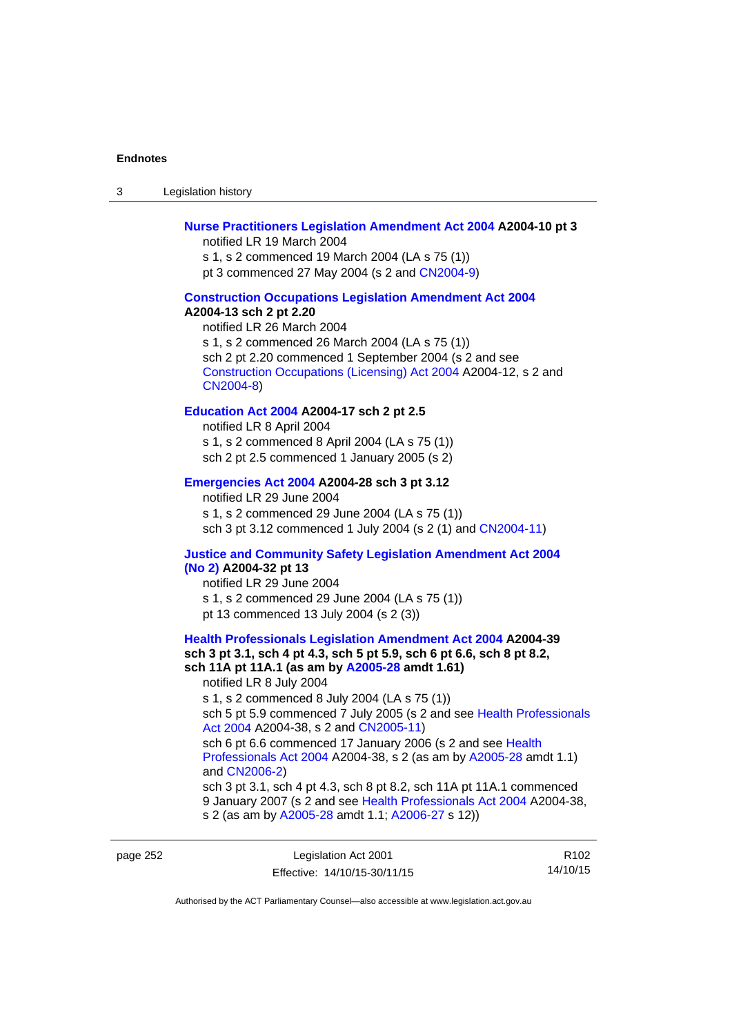**Nurse Practitioners Legislation Amendment Act 2004 A2004-10 pt 3**

notified LR 19 March 2004

s 1, s 2 commenced 19 March 2004 (LA s 75 (1))

pt 3 commenced 27 May 2004 (s 2 and CN2004-9)

**Construction Occupations Legislation Amendment Act 2004 A2004-13 sch 2 pt 2.20**

notified LR 26 March 2004

s 1, s 2 commenced 26 March 2004 (LA s 75 (1))

sch 2 pt 2.20 commenced 1 September 2004 (s 2 and see Construction Occupations (Licensing) Act 2004 A2004-12, s 2 and CN2004-8)

**Education Act 2004 A2004-17 sch 2 pt 2.5**

notified LR 8 April 2004

s 1, s 2 commenced 8 April 2004 (LA s 75 (1))

sch 2 pt 2.5 commenced 1 January 2005 (s 2)

**Emergencies Act 2004 A2004-28 sch 3 pt 3.12**

notified LR 29 June 2004

s 1, s 2 commenced 29 June 2004 (LA s 75 (1))

sch 3 pt 3.12 commenced 1 July 2004 (s 2 (1) and CN2004-11)

**Justice and Community Safety Legislation Amendment Act 2004 (No 2) A2004-32 pt 13**

notified LR 29 June 2004

s 1, s 2 commenced 29 June 2004 (LA s 75 (1))

pt 13 commenced 13 July 2004 (s 2 (3))

**Health Professionals Legislation Amendment Act 2004 A2004-39 sch 3 pt 3.1, sch 4 pt 4.3, sch 5 pt 5.9, sch 6 pt 6.6, sch 8 pt 8.2, sch 11A pt 11A.1 (as am by A2005-28 amdt 1.61)**

notified LR 8 July 2004

s 1, s 2 commenced 8 July 2004 (LA s 75 (1))

sch 5 pt 5.9 commenced 7 July 2005 (s 2 and see Health Professionals Act 2004 A2004-38, s 2 and CN2005-11)

sch 6 pt 6.6 commenced 17 January 2006 (s 2 and see Health Professionals Act 2004 A2004-38, s 2 (as am by A2005-28 amdt 1.1) and CN2006-2)

sch 3 pt 3.1, sch 4 pt 4.3, sch 8 pt 8.2, sch 11A pt 11A.1 commenced 9 January 2007 (s 2 and see Health Professionals Act 2004 A2004-38, s 2 (as am by A2005-28 amdt 1.1; A2006-27 s 12))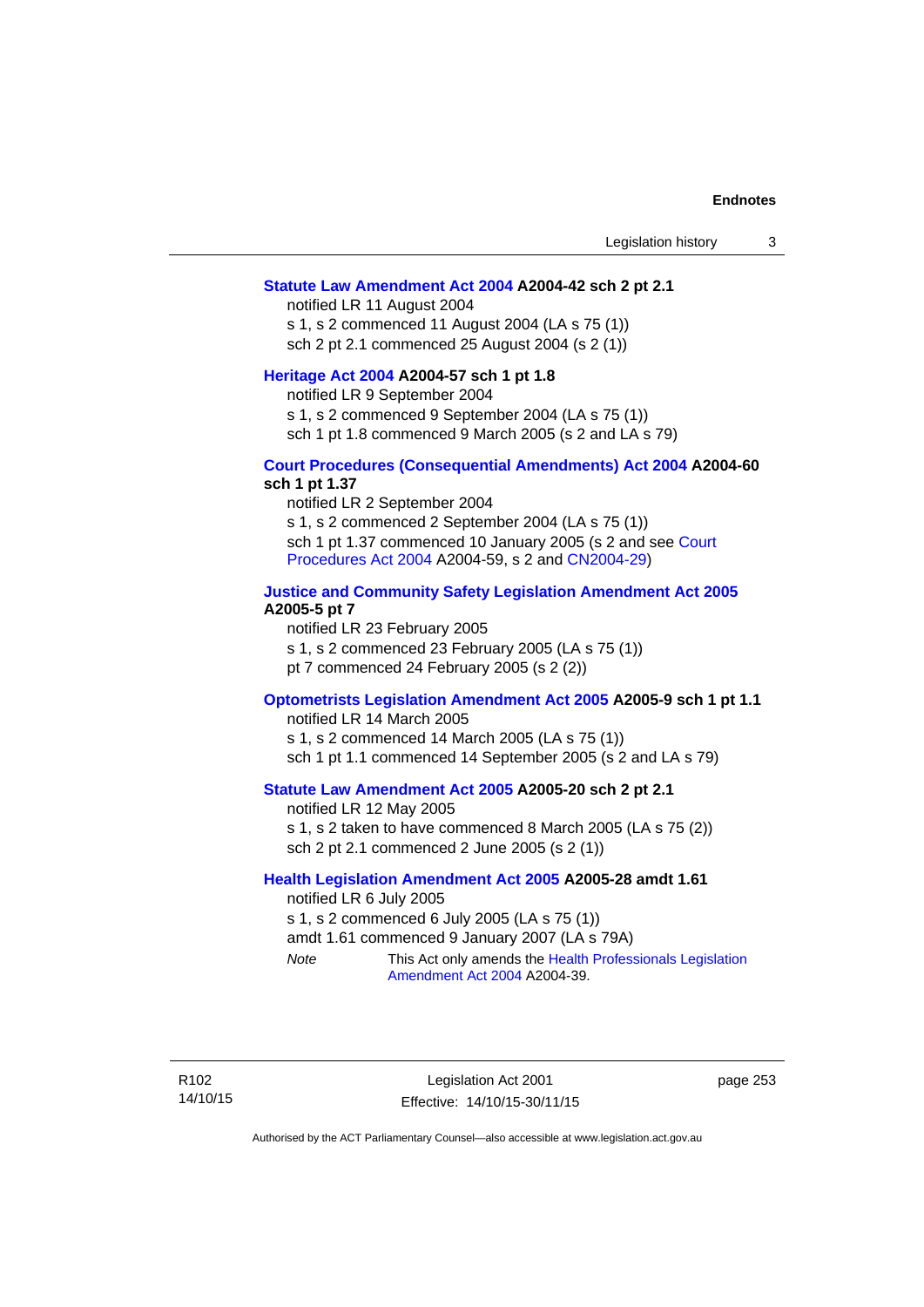**Statute Law Amendment Act 2004 A2004-42 sch 2 pt 2.1**

notified LR 11 August 2004

s 1, s 2 commenced 11 August 2004 (LA s 75 (1))

sch 2 pt 2.1 commenced 25 August 2004 (s 2 (1))

**Heritage Act 2004 A2004-57 sch 1 pt 1.8**

notified LR 9 September 2004

s 1, s 2 commenced 9 September 2004 (LA s 75 (1))

sch 1 pt 1.8 commenced 9 March 2005 (s 2 and LA s 79)

**Court Procedures (Consequential Amendments) Act 2004 A2004-60 sch 1 pt 1.37**

notified LR 2 September 2004

s 1, s 2 commenced 2 September 2004 (LA s 75 (1))

sch 1 pt 1.37 commenced 10 January 2005 (s 2 and see Court Procedures Act 2004 A2004-59, s 2 and CN2004-29)

**Justice and Community Safety Legislation Amendment Act 2005 A2005-5 pt 7**

notified LR 23 February 2005

s 1, s 2 commenced 23 February 2005 (LA s 75 (1))

pt 7 commenced 24 February 2005 (s 2 (2))

**Optometrists Legislation Amendment Act 2005 A2005-9 sch 1 pt 1.1**

notified LR 14 March 2005

s 1, s 2 commenced 14 March 2005 (LA s 75 (1))

sch 1 pt 1.1 commenced 14 September 2005 (s 2 and LA s 79)

**Statute Law Amendment Act 2005 A2005-20 sch 2 pt 2.1**

notified LR 12 May 2005

s 1, s 2 taken to have commenced 8 March 2005 (LA s 75 (2))

sch 2 pt 2.1 commenced 2 June 2005 (s 2 (1))

**Health Legislation Amendment Act 2005 A2005-28 amdt 1.61**

notified LR 6 July 2005

s 1, s 2 commenced 6 July 2005 (LA s 75 (1))

amdt 1.61 commenced 9 January 2007 (LA s 79A)

*Note* This Act only amends the Health Professionals Legislation Amendment Act 2004 A2004-39.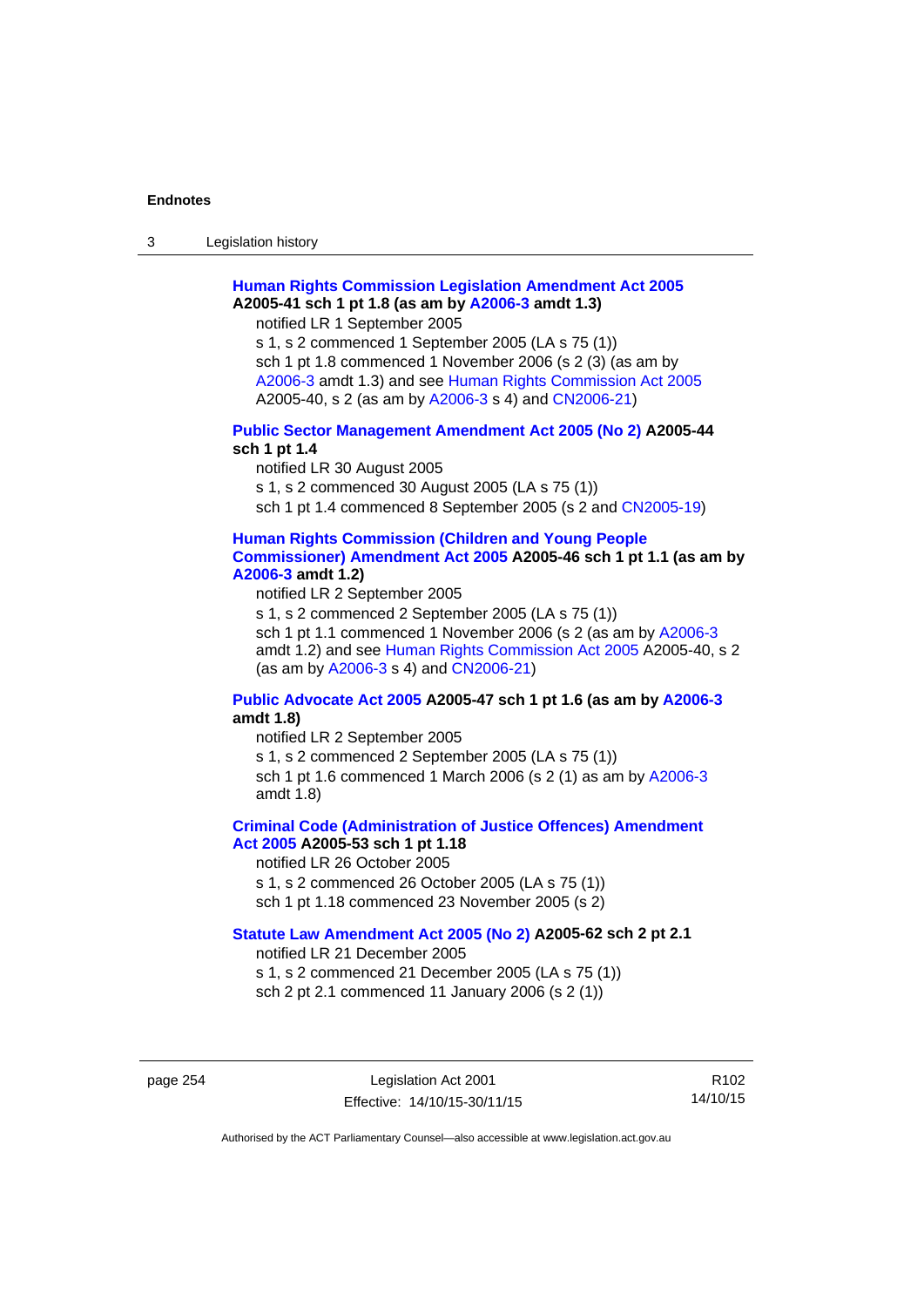**Human Rights Commission Legislation Amendment Act 2005 A2005-41 sch 1 pt 1.8 (as am by A2006-3 amdt 1.3)**

notified LR 1 September 2005

s 1, s 2 commenced 1 September 2005 (LA s 75 (1))

sch 1 pt 1.8 commenced 1 November 2006 (s 2 (3) (as am by A2006-3 amdt 1.3) and see Human Rights Commission Act 2005 A2005-40, s 2 (as am by A2006-3 s 4) and CN2006-21)

**Public Sector Management Amendment Act 2005 (No 2) A2005-44 sch 1 pt 1.4**

notified LR 30 August 2005

s 1, s 2 commenced 30 August 2005 (LA s 75 (1))

sch 1 pt 1.4 commenced 8 September 2005 (s 2 and CN2005-19)

**Human Rights Commission (Children and Young People Commissioner) Amendment Act 2005 A2005-46 sch 1 pt 1.1 (as am by A2006-3 amdt 1.2)**

notified LR 2 September 2005

s 1, s 2 commenced 2 September 2005 (LA s 75 (1))

sch 1 pt 1.1 commenced 1 November 2006 (s 2 (as am by A2006-3 amdt 1.2) and see Human Rights Commission Act 2005 A2005-40, s 2 (as am by A2006-3 s 4) and CN2006-21)

**Public Advocate Act 2005 A2005-47 sch 1 pt 1.6 (as am by A2006-3 amdt 1.8)**

notified LR 2 September 2005

s 1, s 2 commenced 2 September 2005 (LA s 75 (1))

sch 1 pt 1.6 commenced 1 March 2006 (s 2 (1) as am by A2006-3 amdt 1.8)

**Criminal Code (Administration of Justice Offences) Amendment Act 2005 A2005-53 sch 1 pt 1.18**

notified LR 26 October 2005

s 1, s 2 commenced 26 October 2005 (LA s 75 (1))

sch 1 pt 1.18 commenced 23 November 2005 (s 2)

**Statute Law Amendment Act 2005 (No 2) A2005-62 sch 2 pt 2.1**

notified LR 21 December 2005

s 1, s 2 commenced 21 December 2005 (LA s 75 (1))

sch 2 pt 2.1 commenced 11 January 2006 (s 2 (1))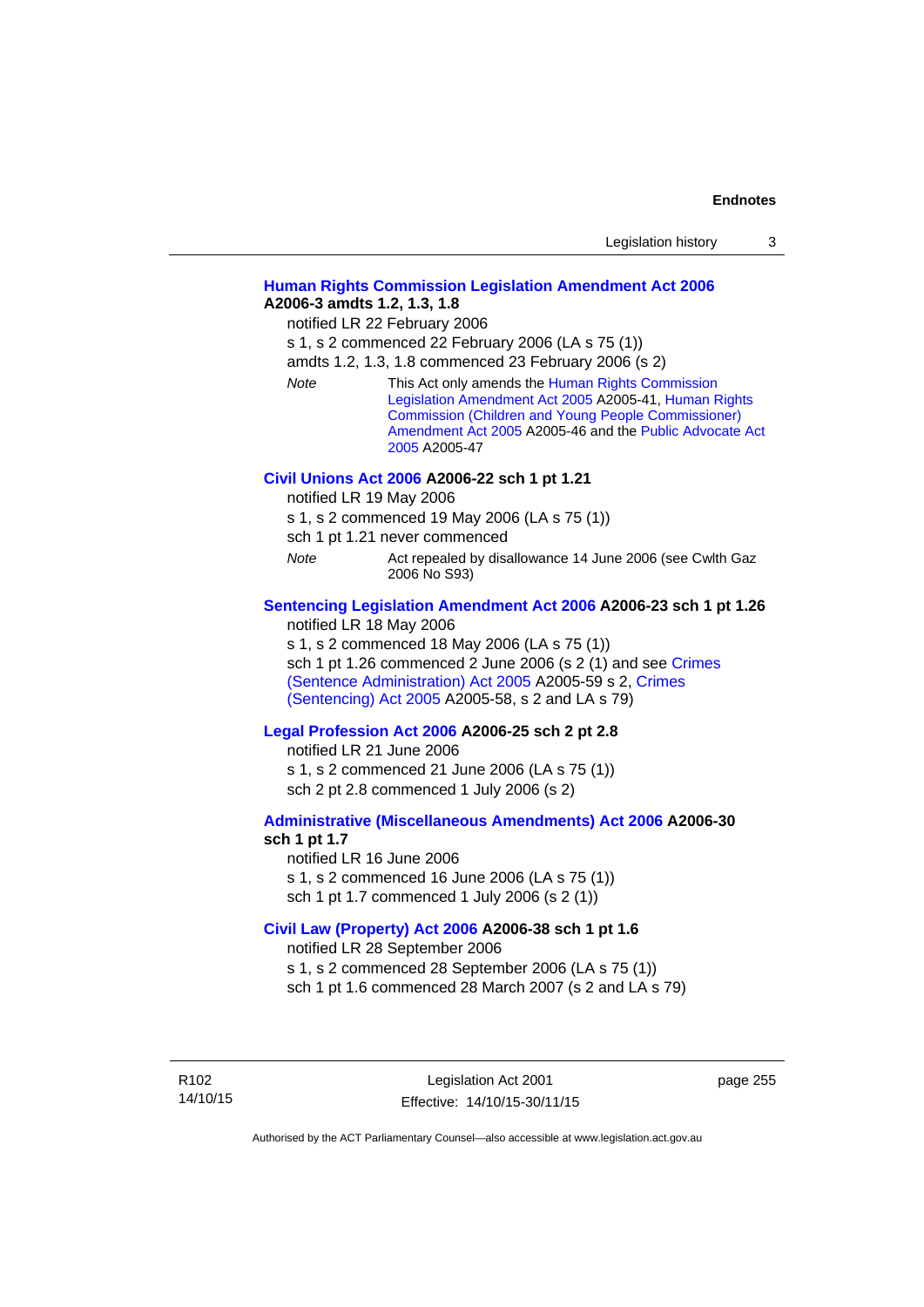**Human Rights Commission Legislation Amendment Act 2006 A2006-3 amdts 1.2, 1.3, 1.8**

notified LR 22 February 2006

s 1, s 2 commenced 22 February 2006 (LA s 75 (1))

amdts 1.2, 1.3, 1.8 commenced 23 February 2006 (s 2)

*Note* This Act only amends the Human Rights Commission Legislation Amendment Act 2005 A2005-41, Human Rights Commission (Children and Young People Commissioner) Amendment Act 2005 A2005-46 and the Public Advocate Act 2005 A2005-47

**Civil Unions Act 2006 A2006-22 sch 1 pt 1.21**

notified LR 19 May 2006

s 1, s 2 commenced 19 May 2006 (LA s 75 (1))

sch 1 pt 1.21 never commenced

*Note* Act repealed by disallowance 14 June 2006 (see Cwlth Gaz 2006 No S93)

**Sentencing Legislation Amendment Act 2006 A2006-23 sch 1 pt 1.26**

notified LR 18 May 2006

s 1, s 2 commenced 18 May 2006 (LA s 75 (1))

sch 1 pt 1.26 commenced 2 June 2006 (s 2 (1) and see Crimes (Sentence Administration) Act 2005 A2005-59 s 2, Crimes (Sentencing) Act 2005 A2005-58, s 2 and LA s 79)

**Legal Profession Act 2006 A2006-25 sch 2 pt 2.8**

notified LR 21 June 2006

s 1, s 2 commenced 21 June 2006 (LA s 75 (1))

sch 2 pt 2.8 commenced 1 July 2006 (s 2)

**Administrative (Miscellaneous Amendments) Act 2006 A2006-30 sch 1 pt 1.7**

notified LR 16 June 2006

s 1, s 2 commenced 16 June 2006 (LA s 75 (1))

sch 1 pt 1.7 commenced 1 July 2006 (s 2 (1))

**Civil Law (Property) Act 2006 A2006-38 sch 1 pt 1.6**

notified LR 28 September 2006

s 1, s 2 commenced 28 September 2006 (LA s 75 (1))

sch 1 pt 1.6 commenced 28 March 2007 (s 2 and LA s 79)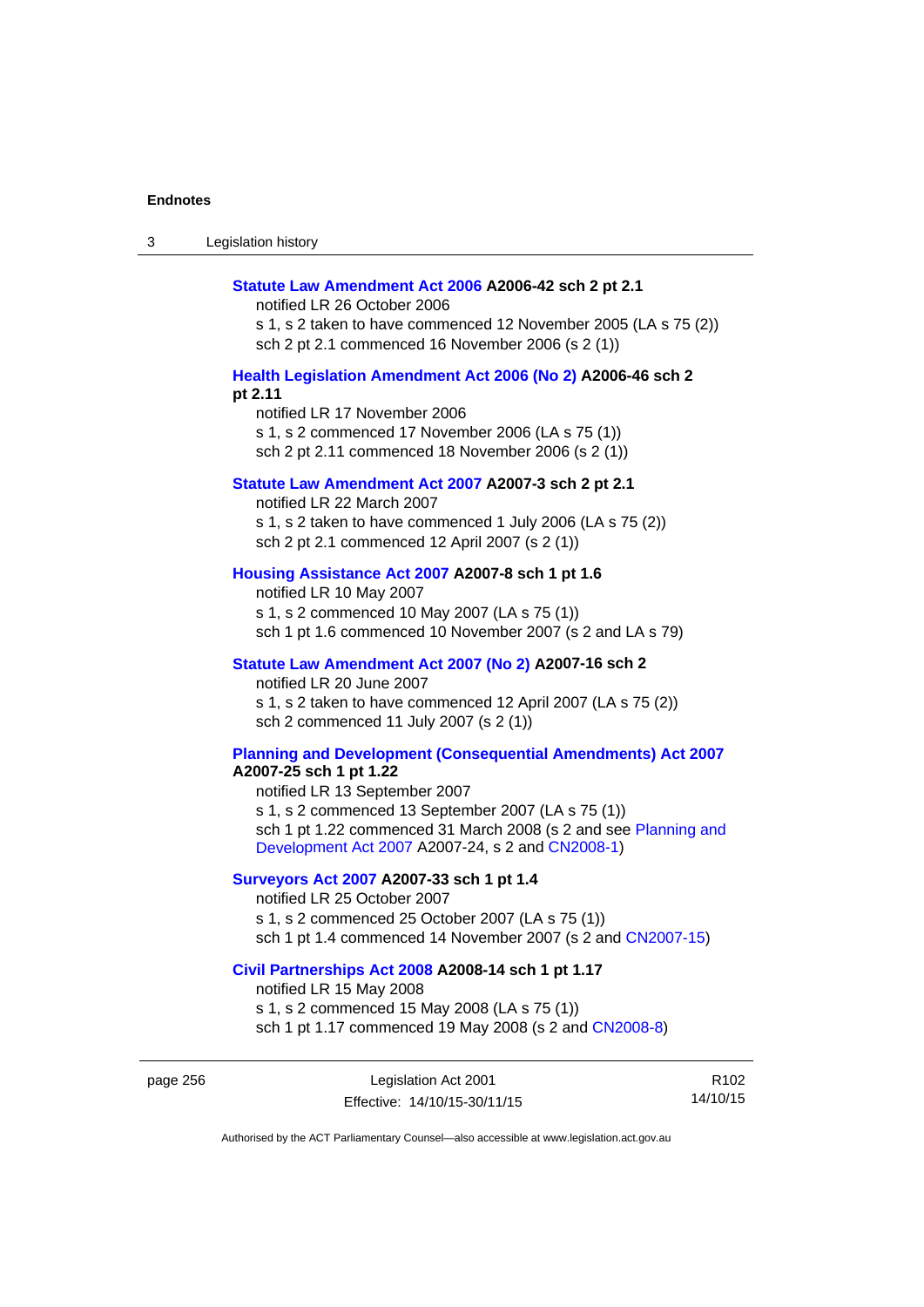**Statute Law Amendment Act 2006 A2006-42 sch 2 pt 2.1**

notified LR 26 October 2006

s 1, s 2 taken to have commenced 12 November 2005 (LA s 75 (2))

sch 2 pt 2.1 commenced 16 November 2006 (s 2 (1))

**Health Legislation Amendment Act 2006 (No 2) A2006-46 sch 2 pt 2.11**

notified LR 17 November 2006

s 1, s 2 commenced 17 November 2006 (LA s 75 (1))

sch 2 pt 2.11 commenced 18 November 2006 (s 2 (1))

**Statute Law Amendment Act 2007 A2007-3 sch 2 pt 2.1**

notified LR 22 March 2007

s 1, s 2 taken to have commenced 1 July 2006 (LA s 75 (2))

sch 2 pt 2.1 commenced 12 April 2007 (s 2 (1))

**Housing Assistance Act 2007 A2007-8 sch 1 pt 1.6**

notified LR 10 May 2007

s 1, s 2 commenced 10 May 2007 (LA s 75 (1))

sch 1 pt 1.6 commenced 10 November 2007 (s 2 and LA s 79)

**Statute Law Amendment Act 2007 (No 2) A2007-16 sch 2**

notified LR 20 June 2007

s 1, s 2 taken to have commenced 12 April 2007 (LA s 75 (2))

sch 2 commenced 11 July 2007 (s 2 (1))

**Planning and Development (Consequential Amendments) Act 2007 A2007-25 sch 1 pt 1.22**

notified LR 13 September 2007

s 1, s 2 commenced 13 September 2007 (LA s 75 (1))

sch 1 pt 1.22 commenced 31 March 2008 (s 2 and see Planning and Development Act 2007 A2007-24, s 2 and CN2008-1)

**Surveyors Act 2007 A2007-33 sch 1 pt 1.4**

notified LR 25 October 2007

s 1, s 2 commenced 25 October 2007 (LA s 75 (1))

sch 1 pt 1.4 commenced 14 November 2007 (s 2 and CN2007-15)

**Civil Partnerships Act 2008 A2008-14 sch 1 pt 1.17**

notified LR 15 May 2008

s 1, s 2 commenced 15 May 2008 (LA s 75 (1))

sch 1 pt 1.17 commenced 19 May 2008 (s 2 and CN2008-8)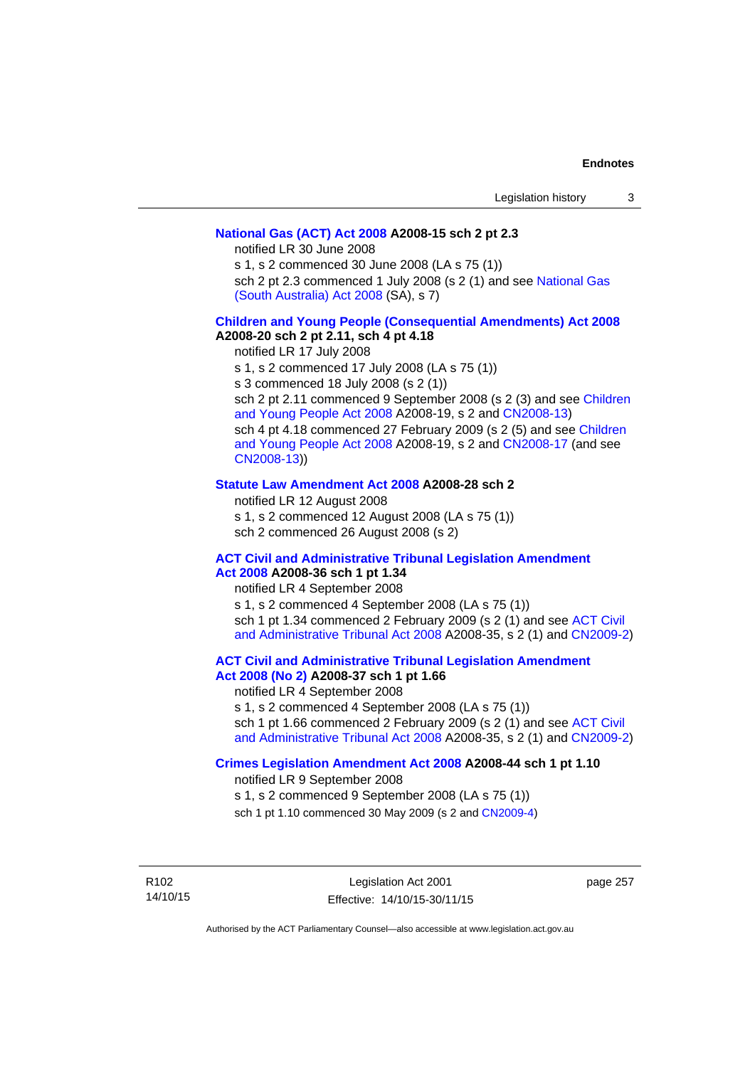**National Gas (ACT) Act 2008 A2008-15 sch 2 pt 2.3**

notified LR 30 June 2008

s 1, s 2 commenced 30 June 2008 (LA s 75 (1))

sch 2 pt 2.3 commenced 1 July 2008 (s 2 (1) and see National Gas (South Australia) Act 2008 (SA), s 7)

**Children and Young People (Consequential Amendments) Act 2008 A2008-20 sch 2 pt 2.11, sch 4 pt 4.18**

notified LR 17 July 2008

s 1, s 2 commenced 17 July 2008 (LA s 75 (1))

s 3 commenced 18 July 2008 (s 2 (1))

sch 2 pt 2.11 commenced 9 September 2008 (s 2 (3) and see Children and Young People Act 2008 A2008-19, s 2 and CN2008-13)

sch 4 pt 4.18 commenced 27 February 2009 (s 2 (5) and see Children and Young People Act 2008 A2008-19, s 2 and CN2008-17 (and see CN2008-13))

**Statute Law Amendment Act 2008 A2008-28 sch 2**

notified LR 12 August 2008

s 1, s 2 commenced 12 August 2008 (LA s 75 (1))

sch 2 commenced 26 August 2008 (s 2)

**ACT Civil and Administrative Tribunal Legislation Amendment Act 2008 A2008-36 sch 1 pt 1.34**

notified LR 4 September 2008

s 1, s 2 commenced 4 September 2008 (LA s 75 (1))

sch 1 pt 1.34 commenced 2 February 2009 (s 2 (1) and see ACT Civil and Administrative Tribunal Act 2008 A2008-35, s 2 (1) and CN2009-2)

**ACT Civil and Administrative Tribunal Legislation Amendment Act 2008 (No 2) A2008-37 sch 1 pt 1.66**

notified LR 4 September 2008

s 1, s 2 commenced 4 September 2008 (LA s 75 (1))

sch 1 pt 1.66 commenced 2 February 2009 (s 2 (1) and see ACT Civil and Administrative Tribunal Act 2008 A2008-35, s 2 (1) and CN2009-2)

**Crimes Legislation Amendment Act 2008 A2008-44 sch 1 pt 1.10**

notified LR 9 September 2008

s 1, s 2 commenced 9 September 2008 (LA s 75 (1))

sch 1 pt 1.10 commenced 30 May 2009 (s 2 and CN2009-4)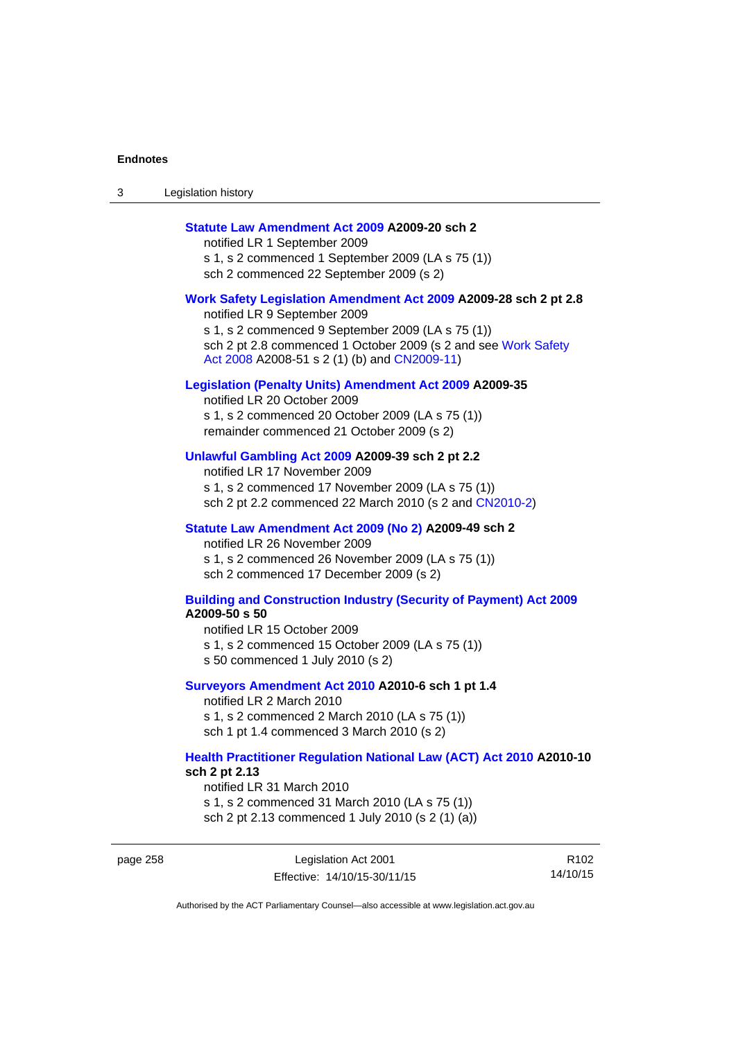**Statute Law Amendment Act 2009 A2009-20 sch 2**
notified LR 1 September 2009
s 1, s 2 commenced 1 September 2009 (LA s 75 (1))
sch 2 commenced 22 September 2009 (s 2)

**Work Safety Legislation Amendment Act 2009 A2009-28 sch 2 pt 2.8**
notified LR 9 September 2009
s 1, s 2 commenced 9 September 2009 (LA s 75 (1))
sch 2 pt 2.8 commenced 1 October 2009 (s 2 and see Work Safety Act 2008 A2008-51 s 2 (1) (b) and CN2009-11)

**Legislation (Penalty Units) Amendment Act 2009 A2009-35**
notified LR 20 October 2009
s 1, s 2 commenced 20 October 2009 (LA s 75 (1))
remainder commenced 21 October 2009 (s 2)

**Unlawful Gambling Act 2009 A2009-39 sch 2 pt 2.2**
notified LR 17 November 2009
s 1, s 2 commenced 17 November 2009 (LA s 75 (1))
sch 2 pt 2.2 commenced 22 March 2010 (s 2 and CN2010-2)

**Statute Law Amendment Act 2009 (No 2) A2009-49 sch 2**
notified LR 26 November 2009
s 1, s 2 commenced 26 November 2009 (LA s 75 (1))
sch 2 commenced 17 December 2009 (s 2)

**Building and Construction Industry (Security of Payment) Act 2009 A2009-50 s 50**
notified LR 15 October 2009
s 1, s 2 commenced 15 October 2009 (LA s 75 (1))
s 50 commenced 1 July 2010 (s 2)

**Surveyors Amendment Act 2010 A2010-6 sch 1 pt 1.4**
notified LR 2 March 2010
s 1, s 2 commenced 2 March 2010 (LA s 75 (1))
sch 1 pt 1.4 commenced 3 March 2010 (s 2)

**Health Practitioner Regulation National Law (ACT) Act 2010 A2010-10 sch 2 pt 2.13**
notified LR 31 March 2010
s 1, s 2 commenced 31 March 2010 (LA s 75 (1))
sch 2 pt 2.13 commenced 1 July 2010 (s 2 (1) (a))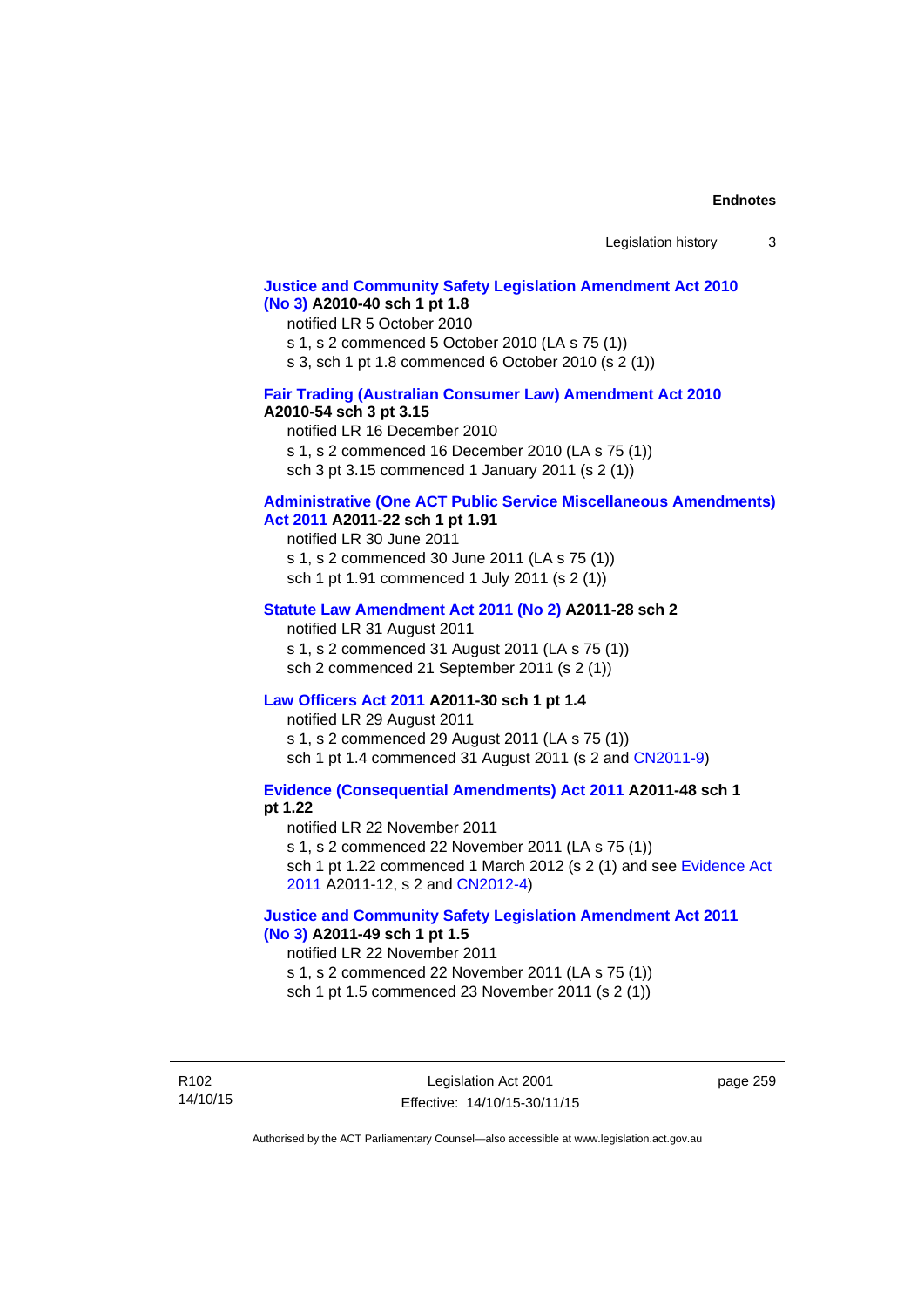**Justice and Community Safety Legislation Amendment Act 2010 (No 3) A2010-40 sch 1 pt 1.8**

notified LR 5 October 2010

s 1, s 2 commenced 5 October 2010 (LA s 75 (1))

s 3, sch 1 pt 1.8 commenced 6 October 2010 (s 2 (1))

**Fair Trading (Australian Consumer Law) Amendment Act 2010 A2010-54 sch 3 pt 3.15**

notified LR 16 December 2010

s 1, s 2 commenced 16 December 2010 (LA s 75 (1))

sch 3 pt 3.15 commenced 1 January 2011 (s 2 (1))

**Administrative (One ACT Public Service Miscellaneous Amendments) Act 2011 A2011-22 sch 1 pt 1.91**

notified LR 30 June 2011

s 1, s 2 commenced 30 June 2011 (LA s 75 (1))

sch 1 pt 1.91 commenced 1 July 2011 (s 2 (1))

**Statute Law Amendment Act 2011 (No 2) A2011-28 sch 2**

notified LR 31 August 2011

s 1, s 2 commenced 31 August 2011 (LA s 75 (1))

sch 2 commenced 21 September 2011 (s 2 (1))

**Law Officers Act 2011 A2011-30 sch 1 pt 1.4**

notified LR 29 August 2011

s 1, s 2 commenced 29 August 2011 (LA s 75 (1))

sch 1 pt 1.4 commenced 31 August 2011 (s 2 and CN2011-9)

**Evidence (Consequential Amendments) Act 2011 A2011-48 sch 1 pt 1.22**

notified LR 22 November 2011

s 1, s 2 commenced 22 November 2011 (LA s 75 (1))

sch 1 pt 1.22 commenced 1 March 2012 (s 2 (1) and see Evidence Act 2011 A2011-12, s 2 and CN2012-4)

**Justice and Community Safety Legislation Amendment Act 2011 (No 3) A2011-49 sch 1 pt 1.5**

notified LR 22 November 2011

s 1, s 2 commenced 22 November 2011 (LA s 75 (1))

sch 1 pt 1.5 commenced 23 November 2011 (s 2 (1))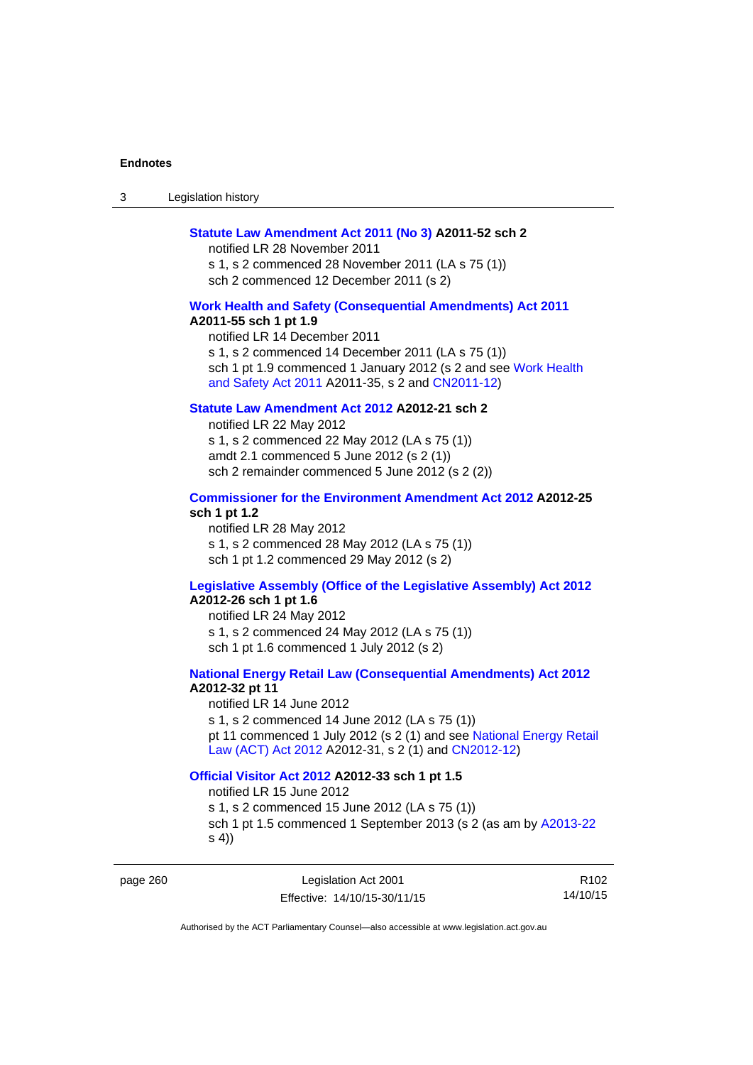**Statute Law Amendment Act 2011 (No 3) A2011-52 sch 2**

notified LR 28 November 2011
s 1, s 2 commenced 28 November 2011 (LA s 75 (1))
sch 2 commenced 12 December 2011 (s 2)

**Work Health and Safety (Consequential Amendments) Act 2011 A2011-55 sch 1 pt 1.9**

notified LR 14 December 2011
s 1, s 2 commenced 14 December 2011 (LA s 75 (1))
sch 1 pt 1.9 commenced 1 January 2012 (s 2 and see Work Health and Safety Act 2011 A2011-35, s 2 and CN2011-12)

**Statute Law Amendment Act 2012 A2012-21 sch 2**

notified LR 22 May 2012
s 1, s 2 commenced 22 May 2012 (LA s 75 (1))
amdt 2.1 commenced 5 June 2012 (s 2 (1))
sch 2 remainder commenced 5 June 2012 (s 2 (2))

**Commissioner for the Environment Amendment Act 2012 A2012-25 sch 1 pt 1.2**

notified LR 28 May 2012
s 1, s 2 commenced 28 May 2012 (LA s 75 (1))
sch 1 pt 1.2 commenced 29 May 2012 (s 2)

**Legislative Assembly (Office of the Legislative Assembly) Act 2012 A2012-26 sch 1 pt 1.6**

notified LR 24 May 2012
s 1, s 2 commenced 24 May 2012 (LA s 75 (1))
sch 1 pt 1.6 commenced 1 July 2012 (s 2)

**National Energy Retail Law (Consequential Amendments) Act 2012 A2012-32 pt 11**

notified LR 14 June 2012
s 1, s 2 commenced 14 June 2012 (LA s 75 (1))
pt 11 commenced 1 July 2012 (s 2 (1) and see National Energy Retail Law (ACT) Act 2012 A2012-31, s 2 (1) and CN2012-12)

**Official Visitor Act 2012 A2012-33 sch 1 pt 1.5**

notified LR 15 June 2012
s 1, s 2 commenced 15 June 2012 (LA s 75 (1))
sch 1 pt 1.5 commenced 1 September 2013 (s 2 (as am by A2013-22 s 4))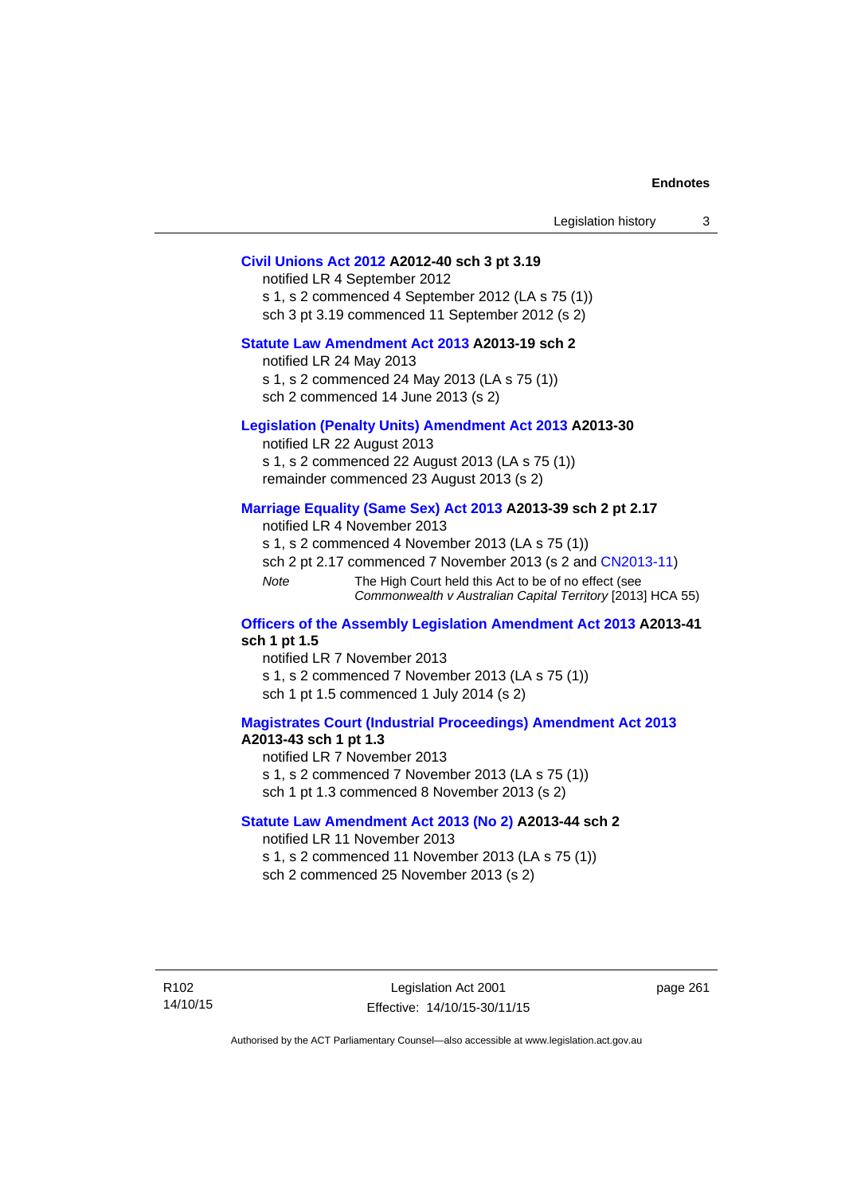**Civil Unions Act 2012 A2012-40 sch 3 pt 3.19**

notified LR 4 September 2012

s 1, s 2 commenced 4 September 2012 (LA s 75 (1))

sch 3 pt 3.19 commenced 11 September 2012 (s 2)

**Statute Law Amendment Act 2013 A2013-19 sch 2**

notified LR 24 May 2013

s 1, s 2 commenced 24 May 2013 (LA s 75 (1))

sch 2 commenced 14 June 2013 (s 2)

**Legislation (Penalty Units) Amendment Act 2013 A2013-30**

notified LR 22 August 2013

s 1, s 2 commenced 22 August 2013 (LA s 75 (1))

remainder commenced 23 August 2013 (s 2)

**Marriage Equality (Same Sex) Act 2013 A2013-39 sch 2 pt 2.17**

notified LR 4 November 2013

s 1, s 2 commenced 4 November 2013 (LA s 75 (1))

sch 2 pt 2.17 commenced 7 November 2013 (s 2 and CN2013-11)

*Note* The High Court held this Act to be of no effect (see *Commonwealth v Australian Capital Territory* [2013] HCA 55)

**Officers of the Assembly Legislation Amendment Act 2013 A2013-41 sch 1 pt 1.5**

notified LR 7 November 2013

s 1, s 2 commenced 7 November 2013 (LA s 75 (1))

sch 1 pt 1.5 commenced 1 July 2014 (s 2)

**Magistrates Court (Industrial Proceedings) Amendment Act 2013 A2013-43 sch 1 pt 1.3**

notified LR 7 November 2013

s 1, s 2 commenced 7 November 2013 (LA s 75 (1))

sch 1 pt 1.3 commenced 8 November 2013 (s 2)

**Statute Law Amendment Act 2013 (No 2) A2013-44 sch 2**

notified LR 11 November 2013

s 1, s 2 commenced 11 November 2013 (LA s 75 (1))

sch 2 commenced 25 November 2013 (s 2)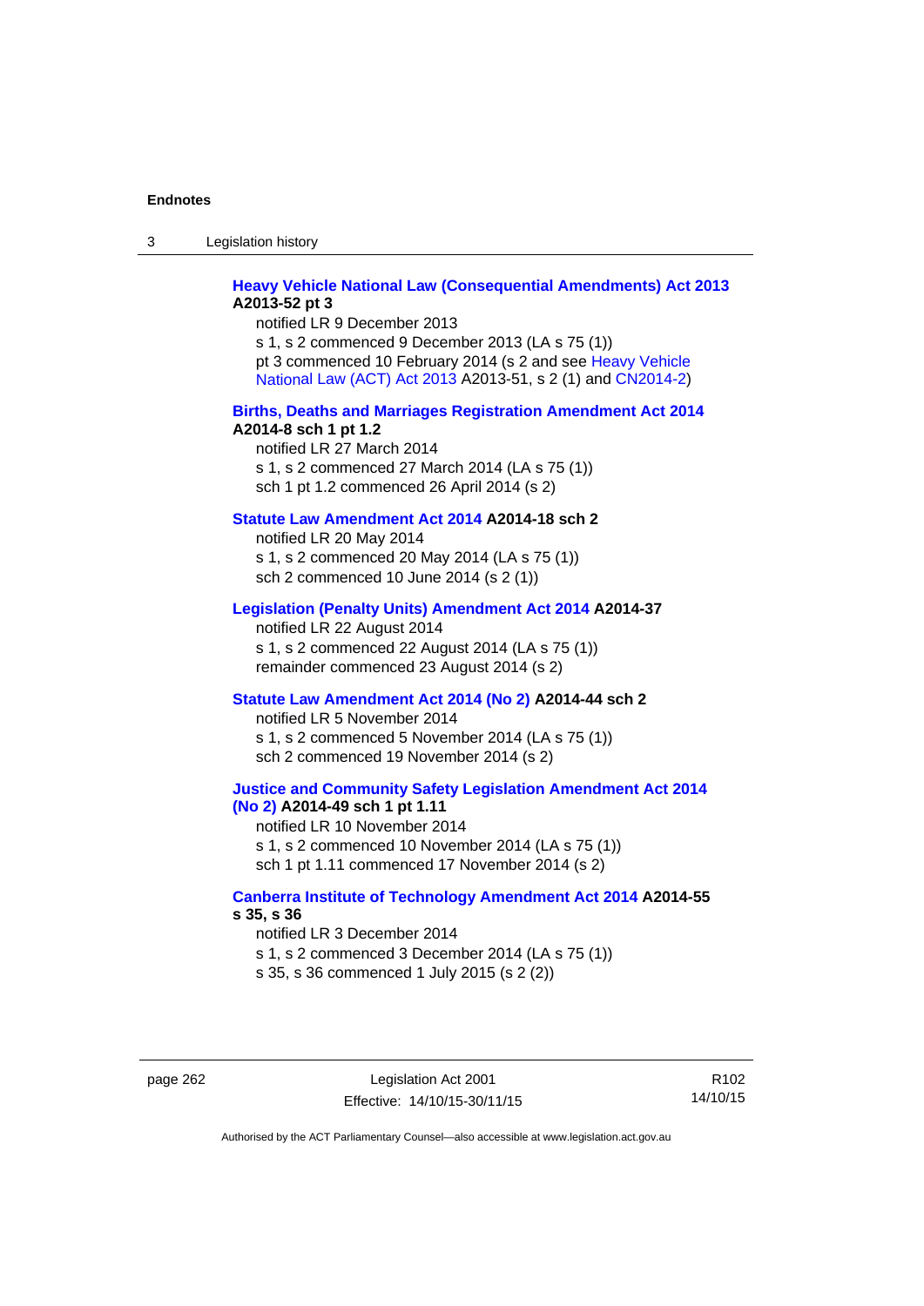**Heavy Vehicle National Law (Consequential Amendments) Act 2013 A2013-52 pt 3**

notified LR 9 December 2013

s 1, s 2 commenced 9 December 2013 (LA s 75 (1))

pt 3 commenced 10 February 2014 (s 2 and see Heavy Vehicle National Law (ACT) Act 2013 A2013-51, s 2 (1) and CN2014-2)

**Births, Deaths and Marriages Registration Amendment Act 2014 A2014-8 sch 1 pt 1.2**

notified LR 27 March 2014

s 1, s 2 commenced 27 March 2014 (LA s 75 (1))

sch 1 pt 1.2 commenced 26 April 2014 (s 2)

**Statute Law Amendment Act 2014 A2014-18 sch 2**

notified LR 20 May 2014

s 1, s 2 commenced 20 May 2014 (LA s 75 (1))

sch 2 commenced 10 June 2014 (s 2 (1))

**Legislation (Penalty Units) Amendment Act 2014 A2014-37**

notified LR 22 August 2014

s 1, s 2 commenced 22 August 2014 (LA s 75 (1))

remainder commenced 23 August 2014 (s 2)

**Statute Law Amendment Act 2014 (No 2) A2014-44 sch 2**

notified LR 5 November 2014

s 1, s 2 commenced 5 November 2014 (LA s 75 (1))

sch 2 commenced 19 November 2014 (s 2)

**Justice and Community Safety Legislation Amendment Act 2014 (No 2) A2014-49 sch 1 pt 1.11**

notified LR 10 November 2014

s 1, s 2 commenced 10 November 2014 (LA s 75 (1))

sch 1 pt 1.11 commenced 17 November 2014 (s 2)

**Canberra Institute of Technology Amendment Act 2014 A2014-55 s 35, s 36**

notified LR 3 December 2014

s 1, s 2 commenced 3 December 2014 (LA s 75 (1))

s 35, s 36 commenced 1 July 2015 (s 2 (2))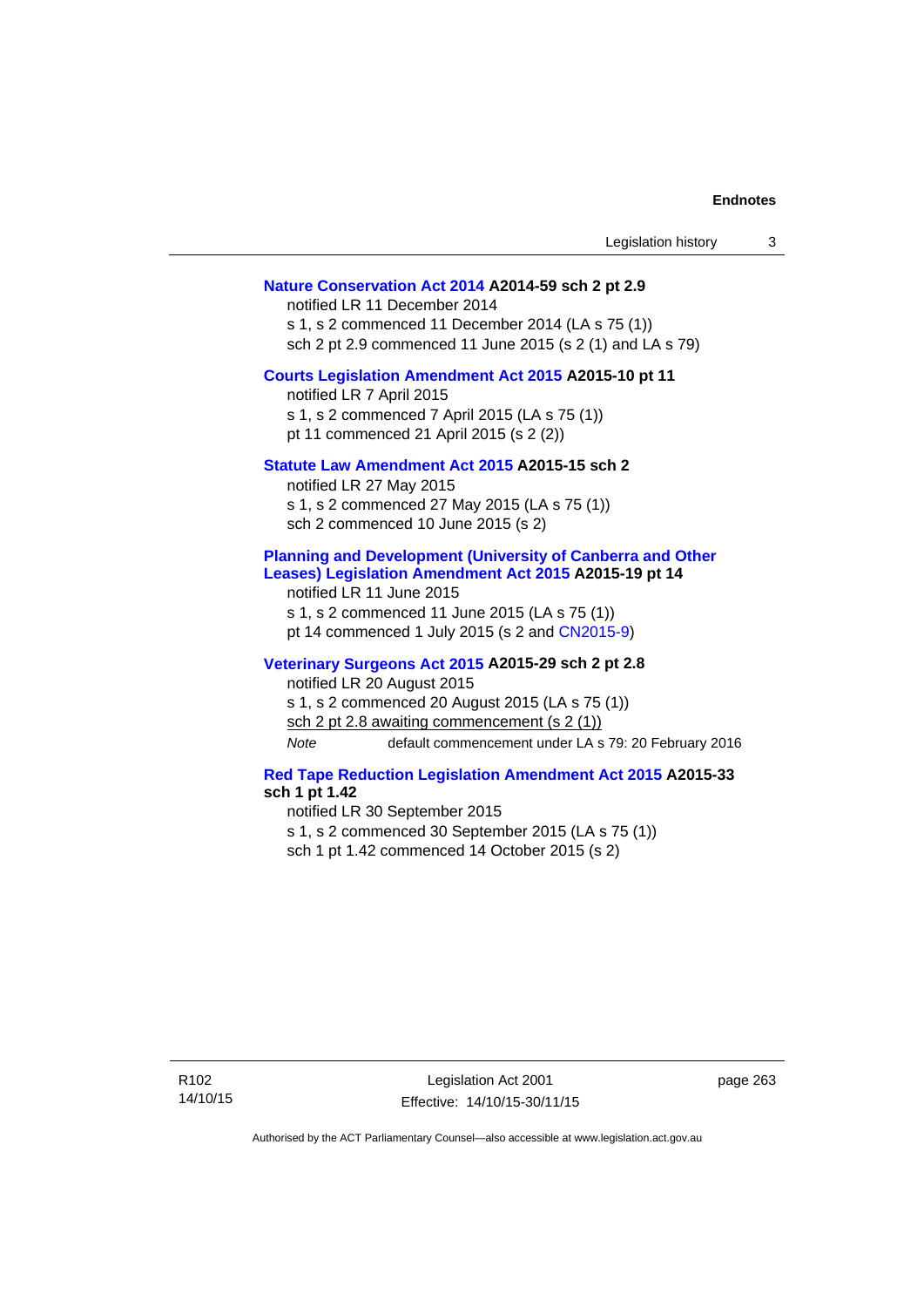**Nature Conservation Act 2014 A2014-59 sch 2 pt 2.9**

notified LR 11 December 2014

s 1, s 2 commenced 11 December 2014 (LA s 75 (1))

sch 2 pt 2.9 commenced 11 June 2015 (s 2 (1) and LA s 79)

**Courts Legislation Amendment Act 2015 A2015-10 pt 11**

notified LR 7 April 2015

s 1, s 2 commenced 7 April 2015 (LA s 75 (1))

pt 11 commenced 21 April 2015 (s 2 (2))

**Statute Law Amendment Act 2015 A2015-15 sch 2**

notified LR 27 May 2015

s 1, s 2 commenced 27 May 2015 (LA s 75 (1))

sch 2 commenced 10 June 2015 (s 2)

**Planning and Development (University of Canberra and Other Leases) Legislation Amendment Act 2015 A2015-19 pt 14**

notified LR 11 June 2015

s 1, s 2 commenced 11 June 2015 (LA s 75 (1))

pt 14 commenced 1 July 2015 (s 2 and CN2015-9)

**Veterinary Surgeons Act 2015 A2015-29 sch 2 pt 2.8**

notified LR 20 August 2015

s 1, s 2 commenced 20 August 2015 (LA s 75 (1))

sch 2 pt 2.8 awaiting commencement (s 2 (1))

*Note* default commencement under LA s 79: 20 February 2016

**Red Tape Reduction Legislation Amendment Act 2015 A2015-33 sch 1 pt 1.42**

notified LR 30 September 2015

s 1, s 2 commenced 30 September 2015 (LA s 75 (1))

sch 1 pt 1.42 commenced 14 October 2015 (s 2)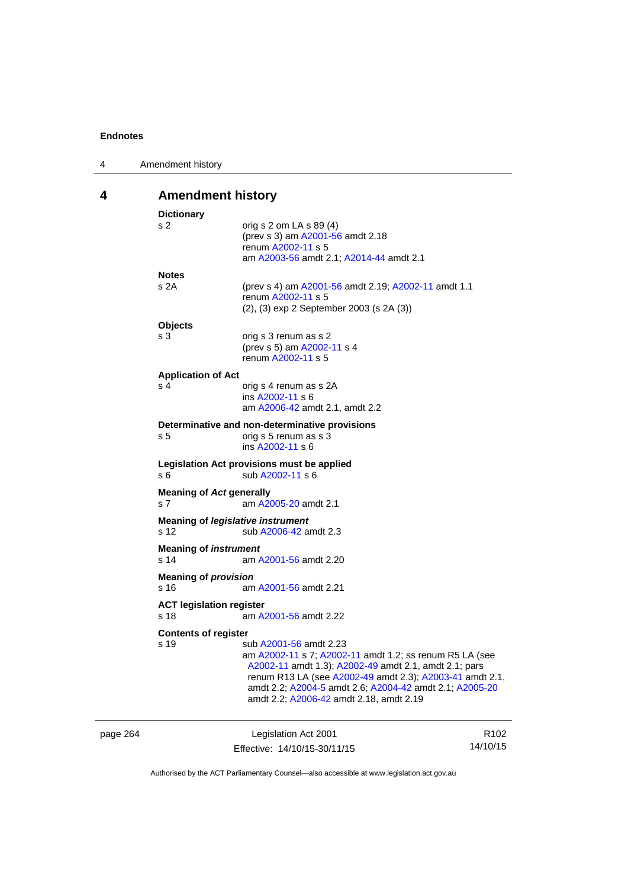## 4 Amendment history

**Dictionary**

s 2 — orig s 2 om LA s 89 (4)
(prev s 3) am A2001-56 amdt 2.18
renum A2002-11 s 5
am A2003-56 amdt 2.1; A2014-44 amdt 2.1

**Notes**

s 2A — (prev s 4) am A2001-56 amdt 2.19; A2002-11 amdt 1.1
renum A2002-11 s 5
(2), (3) exp 2 September 2003 (s 2A (3))

**Objects**

s 3 — orig s 3 renum as s 2
(prev s 5) am A2002-11 s 4
renum A2002-11 s 5

**Application of Act**

s 4 — orig s 4 renum as s 2A
ins A2002-11 s 6
am A2006-42 amdt 2.1, amdt 2.2

**Determinative and non-determinative provisions**

s 5 — orig s 5 renum as s 3
ins A2002-11 s 6

**Legislation Act provisions must be applied**

s 6 — sub A2002-11 s 6

**Meaning of *Act* generally**

s 7 — am A2005-20 amdt 2.1

**Meaning of *legislative instrument***

s 12 — sub A2006-42 amdt 2.3

**Meaning of *instrument***

s 14 — am A2001-56 amdt 2.20

**Meaning of *provision***

s 16 — am A2001-56 amdt 2.21

**ACT legislation register**

s 18 — am A2001-56 amdt 2.22

**Contents of register**

s 19 — sub A2001-56 amdt 2.23
am A2002-11 s 7; A2002-11 amdt 1.2; ss renum R5 LA (see A2002-11 amdt 1.3); A2002-49 amdt 2.1, amdt 2.1; pars renum R13 LA (see A2002-49 amdt 2.3); A2003-41 amdt 2.1, amdt 2.2; A2004-5 amdt 2.6; A2004-42 amdt 2.1; A2005-20 amdt 2.2; A2006-42 amdt 2.18, amdt 2.19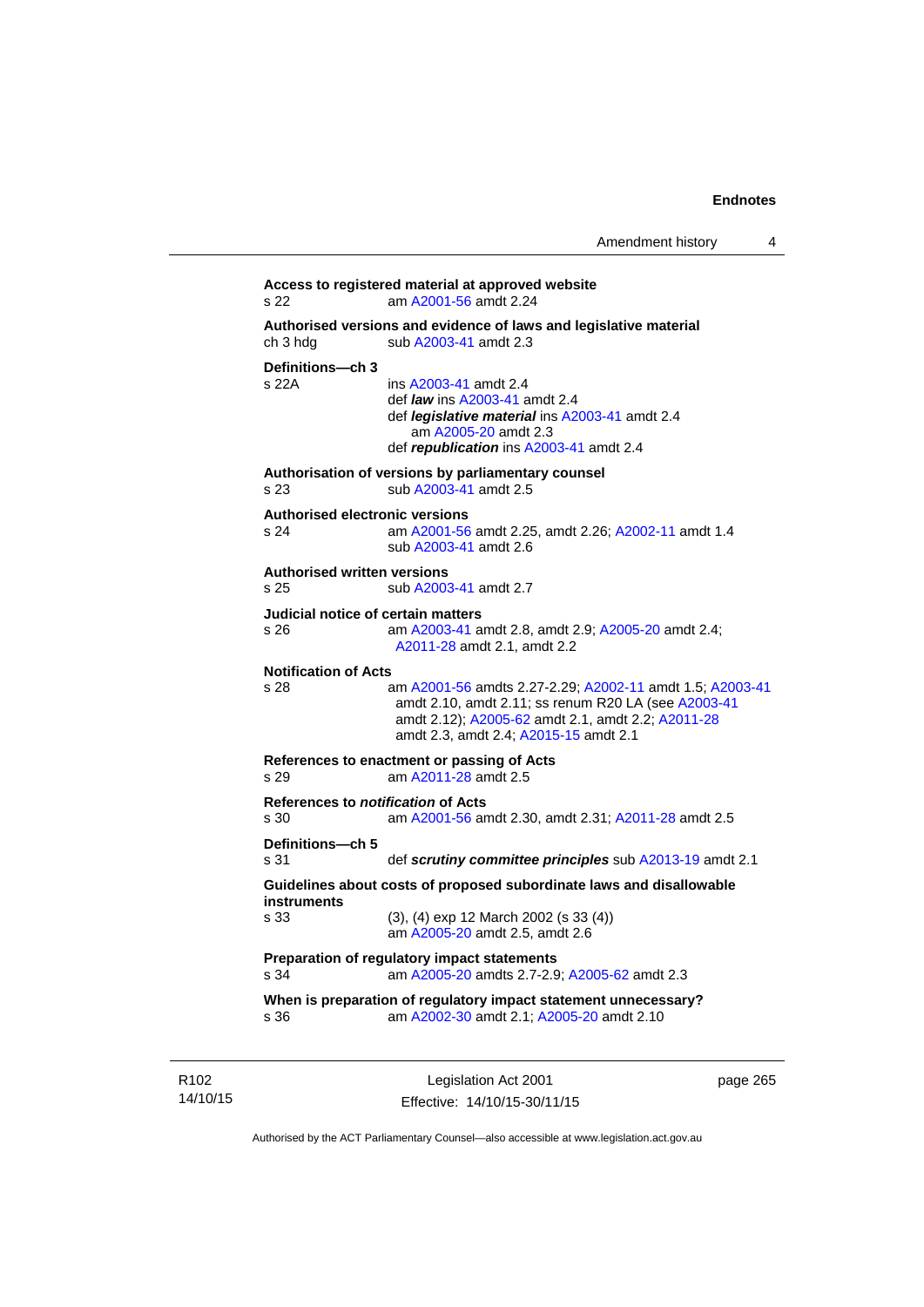**Access to registered material at approved website**
s 22 am A2001-56 amdt 2.24

**Authorised versions and evidence of laws and legislative material**
ch 3 hdg sub A2003-41 amdt 2.3

**Definitions—ch 3**
s 22A ins A2003-41 amdt 2.4
def ***law*** ins A2003-41 amdt 2.4
def ***legislative material*** ins A2003-41 amdt 2.4
am A2005-20 amdt 2.3
def ***republication*** ins A2003-41 amdt 2.4

**Authorisation of versions by parliamentary counsel**
s 23 sub A2003-41 amdt 2.5

**Authorised electronic versions**
s 24 am A2001-56 amdt 2.25, amdt 2.26; A2002-11 amdt 1.4
sub A2003-41 amdt 2.6

**Authorised written versions**
s 25 sub A2003-41 amdt 2.7

**Judicial notice of certain matters**
s 26 am A2003-41 amdt 2.8, amdt 2.9; A2005-20 amdt 2.4; A2011-28 amdt 2.1, amdt 2.2

**Notification of Acts**
s 28 am A2001-56 amdts 2.27-2.29; A2002-11 amdt 1.5; A2003-41 amdt 2.10, amdt 2.11; ss renum R20 LA (see A2003-41 amdt 2.12); A2005-62 amdt 2.1, amdt 2.2; A2011-28 amdt 2.3, amdt 2.4; A2015-15 amdt 2.1

**References to enactment or passing of Acts**
s 29 am A2011-28 amdt 2.5

**References to *notification* of Acts**
s 30 am A2001-56 amdt 2.30, amdt 2.31; A2011-28 amdt 2.5

**Definitions—ch 5**
s 31 def ***scrutiny committee principles*** sub A2013-19 amdt 2.1

**Guidelines about costs of proposed subordinate laws and disallowable instruments**
s 33 (3), (4) exp 12 March 2002 (s 33 (4))
am A2005-20 amdt 2.5, amdt 2.6

**Preparation of regulatory impact statements**
s 34 am A2005-20 amdts 2.7-2.9; A2005-62 amdt 2.3

**When is preparation of regulatory impact statement unnecessary?**
s 36 am A2002-30 amdt 2.1; A2005-20 amdt 2.10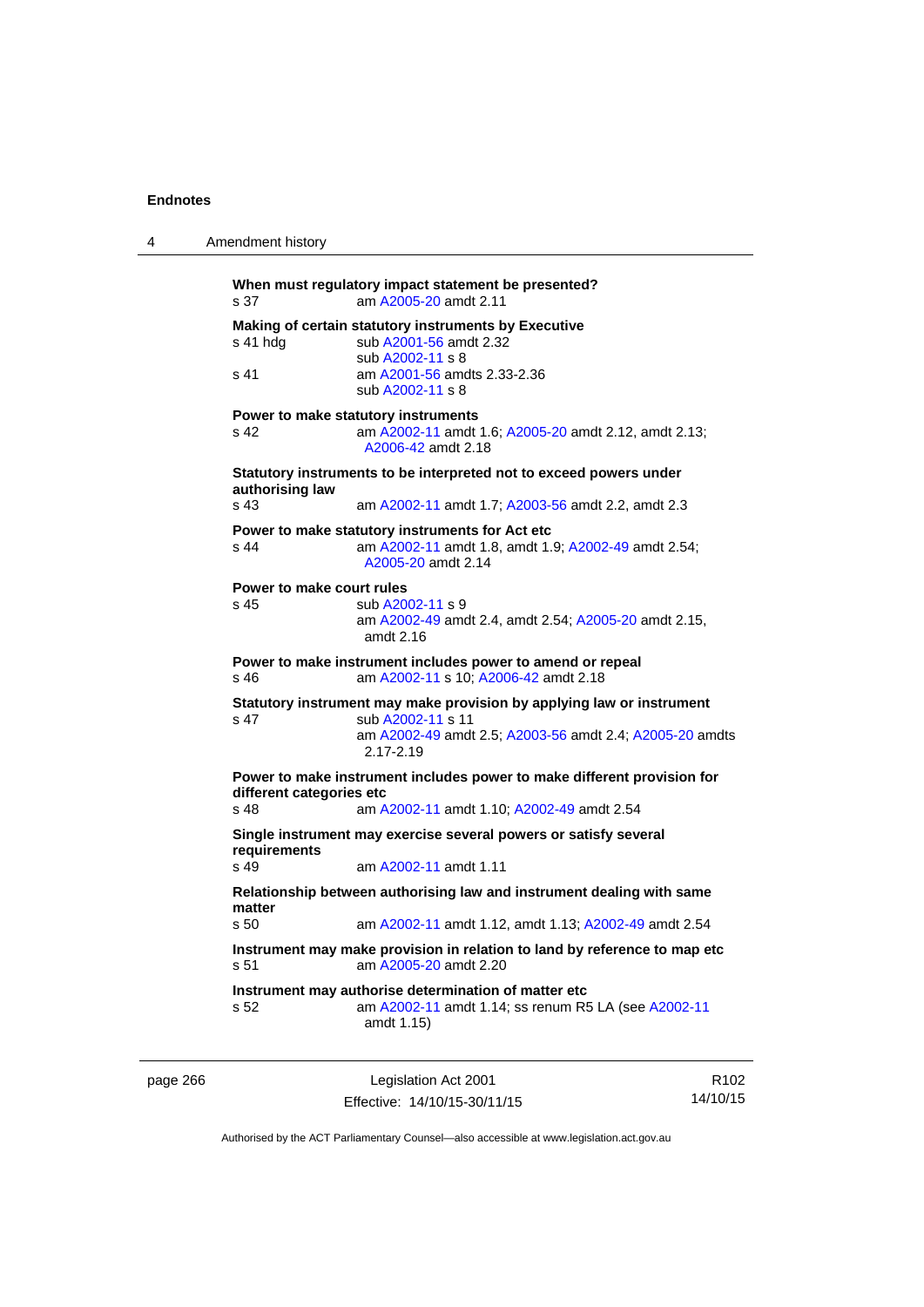**When must regulatory impact statement be presented?**

s 37 am A2005-20 amdt 2.11

**Making of certain statutory instruments by Executive**

s 41 hdg sub A2001-56 amdt 2.32
sub A2002-11 s 8

s 41 am A2001-56 amdts 2.33-2.36
sub A2002-11 s 8

**Power to make statutory instruments**

s 42 am A2002-11 amdt 1.6; A2005-20 amdt 2.12, amdt 2.13; A2006-42 amdt 2.18

**Statutory instruments to be interpreted not to exceed powers under authorising law**

s 43 am A2002-11 amdt 1.7; A2003-56 amdt 2.2, amdt 2.3

**Power to make statutory instruments for Act etc**

s 44 am A2002-11 amdt 1.8, amdt 1.9; A2002-49 amdt 2.54; A2005-20 amdt 2.14

**Power to make court rules**

s 45 sub A2002-11 s 9
am A2002-49 amdt 2.4, amdt 2.54; A2005-20 amdt 2.15, amdt 2.16

**Power to make instrument includes power to amend or repeal**

s 46 am A2002-11 s 10; A2006-42 amdt 2.18

**Statutory instrument may make provision by applying law or instrument**

s 47 sub A2002-11 s 11
am A2002-49 amdt 2.5; A2003-56 amdt 2.4; A2005-20 amdts 2.17-2.19

**Power to make instrument includes power to make different provision for different categories etc**

s 48 am A2002-11 amdt 1.10; A2002-49 amdt 2.54

**Single instrument may exercise several powers or satisfy several requirements**

s 49 am A2002-11 amdt 1.11

**Relationship between authorising law and instrument dealing with same matter**

s 50 am A2002-11 amdt 1.12, amdt 1.13; A2002-49 amdt 2.54

**Instrument may make provision in relation to land by reference to map etc**

s 51 am A2005-20 amdt 2.20

**Instrument may authorise determination of matter etc**

s 52 am A2002-11 amdt 1.14; ss renum R5 LA (see A2002-11 amdt 1.15)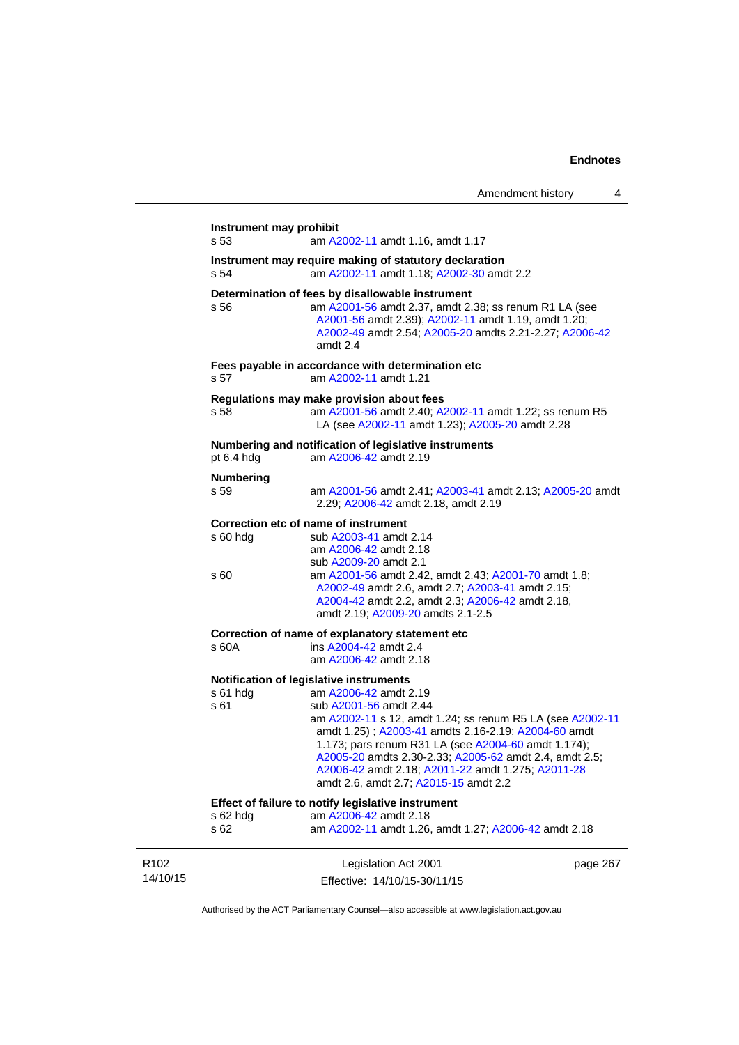**Instrument may prohibit**

s 53 am A2002-11 amdt 1.16, amdt 1.17

**Instrument may require making of statutory declaration**

s 54 am A2002-11 amdt 1.18; A2002-30 amdt 2.2

**Determination of fees by disallowable instrument**

s 56 am A2001-56 amdt 2.37, amdt 2.38; ss renum R1 LA (see A2001-56 amdt 2.39); A2002-11 amdt 1.19, amdt 1.20; A2002-49 amdt 2.54; A2005-20 amdts 2.21-2.27; A2006-42 amdt 2.4

**Fees payable in accordance with determination etc**

s 57 am A2002-11 amdt 1.21

**Regulations may make provision about fees**

s 58 am A2001-56 amdt 2.40; A2002-11 amdt 1.22; ss renum R5 LA (see A2002-11 amdt 1.23); A2005-20 amdt 2.28

**Numbering and notification of legislative instruments**

pt 6.4 hdg am A2006-42 amdt 2.19

**Numbering**

s 59 am A2001-56 amdt 2.41; A2003-41 amdt 2.13; A2005-20 amdt 2.29; A2006-42 amdt 2.18, amdt 2.19

**Correction etc of name of instrument**

s 60 hdg sub A2003-41 amdt 2.14
am A2006-42 amdt 2.18
sub A2009-20 amdt 2.1

s 60 am A2001-56 amdt 2.42, amdt 2.43; A2001-70 amdt 1.8; A2002-49 amdt 2.6, amdt 2.7; A2003-41 amdt 2.15; A2004-42 amdt 2.2, amdt 2.3; A2006-42 amdt 2.18, amdt 2.19; A2009-20 amdts 2.1-2.5

**Correction of name of explanatory statement etc**

s 60A ins A2004-42 amdt 2.4
am A2006-42 amdt 2.18

**Notification of legislative instruments**

s 61 hdg am A2006-42 amdt 2.19

s 61 sub A2001-56 amdt 2.44
am A2002-11 s 12, amdt 1.24; ss renum R5 LA (see A2002-11 amdt 1.25) ; A2003-41 amdts 2.16-2.19; A2004-60 amdt 1.173; pars renum R31 LA (see A2004-60 amdt 1.174); A2005-20 amdts 2.30-2.33; A2005-62 amdt 2.4, amdt 2.5; A2006-42 amdt 2.18; A2011-22 amdt 1.275; A2011-28 amdt 2.6, amdt 2.7; A2015-15 amdt 2.2

**Effect of failure to notify legislative instrument**

s 62 hdg am A2006-42 amdt 2.18

s 62 am A2002-11 amdt 1.26, amdt 1.27; A2006-42 amdt 2.18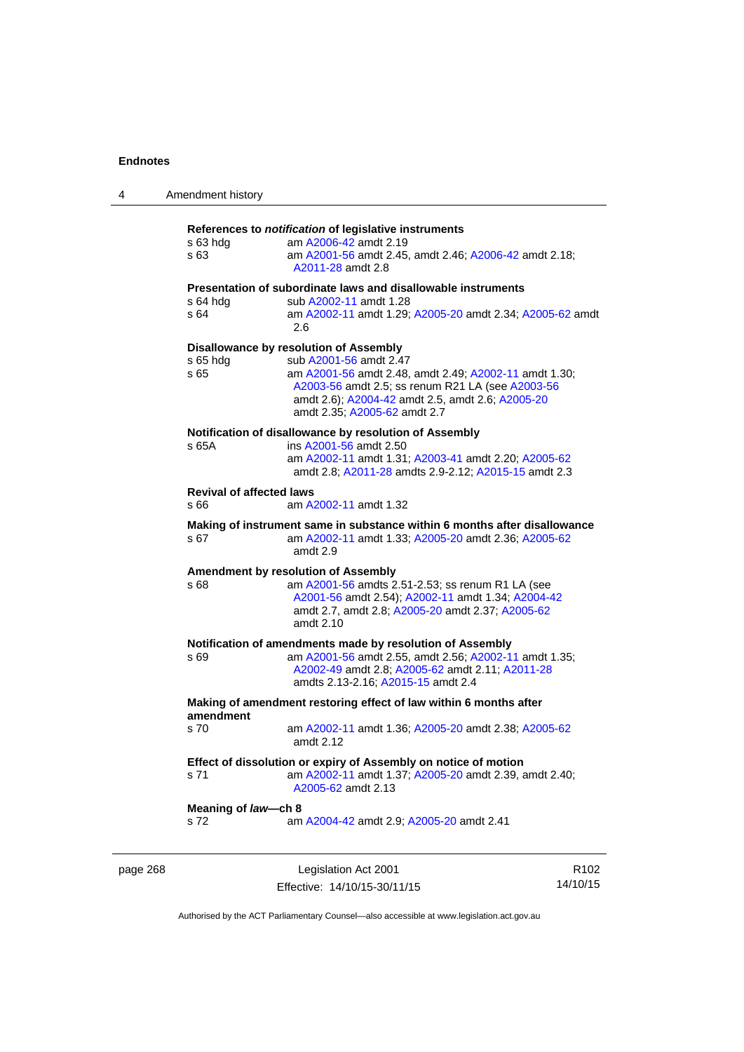**References to *notification* of legislative instruments**

s 63 hdg — am A2006-42 amdt 2.19

s 63 — am A2001-56 amdt 2.45, amdt 2.46; A2006-42 amdt 2.18; A2011-28 amdt 2.8

**Presentation of subordinate laws and disallowable instruments**

s 64 hdg — sub A2002-11 amdt 1.28

s 64 — am A2002-11 amdt 1.29; A2005-20 amdt 2.34; A2005-62 amdt 2.6

**Disallowance by resolution of Assembly**

s 65 hdg — sub A2001-56 amdt 2.47

s 65 — am A2001-56 amdt 2.48, amdt 2.49; A2002-11 amdt 1.30; A2003-56 amdt 2.5; ss renum R21 LA (see A2003-56 amdt 2.6); A2004-42 amdt 2.5, amdt 2.6; A2005-20 amdt 2.35; A2005-62 amdt 2.7

**Notification of disallowance by resolution of Assembly**

s 65A — ins A2001-56 amdt 2.50
am A2002-11 amdt 1.31; A2003-41 amdt 2.20; A2005-62 amdt 2.8; A2011-28 amdts 2.9-2.12; A2015-15 amdt 2.3

**Revival of affected laws**

s 66 — am A2002-11 amdt 1.32

**Making of instrument same in substance within 6 months after disallowance**

s 67 — am A2002-11 amdt 1.33; A2005-20 amdt 2.36; A2005-62 amdt 2.9

**Amendment by resolution of Assembly**

s 68 — am A2001-56 amdts 2.51-2.53; ss renum R1 LA (see A2001-56 amdt 2.54); A2002-11 amdt 1.34; A2004-42 amdt 2.7, amdt 2.8; A2005-20 amdt 2.37; A2005-62 amdt 2.10

**Notification of amendments made by resolution of Assembly**

s 69 — am A2001-56 amdt 2.55, amdt 2.56; A2002-11 amdt 1.35; A2002-49 amdt 2.8; A2005-62 amdt 2.11; A2011-28 amdts 2.13-2.16; A2015-15 amdt 2.4

**Making of amendment restoring effect of law within 6 months after amendment**

s 70 — am A2002-11 amdt 1.36; A2005-20 amdt 2.38; A2005-62 amdt 2.12

**Effect of dissolution or expiry of Assembly on notice of motion**

s 71 — am A2002-11 amdt 1.37; A2005-20 amdt 2.39, amdt 2.40; A2005-62 amdt 2.13

**Meaning of *law*—ch 8**

s 72 — am A2004-42 amdt 2.9; A2005-20 amdt 2.41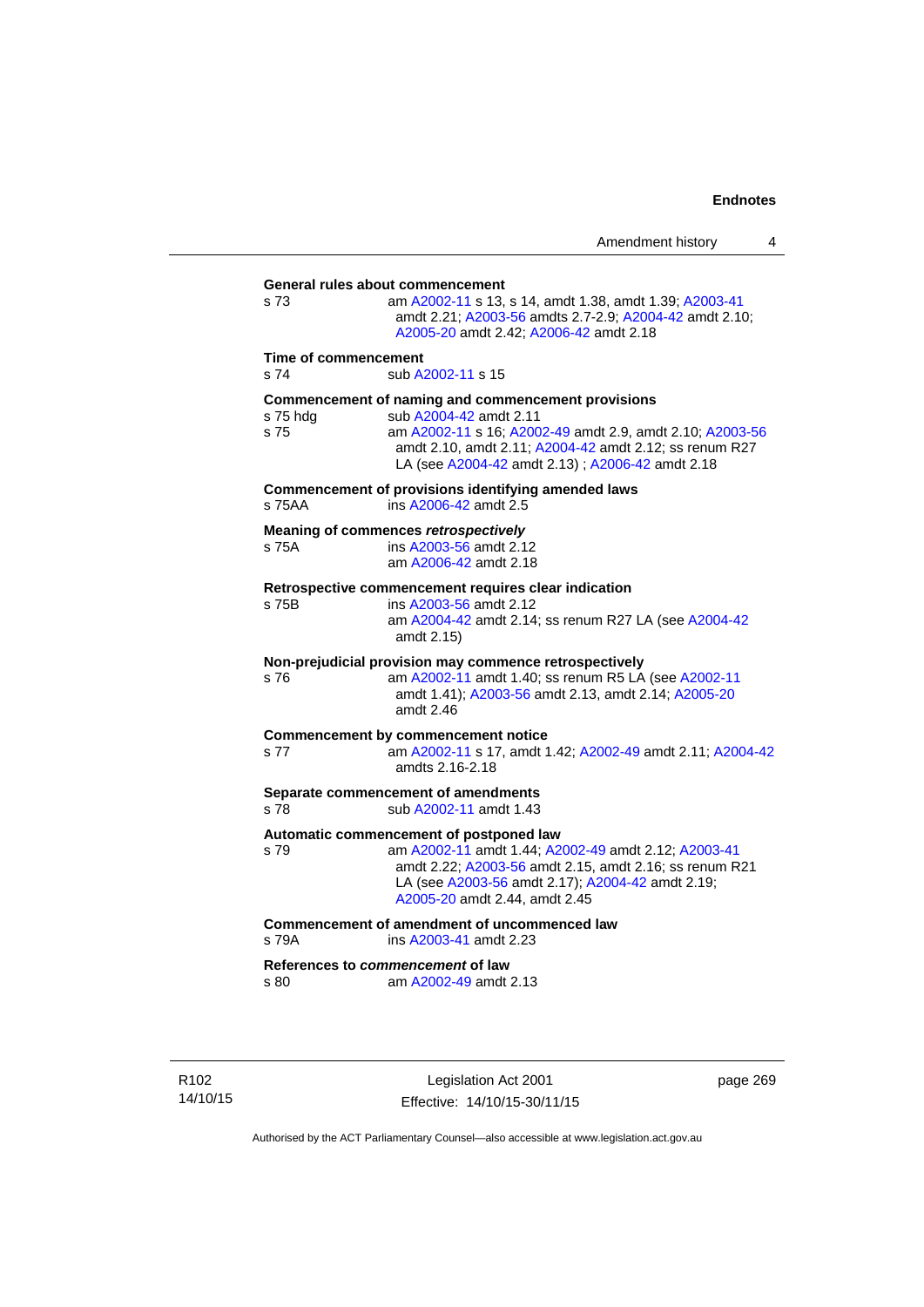**General rules about commencement**

s 73 am A2002-11 s 13, s 14, amdt 1.38, amdt 1.39; A2003-41 amdt 2.21; A2003-56 amdts 2.7-2.9; A2004-42 amdt 2.10; A2005-20 amdt 2.42; A2006-42 amdt 2.18

**Time of commencement**

s 74 sub A2002-11 s 15

**Commencement of naming and commencement provisions**

s 75 hdg sub A2004-42 amdt 2.11

s 75 am A2002-11 s 16; A2002-49 amdt 2.9, amdt 2.10; A2003-56 amdt 2.10, amdt 2.11; A2004-42 amdt 2.12; ss renum R27 LA (see A2004-42 amdt 2.13) ; A2006-42 amdt 2.18

**Commencement of provisions identifying amended laws**

s 75AA ins A2006-42 amdt 2.5

**Meaning of commences *retrospectively***

s 75A ins A2003-56 amdt 2.12
am A2006-42 amdt 2.18

**Retrospective commencement requires clear indication**

s 75B ins A2003-56 amdt 2.12
am A2004-42 amdt 2.14; ss renum R27 LA (see A2004-42 amdt 2.15)

**Non-prejudicial provision may commence retrospectively**

s 76 am A2002-11 amdt 1.40; ss renum R5 LA (see A2002-11 amdt 1.41); A2003-56 amdt 2.13, amdt 2.14; A2005-20 amdt 2.46

**Commencement by commencement notice**

s 77 am A2002-11 s 17, amdt 1.42; A2002-49 amdt 2.11; A2004-42 amdts 2.16-2.18

**Separate commencement of amendments**

s 78 sub A2002-11 amdt 1.43

**Automatic commencement of postponed law**

s 79 am A2002-11 amdt 1.44; A2002-49 amdt 2.12; A2003-41 amdt 2.22; A2003-56 amdt 2.15, amdt 2.16; ss renum R21 LA (see A2003-56 amdt 2.17); A2004-42 amdt 2.19; A2005-20 amdt 2.44, amdt 2.45

**Commencement of amendment of uncommenced law**

s 79A ins A2003-41 amdt 2.23

**References to *commencement* of law**

s 80 am A2002-49 amdt 2.13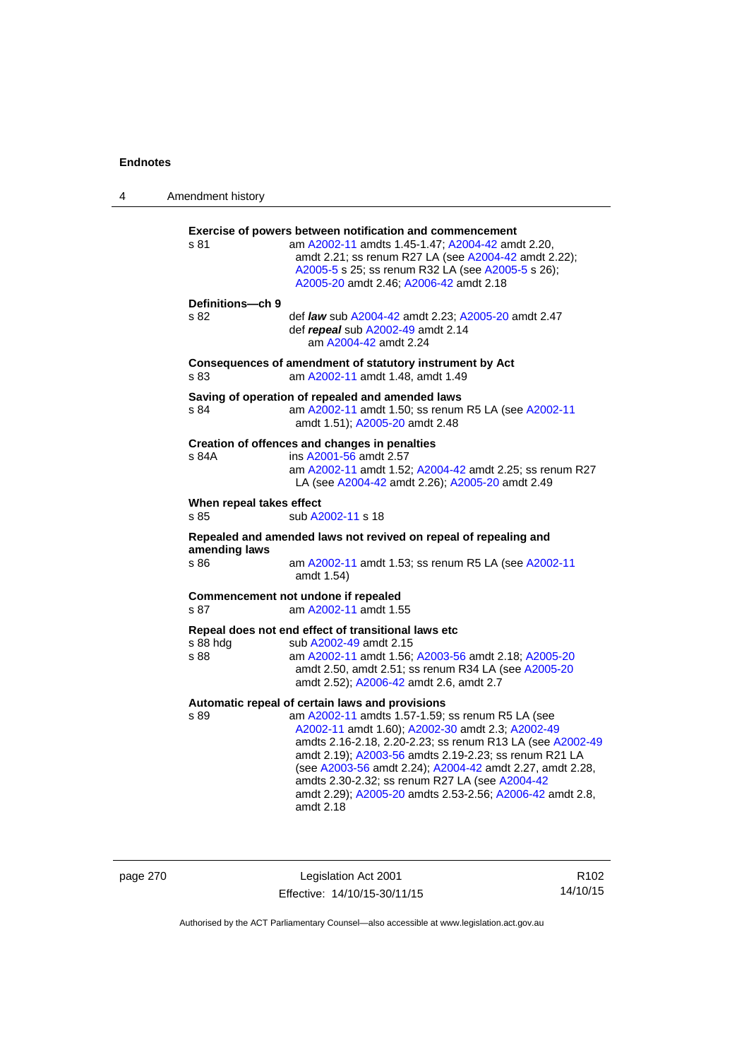**Exercise of powers between notification and commencement**

s 81 — am A2002-11 amdts 1.45-1.47; A2004-42 amdt 2.20, amdt 2.21; ss renum R27 LA (see A2004-42 amdt 2.22); A2005-5 s 25; ss renum R32 LA (see A2005-5 s 26); A2005-20 amdt 2.46; A2006-42 amdt 2.18

**Definitions—ch 9**

s 82 — def ***law*** sub A2004-42 amdt 2.23; A2005-20 amdt 2.47
def ***repeal*** sub A2002-49 amdt 2.14
am A2004-42 amdt 2.24

**Consequences of amendment of statutory instrument by Act**

s 83 — am A2002-11 amdt 1.48, amdt 1.49

**Saving of operation of repealed and amended laws**

s 84 — am A2002-11 amdt 1.50; ss renum R5 LA (see A2002-11 amdt 1.51); A2005-20 amdt 2.48

**Creation of offences and changes in penalties**

s 84A — ins A2001-56 amdt 2.57
am A2002-11 amdt 1.52; A2004-42 amdt 2.25; ss renum R27 LA (see A2004-42 amdt 2.26); A2005-20 amdt 2.49

**When repeal takes effect**

s 85 — sub A2002-11 s 18

**Repealed and amended laws not revived on repeal of repealing and amending laws**

s 86 — am A2002-11 amdt 1.53; ss renum R5 LA (see A2002-11 amdt 1.54)

**Commencement not undone if repealed**

s 87 — am A2002-11 amdt 1.55

**Repeal does not end effect of transitional laws etc**

s 88 hdg — sub A2002-49 amdt 2.15

s 88 — am A2002-11 amdt 1.56; A2003-56 amdt 2.18; A2005-20 amdt 2.50, amdt 2.51; ss renum R34 LA (see A2005-20 amdt 2.52); A2006-42 amdt 2.6, amdt 2.7

**Automatic repeal of certain laws and provisions**

s 89 — am A2002-11 amdts 1.57-1.59; ss renum R5 LA (see A2002-11 amdt 1.60); A2002-30 amdt 2.3; A2002-49 amdts 2.16-2.18, 2.20-2.23; ss renum R13 LA (see A2002-49 amdt 2.19); A2003-56 amdts 2.19-2.23; ss renum R21 LA (see A2003-56 amdt 2.24); A2004-42 amdt 2.27, amdt 2.28, amdts 2.30-2.32; ss renum R27 LA (see A2004-42 amdt 2.29); A2005-20 amdts 2.53-2.56; A2006-42 amdt 2.8, amdt 2.18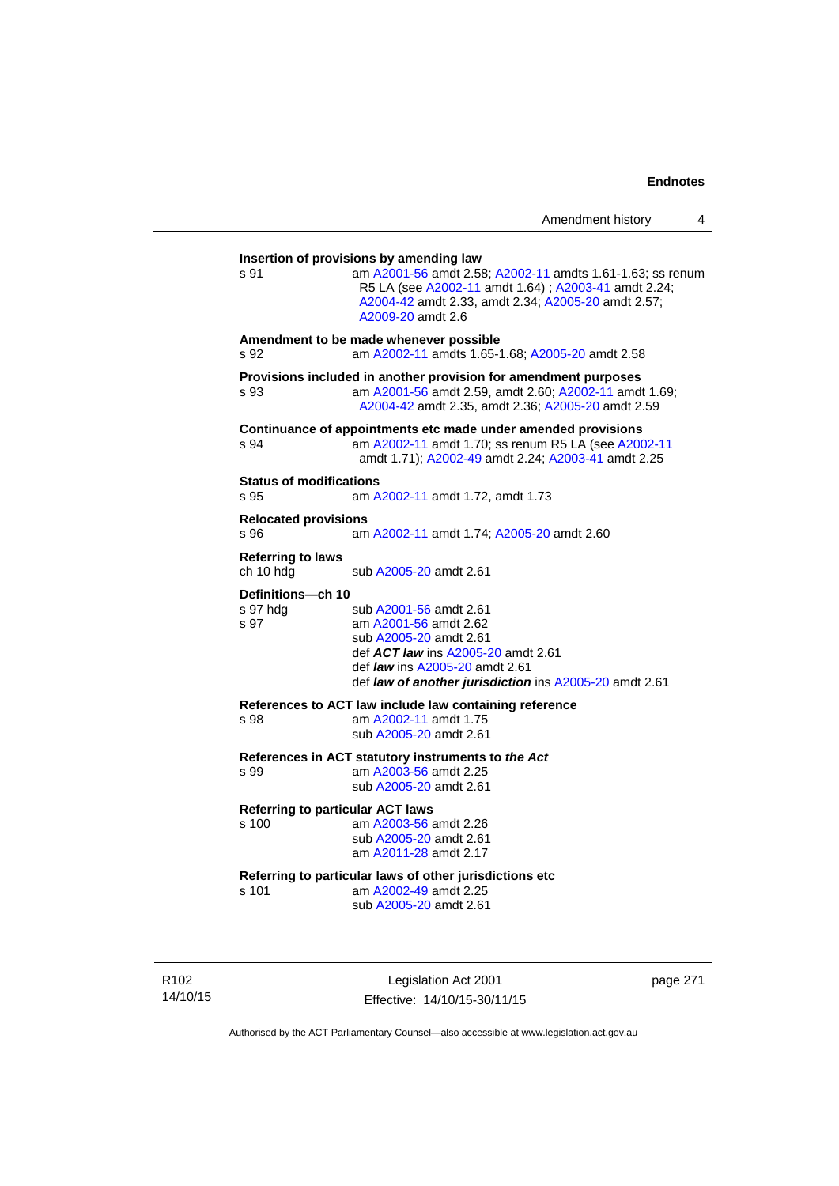**Insertion of provisions by amending law**

s 91 — am A2001-56 amdt 2.58; A2002-11 amdts 1.61-1.63; ss renum R5 LA (see A2002-11 amdt 1.64) ; A2003-41 amdt 2.24; A2004-42 amdt 2.33, amdt 2.34; A2005-20 amdt 2.57; A2009-20 amdt 2.6

**Amendment to be made whenever possible**

s 92 — am A2002-11 amdts 1.65-1.68; A2005-20 amdt 2.58

**Provisions included in another provision for amendment purposes**

s 93 — am A2001-56 amdt 2.59, amdt 2.60; A2002-11 amdt 1.69; A2004-42 amdt 2.35, amdt 2.36; A2005-20 amdt 2.59

**Continuance of appointments etc made under amended provisions**

s 94 — am A2002-11 amdt 1.70; ss renum R5 LA (see A2002-11 amdt 1.71); A2002-49 amdt 2.24; A2003-41 amdt 2.25

**Status of modifications**

s 95 — am A2002-11 amdt 1.72, amdt 1.73

**Relocated provisions**

s 96 — am A2002-11 amdt 1.74; A2005-20 amdt 2.60

**Referring to laws**

ch 10 hdg — sub A2005-20 amdt 2.61

**Definitions—ch 10**

s 97 hdg — sub A2001-56 amdt 2.61

s 97 — am A2001-56 amdt 2.62
sub A2005-20 amdt 2.61
def ***ACT law*** ins A2005-20 amdt 2.61
def ***law*** ins A2005-20 amdt 2.61
def ***law of another jurisdiction*** ins A2005-20 amdt 2.61

**References to ACT law include law containing reference**

s 98 — am A2002-11 amdt 1.75
sub A2005-20 amdt 2.61

**References in ACT statutory instruments to *the Act***

s 99 — am A2003-56 amdt 2.25
sub A2005-20 amdt 2.61

**Referring to particular ACT laws**

s 100 — am A2003-56 amdt 2.26
sub A2005-20 amdt 2.61
am A2011-28 amdt 2.17

**Referring to particular laws of other jurisdictions etc**

s 101 — am A2002-49 amdt 2.25
sub A2005-20 amdt 2.61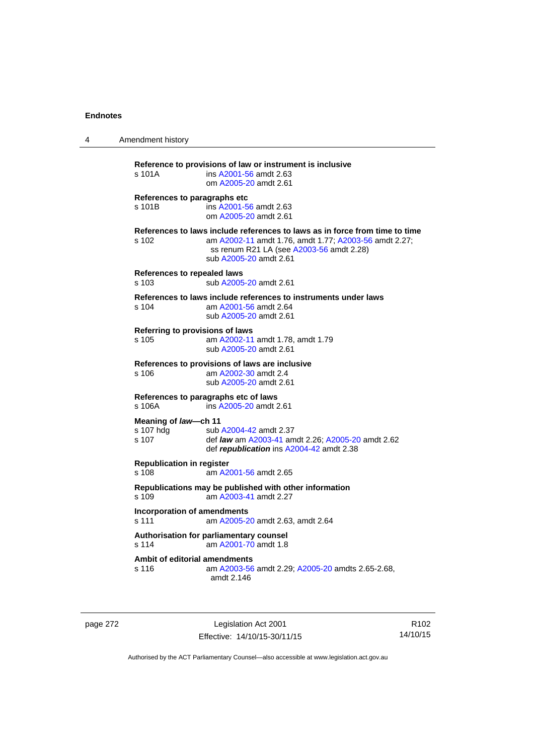**Reference to provisions of law or instrument is inclusive**

s 101A ins A2001-56 amdt 2.63
om A2005-20 amdt 2.61

**References to paragraphs etc**

s 101B ins A2001-56 amdt 2.63
om A2005-20 amdt 2.61

**References to laws include references to laws as in force from time to time**

s 102 am A2002-11 amdt 1.76, amdt 1.77; A2003-56 amdt 2.27; ss renum R21 LA (see A2003-56 amdt 2.28)
sub A2005-20 amdt 2.61

**References to repealed laws**

s 103 sub A2005-20 amdt 2.61

**References to laws include references to instruments under laws**

s 104 am A2001-56 amdt 2.64
sub A2005-20 amdt 2.61

**Referring to provisions of laws**

s 105 am A2002-11 amdt 1.78, amdt 1.79
sub A2005-20 amdt 2.61

**References to provisions of laws are inclusive**

s 106 am A2002-30 amdt 2.4
sub A2005-20 amdt 2.61

**References to paragraphs etc of laws**

s 106A ins A2005-20 amdt 2.61

**Meaning of *law*—ch 11**

s 107 hdg sub A2004-42 amdt 2.37
s 107 def ***law*** am A2003-41 amdt 2.26; A2005-20 amdt 2.62
def ***republication*** ins A2004-42 amdt 2.38

**Republication in register**

s 108 am A2001-56 amdt 2.65

**Republications may be published with other information**

s 109 am A2003-41 amdt 2.27

**Incorporation of amendments**

s 111 am A2005-20 amdt 2.63, amdt 2.64

**Authorisation for parliamentary counsel**

s 114 am A2001-70 amdt 1.8

**Ambit of editorial amendments**

s 116 am A2003-56 amdt 2.29; A2005-20 amdts 2.65-2.68, amdt 2.146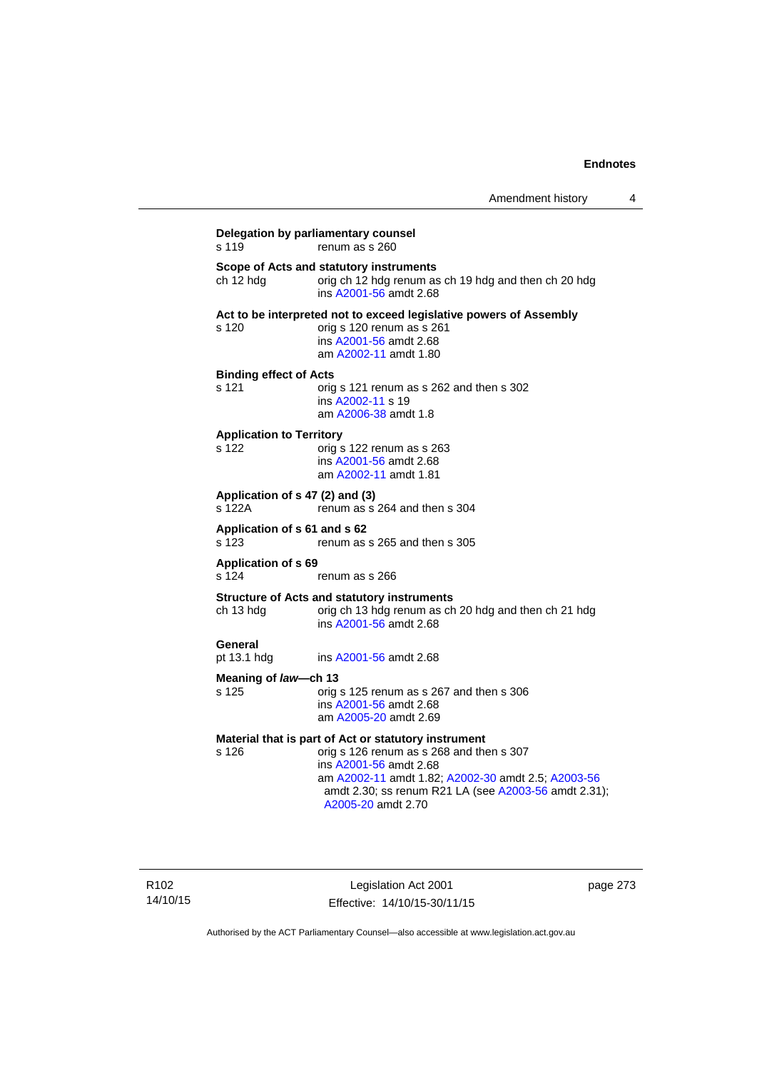**Delegation by parliamentary counsel**

s 119 renum as s 260

**Scope of Acts and statutory instruments**

ch 12 hdg orig ch 12 hdg renum as ch 19 hdg and then ch 20 hdg
ins A2001-56 amdt 2.68

**Act to be interpreted not to exceed legislative powers of Assembly**

s 120 orig s 120 renum as s 261
ins A2001-56 amdt 2.68
am A2002-11 amdt 1.80

**Binding effect of Acts**

s 121 orig s 121 renum as s 262 and then s 302
ins A2002-11 s 19
am A2006-38 amdt 1.8

**Application to Territory**

s 122 orig s 122 renum as s 263
ins A2001-56 amdt 2.68
am A2002-11 amdt 1.81

**Application of s 47 (2) and (3)**

s 122A renum as s 264 and then s 304

**Application of s 61 and s 62**

s 123 renum as s 265 and then s 305

**Application of s 69**

s 124 renum as s 266

**Structure of Acts and statutory instruments**

ch 13 hdg orig ch 13 hdg renum as ch 20 hdg and then ch 21 hdg
ins A2001-56 amdt 2.68

**General**

pt 13.1 hdg ins A2001-56 amdt 2.68

**Meaning of *law*—ch 13**

s 125 orig s 125 renum as s 267 and then s 306
ins A2001-56 amdt 2.68
am A2005-20 amdt 2.69

**Material that is part of Act or statutory instrument**

s 126 orig s 126 renum as s 268 and then s 307
ins A2001-56 amdt 2.68
am A2002-11 amdt 1.82; A2002-30 amdt 2.5; A2003-56 amdt 2.30; ss renum R21 LA (see A2003-56 amdt 2.31); A2005-20 amdt 2.70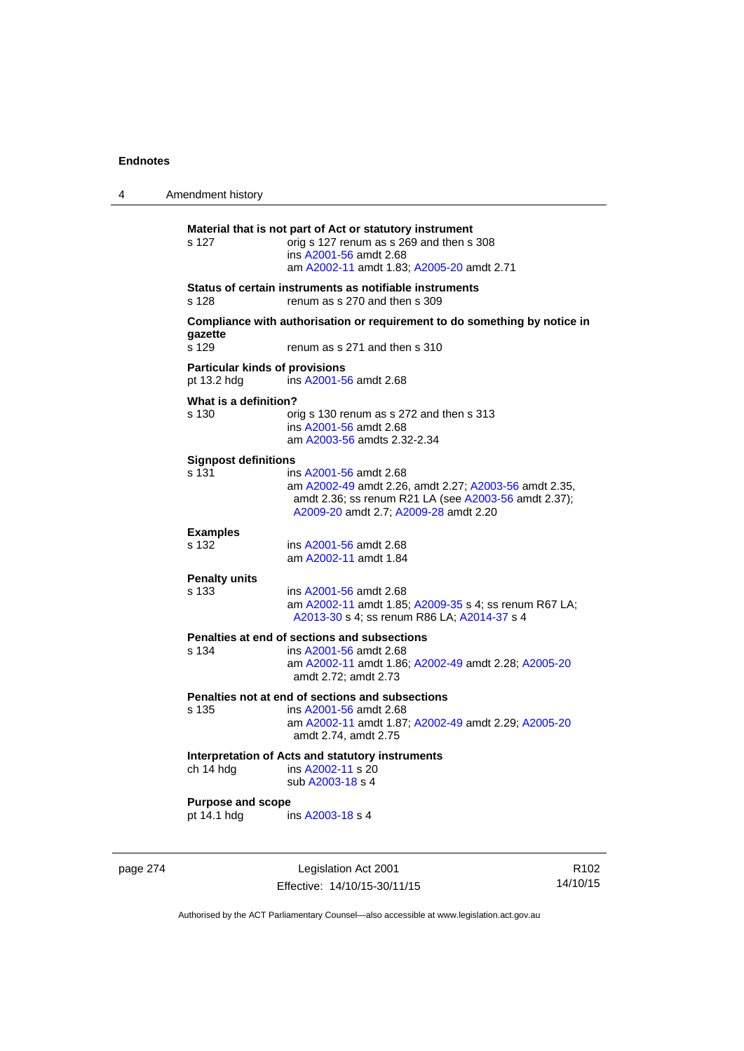**Material that is not part of Act or statutory instrument**

s 127 orig s 127 renum as s 269 and then s 308
ins A2001-56 amdt 2.68
am A2002-11 amdt 1.83; A2005-20 amdt 2.71

**Status of certain instruments as notifiable instruments**

s 128 renum as s 270 and then s 309

**Compliance with authorisation or requirement to do something by notice in gazette**

s 129 renum as s 271 and then s 310

**Particular kinds of provisions**

pt 13.2 hdg ins A2001-56 amdt 2.68

**What is a definition?**

s 130 orig s 130 renum as s 272 and then s 313
ins A2001-56 amdt 2.68
am A2003-56 amdts 2.32-2.34

**Signpost definitions**

s 131 ins A2001-56 amdt 2.68
am A2002-49 amdt 2.26, amdt 2.27; A2003-56 amdt 2.35, amdt 2.36; ss renum R21 LA (see A2003-56 amdt 2.37); A2009-20 amdt 2.7; A2009-28 amdt 2.20

**Examples**

s 132 ins A2001-56 amdt 2.68
am A2002-11 amdt 1.84

**Penalty units**

s 133 ins A2001-56 amdt 2.68
am A2002-11 amdt 1.85; A2009-35 s 4; ss renum R67 LA; A2013-30 s 4; ss renum R86 LA; A2014-37 s 4

**Penalties at end of sections and subsections**

s 134 ins A2001-56 amdt 2.68
am A2002-11 amdt 1.86; A2002-49 amdt 2.28; A2005-20 amdt 2.72; amdt 2.73

**Penalties not at end of sections and subsections**

s 135 ins A2001-56 amdt 2.68
am A2002-11 amdt 1.87; A2002-49 amdt 2.29; A2005-20 amdt 2.74, amdt 2.75

**Interpretation of Acts and statutory instruments**

ch 14 hdg ins A2002-11 s 20
sub A2003-18 s 4

**Purpose and scope**

pt 14.1 hdg ins A2003-18 s 4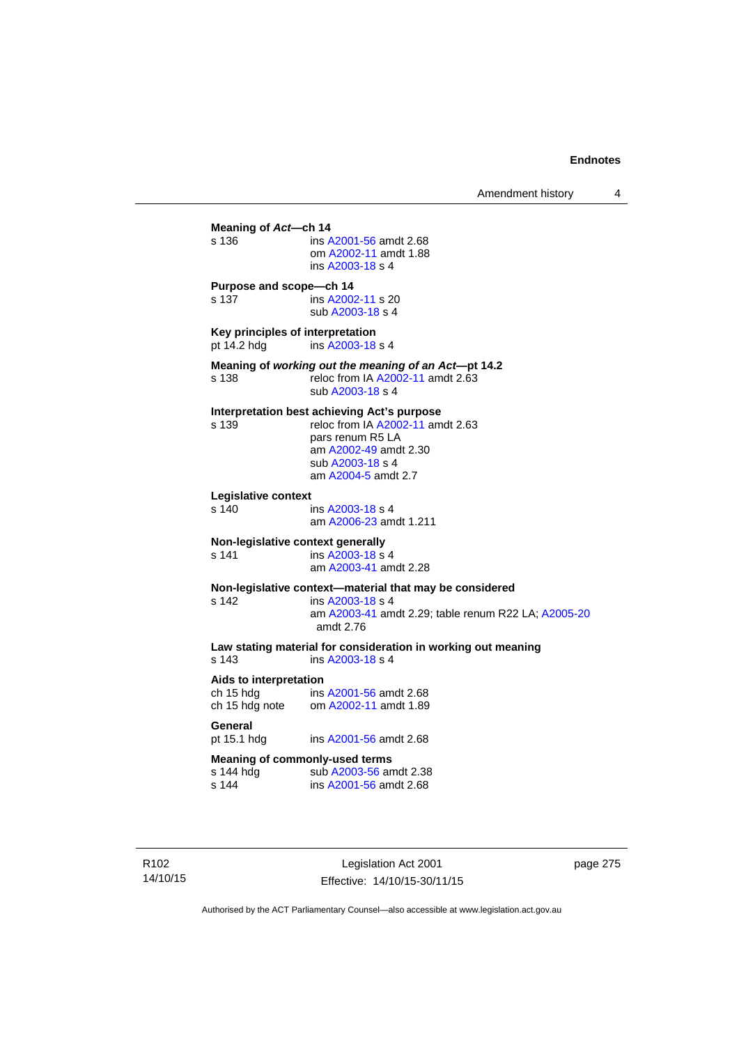**Meaning of *Act*—ch 14**

s 136 ins A2001-56 amdt 2.68
om A2002-11 amdt 1.88
ins A2003-18 s 4

**Purpose and scope—ch 14**

s 137 ins A2002-11 s 20
sub A2003-18 s 4

**Key principles of interpretation**

pt 14.2 hdg ins A2003-18 s 4

**Meaning of *working out the meaning of an Act*—pt 14.2**

s 138 reloc from IA A2002-11 amdt 2.63
sub A2003-18 s 4

**Interpretation best achieving Act's purpose**

s 139 reloc from IA A2002-11 amdt 2.63
pars renum R5 LA
am A2002-49 amdt 2.30
sub A2003-18 s 4
am A2004-5 amdt 2.7

**Legislative context**

s 140 ins A2003-18 s 4
am A2006-23 amdt 1.211

**Non-legislative context generally**

s 141 ins A2003-18 s 4
am A2003-41 amdt 2.28

**Non-legislative context—material that may be considered**

s 142 ins A2003-18 s 4
am A2003-41 amdt 2.29; table renum R22 LA; A2005-20 amdt 2.76

**Law stating material for consideration in working out meaning**

s 143 ins A2003-18 s 4

**Aids to interpretation**

ch 15 hdg ins A2001-56 amdt 2.68
ch 15 hdg note om A2002-11 amdt 1.89

**General**

pt 15.1 hdg ins A2001-56 amdt 2.68

**Meaning of commonly-used terms**

s 144 hdg sub A2003-56 amdt 2.38
s 144 ins A2001-56 amdt 2.68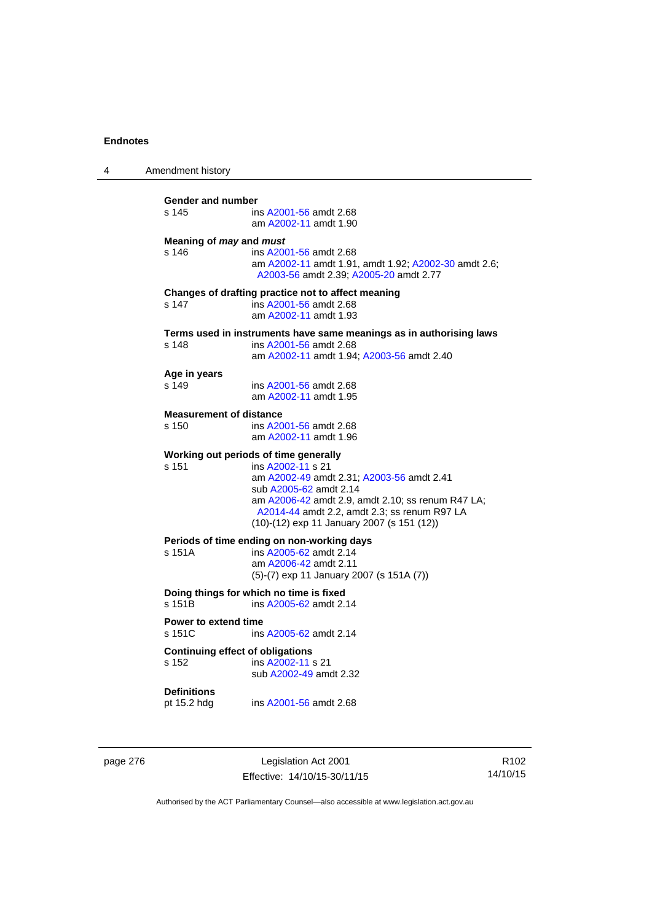**Gender and number**

s 145 ins A2001-56 amdt 2.68
am A2002-11 amdt 1.90

**Meaning of *may* and *must***

s 146 ins A2001-56 amdt 2.68
am A2002-11 amdt 1.91, amdt 1.92; A2002-30 amdt 2.6; A2003-56 amdt 2.39; A2005-20 amdt 2.77

**Changes of drafting practice not to affect meaning**

s 147 ins A2001-56 amdt 2.68
am A2002-11 amdt 1.93

**Terms used in instruments have same meanings as in authorising laws**

s 148 ins A2001-56 amdt 2.68
am A2002-11 amdt 1.94; A2003-56 amdt 2.40

**Age in years**

s 149 ins A2001-56 amdt 2.68
am A2002-11 amdt 1.95

**Measurement of distance**

s 150 ins A2001-56 amdt 2.68
am A2002-11 amdt 1.96

**Working out periods of time generally**

s 151 ins A2002-11 s 21
am A2002-49 amdt 2.31; A2003-56 amdt 2.41
sub A2005-62 amdt 2.14
am A2006-42 amdt 2.9, amdt 2.10; ss renum R47 LA; A2014-44 amdt 2.2, amdt 2.3; ss renum R97 LA
(10)-(12) exp 11 January 2007 (s 151 (12))

**Periods of time ending on non-working days**

s 151A ins A2005-62 amdt 2.14
am A2006-42 amdt 2.11
(5)-(7) exp 11 January 2007 (s 151A (7))

**Doing things for which no time is fixed**

s 151B ins A2005-62 amdt 2.14

**Power to extend time**

s 151C ins A2005-62 amdt 2.14

**Continuing effect of obligations**

s 152 ins A2002-11 s 21
sub A2002-49 amdt 2.32

**Definitions**

pt 15.2 hdg ins A2001-56 amdt 2.68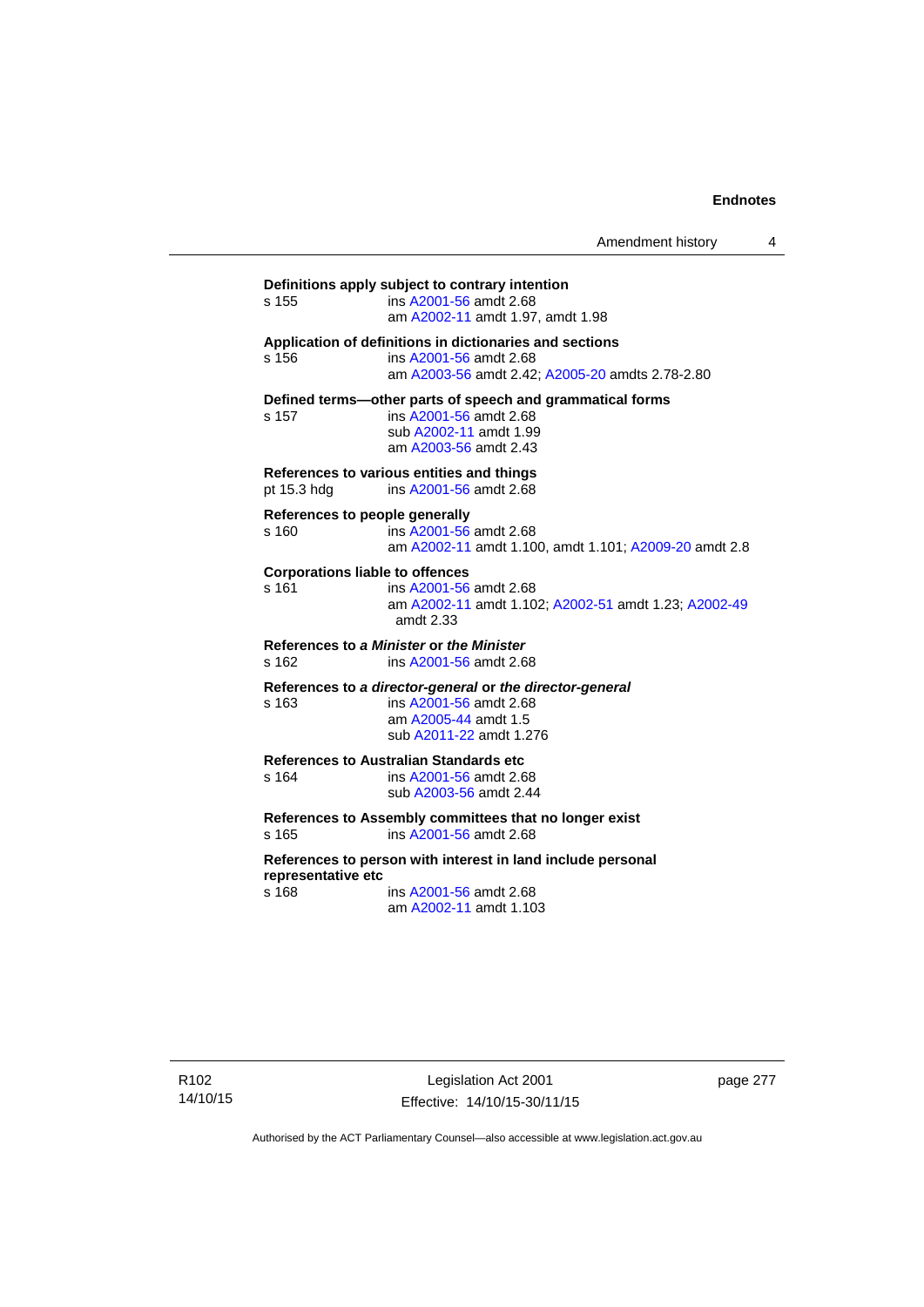**Definitions apply subject to contrary intention**

s 155 ins A2001-56 amdt 2.68
am A2002-11 amdt 1.97, amdt 1.98

**Application of definitions in dictionaries and sections**

s 156 ins A2001-56 amdt 2.68
am A2003-56 amdt 2.42; A2005-20 amdts 2.78-2.80

**Defined terms—other parts of speech and grammatical forms**

s 157 ins A2001-56 amdt 2.68
sub A2002-11 amdt 1.99
am A2003-56 amdt 2.43

**References to various entities and things**

pt 15.3 hdg ins A2001-56 amdt 2.68

**References to people generally**

s 160 ins A2001-56 amdt 2.68
am A2002-11 amdt 1.100, amdt 1.101; A2009-20 amdt 2.8

**Corporations liable to offences**

s 161 ins A2001-56 amdt 2.68
am A2002-11 amdt 1.102; A2002-51 amdt 1.23; A2002-49 amdt 2.33

**References to *a Minister* or *the Minister***

s 162 ins A2001-56 amdt 2.68

**References to *a director-general* or *the director-general***

s 163 ins A2001-56 amdt 2.68
am A2005-44 amdt 1.5
sub A2011-22 amdt 1.276

**References to Australian Standards etc**

s 164 ins A2001-56 amdt 2.68
sub A2003-56 amdt 2.44

**References to Assembly committees that no longer exist**

s 165 ins A2001-56 amdt 2.68

**References to person with interest in land include personal representative etc**

s 168 ins A2001-56 amdt 2.68
am A2002-11 amdt 1.103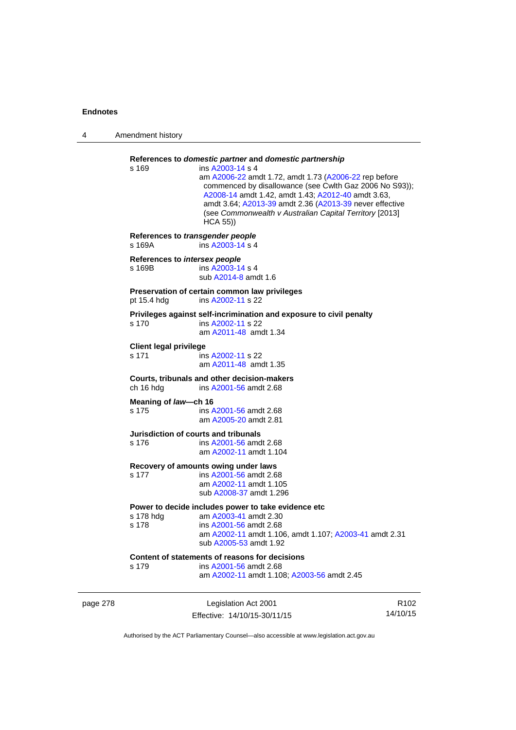**References to *domestic partner* and *domestic partnership***

s 169 ins A2003-14 s 4
am A2006-22 amdt 1.72, amdt 1.73 (A2006-22 rep before commenced by disallowance (see Cwlth Gaz 2006 No S93)); A2008-14 amdt 1.42, amdt 1.43; A2012-40 amdt 3.63, amdt 3.64; A2013-39 amdt 2.36 (A2013-39 never effective (see *Commonwealth v Australian Capital Territory* [2013] HCA 55))

**References to *transgender people***

s 169A ins A2003-14 s 4

**References to *intersex people***

s 169B ins A2003-14 s 4
sub A2014-8 amdt 1.6

**Preservation of certain common law privileges**

pt 15.4 hdg ins A2002-11 s 22

**Privileges against self-incrimination and exposure to civil penalty**

s 170 ins A2002-11 s 22
am A2011-48 amdt 1.34

**Client legal privilege**

s 171 ins A2002-11 s 22
am A2011-48 amdt 1.35

**Courts, tribunals and other decision-makers**

ch 16 hdg ins A2001-56 amdt 2.68

**Meaning of *law*—ch 16**

s 175 ins A2001-56 amdt 2.68
am A2005-20 amdt 2.81

**Jurisdiction of courts and tribunals**

s 176 ins A2001-56 amdt 2.68
am A2002-11 amdt 1.104

**Recovery of amounts owing under laws**

s 177 ins A2001-56 amdt 2.68
am A2002-11 amdt 1.105
sub A2008-37 amdt 1.296

**Power to decide includes power to take evidence etc**

s 178 hdg am A2003-41 amdt 2.30
s 178 ins A2001-56 amdt 2.68
am A2002-11 amdt 1.106, amdt 1.107; A2003-41 amdt 2.31
sub A2005-53 amdt 1.92

**Content of statements of reasons for decisions**

s 179 ins A2001-56 amdt 2.68
am A2002-11 amdt 1.108; A2003-56 amdt 2.45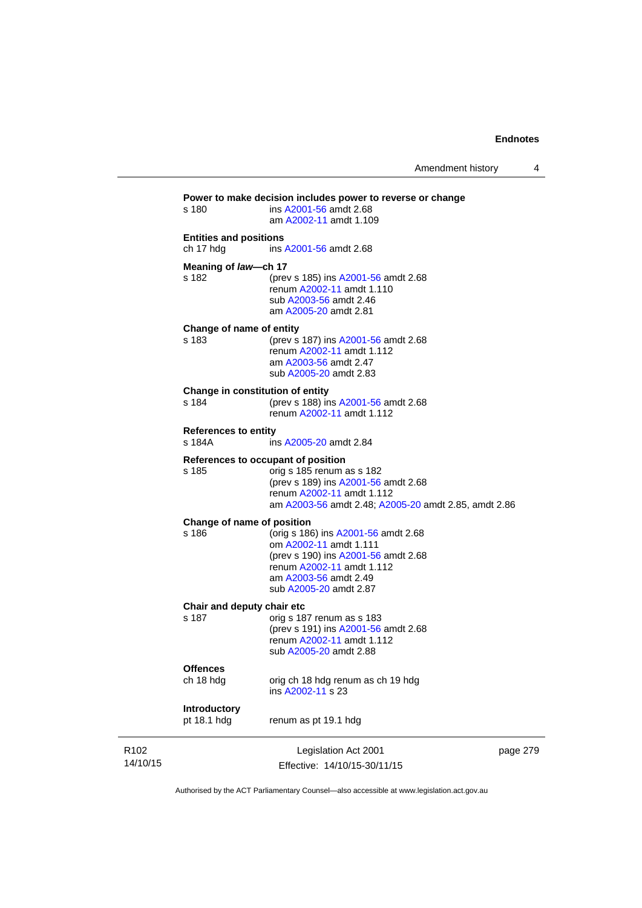**Power to make decision includes power to reverse or change**

s 180 — ins A2001-56 amdt 2.68
am A2002-11 amdt 1.109

**Entities and positions**

ch 17 hdg — ins A2001-56 amdt 2.68

**Meaning of *law*—ch 17**

s 182 — (prev s 185) ins A2001-56 amdt 2.68
renum A2002-11 amdt 1.110
sub A2003-56 amdt 2.46
am A2005-20 amdt 2.81

**Change of name of entity**

s 183 — (prev s 187) ins A2001-56 amdt 2.68
renum A2002-11 amdt 1.112
am A2003-56 amdt 2.47
sub A2005-20 amdt 2.83

**Change in constitution of entity**

s 184 — (prev s 188) ins A2001-56 amdt 2.68
renum A2002-11 amdt 1.112

**References to entity**

s 184A — ins A2005-20 amdt 2.84

**References to occupant of position**

s 185 — orig s 185 renum as s 182
(prev s 189) ins A2001-56 amdt 2.68
renum A2002-11 amdt 1.112
am A2003-56 amdt 2.48; A2005-20 amdt 2.85, amdt 2.86

**Change of name of position**

s 186 — (orig s 186) ins A2001-56 amdt 2.68
om A2002-11 amdt 1.111
(prev s 190) ins A2001-56 amdt 2.68
renum A2002-11 amdt 1.112
am A2003-56 amdt 2.49
sub A2005-20 amdt 2.87

**Chair and deputy chair etc**

s 187 — orig s 187 renum as s 183
(prev s 191) ins A2001-56 amdt 2.68
renum A2002-11 amdt 1.112
sub A2005-20 amdt 2.88

**Offences**

ch 18 hdg — orig ch 18 hdg renum as ch 19 hdg
ins A2002-11 s 23

**Introductory**

pt 18.1 hdg — renum as pt 19.1 hdg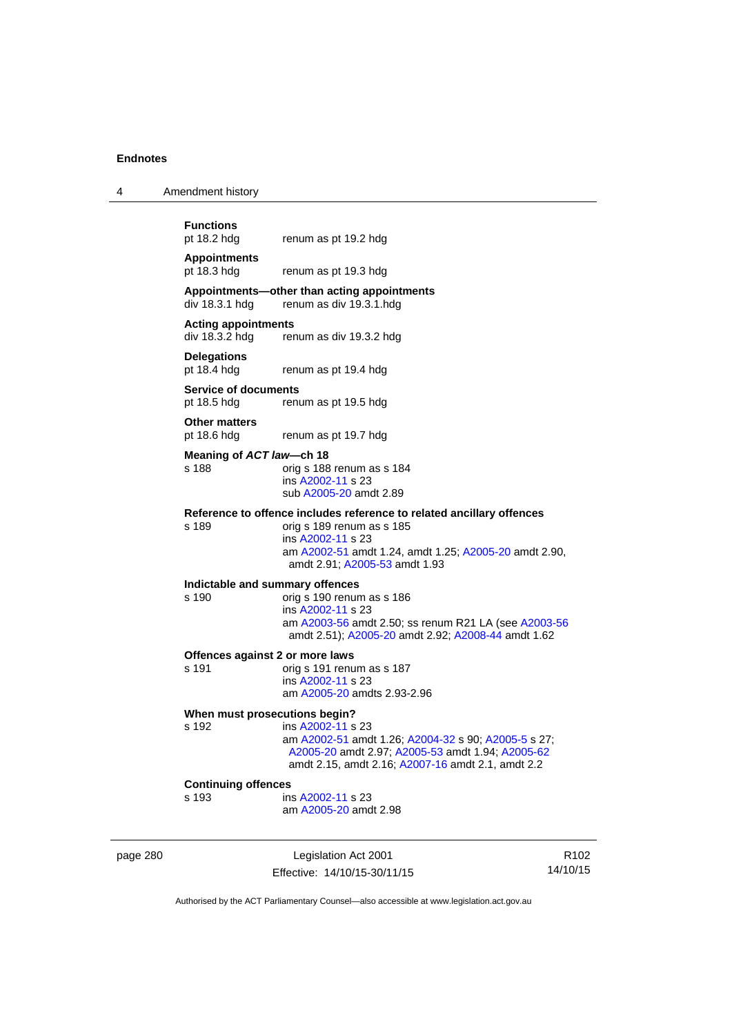**Functions**
pt 18.2 hdg renum as pt 19.2 hdg

**Appointments**
pt 18.3 hdg renum as pt 19.3 hdg

**Appointments—other than acting appointments**
div 18.3.1 hdg renum as div 19.3.1.hdg

**Acting appointments**
div 18.3.2 hdg renum as div 19.3.2 hdg

**Delegations**
pt 18.4 hdg renum as pt 19.4 hdg

**Service of documents**
pt 18.5 hdg renum as pt 19.5 hdg

**Other matters**
pt 18.6 hdg renum as pt 19.7 hdg

**Meaning of *ACT law*—ch 18**
s 188 orig s 188 renum as s 184
ins A2002-11 s 23
sub A2005-20 amdt 2.89

**Reference to offence includes reference to related ancillary offences**
s 189 orig s 189 renum as s 185
ins A2002-11 s 23
am A2002-51 amdt 1.24, amdt 1.25; A2005-20 amdt 2.90, amdt 2.91; A2005-53 amdt 1.93

**Indictable and summary offences**
s 190 orig s 190 renum as s 186
ins A2002-11 s 23
am A2003-56 amdt 2.50; ss renum R21 LA (see A2003-56 amdt 2.51); A2005-20 amdt 2.92; A2008-44 amdt 1.62

**Offences against 2 or more laws**
s 191 orig s 191 renum as s 187
ins A2002-11 s 23
am A2005-20 amdts 2.93-2.96

**When must prosecutions begin?**
s 192 ins A2002-11 s 23
am A2002-51 amdt 1.26; A2004-32 s 90; A2005-5 s 27; A2005-20 amdt 2.97; A2005-53 amdt 1.94; A2005-62 amdt 2.15, amdt 2.16; A2007-16 amdt 2.1, amdt 2.2

**Continuing offences**
s 193 ins A2002-11 s 23
am A2005-20 amdt 2.98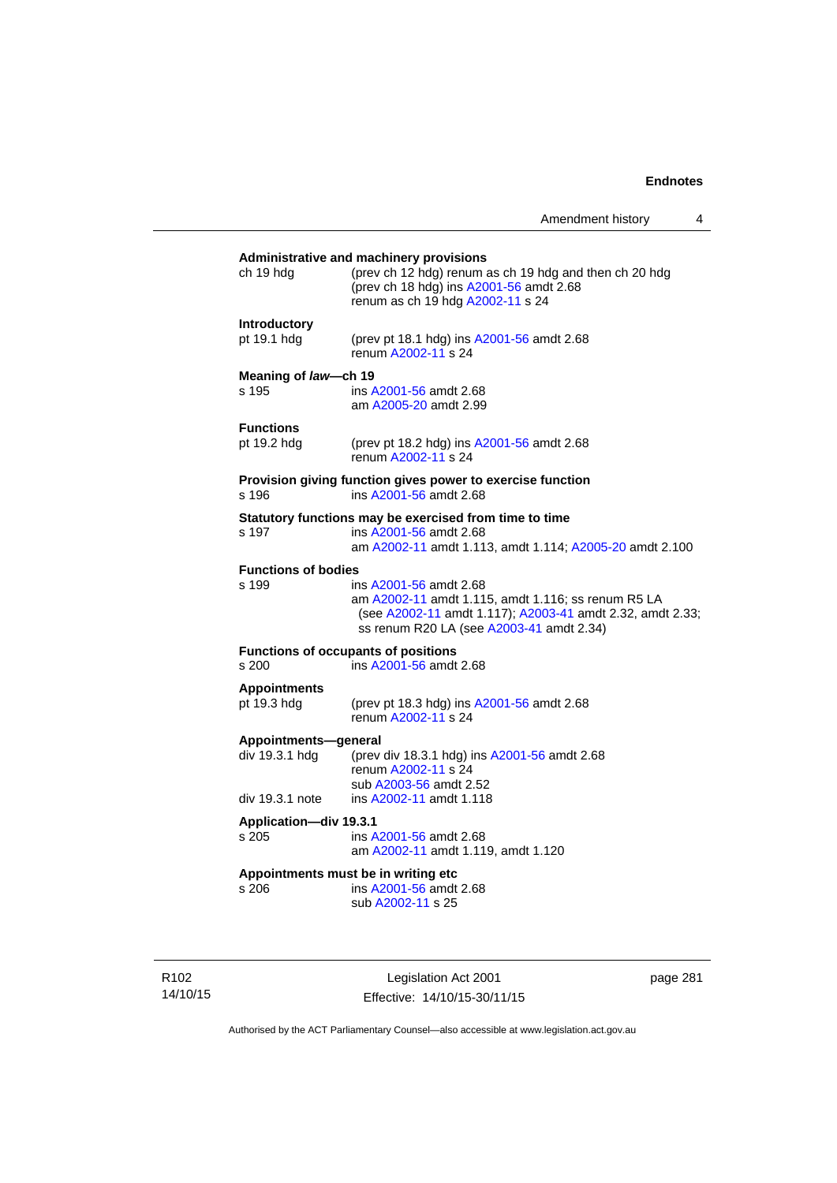**Administrative and machinery provisions**

ch 19 hdg (prev ch 12 hdg) renum as ch 19 hdg and then ch 20 hdg
(prev ch 18 hdg) ins A2001-56 amdt 2.68
renum as ch 19 hdg A2002-11 s 24

**Introductory**

pt 19.1 hdg (prev pt 18.1 hdg) ins A2001-56 amdt 2.68
renum A2002-11 s 24

**Meaning of *law*—ch 19**

s 195 ins A2001-56 amdt 2.68
am A2005-20 amdt 2.99

**Functions**

pt 19.2 hdg (prev pt 18.2 hdg) ins A2001-56 amdt 2.68
renum A2002-11 s 24

**Provision giving function gives power to exercise function**

s 196 ins A2001-56 amdt 2.68

**Statutory functions may be exercised from time to time**

s 197 ins A2001-56 amdt 2.68
am A2002-11 amdt 1.113, amdt 1.114; A2005-20 amdt 2.100

**Functions of bodies**

s 199 ins A2001-56 amdt 2.68
am A2002-11 amdt 1.115, amdt 1.116; ss renum R5 LA (see A2002-11 amdt 1.117); A2003-41 amdt 2.32, amdt 2.33; ss renum R20 LA (see A2003-41 amdt 2.34)

**Functions of occupants of positions**

s 200 ins A2001-56 amdt 2.68

**Appointments**

pt 19.3 hdg (prev pt 18.3 hdg) ins A2001-56 amdt 2.68
renum A2002-11 s 24

**Appointments—general**

div 19.3.1 hdg (prev div 18.3.1 hdg) ins A2001-56 amdt 2.68
renum A2002-11 s 24
sub A2003-56 amdt 2.52

div 19.3.1 note ins A2002-11 amdt 1.118

**Application—div 19.3.1**

s 205 ins A2001-56 amdt 2.68
am A2002-11 amdt 1.119, amdt 1.120

**Appointments must be in writing etc**

s 206 ins A2001-56 amdt 2.68
sub A2002-11 s 25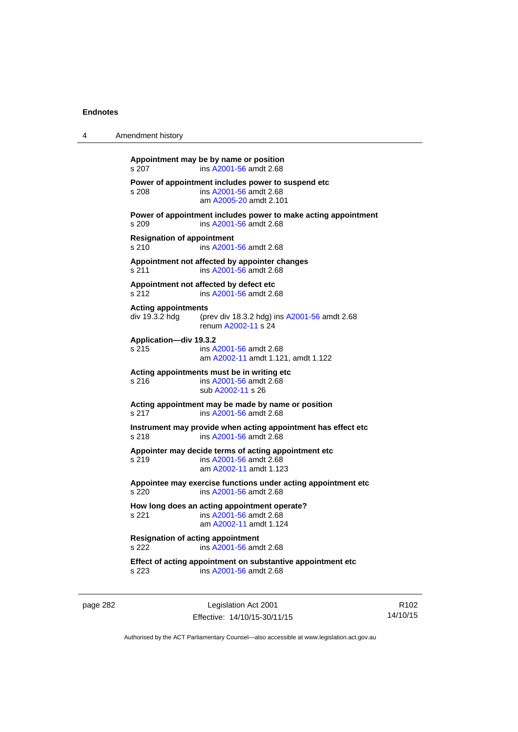**Appointment may be by name or position**
s 207 ins A2001-56 amdt 2.68

**Power of appointment includes power to suspend etc**
s 208 ins A2001-56 amdt 2.68
am A2005-20 amdt 2.101

**Power of appointment includes power to make acting appointment**
s 209 ins A2001-56 amdt 2.68

**Resignation of appointment**
s 210 ins A2001-56 amdt 2.68

**Appointment not affected by appointer changes**
s 211 ins A2001-56 amdt 2.68

**Appointment not affected by defect etc**
s 212 ins A2001-56 amdt 2.68

**Acting appointments**
div 19.3.2 hdg (prev div 18.3.2 hdg) ins A2001-56 amdt 2.68
renum A2002-11 s 24

**Application—div 19.3.2**
s 215 ins A2001-56 amdt 2.68
am A2002-11 amdt 1.121, amdt 1.122

**Acting appointments must be in writing etc**
s 216 ins A2001-56 amdt 2.68
sub A2002-11 s 26

**Acting appointment may be made by name or position**
s 217 ins A2001-56 amdt 2.68

**Instrument may provide when acting appointment has effect etc**
s 218 ins A2001-56 amdt 2.68

**Appointer may decide terms of acting appointment etc**
s 219 ins A2001-56 amdt 2.68
am A2002-11 amdt 1.123

**Appointee may exercise functions under acting appointment etc**
s 220 ins A2001-56 amdt 2.68

**How long does an acting appointment operate?**
s 221 ins A2001-56 amdt 2.68
am A2002-11 amdt 1.124

**Resignation of acting appointment**
s 222 ins A2001-56 amdt 2.68

**Effect of acting appointment on substantive appointment etc**
s 223 ins A2001-56 amdt 2.68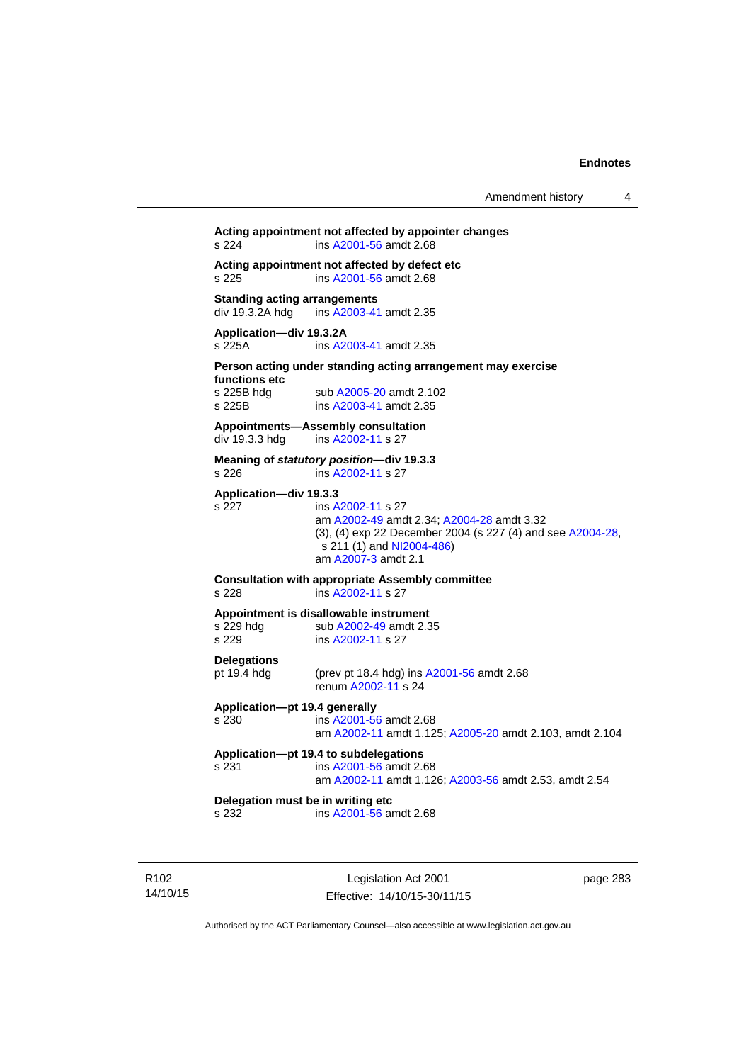**Acting appointment not affected by appointer changes**
s 224 ins A2001-56 amdt 2.68

**Acting appointment not affected by defect etc**
s 225 ins A2001-56 amdt 2.68

**Standing acting arrangements**
div 19.3.2A hdg ins A2003-41 amdt 2.35

**Application—div 19.3.2A**
s 225A ins A2003-41 amdt 2.35

**Person acting under standing acting arrangement may exercise functions etc**
s 225B hdg sub A2005-20 amdt 2.102
s 225B ins A2003-41 amdt 2.35

**Appointments—Assembly consultation**
div 19.3.3 hdg ins A2002-11 s 27

**Meaning of *statutory position*—div 19.3.3**
s 226 ins A2002-11 s 27

**Application—div 19.3.3**
s 227 ins A2002-11 s 27
am A2002-49 amdt 2.34; A2004-28 amdt 3.32
(3), (4) exp 22 December 2004 (s 227 (4) and see A2004-28, s 211 (1) and NI2004-486)
am A2007-3 amdt 2.1

**Consultation with appropriate Assembly committee**
s 228 ins A2002-11 s 27

**Appointment is disallowable instrument**
s 229 hdg sub A2002-49 amdt 2.35
s 229 ins A2002-11 s 27

**Delegations**
pt 19.4 hdg (prev pt 18.4 hdg) ins A2001-56 amdt 2.68
renum A2002-11 s 24

**Application—pt 19.4 generally**
s 230 ins A2001-56 amdt 2.68
am A2002-11 amdt 1.125; A2005-20 amdt 2.103, amdt 2.104

**Application—pt 19.4 to subdelegations**
s 231 ins A2001-56 amdt 2.68
am A2002-11 amdt 1.126; A2003-56 amdt 2.53, amdt 2.54

**Delegation must be in writing etc**
s 232 ins A2001-56 amdt 2.68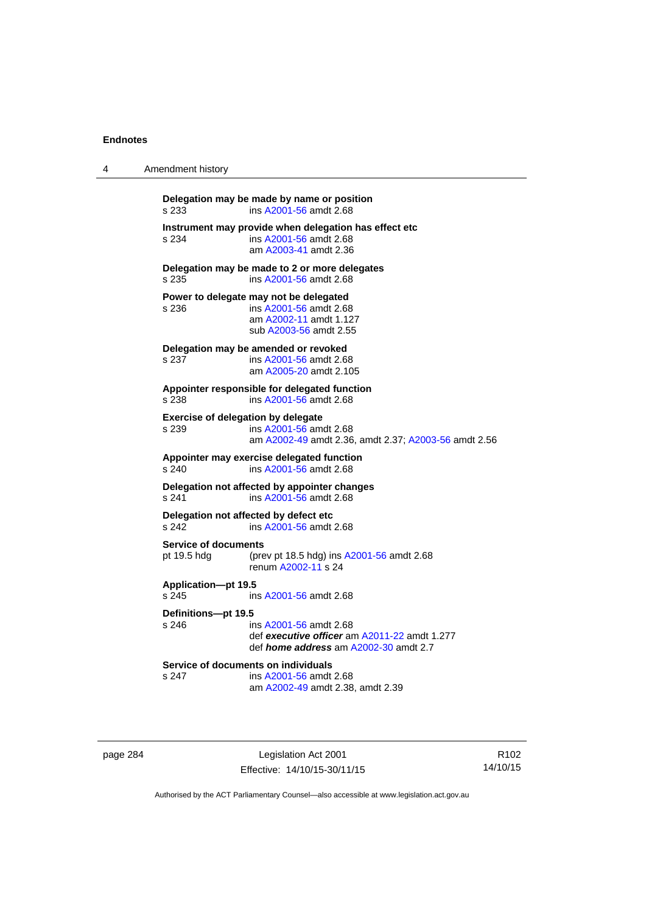**Delegation may be made by name or position**
s 233 ins A2001-56 amdt 2.68

**Instrument may provide when delegation has effect etc**
s 234 ins A2001-56 amdt 2.68
am A2003-41 amdt 2.36

**Delegation may be made to 2 or more delegates**
s 235 ins A2001-56 amdt 2.68

**Power to delegate may not be delegated**
s 236 ins A2001-56 amdt 2.68
am A2002-11 amdt 1.127
sub A2003-56 amdt 2.55

**Delegation may be amended or revoked**
s 237 ins A2001-56 amdt 2.68
am A2005-20 amdt 2.105

**Appointer responsible for delegated function**
s 238 ins A2001-56 amdt 2.68

**Exercise of delegation by delegate**
s 239 ins A2001-56 amdt 2.68
am A2002-49 amdt 2.36, amdt 2.37; A2003-56 amdt 2.56

**Appointer may exercise delegated function**
s 240 ins A2001-56 amdt 2.68

**Delegation not affected by appointer changes**
s 241 ins A2001-56 amdt 2.68

**Delegation not affected by defect etc**
s 242 ins A2001-56 amdt 2.68

**Service of documents**
pt 19.5 hdg (prev pt 18.5 hdg) ins A2001-56 amdt 2.68
renum A2002-11 s 24

**Application—pt 19.5**
s 245 ins A2001-56 amdt 2.68

**Definitions—pt 19.5**
s 246 ins A2001-56 amdt 2.68
def ***executive officer*** am A2011-22 amdt 1.277
def ***home address*** am A2002-30 amdt 2.7

**Service of documents on individuals**
s 247 ins A2001-56 amdt 2.68
am A2002-49 amdt 2.38, amdt 2.39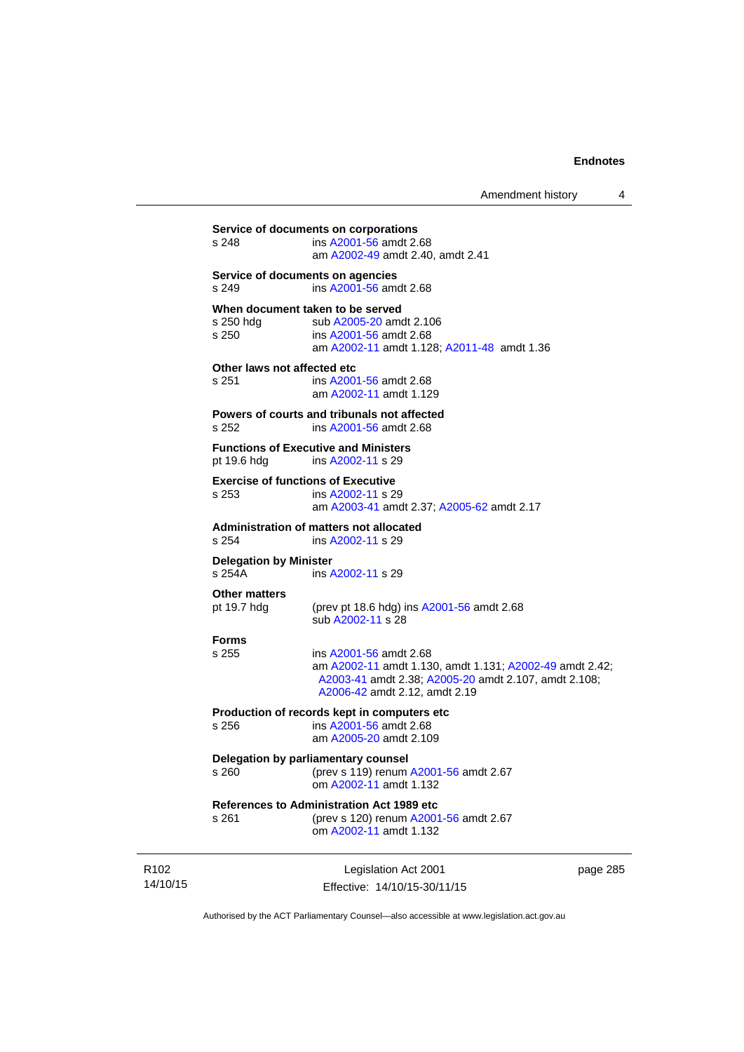**Service of documents on corporations**

s 248 ins A2001-56 amdt 2.68
am A2002-49 amdt 2.40, amdt 2.41

**Service of documents on agencies**

s 249 ins A2001-56 amdt 2.68

**When document taken to be served**

s 250 hdg sub A2005-20 amdt 2.106
s 250 ins A2001-56 amdt 2.68
am A2002-11 amdt 1.128; A2011-48 amdt 1.36

**Other laws not affected etc**

s 251 ins A2001-56 amdt 2.68
am A2002-11 amdt 1.129

**Powers of courts and tribunals not affected**

s 252 ins A2001-56 amdt 2.68

**Functions of Executive and Ministers**

pt 19.6 hdg ins A2002-11 s 29

**Exercise of functions of Executive**

s 253 ins A2002-11 s 29
am A2003-41 amdt 2.37; A2005-62 amdt 2.17

**Administration of matters not allocated**

s 254 ins A2002-11 s 29

**Delegation by Minister**

s 254A ins A2002-11 s 29

**Other matters**

pt 19.7 hdg (prev pt 18.6 hdg) ins A2001-56 amdt 2.68
sub A2002-11 s 28

**Forms**

s 255 ins A2001-56 amdt 2.68
am A2002-11 amdt 1.130, amdt 1.131; A2002-49 amdt 2.42; A2003-41 amdt 2.38; A2005-20 amdt 2.107, amdt 2.108; A2006-42 amdt 2.12, amdt 2.19

**Production of records kept in computers etc**

s 256 ins A2001-56 amdt 2.68
am A2005-20 amdt 2.109

**Delegation by parliamentary counsel**

s 260 (prev s 119) renum A2001-56 amdt 2.67
om A2002-11 amdt 1.132

**References to Administration Act 1989 etc**

s 261 (prev s 120) renum A2001-56 amdt 2.67
om A2002-11 amdt 1.132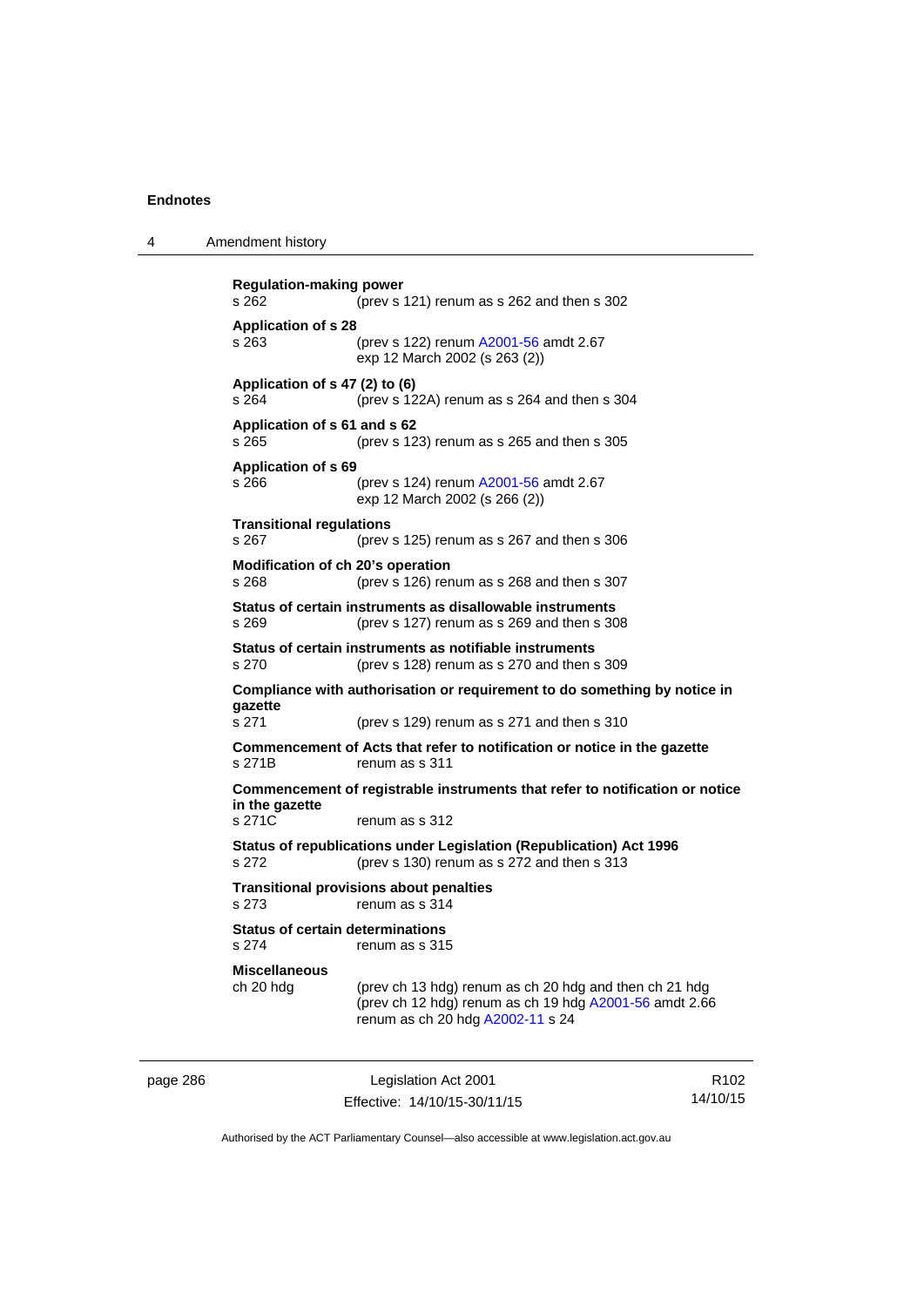**Regulation-making power**
s 262 (prev s 121) renum as s 262 and then s 302

**Application of s 28**
s 263 (prev s 122) renum A2001-56 amdt 2.67
exp 12 March 2002 (s 263 (2))

**Application of s 47 (2) to (6)**
s 264 (prev s 122A) renum as s 264 and then s 304

**Application of s 61 and s 62**
s 265 (prev s 123) renum as s 265 and then s 305

**Application of s 69**
s 266 (prev s 124) renum A2001-56 amdt 2.67
exp 12 March 2002 (s 266 (2))

**Transitional regulations**
s 267 (prev s 125) renum as s 267 and then s 306

**Modification of ch 20's operation**
s 268 (prev s 126) renum as s 268 and then s 307

**Status of certain instruments as disallowable instruments**
s 269 (prev s 127) renum as s 269 and then s 308

**Status of certain instruments as notifiable instruments**
s 270 (prev s 128) renum as s 270 and then s 309

**Compliance with authorisation or requirement to do something by notice in gazette**
s 271 (prev s 129) renum as s 271 and then s 310

**Commencement of Acts that refer to notification or notice in the gazette**
s 271B renum as s 311

**Commencement of registrable instruments that refer to notification or notice in the gazette**
s 271C renum as s 312

**Status of republications under Legislation (Republication) Act 1996**
s 272 (prev s 130) renum as s 272 and then s 313

**Transitional provisions about penalties**
s 273 renum as s 314

**Status of certain determinations**
s 274 renum as s 315

**Miscellaneous**
ch 20 hdg (prev ch 13 hdg) renum as ch 20 hdg and then ch 21 hdg
(prev ch 12 hdg) renum as ch 19 hdg A2001-56 amdt 2.66
renum as ch 20 hdg A2002-11 s 24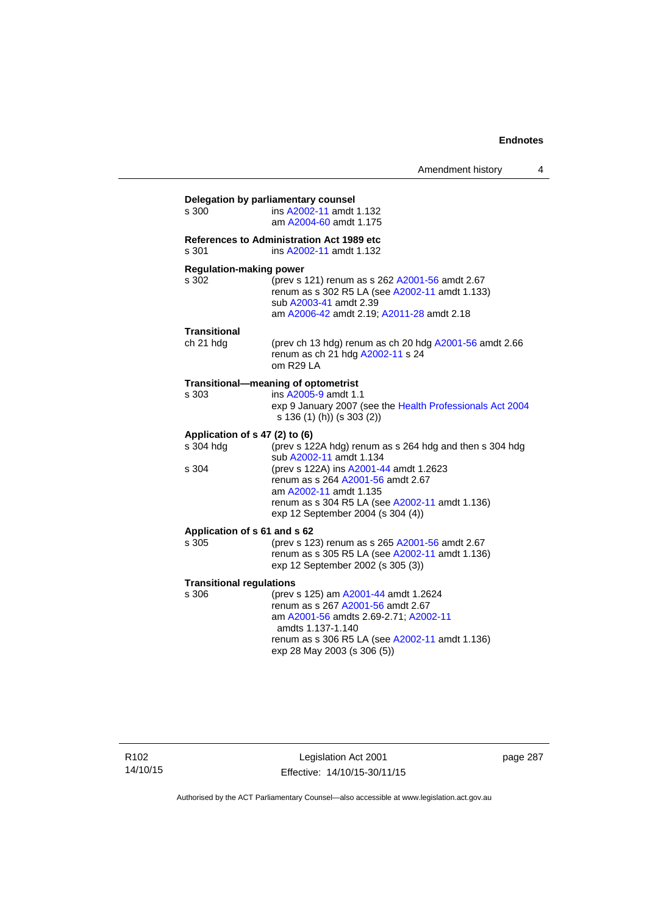**Delegation by parliamentary counsel**

s 300 ins A2002-11 amdt 1.132
am A2004-60 amdt 1.175

**References to Administration Act 1989 etc**

s 301 ins A2002-11 amdt 1.132

**Regulation-making power**

s 302 (prev s 121) renum as s 262 A2001-56 amdt 2.67
renum as s 302 R5 LA (see A2002-11 amdt 1.133)
sub A2003-41 amdt 2.39
am A2006-42 amdt 2.19; A2011-28 amdt 2.18

**Transitional**

ch 21 hdg (prev ch 13 hdg) renum as ch 20 hdg A2001-56 amdt 2.66
renum as ch 21 hdg A2002-11 s 24
om R29 LA

**Transitional—meaning of optometrist**

s 303 ins A2005-9 amdt 1.1
exp 9 January 2007 (see the Health Professionals Act 2004 s 136 (1) (h)) (s 303 (2))

**Application of s 47 (2) to (6)**

s 304 hdg (prev s 122A hdg) renum as s 264 hdg and then s 304 hdg
sub A2002-11 amdt 1.134

s 304 (prev s 122A) ins A2001-44 amdt 1.2623
renum as s 264 A2001-56 amdt 2.67
am A2002-11 amdt 1.135
renum as s 304 R5 LA (see A2002-11 amdt 1.136)
exp 12 September 2004 (s 304 (4))

**Application of s 61 and s 62**

s 305 (prev s 123) renum as s 265 A2001-56 amdt 2.67
renum as s 305 R5 LA (see A2002-11 amdt 1.136)
exp 12 September 2002 (s 305 (3))

**Transitional regulations**

s 306 (prev s 125) am A2001-44 amdt 1.2624
renum as s 267 A2001-56 amdt 2.67
am A2001-56 amdts 2.69-2.71; A2002-11 amdts 1.137-1.140
renum as s 306 R5 LA (see A2002-11 amdt 1.136)
exp 28 May 2003 (s 306 (5))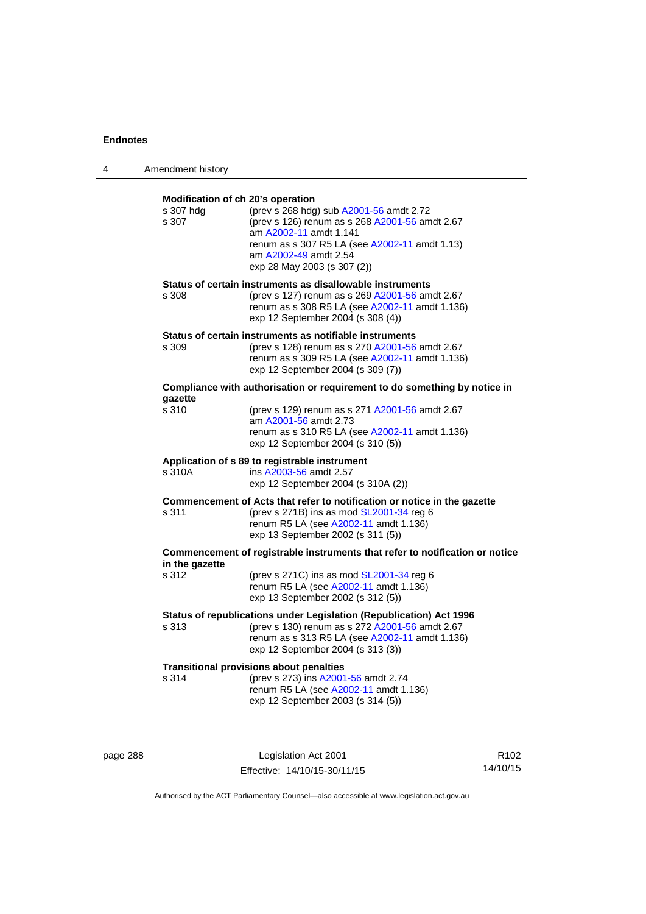**Modification of ch 20's operation**

s 307 hdg (prev s 268 hdg) sub A2001-56 amdt 2.72

s 307 (prev s 126) renum as s 268 A2001-56 amdt 2.67
am A2002-11 amdt 1.141
renum as s 307 R5 LA (see A2002-11 amdt 1.13)
am A2002-49 amdt 2.54
exp 28 May 2003 (s 307 (2))

**Status of certain instruments as disallowable instruments**

s 308 (prev s 127) renum as s 269 A2001-56 amdt 2.67
renum as s 308 R5 LA (see A2002-11 amdt 1.136)
exp 12 September 2004 (s 308 (4))

**Status of certain instruments as notifiable instruments**

s 309 (prev s 128) renum as s 270 A2001-56 amdt 2.67
renum as s 309 R5 LA (see A2002-11 amdt 1.136)
exp 12 September 2004 (s 309 (7))

**Compliance with authorisation or requirement to do something by notice in gazette**

s 310 (prev s 129) renum as s 271 A2001-56 amdt 2.67
am A2001-56 amdt 2.73
renum as s 310 R5 LA (see A2002-11 amdt 1.136)
exp 12 September 2004 (s 310 (5))

**Application of s 89 to registrable instrument**

s 310A ins A2003-56 amdt 2.57
exp 12 September 2004 (s 310A (2))

**Commencement of Acts that refer to notification or notice in the gazette**

s 311 (prev s 271B) ins as mod SL2001-34 reg 6
renum R5 LA (see A2002-11 amdt 1.136)
exp 13 September 2002 (s 311 (5))

**Commencement of registrable instruments that refer to notification or notice in the gazette**

s 312 (prev s 271C) ins as mod SL2001-34 reg 6
renum R5 LA (see A2002-11 amdt 1.136)
exp 13 September 2002 (s 312 (5))

**Status of republications under Legislation (Republication) Act 1996**

s 313 (prev s 130) renum as s 272 A2001-56 amdt 2.67
renum as s 313 R5 LA (see A2002-11 amdt 1.136)
exp 12 September 2004 (s 313 (3))

**Transitional provisions about penalties**

s 314 (prev s 273) ins A2001-56 amdt 2.74
renum R5 LA (see A2002-11 amdt 1.136)
exp 12 September 2003 (s 314 (5))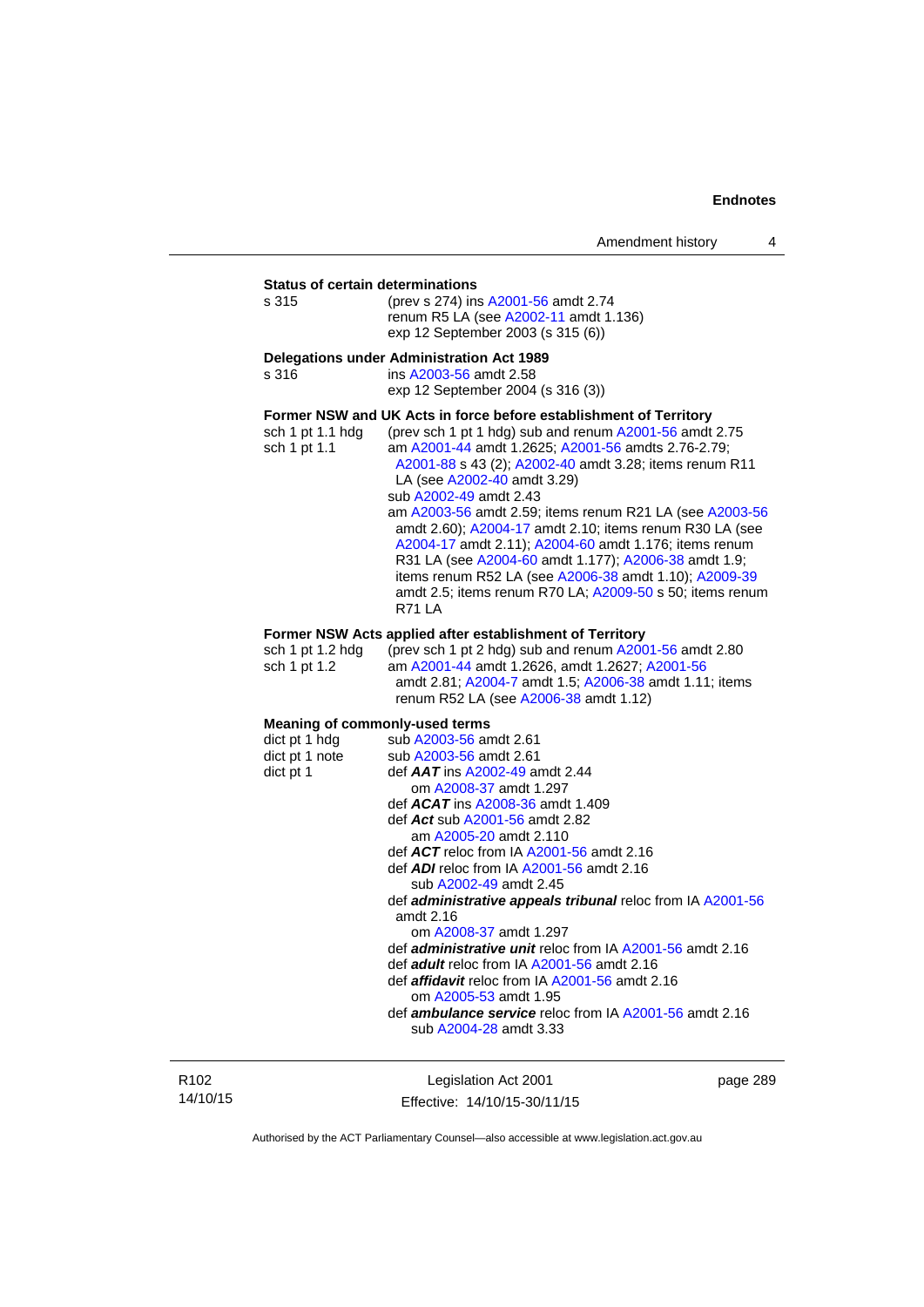**Status of certain determinations**

s 315 (prev s 274) ins A2001-56 amdt 2.74
renum R5 LA (see A2002-11 amdt 1.136)
exp 12 September 2003 (s 315 (6))

**Delegations under Administration Act 1989**

s 316 ins A2003-56 amdt 2.58
exp 12 September 2004 (s 316 (3))

**Former NSW and UK Acts in force before establishment of Territory**

sch 1 pt 1.1 hdg (prev sch 1 pt 1 hdg) sub and renum A2001-56 amdt 2.75

sch 1 pt 1.1 am A2001-44 amdt 1.2625; A2001-56 amdts 2.76-2.79; A2001-88 s 43 (2); A2002-40 amdt 3.28; items renum R11 LA (see A2002-40 amdt 3.29)
sub A2002-49 amdt 2.43
am A2003-56 amdt 2.59; items renum R21 LA (see A2003-56 amdt 2.60); A2004-17 amdt 2.10; items renum R30 LA (see A2004-17 amdt 2.11); A2004-60 amdt 1.176; items renum R31 LA (see A2004-60 amdt 1.177); A2006-38 amdt 1.9; items renum R52 LA (see A2006-38 amdt 1.10); A2009-39 amdt 2.5; items renum R70 LA; A2009-50 s 50; items renum R71 LA

**Former NSW Acts applied after establishment of Territory**

sch 1 pt 1.2 hdg (prev sch 1 pt 2 hdg) sub and renum A2001-56 amdt 2.80

sch 1 pt 1.2 am A2001-44 amdt 1.2626, amdt 1.2627; A2001-56 amdt 2.81; A2004-7 amdt 1.5; A2006-38 amdt 1.11; items renum R52 LA (see A2006-38 amdt 1.12)

**Meaning of commonly-used terms**

dict pt 1 hdg sub A2003-56 amdt 2.61

dict pt 1 note sub A2003-56 amdt 2.61

dict pt 1 def ***AAT*** ins A2002-49 amdt 2.44
om A2008-37 amdt 1.297
def ***ACAT*** ins A2008-36 amdt 1.409
def ***Act*** sub A2001-56 amdt 2.82
am A2005-20 amdt 2.110
def ***ACT*** reloc from IA A2001-56 amdt 2.16
def ***ADI*** reloc from IA A2001-56 amdt 2.16
sub A2002-49 amdt 2.45
def ***administrative appeals tribunal*** reloc from IA A2001-56 amdt 2.16
om A2008-37 amdt 1.297
def ***administrative unit*** reloc from IA A2001-56 amdt 2.16
def ***adult*** reloc from IA A2001-56 amdt 2.16
def ***affidavit*** reloc from IA A2001-56 amdt 2.16
om A2005-53 amdt 1.95
def ***ambulance service*** reloc from IA A2001-56 amdt 2.16
sub A2004-28 amdt 3.33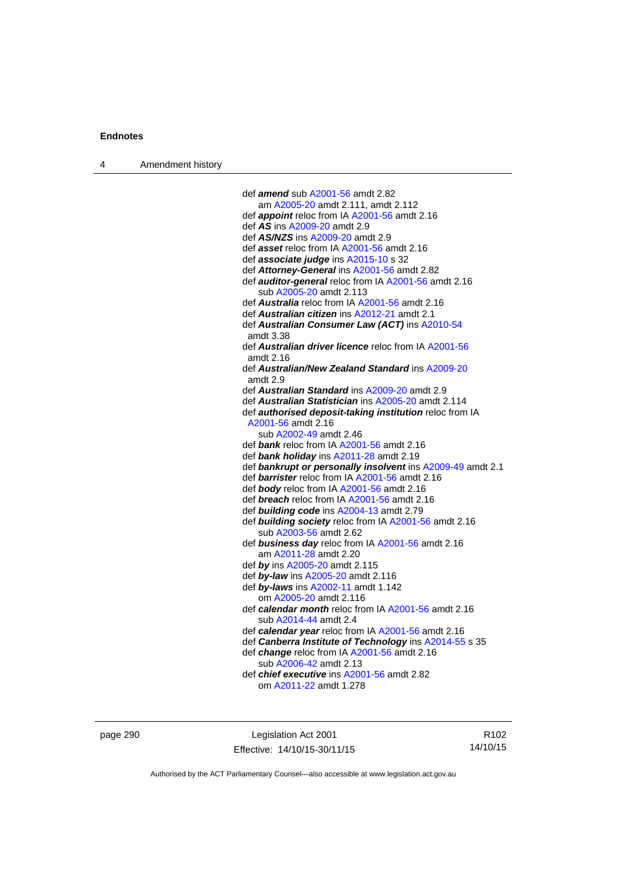def ***amend*** sub A2001-56 amdt 2.82
  am A2005-20 amdt 2.111, amdt 2.112
def ***appoint*** reloc from IA A2001-56 amdt 2.16
def ***AS*** ins A2009-20 amdt 2.9
def ***AS/NZS*** ins A2009-20 amdt 2.9
def ***asset*** reloc from IA A2001-56 amdt 2.16
def ***associate judge*** ins A2015-10 s 32
def ***Attorney-General*** ins A2001-56 amdt 2.82
def ***auditor-general*** reloc from IA A2001-56 amdt 2.16
  sub A2005-20 amdt 2.113
def ***Australia*** reloc from IA A2001-56 amdt 2.16
def ***Australian citizen*** ins A2012-21 amdt 2.1
def ***Australian Consumer Law (ACT)*** ins A2010-54 amdt 3.38
def ***Australian driver licence*** reloc from IA A2001-56 amdt 2.16
def ***Australian/New Zealand Standard*** ins A2009-20 amdt 2.9
def ***Australian Standard*** ins A2009-20 amdt 2.9
def ***Australian Statistician*** ins A2005-20 amdt 2.114
def ***authorised deposit-taking institution*** reloc from IA A2001-56 amdt 2.16
  sub A2002-49 amdt 2.46
def ***bank*** reloc from IA A2001-56 amdt 2.16
def ***bank holiday*** ins A2011-28 amdt 2.19
def ***bankrupt or personally insolvent*** ins A2009-49 amdt 2.1
def ***barrister*** reloc from IA A2001-56 amdt 2.16
def ***body*** reloc from IA A2001-56 amdt 2.16
def ***breach*** reloc from IA A2001-56 amdt 2.16
def ***building code*** ins A2004-13 amdt 2.79
def ***building society*** reloc from IA A2001-56 amdt 2.16
  sub A2003-56 amdt 2.62
def ***business day*** reloc from IA A2001-56 amdt 2.16
  am A2011-28 amdt 2.20
def ***by*** ins A2005-20 amdt 2.115
def ***by-law*** ins A2005-20 amdt 2.116
def ***by-laws*** ins A2002-11 amdt 1.142
  om A2005-20 amdt 2.116
def ***calendar month*** reloc from IA A2001-56 amdt 2.16
  sub A2014-44 amdt 2.4
def ***calendar year*** reloc from IA A2001-56 amdt 2.16
def ***Canberra Institute of Technology*** ins A2014-55 s 35
def ***change*** reloc from IA A2001-56 amdt 2.16
  sub A2006-42 amdt 2.13
def ***chief executive*** ins A2001-56 amdt 2.82
  om A2011-22 amdt 1.278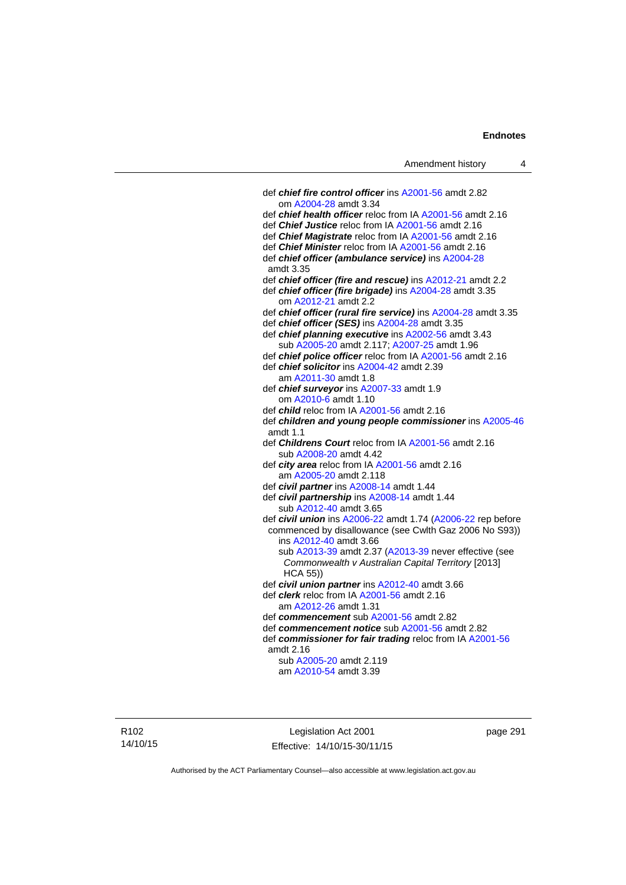def ***chief fire control officer*** ins A2001-56 amdt 2.82
om A2004-28 amdt 3.34

def ***chief health officer*** reloc from IA A2001-56 amdt 2.16

def ***Chief Justice*** reloc from IA A2001-56 amdt 2.16

def ***Chief Magistrate*** reloc from IA A2001-56 amdt 2.16

def ***Chief Minister*** reloc from IA A2001-56 amdt 2.16

def ***chief officer (ambulance service)*** ins A2004-28 amdt 3.35

def ***chief officer (fire and rescue)*** ins A2012-21 amdt 2.2

def ***chief officer (fire brigade)*** ins A2004-28 amdt 3.35
om A2012-21 amdt 2.2

def ***chief officer (rural fire service)*** ins A2004-28 amdt 3.35

def ***chief officer (SES)*** ins A2004-28 amdt 3.35

def ***chief planning executive*** ins A2002-56 amdt 3.43
sub A2005-20 amdt 2.117; A2007-25 amdt 1.96

def ***chief police officer*** reloc from IA A2001-56 amdt 2.16

def ***chief solicitor*** ins A2004-42 amdt 2.39
am A2011-30 amdt 1.8

def ***chief surveyor*** ins A2007-33 amdt 1.9
om A2010-6 amdt 1.10

def ***child*** reloc from IA A2001-56 amdt 2.16

def ***children and young people commissioner*** ins A2005-46 amdt 1.1

def ***Childrens Court*** reloc from IA A2001-56 amdt 2.16
sub A2008-20 amdt 4.42

def ***city area*** reloc from IA A2001-56 amdt 2.16
am A2005-20 amdt 2.118

def ***civil partner*** ins A2008-14 amdt 1.44

def ***civil partnership*** ins A2008-14 amdt 1.44
sub A2012-40 amdt 3.65

def ***civil union*** ins A2006-22 amdt 1.74 (A2006-22 rep before commenced by disallowance (see Cwlth Gaz 2006 No S93))
ins A2012-40 amdt 3.66
sub A2013-39 amdt 2.37 (A2013-39 never effective (see *Commonwealth v Australian Capital Territory* [2013] HCA 55))

def ***civil union partner*** ins A2012-40 amdt 3.66

def ***clerk*** reloc from IA A2001-56 amdt 2.16
am A2012-26 amdt 1.31

def ***commencement*** sub A2001-56 amdt 2.82

def ***commencement notice*** sub A2001-56 amdt 2.82

def ***commissioner for fair trading*** reloc from IA A2001-56 amdt 2.16
sub A2005-20 amdt 2.119
am A2010-54 amdt 3.39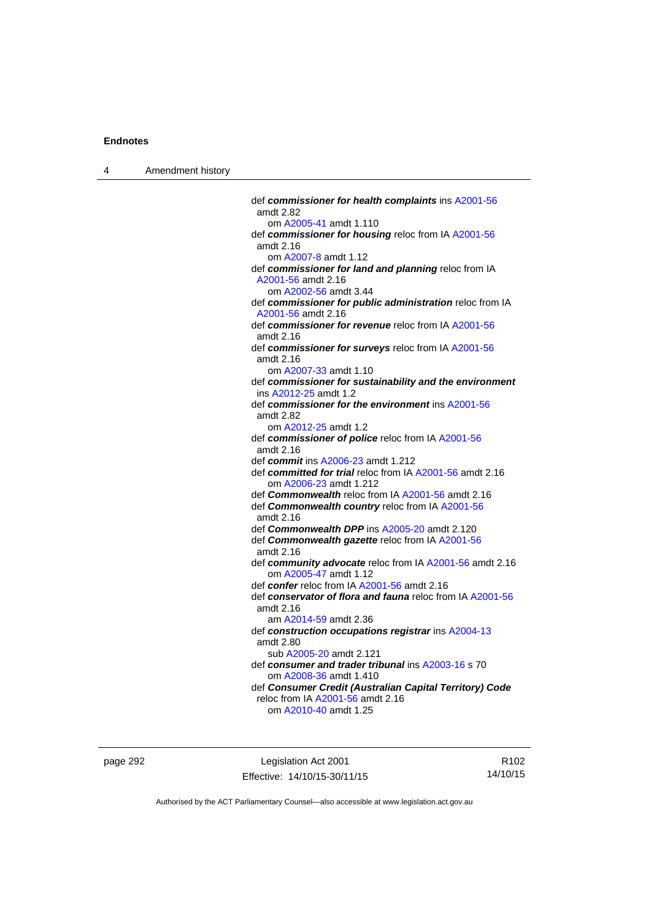def ***commissioner for health complaints*** ins A2001-56 amdt 2.82
om A2005-41 amdt 1.110

def ***commissioner for housing*** reloc from IA A2001-56 amdt 2.16
om A2007-8 amdt 1.12

def ***commissioner for land and planning*** reloc from IA A2001-56 amdt 2.16
om A2002-56 amdt 3.44

def ***commissioner for public administration*** reloc from IA A2001-56 amdt 2.16

def ***commissioner for revenue*** reloc from IA A2001-56 amdt 2.16

def ***commissioner for surveys*** reloc from IA A2001-56 amdt 2.16
om A2007-33 amdt 1.10

def ***commissioner for sustainability and the environment*** ins A2012-25 amdt 1.2

def ***commissioner for the environment*** ins A2001-56 amdt 2.82
om A2012-25 amdt 1.2

def ***commissioner of police*** reloc from IA A2001-56 amdt 2.16

def ***commit*** ins A2006-23 amdt 1.212

def ***committed for trial*** reloc from IA A2001-56 amdt 2.16
om A2006-23 amdt 1.212

def ***Commonwealth*** reloc from IA A2001-56 amdt 2.16

def ***Commonwealth country*** reloc from IA A2001-56 amdt 2.16

def ***Commonwealth DPP*** ins A2005-20 amdt 2.120

def ***Commonwealth gazette*** reloc from IA A2001-56 amdt 2.16

def ***community advocate*** reloc from IA A2001-56 amdt 2.16
om A2005-47 amdt 1.12

def ***confer*** reloc from IA A2001-56 amdt 2.16

def ***conservator of flora and fauna*** reloc from IA A2001-56 amdt 2.16
am A2014-59 amdt 2.36

def ***construction occupations registrar*** ins A2004-13 amdt 2.80
sub A2005-20 amdt 2.121

def ***consumer and trader tribunal*** ins A2003-16 s 70
om A2008-36 amdt 1.410

def ***Consumer Credit (Australian Capital Territory) Code*** reloc from IA A2001-56 amdt 2.16
om A2010-40 amdt 1.25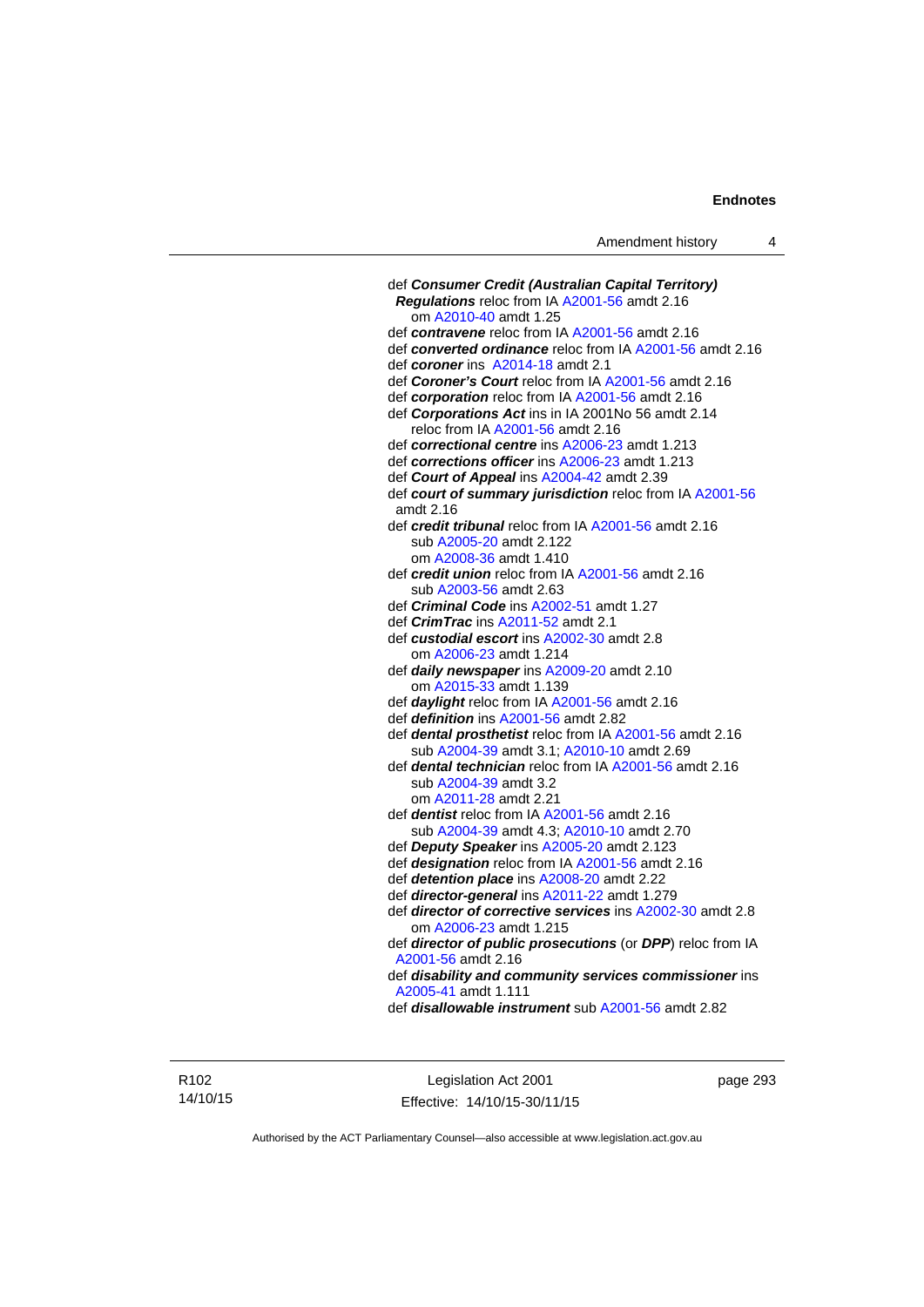def ***Consumer Credit (Australian Capital Territory) Regulations*** reloc from IA A2001-56 amdt 2.16
om A2010-40 amdt 1.25
def ***contravene*** reloc from IA A2001-56 amdt 2.16
def ***converted ordinance*** reloc from IA A2001-56 amdt 2.16
def ***coroner*** ins A2014-18 amdt 2.1
def ***Coroner's Court*** reloc from IA A2001-56 amdt 2.16
def ***corporation*** reloc from IA A2001-56 amdt 2.16
def ***Corporations Act*** ins in IA 2001No 56 amdt 2.14
reloc from IA A2001-56 amdt 2.16
def ***correctional centre*** ins A2006-23 amdt 1.213
def ***corrections officer*** ins A2006-23 amdt 1.213
def ***Court of Appeal*** ins A2004-42 amdt 2.39
def ***court of summary jurisdiction*** reloc from IA A2001-56 amdt 2.16
def ***credit tribunal*** reloc from IA A2001-56 amdt 2.16
sub A2005-20 amdt 2.122
om A2008-36 amdt 1.410
def ***credit union*** reloc from IA A2001-56 amdt 2.16
sub A2003-56 amdt 2.63
def ***Criminal Code*** ins A2002-51 amdt 1.27
def ***CrimTrac*** ins A2011-52 amdt 2.1
def ***custodial escort*** ins A2002-30 amdt 2.8
om A2006-23 amdt 1.214
def ***daily newspaper*** ins A2009-20 amdt 2.10
om A2015-33 amdt 1.139
def ***daylight*** reloc from IA A2001-56 amdt 2.16
def ***definition*** ins A2001-56 amdt 2.82
def ***dental prosthetist*** reloc from IA A2001-56 amdt 2.16
sub A2004-39 amdt 3.1; A2010-10 amdt 2.69
def ***dental technician*** reloc from IA A2001-56 amdt 2.16
sub A2004-39 amdt 3.2
om A2011-28 amdt 2.21
def ***dentist*** reloc from IA A2001-56 amdt 2.16
sub A2004-39 amdt 4.3; A2010-10 amdt 2.70
def ***Deputy Speaker*** ins A2005-20 amdt 2.123
def ***designation*** reloc from IA A2001-56 amdt 2.16
def ***detention place*** ins A2008-20 amdt 2.22
def ***director-general*** ins A2011-22 amdt 1.279
def ***director of corrective services*** ins A2002-30 amdt 2.8
om A2006-23 amdt 1.215
def ***director of public prosecutions*** (or ***DPP***) reloc from IA A2001-56 amdt 2.16
def ***disability and community services commissioner*** ins A2005-41 amdt 1.111
def ***disallowable instrument*** sub A2001-56 amdt 2.82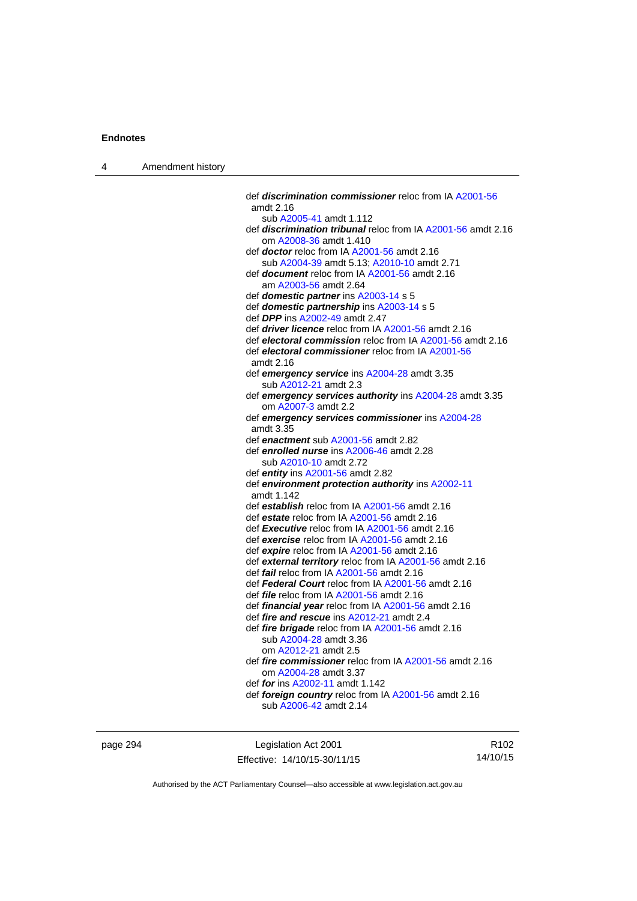def ***discrimination commissioner*** reloc from IA A2001-56 amdt 2.16
    sub A2005-41 amdt 1.112
def ***discrimination tribunal*** reloc from IA A2001-56 amdt 2.16
    om A2008-36 amdt 1.410
def ***doctor*** reloc from IA A2001-56 amdt 2.16
    sub A2004-39 amdt 5.13; A2010-10 amdt 2.71
def ***document*** reloc from IA A2001-56 amdt 2.16
    am A2003-56 amdt 2.64
def ***domestic partner*** ins A2003-14 s 5
def ***domestic partnership*** ins A2003-14 s 5
def ***DPP*** ins A2002-49 amdt 2.47
def ***driver licence*** reloc from IA A2001-56 amdt 2.16
def ***electoral commission*** reloc from IA A2001-56 amdt 2.16
def ***electoral commissioner*** reloc from IA A2001-56 amdt 2.16
def ***emergency service*** ins A2004-28 amdt 3.35
    sub A2012-21 amdt 2.3
def ***emergency services authority*** ins A2004-28 amdt 3.35
    om A2007-3 amdt 2.2
def ***emergency services commissioner*** ins A2004-28 amdt 3.35
def ***enactment*** sub A2001-56 amdt 2.82
def ***enrolled nurse*** ins A2006-46 amdt 2.28
    sub A2010-10 amdt 2.72
def ***entity*** ins A2001-56 amdt 2.82
def ***environment protection authority*** ins A2002-11 amdt 1.142
def ***establish*** reloc from IA A2001-56 amdt 2.16
def ***estate*** reloc from IA A2001-56 amdt 2.16
def ***Executive*** reloc from IA A2001-56 amdt 2.16
def ***exercise*** reloc from IA A2001-56 amdt 2.16
def ***expire*** reloc from IA A2001-56 amdt 2.16
def ***external territory*** reloc from IA A2001-56 amdt 2.16
def ***fail*** reloc from IA A2001-56 amdt 2.16
def ***Federal Court*** reloc from IA A2001-56 amdt 2.16
def ***file*** reloc from IA A2001-56 amdt 2.16
def ***financial year*** reloc from IA A2001-56 amdt 2.16
def ***fire and rescue*** ins A2012-21 amdt 2.4
def ***fire brigade*** reloc from IA A2001-56 amdt 2.16
    sub A2004-28 amdt 3.36
    om A2012-21 amdt 2.5
def ***fire commissioner*** reloc from IA A2001-56 amdt 2.16
    om A2004-28 amdt 3.37
def ***for*** ins A2002-11 amdt 1.142
def ***foreign country*** reloc from IA A2001-56 amdt 2.16
    sub A2006-42 amdt 2.14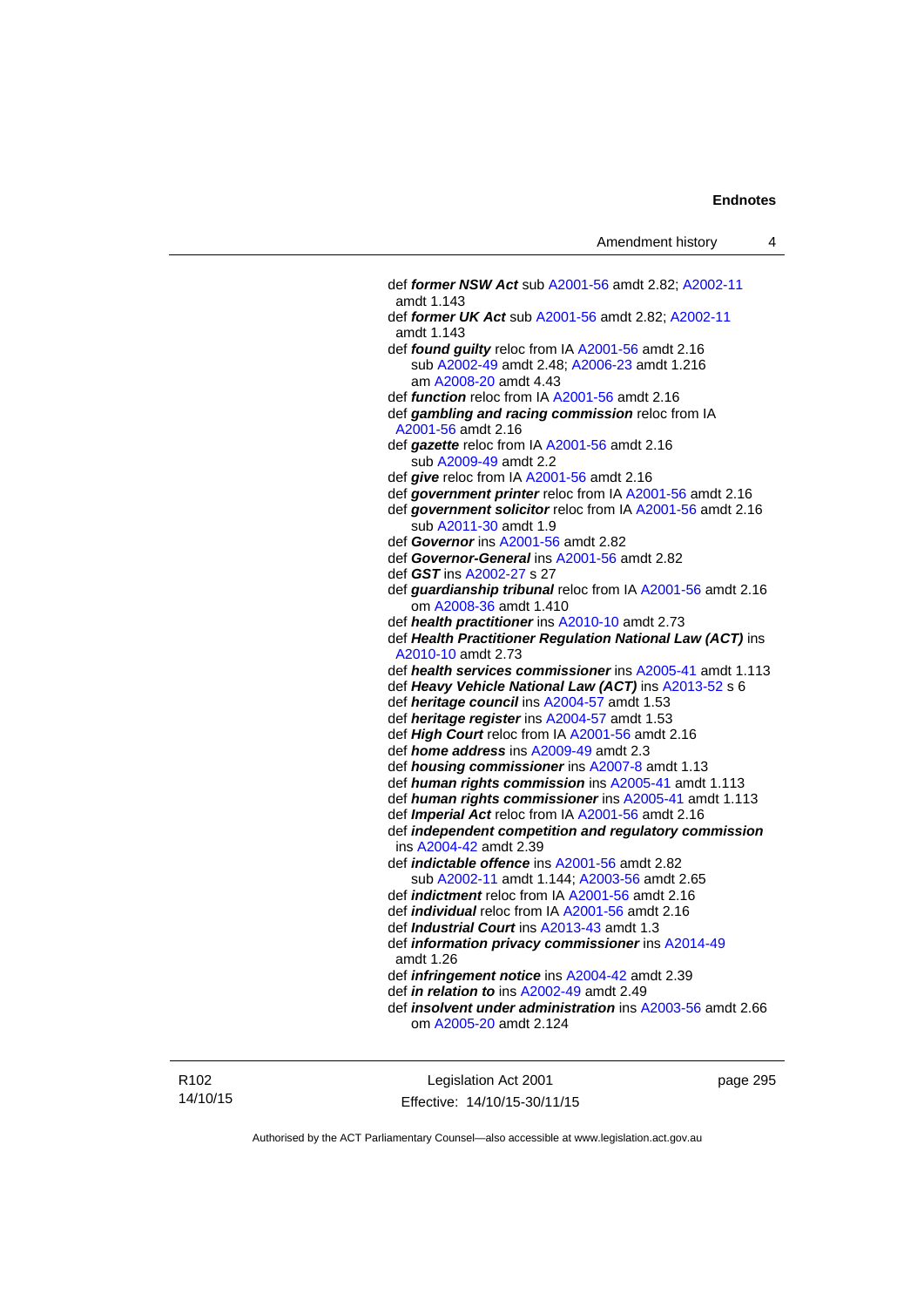def ***former NSW Act*** sub A2001-56 amdt 2.82; A2002-11 amdt 1.143

def ***former UK Act*** sub A2001-56 amdt 2.82; A2002-11 amdt 1.143

def ***found guilty*** reloc from IA A2001-56 amdt 2.16
  sub A2002-49 amdt 2.48; A2006-23 amdt 1.216
  am A2008-20 amdt 4.43

def ***function*** reloc from IA A2001-56 amdt 2.16

def ***gambling and racing commission*** reloc from IA A2001-56 amdt 2.16

def ***gazette*** reloc from IA A2001-56 amdt 2.16
  sub A2009-49 amdt 2.2

def ***give*** reloc from IA A2001-56 amdt 2.16

def ***government printer*** reloc from IA A2001-56 amdt 2.16

def ***government solicitor*** reloc from IA A2001-56 amdt 2.16
  sub A2011-30 amdt 1.9

def ***Governor*** ins A2001-56 amdt 2.82

def ***Governor-General*** ins A2001-56 amdt 2.82

def ***GST*** ins A2002-27 s 27

def ***guardianship tribunal*** reloc from IA A2001-56 amdt 2.16
  om A2008-36 amdt 1.410

def ***health practitioner*** ins A2010-10 amdt 2.73

def ***Health Practitioner Regulation National Law (ACT)*** ins A2010-10 amdt 2.73

def ***health services commissioner*** ins A2005-41 amdt 1.113

def ***Heavy Vehicle National Law (ACT)*** ins A2013-52 s 6

def ***heritage council*** ins A2004-57 amdt 1.53

def ***heritage register*** ins A2004-57 amdt 1.53

def ***High Court*** reloc from IA A2001-56 amdt 2.16

def ***home address*** ins A2009-49 amdt 2.3

def ***housing commissioner*** ins A2007-8 amdt 1.13

def ***human rights commission*** ins A2005-41 amdt 1.113

def ***human rights commissioner*** ins A2005-41 amdt 1.113

def ***Imperial Act*** reloc from IA A2001-56 amdt 2.16

def ***independent competition and regulatory commission*** ins A2004-42 amdt 2.39

def ***indictable offence*** ins A2001-56 amdt 2.82
  sub A2002-11 amdt 1.144; A2003-56 amdt 2.65

def ***indictment*** reloc from IA A2001-56 amdt 2.16

def ***individual*** reloc from IA A2001-56 amdt 2.16

def ***Industrial Court*** ins A2013-43 amdt 1.3

def ***information privacy commissioner*** ins A2014-49 amdt 1.26

def ***infringement notice*** ins A2004-42 amdt 2.39

def ***in relation to*** ins A2002-49 amdt 2.49

def ***insolvent under administration*** ins A2003-56 amdt 2.66
  om A2005-20 amdt 2.124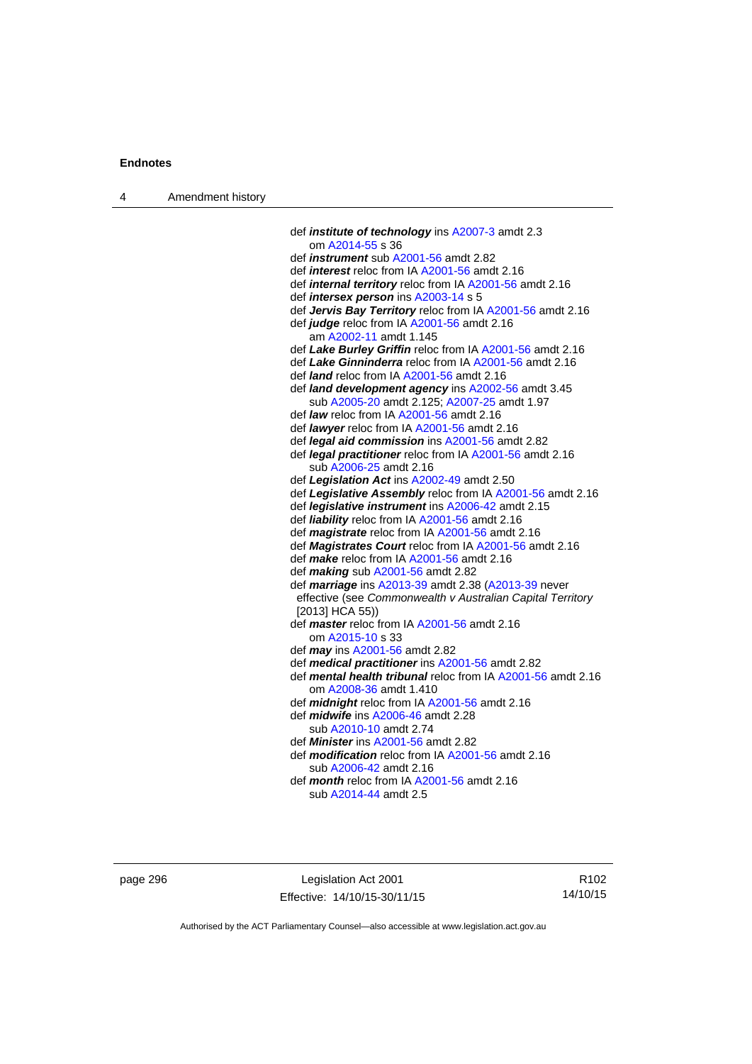def ***institute of technology*** ins A2007-3 amdt 2.3
  om A2014-55 s 36
def ***instrument*** sub A2001-56 amdt 2.82
def ***interest*** reloc from IA A2001-56 amdt 2.16
def ***internal territory*** reloc from IA A2001-56 amdt 2.16
def ***intersex person*** ins A2003-14 s 5
def ***Jervis Bay Territory*** reloc from IA A2001-56 amdt 2.16
def ***judge*** reloc from IA A2001-56 amdt 2.16
  am A2002-11 amdt 1.145
def ***Lake Burley Griffin*** reloc from IA A2001-56 amdt 2.16
def ***Lake Ginninderra*** reloc from IA A2001-56 amdt 2.16
def ***land*** reloc from IA A2001-56 amdt 2.16
def ***land development agency*** ins A2002-56 amdt 3.45
  sub A2005-20 amdt 2.125; A2007-25 amdt 1.97
def ***law*** reloc from IA A2001-56 amdt 2.16
def ***lawyer*** reloc from IA A2001-56 amdt 2.16
def ***legal aid commission*** ins A2001-56 amdt 2.82
def ***legal practitioner*** reloc from IA A2001-56 amdt 2.16
  sub A2006-25 amdt 2.16
def ***Legislation Act*** ins A2002-49 amdt 2.50
def ***Legislative Assembly*** reloc from IA A2001-56 amdt 2.16
def ***legislative instrument*** ins A2006-42 amdt 2.15
def ***liability*** reloc from IA A2001-56 amdt 2.16
def ***magistrate*** reloc from IA A2001-56 amdt 2.16
def ***Magistrates Court*** reloc from IA A2001-56 amdt 2.16
def ***make*** reloc from IA A2001-56 amdt 2.16
def ***making*** sub A2001-56 amdt 2.82
def ***marriage*** ins A2013-39 amdt 2.38 (A2013-39 never effective (see *Commonwealth v Australian Capital Territory* [2013] HCA 55))
def ***master*** reloc from IA A2001-56 amdt 2.16
  om A2015-10 s 33
def ***may*** ins A2001-56 amdt 2.82
def ***medical practitioner*** ins A2001-56 amdt 2.82
def ***mental health tribunal*** reloc from IA A2001-56 amdt 2.16
  om A2008-36 amdt 1.410
def ***midnight*** reloc from IA A2001-56 amdt 2.16
def ***midwife*** ins A2006-46 amdt 2.28
  sub A2010-10 amdt 2.74
def ***Minister*** ins A2001-56 amdt 2.82
def ***modification*** reloc from IA A2001-56 amdt 2.16
  sub A2006-42 amdt 2.16
def ***month*** reloc from IA A2001-56 amdt 2.16
  sub A2014-44 amdt 2.5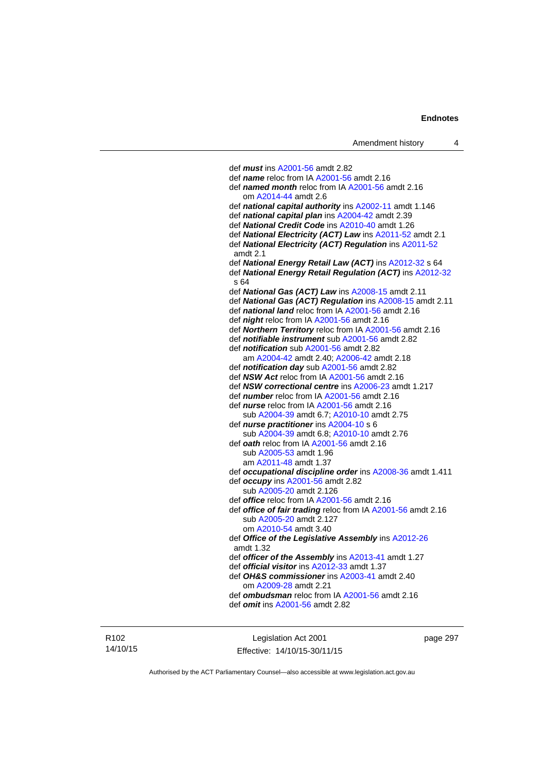def ***must*** ins A2001-56 amdt 2.82
def ***name*** reloc from IA A2001-56 amdt 2.16
def ***named month*** reloc from IA A2001-56 amdt 2.16
  om A2014-44 amdt 2.6
def ***national capital authority*** ins A2002-11 amdt 1.146
def ***national capital plan*** ins A2004-42 amdt 2.39
def ***National Credit Code*** ins A2010-40 amdt 1.26
def ***National Electricity (ACT) Law*** ins A2011-52 amdt 2.1
def ***National Electricity (ACT) Regulation*** ins A2011-52 amdt 2.1
def ***National Energy Retail Law (ACT)*** ins A2012-32 s 64
def ***National Energy Retail Regulation (ACT)*** ins A2012-32 s 64
def ***National Gas (ACT) Law*** ins A2008-15 amdt 2.11
def ***National Gas (ACT) Regulation*** ins A2008-15 amdt 2.11
def ***national land*** reloc from IA A2001-56 amdt 2.16
def ***night*** reloc from IA A2001-56 amdt 2.16
def ***Northern Territory*** reloc from IA A2001-56 amdt 2.16
def ***notifiable instrument*** sub A2001-56 amdt 2.82
def ***notification*** sub A2001-56 amdt 2.82
  am A2004-42 amdt 2.40; A2006-42 amdt 2.18
def ***notification day*** sub A2001-56 amdt 2.82
def ***NSW Act*** reloc from IA A2001-56 amdt 2.16
def ***NSW correctional centre*** ins A2006-23 amdt 1.217
def ***number*** reloc from IA A2001-56 amdt 2.16
def ***nurse*** reloc from IA A2001-56 amdt 2.16
  sub A2004-39 amdt 6.7; A2010-10 amdt 2.75
def ***nurse practitioner*** ins A2004-10 s 6
  sub A2004-39 amdt 6.8; A2010-10 amdt 2.76
def ***oath*** reloc from IA A2001-56 amdt 2.16
  sub A2005-53 amdt 1.96
  am A2011-48 amdt 1.37
def ***occupational discipline order*** ins A2008-36 amdt 1.411
def ***occupy*** ins A2001-56 amdt 2.82
  sub A2005-20 amdt 2.126
def ***office*** reloc from IA A2001-56 amdt 2.16
def ***office of fair trading*** reloc from IA A2001-56 amdt 2.16
  sub A2005-20 amdt 2.127
  om A2010-54 amdt 3.40
def ***Office of the Legislative Assembly*** ins A2012-26 amdt 1.32
def ***officer of the Assembly*** ins A2013-41 amdt 1.27
def ***official visitor*** ins A2012-33 amdt 1.37
def ***OH&S commissioner*** ins A2003-41 amdt 2.40
  om A2009-28 amdt 2.21
def ***ombudsman*** reloc from IA A2001-56 amdt 2.16
def ***omit*** ins A2001-56 amdt 2.82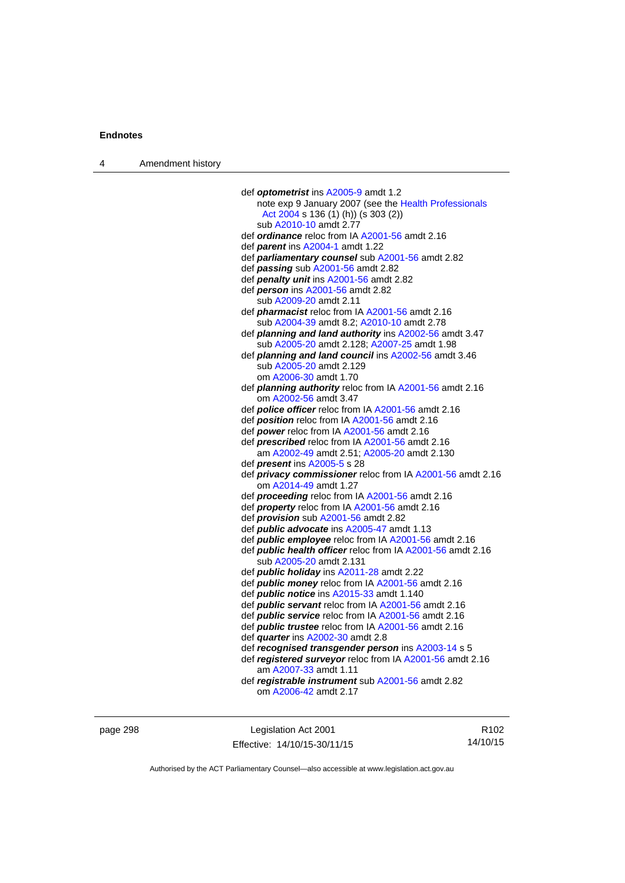def ***optometrist*** ins A2005-9 amdt 1.2
  note exp 9 January 2007 (see the Health Professionals Act 2004 s 136 (1) (h)) (s 303 (2))
  sub A2010-10 amdt 2.77
def ***ordinance*** reloc from IA A2001-56 amdt 2.16
def ***parent*** ins A2004-1 amdt 1.22
def ***parliamentary counsel*** sub A2001-56 amdt 2.82
def ***passing*** sub A2001-56 amdt 2.82
def ***penalty unit*** ins A2001-56 amdt 2.82
def ***person*** ins A2001-56 amdt 2.82
  sub A2009-20 amdt 2.11
def ***pharmacist*** reloc from IA A2001-56 amdt 2.16
  sub A2004-39 amdt 8.2; A2010-10 amdt 2.78
def ***planning and land authority*** ins A2002-56 amdt 3.47
  sub A2005-20 amdt 2.128; A2007-25 amdt 1.98
def ***planning and land council*** ins A2002-56 amdt 3.46
  sub A2005-20 amdt 2.129
  om A2006-30 amdt 1.70
def ***planning authority*** reloc from IA A2001-56 amdt 2.16
  om A2002-56 amdt 3.47
def ***police officer*** reloc from IA A2001-56 amdt 2.16
def ***position*** reloc from IA A2001-56 amdt 2.16
def ***power*** reloc from IA A2001-56 amdt 2.16
def ***prescribed*** reloc from IA A2001-56 amdt 2.16
  am A2002-49 amdt 2.51; A2005-20 amdt 2.130
def ***present*** ins A2005-5 s 28
def ***privacy commissioner*** reloc from IA A2001-56 amdt 2.16
  om A2014-49 amdt 1.27
def ***proceeding*** reloc from IA A2001-56 amdt 2.16
def ***property*** reloc from IA A2001-56 amdt 2.16
def ***provision*** sub A2001-56 amdt 2.82
def ***public advocate*** ins A2005-47 amdt 1.13
def ***public employee*** reloc from IA A2001-56 amdt 2.16
def ***public health officer*** reloc from IA A2001-56 amdt 2.16
  sub A2005-20 amdt 2.131
def ***public holiday*** ins A2011-28 amdt 2.22
def ***public money*** reloc from IA A2001-56 amdt 2.16
def ***public notice*** ins A2015-33 amdt 1.140
def ***public servant*** reloc from IA A2001-56 amdt 2.16
def ***public service*** reloc from IA A2001-56 amdt 2.16
def ***public trustee*** reloc from IA A2001-56 amdt 2.16
def ***quarter*** ins A2002-30 amdt 2.8
def ***recognised transgender person*** ins A2003-14 s 5
def ***registered surveyor*** reloc from IA A2001-56 amdt 2.16
  am A2007-33 amdt 1.11
def ***registrable instrument*** sub A2001-56 amdt 2.82
  om A2006-42 amdt 2.17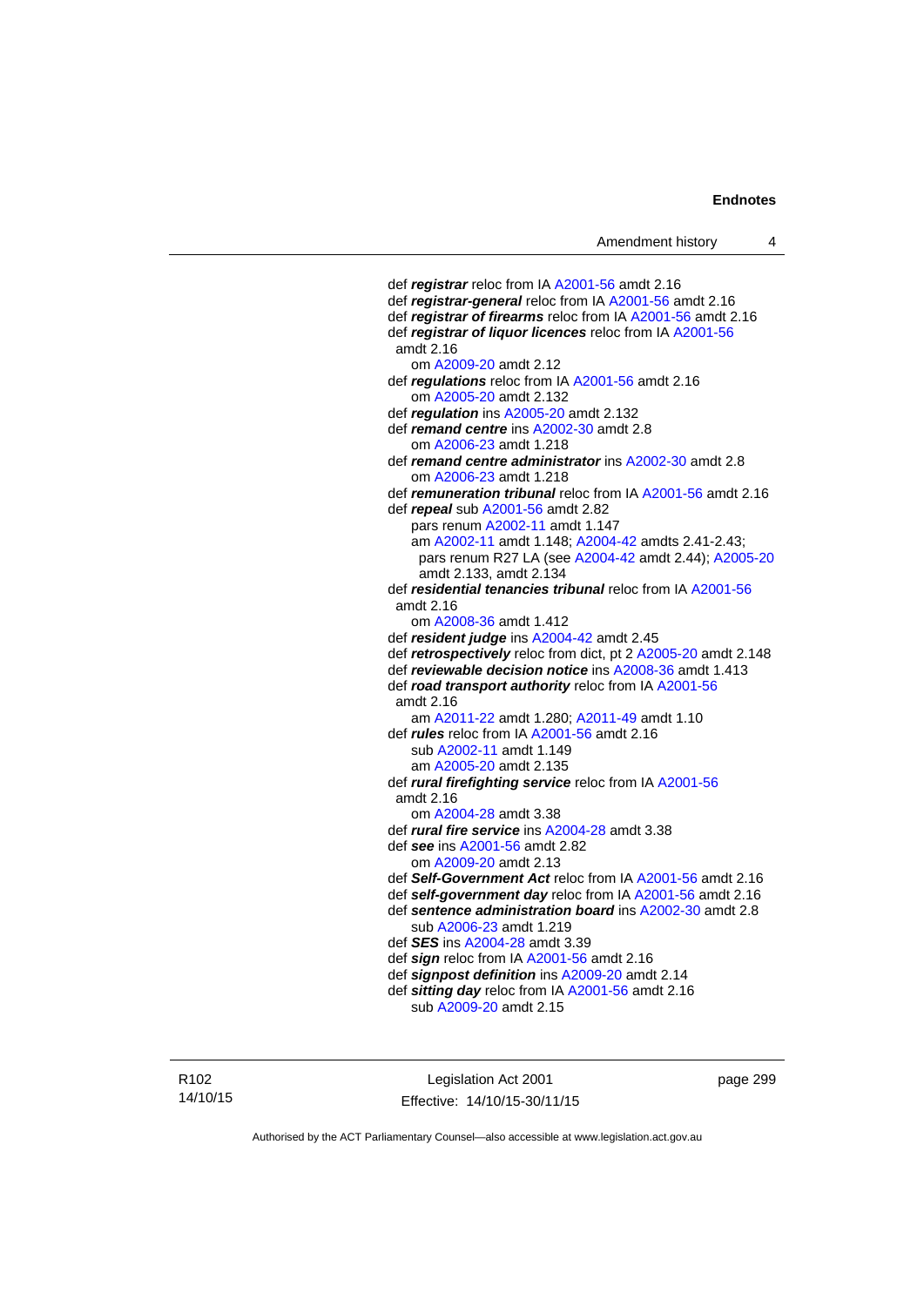def ***registrar*** reloc from IA A2001-56 amdt 2.16
def ***registrar-general*** reloc from IA A2001-56 amdt 2.16
def ***registrar of firearms*** reloc from IA A2001-56 amdt 2.16
def ***registrar of liquor licences*** reloc from IA A2001-56 amdt 2.16
  om A2009-20 amdt 2.12
def ***regulations*** reloc from IA A2001-56 amdt 2.16
  om A2005-20 amdt 2.132
def ***regulation*** ins A2005-20 amdt 2.132
def ***remand centre*** ins A2002-30 amdt 2.8
  om A2006-23 amdt 1.218
def ***remand centre administrator*** ins A2002-30 amdt 2.8
  om A2006-23 amdt 1.218
def ***remuneration tribunal*** reloc from IA A2001-56 amdt 2.16
def ***repeal*** sub A2001-56 amdt 2.82
  pars renum A2002-11 amdt 1.147
  am A2002-11 amdt 1.148; A2004-42 amdts 2.41-2.43; pars renum R27 LA (see A2004-42 amdt 2.44); A2005-20 amdt 2.133, amdt 2.134
def ***residential tenancies tribunal*** reloc from IA A2001-56 amdt 2.16
  om A2008-36 amdt 1.412
def ***resident judge*** ins A2004-42 amdt 2.45
def ***retrospectively*** reloc from dict, pt 2 A2005-20 amdt 2.148
def ***reviewable decision notice*** ins A2008-36 amdt 1.413
def ***road transport authority*** reloc from IA A2001-56 amdt 2.16
  am A2011-22 amdt 1.280; A2011-49 amdt 1.10
def ***rules*** reloc from IA A2001-56 amdt 2.16
  sub A2002-11 amdt 1.149
  am A2005-20 amdt 2.135
def ***rural firefighting service*** reloc from IA A2001-56 amdt 2.16
  om A2004-28 amdt 3.38
def ***rural fire service*** ins A2004-28 amdt 3.38
def ***see*** ins A2001-56 amdt 2.82
  om A2009-20 amdt 2.13
def ***Self-Government Act*** reloc from IA A2001-56 amdt 2.16
def ***self-government day*** reloc from IA A2001-56 amdt 2.16
def ***sentence administration board*** ins A2002-30 amdt 2.8
  sub A2006-23 amdt 1.219
def ***SES*** ins A2004-28 amdt 3.39
def ***sign*** reloc from IA A2001-56 amdt 2.16
def ***signpost definition*** ins A2009-20 amdt 2.14
def ***sitting day*** reloc from IA A2001-56 amdt 2.16
  sub A2009-20 amdt 2.15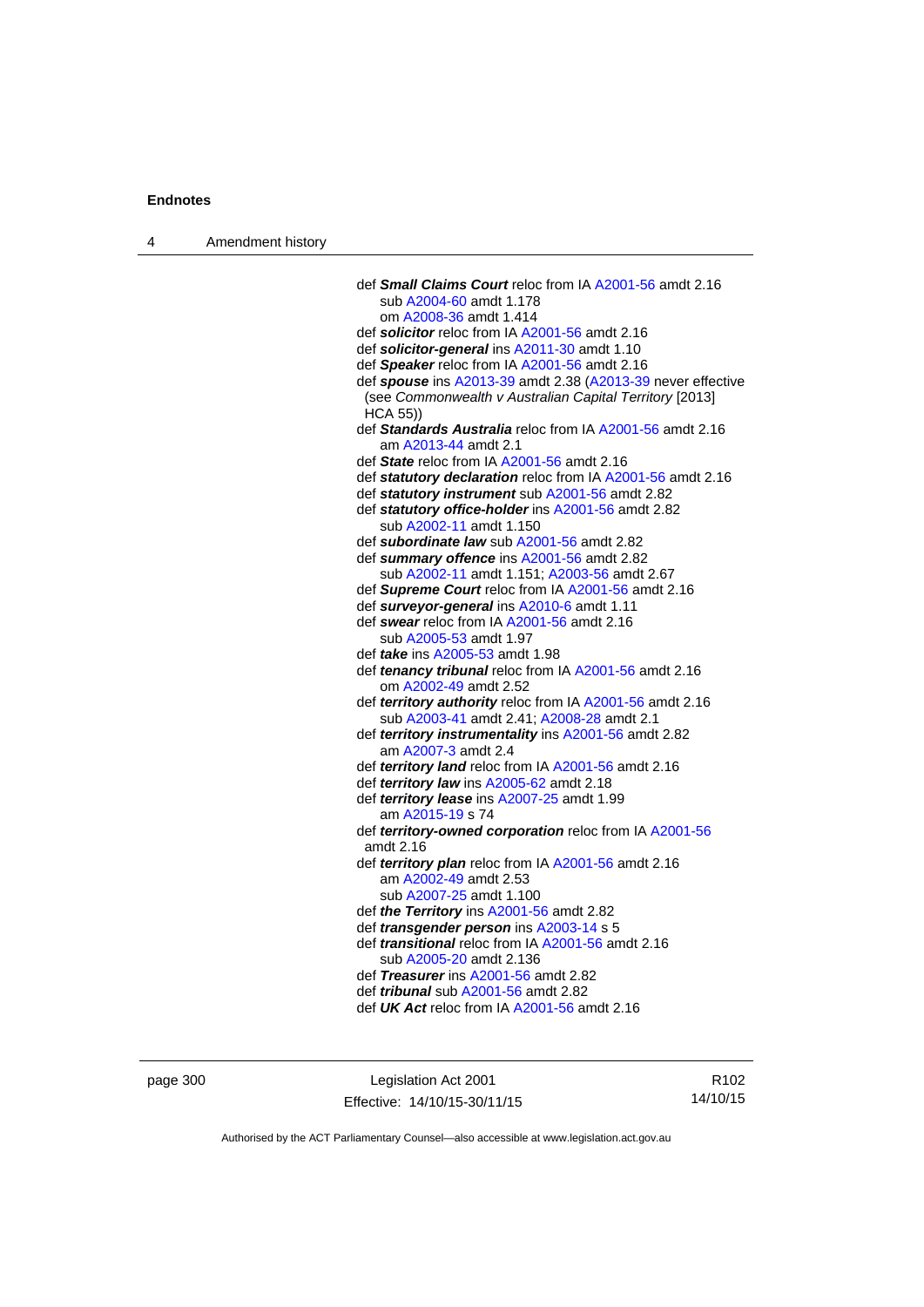def ***Small Claims Court*** reloc from IA A2001-56 amdt 2.16
    sub A2004-60 amdt 1.178
    om A2008-36 amdt 1.414
def ***solicitor*** reloc from IA A2001-56 amdt 2.16
def ***solicitor-general*** ins A2011-30 amdt 1.10
def ***Speaker*** reloc from IA A2001-56 amdt 2.16
def ***spouse*** ins A2013-39 amdt 2.38 (A2013-39 never effective (see *Commonwealth v Australian Capital Territory* [2013] HCA 55))
def ***Standards Australia*** reloc from IA A2001-56 amdt 2.16
    am A2013-44 amdt 2.1
def ***State*** reloc from IA A2001-56 amdt 2.16
def ***statutory declaration*** reloc from IA A2001-56 amdt 2.16
def ***statutory instrument*** sub A2001-56 amdt 2.82
def ***statutory office-holder*** ins A2001-56 amdt 2.82
    sub A2002-11 amdt 1.150
def ***subordinate law*** sub A2001-56 amdt 2.82
def ***summary offence*** ins A2001-56 amdt 2.82
    sub A2002-11 amdt 1.151; A2003-56 amdt 2.67
def ***Supreme Court*** reloc from IA A2001-56 amdt 2.16
def ***surveyor-general*** ins A2010-6 amdt 1.11
def ***swear*** reloc from IA A2001-56 amdt 2.16
    sub A2005-53 amdt 1.97
def ***take*** ins A2005-53 amdt 1.98
def ***tenancy tribunal*** reloc from IA A2001-56 amdt 2.16
    om A2002-49 amdt 2.52
def ***territory authority*** reloc from IA A2001-56 amdt 2.16
    sub A2003-41 amdt 2.41; A2008-28 amdt 2.1
def ***territory instrumentality*** ins A2001-56 amdt 2.82
    am A2007-3 amdt 2.4
def ***territory land*** reloc from IA A2001-56 amdt 2.16
def ***territory law*** ins A2005-62 amdt 2.18
def ***territory lease*** ins A2007-25 amdt 1.99
    am A2015-19 s 74
def ***territory-owned corporation*** reloc from IA A2001-56 amdt 2.16
def ***territory plan*** reloc from IA A2001-56 amdt 2.16
    am A2002-49 amdt 2.53
    sub A2007-25 amdt 1.100
def ***the Territory*** ins A2001-56 amdt 2.82
def ***transgender person*** ins A2003-14 s 5
def ***transitional*** reloc from IA A2001-56 amdt 2.16
    sub A2005-20 amdt 2.136
def ***Treasurer*** ins A2001-56 amdt 2.82
def ***tribunal*** sub A2001-56 amdt 2.82
def ***UK Act*** reloc from IA A2001-56 amdt 2.16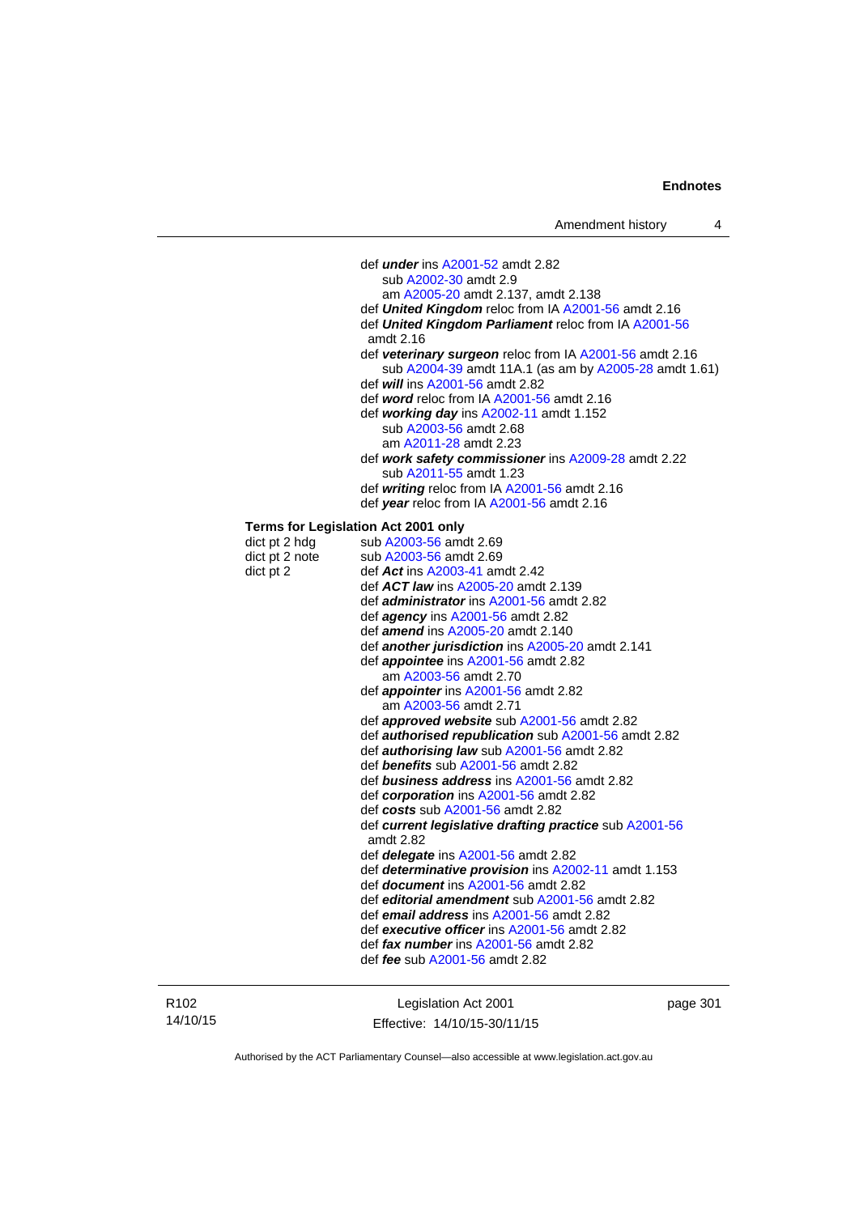def ***under*** ins A2001-52 amdt 2.82
    sub A2002-30 amdt 2.9
    am A2005-20 amdt 2.137, amdt 2.138
def ***United Kingdom*** reloc from IA A2001-56 amdt 2.16
def ***United Kingdom Parliament*** reloc from IA A2001-56 amdt 2.16
def ***veterinary surgeon*** reloc from IA A2001-56 amdt 2.16
    sub A2004-39 amdt 11A.1 (as am by A2005-28 amdt 1.61)
def ***will*** ins A2001-56 amdt 2.82
def ***word*** reloc from IA A2001-56 amdt 2.16
def ***working day*** ins A2002-11 amdt 1.152
    sub A2003-56 amdt 2.68
    am A2011-28 amdt 2.23
def ***work safety commissioner*** ins A2009-28 amdt 2.22
    sub A2011-55 amdt 1.23
def ***writing*** reloc from IA A2001-56 amdt 2.16
def ***year*** reloc from IA A2001-56 amdt 2.16

**Terms for Legislation Act 2001 only**

| | |
|---|---|
| dict pt 2 hdg | sub A2003-56 amdt 2.69 |
| dict pt 2 note | sub A2003-56 amdt 2.69 |
| dict pt 2 | def ***Act*** ins A2003-41 amdt 2.42 |
| | def ***ACT law*** ins A2005-20 amdt 2.139 |
| | def ***administrator*** ins A2001-56 amdt 2.82 |
| | def ***agency*** ins A2001-56 amdt 2.82 |
| | def ***amend*** ins A2005-20 amdt 2.140 |
| | def ***another jurisdiction*** ins A2005-20 amdt 2.141 |
| | def ***appointee*** ins A2001-56 amdt 2.82 |
| | am A2003-56 amdt 2.70 |
| | def ***appointer*** ins A2001-56 amdt 2.82 |
| | am A2003-56 amdt 2.71 |
| | def ***approved website*** sub A2001-56 amdt 2.82 |
| | def ***authorised republication*** sub A2001-56 amdt 2.82 |
| | def ***authorising law*** sub A2001-56 amdt 2.82 |
| | def ***benefits*** sub A2001-56 amdt 2.82 |
| | def ***business address*** ins A2001-56 amdt 2.82 |
| | def ***corporation*** ins A2001-56 amdt 2.82 |
| | def ***costs*** sub A2001-56 amdt 2.82 |
| | def ***current legislative drafting practice*** sub A2001-56 amdt 2.82 |
| | def ***delegate*** ins A2001-56 amdt 2.82 |
| | def ***determinative provision*** ins A2002-11 amdt 1.153 |
| | def ***document*** ins A2001-56 amdt 2.82 |
| | def ***editorial amendment*** sub A2001-56 amdt 2.82 |
| | def ***email address*** ins A2001-56 amdt 2.82 |
| | def ***executive officer*** ins A2001-56 amdt 2.82 |
| | def ***fax number*** ins A2001-56 amdt 2.82 |
| | def ***fee*** sub A2001-56 amdt 2.82 |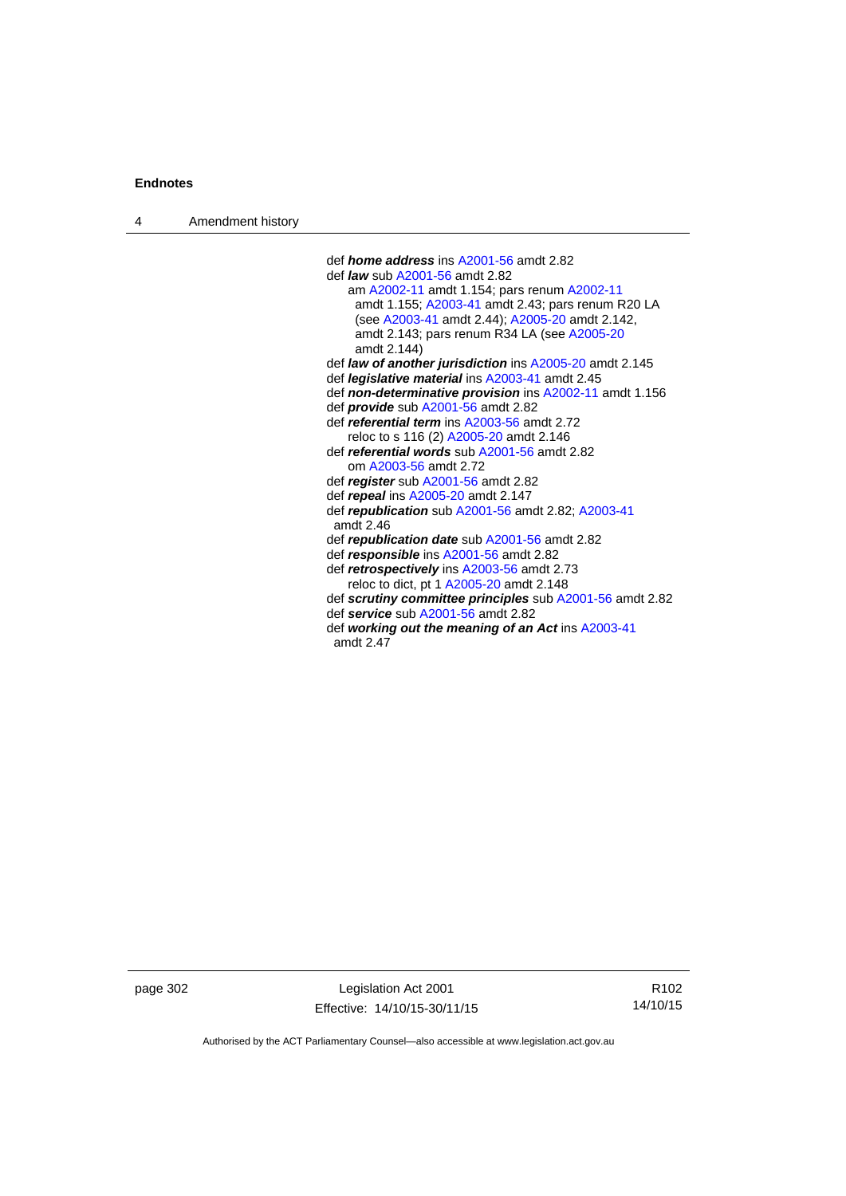def ***home address*** ins A2001-56 amdt 2.82

def ***law*** sub A2001-56 amdt 2.82

am A2002-11 amdt 1.154; pars renum A2002-11 amdt 1.155; A2003-41 amdt 2.43; pars renum R20 LA (see A2003-41 amdt 2.44); A2005-20 amdt 2.142, amdt 2.143; pars renum R34 LA (see A2005-20 amdt 2.144)

def ***law of another jurisdiction*** ins A2005-20 amdt 2.145

def ***legislative material*** ins A2003-41 amdt 2.45

def ***non-determinative provision*** ins A2002-11 amdt 1.156

def ***provide*** sub A2001-56 amdt 2.82

def ***referential term*** ins A2003-56 amdt 2.72

reloc to s 116 (2) A2005-20 amdt 2.146

def ***referential words*** sub A2001-56 amdt 2.82

om A2003-56 amdt 2.72

def ***register*** sub A2001-56 amdt 2.82

def ***repeal*** ins A2005-20 amdt 2.147

def ***republication*** sub A2001-56 amdt 2.82; A2003-41 amdt 2.46

def ***republication date*** sub A2001-56 amdt 2.82

def ***responsible*** ins A2001-56 amdt 2.82

def ***retrospectively*** ins A2003-56 amdt 2.73

reloc to dict, pt 1 A2005-20 amdt 2.148

def ***scrutiny committee principles*** sub A2001-56 amdt 2.82

def ***service*** sub A2001-56 amdt 2.82

def ***working out the meaning of an Act*** ins A2003-41 amdt 2.47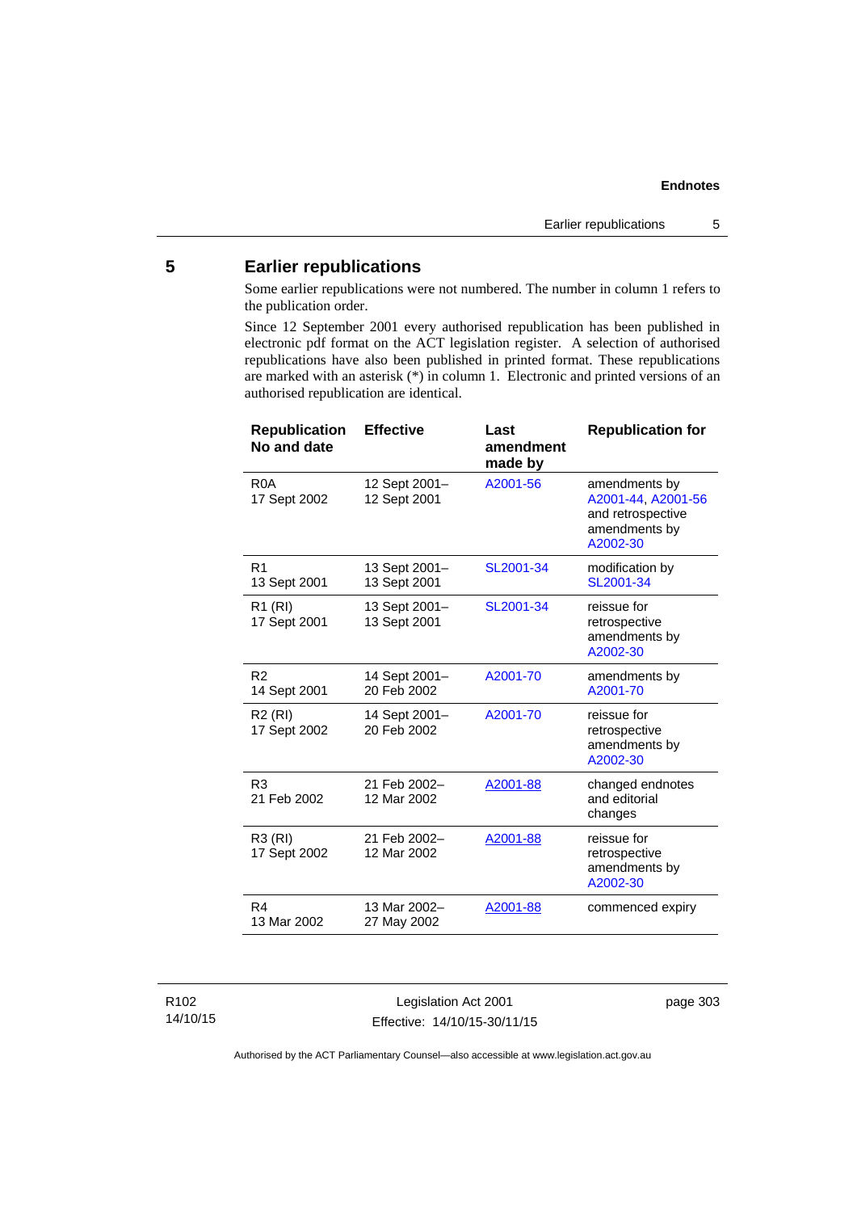## 5 Earlier republications

Some earlier republications were not numbered. The number in column 1 refers to the publication order.

Since 12 September 2001 every authorised republication has been published in electronic pdf format on the ACT legislation register. A selection of authorised republications have also been published in printed format. These republications are marked with an asterisk (*) in column 1. Electronic and printed versions of an authorised republication are identical.

| Republication No and date | Effective | Last amendment made by | Republication for |
|---|---|---|---|
| R0A<br>17 Sept 2002 | 12 Sept 2001–<br>12 Sept 2001 | A2001-56 | amendments by A2001-44, A2001-56 and retrospective amendments by A2002-30 |
| R1<br>13 Sept 2001 | 13 Sept 2001–<br>13 Sept 2001 | SL2001-34 | modification by SL2001-34 |
| R1 (RI)<br>17 Sept 2001 | 13 Sept 2001–<br>13 Sept 2001 | SL2001-34 | reissue for retrospective amendments by A2002-30 |
| R2<br>14 Sept 2001 | 14 Sept 2001–<br>20 Feb 2002 | A2001-70 | amendments by A2001-70 |
| R2 (RI)<br>17 Sept 2002 | 14 Sept 2001–<br>20 Feb 2002 | A2001-70 | reissue for retrospective amendments by A2002-30 |
| R3<br>21 Feb 2002 | 21 Feb 2002–<br>12 Mar 2002 | A2001-88 | changed endnotes and editorial changes |
| R3 (RI)<br>17 Sept 2002 | 21 Feb 2002–<br>12 Mar 2002 | A2001-88 | reissue for retrospective amendments by A2002-30 |
| R4<br>13 Mar 2002 | 13 Mar 2002–<br>27 May 2002 | A2001-88 | commenced expiry |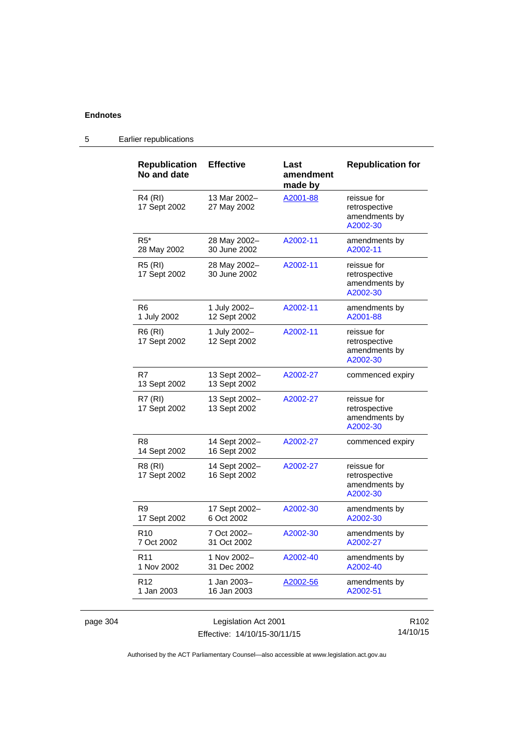## 5 Earlier republications

| Republication No and date | Effective | Last amendment made by | Republication for |
|---|---|---|---|
| R4 (RI) 17 Sept 2002 | 13 Mar 2002– 27 May 2002 | A2001-88 | reissue for retrospective amendments by A2002-30 |
| R5* 28 May 2002 | 28 May 2002– 30 June 2002 | A2002-11 | amendments by A2002-11 |
| R5 (RI) 17 Sept 2002 | 28 May 2002– 30 June 2002 | A2002-11 | reissue for retrospective amendments by A2002-30 |
| R6 1 July 2002 | 1 July 2002– 12 Sept 2002 | A2002-11 | amendments by A2001-88 |
| R6 (RI) 17 Sept 2002 | 1 July 2002– 12 Sept 2002 | A2002-11 | reissue for retrospective amendments by A2002-30 |
| R7 13 Sept 2002 | 13 Sept 2002– 13 Sept 2002 | A2002-27 | commenced expiry |
| R7 (RI) 17 Sept 2002 | 13 Sept 2002– 13 Sept 2002 | A2002-27 | reissue for retrospective amendments by A2002-30 |
| R8 14 Sept 2002 | 14 Sept 2002– 16 Sept 2002 | A2002-27 | commenced expiry |
| R8 (RI) 17 Sept 2002 | 14 Sept 2002– 16 Sept 2002 | A2002-27 | reissue for retrospective amendments by A2002-30 |
| R9 17 Sept 2002 | 17 Sept 2002– 6 Oct 2002 | A2002-30 | amendments by A2002-30 |
| R10 7 Oct 2002 | 7 Oct 2002– 31 Oct 2002 | A2002-30 | amendments by A2002-27 |
| R11 1 Nov 2002 | 1 Nov 2002– 31 Dec 2002 | A2002-40 | amendments by A2002-40 |
| R12 1 Jan 2003 | 1 Jan 2003– 16 Jan 2003 | A2002-56 | amendments by A2002-51 |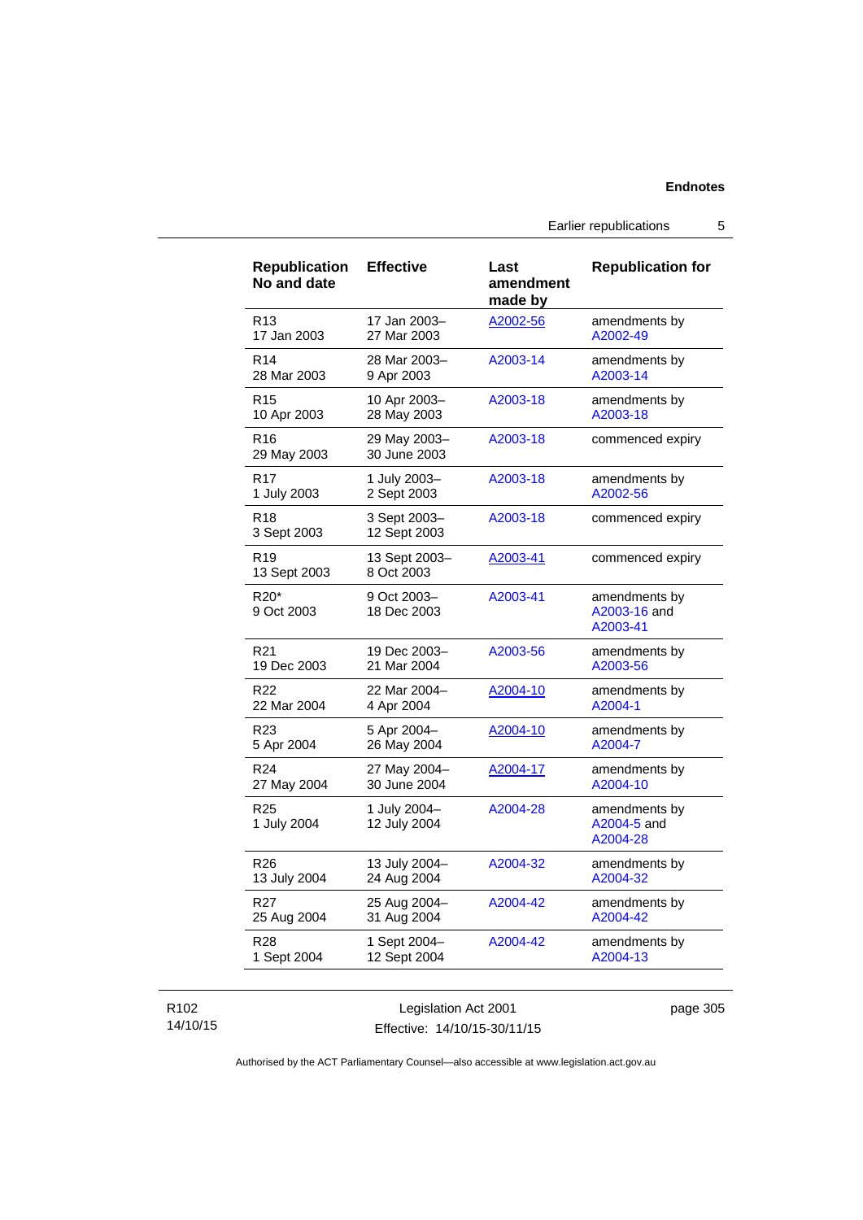| Republication No and date | Effective | Last amendment made by | Republication for |
|---|---|---|---|
| R13<br>17 Jan 2003 | 17 Jan 2003–<br>27 Mar 2003 | A2002-56 | amendments by A2002-49 |
| R14<br>28 Mar 2003 | 28 Mar 2003–<br>9 Apr 2003 | A2003-14 | amendments by A2003-14 |
| R15<br>10 Apr 2003 | 10 Apr 2003–<br>28 May 2003 | A2003-18 | amendments by A2003-18 |
| R16<br>29 May 2003 | 29 May 2003–<br>30 June 2003 | A2003-18 | commenced expiry |
| R17<br>1 July 2003 | 1 July 2003–<br>2 Sept 2003 | A2003-18 | amendments by A2002-56 |
| R18<br>3 Sept 2003 | 3 Sept 2003–<br>12 Sept 2003 | A2003-18 | commenced expiry |
| R19<br>13 Sept 2003 | 13 Sept 2003–<br>8 Oct 2003 | A2003-41 | commenced expiry |
| R20*<br>9 Oct 2003 | 9 Oct 2003–<br>18 Dec 2003 | A2003-41 | amendments by A2003-16 and A2003-41 |
| R21<br>19 Dec 2003 | 19 Dec 2003–<br>21 Mar 2004 | A2003-56 | amendments by A2003-56 |
| R22<br>22 Mar 2004 | 22 Mar 2004–<br>4 Apr 2004 | A2004-10 | amendments by A2004-1 |
| R23<br>5 Apr 2004 | 5 Apr 2004–<br>26 May 2004 | A2004-10 | amendments by A2004-7 |
| R24<br>27 May 2004 | 27 May 2004–<br>30 June 2004 | A2004-17 | amendments by A2004-10 |
| R25<br>1 July 2004 | 1 July 2004–<br>12 July 2004 | A2004-28 | amendments by A2004-5 and A2004-28 |
| R26<br>13 July 2004 | 13 July 2004–<br>24 Aug 2004 | A2004-32 | amendments by A2004-32 |
| R27<br>25 Aug 2004 | 25 Aug 2004–<br>31 Aug 2004 | A2004-42 | amendments by A2004-42 |
| R28<br>1 Sept 2004 | 1 Sept 2004–<br>12 Sept 2004 | A2004-42 | amendments by A2004-13 |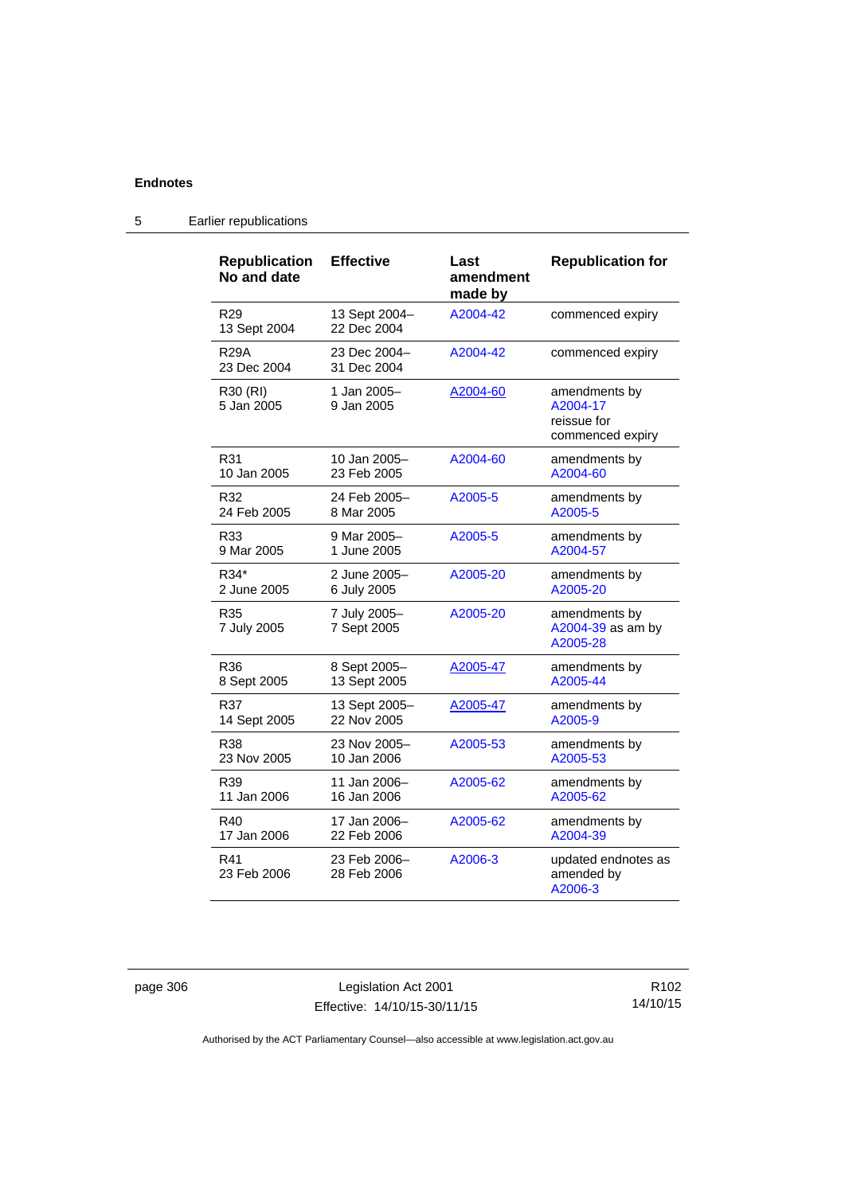## 5 Earlier republications

| Republication No and date | Effective | Last amendment made by | Republication for |
|---|---|---|---|
| R29<br>13 Sept 2004 | 13 Sept 2004–<br>22 Dec 2004 | A2004-42 | commenced expiry |
| R29A<br>23 Dec 2004 | 23 Dec 2004–<br>31 Dec 2004 | A2004-42 | commenced expiry |
| R30 (RI)<br>5 Jan 2005 | 1 Jan 2005–<br>9 Jan 2005 | A2004-60 | amendments by A2004-17<br>reissue for commenced expiry |
| R31<br>10 Jan 2005 | 10 Jan 2005–<br>23 Feb 2005 | A2004-60 | amendments by A2004-60 |
| R32<br>24 Feb 2005 | 24 Feb 2005–<br>8 Mar 2005 | A2005-5 | amendments by A2005-5 |
| R33<br>9 Mar 2005 | 9 Mar 2005–<br>1 June 2005 | A2005-5 | amendments by A2004-57 |
| R34*<br>2 June 2005 | 2 June 2005–<br>6 July 2005 | A2005-20 | amendments by A2005-20 |
| R35<br>7 July 2005 | 7 July 2005–<br>7 Sept 2005 | A2005-20 | amendments by A2004-39 as am by A2005-28 |
| R36<br>8 Sept 2005 | 8 Sept 2005–<br>13 Sept 2005 | A2005-47 | amendments by A2005-44 |
| R37<br>14 Sept 2005 | 13 Sept 2005–<br>22 Nov 2005 | A2005-47 | amendments by A2005-9 |
| R38<br>23 Nov 2005 | 23 Nov 2005–<br>10 Jan 2006 | A2005-53 | amendments by A2005-53 |
| R39<br>11 Jan 2006 | 11 Jan 2006–<br>16 Jan 2006 | A2005-62 | amendments by A2005-62 |
| R40<br>17 Jan 2006 | 17 Jan 2006–<br>22 Feb 2006 | A2005-62 | amendments by A2004-39 |
| R41<br>23 Feb 2006 | 23 Feb 2006–<br>28 Feb 2006 | A2006-3 | updated endnotes as amended by A2006-3 |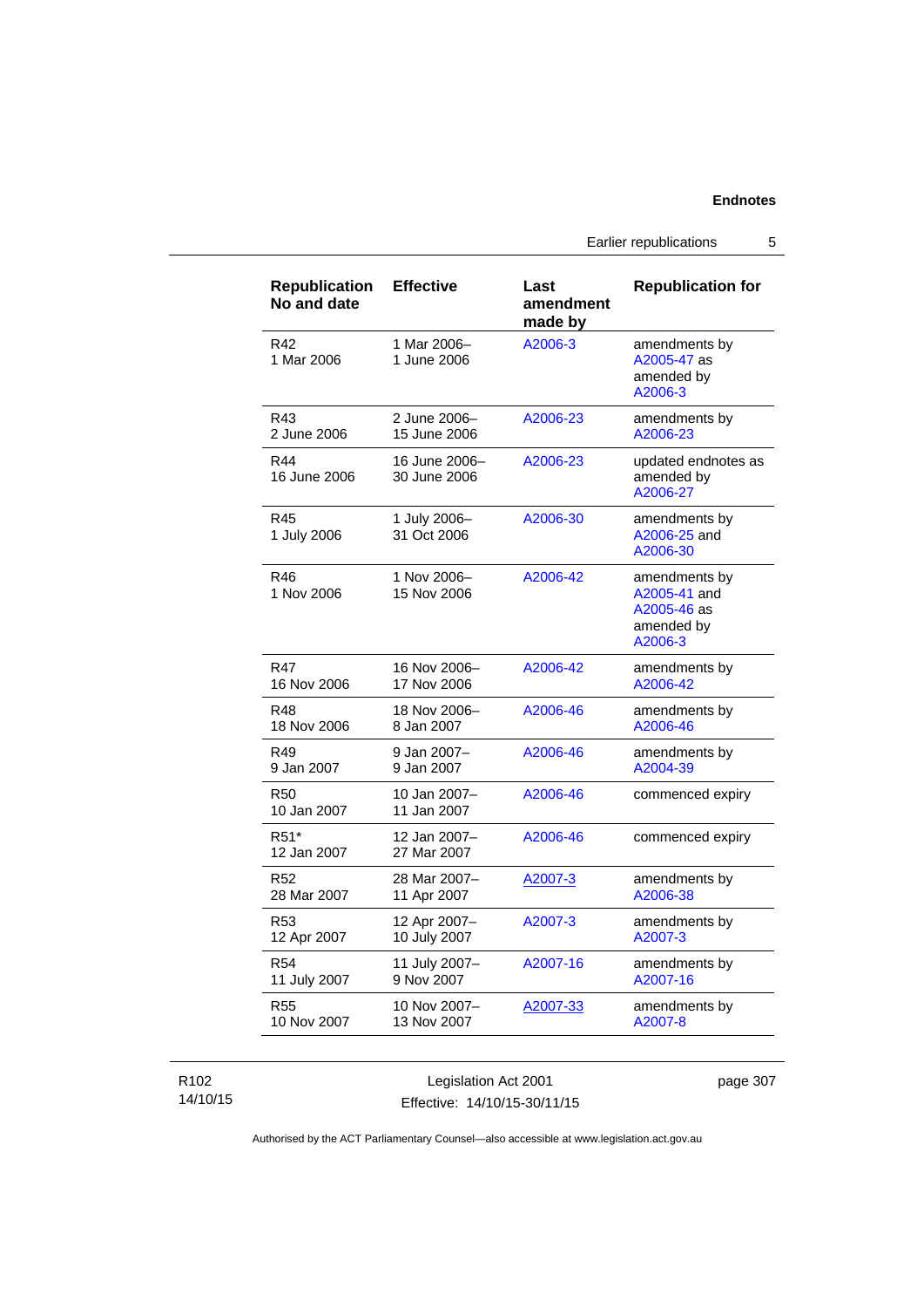| Republication No and date | Effective | Last amendment made by | Republication for |
|---|---|---|---|
| R42 1 Mar 2006 | 1 Mar 2006– 1 June 2006 | A2006-3 | amendments by A2005-47 as amended by A2006-3 |
| R43 2 June 2006 | 2 June 2006– 15 June 2006 | A2006-23 | amendments by A2006-23 |
| R44 16 June 2006 | 16 June 2006– 30 June 2006 | A2006-23 | updated endnotes as amended by A2006-27 |
| R45 1 July 2006 | 1 July 2006– 31 Oct 2006 | A2006-30 | amendments by A2006-25 and A2006-30 |
| R46 1 Nov 2006 | 1 Nov 2006– 15 Nov 2006 | A2006-42 | amendments by A2005-41 and A2005-46 as amended by A2006-3 |
| R47 16 Nov 2006 | 16 Nov 2006– 17 Nov 2006 | A2006-42 | amendments by A2006-42 |
| R48 18 Nov 2006 | 18 Nov 2006– 8 Jan 2007 | A2006-46 | amendments by A2006-46 |
| R49 9 Jan 2007 | 9 Jan 2007– 9 Jan 2007 | A2006-46 | amendments by A2004-39 |
| R50 10 Jan 2007 | 10 Jan 2007– 11 Jan 2007 | A2006-46 | commenced expiry |
| R51* 12 Jan 2007 | 12 Jan 2007– 27 Mar 2007 | A2006-46 | commenced expiry |
| R52 28 Mar 2007 | 28 Mar 2007– 11 Apr 2007 | A2007-3 | amendments by A2006-38 |
| R53 12 Apr 2007 | 12 Apr 2007– 10 July 2007 | A2007-3 | amendments by A2007-3 |
| R54 11 July 2007 | 11 July 2007– 9 Nov 2007 | A2007-16 | amendments by A2007-16 |
| R55 10 Nov 2007 | 10 Nov 2007– 13 Nov 2007 | A2007-33 | amendments by A2007-8 |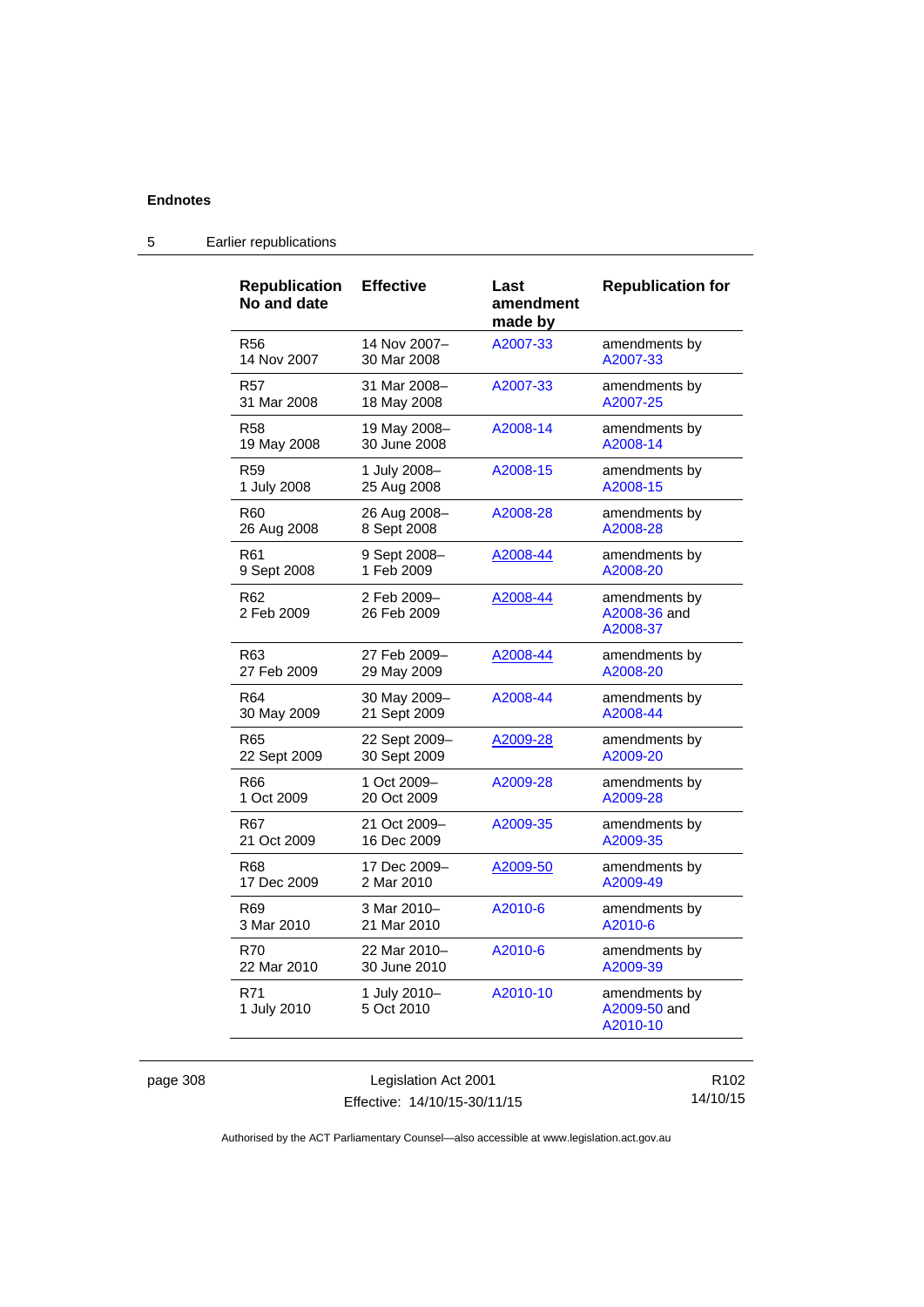## 5 Earlier republications

| Republication No and date | Effective | Last amendment made by | Republication for |
|---|---|---|---|
| R56 14 Nov 2007 | 14 Nov 2007– 30 Mar 2008 | A2007-33 | amendments by A2007-33 |
| R57 31 Mar 2008 | 31 Mar 2008– 18 May 2008 | A2007-33 | amendments by A2007-25 |
| R58 19 May 2008 | 19 May 2008– 30 June 2008 | A2008-14 | amendments by A2008-14 |
| R59 1 July 2008 | 1 July 2008– 25 Aug 2008 | A2008-15 | amendments by A2008-15 |
| R60 26 Aug 2008 | 26 Aug 2008– 8 Sept 2008 | A2008-28 | amendments by A2008-28 |
| R61 9 Sept 2008 | 9 Sept 2008– 1 Feb 2009 | A2008-44 | amendments by A2008-20 |
| R62 2 Feb 2009 | 2 Feb 2009– 26 Feb 2009 | A2008-44 | amendments by A2008-36 and A2008-37 |
| R63 27 Feb 2009 | 27 Feb 2009– 29 May 2009 | A2008-44 | amendments by A2008-20 |
| R64 30 May 2009 | 30 May 2009– 21 Sept 2009 | A2008-44 | amendments by A2008-44 |
| R65 22 Sept 2009 | 22 Sept 2009– 30 Sept 2009 | A2009-28 | amendments by A2009-20 |
| R66 1 Oct 2009 | 1 Oct 2009– 20 Oct 2009 | A2009-28 | amendments by A2009-28 |
| R67 21 Oct 2009 | 21 Oct 2009– 16 Dec 2009 | A2009-35 | amendments by A2009-35 |
| R68 17 Dec 2009 | 17 Dec 2009– 2 Mar 2010 | A2009-50 | amendments by A2009-49 |
| R69 3 Mar 2010 | 3 Mar 2010– 21 Mar 2010 | A2010-6 | amendments by A2010-6 |
| R70 22 Mar 2010 | 22 Mar 2010– 30 June 2010 | A2010-6 | amendments by A2009-39 |
| R71 1 July 2010 | 1 July 2010– 5 Oct 2010 | A2010-10 | amendments by A2009-50 and A2010-10 |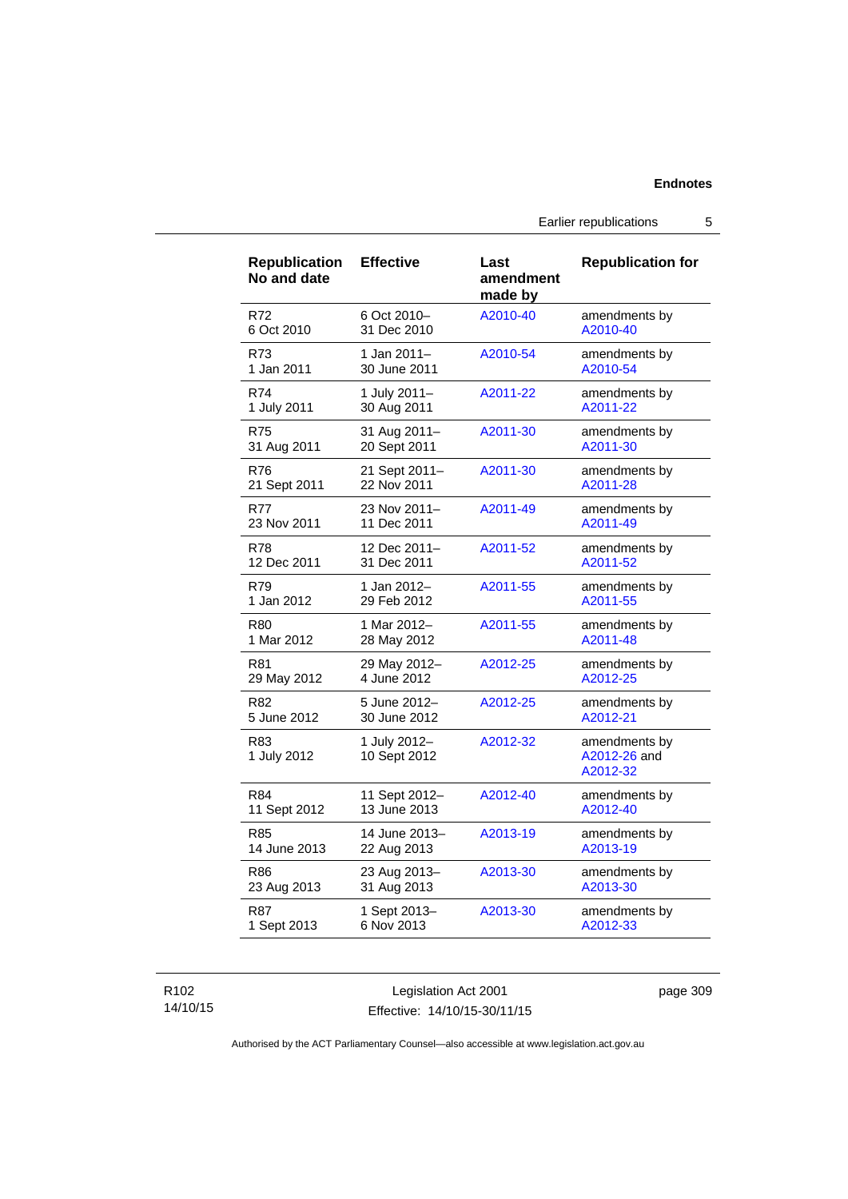| Republication No and date | Effective | Last amendment made by | Republication for |
| --- | --- | --- | --- |
| R72<br>6 Oct 2010 | 6 Oct 2010–<br>31 Dec 2010 | A2010-40 | amendments by A2010-40 |
| R73<br>1 Jan 2011 | 1 Jan 2011–<br>30 June 2011 | A2010-54 | amendments by A2010-54 |
| R74<br>1 July 2011 | 1 July 2011–<br>30 Aug 2011 | A2011-22 | amendments by A2011-22 |
| R75<br>31 Aug 2011 | 31 Aug 2011–<br>20 Sept 2011 | A2011-30 | amendments by A2011-30 |
| R76<br>21 Sept 2011 | 21 Sept 2011–<br>22 Nov 2011 | A2011-30 | amendments by A2011-28 |
| R77<br>23 Nov 2011 | 23 Nov 2011–<br>11 Dec 2011 | A2011-49 | amendments by A2011-49 |
| R78<br>12 Dec 2011 | 12 Dec 2011–<br>31 Dec 2011 | A2011-52 | amendments by A2011-52 |
| R79<br>1 Jan 2012 | 1 Jan 2012–<br>29 Feb 2012 | A2011-55 | amendments by A2011-55 |
| R80<br>1 Mar 2012 | 1 Mar 2012–<br>28 May 2012 | A2011-55 | amendments by A2011-48 |
| R81<br>29 May 2012 | 29 May 2012–<br>4 June 2012 | A2012-25 | amendments by A2012-25 |
| R82<br>5 June 2012 | 5 June 2012–<br>30 June 2012 | A2012-25 | amendments by A2012-21 |
| R83<br>1 July 2012 | 1 July 2012–<br>10 Sept 2012 | A2012-32 | amendments by A2012-26 and A2012-32 |
| R84<br>11 Sept 2012 | 11 Sept 2012–<br>13 June 2013 | A2012-40 | amendments by A2012-40 |
| R85<br>14 June 2013 | 14 June 2013–<br>22 Aug 2013 | A2013-19 | amendments by A2013-19 |
| R86<br>23 Aug 2013 | 23 Aug 2013–<br>31 Aug 2013 | A2013-30 | amendments by A2013-30 |
| R87<br>1 Sept 2013 | 1 Sept 2013–<br>6 Nov 2013 | A2013-30 | amendments by A2012-33 |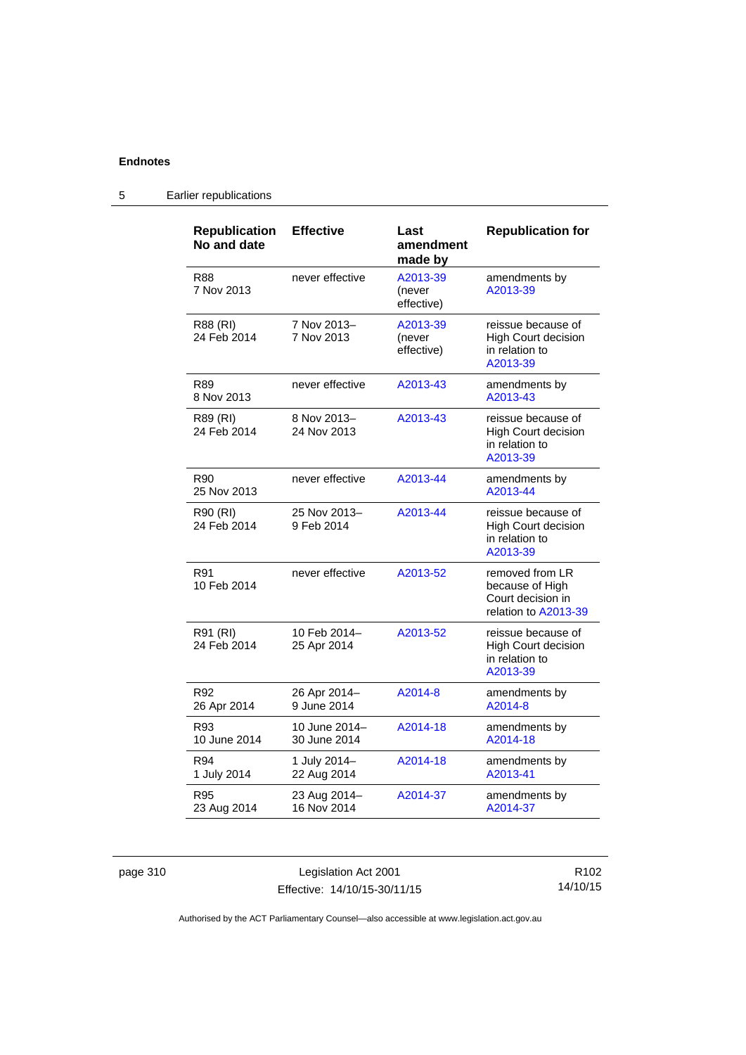## 5 Earlier republications

| Republication No and date | Effective | Last amendment made by | Republication for |
|---|---|---|---|
| R88<br>7 Nov 2013 | never effective | A2013-39<br>(never effective) | amendments by A2013-39 |
| R88 (RI)<br>24 Feb 2014 | 7 Nov 2013–<br>7 Nov 2013 | A2013-39<br>(never effective) | reissue because of High Court decision in relation to A2013-39 |
| R89<br>8 Nov 2013 | never effective | A2013-43 | amendments by A2013-43 |
| R89 (RI)<br>24 Feb 2014 | 8 Nov 2013–<br>24 Nov 2013 | A2013-43 | reissue because of High Court decision in relation to A2013-39 |
| R90<br>25 Nov 2013 | never effective | A2013-44 | amendments by A2013-44 |
| R90 (RI)<br>24 Feb 2014 | 25 Nov 2013–<br>9 Feb 2014 | A2013-44 | reissue because of High Court decision in relation to A2013-39 |
| R91<br>10 Feb 2014 | never effective | A2013-52 | removed from LR because of High Court decision in relation to A2013-39 |
| R91 (RI)<br>24 Feb 2014 | 10 Feb 2014–<br>25 Apr 2014 | A2013-52 | reissue because of High Court decision in relation to A2013-39 |
| R92<br>26 Apr 2014 | 26 Apr 2014–<br>9 June 2014 | A2014-8 | amendments by A2014-8 |
| R93<br>10 June 2014 | 10 June 2014–<br>30 June 2014 | A2014-18 | amendments by A2014-18 |
| R94<br>1 July 2014 | 1 July 2014–<br>22 Aug 2014 | A2014-18 | amendments by A2013-41 |
| R95<br>23 Aug 2014 | 23 Aug 2014–<br>16 Nov 2014 | A2014-37 | amendments by A2014-37 |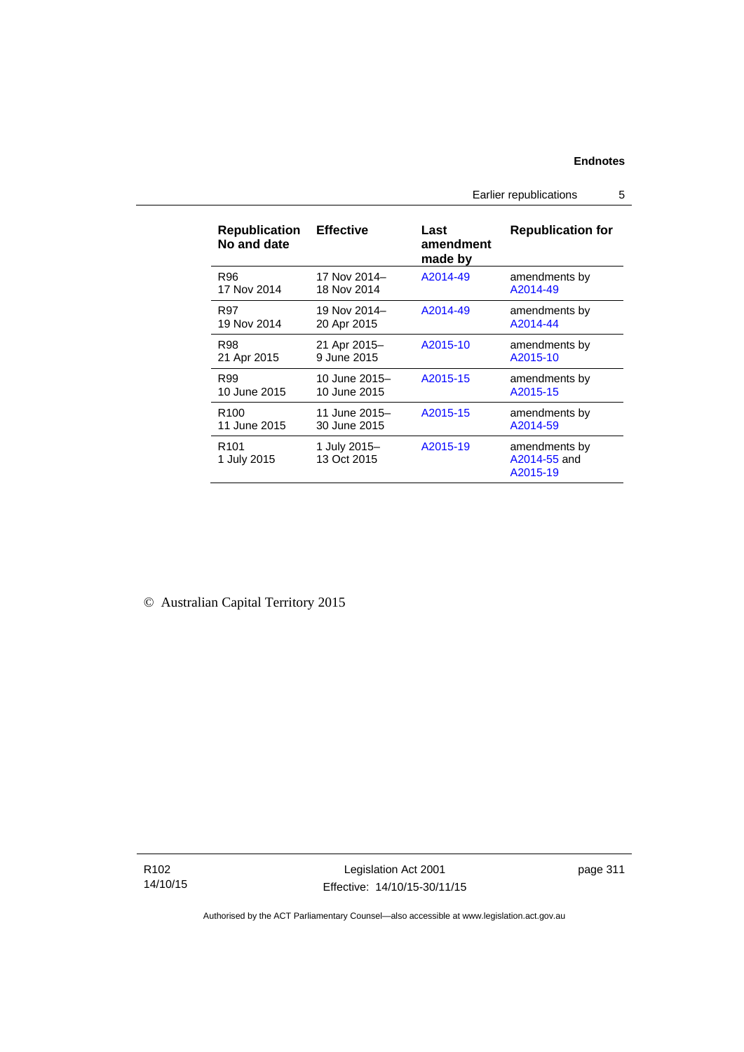| Republication No and date | Effective | Last amendment made by | Republication for |
|---|---|---|---|
| R96<br>17 Nov 2014 | 17 Nov 2014–<br>18 Nov 2014 | A2014-49 | amendments by A2014-49 |
| R97<br>19 Nov 2014 | 19 Nov 2014–<br>20 Apr 2015 | A2014-49 | amendments by A2014-44 |
| R98<br>21 Apr 2015 | 21 Apr 2015–<br>9 June 2015 | A2015-10 | amendments by A2015-10 |
| R99<br>10 June 2015 | 10 June 2015–<br>10 June 2015 | A2015-15 | amendments by A2015-15 |
| R100<br>11 June 2015 | 11 June 2015–<br>30 June 2015 | A2015-15 | amendments by A2014-59 |
| R101<br>1 July 2015 | 1 July 2015–<br>13 Oct 2015 | A2015-19 | amendments by A2014-55 and A2015-19 |

© Australian Capital Territory 2015